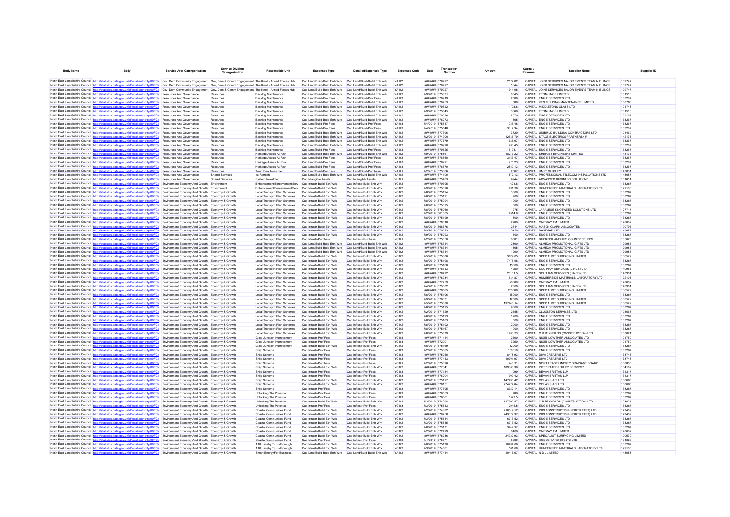| Body Name | Body | Service Area Catergorisation | Service Division Catergorisation | Responsible Unit | Expenses Type | Detailed Expenses Type | Expenses Code | Date | Transaction Number | Amount | Capital / Revenue | Supplier Name | Supplier ID |
|---|---|---|---|---|---|---|---|---|---|---|---|---|---|
| North East Lincolnshire Council | http://statistics.data.gov.uk/id/local-authority/00FC) | Gov Dem Community Engagement | Gov, Dem & Comm Engagement | The Knoll - Armed Forces Hub | Cap Land/Build-Build Enh Wrk | Cap Land/Build-Build Enh Wrk | YA102 | ######## | 579927 | 2127.02 | CAPITAL | JOINT SERVICES MAJOR EVENTS TEAM N E LINCS | 109747 |
| North East Lincolnshire Council | http://statistics.data.gov.uk/id/local-authority/00FC) | Gov Dem Community Engagement | Gov, Dem & Comm Engagement | The Knoll - Armed Forces Hub | Cap Land/Build-Build Enh Wrk | Cap Land/Build-Build Enh Wrk | YA102 | ######## | 579927 | 1344 | CAPITAL | JOINT SERVICES MAJOR EVENTS TEAM N E LINCS | 109747 |
| North East Lincolnshire Council | http://statistics.data.gov.uk/id/local-authority/00FC) | Gov Dem Community Engagement | Gov, Dem & Comm Engagement | The Knoll - Armed Forces Hub | Cap Land/Build-Build Enh Wrk | Cap Land/Build-Build Enh Wrk | YA102 | ######## | 579927 | 1944.08 | CAPITAL | JOINT SERVICES MAJOR EVENTS TEAM N E LINCS | 109747 |
| North East Lincolnshire Council | http://statistics.data.gov.uk/id/local-authority/00FC) | Resources And Governance | Resources | Backlog Maintenance | Cap Land/Build-Build Enh Wrk | Cap Land/Build-Build Enh Wrk | YA102 | 7/9/2019 | 575831 | 8545 | CAPITAL | ETON-LINCS LIMITED | 101510 |
| North East Lincolnshire Council | http://statistics.data.gov.uk/id/local-authority/00FC) | Resources And Governance | Resources | Backlog Maintenance | Cap Land/Build-Prof Fees | Cap Land/Build-Prof Fees | YA103 | ######## | 579919 | 2500 | CAPITAL | ENGIE SERVICES LTD | 133267 |
| North East Lincolnshire Council | http://statistics.data.gov.uk/id/local-authority/00FC) | Resources And Governance | Resources | Backlog Maintenance | Cap Land/Build-Build Enh Wrk | Cap Land/Build-Build Enh Wrk | YA102 | ######## | 579253 | 580 | CAPITAL | KES BUILDING MAINTENANCE LIMITED | 100786 |
| North East Lincolnshire Council | http://statistics.data.gov.uk/id/local-authority/00FC) | Resources And Governance | Resources | Backlog Maintenance | Cap Land/Build-Build Enh Wrk | Cap Land/Build-Build Enh Wrk | YA102 | ######## | 579522 | 1708.8 | CAPITAL | MIDDLETONS GLASS LTD | 101748 |
| North East Lincolnshire Council | http://statistics.data.gov.uk/id/local-authority/00FC) | Resources And Governance | Resources | Backlog Maintenance | Cap Land/Build-Build Enh Wrk | Cap Land/Build-Build Enh Wrk | YA102 | 7/9/2019 | 575845 | 3660 | CAPITAL | ETON-LINCS LIMITED | 101510 |
| North East Lincolnshire Council | http://statistics.data.gov.uk/id/local-authority/00FC) | Resources And Governance | Resources | Backlog Maintenance | Cap Land/Build-Build Enh Wrk | Cap Land/Build-Build Enh Wrk | YA102 | ######## | 579394 | 2070 | CAPITAL | ENGIE SERVICES LTD | 133267 |
| North East Lincolnshire Council | http://statistics.data.gov.uk/id/local-authority/00FC) | Resources And Governance | Resources | Backlog Maintenance | Cap Land/Build-Build Enh Wrk | Cap Land/Build-Build Enh Wrk | YA102 | ######## | 578273 | 365 | CAPITAL | ENGIE SERVICES LTD | 133267 |
| North East Lincolnshire Council | http://statistics.data.gov.uk/id/local-authority/00FC) | Resources And Governance | Resources | Backlog Maintenance | Cap Land/Build-Prof Fees | Cap Land/Build-Prof Fees | YA103 | 7/4/2019 | 575547 | 1955.48 | CAPITAL | ENGIE SERVICES LTD | 133267 |
| North East Lincolnshire Council | http://statistics.data.gov.uk/id/local-authority/00FC) | Resources And Governance | Resources | Backlog Maintenance | Cap Land/Build-Prof Fees | Cap Land/Build-Prof Fees | YA103 | 7/4/2019 | 575548 | 3817.34 | CAPITAL | ENGIE SERVICES LTD | 133267 |
| North East Lincolnshire Council | http://statistics.data.gov.uk/id/local-authority/00FC) | Resources And Governance | Resources | Backlog Maintenance | Cap Land/Build-Build Enh Wrk | Cap Land/Build-Build Enh Wrk | YA102 | ######## | 577396 | 3720 | CAPITAL | UNIBUILD BUILDING CONTRACTORS LTD | 101469 |
| North East Lincolnshire Council | http://statistics.data.gov.uk/id/local-authority/00FC) | Resources And Governance | Resources | Backlog Maintenance | Cap Land/Build-Build Enh Wrk | Cap Land/Build-Build Enh Wrk | YA102 | 7/2/2019 | 574900 | 12685.79 | CAPITAL | STAGE ELECTRICS PARTNERSHIP | 142173 |
| North East Lincolnshire Council | http://statistics.data.gov.uk/id/local-authority/00FC) | Resources And Governance | Resources | Backlog Maintenance | Cap Land/Build-Build Enh Wrk | Cap Land/Build-Build Enh Wrk | YA102 | ######## | 577779 | 1685.07 | CAPITAL | ENGIE SERVICES LTD | 133267 |
| North East Lincolnshire Council | http://statistics.data.gov.uk/id/local-authority/00FC) | Resources And Governance | Resources | Backlog Maintenance | Cap Land/Build-Build Enh Wrk | Cap Land/Build-Build Enh Wrk | YA102 | ######## | 579920 | 490.45 | CAPITAL | ENGIE SERVICES LTD | 133267 |
| North East Lincolnshire Council | http://statistics.data.gov.uk/id/local-authority/00FC) | Resources And Governance | Resources | Backlog Maintenance | Cap Land/Build-Prof Fees | Cap Land/Build-Prof Fees | YA103 | ######## | 579525 | 15493.1 | CAPITAL | ENGIE SERVICES LTD | 133267 |
| North East Lincolnshire Council | http://statistics.data.gov.uk/id/local-authority/00FC) | Resources And Governance | Resources | Heritage Assets At Risk | Cap Land/Build-Build Enh Wrk | Cap Land/Build-Build Enh Wrk | YA102 | 7/9/2019 | 575861 | 18273.22 | CAPITAL | SHEPLEY ENGINEERS LIMITED | 143173 |
| North East Lincolnshire Council | http://statistics.data.gov.uk/id/local-authority/00FC) | Resources And Governance | Resources | Heritage Assets At Risk | Cap Land/Build-Prof Fees | Cap Land/Build-Prof Fees | YA103 | ######## | 576560 | 3153.47 | CAPITAL | ENGIE SERVICES LTD | 133267 |
| North East Lincolnshire Council | http://statistics.data.gov.uk/id/local-authority/00FC) | Resources And Governance | Resources | Heritage Assets At Risk | Cap Land/Build-Prof Fees | Cap Land/Build-Prof Fees | YA103 | ######## | 579921 | 975.23 | CAPITAL | ENGIE SERVICES LTD | 133267 |
| North East Lincolnshire Council | http://statistics.data.gov.uk/id/local-authority/00FC) | Resources And Governance | Resources | Heritage Assets At Risk | Cap Land/Build-Prof Fees | Cap Land/Build-Prof Fees | YA103 | ######## | 576570 | 2850.13 | CAPITAL | ENGIE SERVICES LTD | 133267 |
| North East Lincolnshire Council | http://statistics.data.gov.uk/id/local-authority/00FC) | Resources And Governance | Resources | Town Deal Investment | Cap Land/Build-Purchase | Cap Land/Build-Purchase | YA101 | 7/2/2019 | 575066 | 2567 | CAPITAL | HMRC SHIPLEY | 143831 |
| North East Lincolnshire Council | http://statistics.data.gov.uk/id/local-authority/00FC) | Resources And Governance | Shared Services | Ict Refresh | Cap Land/Build-Build Enh Wrk | Cap Land/Build-Build Enh Wrk | YA102 | ######## | 574100 | 1572.13 | CAPITAL | PROFESSIONAL TELECOM INSTALLATIONS LTD | 143057 |
| North East Lincolnshire Council | http://statistics.data.gov.uk/id/local-authority/00FC) | Resources And Governance | Shared Services | System Investment | Cap Intangible Assets | Cap Intangible Assets | YH101 | ######## | 575463 | 9944 | CAPITAL | ADVANCED BUSINESS SOLUTIONS | 101614 |
| North East Lincolnshire Council | http://statistics.data.gov.uk/id/local-authority/00FC) | Environment Economy And Growth | Environment | Enhancement Bereavement Serv | Cap Infrastr-Build Enh Wrk | Cap Infrastr-Build Enh Wrk | YC102 | ######## | 576395 | 621.8 | CAPITAL | ENGIE SERVICES LTD | 133267 |
| North East Lincolnshire Council | http://statistics.data.gov.uk/id/local-authority/00FC) | Environment Economy And Growth | Environment | Enhancement Bereavement Serv | Cap Infrastr-Build Enh Wrk | Cap Infrastr-Build Enh Wrk | YC102 | 7/9/2019 | 575698 | 291.36 | CAPITAL | HUMBERSIDE MATERIALS LABORATORY LTD | 122103 |
| North East Lincolnshire Council | http://statistics.data.gov.uk/id/local-authority/00FC) | Environment Economy And Growth | Economy & Growth | Local Transport Plan Schemes | Cap Infrastr-Build Enh Wrk | Cap Infrastr-Build Enh Wrk | YC102 | 7/8/2019 | 575194 | 3000 | CAPITAL | ENGIE SERVICES LTD | 133267 |
| North East Lincolnshire Council | http://statistics.data.gov.uk/id/local-authority/00FC) | Environment Economy And Growth | Economy & Growth | Local Transport Plan Schemes | Cap Infrastr-Build Enh Wrk | Cap Infrastr-Build Enh Wrk | YC102 | 7/8/2019 | 575191 | 900 | CAPITAL | ENGIE SERVICES LTD | 133267 |
| North East Lincolnshire Council | http://statistics.data.gov.uk/id/local-authority/00FC) | Environment Economy And Growth | Economy & Growth | Local Transport Plan Schemes | Cap Infrastr-Build Enh Wrk | Cap Infrastr-Build Enh Wrk | YC102 | 7/8/2019 | 575094 | 1000 | CAPITAL | ENGIE SERVICES LTD | 133267 |
| North East Lincolnshire Council | http://statistics.data.gov.uk/id/local-authority/00FC) | Environment Economy And Growth | Economy & Growth | Local Transport Plan Schemes | Cap Infrastr-Build Enh Wrk | Cap Infrastr-Build Enh Wrk | YC102 | 7/8/2019 | 575095 | 600 | CAPITAL | ENGIE SERVICES LTD | 133267 |
| North East Lincolnshire Council | http://statistics.data.gov.uk/id/local-authority/00FC) | Environment Economy And Growth | Economy & Growth | Local Transport Plan Schemes | Cap Infrastr-Build Enh Wrk | Cap Infrastr-Build Enh Wrk | YC102 | 7/8/2019 | 575960 | 275 | CAPITAL | JAPANESE KNOTWEED SOLUTIONS LTD | 127717 |
| North East Lincolnshire Council | http://statistics.data.gov.uk/id/local-authority/00FC) | Environment Economy And Growth | Economy & Growth | Local Transport Plan Schemes | Cap Infrastr-Build Enh Wrk | Cap Infrastr-Build Enh Wrk | YC102 | 7/2/2019 | 561305 | 2514.6 | CAPITAL | ENGIE SERVICES LTD | 133267 |
| North East Lincolnshire Council | http://statistics.data.gov.uk/id/local-authority/00FC) | Environment Economy And Growth | Economy & Growth | Local Transport Plan Schemes | Cap Infrastr-Build Enh Wrk | Cap Infrastr-Build Enh Wrk | YC102 | 7/8/2019 | 575199 | 800 | CAPITAL | ENGIE SERVICES LTD | 133267 |
| North East Lincolnshire Council | http://statistics.data.gov.uk/id/local-authority/00FC) | Environment Economy And Growth | Economy & Growth | Local Transport Plan Schemes | Cap Infrastr-Build Enh Wrk | Cap Infrastr-Build Enh Wrk | YC102 | ######## | 578318 | 2200 | CAPITAL | ONEWAY TM LIMITED | 128602 |
| North East Lincolnshire Council | http://statistics.data.gov.uk/id/local-authority/00FC) | Environment Economy And Growth | Economy & Growth | Local Transport Plan Schemes | Cap Infrastr-Build Enh Wrk | Cap Infrastr-Build Enh Wrk | YC102 | 7/8/2019 | 566776 | 2644 | CAPITAL | MASON CLARK ASSOCIATES | 100793 |
| North East Lincolnshire Council | http://statistics.data.gov.uk/id/local-authority/00FC) | Environment Economy And Growth | Economy & Growth | Local Transport Plan Schemes | Cap Infrastr-Build Enh Wrk | Cap Infrastr-Build Enh Wrk | YC102 | 7/9/2019 | 576023 | 3450 | CAPITAL | BASEMAP LTD | 143677 |
| North East Lincolnshire Council | http://statistics.data.gov.uk/id/local-authority/00FC) | Environment Economy And Growth | Economy & Growth | Local Transport Plan Schemes | Cap Infrastr-Build Enh Wrk | Cap Infrastr-Build Enh Wrk | YC102 | 7/9/2019 | 575093 | 500 | CAPITAL | ENGIE SERVICES LTD | 133267 |
| North East Lincolnshire Council | http://statistics.data.gov.uk/id/local-authority/00FC) | Environment Economy And Growth | Economy & Growth | Local Transport Plan Schemes | Cap Infrastr-Purchase | Cap Infrastr-Purchase | YC101 | 7/2/2019 | 575050 | 6301 | CAPITAL | BUCKINGHAMSHIRE COUNTY COUNCIL | 105623 |
| North East Lincolnshire Council | http://statistics.data.gov.uk/id/local-authority/00FC) | Environment Economy And Growth | Economy & Growth | Local Transport Plan Schemes | Cap Land/Build-Build Enh Wrk | Cap Land/Build-Build Enh Wrk | YA102 | ######## | 578344 | 2800 | CAPITAL | ALMEGA PROMOTIONAL GIFTS LTD | 129985 |
| North East Lincolnshire Council | http://statistics.data.gov.uk/id/local-authority/00FC) | Environment Economy And Growth | Economy & Growth | Local Transport Plan Schemes | Cap Land/Build-Build Enh Wrk | Cap Land/Build-Build Enh Wrk | YA102 | ######## | 578344 | 1865 | CAPITAL | ALMEGA PROMOTIONAL GIFTS LTD | 129985 |
| North East Lincolnshire Council | http://statistics.data.gov.uk/id/local-authority/00FC) | Environment Economy And Growth | Economy & Growth | Local Transport Plan Schemes | Cap Land/Build-Build Enh Wrk | Cap Land/Build-Build Enh Wrk | YA102 | ######## | 578344 | 1200 | CAPITAL | ALMEGA PROMOTIONAL GIFTS LTD | 129985 |
| North East Lincolnshire Council | http://statistics.data.gov.uk/id/local-authority/00FC) | Environment Economy And Growth | Economy & Growth | Local Transport Plan Schemes | Cap Infrastr-Build Enh Wrk | Cap Infrastr-Build Enh Wrk | YC102 | 7/5/2019 | 575886 | 3829.05 | CAPITAL | SPECIALIST SURFACING LIMITED | 100579 |
| North East Lincolnshire Council | http://statistics.data.gov.uk/id/local-authority/00FC) | Environment Economy And Growth | Economy & Growth | Local Transport Plan Schemes | Cap Infrastr-Build Enh Wrk | Cap Infrastr-Build Enh Wrk | YC102 | 7/8/2019 | 575198 | 7475.98 | CAPITAL | ENGIE SERVICES LTD | 133267 |
| North East Lincolnshire Council | http://statistics.data.gov.uk/id/local-authority/00FC) | Environment Economy And Growth | Economy & Growth | Local Transport Plan Schemes | Cap Infrastr-Build Enh Wrk | Cap Infrastr-Build Enh Wrk | YC102 | 7/8/2019 | 575168 | 15000 | CAPITAL | ENGIE SERVICES LTD | 133267 |
| North East Lincolnshire Council | http://statistics.data.gov.uk/id/local-authority/00FC) | Environment Economy And Growth | Economy & Growth | Local Transport Plan Schemes | Cap Infrastr-Build Enh Wrk | Cap Infrastr-Build Enh Wrk | YC102 | ######## | 578343 | 4250 | CAPITAL | SOUTHAM SERVICES (LINCS) LTD | 140951 |
| North East Lincolnshire Council | http://statistics.data.gov.uk/id/local-authority/00FC) | Environment Economy And Growth | Economy & Growth | Local Transport Plan Schemes | Cap Infrastr-Build Enh Wrk | Cap Infrastr-Build Enh Wrk | YC102 | ######## | 578422 | 25161.5 | CAPITAL | SOUTHAM SERVICES (LINCS) LTD | 140951 |
| North East Lincolnshire Council | http://statistics.data.gov.uk/id/local-authority/00FC) | Environment Economy And Growth | Economy & Growth | Local Transport Plan Schemes | Cap Infrastr-Build Enh Wrk | Cap Infrastr-Build Enh Wrk | YC102 | ######## | 578934 | 784.87 | CAPITAL | HUMBERSIDE MATERIALS LABORATORY LTD | 122103 |
| North East Lincolnshire Council | http://statistics.data.gov.uk/id/local-authority/00FC) | Environment Economy And Growth | Economy & Growth | Local Transport Plan Schemes | Cap Infrastr-Build Enh Wrk | Cap Infrastr-Build Enh Wrk | YC102 | ######## | 577259 | 20600 | CAPITAL | ONEWAY TM LIMITED | 128602 |
| North East Lincolnshire Council | http://statistics.data.gov.uk/id/local-authority/00FC) | Environment Economy And Growth | Economy & Growth | Local Transport Plan Schemes | Cap Infrastr-Build Enh Wrk | Cap Infrastr-Build Enh Wrk | YC102 | 7/4/2019 | 575682 | 2800 | CAPITAL | SOUTHAM SERVICES (LINCS) LTD | 140951 |
| North East Lincolnshire Council | http://statistics.data.gov.uk/id/local-authority/00FC) | Environment Economy And Growth | Economy & Growth | Local Transport Plan Schemes | Cap Infrastr-Build Enh Wrk | Cap Infrastr-Build Enh Wrk | YC102 | ######## | 579565 | 250000 | CAPITAL | SPECIALIST SURFACING LIMITED | 100579 |
| North East Lincolnshire Council | http://statistics.data.gov.uk/id/local-authority/00FC) | Environment Economy And Growth | Economy & Growth | Local Transport Plan Schemes | Cap Infrastr-Build Enh Wrk | Cap Infrastr-Build Enh Wrk | YC102 | 7/8/2019 | 575196 | 15000 | CAPITAL | ENGIE SERVICES LTD | 133267 |
| North East Lincolnshire Council | http://statistics.data.gov.uk/id/local-authority/00FC) | Environment Economy And Growth | Economy & Growth | Local Transport Plan Schemes | Cap Infrastr-Build Enh Wrk | Cap Infrastr-Build Enh Wrk | YC102 | 7/9/2019 | 576031 | 12500 | CAPITAL | SPECIALIST SURFACING LIMITED | 100579 |
| North East Lincolnshire Council | http://statistics.data.gov.uk/id/local-authority/00FC) | Environment Economy And Growth | Economy & Growth | Local Transport Plan Schemes | Cap Infrastr-Build Enh Wrk | Cap Infrastr-Build Enh Wrk | YC102 | 7/5/2019 | 575880 | 197948.14 | CAPITAL | SPECIALIST SURFACING LIMITED | 100579 |
| North East Lincolnshire Council | http://statistics.data.gov.uk/id/local-authority/00FC) | Environment Economy And Growth | Economy & Growth | Local Transport Plan Schemes | Cap Infrastr-Build Enh Wrk | Cap Infrastr-Build Enh Wrk | YC102 | 7/8/2019 | 575195 | 9000 | CAPITAL | ENGIE SERVICES LTD | 133267 |
| North East Lincolnshire Council | http://statistics.data.gov.uk/id/local-authority/00FC) | Environment Economy And Growth | Economy & Growth | Local Transport Plan Schemes | Cap Infrastr-Build Enh Wrk | Cap Infrastr-Build Enh Wrk | YC102 | 7/2/2019 | 571629 | 2555 | CAPITAL | CLUGSTON SERVICES LTD | 105668 |
| North East Lincolnshire Council | http://statistics.data.gov.uk/id/local-authority/00FC) | Environment Economy And Growth | Economy & Growth | Local Transport Plan Schemes | Cap Infrastr-Build Enh Wrk | Cap Infrastr-Build Enh Wrk | YC102 | 7/8/2019 | 575193 | 1200 | CAPITAL | ENGIE SERVICES LTD | 133267 |
| North East Lincolnshire Council | http://statistics.data.gov.uk/id/local-authority/00FC) | Environment Economy And Growth | Economy & Growth | Local Transport Plan Schemes | Cap Infrastr-Build Enh Wrk | Cap Infrastr-Build Enh Wrk | YC102 | 7/8/2019 | 575163 | 500 | CAPITAL | ENGIE SERVICES LTD | 133267 |
| North East Lincolnshire Council | http://statistics.data.gov.uk/id/local-authority/00FC) | Environment Economy And Growth | Economy & Growth | Local Transport Plan Schemes | Cap Infrastr-Build Enh Wrk | Cap Infrastr-Build Enh Wrk | YC102 | 7/8/2019 | 575192 | 2000 | CAPITAL | ENGIE SERVICES LTD | 133267 |
| North East Lincolnshire Council | http://statistics.data.gov.uk/id/local-authority/00FC) | Environment Economy And Growth | Economy & Growth | Local Transport Plan Schemes | Cap Infrastr-Build Enh Wrk | Cap Infrastr-Build Enh Wrk | YC102 | 7/8/2019 | 575167 | 1000 | CAPITAL | ENGIE SERVICES LTD | 133267 |
| North East Lincolnshire Council | http://statistics.data.gov.uk/id/local-authority/00FC) | Environment Economy And Growth | Economy & Growth | Local Transport Plan Schemes | Cap Infrastr-Build Enh Wrk | Cap Infrastr-Build Enh Wrk | YC102 | 7/8/2019 | 575879 | 1783.23 | CAPITAL | C R REYNOLDS (CONSTRUCTION) LTD | 103021 |
| North East Lincolnshire Council | http://statistics.data.gov.uk/id/local-authority/00FC) | Environment Economy And Growth | Economy & Growth | Gliep Junction Improvement | Cap Infrastr-Prof Fees | Cap Infrastr-Prof Fees | YC103 | ######## | 571414 | 2600 | CAPITAL | NIGEL LOWTHER ASSOCIATES LTD | 101750 |
| North East Lincolnshire Council | http://statistics.data.gov.uk/id/local-authority/00FC) | Environment Economy And Growth | Economy & Growth | Gliep Junction Improvement | Cap Infrastr-Prof Fees | Cap Infrastr-Prof Fees | YC103 | ######## | 572001 | 3250 | CAPITAL | NIGEL LOWTHER ASSOCIATES LTD | 101750 |
| North East Lincolnshire Council | http://statistics.data.gov.uk/id/local-authority/00FC) | Environment Economy And Growth | Economy & Growth | Gliep Junction Improvement | Cap Infrastr-Build Enh Wrk | Cap Infrastr-Build Enh Wrk | YC102 | 7/8/2019 | 575169 | 12000 | CAPITAL | ENGIE SERVICES LTD | 133267 |
| North East Lincolnshire Council | http://statistics.data.gov.uk/id/local-authority/00FC) | Environment Economy And Growth | Economy & Growth | Ship Scheme | Cap Infrastr-Prof Fees | Cap Infrastr-Prof Fees | YC103 | 7/2/2019 | 575065 | 158510 | CAPITAL | ENGIE SERVICES LTD | 133267 |
| North East Lincolnshire Council | http://statistics.data.gov.uk/id/local-authority/00FC) | Environment Economy And Growth | Economy & Growth | Ship Scheme | Cap Infrastr-Prof Fees | Cap Infrastr-Prof Fees | YC103 | ######## | 575950 | 8478.93 | CAPITAL | DIVA CREATIVE LTD | 138748 |
| North East Lincolnshire Council | http://statistics.data.gov.uk/id/local-authority/00FC) | Environment Economy And Growth | Economy & Growth | Ship Scheme | Cap Infrastr-Prof Fees | Cap Infrastr-Prof Fees | YC103 | ######## | 577443 | 10701.97 | CAPITAL | DIVA CREATIVE LTD | 138748 |
| North East Lincolnshire Council | http://statistics.data.gov.uk/id/local-authority/00FC) | Environment Economy And Growth | Economy & Growth | Ship Scheme | Cap Infrastr-Purchase | Cap Infrastr-Purchase | YC101 | 7/2/2019 | 575096 | 448.31 | CAPITAL | NORTH EAST LINDSEY DRAINAGE BOARD | 108853 |
| North East Lincolnshire Council | http://statistics.data.gov.uk/id/local-authority/00FC) | Environment Economy And Growth | Economy & Growth | Ship Scheme | Cap Infrastr-Build Enh Wrk | Cap Infrastr-Build Enh Wrk | YC102 | ######## | 577341 | 189803.39 | CAPITAL | INTEGRATED UTILITY SERVICES | 104162 |
| North East Lincolnshire Council | http://statistics.data.gov.uk/id/local-authority/00FC) | Environment Economy And Growth | Economy & Growth | Ship Scheme | Cap Infrastr-Prof Fees | Cap Infrastr-Prof Fees | YC103 | ######## | 577154 | 999 | CAPITAL | BEVAN BRITTAN LLP | 131317 |
| North East Lincolnshire Council | http://statistics.data.gov.uk/id/local-authority/00FC) | Environment Economy And Growth | Economy & Growth | Ship Scheme | Cap Infrastr-Prof Fees | Cap Infrastr-Prof Fees | YC103 | ######## | 576204 | 909.42 | CAPITAL | BEVAN BRITTAN LLP | 131317 |
| North East Lincolnshire Council | http://statistics.data.gov.uk/id/local-authority/00FC) | Environment Economy And Growth | Economy & Growth | Ship Scheme | Cap Infrastr-Build Enh Wrk | Cap Infrastr-Build Enh Wrk | YC102 | 7/2/2019 | 575127 | 147280.42 | CAPITAL | COLAS SIAC LTD | 100605 |
| North East Lincolnshire Council | http://statistics.data.gov.uk/id/local-authority/00FC) | Environment Economy And Growth | Economy & Growth | Ship Scheme | Cap Infrastr-Build Enh Wrk | Cap Infrastr-Build Enh Wrk | YC102 | ######## | 578151 | 274777.64 | CAPITAL | COLAS SIAC LTD | 100605 |
| North East Lincolnshire Council | http://statistics.data.gov.uk/id/local-authority/00FC) | Environment Economy And Growth | Economy & Growth | Ship Scheme | Cap Infrastr-Prof Fees | Cap Infrastr-Prof Fees | YC103 | ######## | 577395 | 8352.14 | CAPITAL | ENGIE SERVICES LTD | 133267 |
| North East Lincolnshire Council | http://statistics.data.gov.uk/id/local-authority/00FC) | Environment Economy And Growth | Economy & Growth | Unlocking The Potential | Cap Infrastr-Prof Fees | Cap Infrastr-Prof Fees | YC103 | ######## | 576553 | 780 | CAPITAL | ENGIE SERVICES LTD | 133267 |
| North East Lincolnshire Council | http://statistics.data.gov.uk/id/local-authority/00FC) | Environment Economy And Growth | Economy & Growth | Unlocking The Potential | Cap Infrastr-Prof Fees | Cap Infrastr-Prof Fees | YC103 | ######## | 576561 | 1327.5 | CAPITAL | ENGIE SERVICES LTD | 133267 |
| North East Lincolnshire Council | http://statistics.data.gov.uk/id/local-authority/00FC) | Environment Economy And Growth | Economy & Growth | Unlocking The Potential | Cap Infrastr-Build Enh Wrk | Cap Infrastr-Build Enh Wrk | YC102 | 7/2/2019 | 574998 | 117990.57 | CAPITAL | C R REYNOLDS (CONSTRUCTION) LTD | 103021 |
| North East Lincolnshire Council | http://statistics.data.gov.uk/id/local-authority/00FC) | Environment Economy And Growth | Economy & Growth | Unlocking The Potential | Cap Infrastr-Prof Fees | Cap Infrastr-Prof Fees | YC103 | 7/3/2019 | 575543 | 2045.5 | CAPITAL | ENGIE SERVICES LTD | 133267 |
| North East Lincolnshire Council | http://statistics.data.gov.uk/id/local-authority/00FC) | Environment Economy And Growth | Economy & Growth | Coastal Communities Fund | Cap Infrastr-Build Enh Wrk | Cap Infrastr-Build Enh Wrk | YC102 | 7/2/2019 | 574882 | 216319.52 | CAPITAL | PBS CONSTRUCTION (NORTH EAST) LTD | 127459 |
| North East Lincolnshire Council | http://statistics.data.gov.uk/id/local-authority/00FC) | Environment Economy And Growth | Economy & Growth | Coastal Communities Fund | Cap Infrastr-Build Enh Wrk | Cap Infrastr-Build Enh Wrk | YC102 | ######## | 579258 | 243379.37 | CAPITAL | PBS CONSTRUCTION (NORTH EAST) LTD | 127459 |
| North East Lincolnshire Council | http://statistics.data.gov.uk/id/local-authority/00FC) | Environment Economy And Growth | Economy & Growth | Coastal Communities Fund | Cap Infrastr-Build Enh Wrk | Cap Infrastr-Build Enh Wrk | YC102 | 7/3/2019 | 575544 | 6743.52 | CAPITAL | ENGIE SERVICES LTD | 133267 |
| North East Lincolnshire Council | http://statistics.data.gov.uk/id/local-authority/00FC) | Environment Economy And Growth | Economy & Growth | Coastal Communities Fund | Cap Infrastr-Build Enh Wrk | Cap Infrastr-Build Enh Wrk | YC102 | 7/3/2019 | 575545 | 6743.52 | CAPITAL | ENGIE SERVICES LTD | 133267 |
| North East Lincolnshire Council | http://statistics.data.gov.uk/id/local-authority/00FC) | Environment Economy And Growth | Economy & Growth | Coastal Communities Fund | Cap Infrastr-Build Enh Wrk | Cap Infrastr-Build Enh Wrk | YC102 | 7/8/2019 | 575171 | 3749.97 | CAPITAL | ENGIE SERVICES LTD | 133267 |
| North East Lincolnshire Council | http://statistics.data.gov.uk/id/local-authority/00FC) | Environment Economy And Growth | Economy & Growth | Coastal Communities Fund | Cap Infrastr-Build Enh Wrk | Cap Infrastr-Build Enh Wrk | YC102 | 7/2/2019 | 572429 | 8400 | CAPITAL | ONEWAY TM LIMITED | 128602 |
| North East Lincolnshire Council | http://statistics.data.gov.uk/id/local-authority/00FC) | Environment Economy And Growth | Economy & Growth | Coastal Communities Fund | Cap Infrastr-Build Enh Wrk | Cap Infrastr-Build Enh Wrk | YC102 | ######## | 578236 | 24922.93 | CAPITAL | SPECIALIST SURFACING LIMITED | 100579 |
| North East Lincolnshire Council | http://statistics.data.gov.uk/id/local-authority/00FC) | Environment Economy And Growth | Economy & Growth | Coastal Communities Fund | Cap Infrastr-Prof Fees | Cap Infrastr-Prof Fees | YC103 | 7/4/2019 | 575571 | 5280 | CAPITAL | HODSON ARCHITECTS LTD | 101328 |
| North East Lincolnshire Council | http://statistics.data.gov.uk/id/local-authority/00FC) | Environment Economy And Growth | Economy & Growth | A18 Laceby To Ludborough | Cap Infrastr-Build Enh Wrk | Cap Infrastr-Build Enh Wrk | YC102 | 7/8/2019 | 575170 | 10284.06 | CAPITAL | ENGIE SERVICES LTD | 133267 |
| North East Lincolnshire Council | http://statistics.data.gov.uk/id/local-authority/00FC) | Environment Economy And Growth | Economy & Growth | A18 Laceby To Ludborough | Cap Infrastr-Build Enh Wrk | Cap Infrastr-Build Enh Wrk | YC102 | 7/3/2019 | 574561 | 591.68 | CAPITAL | HUMBERSIDE MATERIALS LABORATORY LTD | 122103 |
| North East Lincolnshire Council | http://statistics.data.gov.uk/id/local-authority/00FC) | Environment Economy And Growth | Economy & Growth | Smart Energy For Business | Cap Land/Build-Build Enh Wrk | Cap Land/Build-Build Enh Wrk | YA102 | ######## | 577444 | 10416.67 | CAPITAL | N D J LIMITED | 143058 |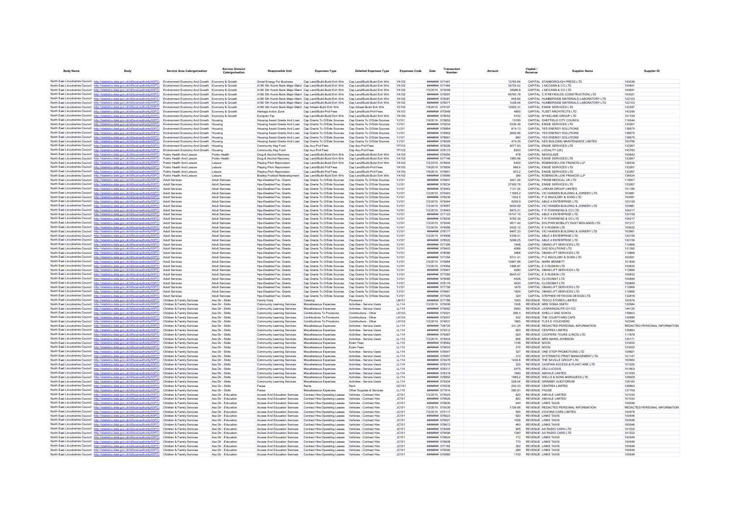| Body Name | Body | Service Area Catergorisation | Service Division Catergorisation | Responsible Unit | Expenses Type | Detailed Expenses Type | Expenses Code | Date | Transaction Number | Amount | Capital / Revenue | Supplier Name | Supplier ID |
|---|---|---|---|---|---|---|---|---|---|---|---|---|---|
| North East Lincolnshire Council | http://statistics.data.gov.uk/id/local-authority/00FC) | Environment Economy And Growth | Economy & Growth | Smart Energy For Business | Cap Land/Build-Build Enh Wrk | Cap Land/Build-Build Enh Wrk | YA102 | ####### | 577441 | 13765.84 | CAPITAL | STANBOROUGH PRESS LTD | 143036 |
| North East Lincolnshire Council | http://statistics.data.gov.uk/id/local-authority/00FC) | Environment Economy And Growth | Economy & Growth | A180 Sth Humb Bank Major Maint | Cap Land/Build-Build Enh Wrk | Cap Land/Build-Build Enh Wrk | YA102 | ####### | 577484 | 34725.02 | CAPITAL | J MCCANN & CO LTD | 100841 |
| North East Lincolnshire Council | http://statistics.data.gov.uk/id/local-authority/00FC) | Environment Economy And Growth | Economy & Growth | A180 Sth Humb Bank Major Maint | Cap Land/Build-Build Enh Wrk | Cap Land/Build-Build Enh Wrk | YA102 | 7/2/2019 | 575059 | 35986.8 | CAPITAL | J MCCANN & CO LTD | 100841 |
| North East Lincolnshire Council | http://statistics.data.gov.uk/id/local-authority/00FC) | Environment Economy And Growth | Economy & Growth | A180 Sth Humb Bank Major Maint | Cap Land/Build-Build Enh Wrk | Cap Land/Build-Build Enh Wrk | YA102 | ####### | 579297 | 95760.78 | CAPITAL | C R REYNOLDS (CONSTRUCTION) LTD | 103021 |
| North East Lincolnshire Council | http://statistics.data.gov.uk/id/local-authority/00FC) | Environment Economy And Growth | Economy & Growth | A180 Sth Humb Bank Major Maint | Cap Land/Build-Build Enh Wrk | Cap Land/Build-Build Enh Wrk | YA102 | ####### | 576581 | 645.64 | CAPITAL | HUMBERSIDE MATERIALS LABORATORY LTD | 122103 |
| North East Lincolnshire Council | http://statistics.data.gov.uk/id/local-authority/00FC) | Environment Economy And Growth | Economy & Growth | A180 Sth Humb Bank Major Maint | Cap Land/Build-Build Enh Wrk | Cap Land/Build-Build Enh Wrk | YA102 | ####### | 576571 | 1028.44 | CAPITAL | HUMBERSIDE MATERIALS LABORATORY LTD | 122103 |
| North East Lincolnshire Council | http://statistics.data.gov.uk/id/local-authority/00FC) | Environment Economy And Growth | Economy & Growth | A180 Sth Humb Bank Major Maint | Cap Infrastr-Build Enh Wrk | Cap Infrastr-Build Enh Wrk | YC102 | 7/8/2019 | 575197 | 10502.31 | CAPITAL | ENGIE SERVICES LTD | 133267 |
| North East Lincolnshire Council | http://statistics.data.gov.uk/id/local-authority/00FC) | Environment Economy And Growth | Economy & Growth | Heritage Action Zone | Cap Land/Build-Prof Fees | Cap Land/Build-Prof Fees | YA103 | ####### | 570548 | 4800 | CAPITAL | FLEET ARCHITECTS LTD | 143390 |
| North East Lincolnshire Council | http://statistics.data.gov.uk/id/local-authority/00FC) | Environment Economy And Growth | Economy & Growth | Europarc Fez | Cap Land/Build-Build Enh Wrk | Cap Land/Build-Build Enh Wrk | YA102 | ####### | 578053 | 5152 | CAPITAL | WYKELAND GROUP LTD | 101729 |
| North East Lincolnshire Council | http://statistics.data.gov.uk/id/local-authority/00FC) | Environment Economy And Growth | Housing | Housing Assist Grants And Loan | Cap Grants To O/Side Sources | Cap Grants To O/Side Sources | YJ101 | 7/9/2019 | 575852 | 15195 | CAPITAL | SHEFFIELD CITY COUNCIL | 119344 |
| North East Lincolnshire Council | http://statistics.data.gov.uk/id/local-authority/00FC) | Environment Economy And Growth | Housing | Housing Assist Grants And Loan | Cap Grants To O/Side Sources | Cap Grants To O/Side Sources | YJ101 | ####### | 579234 | 5338.38 | CAPITAL | ENGIE SERVICES LTD | 133267 |
| North East Lincolnshire Council | http://statistics.data.gov.uk/id/local-authority/00FC) | Environment Economy And Growth | Housing | Housing Assist Grants And Loan | Cap Grants To O/Side Sources | Cap Grants To O/Side Sources | YJ101 | ####### | 578964 | 874.13 | CAPITAL | YES ENERGY SOLUTIONS | 138575 |
| North East Lincolnshire Council | http://statistics.data.gov.uk/id/local-authority/00FC) | Environment Economy And Growth | Housing | Housing Assist Grants And Loan | Cap Grants To O/Side Sources | Cap Grants To O/Side Sources | YJ101 | ####### | 578962 | 2692.86 | CAPITAL | YES ENERGY SOLUTIONS | 138575 |
| North East Lincolnshire Council | http://statistics.data.gov.uk/id/local-authority/00FC) | Environment Economy And Growth | Housing | Housing Assist Grants And Loan | Cap Grants To O/Side Sources | Cap Grants To O/Side Sources | YJ101 | ####### | 578991 | 880 | CAPITAL | YES ENERGY SOLUTIONS | 138575 |
| North East Lincolnshire Council | http://statistics.data.gov.uk/id/local-authority/00FC) | Environment Economy And Growth | Housing | Housing Assist Grants And Loan | Cap Grants To O/Side Sources | Cap Grants To O/Side Sources | YJ101 | ####### | 578526 | 474.35 | CAPITAL | KES BUILDING MAINTENANCE LIMITED | 100786 |
| North East Lincolnshire Council | http://statistics.data.gov.uk/id/local-authority/00FC) | Environment Economy And Growth | Housing | Community Hsg Fund | Cap Auc-Prof Fees | Cap Auc-Prof Fees | YF103 | ####### | 579526 | 8077.93 | CAPITAL | ENGIE SERVICES LTD | 133267 |
| North East Lincolnshire Council | http://statistics.data.gov.uk/id/local-authority/00FC) | Environment Economy And Growth | Housing | Community Hsg Fund | Cap Auc-Prof Fees | Cap Auc-Prof Fees | YF103 | ####### | 578173 | 8200 | CAPITAL | LOCALITY (UK) | 143783 |
| North East Lincolnshire Council | http://statistics.data.gov.uk/id/local-authority/00FC) | Public Health And Leisure | Public Health | Drug & Alcohol Recovery | Cap Land/Build-Build Enh Wrk | Cap Land/Build-Build Enh Wrk | YA102 | ####### | 579254 | 478 | CAPITAL | NEWGLAZE | 100642 |
| North East Lincolnshire Council | http://statistics.data.gov.uk/id/local-authority/00FC) | Public Health And Leisure | Public Health | Drug & Alcohol Recovery | Cap Land/Build-Build Enh Wrk | Cap Land/Build-Build Enh Wrk | YA102 | ####### | 577146 | 1965.96 | CAPITAL | ENGIE SERVICES LTD | 133267 |
| North East Lincolnshire Council | http://statistics.data.gov.uk/id/local-authority/00FC) | Public Health And Leisure | Leisure | Playing Pitch Reprovision | Cap Land/Build-Build Enh Wrk | Cap Land/Build-Build Enh Wrk | YA102 | 7/2/2019 | 574604 | 6450 | CAPITAL | ROBINSON LOW FRANCIS LLP | 136534 |
| North East Lincolnshire Council | http://statistics.data.gov.uk/id/local-authority/00FC) | Public Health And Leisure | Leisure | Playing Pitch Reprovision | Cap Land/Build-Prof Fees | Cap Land/Build-Prof Fees | YA103 | 7/9/2019 | 575850 | 996.6 | CAPITAL | ENGIE SERVICES LTD | 133267 |
| North East Lincolnshire Council | http://statistics.data.gov.uk/id/local-authority/00FC) | Public Health And Leisure | Leisure | Playing Pitch Reprovision | Cap Land/Build-Prof Fees | Cap Land/Build-Prof Fees | YA103 | 7/9/2019 | 575851 | 933.2 | CAPITAL | ENGIE SERVICES LTD | 133267 |
| North East Lincolnshire Council | http://statistics.data.gov.uk/id/local-authority/00FC) | Public Health And Leisure | Leisure | Bradley Football Redevelopment | Cap Land/Build-Build Enh Wrk | Cap Land/Build-Build Enh Wrk | YA102 | ####### | 578985 | 399 | CAPITAL | ROBINSON LOW FRANCIS LLP | 136534 |
| North East Lincolnshire Council | http://statistics.data.gov.uk/id/local-authority/00FC) | Adult Services | Adult Services | Hps-Disabled Fac. Grants | Cap Grants To O/Side Sources | Cap Grants To O/Side Sources | YJ101 | ####### | 576901 | 2441.26 | CAPITAL | PRISM MEDICAL UK LTD | 119507 |
| North East Lincolnshire Council | http://statistics.data.gov.uk/id/local-authority/00FC) | Adult Services | Adult Services | Hps-Disabled Fac. Grants | Cap Grants To O/Side Sources | Cap Grants To O/Side Sources | YJ101 | ####### | 579234 | 37382.76 | CAPITAL | ENGIE SERVICES LTD | 133267 |
| North East Lincolnshire Council | http://statistics.data.gov.uk/id/local-authority/00FC) | Adult Services | Adult Services | Hps-Disabled Fac. Grants | Cap Grants To O/Side Sources | Cap Grants To O/Side Sources | YJ101 | ####### | 579443 | 7121.34 | CAPITAL | LINDUM GROUP LIMITED | 101185 |
| North East Lincolnshire Council | http://statistics.data.gov.uk/id/local-authority/00FC) | Adult Services | Adult Services | Hps-Disabled Fac. Grants | Cap Grants To O/Side Sources | Cap Grants To O/Side Sources | YJ101 | 7/2/2019 | 575043 | 11695.2 | CAPITAL | VIC HANSEN BUILDING & JOINERY LTD | 103981 |
| North East Lincolnshire Council | http://statistics.data.gov.uk/id/local-authority/00FC) | Adult Services | Adult Services | Hps-Disabled Fac. Grants | Cap Grants To O/Side Sources | Cap Grants To O/Side Sources | YJ101 | ####### | 576238 | 1202.5 | CAPITAL | P G INGOLDBY & SONS LTD | 100591 |
| North East Lincolnshire Council | http://statistics.data.gov.uk/id/local-authority/00FC) | Adult Services | Adult Services | Hps-Disabled Fac. Grants | Cap Grants To O/Side Sources | Cap Grants To O/Side Sources | YJ101 | 7/2/2019 | 575044 | 6299.9 | CAPITAL | ABLE 4 ENTERPRISE LTD | 120159 |
| North East Lincolnshire Council | http://statistics.data.gov.uk/id/local-authority/00FC) | Adult Services | Adult Services | Hps-Disabled Fac. Grants | Cap Grants To O/Side Sources | Cap Grants To O/Side Sources | YJ101 | 7/2/2019 | 574957 | 6635.59 | CAPITAL | VIC HANSEN BUILDING & JOINERY LTD | 103981 |
| North East Lincolnshire Council | http://statistics.data.gov.uk/id/local-authority/00FC) | Adult Services | Adult Services | Hps-Disabled Fac. Grants | Cap Grants To O/Side Sources | Cap Grants To O/Side Sources | YJ101 | 7/2/2019 | 574953 | 8475.21 | CAPITAL | F R TOWNSEND & CO LTD | 104217 |
| North East Lincolnshire Council | http://statistics.data.gov.uk/id/local-authority/00FC) | Adult Services | Adult Services | Hps-Disabled Fac. Grants | Cap Grants To O/Side Sources | Cap Grants To O/Side Sources | YJ101 | ####### | 577123 | 14747.15 | CAPITAL | ABLE 4 ENTERPRISE LTD | 120159 |
| North East Lincolnshire Council | http://statistics.data.gov.uk/id/local-authority/00FC) | Adult Services | Adult Services | Hps-Disabled Fac. Grants | Cap Grants To O/Side Sources | Cap Grants To O/Side Sources | YJ101 | ####### | 576200 | 6782.39 | CAPITAL | F R TOWNSEND & CO LTD | 104217 |
| North East Lincolnshire Council | http://statistics.data.gov.uk/id/local-authority/00FC) | Adult Services | Adult Services | Hps-Disabled Fac. Grants | Cap Grants To O/Side Sources | Cap Grants To O/Side Sources | YJ101 | 7/2/2019 | 575046 | 5611.42 | CAPITAL | DOLPHIN MOBILITY EAST MIDLANDS LTD | 101317 |
| North East Lincolnshire Council | http://statistics.data.gov.uk/id/local-authority/00FC) | Adult Services | Adult Services | Hps-Disabled Fac. Grants | Cap Grants To O/Side Sources | Cap Grants To O/Side Sources | YJ101 | 7/2/2019 | 574956 | 9332.12 | CAPITAL | E S RUDKIN LTD | 100632 |
| North East Lincolnshire Council | http://statistics.data.gov.uk/id/local-authority/00FC) | Adult Services | Adult Services | Hps-Disabled Fac. Grants | Cap Grants To O/Side Sources | Cap Grants To O/Side Sources | YJ101 | ####### | 578177 | 6487.33 | CAPITAL | VIC HANSEN BUILDING & JOINERY LTD | 103981 |
| North East Lincolnshire Council | http://statistics.data.gov.uk/id/local-authority/00FC) | Adult Services | Adult Services | Hps-Disabled Fac. Grants | Cap Grants To O/Side Sources | Cap Grants To O/Side Sources | YJ101 | 7/2/2019 | 574958 | 6106.51 | CAPITAL | ABLE 4 ENTERPRISE LTD | 120159 |
| North East Lincolnshire Council | http://statistics.data.gov.uk/id/local-authority/00FC) | Adult Services | Adult Services | Hps-Disabled Fac. Grants | Cap Grants To O/Side Sources | Cap Grants To O/Side Sources | YJ101 | ####### | 578522 | 5298.25 | CAPITAL | ABLE 4 ENTERPRISE LTD | 120159 |
| North East Lincolnshire Council | http://statistics.data.gov.uk/id/local-authority/00FC) | Adult Services | Adult Services | Hps-Disabled Fac. Grants | Cap Grants To O/Side Sources | Cap Grants To O/Side Sources | YJ101 | ####### | 577394 | 1648 | CAPITAL | OBAM LIFT SERVICES LTD | 112666 |
| North East Lincolnshire Council | http://statistics.data.gov.uk/id/local-authority/00FC) | Adult Services | Adult Services | Hps-Disabled Fac. Grants | Cap Grants To O/Side Sources | Cap Grants To O/Side Sources | YJ101 | ####### | 579403 | 4266 | CAPITAL | DH2 SOLUTIONS LTD | 131392 |
| North East Lincolnshire Council | http://statistics.data.gov.uk/id/local-authority/00FC) | Adult Services | Adult Services | Hps-Disabled Fac. Grants | Cap Grants To O/Side Sources | Cap Grants To O/Side Sources | YJ101 | ####### | 578080 | 3968 | CAPITAL | OBAM LIFT SERVICES LTD | 112666 |
| North East Lincolnshire Council | http://statistics.data.gov.uk/id/local-authority/00FC) | Adult Services | Adult Services | Hps-Disabled Fac. Grants | Cap Grants To O/Side Sources | Cap Grants To O/Side Sources | YJ101 | ####### | 577354 | 5701.41 | CAPITAL | P G INGOLDBY & SONS LTD | 100591 |
| North East Lincolnshire Council | http://statistics.data.gov.uk/id/local-authority/00FC) | Adult Services | Adult Services | Hps-Disabled Fac. Grants | Cap Grants To O/Side Sources | Cap Grants To O/Side Sources | YJ101 | 7/5/2019 | 575884 | 10967.88 | CAPITAL | MARK BENNETT | 101838 |
| North East Lincolnshire Council | http://statistics.data.gov.uk/id/local-authority/00FC) | Adult Services | Adult Services | Hps-Disabled Fac. Grants | Cap Grants To O/Side Sources | Cap Grants To O/Side Sources | YJ101 | 7/2/2019 | 574954 | 1996.87 | CAPITAL | E S RUDKIN LTD | 100632 |
| North East Lincolnshire Council | http://statistics.data.gov.uk/id/local-authority/00FC) | Adult Services | Adult Services | Hps-Disabled Fac. Grants | Cap Grants To O/Side Sources | Cap Grants To O/Side Sources | YJ101 | ####### | 576947 | 4280 | CAPITAL | OBAM LIFT SERVICES LTD | 112666 |
| North East Lincolnshire Council | http://statistics.data.gov.uk/id/local-authority/00FC) | Adult Services | Adult Services | Hps-Disabled Fac. Grants | Cap Grants To O/Side Sources | Cap Grants To O/Side Sources | YJ101 | ####### | 577262 | 8545.57 | CAPITAL | E S RUDKIN LTD | 100632 |
| North East Lincolnshire Council | http://statistics.data.gov.uk/id/local-authority/00FC) | Adult Services | Adult Services | Hps-Disabled Fac. Grants | Cap Grants To O/Side Sources | Cap Grants To O/Side Sources | YJ101 | ####### | 578085 | 4428 | CAPITAL | CLOSOMAT LTD | 100849 |
| North East Lincolnshire Council | http://statistics.data.gov.uk/id/local-authority/00FC) | Adult Services | Adult Services | Hps-Disabled Fac. Grants | Cap Grants To O/Side Sources | Cap Grants To O/Side Sources | YJ101 | ####### | 578179 | 4030 | CAPITAL | CLOSOMAT LTD | 100849 |
| North East Lincolnshire Council | http://statistics.data.gov.uk/id/local-authority/00FC) | Adult Services | Adult Services | Hps-Disabled Fac. Grants | Cap Grants To O/Side Sources | Cap Grants To O/Side Sources | YJ101 | ####### | 577759 | 1679 | CAPITAL | OBAM LIFT SERVICES LTD | 112666 |
| North East Lincolnshire Council | http://statistics.data.gov.uk/id/local-authority/00FC) | Adult Services | Adult Services | Hps-Disabled Fac. Grants | Cap Grants To O/Side Sources | Cap Grants To O/Side Sources | YJ101 | ####### | 579941 | 1629 | CAPITAL | OBAM LIFT SERVICES LTD | 112666 |
| North East Lincolnshire Council | http://statistics.data.gov.uk/id/local-authority/00FC) | Adult Services | Adult Services | Hps-Disabled Fac. Grants | Cap Grants To O/Side Sources | Cap Grants To O/Side Sources | YJ101 | ####### | 577920 | 320 | CAPITAL | STEPHEN HEYWOOD DESIGN LTD | 132818 |
| North East Lincolnshire Council | http://statistics.data.gov.uk/id/local-authority/00FC) | Children & Family Services | Ass Dir - Skills | Family Hubs | Catering | Provisions | LB101 | ####### | 577786 | 1000 | REVENUE | TESCO STORES LIMITED | 102576 |
| North East Lincolnshire Council | http://statistics.data.gov.uk/id/local-authority/00FC) | Children & Family Services | Ass Dir - Skills | Community Learning Services | Miscellaneous Expenses | Activities - Service Users | LL114 | 7/2/2019 | 575006 | 1938 | REVENUE | MRS SONIA SMITH | 132584 |
| North East Lincolnshire Council | http://statistics.data.gov.uk/id/local-authority/00FC) | Children & Family Services | Ass Dir - Skills | Community Learning Services | Miscellaneous Expenses | Activities - Service Users | LL114 | ####### | 579662 | 2600 | REVENUE | LEARNING4LIFE-GY-CIC | 144120 |
| North East Lincolnshire Council | http://statistics.data.gov.uk/id/local-authority/00FC) | Children & Family Services | Ass Dir - Skills | Community Learning Services | Contributions To Provisions | Contributions - Other | LK103 | ####### | 579321 | 269.5 | REVENUE | SHELLY AND SONYA | 139603 |
| North East Lincolnshire Council | http://statistics.data.gov.uk/id/local-authority/00FC) | Children & Family Services | Ass Dir - Skills | Community Learning Services | Contributions To Provisions | Contributions - Other | LK103 | ####### | 579257 | 532 | REVENUE | THE COURTYARD CAFE | 135980 |
| North East Lincolnshire Council | http://statistics.data.gov.uk/id/local-authority/00FC) | Children & Family Services | Ass Dir - Skills | Community Learning Services | Contributions To Provisions | Contributions - Other | LK103 | 7/2/2019 | 574831 | 1665 | REVENUE | FLEX E VOUCHERS | 103348 |
| North East Lincolnshire Council | http://statistics.data.gov.uk/id/local-authority/00FC) | Children & Family Services | Ass Dir - Skills | Community Learning Services | Miscellaneous Expenses | Activities - Service Users | LL114 | ####### | 708720 | 331.25 | REVENUE | REDACTED PERSONAL INFORMATION | REDACTED PERSONAL INFORMATION |
| North East Lincolnshire Council | http://statistics.data.gov.uk/id/local-authority/00FC) | Children & Family Services | Ass Dir - Skills | Community Learning Services | Miscellaneous Expenses | Activities - Service Users | LL114 | ####### | 579312 | 650 | REVENUE | CENTRE4 LIMITED | 126893 |
| North East Lincolnshire Council | http://statistics.data.gov.uk/id/local-authority/00FC) | Children & Family Services | Ass Dir - Skills | Community Learning Services | Miscellaneous Expenses | Activities - Service Users | LL114 | ####### | 579367 | 520 | REVENUE | COOPERS TOURS (LINCS) LTD | 111878 |
| North East Lincolnshire Council | http://statistics.data.gov.uk/id/local-authority/00FC) | Children & Family Services | Ass Dir - Skills | Community Learning Services | Miscellaneous Expenses | Activities - Service Users | LL114 | 7/2/2019 | 574833 | 858 | REVENUE | MRS MARIA JOHNSON | 140171 |
| North East Lincolnshire Council | http://statistics.data.gov.uk/id/local-authority/00FC) | Children & Family Services | Ass Dir - Skills | Community Learning Services | Miscellaneous Expenses | Exam Fees | LL115 | ####### | 578562 | 1165 | REVENUE | NOCN | 123052 |
| North East Lincolnshire Council | http://statistics.data.gov.uk/id/local-authority/00FC) | Children & Family Services | Ass Dir - Skills | Community Learning Services | Miscellaneous Expenses | Exam Fees | LL115 | ####### | 579002 | 270 | REVENUE | NOCN | 123052 |
| North East Lincolnshire Council | http://statistics.data.gov.uk/id/local-authority/00FC) | Children & Family Services | Ass Dir - Skills | Community Learning Services | Miscellaneous Expenses | Activities - Service Users | LL114 | ####### | 576547 | 327 | REVENUE | ONE STOP PROMOTIONS LTD | 109821 |
| North East Lincolnshire Council | http://statistics.data.gov.uk/id/local-authority/00FC) | Children & Family Services | Ass Dir - Skills | Community Learning Services | Miscellaneous Expenses | Activities - Service Users | LL114 | ####### | 579957 | 310 | REVENUE | SYSTEMATIC PRINT MANAGEMENT LTD | 101147 |
| North East Lincolnshire Council | http://statistics.data.gov.uk/id/local-authority/00FC) | Children & Family Services | Ass Dir - Skills | Community Learning Services | Miscellaneous Expenses | Activities - Service Users | LL114 | ####### | 579476 | 1436.8 | REVENUE | THE SAVILLE GROUP LTD | 100960 |
| North East Lincolnshire Council | http://statistics.data.gov.uk/id/local-authority/00FC) | Children & Family Services | Ass Dir - Skills | Community Learning Services | Miscellaneous Expenses | Activities - Service Users | LL114 | ####### | 579310 | 325 | REVENUE | CASPIAN ACCESS & PLANT HIRE LTD | 101225 |
| North East Lincolnshire Council | http://statistics.data.gov.uk/id/local-authority/00FC) | Children & Family Services | Ass Dir - Skills | Community Learning Services | Miscellaneous Expenses | Activities - Service Users | LL114 | ####### | 578317 | 2475 | REVENUE | DELI-LICIOUS | 101903 |
| North East Lincolnshire Council | http://statistics.data.gov.uk/id/local-authority/00FC) | Children & Family Services | Ass Dir - Skills | Community Learning Services | Miscellaneous Expenses | Activities - Service Users | LL114 | ####### | 578319 | 1940 | REVENUE | AMVALE LIMITED | 101030 |
| North East Lincolnshire Council | http://statistics.data.gov.uk/id/local-authority/00FC) | Children & Family Services | Ass Dir - Skills | Community Learning Services | Miscellaneous Expenses | Activities - Service Users | LL114 | ####### | 578852 | 1869.2 | REVENUE | WELLS & SONS MARQUEES LTD | 129909 |
| North East Lincolnshire Council | http://statistics.data.gov.uk/id/local-authority/00FC) | Children & Family Services | Ass Dir - Skills | Community Learning Services | Miscellaneous Expenses | Activities - Service Users | LL114 | ####### | 579304 | 528.54 | REVENUE | GRIMSBY AUDITORIUM | 128160 |
| North East Lincolnshire Council | http://statistics.data.gov.uk/id/local-authority/00FC) | Children & Family Services | Ass Dir - Skills | Pause | Rents | Rent | GC101 | ####### | 576535 | 253.33 | REVENUE | CENTRE4 LIMITED | 126893 |
| North East Lincolnshire Council | http://statistics.data.gov.uk/id/local-authority/00FC) | Children & Family Services | Ass Dir - Skills | Pause | Miscellaneous Expenses | Other Supplies & Services | LL110 | ####### | 577814 | 280.81 | REVENUE | PAUSE | 137708 |
| North East Lincolnshire Council | http://statistics.data.gov.uk/id/local-authority/00FC) | Children & Family Services | Ass Dir - Education | Access And Education Services | Contract Hire-Operating Leases | Vehicles - Contract Hire | JC101 | 7/2/2019 | 575023 | 820 | REVENUE | AMVALE LIMITED | 101030 |
| North East Lincolnshire Council | http://statistics.data.gov.uk/id/local-authority/00FC) | Children & Family Services | Ass Dir - Education | Access And Education Services | Contract Hire-Operating Leases | Vehicles - Contract Hire | JC101 | ####### | 579926 | 820 | REVENUE | AMVALE LIMITED | 101030 |
| North East Lincolnshire Council | http://statistics.data.gov.uk/id/local-authority/00FC) | Children & Family Services | Ass Dir - Education | Access And Education Services | Contract Hire-Operating Leases | Vehicles - Contract Hire | JC101 | ####### | 579635 | 640 | REVENUE | LINKS TAXIS | 100546 |
| North East Lincolnshire Council | http://statistics.data.gov.uk/id/local-authority/00FC) | Children & Family Services | Ass Dir - Education | Access And Education Services | Contract Hire-Operating Leases | Vehicles - Contract Hire | JC101 | 7/2/2019 | 575039 | 1726.88 | REVENUE | REDACTED PERSONAL INFORMATION | REDACTED PERSONAL INFORMATION |
| North East Lincolnshire Council | http://statistics.data.gov.uk/id/local-authority/00FC) | Children & Family Services | Ass Dir - Education | Access And Education Services | Contract Hire-Operating Leases | Vehicles - Contract Hire | JC101 | 7/2/2019 | 575117 | 555 | REVENUE | COXONS CARS LIMITED | 100578 |
| North East Lincolnshire Council | http://statistics.data.gov.uk/id/local-authority/00FC) | Children & Family Services | Ass Dir - Education | Access And Education Services | Contract Hire-Operating Leases | Vehicles - Contract Hire | JC101 | ####### | 576623 | 820 | REVENUE | LINKS TAXIS | 100546 |
| North East Lincolnshire Council | http://statistics.data.gov.uk/id/local-authority/00FC) | Children & Family Services | Ass Dir - Education | Access And Education Services | Contract Hire-Operating Leases | Vehicles - Contract Hire | JC101 | ####### | 576621 | 1028 | REVENUE | LINKS TAXIS | 100546 |
| North East Lincolnshire Council | http://statistics.data.gov.uk/id/local-authority/00FC) | Children & Family Services | Ass Dir - Education | Access And Education Services | Contract Hire-Operating Leases | Vehicles - Contract Hire | JC101 | ####### | 576613 | 460 | REVENUE | LINKS TAXIS | 100546 |
| North East Lincolnshire Council | http://statistics.data.gov.uk/id/local-authority/00FC) | Children & Family Services | Ass Dir - Education | Access And Education Services | Contract Hire-Operating Leases | Vehicles - Contract Hire | JC101 | ####### | 578449 | 945 | REVENUE | AA RADIO CARS LTD | 101222 |
| North East Lincolnshire Council | http://statistics.data.gov.uk/id/local-authority/00FC) | Children & Family Services | Ass Dir - Education | Access And Education Services | Contract Hire-Operating Leases | Vehicles - Contract Hire | JC101 | ####### | 579090 | 1260 | REVENUE | AA RADIO CARS LTD | 101222 |
| North East Lincolnshire Council | http://statistics.data.gov.uk/id/local-authority/00FC) | Children & Family Services | Ass Dir - Education | Access And Education Services | Contract Hire-Operating Leases | Vehicles - Contract Hire | JC101 | ####### | 576624 | 772 | REVENUE | LINKS TAXIS | 100546 |
| North East Lincolnshire Council | http://statistics.data.gov.uk/id/local-authority/00FC) | Children & Family Services | Ass Dir - Education | Access And Education Services | Contract Hire-Operating Leases | Vehicles - Contract Hire | JC101 | ####### | 576608 | 770 | REVENUE | LINKS TAXIS | 100546 |
| North East Lincolnshire Council | http://statistics.data.gov.uk/id/local-authority/00FC) | Children & Family Services | Ass Dir - Education | Access And Education Services | Contract Hire-Operating Leases | Vehicles - Contract Hire | JC101 | ####### | 577162 | 362 | REVENUE | LINKS TAXIS | 100546 |
| North East Lincolnshire Council | http://statistics.data.gov.uk/id/local-authority/00FC) | Children & Family Services | Ass Dir - Education | Access And Education Services | Contract Hire-Operating Leases | Vehicles - Contract Hire | JC101 | ####### | 576095 | 289 | REVENUE | LINKS TAXIS | 100546 |
| North East Lincolnshire Council | http://statistics.data.gov.uk/id/local-authority/00FC) | Children & Family Services | Ass Dir - Education | Access And Education Services | Contract Hire-Operating Leases | Vehicles - Contract Hire | JC101 | ####### | 576960 | 1100 | REVENUE | LINKS TAXIS | 100546 |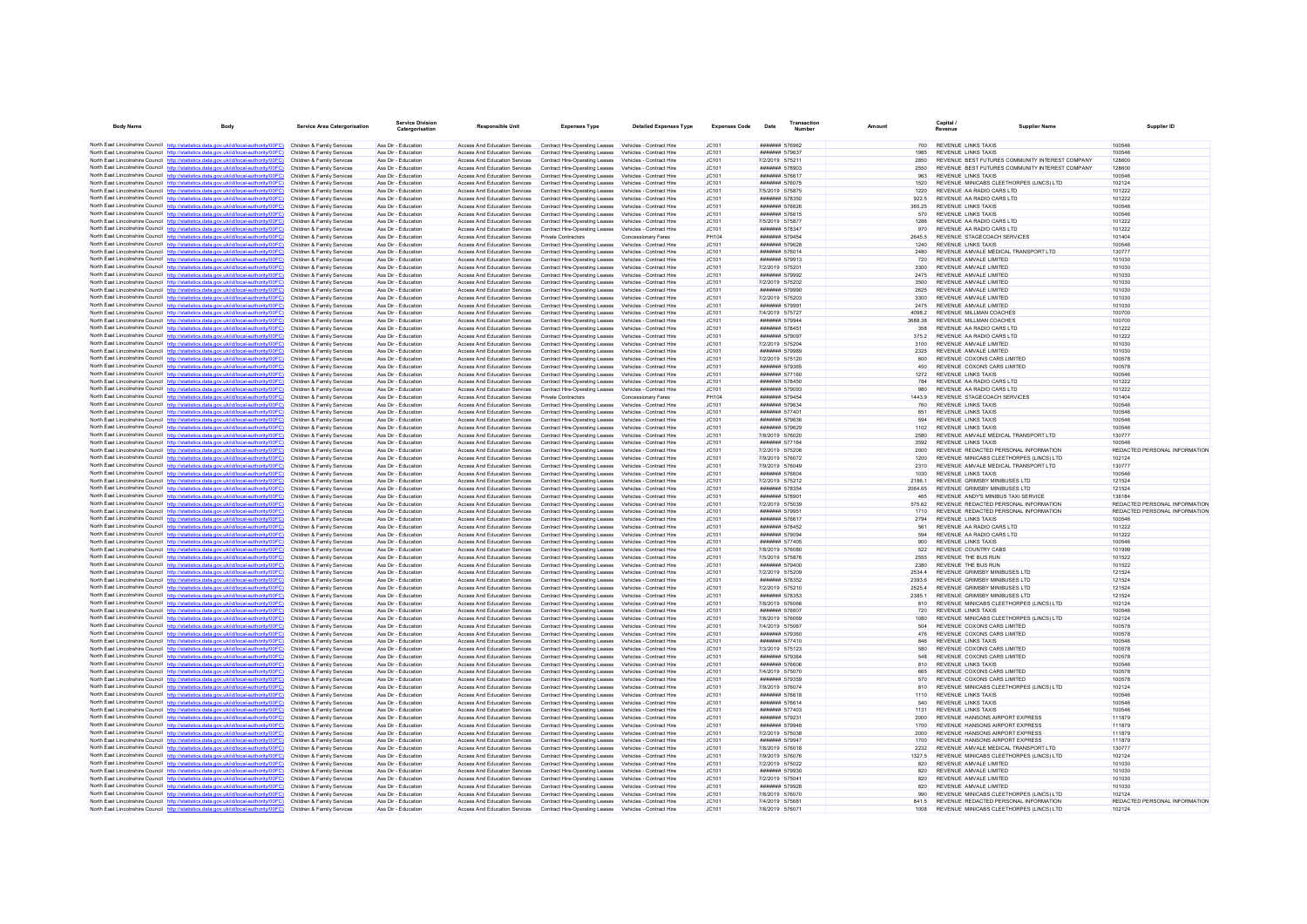| Body Name | Body | Service Area Catergorisation | Service Division Catergorisation | Responsible Unit | Expenses Type | Detailed Expenses Type | Expenses Code | Date | Transaction Number | Amount | Capital / Revenue | Supplier Name | Supplier ID |
|---|---|---|---|---|---|---|---|---|---|---|---|---|---|
| North East Lincolnshire Council | http://statistics.data.gov.uk/id/local-authority/00FC) | Children & Family Services | Ass Dir - Education | Access And Education Services | Contract Hire-Operating Leases | Vehicles - Contract Hire | JC101 | ######## | 576962 | 700 | REVENUE | LINKS TAXIS | 100546 |
| North East Lincolnshire Council | http://statistics.data.gov.uk/id/local-authority/00FC) | Children & Family Services | Ass Dir - Education | Access And Education Services | Contract Hire-Operating Leases | Vehicles - Contract Hire | JC101 | ######## | 579637 | 1985 | REVENUE | LINKS TAXIS | 100546 |
| North East Lincolnshire Council | http://statistics.data.gov.uk/id/local-authority/00FC) | Children & Family Services | Ass Dir - Education | Access And Education Services | Contract Hire-Operating Leases | Vehicles - Contract Hire | JC101 | 7/2/2019 | 575211 | 2850 | REVENUE | BEST FUTURES COMMUNITY INTEREST COMPANY | 128600 |
| North East Lincolnshire Council | http://statistics.data.gov.uk/id/local-authority/00FC) | Children & Family Services | Ass Dir - Education | Access And Education Services | Contract Hire-Operating Leases | Vehicles - Contract Hire | JC101 | ######## | 578903 | 2550 | REVENUE | BEST FUTURES COMMUNITY INTEREST COMPANY | 128600 |
| North East Lincolnshire Council | http://statistics.data.gov.uk/id/local-authority/00FC) | Children & Family Services | Ass Dir - Education | Access And Education Services | Contract Hire-Operating Leases | Vehicles - Contract Hire | JC101 | ######## | 576617 | 963 | REVENUE | LINKS TAXIS | 100546 |
| North East Lincolnshire Council | http://statistics.data.gov.uk/id/local-authority/00FC) | Children & Family Services | Ass Dir - Education | Access And Education Services | Contract Hire-Operating Leases | Vehicles - Contract Hire | JC101 | ######## | 576075 | 1520 | REVENUE | MINICABS CLEETHORPES (LINCS) LTD | 102124 |
| North East Lincolnshire Council | http://statistics.data.gov.uk/id/local-authority/00FC) | Children & Family Services | Ass Dir - Education | Access And Education Services | Contract Hire-Operating Leases | Vehicles - Contract Hire | JC101 | 7/5/2019 | 575875 | 1220 | REVENUE | AA RADIO CARS LTD | 101222 |
| North East Lincolnshire Council | http://statistics.data.gov.uk/id/local-authority/00FC) | Children & Family Services | Ass Dir - Education | Access And Education Services | Contract Hire-Operating Leases | Vehicles - Contract Hire | JC101 | ######## | 578350 | 922.5 | REVENUE | AA RADIO CARS LTD | 101222 |
| North East Lincolnshire Council | http://statistics.data.gov.uk/id/local-authority/00FC) | Children & Family Services | Ass Dir - Education | Access And Education Services | Contract Hire-Operating Leases | Vehicles - Contract Hire | JC101 | ######## | 576626 | 365.25 | REVENUE | LINKS TAXIS | 100546 |
| North East Lincolnshire Council | http://statistics.data.gov.uk/id/local-authority/00FC) | Children & Family Services | Ass Dir - Education | Access And Education Services | Contract Hire-Operating Leases | Vehicles - Contract Hire | JC101 | ######## | 576615 | 570 | REVENUE | LINKS TAXIS | 100546 |
| North East Lincolnshire Council | http://statistics.data.gov.uk/id/local-authority/00FC) | Children & Family Services | Ass Dir - Education | Access And Education Services | Contract Hire-Operating Leases | Vehicles - Contract Hire | JC101 | 7/5/2019 | 575877 | 1286 | REVENUE | AA RADIO CARS LTD | 101222 |
| North East Lincolnshire Council | http://statistics.data.gov.uk/id/local-authority/00FC) | Children & Family Services | Ass Dir - Education | Access And Education Services | Contract Hire-Operating Leases | Vehicles - Contract Hire | JC101 | ######## | 578347 | 970 | REVENUE | AA RADIO CARS LTD | 101222 |
| North East Lincolnshire Council | http://statistics.data.gov.uk/id/local-authority/00FC) | Children & Family Services | Ass Dir - Education | Access And Education Services | Private Contractors | Concessionary Fares | PH104 | ######## | 579454 | 2645.5 | REVENUE | STAGECOACH SERVICES | 101404 |
| North East Lincolnshire Council | http://statistics.data.gov.uk/id/local-authority/00FC) | Children & Family Services | Ass Dir - Education | Access And Education Services | Contract Hire-Operating Leases | Vehicles - Contract Hire | JC101 | ######## | 579628 | 1240 | REVENUE | LINKS TAXIS | 100546 |
| North East Lincolnshire Council | http://statistics.data.gov.uk/id/local-authority/00FC) | Children & Family Services | Ass Dir - Education | Access And Education Services | Contract Hire-Operating Leases | Vehicles - Contract Hire | JC101 | ######## | 576014 | 2480 | REVENUE | AMVALE MEDICAL TRANSPORT LTD | 130777 |
| North East Lincolnshire Council | http://statistics.data.gov.uk/id/local-authority/00FC) | Children & Family Services | Ass Dir - Education | Access And Education Services | Contract Hire-Operating Leases | Vehicles - Contract Hire | JC101 | ######## | 579913 | 720 | REVENUE | AMVALE LIMITED | 101030 |
| North East Lincolnshire Council | http://statistics.data.gov.uk/id/local-authority/00FC) | Children & Family Services | Ass Dir - Education | Access And Education Services | Contract Hire-Operating Leases | Vehicles - Contract Hire | JC101 | 7/2/2019 | 575201 | 3300 | REVENUE | AMVALE LIMITED | 101030 |
| North East Lincolnshire Council | http://statistics.data.gov.uk/id/local-authority/00FC) | Children & Family Services | Ass Dir - Education | Access And Education Services | Contract Hire-Operating Leases | Vehicles - Contract Hire | JC101 | ######## | 579992 | 2475 | REVENUE | AMVALE LIMITED | 101030 |
| North East Lincolnshire Council | http://statistics.data.gov.uk/id/local-authority/00FC) | Children & Family Services | Ass Dir - Education | Access And Education Services | Contract Hire-Operating Leases | Vehicles - Contract Hire | JC101 | 7/2/2019 | 575202 | 3500 | REVENUE | AMVALE LIMITED | 101030 |
| North East Lincolnshire Council | http://statistics.data.gov.uk/id/local-authority/00FC) | Children & Family Services | Ass Dir - Education | Access And Education Services | Contract Hire-Operating Leases | Vehicles - Contract Hire | JC101 | ######## | 579990 | 2625 | REVENUE | AMVALE LIMITED | 101030 |
| North East Lincolnshire Council | http://statistics.data.gov.uk/id/local-authority/00FC) | Children & Family Services | Ass Dir - Education | Access And Education Services | Contract Hire-Operating Leases | Vehicles - Contract Hire | JC101 | 7/2/2019 | 575203 | 3300 | REVENUE | AMVALE LIMITED | 101030 |
| North East Lincolnshire Council | http://statistics.data.gov.uk/id/local-authority/00FC) | Children & Family Services | Ass Dir - Education | Access And Education Services | Contract Hire-Operating Leases | Vehicles - Contract Hire | JC101 | ######## | 579991 | 2475 | REVENUE | AMVALE LIMITED | 101030 |
| North East Lincolnshire Council | http://statistics.data.gov.uk/id/local-authority/00FC) | Children & Family Services | Ass Dir - Education | Access And Education Services | Contract Hire-Operating Leases | Vehicles - Contract Hire | JC101 | 7/4/2019 | 575727 | 4098.2 | REVENUE | MILLMAN COACHES | 100700 |
| North East Lincolnshire Council | http://statistics.data.gov.uk/id/local-authority/00FC) | Children & Family Services | Ass Dir - Education | Access And Education Services | Contract Hire-Operating Leases | Vehicles - Contract Hire | JC101 | ######## | 579944 | 3688.38 | REVENUE | MILLMAN COACHES | 100700 |
| North East Lincolnshire Council | http://statistics.data.gov.uk/id/local-authority/00FC) | Children & Family Services | Ass Dir - Education | Access And Education Services | Contract Hire-Operating Leases | Vehicles - Contract Hire | JC101 | ######## | 578451 | 358 | REVENUE | AA RADIO CARS LTD | 101222 |
| North East Lincolnshire Council | http://statistics.data.gov.uk/id/local-authority/00FC) | Children & Family Services | Ass Dir - Education | Access And Education Services | Contract Hire-Operating Leases | Vehicles - Contract Hire | JC101 | ######## | 579097 | 375.2 | REVENUE | AA RADIO CARS LTD | 101222 |
| North East Lincolnshire Council | http://statistics.data.gov.uk/id/local-authority/00FC) | Children & Family Services | Ass Dir - Education | Access And Education Services | Contract Hire-Operating Leases | Vehicles - Contract Hire | JC101 | 7/2/2019 | 575204 | 3100 | REVENUE | AMVALE LIMITED | 101030 |
| North East Lincolnshire Council | http://statistics.data.gov.uk/id/local-authority/00FC) | Children & Family Services | Ass Dir - Education | Access And Education Services | Contract Hire-Operating Leases | Vehicles - Contract Hire | JC101 | ######## | 579989 | 2325 | REVENUE | AMVALE LIMITED | 101030 |
| North East Lincolnshire Council | http://statistics.data.gov.uk/id/local-authority/00FC) | Children & Family Services | Ass Dir - Education | Access And Education Services | Contract Hire-Operating Leases | Vehicles - Contract Hire | JC101 | 7/2/2019 | 575120 | 600 | REVENUE | COXONS CARS LIMITED | 100578 |
| North East Lincolnshire Council | http://statistics.data.gov.uk/id/local-authority/00FC) | Children & Family Services | Ass Dir - Education | Access And Education Services | Contract Hire-Operating Leases | Vehicles - Contract Hire | JC101 | ######## | 579365 | 450 | REVENUE | COXONS CARS LIMITED | 100578 |
| North East Lincolnshire Council | http://statistics.data.gov.uk/id/local-authority/00FC) | Children & Family Services | Ass Dir - Education | Access And Education Services | Contract Hire-Operating Leases | Vehicles - Contract Hire | JC101 | ######## | 577160 | 1272 | REVENUE | LINKS TAXIS | 100546 |
| North East Lincolnshire Council | http://statistics.data.gov.uk/id/local-authority/00FC) | Children & Family Services | Ass Dir - Education | Access And Education Services | Contract Hire-Operating Leases | Vehicles - Contract Hire | JC101 | ######## | 578450 | 784 | REVENUE | AA RADIO CARS LTD | 101222 |
| North East Lincolnshire Council | http://statistics.data.gov.uk/id/local-authority/00FC) | Children & Family Services | Ass Dir - Education | Access And Education Services | Contract Hire-Operating Leases | Vehicles - Contract Hire | JC101 | ######## | 579093 | 980 | REVENUE | AA RADIO CARS LTD | 101222 |
| North East Lincolnshire Council | http://statistics.data.gov.uk/id/local-authority/00FC) | Children & Family Services | Ass Dir - Education | Access And Education Services | Private Contractors | Concessionary Fares | PH104 | ######## | 579454 | 1443.9 | REVENUE | STAGECOACH SERVICES | 101404 |
| North East Lincolnshire Council | http://statistics.data.gov.uk/id/local-authority/00FC) | Children & Family Services | Ass Dir - Education | Access And Education Services | Contract Hire-Operating Leases | Vehicles - Contract Hire | JC101 | ######## | 579634 | 760 | REVENUE | LINKS TAXIS | 100546 |
| North East Lincolnshire Council | http://statistics.data.gov.uk/id/local-authority/00FC) | Children & Family Services | Ass Dir - Education | Access And Education Services | Contract Hire-Operating Leases | Vehicles - Contract Hire | JC101 | ######## | 577401 | 651 | REVENUE | LINKS TAXIS | 100546 |
| North East Lincolnshire Council | http://statistics.data.gov.uk/id/local-authority/00FC) | Children & Family Services | Ass Dir - Education | Access And Education Services | Contract Hire-Operating Leases | Vehicles - Contract Hire | JC101 | ######## | 579636 | 594 | REVENUE | LINKS TAXIS | 100546 |
| North East Lincolnshire Council | http://statistics.data.gov.uk/id/local-authority/00FC) | Children & Family Services | Ass Dir - Education | Access And Education Services | Contract Hire-Operating Leases | Vehicles - Contract Hire | JC101 | ######## | 579629 | 1102 | REVENUE | LINKS TAXIS | 100546 |
| North East Lincolnshire Council | http://statistics.data.gov.uk/id/local-authority/00FC) | Children & Family Services | Ass Dir - Education | Access And Education Services | Contract Hire-Operating Leases | Vehicles - Contract Hire | JC101 | 7/8/2019 | 576020 | 2580 | REVENUE | AMVALE MEDICAL TRANSPORT LTD | 130777 |
| North East Lincolnshire Council | http://statistics.data.gov.uk/id/local-authority/00FC) | Children & Family Services | Ass Dir - Education | Access And Education Services | Contract Hire-Operating Leases | Vehicles - Contract Hire | JC101 | ######## | 577164 | 3592 | REVENUE | LINKS TAXIS | 100546 |
| North East Lincolnshire Council | http://statistics.data.gov.uk/id/local-authority/00FC) | Children & Family Services | Ass Dir - Education | Access And Education Services | Contract Hire-Operating Leases | Vehicles - Contract Hire | JC101 | 7/2/2019 | 575206 | 2000 | REVENUE | REDACTED PERSONAL INFORMATION | REDACTED PERSONAL INFORMATION |
| North East Lincolnshire Council | http://statistics.data.gov.uk/id/local-authority/00FC) | Children & Family Services | Ass Dir - Education | Access And Education Services | Contract Hire-Operating Leases | Vehicles - Contract Hire | JC101 | 7/9/2019 | 576072 | 1200 | REVENUE | MINICABS CLEETHORPES (LINCS) LTD | 102124 |
| North East Lincolnshire Council | http://statistics.data.gov.uk/id/local-authority/00FC) | Children & Family Services | Ass Dir - Education | Access And Education Services | Contract Hire-Operating Leases | Vehicles - Contract Hire | JC101 | 7/9/2019 | 576049 | 2310 | REVENUE | AMVALE MEDICAL TRANSPORT LTD | 130777 |
| North East Lincolnshire Council | http://statistics.data.gov.uk/id/local-authority/00FC) | Children & Family Services | Ass Dir - Education | Access And Education Services | Contract Hire-Operating Leases | Vehicles - Contract Hire | JC101 | ######## | 576604 | 1030 | REVENUE | LINKS TAXIS | 100546 |
| North East Lincolnshire Council | http://statistics.data.gov.uk/id/local-authority/00FC) | Children & Family Services | Ass Dir - Education | Access And Education Services | Contract Hire-Operating Leases | Vehicles - Contract Hire | JC101 | 7/2/2019 | 575212 | 2186.1 | REVENUE | GRIMSBY MINIBUSES LTD | 121524 |
| North East Lincolnshire Council | http://statistics.data.gov.uk/id/local-authority/00FC) | Children & Family Services | Ass Dir - Education | Access And Education Services | Contract Hire-Operating Leases | Vehicles - Contract Hire | JC101 | ######## | 578354 | 2064.65 | REVENUE | GRIMSBY MINIBUSES LTD | 121524 |
| North East Lincolnshire Council | http://statistics.data.gov.uk/id/local-authority/00FC) | Children & Family Services | Ass Dir - Education | Access And Education Services | Contract Hire-Operating Leases | Vehicles - Contract Hire | JC101 | ######## | 576901 | 465 | REVENUE | ANDY'S MINIBUS TAXI SERVICE | 136184 |
| North East Lincolnshire Council | http://statistics.data.gov.uk/id/local-authority/00FC) | Children & Family Services | Ass Dir - Education | Access And Education Services | Contract Hire-Operating Leases | Vehicles - Contract Hire | JC101 | 7/2/2019 | 575039 | 575.62 | REVENUE | REDACTED PERSONAL INFORMATION | REDACTED PERSONAL INFORMATION |
| North East Lincolnshire Council | http://statistics.data.gov.uk/id/local-authority/00FC) | Children & Family Services | Ass Dir - Education | Access And Education Services | Contract Hire-Operating Leases | Vehicles - Contract Hire | JC101 | ######## | 579951 | 1710 | REVENUE | REDACTED PERSONAL INFORMATION | REDACTED PERSONAL INFORMATION |
| North East Lincolnshire Council | http://statistics.data.gov.uk/id/local-authority/00FC) | Children & Family Services | Ass Dir - Education | Access And Education Services | Contract Hire-Operating Leases | Vehicles - Contract Hire | JC101 | ######## | 576617 | 2794 | REVENUE | LINKS TAXIS | 100546 |
| North East Lincolnshire Council | http://statistics.data.gov.uk/id/local-authority/00FC) | Children & Family Services | Ass Dir - Education | Access And Education Services | Contract Hire-Operating Leases | Vehicles - Contract Hire | JC101 | ######## | 578452 | 561 | REVENUE | AA RADIO CARS LTD | 101222 |
| North East Lincolnshire Council | http://statistics.data.gov.uk/id/local-authority/00FC) | Children & Family Services | Ass Dir - Education | Access And Education Services | Contract Hire-Operating Leases | Vehicles - Contract Hire | JC101 | ######## | 579094 | 594 | REVENUE | AA RADIO CARS LTD | 101222 |
| North East Lincolnshire Council | http://statistics.data.gov.uk/id/local-authority/00FC) | Children & Family Services | Ass Dir - Education | Access And Education Services | Contract Hire-Operating Leases | Vehicles - Contract Hire | JC101 | ######## | 577405 | 900 | REVENUE | LINKS TAXIS | 100546 |
| North East Lincolnshire Council | http://statistics.data.gov.uk/id/local-authority/00FC) | Children & Family Services | Ass Dir - Education | Access And Education Services | Contract Hire-Operating Leases | Vehicles - Contract Hire | JC101 | 7/8/2019 | 576080 | 522 | REVENUE | COUNTRY CABS | 101999 |
| North East Lincolnshire Council | http://statistics.data.gov.uk/id/local-authority/00FC) | Children & Family Services | Ass Dir - Education | Access And Education Services | Contract Hire-Operating Leases | Vehicles - Contract Hire | JC101 | 7/5/2019 | 575876 | 2555 | REVENUE | THE BUS RUN | 101522 |
| North East Lincolnshire Council | http://statistics.data.gov.uk/id/local-authority/00FC) | Children & Family Services | Ass Dir - Education | Access And Education Services | Contract Hire-Operating Leases | Vehicles - Contract Hire | JC101 | ######## | 579400 | 2380 | REVENUE | THE BUS RUN | 101522 |
| North East Lincolnshire Council | http://statistics.data.gov.uk/id/local-authority/00FC) | Children & Family Services | Ass Dir - Education | Access And Education Services | Contract Hire-Operating Leases | Vehicles - Contract Hire | JC101 | 7/2/2019 | 575209 | 2534.4 | REVENUE | GRIMSBY MINIBUSES LTD | 121524 |
| North East Lincolnshire Council | http://statistics.data.gov.uk/id/local-authority/00FC) | Children & Family Services | Ass Dir - Education | Access And Education Services | Contract Hire-Operating Leases | Vehicles - Contract Hire | JC101 | ######## | 578352 | 2393.6 | REVENUE | GRIMSBY MINIBUSES LTD | 121524 |
| North East Lincolnshire Council | http://statistics.data.gov.uk/id/local-authority/00FC) | Children & Family Services | Ass Dir - Education | Access And Education Services | Contract Hire-Operating Leases | Vehicles - Contract Hire | JC101 | 7/2/2019 | 575210 | 2525.4 | REVENUE | GRIMSBY MINIBUSES LTD | 121524 |
| North East Lincolnshire Council | http://statistics.data.gov.uk/id/local-authority/00FC) | Children & Family Services | Ass Dir - Education | Access And Education Services | Contract Hire-Operating Leases | Vehicles - Contract Hire | JC101 | ######## | 578353 | 2385.1 | REVENUE | GRIMSBY MINIBUSES LTD | 121524 |
| North East Lincolnshire Council | http://statistics.data.gov.uk/id/local-authority/00FC) | Children & Family Services | Ass Dir - Education | Access And Education Services | Contract Hire-Operating Leases | Vehicles - Contract Hire | JC101 | 7/8/2019 | 576066 | 810 | REVENUE | MINICABS CLEETHORPES (LINCS) LTD | 102124 |
| North East Lincolnshire Council | http://statistics.data.gov.uk/id/local-authority/00FC) | Children & Family Services | Ass Dir - Education | Access And Education Services | Contract Hire-Operating Leases | Vehicles - Contract Hire | JC101 | ######## | 576607 | 720 | REVENUE | LINKS TAXIS | 100546 |
| North East Lincolnshire Council | http://statistics.data.gov.uk/id/local-authority/00FC) | Children & Family Services | Ass Dir - Education | Access And Education Services | Contract Hire-Operating Leases | Vehicles - Contract Hire | JC101 | 7/8/2019 | 576069 | 1080 | REVENUE | MINICABS CLEETHORPES (LINCS) LTD | 102124 |
| North East Lincolnshire Council | http://statistics.data.gov.uk/id/local-authority/00FC) | Children & Family Services | Ass Dir - Education | Access And Education Services | Contract Hire-Operating Leases | Vehicles - Contract Hire | JC101 | 7/4/2019 | 575087 | 504 | REVENUE | COXONS CARS LIMITED | 100578 |
| North East Lincolnshire Council | http://statistics.data.gov.uk/id/local-authority/00FC) | Children & Family Services | Ass Dir - Education | Access And Education Services | Contract Hire-Operating Leases | Vehicles - Contract Hire | JC101 | ######## | 579360 | 476 | REVENUE | COXONS CARS LIMITED | 100578 |
| North East Lincolnshire Council | http://statistics.data.gov.uk/id/local-authority/00FC) | Children & Family Services | Ass Dir - Education | Access And Education Services | Contract Hire-Operating Leases | Vehicles - Contract Hire | JC101 | ######## | 577410 | 646 | REVENUE | LINKS TAXIS | 100546 |
| North East Lincolnshire Council | http://statistics.data.gov.uk/id/local-authority/00FC) | Children & Family Services | Ass Dir - Education | Access And Education Services | Contract Hire-Operating Leases | Vehicles - Contract Hire | JC101 | 7/3/2019 | 575123 | 580 | REVENUE | COXONS CARS LIMITED | 100578 |
| North East Lincolnshire Council | http://statistics.data.gov.uk/id/local-authority/00FC) | Children & Family Services | Ass Dir - Education | Access And Education Services | Contract Hire-Operating Leases | Vehicles - Contract Hire | JC101 | ######## | 579364 | 548 | REVENUE | COXONS CARS LIMITED | 100578 |
| North East Lincolnshire Council | http://statistics.data.gov.uk/id/local-authority/00FC) | Children & Family Services | Ass Dir - Education | Access And Education Services | Contract Hire-Operating Leases | Vehicles - Contract Hire | JC101 | ######## | 576606 | 810 | REVENUE | LINKS TAXIS | 100546 |
| North East Lincolnshire Council | http://statistics.data.gov.uk/id/local-authority/00FC) | Children & Family Services | Ass Dir - Education | Access And Education Services | Contract Hire-Operating Leases | Vehicles - Contract Hire | JC101 | 7/4/2019 | 575070 | 665 | REVENUE | COXONS CARS LIMITED | 100578 |
| North East Lincolnshire Council | http://statistics.data.gov.uk/id/local-authority/00FC) | Children & Family Services | Ass Dir - Education | Access And Education Services | Contract Hire-Operating Leases | Vehicles - Contract Hire | JC101 | ######## | 579359 | 570 | REVENUE | COXONS CARS LIMITED | 100578 |
| North East Lincolnshire Council | http://statistics.data.gov.uk/id/local-authority/00FC) | Children & Family Services | Ass Dir - Education | Access And Education Services | Contract Hire-Operating Leases | Vehicles - Contract Hire | JC101 | 7/9/2019 | 576074 | 810 | REVENUE | MINICABS CLEETHORPES (LINCS) LTD | 102124 |
| North East Lincolnshire Council | http://statistics.data.gov.uk/id/local-authority/00FC) | Children & Family Services | Ass Dir - Education | Access And Education Services | Contract Hire-Operating Leases | Vehicles - Contract Hire | JC101 | ######## | 576618 | 1110 | REVENUE | LINKS TAXIS | 100546 |
| North East Lincolnshire Council | http://statistics.data.gov.uk/id/local-authority/00FC) | Children & Family Services | Ass Dir - Education | Access And Education Services | Contract Hire-Operating Leases | Vehicles - Contract Hire | JC101 | ######## | 576614 | 540 | REVENUE | LINKS TAXIS | 100546 |
| North East Lincolnshire Council | http://statistics.data.gov.uk/id/local-authority/00FC) | Children & Family Services | Ass Dir - Education | Access And Education Services | Contract Hire-Operating Leases | Vehicles - Contract Hire | JC101 | ######## | 577403 | 1131 | REVENUE | LINKS TAXIS | 100546 |
| North East Lincolnshire Council | http://statistics.data.gov.uk/id/local-authority/00FC) | Children & Family Services | Ass Dir - Education | Access And Education Services | Contract Hire-Operating Leases | Vehicles - Contract Hire | JC101 | ######## | 579231 | 2000 | REVENUE | HANSONS AIRPORT EXPRESS | 111879 |
| North East Lincolnshire Council | http://statistics.data.gov.uk/id/local-authority/00FC) | Children & Family Services | Ass Dir - Education | Access And Education Services | Contract Hire-Operating Leases | Vehicles - Contract Hire | JC101 | ######## | 579948 | 1700 | REVENUE | HANSONS AIRPORT EXPRESS | 111879 |
| North East Lincolnshire Council | http://statistics.data.gov.uk/id/local-authority/00FC) | Children & Family Services | Ass Dir - Education | Access And Education Services | Contract Hire-Operating Leases | Vehicles - Contract Hire | JC101 | 7/2/2019 | 575038 | 2000 | REVENUE | HANSONS AIRPORT EXPRESS | 111879 |
| North East Lincolnshire Council | http://statistics.data.gov.uk/id/local-authority/00FC) | Children & Family Services | Ass Dir - Education | Access And Education Services | Contract Hire-Operating Leases | Vehicles - Contract Hire | JC101 | ######## | 579947 | 1700 | REVENUE | HANSONS AIRPORT EXPRESS | 111879 |
| North East Lincolnshire Council | http://statistics.data.gov.uk/id/local-authority/00FC) | Children & Family Services | Ass Dir - Education | Access And Education Services | Contract Hire-Operating Leases | Vehicles - Contract Hire | JC101 | 7/8/2019 | 576018 | 2232 | REVENUE | AMVALE MEDICAL TRANSPORT LTD | 130777 |
| North East Lincolnshire Council | http://statistics.data.gov.uk/id/local-authority/00FC) | Children & Family Services | Ass Dir - Education | Access And Education Services | Contract Hire-Operating Leases | Vehicles - Contract Hire | JC101 | 7/9/2019 | 576076 | 1327.5 | REVENUE | MINICABS CLEETHORPES (LINCS) LTD | 102124 |
| North East Lincolnshire Council | http://statistics.data.gov.uk/id/local-authority/00FC) | Children & Family Services | Ass Dir - Education | Access And Education Services | Contract Hire-Operating Leases | Vehicles - Contract Hire | JC101 | 7/2/2019 | 575022 | 820 | REVENUE | AMVALE LIMITED | 101030 |
| North East Lincolnshire Council | http://statistics.data.gov.uk/id/local-authority/00FC) | Children & Family Services | Ass Dir - Education | Access And Education Services | Contract Hire-Operating Leases | Vehicles - Contract Hire | JC101 | ######## | 579930 | 820 | REVENUE | AMVALE LIMITED | 101030 |
| North East Lincolnshire Council | http://statistics.data.gov.uk/id/local-authority/00FC) | Children & Family Services | Ass Dir - Education | Access And Education Services | Contract Hire-Operating Leases | Vehicles - Contract Hire | JC101 | 7/2/2019 | 575041 | 820 | REVENUE | AMVALE LIMITED | 101030 |
| North East Lincolnshire Council | http://statistics.data.gov.uk/id/local-authority/00FC) | Children & Family Services | Ass Dir - Education | Access And Education Services | Contract Hire-Operating Leases | Vehicles - Contract Hire | JC101 | ######## | 579928 | 820 | REVENUE | AMVALE LIMITED | 101030 |
| North East Lincolnshire Council | http://statistics.data.gov.uk/id/local-authority/00FC) | Children & Family Services | Ass Dir - Education | Access And Education Services | Contract Hire-Operating Leases | Vehicles - Contract Hire | JC101 | 7/8/2019 | 576070 | 990 | REVENUE | MINICABS CLEETHORPES (LINCS) LTD | 102124 |
| North East Lincolnshire Council | http://statistics.data.gov.uk/id/local-authority/00FC) | Children & Family Services | Ass Dir - Education | Access And Education Services | Contract Hire-Operating Leases | Vehicles - Contract Hire | JC101 | 7/4/2019 | 575681 | 841.5 | REVENUE | REDACTED PERSONAL INFORMATION | REDACTED PERSONAL INFORMATION |
| North East Lincolnshire Council | http://statistics.data.gov.uk/id/local-authority/00FC) | Children & Family Services | Ass Dir - Education | Access And Education Services | Contract Hire-Operating Leases | Vehicles - Contract Hire | JC101 | 7/8/2019 | 576071 | 1008 | REVENUE | MINICABS CLEETHORPES (LINCS) LTD | 102124 |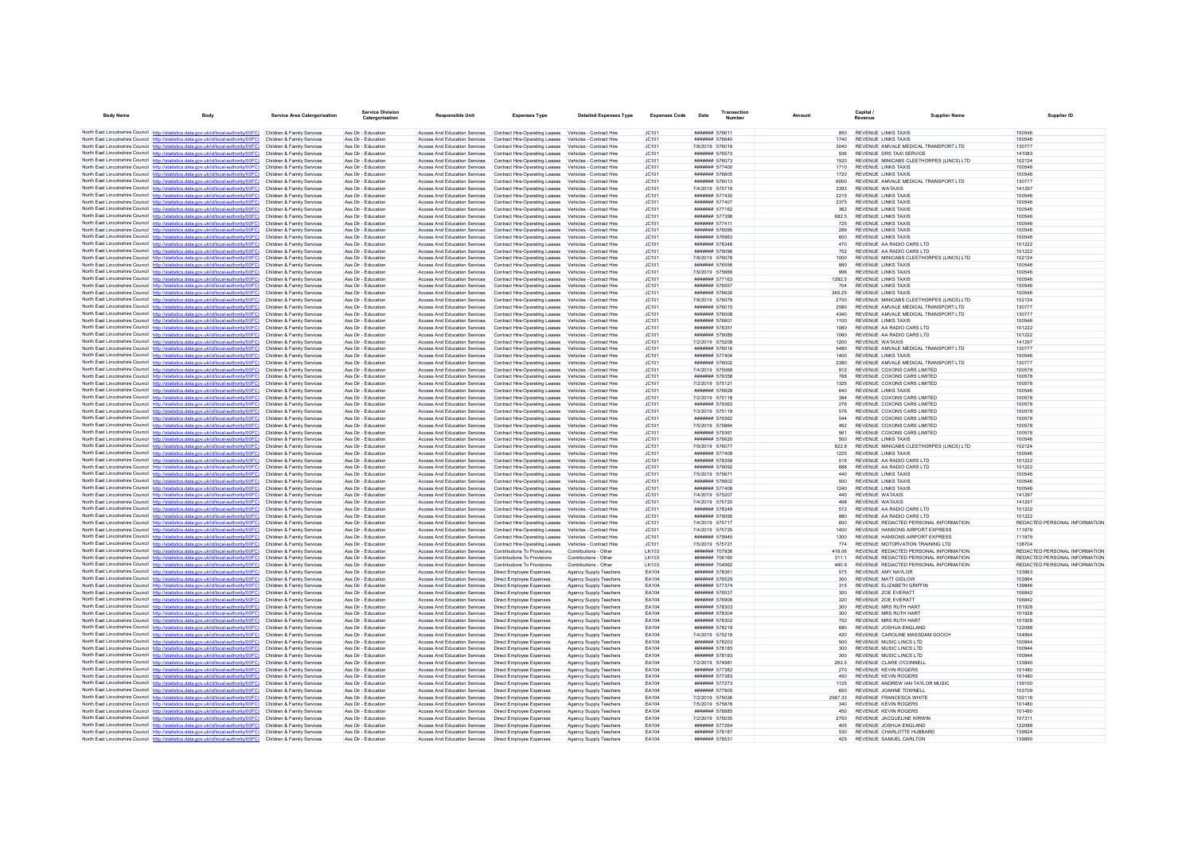| Body Name | Body | Service Area Catergorisation | Service Division Catergorisation | Responsible Unit | Expenses Type | Detailed Expenses Type | Expenses Code | Date | Transaction Number | Amount | Capital / Revenue | Supplier Name | Supplier ID |
|---|---|---|---|---|---|---|---|---|---|---|---|---|---|
| North East Lincolnshire Council | http://statistics.data.gov.uk/id/local-authority/00FC) | Children & Family Services | Ass Dir - Education | Access And Education Services | Contract Hire-Operating Leases | Vehicles - Contract Hire | JC101 | ####### | 576611 | 850 | REVENUE | LINKS TAXIS | 100546 |
| North East Lincolnshire Council | http://statistics.data.gov.uk/id/local-authority/00FC) | Children & Family Services | Ass Dir - Education | Access And Education Services | Contract Hire-Operating Leases | Vehicles - Contract Hire | JC101 | ####### | 576640 | 1740 | REVENUE | LINKS TAXIS | 100546 |
| North East Lincolnshire Council | http://statistics.data.gov.uk/id/local-authority/00FC) | Children & Family Services | Ass Dir - Education | Access And Education Services | Contract Hire-Operating Leases | Vehicles - Contract Hire | JC101 | 7/8/2019 | 576019 | 3040 | REVENUE | AMVALE MEDICAL TRANSPORT LTD | 130777 |
| North East Lincolnshire Council | http://statistics.data.gov.uk/id/local-authority/00FC) | Children & Family Services | Ass Dir - Education | Access And Education Services | Contract Hire-Operating Leases | Vehicles - Contract Hire | JC101 | ####### | 576573 | 936 | REVENUE | DRS TAXI SERVICE | 141083 |
| North East Lincolnshire Council | http://statistics.data.gov.uk/id/local-authority/00FC) | Children & Family Services | Ass Dir - Education | Access And Education Services | Contract Hire-Operating Leases | Vehicles - Contract Hire | JC101 | ####### | 576073 | 1520 | REVENUE | MINICABS CLEETHORPES (LINCS) LTD | 102124 |
| North East Lincolnshire Council | http://statistics.data.gov.uk/id/local-authority/00FC) | Children & Family Services | Ass Dir - Education | Access And Education Services | Contract Hire-Operating Leases | Vehicles - Contract Hire | JC101 | ####### | 577400 | 1710 | REVENUE | LINKS TAXIS | 100546 |
| North East Lincolnshire Council | http://statistics.data.gov.uk/id/local-authority/00FC) | Children & Family Services | Ass Dir - Education | Access And Education Services | Contract Hire-Operating Leases | Vehicles - Contract Hire | JC101 | ####### | 576605 | 1720 | REVENUE | LINKS TAXIS | 100546 |
| North East Lincolnshire Council | http://statistics.data.gov.uk/id/local-authority/00FC) | Children & Family Services | Ass Dir - Education | Access And Education Services | Contract Hire-Operating Leases | Vehicles - Contract Hire | JC101 | ####### | 576013 | 6000 | REVENUE | AMVALE MEDICAL TRANSPORT LTD | 130777 |
| North East Lincolnshire Council | http://statistics.data.gov.uk/id/local-authority/00FC) | Children & Family Services | Ass Dir - Education | Access And Education Services | Contract Hire-Operating Leases | Vehicles - Contract Hire | JC101 | 7/4/2019 | 575719 | 3393 | REVENUE | WATAXIS | 141297 |
| North East Lincolnshire Council | http://statistics.data.gov.uk/id/local-authority/00FC) | Children & Family Services | Ass Dir - Education | Access And Education Services | Contract Hire-Operating Leases | Vehicles - Contract Hire | JC101 | ####### | 577430 | 2215 | REVENUE | LINKS TAXIS | 100546 |
| North East Lincolnshire Council | http://statistics.data.gov.uk/id/local-authority/00FC) | Children & Family Services | Ass Dir - Education | Access And Education Services | Contract Hire-Operating Leases | Vehicles - Contract Hire | JC101 | ####### | 577407 | 2375 | REVENUE | LINKS TAXIS | 100546 |
| North East Lincolnshire Council | http://statistics.data.gov.uk/id/local-authority/00FC) | Children & Family Services | Ass Dir - Education | Access And Education Services | Contract Hire-Operating Leases | Vehicles - Contract Hire | JC101 | ####### | 577162 | 362 | REVENUE | LINKS TAXIS | 100546 |
| North East Lincolnshire Council | http://statistics.data.gov.uk/id/local-authority/00FC) | Children & Family Services | Ass Dir - Education | Access And Education Services | Contract Hire-Operating Leases | Vehicles - Contract Hire | JC101 | ####### | 577398 | 682.5 | REVENUE | LINKS TAXIS | 100546 |
| North East Lincolnshire Council | http://statistics.data.gov.uk/id/local-authority/00FC) | Children & Family Services | Ass Dir - Education | Access And Education Services | Contract Hire-Operating Leases | Vehicles - Contract Hire | JC101 | ####### | 577411 | 725 | REVENUE | LINKS TAXIS | 100546 |
| North East Lincolnshire Council | http://statistics.data.gov.uk/id/local-authority/00FC) | Children & Family Services | Ass Dir - Education | Access And Education Services | Contract Hire-Operating Leases | Vehicles - Contract Hire | JC101 | ####### | 576095 | 289 | REVENUE | LINKS TAXIS | 100546 |
| North East Lincolnshire Council | http://statistics.data.gov.uk/id/local-authority/00FC) | Children & Family Services | Ass Dir - Education | Access And Education Services | Contract Hire-Operating Leases | Vehicles - Contract Hire | JC101 | ####### | 576963 | 600 | REVENUE | LINKS TAXIS | 100546 |
| North East Lincolnshire Council | http://statistics.data.gov.uk/id/local-authority/00FC) | Children & Family Services | Ass Dir - Education | Access And Education Services | Contract Hire-Operating Leases | Vehicles - Contract Hire | JC101 | ####### | 578348 | 470 | REVENUE | AA RADIO CARS LTD | 101222 |
| North East Lincolnshire Council | http://statistics.data.gov.uk/id/local-authority/00FC) | Children & Family Services | Ass Dir - Education | Access And Education Services | Contract Hire-Operating Leases | Vehicles - Contract Hire | JC101 | ####### | 579096 | 752 | REVENUE | AA RADIO CARS LTD | 101222 |
| North East Lincolnshire Council | http://statistics.data.gov.uk/id/local-authority/00FC) | Children & Family Services | Ass Dir - Education | Access And Education Services | Contract Hire-Operating Leases | Vehicles - Contract Hire | JC101 | 7/8/2019 | 576078 | 1000 | REVENUE | MINICABS CLEETHORPES (LINCS) LTD | 102124 |
| North East Lincolnshire Council | http://statistics.data.gov.uk/id/local-authority/00FC) | Children & Family Services | Ass Dir - Education | Access And Education Services | Contract Hire-Operating Leases | Vehicles - Contract Hire | JC101 | ####### | 576556 | 880 | REVENUE | LINKS TAXIS | 100546 |
| North East Lincolnshire Council | http://statistics.data.gov.uk/id/local-authority/00FC) | Children & Family Services | Ass Dir - Education | Access And Education Services | Contract Hire-Operating Leases | Vehicles - Contract Hire | JC101 | 7/9/2019 | 575668 | 996 | REVENUE | LINKS TAXIS | 100546 |
| North East Lincolnshire Council | http://statistics.data.gov.uk/id/local-authority/00FC) | Children & Family Services | Ass Dir - Education | Access And Education Services | Contract Hire-Operating Leases | Vehicles - Contract Hire | JC101 | ####### | 577163 | 1282.5 | REVENUE | LINKS TAXIS | 100546 |
| North East Lincolnshire Council | http://statistics.data.gov.uk/id/local-authority/00FC) | Children & Family Services | Ass Dir - Education | Access And Education Services | Contract Hire-Operating Leases | Vehicles - Contract Hire | JC101 | ####### | 576557 | 704 | REVENUE | LINKS TAXIS | 100546 |
| North East Lincolnshire Council | http://statistics.data.gov.uk/id/local-authority/00FC) | Children & Family Services | Ass Dir - Education | Access And Education Services | Contract Hire-Operating Leases | Vehicles - Contract Hire | JC101 | ####### | 576626 | 365.25 | REVENUE | LINKS TAXIS | 100546 |
| North East Lincolnshire Council | http://statistics.data.gov.uk/id/local-authority/00FC) | Children & Family Services | Ass Dir - Education | Access And Education Services | Contract Hire-Operating Leases | Vehicles - Contract Hire | JC101 | 7/8/2019 | 576079 | 2700 | REVENUE | MINICABS CLEETHORPES (LINCS) LTD | 102124 |
| North East Lincolnshire Council | http://statistics.data.gov.uk/id/local-authority/00FC) | Children & Family Services | Ass Dir - Education | Access And Education Services | Contract Hire-Operating Leases | Vehicles - Contract Hire | JC101 | ####### | 576015 | 2580 | REVENUE | AMVALE MEDICAL TRANSPORT LTD | 130777 |
| North East Lincolnshire Council | http://statistics.data.gov.uk/id/local-authority/00FC) | Children & Family Services | Ass Dir - Education | Access And Education Services | Contract Hire-Operating Leases | Vehicles - Contract Hire | JC101 | ####### | 576008 | 4340 | REVENUE | AMVALE MEDICAL TRANSPORT LTD | 130777 |
| North East Lincolnshire Council | http://statistics.data.gov.uk/id/local-authority/00FC) | Children & Family Services | Ass Dir - Education | Access And Education Services | Contract Hire-Operating Leases | Vehicles - Contract Hire | JC101 | ####### | 576601 | 1100 | REVENUE | LINKS TAXIS | 100546 |
| North East Lincolnshire Council | http://statistics.data.gov.uk/id/local-authority/00FC) | Children & Family Services | Ass Dir - Education | Access And Education Services | Contract Hire-Operating Leases | Vehicles - Contract Hire | JC101 | ####### | 578351 | 1060 | REVENUE | AA RADIO CARS LTD | 101222 |
| North East Lincolnshire Council | http://statistics.data.gov.uk/id/local-authority/00FC) | Children & Family Services | Ass Dir - Education | Access And Education Services | Contract Hire-Operating Leases | Vehicles - Contract Hire | JC101 | ####### | 579089 | 1060 | REVENUE | AA RADIO CARS LTD | 101222 |
| North East Lincolnshire Council | http://statistics.data.gov.uk/id/local-authority/00FC) | Children & Family Services | Ass Dir - Education | Access And Education Services | Contract Hire-Operating Leases | Vehicles - Contract Hire | JC101 | 7/2/2019 | 575208 | 1200 | REVENUE | WATAXIS | 141297 |
| North East Lincolnshire Council | http://statistics.data.gov.uk/id/local-authority/00FC) | Children & Family Services | Ass Dir - Education | Access And Education Services | Contract Hire-Operating Leases | Vehicles - Contract Hire | JC101 | ####### | 576016 | 5480 | REVENUE | AMVALE MEDICAL TRANSPORT LTD | 130777 |
| North East Lincolnshire Council | http://statistics.data.gov.uk/id/local-authority/00FC) | Children & Family Services | Ass Dir - Education | Access And Education Services | Contract Hire-Operating Leases | Vehicles - Contract Hire | JC101 | ####### | 577404 | 1400 | REVENUE | LINKS TAXIS | 100546 |
| North East Lincolnshire Council | http://statistics.data.gov.uk/id/local-authority/00FC) | Children & Family Services | Ass Dir - Education | Access And Education Services | Contract Hire-Operating Leases | Vehicles - Contract Hire | JC101 | ####### | 576002 | 2380 | REVENUE | AMVALE MEDICAL TRANSPORT LTD | 130777 |
| North East Lincolnshire Council | http://statistics.data.gov.uk/id/local-authority/00FC) | Children & Family Services | Ass Dir - Education | Access And Education Services | Contract Hire-Operating Leases | Vehicles - Contract Hire | JC101 | 7/4/2019 | 575068 | 912 | REVENUE | COXONS CARS LIMITED | 100578 |
| North East Lincolnshire Council | http://statistics.data.gov.uk/id/local-authority/00FC) | Children & Family Services | Ass Dir - Education | Access And Education Services | Contract Hire-Operating Leases | Vehicles - Contract Hire | JC101 | ####### | 579358 | 768 | REVENUE | COXONS CARS LIMITED | 100578 |
| North East Lincolnshire Council | http://statistics.data.gov.uk/id/local-authority/00FC) | Children & Family Services | Ass Dir - Education | Access And Education Services | Contract Hire-Operating Leases | Vehicles - Contract Hire | JC101 | 7/2/2019 | 575121 | 1325 | REVENUE | COXONS CARS LIMITED | 100578 |
| North East Lincolnshire Council | http://statistics.data.gov.uk/id/local-authority/00FC) | Children & Family Services | Ass Dir - Education | Access And Education Services | Contract Hire-Operating Leases | Vehicles - Contract Hire | JC101 | ####### | 576628 | 640 | REVENUE | LINKS TAXIS | 100546 |
| North East Lincolnshire Council | http://statistics.data.gov.uk/id/local-authority/00FC) | Children & Family Services | Ass Dir - Education | Access And Education Services | Contract Hire-Operating Leases | Vehicles - Contract Hire | JC101 | 7/2/2019 | 575118 | 384 | REVENUE | COXONS CARS LIMITED | 100578 |
| North East Lincolnshire Council | http://statistics.data.gov.uk/id/local-authority/00FC) | Children & Family Services | Ass Dir - Education | Access And Education Services | Contract Hire-Operating Leases | Vehicles - Contract Hire | JC101 | ####### | 579363 | 276 | REVENUE | COXONS CARS LIMITED | 100578 |
| North East Lincolnshire Council | http://statistics.data.gov.uk/id/local-authority/00FC) | Children & Family Services | Ass Dir - Education | Access And Education Services | Contract Hire-Operating Leases | Vehicles - Contract Hire | JC101 | 7/3/2019 | 575119 | 576 | REVENUE | COXONS CARS LIMITED | 100578 |
| North East Lincolnshire Council | http://statistics.data.gov.uk/id/local-authority/00FC) | Children & Family Services | Ass Dir - Education | Access And Education Services | Contract Hire-Operating Leases | Vehicles - Contract Hire | JC101 | ####### | 579362 | 544 | REVENUE | COXONS CARS LIMITED | 100578 |
| North East Lincolnshire Council | http://statistics.data.gov.uk/id/local-authority/00FC) | Children & Family Services | Ass Dir - Education | Access And Education Services | Contract Hire-Operating Leases | Vehicles - Contract Hire | JC101 | 7/5/2019 | 575864 | 462 | REVENUE | COXONS CARS LIMITED | 100578 |
| North East Lincolnshire Council | http://statistics.data.gov.uk/id/local-authority/00FC) | Children & Family Services | Ass Dir - Education | Access And Education Services | Contract Hire-Operating Leases | Vehicles - Contract Hire | JC101 | ####### | 579361 | 561 | REVENUE | COXONS CARS LIMITED | 100578 |
| North East Lincolnshire Council | http://statistics.data.gov.uk/id/local-authority/00FC) | Children & Family Services | Ass Dir - Education | Access And Education Services | Contract Hire-Operating Leases | Vehicles - Contract Hire | JC101 | ####### | 576620 | 500 | REVENUE | LINKS TAXIS | 100546 |
| North East Lincolnshire Council | http://statistics.data.gov.uk/id/local-authority/00FC) | Children & Family Services | Ass Dir - Education | Access And Education Services | Contract Hire-Operating Leases | Vehicles - Contract Hire | JC101 | 7/9/2019 | 576077 | 822.6 | REVENUE | MINICABS CLEETHORPES (LINCS) LTD | 102124 |
| North East Lincolnshire Council | http://statistics.data.gov.uk/id/local-authority/00FC) | Children & Family Services | Ass Dir - Education | Access And Education Services | Contract Hire-Operating Leases | Vehicles - Contract Hire | JC101 | ####### | 577409 | 1225 | REVENUE | LINKS TAXIS | 100546 |
| North East Lincolnshire Council | http://statistics.data.gov.uk/id/local-authority/00FC) | Children & Family Services | Ass Dir - Education | Access And Education Services | Contract Hire-Operating Leases | Vehicles - Contract Hire | JC101 | ####### | 578359 | 516 | REVENUE | AA RADIO CARS LTD | 101222 |
| North East Lincolnshire Council | http://statistics.data.gov.uk/id/local-authority/00FC) | Children & Family Services | Ass Dir - Education | Access And Education Services | Contract Hire-Operating Leases | Vehicles - Contract Hire | JC101 | ####### | 579092 | 688 | REVENUE | AA RADIO CARS LTD | 101222 |
| North East Lincolnshire Council | http://statistics.data.gov.uk/id/local-authority/00FC) | Children & Family Services | Ass Dir - Education | Access And Education Services | Contract Hire-Operating Leases | Vehicles - Contract Hire | JC101 | 7/5/2019 | 575671 | 440 | REVENUE | LINKS TAXIS | 100546 |
| North East Lincolnshire Council | http://statistics.data.gov.uk/id/local-authority/00FC) | Children & Family Services | Ass Dir - Education | Access And Education Services | Contract Hire-Operating Leases | Vehicles - Contract Hire | JC101 | ####### | 576602 | 500 | REVENUE | LINKS TAXIS | 100546 |
| North East Lincolnshire Council | http://statistics.data.gov.uk/id/local-authority/00FC) | Children & Family Services | Ass Dir - Education | Access And Education Services | Contract Hire-Operating Leases | Vehicles - Contract Hire | JC101 | ####### | 577408 | 1240 | REVENUE | LINKS TAXIS | 100546 |
| North East Lincolnshire Council | http://statistics.data.gov.uk/id/local-authority/00FC) | Children & Family Services | Ass Dir - Education | Access And Education Services | Contract Hire-Operating Leases | Vehicles - Contract Hire | JC101 | 7/4/2019 | 575207 | 440 | REVENUE | WATAXIS | 141297 |
| North East Lincolnshire Council | http://statistics.data.gov.uk/id/local-authority/00FC) | Children & Family Services | Ass Dir - Education | Access And Education Services | Contract Hire-Operating Leases | Vehicles - Contract Hire | JC101 | 7/4/2019 | 575720 | 468 | REVENUE | WATAXIS | 141297 |
| North East Lincolnshire Council | http://statistics.data.gov.uk/id/local-authority/00FC) | Children & Family Services | Ass Dir - Education | Access And Education Services | Contract Hire-Operating Leases | Vehicles - Contract Hire | JC101 | ####### | 578349 | 572 | REVENUE | AA RADIO CARS LTD | 101222 |
| North East Lincolnshire Council | http://statistics.data.gov.uk/id/local-authority/00FC) | Children & Family Services | Ass Dir - Education | Access And Education Services | Contract Hire-Operating Leases | Vehicles - Contract Hire | JC101 | ####### | 579095 | 880 | REVENUE | AA RADIO CARS LTD | 101222 |
| North East Lincolnshire Council | http://statistics.data.gov.uk/id/local-authority/00FC) | Children & Family Services | Ass Dir - Education | Access And Education Services | Contract Hire-Operating Leases | Vehicles - Contract Hire | JC101 | 7/4/2019 | 575717 | 600 | REVENUE | REDACTED PERSONAL INFORMATION | REDACTED PERSONAL INFORMATION |
| North East Lincolnshire Council | http://statistics.data.gov.uk/id/local-authority/00FC) | Children & Family Services | Ass Dir - Education | Access And Education Services | Contract Hire-Operating Leases | Vehicles - Contract Hire | JC101 | 7/4/2019 | 575725 | 1400 | REVENUE | HANSONS AIRPORT EXPRESS | 111879 |
| North East Lincolnshire Council | http://statistics.data.gov.uk/id/local-authority/00FC) | Children & Family Services | Ass Dir - Education | Access And Education Services | Contract Hire-Operating Leases | Vehicles - Contract Hire | JC101 | ####### | 579945 | 1300 | REVENUE | HANSONS AIRPORT EXPRESS | 111879 |
| North East Lincolnshire Council | http://statistics.data.gov.uk/id/local-authority/00FC) | Children & Family Services | Ass Dir - Education | Access And Education Services | Contract Hire-Operating Leases | Vehicles - Contract Hire | JC101 | 7/5/2019 | 575721 | 774 | REVENUE | MOTORVATION TRAINING LTD | 138704 |
| North East Lincolnshire Council | http://statistics.data.gov.uk/id/local-authority/00FC) | Children & Family Services | Ass Dir - Education | Access And Education Services | Contributions To Provisions | Contributions - Other | LK103 | ####### | 707936 | 418.06 | REVENUE | REDACTED PERSONAL INFORMATION | REDACTED PERSONAL INFORMATION |
| North East Lincolnshire Council | http://statistics.data.gov.uk/id/local-authority/00FC) | Children & Family Services | Ass Dir - Education | Access And Education Services | Contributions To Provisions | Contributions - Other | LK103 | ####### | 706160 | 311.1 | REVENUE | REDACTED PERSONAL INFORMATION | REDACTED PERSONAL INFORMATION |
| North East Lincolnshire Council | http://statistics.data.gov.uk/id/local-authority/00FC) | Children & Family Services | Ass Dir - Education | Access And Education Services | Contributions To Provisions | Contributions - Other | LK103 | ####### | 704962 | 480.9 | REVENUE | REDACTED PERSONAL INFORMATION | REDACTED PERSONAL INFORMATION |
| North East Lincolnshire Council | http://statistics.data.gov.uk/id/local-authority/00FC) | Children & Family Services | Ass Dir - Education | Access And Education Services | Direct Employee Expenses | Agency Supply Teachers | EA104 | ####### | 578361 | 575 | REVENUE | AMY NAYLOR | 133863 |
| North East Lincolnshire Council | http://statistics.data.gov.uk/id/local-authority/00FC) | Children & Family Services | Ass Dir - Education | Access And Education Services | Direct Employee Expenses | Agency Supply Teachers | EA104 | ####### | 576529 | 300 | REVENUE | MATT GIDLOW | 103864 |
| North East Lincolnshire Council | http://statistics.data.gov.uk/id/local-authority/00FC) | Children & Family Services | Ass Dir - Education | Access And Education Services | Direct Employee Expenses | Agency Supply Teachers | EA104 | ####### | 577374 | 315 | REVENUE | ELIZABETH GRIFFIN | 139846 |
| North East Lincolnshire Council | http://statistics.data.gov.uk/id/local-authority/00FC) | Children & Family Services | Ass Dir - Education | Access And Education Services | Direct Employee Expenses | Agency Supply Teachers | EA104 | ####### | 576537 | 300 | REVENUE | ZOE EVERATT | 106842 |
| North East Lincolnshire Council | http://statistics.data.gov.uk/id/local-authority/00FC) | Children & Family Services | Ass Dir - Education | Access And Education Services | Direct Employee Expenses | Agency Supply Teachers | EA104 | ####### | 576906 | 320 | REVENUE | ZOE EVERATT | 106842 |
| North East Lincolnshire Council | http://statistics.data.gov.uk/id/local-authority/00FC) | Children & Family Services | Ass Dir - Education | Access And Education Services | Direct Employee Expenses | Agency Supply Teachers | EA104 | ####### | 578303 | 300 | REVENUE | MRS RUTH HART | 101928 |
| North East Lincolnshire Council | http://statistics.data.gov.uk/id/local-authority/00FC) | Children & Family Services | Ass Dir - Education | Access And Education Services | Direct Employee Expenses | Agency Supply Teachers | EA104 | ####### | 578304 | 300 | REVENUE | MRS RUTH HART | 101928 |
| North East Lincolnshire Council | http://statistics.data.gov.uk/id/local-authority/00FC) | Children & Family Services | Ass Dir - Education | Access And Education Services | Direct Employee Expenses | Agency Supply Teachers | EA104 | ####### | 578302 | 750 | REVENUE | MRS RUTH HART | 101928 |
| North East Lincolnshire Council | http://statistics.data.gov.uk/id/local-authority/00FC) | Children & Family Services | Ass Dir - Education | Access And Education Services | Direct Employee Expenses | Agency Supply Teachers | EA104 | ####### | 578218 | 890 | REVENUE | JOSHUA ENGLAND | 122088 |
| North East Lincolnshire Council | http://statistics.data.gov.uk/id/local-authority/00FC) | Children & Family Services | Ass Dir - Education | Access And Education Services | Direct Employee Expenses | Agency Supply Teachers | EA104 | 7/4/2019 | 575219 | 420 | REVENUE | CAROLINE MASSDAM GOOCH | 104894 |
| North East Lincolnshire Council | http://statistics.data.gov.uk/id/local-authority/00FC) | Children & Family Services | Ass Dir - Education | Access And Education Services | Direct Employee Expenses | Agency Supply Teachers | EA104 | ####### | 578203 | 500 | REVENUE | MUSIC LINCS LTD | 100944 |
| North East Lincolnshire Council | http://statistics.data.gov.uk/id/local-authority/00FC) | Children & Family Services | Ass Dir - Education | Access And Education Services | Direct Employee Expenses | Agency Supply Teachers | EA104 | ####### | 578185 | 300 | REVENUE | MUSIC LINCS LTD | 100944 |
| North East Lincolnshire Council | http://statistics.data.gov.uk/id/local-authority/00FC) | Children & Family Services | Ass Dir - Education | Access And Education Services | Direct Employee Expenses | Agency Supply Teachers | EA104 | ####### | 578193 | 300 | REVENUE | MUSIC LINCS LTD | 100944 |
| North East Lincolnshire Council | http://statistics.data.gov.uk/id/local-authority/00FC) | Children & Family Services | Ass Dir - Education | Access And Education Services | Direct Employee Expenses | Agency Supply Teachers | EA104 | 7/2/2019 | 574981 | 262.5 | REVENUE | CLARE O'CONNELL | 133840 |
| North East Lincolnshire Council | http://statistics.data.gov.uk/id/local-authority/00FC) | Children & Family Services | Ass Dir - Education | Access And Education Services | Direct Employee Expenses | Agency Supply Teachers | EA104 | ####### | 577382 | 270 | REVENUE | KEVIN ROGERS | 101480 |
| North East Lincolnshire Council | http://statistics.data.gov.uk/id/local-authority/00FC) | Children & Family Services | Ass Dir - Education | Access And Education Services | Direct Employee Expenses | Agency Supply Teachers | EA104 | ####### | 577383 | 450 | REVENUE | KEVIN ROGERS | 101480 |
| North East Lincolnshire Council | http://statistics.data.gov.uk/id/local-authority/00FC) | Children & Family Services | Ass Dir - Education | Access And Education Services | Direct Employee Expenses | Agency Supply Teachers | EA104 | ####### | 577273 | 1125 | REVENUE | ANDREW IAN TAYLOR MUSIC | 139100 |
| North East Lincolnshire Council | http://statistics.data.gov.uk/id/local-authority/00FC) | Children & Family Services | Ass Dir - Education | Access And Education Services | Direct Employee Expenses | Agency Supply Teachers | EA104 | ####### | 577905 | 650 | REVENUE | JOANNE TOWNELL | 103709 |
| North East Lincolnshire Council | http://statistics.data.gov.uk/id/local-authority/00FC) | Children & Family Services | Ass Dir - Education | Access And Education Services | Direct Employee Expenses | Agency Supply Teachers | EA104 | 7/2/2019 | 575036 | 2587.33 | REVENUE | FRANCESCA WHITE | 102116 |
| North East Lincolnshire Council | http://statistics.data.gov.uk/id/local-authority/00FC) | Children & Family Services | Ass Dir - Education | Access And Education Services | Direct Employee Expenses | Agency Supply Teachers | EA104 | 7/5/2019 | 575878 | 340 | REVENUE | KEVIN ROGERS | 101480 |
| North East Lincolnshire Council | http://statistics.data.gov.uk/id/local-authority/00FC) | Children & Family Services | Ass Dir - Education | Access And Education Services | Direct Employee Expenses | Agency Supply Teachers | EA104 | ####### | 578885 | 450 | REVENUE | KEVIN ROGERS | 101480 |
| North East Lincolnshire Council | http://statistics.data.gov.uk/id/local-authority/00FC) | Children & Family Services | Ass Dir - Education | Access And Education Services | Direct Employee Expenses | Agency Supply Teachers | EA104 | 7/2/2019 | 575035 | 2750 | REVENUE | JACQUELINE KIRWIN | 107311 |
| North East Lincolnshire Council | http://statistics.data.gov.uk/id/local-authority/00FC) | Children & Family Services | Ass Dir - Education | Access And Education Services | Direct Employee Expenses | Agency Supply Teachers | EA104 | ####### | 577264 | 405 | REVENUE | JOSHUA ENGLAND | 122088 |
| North East Lincolnshire Council | http://statistics.data.gov.uk/id/local-authority/00FC) | Children & Family Services | Ass Dir - Education | Access And Education Services | Direct Employee Expenses | Agency Supply Teachers | EA104 | ####### | 578187 | 530 | REVENUE | CHARLOTTE HUBBARD | 139924 |
| North East Lincolnshire Council | http://statistics.data.gov.uk/id/local-authority/00FC) | Children & Family Services | Ass Dir - Education | Access And Education Services | Direct Employee Expenses | Agency Supply Teachers | EA104 | ####### | 578531 | 425 | REVENUE | SAMUEL CARLTON | 139890 |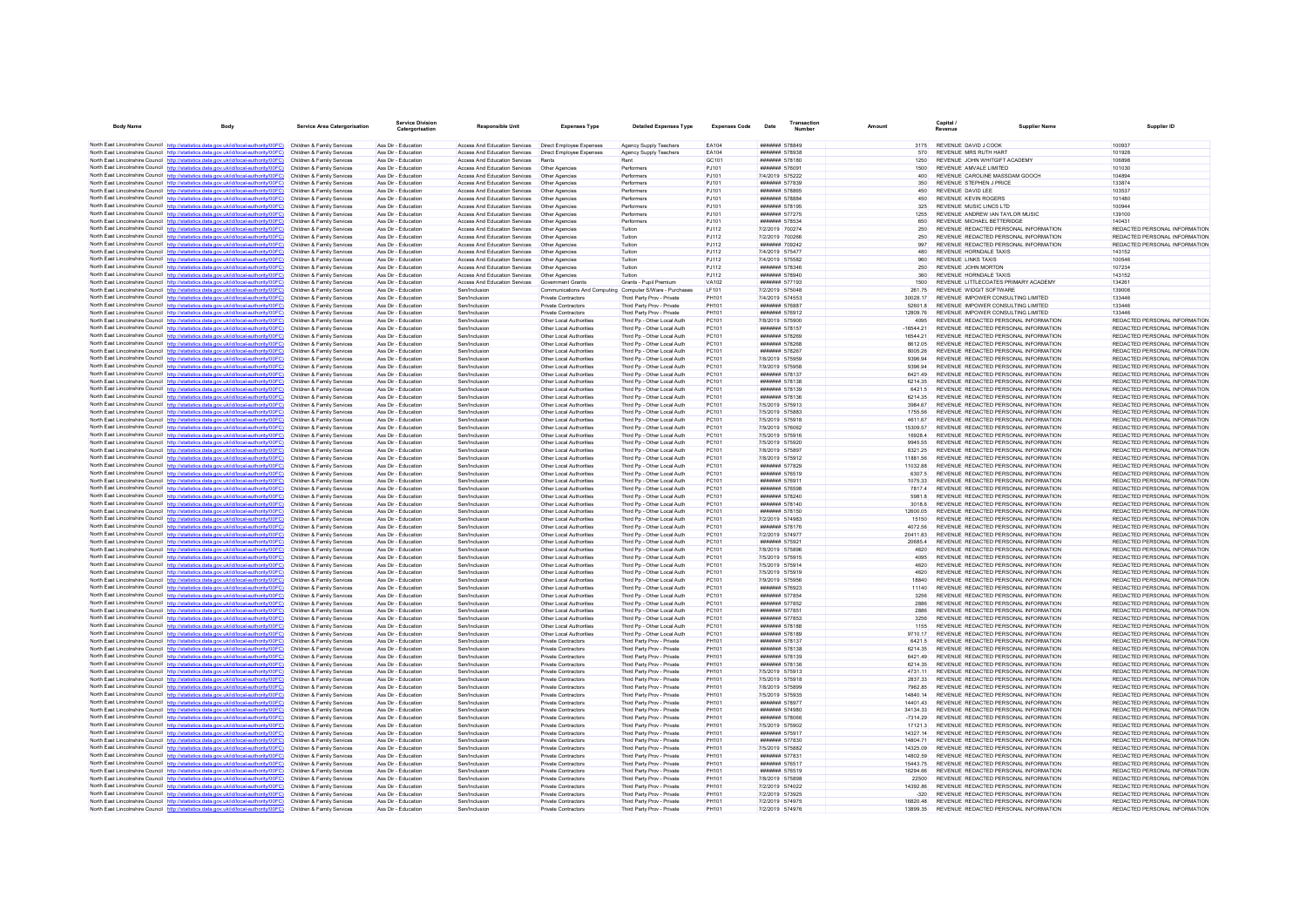| Body Name | Body | Service Area Catergorisation | Service Division Catergorisation | Responsible Unit | Expenses Type | Detailed Expenses Type | Expenses Code | Date | Transaction Number | Amount | Capital / Revenue | Supplier Name | Supplier ID |
|---|---|---|---|---|---|---|---|---|---|---|---|---|---|
| North East Lincolnshire Council | http://statistics.data.gov.uk/id/local-authority/00FC) | Children & Family Services | Ass Dir - Education | Access And Education Services | Direct Employee Expenses | Agency Supply Teachers | EA104 | ######## | 578849 | 3175 | REVENUE | DAVID J COOK | 100937 |
| North East Lincolnshire Council | http://statistics.data.gov.uk/id/local-authority/00FC) | Children & Family Services | Ass Dir - Education | Access And Education Services | Direct Employee Expenses | Agency Supply Teachers | EA104 | ######## | 578938 | 570 | REVENUE | MRS RUTH HART | 101928 |
| North East Lincolnshire Council | http://statistics.data.gov.uk/id/local-authority/00FC) | Children & Family Services | Ass Dir - Education | Access And Education Services | Rents | Rent | GC101 | ######## | 578180 | 1250 | REVENUE | JOHN WHITGIFT ACADEMY | 106898 |
| North East Lincolnshire Council | http://statistics.data.gov.uk/id/local-authority/00FC) | Children & Family Services | Ass Dir - Education | Access And Education Services | Other Agencies | Performers | PJ101 | ######## | 576091 | 1500 | REVENUE | AMVALE LIMITED | 101030 |
| North East Lincolnshire Council | http://statistics.data.gov.uk/id/local-authority/00FC) | Children & Family Services | Ass Dir - Education | Access And Education Services | Other Agencies | Performers | PJ101 | 7/4/2019 | 575222 | 400 | REVENUE | CAROLINE MASSOAM GOOCH | 104894 |
| North East Lincolnshire Council | http://statistics.data.gov.uk/id/local-authority/00FC) | Children & Family Services | Ass Dir - Education | Access And Education Services | Other Agencies | Performers | PJ101 | ######## | 577839 | 350 | REVENUE | STEPHEN J PRICE | 133874 |
| North East Lincolnshire Council | http://statistics.data.gov.uk/id/local-authority/00FC) | Children & Family Services | Ass Dir - Education | Access And Education Services | Other Agencies | Performers | PJ101 | ######## | 578865 | 450 | REVENUE | DAVID LEE | 103537 |
| North East Lincolnshire Council | http://statistics.data.gov.uk/id/local-authority/00FC) | Children & Family Services | Ass Dir - Education | Access And Education Services | Other Agencies | Performers | PJ101 | ######## | 578884 | 450 | REVENUE | KEVIN ROGERS | 101480 |
| North East Lincolnshire Council | http://statistics.data.gov.uk/id/local-authority/00FC) | Children & Family Services | Ass Dir - Education | Access And Education Services | Other Agencies | Performers | PJ101 | ######## | 578195 | 325 | REVENUE | MUSIC LINCS LTD | 100944 |
| North East Lincolnshire Council | http://statistics.data.gov.uk/id/local-authority/00FC) | Children & Family Services | Ass Dir - Education | Access And Education Services | Other Agencies | Performers | PJ101 | ######## | 577275 | 1255 | REVENUE | ANDREW IAN TAYLOR MUSIC | 139100 |
| North East Lincolnshire Council | http://statistics.data.gov.uk/id/local-authority/00FC) | Children & Family Services | Ass Dir - Education | Access And Education Services | Other Agencies | Performers | PJ101 | ######## | 578534 | 650 | REVENUE | MICHAEL BETTERIDGE | 140431 |
| North East Lincolnshire Council | http://statistics.data.gov.uk/id/local-authority/00FC) | Children & Family Services | Ass Dir - Education | Access And Education Services | Other Agencies | Tuition | PJ112 | 7/2/2019 | 700274 | 250 | REVENUE | REDACTED PERSONAL INFORMATION | REDACTED PERSONAL INFORMATION |
| North East Lincolnshire Council | http://statistics.data.gov.uk/id/local-authority/00FC) | Children & Family Services | Ass Dir - Education | Access And Education Services | Other Agencies | Tuition | PJ112 | 7/2/2019 | 700266 | 250 | REVENUE | REDACTED PERSONAL INFORMATION | REDACTED PERSONAL INFORMATION |
| North East Lincolnshire Council | http://statistics.data.gov.uk/id/local-authority/00FC) | Children & Family Services | Ass Dir - Education | Access And Education Services | Other Agencies | Tuition | PJ112 | ######## | 709242 | 997 | REVENUE | REDACTED PERSONAL INFORMATION | REDACTED PERSONAL INFORMATION |
| North East Lincolnshire Council | http://statistics.data.gov.uk/id/local-authority/00FC) | Children & Family Services | Ass Dir - Education | Access And Education Services | Other Agencies | Tuition | PJ112 | 7/4/2019 | 575477 | 480 | REVENUE | HORNDALE TAXIS | 143152 |
| North East Lincolnshire Council | http://statistics.data.gov.uk/id/local-authority/00FC) | Children & Family Services | Ass Dir - Education | Access And Education Services | Other Agencies | Tuition | PJ112 | 7/4/2019 | 575582 | 960 | REVENUE | LINKS TAXIS | 100546 |
| North East Lincolnshire Council | http://statistics.data.gov.uk/id/local-authority/00FC) | Children & Family Services | Ass Dir - Education | Access And Education Services | Other Agencies | Tuition | PJ112 | ######## | 578346 | 250 | REVENUE | JOHN MORTON | 107234 |
| North East Lincolnshire Council | http://statistics.data.gov.uk/id/local-authority/00FC) | Children & Family Services | Ass Dir - Education | Access And Education Services | Other Agencies | Tuition | PJ112 | ######## | 578940 | 360 | REVENUE | HORNDALE TAXIS | 143152 |
| North East Lincolnshire Council | http://statistics.data.gov.uk/id/local-authority/00FC) | Children & Family Services | Ass Dir - Education | Access And Education Services | Government Grants | Grants - Pupil Premium | VA102 | ######## | 577193 | 1500 | REVENUE | LITTLECOATES PRIMARY ACADEMY | 134261 |
| North East Lincolnshire Council | http://statistics.data.gov.uk/id/local-authority/00FC) | Children & Family Services | Ass Dir - Education | Sen/Inclusion | Communications And Computing | Computer S/Ware - Purchases | LF101 | 7/2/2019 | 575048 | 261.75 | REVENUE | WIDGIT SOFTWARE | 139006 |
| North East Lincolnshire Council | http://statistics.data.gov.uk/id/local-authority/00FC) | Children & Family Services | Ass Dir - Education | Sen/Inclusion | Private Contractors | Third Party Prov - Private | PH101 | 7/4/2019 | 574553 | 30028.17 | REVENUE | IMPOWER CONSULTING LIMITED | 133446 |
| North East Lincolnshire Council | http://statistics.data.gov.uk/id/local-authority/00FC) | Children & Family Services | Ass Dir - Education | Sen/Inclusion | Private Contractors | Third Party Prov - Private | PH101 | ######## | 576887 | 52601.6 | REVENUE | IMPOWER CONSULTING LIMITED | 133446 |
| North East Lincolnshire Council | http://statistics.data.gov.uk/id/local-authority/00FC) | Children & Family Services | Ass Dir - Education | Sen/Inclusion | Private Contractors | Third Party Prov - Private | PH101 | ######## | 576912 | 12809.76 | REVENUE | IMPOWER CONSULTING LIMITED | 133446 |
| North East Lincolnshire Council | http://statistics.data.gov.uk/id/local-authority/00FC) | Children & Family Services | Ass Dir - Education | Sen/Inclusion | Other Local Authorities | Third Pp - Other Local Auth | PC101 | 7/8/2019 | 575900 | 4095 | REVENUE | REDACTED PERSONAL INFORMATION | REDACTED PERSONAL INFORMATION |
| North East Lincolnshire Council | http://statistics.data.gov.uk/id/local-authority/00FC) | Children & Family Services | Ass Dir - Education | Sen/Inclusion | Other Local Authorities | Third Pp - Other Local Auth | PC101 | ######## | 578157 | -16544.21 | REVENUE | REDACTED PERSONAL INFORMATION | REDACTED PERSONAL INFORMATION |
| North East Lincolnshire Council | http://statistics.data.gov.uk/id/local-authority/00FC) | Children & Family Services | Ass Dir - Education | Sen/Inclusion | Other Local Authorities | Third Pp - Other Local Auth | PC101 | ######## | 578269 | 16544.21 | REVENUE | REDACTED PERSONAL INFORMATION | REDACTED PERSONAL INFORMATION |
| North East Lincolnshire Council | http://statistics.data.gov.uk/id/local-authority/00FC) | Children & Family Services | Ass Dir - Education | Sen/Inclusion | Other Local Authorities | Third Pp - Other Local Auth | PC101 | ######## | 578268 | 8612.05 | REVENUE | REDACTED PERSONAL INFORMATION | REDACTED PERSONAL INFORMATION |
| North East Lincolnshire Council | http://statistics.data.gov.uk/id/local-authority/00FC) | Children & Family Services | Ass Dir - Education | Sen/Inclusion | Other Local Authorities | Third Pp - Other Local Auth | PC101 | ######## | 578267 | 8009.26 | REVENUE | REDACTED PERSONAL INFORMATION | REDACTED PERSONAL INFORMATION |
| North East Lincolnshire Council | http://statistics.data.gov.uk/id/local-authority/00FC) | Children & Family Services | Ass Dir - Education | Sen/Inclusion | Other Local Authorities | Third Pp - Other Local Auth | PC101 | 7/8/2019 | 575959 | 9398.94 | REVENUE | REDACTED PERSONAL INFORMATION | REDACTED PERSONAL INFORMATION |
| North East Lincolnshire Council | http://statistics.data.gov.uk/id/local-authority/00FC) | Children & Family Services | Ass Dir - Education | Sen/Inclusion | Other Local Authorities | Third Pp - Other Local Auth | PC101 | 7/9/2019 | 575958 | 9398.94 | REVENUE | REDACTED PERSONAL INFORMATION | REDACTED PERSONAL INFORMATION |
| North East Lincolnshire Council | http://statistics.data.gov.uk/id/local-authority/00FC) | Children & Family Services | Ass Dir - Education | Sen/Inclusion | Other Local Authorities | Third Pp - Other Local Auth | PC101 | ######## | 578137 | 6421.49 | REVENUE | REDACTED PERSONAL INFORMATION | REDACTED PERSONAL INFORMATION |
| North East Lincolnshire Council | http://statistics.data.gov.uk/id/local-authority/00FC) | Children & Family Services | Ass Dir - Education | Sen/Inclusion | Other Local Authorities | Third Pp - Other Local Auth | PC101 | ######## | 578138 | 6214.35 | REVENUE | REDACTED PERSONAL INFORMATION | REDACTED PERSONAL INFORMATION |
| North East Lincolnshire Council | http://statistics.data.gov.uk/id/local-authority/00FC) | Children & Family Services | Ass Dir - Education | Sen/Inclusion | Other Local Authorities | Third Pp - Other Local Auth | PC101 | ######## | 578139 | 6421.5 | REVENUE | REDACTED PERSONAL INFORMATION | REDACTED PERSONAL INFORMATION |
| North East Lincolnshire Council | http://statistics.data.gov.uk/id/local-authority/00FC) | Children & Family Services | Ass Dir - Education | Sen/Inclusion | Other Local Authorities | Third Pp - Other Local Auth | PC101 | ######## | 578136 | 6214.35 | REVENUE | REDACTED PERSONAL INFORMATION | REDACTED PERSONAL INFORMATION |
| North East Lincolnshire Council | http://statistics.data.gov.uk/id/local-authority/00FC) | Children & Family Services | Ass Dir - Education | Sen/Inclusion | Other Local Authorities | Third Pp - Other Local Auth | PC101 | 7/5/2019 | 575913 | 3984.67 | REVENUE | REDACTED PERSONAL INFORMATION | REDACTED PERSONAL INFORMATION |
| North East Lincolnshire Council | http://statistics.data.gov.uk/id/local-authority/00FC) | Children & Family Services | Ass Dir - Education | Sen/Inclusion | Other Local Authorities | Third Pp - Other Local Auth | PC101 | 7/5/2019 | 575883 | 1755.56 | REVENUE | REDACTED PERSONAL INFORMATION | REDACTED PERSONAL INFORMATION |
| North East Lincolnshire Council | http://statistics.data.gov.uk/id/local-authority/00FC) | Children & Family Services | Ass Dir - Education | Sen/Inclusion | Other Local Authorities | Third Pp - Other Local Auth | PC101 | 7/5/2019 | 575918 | 4611.67 | REVENUE | REDACTED PERSONAL INFORMATION | REDACTED PERSONAL INFORMATION |
| North East Lincolnshire Council | http://statistics.data.gov.uk/id/local-authority/00FC) | Children & Family Services | Ass Dir - Education | Sen/Inclusion | Other Local Authorities | Third Pp - Other Local Auth | PC101 | 7/9/2019 | 576062 | 15309.57 | REVENUE | REDACTED PERSONAL INFORMATION | REDACTED PERSONAL INFORMATION |
| North East Lincolnshire Council | http://statistics.data.gov.uk/id/local-authority/00FC) | Children & Family Services | Ass Dir - Education | Sen/Inclusion | Other Local Authorities | Third Pp - Other Local Auth | PC101 | 7/5/2019 | 575916 | 16928.4 | REVENUE | REDACTED PERSONAL INFORMATION | REDACTED PERSONAL INFORMATION |
| North East Lincolnshire Council | http://statistics.data.gov.uk/id/local-authority/00FC) | Children & Family Services | Ass Dir - Education | Sen/Inclusion | Other Local Authorities | Third Pp - Other Local Auth | PC101 | 7/5/2019 | 575920 | 9945.55 | REVENUE | REDACTED PERSONAL INFORMATION | REDACTED PERSONAL INFORMATION |
| North East Lincolnshire Council | http://statistics.data.gov.uk/id/local-authority/00FC) | Children & Family Services | Ass Dir - Education | Sen/Inclusion | Other Local Authorities | Third Pp - Other Local Auth | PC101 | 7/8/2019 | 575897 | 8321.25 | REVENUE | REDACTED PERSONAL INFORMATION | REDACTED PERSONAL INFORMATION |
| North East Lincolnshire Council | http://statistics.data.gov.uk/id/local-authority/00FC) | Children & Family Services | Ass Dir - Education | Sen/Inclusion | Other Local Authorities | Third Pp - Other Local Auth | PC101 | 7/8/2019 | 575912 | 11881.56 | REVENUE | REDACTED PERSONAL INFORMATION | REDACTED PERSONAL INFORMATION |
| North East Lincolnshire Council | http://statistics.data.gov.uk/id/local-authority/00FC) | Children & Family Services | Ass Dir - Education | Sen/Inclusion | Other Local Authorities | Third Pp - Other Local Auth | PC101 | ######## | 577829 | 11032.88 | REVENUE | REDACTED PERSONAL INFORMATION | REDACTED PERSONAL INFORMATION |
| North East Lincolnshire Council | http://statistics.data.gov.uk/id/local-authority/00FC) | Children & Family Services | Ass Dir - Education | Sen/Inclusion | Other Local Authorities | Third Pp - Other Local Auth | PC101 | ######## | 576519 | 6307.5 | REVENUE | REDACTED PERSONAL INFORMATION | REDACTED PERSONAL INFORMATION |
| North East Lincolnshire Council | http://statistics.data.gov.uk/id/local-authority/00FC) | Children & Family Services | Ass Dir - Education | Sen/Inclusion | Other Local Authorities | Third Pp - Other Local Auth | PC101 | ######## | 576911 | 1075.33 | REVENUE | REDACTED PERSONAL INFORMATION | REDACTED PERSONAL INFORMATION |
| North East Lincolnshire Council | http://statistics.data.gov.uk/id/local-authority/00FC) | Children & Family Services | Ass Dir - Education | Sen/Inclusion | Other Local Authorities | Third Pp - Other Local Auth | PC101 | ######## | 576598 | 7817.4 | REVENUE | REDACTED PERSONAL INFORMATION | REDACTED PERSONAL INFORMATION |
| North East Lincolnshire Council | http://statistics.data.gov.uk/id/local-authority/00FC) | Children & Family Services | Ass Dir - Education | Sen/Inclusion | Other Local Authorities | Third Pp - Other Local Auth | PC101 | ######## | 578240 | 5981.8 | REVENUE | REDACTED PERSONAL INFORMATION | REDACTED PERSONAL INFORMATION |
| North East Lincolnshire Council | http://statistics.data.gov.uk/id/local-authority/00FC) | Children & Family Services | Ass Dir - Education | Sen/Inclusion | Other Local Authorities | Third Pp - Other Local Auth | PC101 | ######## | 578140 | 3018.6 | REVENUE | REDACTED PERSONAL INFORMATION | REDACTED PERSONAL INFORMATION |
| North East Lincolnshire Council | http://statistics.data.gov.uk/id/local-authority/00FC) | Children & Family Services | Ass Dir - Education | Sen/Inclusion | Other Local Authorities | Third Pp - Other Local Auth | PC101 | ######## | 578150 | 12600.05 | REVENUE | REDACTED PERSONAL INFORMATION | REDACTED PERSONAL INFORMATION |
| North East Lincolnshire Council | http://statistics.data.gov.uk/id/local-authority/00FC) | Children & Family Services | Ass Dir - Education | Sen/Inclusion | Other Local Authorities | Third Pp - Other Local Auth | PC101 | 7/2/2019 | 574983 | 15150 | REVENUE | REDACTED PERSONAL INFORMATION | REDACTED PERSONAL INFORMATION |
| North East Lincolnshire Council | http://statistics.data.gov.uk/id/local-authority/00FC) | Children & Family Services | Ass Dir - Education | Sen/Inclusion | Other Local Authorities | Third Pp - Other Local Auth | PC101 | ######## | 578176 | 4072.56 | REVENUE | REDACTED PERSONAL INFORMATION | REDACTED PERSONAL INFORMATION |
| North East Lincolnshire Council | http://statistics.data.gov.uk/id/local-authority/00FC) | Children & Family Services | Ass Dir - Education | Sen/Inclusion | Other Local Authorities | Third Pp - Other Local Auth | PC101 | 7/2/2019 | 574977 | 20411.83 | REVENUE | REDACTED PERSONAL INFORMATION | REDACTED PERSONAL INFORMATION |
| North East Lincolnshire Council | http://statistics.data.gov.uk/id/local-authority/00FC) | Children & Family Services | Ass Dir - Education | Sen/Inclusion | Other Local Authorities | Third Pp - Other Local Auth | PC101 | ######## | 575921 | 20685.4 | REVENUE | REDACTED PERSONAL INFORMATION | REDACTED PERSONAL INFORMATION |
| North East Lincolnshire Council | http://statistics.data.gov.uk/id/local-authority/00FC) | Children & Family Services | Ass Dir - Education | Sen/Inclusion | Other Local Authorities | Third Pp - Other Local Auth | PC101 | 7/8/2019 | 575896 | 4620 | REVENUE | REDACTED PERSONAL INFORMATION | REDACTED PERSONAL INFORMATION |
| North East Lincolnshire Council | http://statistics.data.gov.uk/id/local-authority/00FC) | Children & Family Services | Ass Dir - Education | Sen/Inclusion | Other Local Authorities | Third Pp - Other Local Auth | PC101 | 7/5/2019 | 575915 | 4095 | REVENUE | REDACTED PERSONAL INFORMATION | REDACTED PERSONAL INFORMATION |
| North East Lincolnshire Council | http://statistics.data.gov.uk/id/local-authority/00FC) | Children & Family Services | Ass Dir - Education | Sen/Inclusion | Other Local Authorities | Third Pp - Other Local Auth | PC101 | 7/5/2019 | 575914 | 4620 | REVENUE | REDACTED PERSONAL INFORMATION | REDACTED PERSONAL INFORMATION |
| North East Lincolnshire Council | http://statistics.data.gov.uk/id/local-authority/00FC) | Children & Family Services | Ass Dir - Education | Sen/Inclusion | Other Local Authorities | Third Pp - Other Local Auth | PC101 | 7/5/2019 | 575919 | 4620 | REVENUE | REDACTED PERSONAL INFORMATION | REDACTED PERSONAL INFORMATION |
| North East Lincolnshire Council | http://statistics.data.gov.uk/id/local-authority/00FC) | Children & Family Services | Ass Dir - Education | Sen/Inclusion | Other Local Authorities | Third Pp - Other Local Auth | PC101 | 7/9/2019 | 575956 | 18840 | REVENUE | REDACTED PERSONAL INFORMATION | REDACTED PERSONAL INFORMATION |
| North East Lincolnshire Council | http://statistics.data.gov.uk/id/local-authority/00FC) | Children & Family Services | Ass Dir - Education | Sen/Inclusion | Other Local Authorities | Third Pp - Other Local Auth | PC101 | ######## | 576923 | 11140 | REVENUE | REDACTED PERSONAL INFORMATION | REDACTED PERSONAL INFORMATION |
| North East Lincolnshire Council | http://statistics.data.gov.uk/id/local-authority/00FC) | Children & Family Services | Ass Dir - Education | Sen/Inclusion | Other Local Authorities | Third Pp - Other Local Auth | PC101 | ######## | 577854 | 3256 | REVENUE | REDACTED PERSONAL INFORMATION | REDACTED PERSONAL INFORMATION |
| North East Lincolnshire Council | http://statistics.data.gov.uk/id/local-authority/00FC) | Children & Family Services | Ass Dir - Education | Sen/Inclusion | Other Local Authorities | Third Pp - Other Local Auth | PC101 | ######## | 577852 | 2886 | REVENUE | REDACTED PERSONAL INFORMATION | REDACTED PERSONAL INFORMATION |
| North East Lincolnshire Council | http://statistics.data.gov.uk/id/local-authority/00FC) | Children & Family Services | Ass Dir - Education | Sen/Inclusion | Other Local Authorities | Third Pp - Other Local Auth | PC101 | ######## | 577851 | 2886 | REVENUE | REDACTED PERSONAL INFORMATION | REDACTED PERSONAL INFORMATION |
| North East Lincolnshire Council | http://statistics.data.gov.uk/id/local-authority/00FC) | Children & Family Services | Ass Dir - Education | Sen/Inclusion | Other Local Authorities | Third Pp - Other Local Auth | PC101 | ######## | 577853 | 3256 | REVENUE | REDACTED PERSONAL INFORMATION | REDACTED PERSONAL INFORMATION |
| North East Lincolnshire Council | http://statistics.data.gov.uk/id/local-authority/00FC) | Children & Family Services | Ass Dir - Education | Sen/Inclusion | Other Local Authorities | Third Pp - Other Local Auth | PC101 | ######## | 578188 | 1155 | REVENUE | REDACTED PERSONAL INFORMATION | REDACTED PERSONAL INFORMATION |
| North East Lincolnshire Council | http://statistics.data.gov.uk/id/local-authority/00FC) | Children & Family Services | Ass Dir - Education | Sen/Inclusion | Other Local Authorities | Third Pp - Other Local Auth | PC101 | ######## | 578189 | 9710.17 | REVENUE | REDACTED PERSONAL INFORMATION | REDACTED PERSONAL INFORMATION |
| North East Lincolnshire Council | http://statistics.data.gov.uk/id/local-authority/00FC) | Children & Family Services | Ass Dir - Education | Sen/Inclusion | Private Contractors | Third Party Prov - Private | PH101 | ######## | 578137 | 6421.5 | REVENUE | REDACTED PERSONAL INFORMATION | REDACTED PERSONAL INFORMATION |
| North East Lincolnshire Council | http://statistics.data.gov.uk/id/local-authority/00FC) | Children & Family Services | Ass Dir - Education | Sen/Inclusion | Private Contractors | Third Party Prov - Private | PH101 | ######## | 578138 | 6214.35 | REVENUE | REDACTED PERSONAL INFORMATION | REDACTED PERSONAL INFORMATION |
| North East Lincolnshire Council | http://statistics.data.gov.uk/id/local-authority/00FC) | Children & Family Services | Ass Dir - Education | Sen/Inclusion | Private Contractors | Third Party Prov - Private | PH101 | ######## | 578139 | 6421.49 | REVENUE | REDACTED PERSONAL INFORMATION | REDACTED PERSONAL INFORMATION |
| North East Lincolnshire Council | http://statistics.data.gov.uk/id/local-authority/00FC) | Children & Family Services | Ass Dir - Education | Sen/Inclusion | Private Contractors | Third Party Prov - Private | PH101 | ######## | 578136 | 6214.35 | REVENUE | REDACTED PERSONAL INFORMATION | REDACTED PERSONAL INFORMATION |
| North East Lincolnshire Council | http://statistics.data.gov.uk/id/local-authority/00FC) | Children & Family Services | Ass Dir - Education | Sen/Inclusion | Private Contractors | Third Party Prov - Private | PH101 | 7/5/2019 | 575913 | 4731.11 | REVENUE | REDACTED PERSONAL INFORMATION | REDACTED PERSONAL INFORMATION |
| North East Lincolnshire Council | http://statistics.data.gov.uk/id/local-authority/00FC) | Children & Family Services | Ass Dir - Education | Sen/Inclusion | Private Contractors | Third Party Prov - Private | PH101 | 7/5/2019 | 575918 | 2837.33 | REVENUE | REDACTED PERSONAL INFORMATION | REDACTED PERSONAL INFORMATION |
| North East Lincolnshire Council | http://statistics.data.gov.uk/id/local-authority/00FC) | Children & Family Services | Ass Dir - Education | Sen/Inclusion | Private Contractors | Third Party Prov - Private | PH101 | 7/8/2019 | 575899 | 7962.85 | REVENUE | REDACTED PERSONAL INFORMATION | REDACTED PERSONAL INFORMATION |
| North East Lincolnshire Council | http://statistics.data.gov.uk/id/local-authority/00FC) | Children & Family Services | Ass Dir - Education | Sen/Inclusion | Private Contractors | Third Party Prov - Private | PH101 | 7/5/2019 | 575935 | 14840.14 | REVENUE | REDACTED PERSONAL INFORMATION | REDACTED PERSONAL INFORMATION |
| North East Lincolnshire Council | http://statistics.data.gov.uk/id/local-authority/00FC) | Children & Family Services | Ass Dir - Education | Sen/Inclusion | Private Contractors | Third Party Prov - Private | PH101 | ######## | 578977 | 14401.43 | REVENUE | REDACTED PERSONAL INFORMATION | REDACTED PERSONAL INFORMATION |
| North East Lincolnshire Council | http://statistics.data.gov.uk/id/local-authority/00FC) | Children & Family Services | Ass Dir - Education | Sen/Inclusion | Private Contractors | Third Party Prov - Private | PH101 | ######## | 574980 | 34134.33 | REVENUE | REDACTED PERSONAL INFORMATION | REDACTED PERSONAL INFORMATION |
| North East Lincolnshire Council | http://statistics.data.gov.uk/id/local-authority/00FC) | Children & Family Services | Ass Dir - Education | Sen/Inclusion | Private Contractors | Third Party Prov - Private | PH101 | ######## | 578066 | -7314.29 | REVENUE | REDACTED PERSONAL INFORMATION | REDACTED PERSONAL INFORMATION |
| North East Lincolnshire Council | http://statistics.data.gov.uk/id/local-authority/00FC) | Children & Family Services | Ass Dir - Education | Sen/Inclusion | Private Contractors | Third Party Prov - Private | PH101 | 7/5/2019 | 575902 | 17121.3 | REVENUE | REDACTED PERSONAL INFORMATION | REDACTED PERSONAL INFORMATION |
| North East Lincolnshire Council | http://statistics.data.gov.uk/id/local-authority/00FC) | Children & Family Services | Ass Dir - Education | Sen/Inclusion | Private Contractors | Third Party Prov - Private | PH101 | ######## | 575917 | 14327.14 | REVENUE | REDACTED PERSONAL INFORMATION | REDACTED PERSONAL INFORMATION |
| North East Lincolnshire Council | http://statistics.data.gov.uk/id/local-authority/00FC) | Children & Family Services | Ass Dir - Education | Sen/Inclusion | Private Contractors | Third Party Prov - Private | PH101 | ######## | 577830 | 14804.71 | REVENUE | REDACTED PERSONAL INFORMATION | REDACTED PERSONAL INFORMATION |
| North East Lincolnshire Council | http://statistics.data.gov.uk/id/local-authority/00FC) | Children & Family Services | Ass Dir - Education | Sen/Inclusion | Private Contractors | Third Party Prov - Private | PH101 | 7/5/2019 | 575882 | 14325.09 | REVENUE | REDACTED PERSONAL INFORMATION | REDACTED PERSONAL INFORMATION |
| North East Lincolnshire Council | http://statistics.data.gov.uk/id/local-authority/00FC) | Children & Family Services | Ass Dir - Education | Sen/Inclusion | Private Contractors | Third Party Prov - Private | PH101 | ######## | 577831 | 14802.59 | REVENUE | REDACTED PERSONAL INFORMATION | REDACTED PERSONAL INFORMATION |
| North East Lincolnshire Council | http://statistics.data.gov.uk/id/local-authority/00FC) | Children & Family Services | Ass Dir - Education | Sen/Inclusion | Private Contractors | Third Party Prov - Private | PH101 | ######## | 576517 | 15443.75 | REVENUE | REDACTED PERSONAL INFORMATION | REDACTED PERSONAL INFORMATION |
| North East Lincolnshire Council | http://statistics.data.gov.uk/id/local-authority/00FC) | Children & Family Services | Ass Dir - Education | Sen/Inclusion | Private Contractors | Third Party Prov - Private | PH101 | ######## | 576519 | 16294.66 | REVENUE | REDACTED PERSONAL INFORMATION | REDACTED PERSONAL INFORMATION |
| North East Lincolnshire Council | http://statistics.data.gov.uk/id/local-authority/00FC) | Children & Family Services | Ass Dir - Education | Sen/Inclusion | Private Contractors | Third Party Prov - Private | PH101 | 7/8/2019 | 575898 | 22500 | REVENUE | REDACTED PERSONAL INFORMATION | REDACTED PERSONAL INFORMATION |
| North East Lincolnshire Council | http://statistics.data.gov.uk/id/local-authority/00FC) | Children & Family Services | Ass Dir - Education | Sen/Inclusion | Private Contractors | Third Party Prov - Private | PH101 | 7/2/2019 | 574022 | 14392.86 | REVENUE | REDACTED PERSONAL INFORMATION | REDACTED PERSONAL INFORMATION |
| North East Lincolnshire Council | http://statistics.data.gov.uk/id/local-authority/00FC) | Children & Family Services | Ass Dir - Education | Sen/Inclusion | Private Contractors | Third Party Prov - Private | PH101 | 7/2/2019 | 573925 | -320 | REVENUE | REDACTED PERSONAL INFORMATION | REDACTED PERSONAL INFORMATION |
| North East Lincolnshire Council | http://statistics.data.gov.uk/id/local-authority/00FC) | Children & Family Services | Ass Dir - Education | Sen/Inclusion | Private Contractors | Third Party Prov - Private | PH101 | 7/2/2019 | 574975 | 16820.48 | REVENUE | REDACTED PERSONAL INFORMATION | REDACTED PERSONAL INFORMATION |
| North East Lincolnshire Council | http://statistics.data.gov.uk/id/local-authority/00FC) | Children & Family Services | Ass Dir - Education | Sen/Inclusion | Private Contractors | Third Party Prov - Private | PH101 | 7/2/2019 | 574976 | 13699.35 | REVENUE | REDACTED PERSONAL INFORMATION | REDACTED PERSONAL INFORMATION |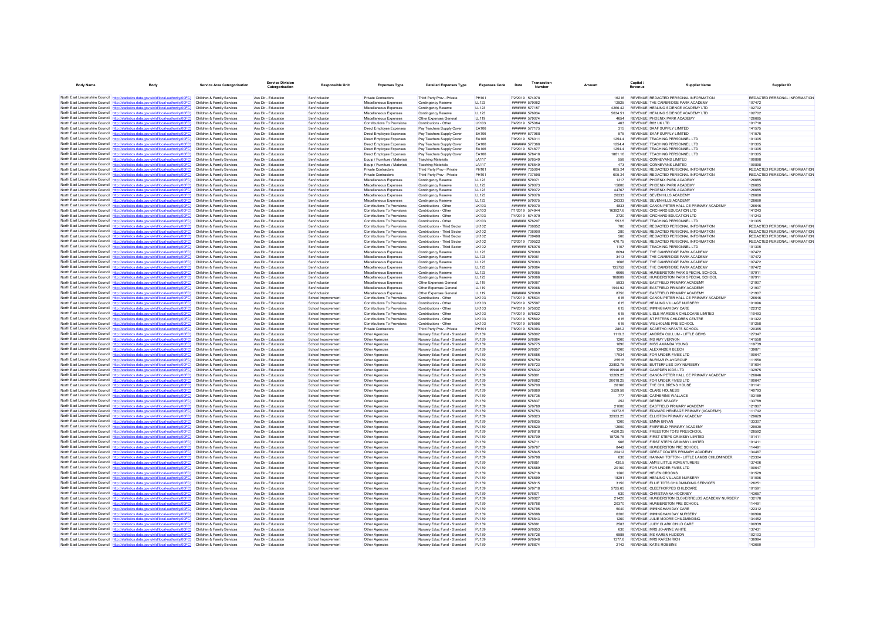| Body Name | Body | Service Area Catergorisation | Service Division Catergorisation | Responsible Unit | Expenses Type | Detailed Expenses Type | Expenses Code | Date | Transaction Number | Amount | Capital / Revenue | Supplier Name | Supplier ID |
|---|---|---|---|---|---|---|---|---|---|---|---|---|---|
| North East Lincolnshire Council | http://statistics.data.gov.uk/id/local-authority/00FC | Children & Family Services | Ass Dir - Education | Sen/Inclusion | Private Contractors | Third Party Prov - Private | PH101 | 7/2/2019 | 574978 | 16216 | REVENUE | REDACTED PERSONAL INFORMATION | REDACTED PERSONAL INFORMATION |
| North East Lincolnshire Council | http://statistics.data.gov.uk/id/local-authority/00FC | Children & Family Services | Ass Dir - Education | Sen/Inclusion | Miscellaneous Expenses | Contingency Reserve | LL123 | ####### | 579062 | 12825 | REVENUE | THE CAMBRIDGE PARK ACADEMY | 107472 |
| North East Lincolnshire Council | http://statistics.data.gov.uk/id/local-authority/00FC | Children & Family Services | Ass Dir - Education | Sen/Inclusion | Miscellaneous Expenses | Contingency Reserve | LL123 | ####### | 577157 | 4266.42 | REVENUE | HEALING SCIENCE ACADEMY LTD | 102702 |
| North East Lincolnshire Council | http://statistics.data.gov.uk/id/local-authority/00FC | Children & Family Services | Ass Dir - Education | Sen/Inclusion | Miscellaneous Expenses | Contingency Reserve | LL123 | ####### | 576934 | 5634.51 | REVENUE | HEALING SCIENCE ACADEMY LTD | 102702 |
| North East Lincolnshire Council | http://statistics.data.gov.uk/id/local-authority/00FC | Children & Family Services | Ass Dir - Education | Sen/Inclusion | Miscellaneous Expenses | Other Expenses General | LL119 | ####### | 579074 | 4654 | REVENUE | PHOENIX PARK ACADEMY | 126685 |
| North East Lincolnshire Council | http://statistics.data.gov.uk/id/local-authority/00FC | Children & Family Services | Ass Dir - Education | Sen/Inclusion | Contributions To Provisions | Contributions - Other | LK103 | 7/4/2019 | 575084 | 463 | REVENUE | R62 UK LTD | 101710 |
| North East Lincolnshire Council | http://statistics.data.gov.uk/id/local-authority/00FC | Children & Family Services | Ass Dir - Education | Sen/Inclusion | Direct Employee Expenses | Pay Teachers Supply Cover | EA106 | ####### | 577175 | 315 | REVENUE | SAAF SUPPLY LIMITED | 141575 |
| North East Lincolnshire Council | http://statistics.data.gov.uk/id/local-authority/00FC | Children & Family Services | Ass Dir - Education | Sen/Inclusion | Direct Employee Expenses | Pay Teachers Supply Cover | EA106 | ####### | 577968 | 575 | REVENUE | SAAF SUPPLY LIMITED | 141575 |
| North East Lincolnshire Council | http://statistics.data.gov.uk/id/local-authority/00FC | Children & Family Services | Ass Dir - Education | Sen/Inclusion | Direct Employee Expenses | Pay Teachers Supply Cover | EA106 | 7/9/2019 | 576011 | 1254.4 | REVENUE | TEACHING PERSONNEL LTD | 101305 |
| North East Lincolnshire Council | http://statistics.data.gov.uk/id/local-authority/00FC | Children & Family Services | Ass Dir - Education | Sen/Inclusion | Direct Employee Expenses | Pay Teachers Supply Cover | EA106 | ####### | 577366 | 1254.4 | REVENUE | TEACHING PERSONNEL LTD | 101305 |
| North East Lincolnshire Council | http://statistics.data.gov.uk/id/local-authority/00FC | Children & Family Services | Ass Dir - Education | Sen/Inclusion | Direct Employee Expenses | Pay Teachers Supply Cover | EA106 | 7/2/2019 | 574877 | 1254.4 | REVENUE | TEACHING PERSONNEL LTD | 101305 |
| North East Lincolnshire Council | http://statistics.data.gov.uk/id/local-authority/00FC | Children & Family Services | Ass Dir - Education | Sen/Inclusion | Direct Employee Expenses | Pay Teachers Supply Cover | EA106 | ####### | 578416 | 1881.16 | REVENUE | TEACHING PERSONNEL LTD | 101305 |
| North East Lincolnshire Council | http://statistics.data.gov.uk/id/local-authority/00FC | Children & Family Services | Ass Dir - Education | Sen/Inclusion | Equip / Furniture / Materials | Teaching Materials | LA117 | ####### | 576549 | 558 | REVENUE | CONNEVANS LIMITED | 100898 |
| North East Lincolnshire Council | http://statistics.data.gov.uk/id/local-authority/00FC | Children & Family Services | Ass Dir - Education | Sen/Inclusion | Equip / Furniture / Materials | Teaching Materials | LA117 | ####### | 576549 | 473 | REVENUE | CONNEVANS LIMITED | 100898 |
| North East Lincolnshire Council | http://statistics.data.gov.uk/id/local-authority/00FC | Children & Family Services | Ass Dir - Education | Sen/Inclusion | Private Contractors | Third Party Prov - Private | PH101 | ####### | 705004 | 605.24 | REVENUE | REDACTED PERSONAL INFORMATION | REDACTED PERSONAL INFORMATION |
| North East Lincolnshire Council | http://statistics.data.gov.uk/id/local-authority/00FC | Children & Family Services | Ass Dir - Education | Sen/Inclusion | Private Contractors | Third Party Prov - Private | PH101 | ####### | 707598 | 605.24 | REVENUE | REDACTED PERSONAL INFORMATION | REDACTED PERSONAL INFORMATION |
| North East Lincolnshire Council | http://statistics.data.gov.uk/id/local-authority/00FC | Children & Family Services | Ass Dir - Education | Sen/Inclusion | Miscellaneous Expenses | Contingency Reserve | LL123 | ####### | 579071 | 1317 | REVENUE | PHOENIX PARK ACADEMY | 126685 |
| North East Lincolnshire Council | http://statistics.data.gov.uk/id/local-authority/00FC | Children & Family Services | Ass Dir - Education | Sen/Inclusion | Miscellaneous Expenses | Contingency Reserve | LL123 | ####### | 579073 | 15800 | REVENUE | PHOENIX PARK ACADEMY | 126685 |
| North East Lincolnshire Council | http://statistics.data.gov.uk/id/local-authority/00FC | Children & Family Services | Ass Dir - Education | Sen/Inclusion | Miscellaneous Expenses | Contingency Reserve | LL123 | ####### | 579072 | 44767 | REVENUE | PHOENIX PARK ACADEMY | 126685 |
| North East Lincolnshire Council | http://statistics.data.gov.uk/id/local-authority/00FC | Children & Family Services | Ass Dir - Education | Sen/Inclusion | Miscellaneous Expenses | Contingency Reserve | LL123 | ####### | 579076 | 26333 | REVENUE | SEVENHILLS ACADEMY | 128660 |
| North East Lincolnshire Council | http://statistics.data.gov.uk/id/local-authority/00FC | Children & Family Services | Ass Dir - Education | Sen/Inclusion | Miscellaneous Expenses | Contingency Reserve | LL123 | ####### | 579075 | 26333 | REVENUE | SEVENHILLS ACADEMY | 128660 |
| North East Lincolnshire Council | http://statistics.data.gov.uk/id/local-authority/00FC | Children & Family Services | Ass Dir - Education | Sen/Inclusion | Contributions To Provisions | Contributions - Other | LK103 | ####### | 579070 | 4833 | REVENUE | CANON PETER HALL CE PRIMARY ACADEMY | 126646 |
| North East Lincolnshire Council | http://statistics.data.gov.uk/id/local-authority/00FC | Children & Family Services | Ass Dir - Education | Sen/Inclusion | Contributions To Provisions | Contributions - Other | LK103 | 7/1/2019 | 574944 | 163927.6 | REVENUE | ORCHARD EDUCATION LTD | 141243 |
| North East Lincolnshire Council | http://statistics.data.gov.uk/id/local-authority/00FC | Children & Family Services | Ass Dir - Education | Sen/Inclusion | Contributions To Provisions | Contributions - Other | LK103 | 7/4/2019 | 574979 | 2720 | REVENUE | ORCHARD EDUCATION LTD | 141243 |
| North East Lincolnshire Council | http://statistics.data.gov.uk/id/local-authority/00FC | Children & Family Services | Ass Dir - Education | Sen/Inclusion | Contributions To Provisions | Contributions - Other | LK103 | ####### | 576207 | 553.5 | REVENUE | TEACHING PERSONNEL LTD | 101305 |
| North East Lincolnshire Council | http://statistics.data.gov.uk/id/local-authority/00FC | Children & Family Services | Ass Dir - Education | Sen/Inclusion | Contributions To Provisions | Contributions - Third Sector | LK102 | ####### | 706852 | 780 | REVENUE | REDACTED PERSONAL INFORMATION | REDACTED PERSONAL INFORMATION |
| North East Lincolnshire Council | http://statistics.data.gov.uk/id/local-authority/00FC | Children & Family Services | Ass Dir - Education | Sen/Inclusion | Contributions To Provisions | Contributions - Third Sector | LK102 | ####### | 706900 | 280 | REVENUE | REDACTED PERSONAL INFORMATION | REDACTED PERSONAL INFORMATION |
| North East Lincolnshire Council | http://statistics.data.gov.uk/id/local-authority/00FC | Children & Family Services | Ass Dir - Education | Sen/Inclusion | Contributions To Provisions | Contributions - Third Sector | LK102 | ####### | 709498 | 560 | REVENUE | REDACTED PERSONAL INFORMATION | REDACTED PERSONAL INFORMATION |
| North East Lincolnshire Council | http://statistics.data.gov.uk/id/local-authority/00FC | Children & Family Services | Ass Dir - Education | Sen/Inclusion | Contributions To Provisions | Contributions - Third Sector | LK102 | 7/2/2019 | 700522 | 470.75 | REVENUE | REDACTED PERSONAL INFORMATION | REDACTED PERSONAL INFORMATION |
| North East Lincolnshire Council | http://statistics.data.gov.uk/id/local-authority/00FC | Children & Family Services | Ass Dir - Education | Sen/Inclusion | Contributions To Provisions | Contributions - Third Sector | LK102 | ####### | 578976 | 1107 | REVENUE | TEACHING PERSONNEL LTD | 101305 |
| North East Lincolnshire Council | http://statistics.data.gov.uk/id/local-authority/00FC | Children & Family Services | Ass Dir - Education | Sen/Inclusion | Miscellaneous Expenses | Contingency Reserve | LL123 | ####### | 579060 | 6094 | REVENUE | THE CAMBRIDGE PARK ACADEMY | 107472 |
| North East Lincolnshire Council | http://statistics.data.gov.uk/id/local-authority/00FC | Children & Family Services | Ass Dir - Education | Sen/Inclusion | Miscellaneous Expenses | Contingency Reserve | LL123 | ####### | 579061 | 3413 | REVENUE | THE CAMBRIDGE PARK ACADEMY | 107472 |
| North East Lincolnshire Council | http://statistics.data.gov.uk/id/local-authority/00FC | Children & Family Services | Ass Dir - Education | Sen/Inclusion | Miscellaneous Expenses | Contingency Reserve | LL123 | ####### | 579063 | 1666 | REVENUE | THE CAMBRIDGE PARK ACADEMY | 107472 |
| North East Lincolnshire Council | http://statistics.data.gov.uk/id/local-authority/00FC | Children & Family Services | Ass Dir - Education | Sen/Inclusion | Miscellaneous Expenses | Contingency Reserve | LL123 | ####### | 579064 | 135752 | REVENUE | THE CAMBRIDGE PARK ACADEMY | 107472 |
| North East Lincolnshire Council | http://statistics.data.gov.uk/id/local-authority/00FC | Children & Family Services | Ass Dir - Education | Sen/Inclusion | Miscellaneous Expenses | Contingency Reserve | LL123 | ####### | 579065 | 6666 | REVENUE | HUMBERSTON PARK SPECIAL SCHOOL | 107911 |
| North East Lincolnshire Council | http://statistics.data.gov.uk/id/local-authority/00FC | Children & Family Services | Ass Dir - Education | Sen/Inclusion | Miscellaneous Expenses | Contingency Reserve | LL123 | ####### | 579066 | 108009 | REVENUE | HUMBERSTON PARK SPECIAL SCHOOL | 107911 |
| North East Lincolnshire Council | http://statistics.data.gov.uk/id/local-authority/00FC | Children & Family Services | Ass Dir - Education | Sen/Inclusion | Miscellaneous Expenses | Other Expenses General | LL119 | ####### | 579067 | 5833 | REVENUE | EASTFIELD PRIMARY ACADEMY | 121907 |
| North East Lincolnshire Council | http://statistics.data.gov.uk/id/local-authority/00FC | Children & Family Services | Ass Dir - Education | Sen/Inclusion | Miscellaneous Expenses | Other Expenses General | LL119 | ####### | 579068 | 1944.92 | REVENUE | EASTFIELD PRIMARY ACADEMY | 121907 |
| North East Lincolnshire Council | http://statistics.data.gov.uk/id/local-authority/00FC | Children & Family Services | Ass Dir - Education | Sen/Inclusion | Miscellaneous Expenses | Other Expenses General | LL119 | ####### | 579069 | 8750 | REVENUE | EASTFIELD PRIMARY ACADEMY | 121907 |
| North East Lincolnshire Council | http://statistics.data.gov.uk/id/local-authority/00FC | Children & Family Services | Ass Dir - Education | School Improvement | Contributions To Provisions | Contributions - Other | LK103 | 7/4/2019 | 575634 | 615 | REVENUE | CANON PETER HALL CE PRIMARY ACADEMY | 126646 |
| North East Lincolnshire Council | http://statistics.data.gov.uk/id/local-authority/00FC | Children & Family Services | Ass Dir - Education | School Improvement | Contributions To Provisions | Contributions - Other | LK103 | 7/4/2019 | 575597 | 615 | REVENUE | HEALING VILLAGE NURSERY | 101096 |
| North East Lincolnshire Council | http://statistics.data.gov.uk/id/local-authority/00FC | Children & Family Services | Ass Dir - Education | School Improvement | Contributions To Provisions | Contributions - Other | LK103 | 7/4/2019 | 575632 | 615 | REVENUE | IMMINGHAM DAY CARE | 122312 |
| North East Lincolnshire Council | http://statistics.data.gov.uk/id/local-authority/00FC | Children & Family Services | Ass Dir - Education | School Improvement | Contributions To Provisions | Contributions - Other | LK103 | 7/4/2019 | 575622 | 615 | REVENUE | LISLE MARSDEN CHILDCARE LIMITED | 110493 |
| North East Lincolnshire Council | http://statistics.data.gov.uk/id/local-authority/00FC | Children & Family Services | Ass Dir - Education | School Improvement | Contributions To Provisions | Contributions - Other | LK103 | 7/4/2019 | 575602 | 615 | REVENUE | ST PETERS CHILDREN CENTRE | 101322 |
| North East Lincolnshire Council | http://statistics.data.gov.uk/id/local-authority/00FC | Children & Family Services | Ass Dir - Education | School Improvement | Contributions To Provisions | Contributions - Other | LK103 | 7/4/2019 | 575598 | 616 | REVENUE | WELHOLME PRE SCHOOL | 101258 |
| North East Lincolnshire Council | http://statistics.data.gov.uk/id/local-authority/00FC | Children & Family Services | Ass Dir - Education | School Improvement | Private Contractors | Third Party Prov - Private | PH101 | 7/8/2019 | 576093 | 286.2 | REVENUE | SCARTHO INFANTS SCHOOL | 120365 |
| North East Lincolnshire Council | http://statistics.data.gov.uk/id/local-authority/00FC | Children & Family Services | Ass Dir - Education | School Improvement | Other Agencies | Nursery Educ Fund - Standard | PJ139 | ####### | 576802 | 1119.3 | REVENUE | ANDREA CULLUM - LITTLE ELVES | 127347 |
| North East Lincolnshire Council | http://statistics.data.gov.uk/id/local-authority/00FC | Children & Family Services | Ass Dir - Education | School Improvement | Other Agencies | Nursery Educ Fund - Standard | PJ139 | ####### | 576864 | 1260 | REVENUE | MS AMY VERNON | 141558 |
| North East Lincolnshire Council | http://statistics.data.gov.uk/id/local-authority/00FC | Children & Family Services | Ass Dir - Education | School Improvement | Other Agencies | Nursery Educ Fund - Standard | PJ139 | ####### | 576775 | 1890 | REVENUE | MISS AMANDA YOUNG | 119739 |
| North East Lincolnshire Council | http://statistics.data.gov.uk/id/local-authority/00FC | Children & Family Services | Ass Dir - Education | School Improvement | Other Agencies | Nursery Educ Fund - Standard | PJ139 | ####### | 576857 | 1260 | REVENUE | ALEXANDER BEECH | 139871 |
| North East Lincolnshire Council | http://statistics.data.gov.uk/id/local-authority/00FC | Children & Family Services | Ass Dir - Education | School Improvement | Other Agencies | Nursery Educ Fund - Standard | PJ139 | ####### | 576686 | 17934 | REVENUE | FOR UNDER FIVES LTD | 100647 |
| North East Lincolnshire Council | http://statistics.data.gov.uk/id/local-authority/00FC | Children & Family Services | Ass Dir - Education | School Improvement | Other Agencies | Nursery Educ Fund - Standard | PJ139 | ####### | 576750 | 25515 | REVENUE | BURSAR PLAYGROUP | 111550 |
| North East Lincolnshire Council | http://statistics.data.gov.uk/id/local-authority/00FC | Children & Family Services | Ass Dir - Education | School Improvement | Other Agencies | Nursery Educ Fund - Standard | PJ139 | ####### | 576723 | 23892.75 | REVENUE | BUTTERFLIES DAY NURSERY | 101694 |
| North East Lincolnshire Council | http://statistics.data.gov.uk/id/local-authority/00FC | Children & Family Services | Ass Dir - Education | School Improvement | Other Agencies | Nursery Educ Fund - Standard | PJ139 | ####### | 576832 | 15946.88 | REVENUE | CAMPDEN KIDS LTD | 132975 |
| North East Lincolnshire Council | http://statistics.data.gov.uk/id/local-authority/00FC | Children & Family Services | Ass Dir - Education | School Improvement | Other Agencies | Nursery Educ Fund - Standard | PJ139 | ####### | 576801 | 12269.25 | REVENUE | CANON PETER HALL CE PRIMARY ACADEMY | 126646 |
| North East Lincolnshire Council | http://statistics.data.gov.uk/id/local-authority/00FC | Children & Family Services | Ass Dir - Education | School Improvement | Other Agencies | Nursery Educ Fund - Standard | PJ139 | ####### | 576682 | 20018.25 | REVENUE | FOR UNDER FIVES LTD | 100647 |
| North East Lincolnshire Council | http://statistics.data.gov.uk/id/local-authority/00FC | Children & Family Services | Ass Dir - Education | School Improvement | Other Agencies | Nursery Educ Fund - Standard | PJ139 | ####### | 576700 | 26166 | REVENUE | THE CHILDRENS HOUSE | 101141 |
| North East Lincolnshire Council | http://statistics.data.gov.uk/id/local-authority/00FC | Children & Family Services | Ass Dir - Education | School Improvement | Other Agencies | Nursery Educ Fund - Standard | PJ139 | ####### | 576860 | 3529.58 | REVENUE | CLARE HOLNESS | 140793 |
| North East Lincolnshire Council | http://statistics.data.gov.uk/id/local-authority/00FC | Children & Family Services | Ass Dir - Education | School Improvement | Other Agencies | Nursery Educ Fund - Standard | PJ139 | ####### | 576735 | 777 | REVENUE | CATHERINE WALLACE | 103189 |
| North East Lincolnshire Council | http://statistics.data.gov.uk/id/local-authority/00FC | Children & Family Services | Ass Dir - Education | School Improvement | Other Agencies | Nursery Educ Fund - Standard | PJ139 | ####### | 576837 | 252 | REVENUE | DEBBIE SPACEY | 133789 |
| North East Lincolnshire Council | http://statistics.data.gov.uk/id/local-authority/00FC | Children & Family Services | Ass Dir - Education | School Improvement | Other Agencies | Nursery Educ Fund - Standard | PJ139 | ####### | 576789 | 21000 | REVENUE | EASTFIELD PRIMARY ACADEMY | 121907 |
| North East Lincolnshire Council | http://statistics.data.gov.uk/id/local-authority/00FC | Children & Family Services | Ass Dir - Education | School Improvement | Other Agencies | Nursery Educ Fund - Standard | PJ139 | ####### | 576753 | 19372.5 | REVENUE | EDWARD HENEAGE PRIMARY (ACADEMY) | 111742 |
| North East Lincolnshire Council | http://statistics.data.gov.uk/id/local-authority/00FC | Children & Family Services | Ass Dir - Education | School Improvement | Other Agencies | Nursery Educ Fund - Standard | PJ139 | ####### | 576823 | 32933.25 | REVENUE | ELLISTON PRIMARY ACADEMY | 129629 |
| North East Lincolnshire Council | http://statistics.data.gov.uk/id/local-authority/00FC | Children & Family Services | Ass Dir - Education | School Improvement | Other Agencies | Nursery Educ Fund - Standard | PJ139 | ####### | 576835 | 1260 | REVENUE | EMMA BRYAN | 133307 |
| North East Lincolnshire Council | http://statistics.data.gov.uk/id/local-authority/00FC | Children & Family Services | Ass Dir - Education | School Improvement | Other Agencies | Nursery Educ Fund - Standard | PJ139 | ####### | 576820 | 12600 | REVENUE | FAIRFIELD PRIMARY ACADEMY | 129030 |
| North East Lincolnshire Council | http://statistics.data.gov.uk/id/local-authority/00FC | Children & Family Services | Ass Dir - Education | School Improvement | Other Agencies | Nursery Educ Fund - Standard | PJ139 | ####### | 576818 | 4520.25 | REVENUE | FREESTON TOTS PRESCHOOL | 128592 |
| North East Lincolnshire Council | http://statistics.data.gov.uk/id/local-authority/00FC | Children & Family Services | Ass Dir - Education | School Improvement | Other Agencies | Nursery Educ Fund - Standard | PJ139 | ####### | 576709 | 18726.75 | REVENUE | FIRST STEPS GRIMSBY LIMITED | 101411 |
| North East Lincolnshire Council | http://statistics.data.gov.uk/id/local-authority/00FC | Children & Family Services | Ass Dir - Education | School Improvement | Other Agencies | Nursery Educ Fund - Standard | PJ139 | ####### | 576711 | 966 | REVENUE | FIRST STEPS GRIMSBY LIMITED | 101411 |
| North East Lincolnshire Council | http://statistics.data.gov.uk/id/local-authority/00FC | Children & Family Services | Ass Dir - Education | School Improvement | Other Agencies | Nursery Educ Fund - Standard | PJ139 | ####### | 576767 | 8442 | REVENUE | HUMBERSTON PRE SCHOOL | 114491 |
| North East Lincolnshire Council | http://statistics.data.gov.uk/id/local-authority/00FC | Children & Family Services | Ass Dir - Education | School Improvement | Other Agencies | Nursery Educ Fund - Standard | PJ139 | ####### | 576845 | 20412 | REVENUE | GREAT COATES PRIMARY ACADEMY | 134467 |
| North East Lincolnshire Council | http://statistics.data.gov.uk/id/local-authority/00FC | Children & Family Services | Ass Dir - Education | School Improvement | Other Agencies | Nursery Educ Fund - Standard | PJ139 | ####### | 576798 | 630 | REVENUE | HANNAH TOFTON - LITTLE LAMBS CHILDMINDER | 123304 |
| North East Lincolnshire Council | http://statistics.data.gov.uk/id/local-authority/00FC | Children & Family Services | Ass Dir - Education | School Improvement | Other Agencies | Nursery Educ Fund - Standard | PJ139 | ####### | 576851 | 430.5 | REVENUE | AMYS LITTLE ADVENTURERS | 137406 |
| North East Lincolnshire Council | http://statistics.data.gov.uk/id/local-authority/00FC | Children & Family Services | Ass Dir - Education | School Improvement | Other Agencies | Nursery Educ Fund - Standard | PJ139 | ####### | 576689 | 20160 | REVENUE | FOR UNDER FIVES LTD | 100647 |
| North East Lincolnshire Council | http://statistics.data.gov.uk/id/local-authority/00FC | Children & Family Services | Ass Dir - Education | School Improvement | Other Agencies | Nursery Educ Fund - Standard | PJ139 | ####### | 576716 | 1260 | REVENUE | HELEN CROOKS | 101529 |
| North East Lincolnshire Council | http://statistics.data.gov.uk/id/local-authority/00FC | Children & Family Services | Ass Dir - Education | School Improvement | Other Agencies | Nursery Educ Fund - Standard | PJ139 | ####### | 576699 | 18291 | REVENUE | HEALING VILLAGE NURSERY | 101096 |
| North East Lincolnshire Council | http://statistics.data.gov.uk/id/local-authority/00FC | Children & Family Services | Ass Dir - Education | School Improvement | Other Agencies | Nursery Educ Fund - Standard | PJ139 | ####### | 576815 | 3150 | REVENUE | ELLIE TOTS CHILDMINDING SERVICES | 128251 |
| North East Lincolnshire Council | http://statistics.data.gov.uk/id/local-authority/00FC | Children & Family Services | Ass Dir - Education | School Improvement | Other Agencies | Nursery Educ Fund - Standard | PJ139 | ####### | 576718 | 5725.65 | REVENUE | CLEETHORPES CHILDCARE | 101591 |
| North East Lincolnshire Council | http://statistics.data.gov.uk/id/local-authority/00FC | Children & Family Services | Ass Dir - Education | School Improvement | Other Agencies | Nursery Educ Fund - Standard | PJ139 | ####### | 576871 | 630 | REVENUE | CHRISTIANNA HOCKNEY | 143657 |
| North East Lincolnshire Council | http://statistics.data.gov.uk/id/local-authority/00FC | Children & Family Services | Ass Dir - Education | School Improvement | Other Agencies | Nursery Educ Fund - Standard | PJ139 | ####### | 576827 | 21420 | REVENUE | HUMBERSTON CLOVERFIELDS ACADEMY NURSERY | 132178 |
| North East Lincolnshire Council | http://statistics.data.gov.uk/id/local-authority/00FC | Children & Family Services | Ass Dir - Education | School Improvement | Other Agencies | Nursery Educ Fund - Standard | PJ139 | ####### | 576768 | 20370 | REVENUE | HUMBERSTON PRE SCHOOL | 114491 |
| North East Lincolnshire Council | http://statistics.data.gov.uk/id/local-authority/00FC | Children & Family Services | Ass Dir - Education | School Improvement | Other Agencies | Nursery Educ Fund - Standard | PJ139 | ####### | 576795 | 5040 | REVENUE | IMMINGHAM DAY CARE | 122312 |
| North East Lincolnshire Council | http://statistics.data.gov.uk/id/local-authority/00FC | Children & Family Services | Ass Dir - Education | School Improvement | Other Agencies | Nursery Educ Fund - Standard | PJ139 | ####### | 576696 | 6300 | REVENUE | IMMINGHAM DAY NURSERY | 100998 |
| North East Lincolnshire Council | http://statistics.data.gov.uk/id/local-authority/00FC | Children & Family Services | Ass Dir - Education | School Improvement | Other Agencies | Nursery Educ Fund - Standard | PJ139 | ####### | 576843 | 1260 | REVENUE | JULIE MOORE CHILDMINDING | 134452 |
| North East Lincolnshire Council | http://statistics.data.gov.uk/id/local-authority/00FC | Children & Family Services | Ass Dir - Education | School Improvement | Other Agencies | Nursery Educ Fund - Standard | PJ139 | ####### | 576691 | 2583 | REVENUE | JUDY CLARK CHILD CARE | 100939 |
| North East Lincolnshire Council | http://statistics.data.gov.uk/id/local-authority/00FC | Children & Family Services | Ass Dir - Education | School Improvement | Other Agencies | Nursery Educ Fund - Standard | PJ139 | ####### | 576853 | 630 | REVENUE | MRS JO-ANNE WHITE | 137431 |
| North East Lincolnshire Council | http://statistics.data.gov.uk/id/local-authority/00FC | Children & Family Services | Ass Dir - Education | School Improvement | Other Agencies | Nursery Educ Fund - Standard | PJ139 | ####### | 576728 | 6888 | REVENUE | MS KAREN HUDSON | 102103 |
| North East Lincolnshire Council | http://statistics.data.gov.uk/id/local-authority/00FC | Children & Family Services | Ass Dir - Education | School Improvement | Other Agencies | Nursery Educ Fund - Standard | PJ139 | ####### | 576848 | 1377.6 | REVENUE | MRS KAREN RICH | 136994 |
| North East Lincolnshire Council | http://statistics.data.gov.uk/id/local-authority/00FC | Children & Family Services | Ass Dir - Education | School Improvement | Other Agencies | Nursery Educ Fund - Standard | PJ139 | ####### | 576874 | 2142 | REVENUE | KATIE ROBBINS | 143660 |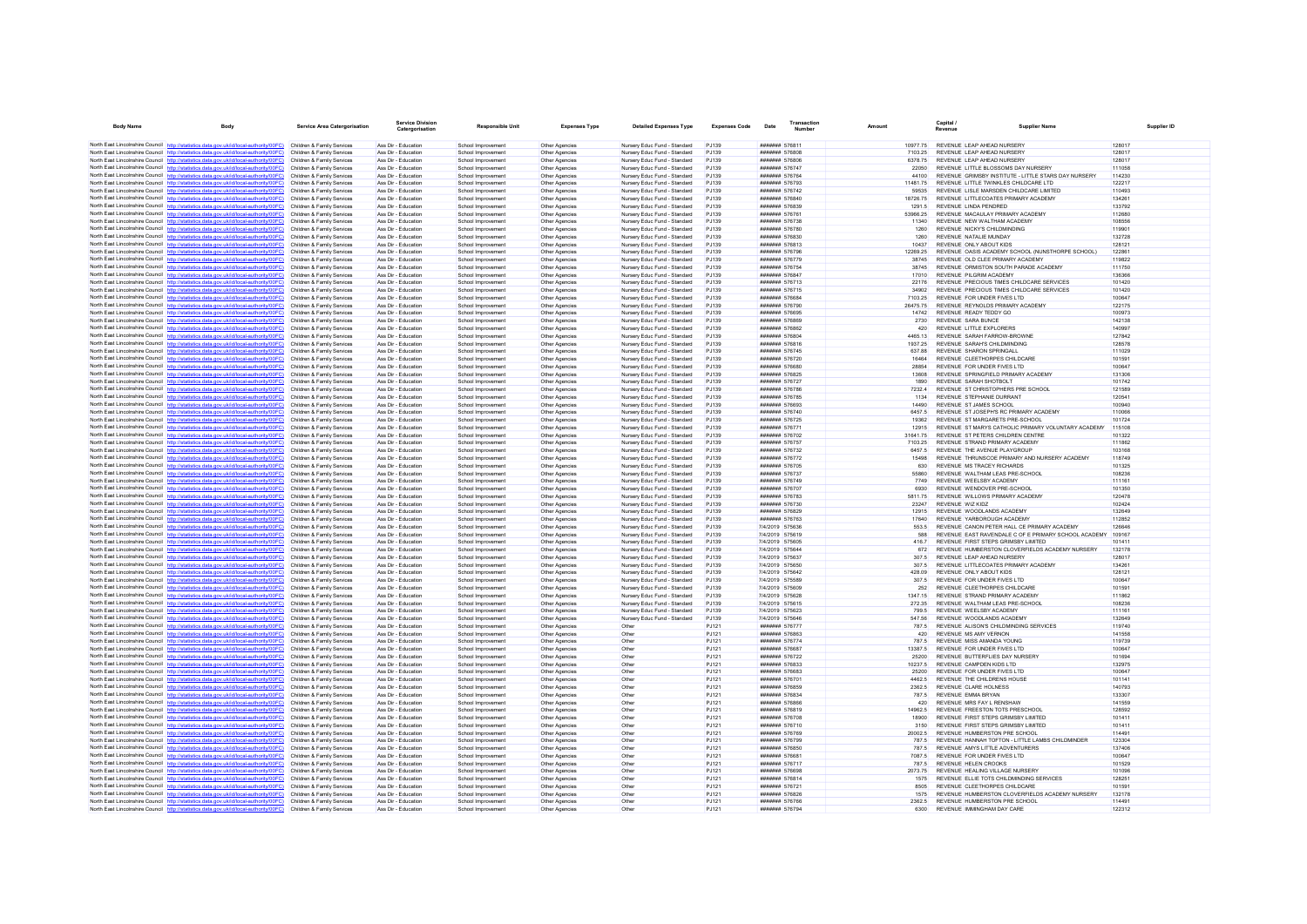| Body Name | Body | Service Area Catergorisation | Service Division Catergorisation | Responsible Unit | Expenses Type | Detailed Expenses Type | Expenses Code | Date | Transaction Number | Amount | Capital / Revenue | Supplier Name | Supplier ID |
|---|---|---|---|---|---|---|---|---|---|---|---|---|---|
| North East Lincolnshire Council | http://statistics.data.gov.uk/id/local-authority/00FC) | Children & Family Services | Ass Dir - Education | School Improvement | Other Agencies | Nursery Educ Fund - Standard | PJ139 | ####### 576811 | | 10977.75 | REVENUE | LEAP AHEAD NURSERY | 128017 |
| North East Lincolnshire Council | http://statistics.data.gov.uk/id/local-authority/00FC) | Children & Family Services | Ass Dir - Education | School Improvement | Other Agencies | Nursery Educ Fund - Standard | PJ139 | ####### 576808 | | 7103.25 | REVENUE | LEAP AHEAD NURSERY | 128017 |
| North East Lincolnshire Council | http://statistics.data.gov.uk/id/local-authority/00FC) | Children & Family Services | Ass Dir - Education | School Improvement | Other Agencies | Nursery Educ Fund - Standard | PJ139 | ####### 576806 | | 6378.75 | REVENUE | LEAP AHEAD NURSERY | 128017 |
| North East Lincolnshire Council | http://statistics.data.gov.uk/id/local-authority/00FC) | Children & Family Services | Ass Dir - Education | School Improvement | Other Agencies | Nursery Educ Fund - Standard | PJ139 | ####### 576747 | | 22050 | REVENUE | LITTLE BLOSSOMS DAY NURSERY | 111058 |
| North East Lincolnshire Council | http://statistics.data.gov.uk/id/local-authority/00FC) | Children & Family Services | Ass Dir - Education | School Improvement | Other Agencies | Nursery Educ Fund - Standard | PJ139 | ####### 576764 | | 44100 | REVENUE | GRIMSBY INSTITUTE - LITTLE STARS DAY NURSERY | 114230 |
| North East Lincolnshire Council | http://statistics.data.gov.uk/id/local-authority/00FC) | Children & Family Services | Ass Dir - Education | School Improvement | Other Agencies | Nursery Educ Fund - Standard | PJ139 | ####### 576793 | | 11461.75 | REVENUE | LITTLE TWINKLES CHILDCARE LTD | 122217 |
| North East Lincolnshire Council | http://statistics.data.gov.uk/id/local-authority/00FC) | Children & Family Services | Ass Dir - Education | School Improvement | Other Agencies | Nursery Educ Fund - Standard | PJ139 | ####### 576742 | | 59535 | REVENUE | LISLE MARSDEN CHILDCARE LIMITED | 110493 |
| North East Lincolnshire Council | http://statistics.data.gov.uk/id/local-authority/00FC) | Children & Family Services | Ass Dir - Education | School Improvement | Other Agencies | Nursery Educ Fund - Standard | PJ139 | ####### 576840 | | 18726.75 | REVENUE | LITTLECOATES PRIMARY ACADEMY | 134261 |
| North East Lincolnshire Council | http://statistics.data.gov.uk/id/local-authority/00FC) | Children & Family Services | Ass Dir - Education | School Improvement | Other Agencies | Nursery Educ Fund - Standard | PJ139 | ####### 576839 | | 1291.5 | REVENUE | LINDA PENDRED | 133792 |
| North East Lincolnshire Council | http://statistics.data.gov.uk/id/local-authority/00FC) | Children & Family Services | Ass Dir - Education | School Improvement | Other Agencies | Nursery Educ Fund - Standard | PJ139 | ####### 576761 | | 53966.25 | REVENUE | MACAULAY PRIMARY ACADEMY | 112680 |
| North East Lincolnshire Council | http://statistics.data.gov.uk/id/local-authority/00FC) | Children & Family Services | Ass Dir - Education | School Improvement | Other Agencies | Nursery Educ Fund - Standard | PJ139 | ####### 576738 | | 11340 | REVENUE | NEW WALTHAM ACADEMY | 108556 |
| North East Lincolnshire Council | http://statistics.data.gov.uk/id/local-authority/00FC) | Children & Family Services | Ass Dir - Education | School Improvement | Other Agencies | Nursery Educ Fund - Standard | PJ139 | ####### 576780 | | 1260 | REVENUE | NICKY'S CHILDMINDING | 119901 |
| North East Lincolnshire Council | http://statistics.data.gov.uk/id/local-authority/00FC) | Children & Family Services | Ass Dir - Education | School Improvement | Other Agencies | Nursery Educ Fund - Standard | PJ139 | ####### 576830 | | 1260 | REVENUE | NATALIE MUNDAY | 132728 |
| North East Lincolnshire Council | http://statistics.data.gov.uk/id/local-authority/00FC) | Children & Family Services | Ass Dir - Education | School Improvement | Other Agencies | Nursery Educ Fund - Standard | PJ139 | ####### 576813 | | 10437 | REVENUE | ONLY ABOUT KIDS | 128121 |
| North East Lincolnshire Council | http://statistics.data.gov.uk/id/local-authority/00FC) | Children & Family Services | Ass Dir - Education | School Improvement | Other Agencies | Nursery Educ Fund - Standard | PJ139 | ####### 576796 | | 12269.25 | REVENUE | OASIS ACADEMY SCHOOL (NUNSTHORPE SCHOOL) | 122861 |
| North East Lincolnshire Council | http://statistics.data.gov.uk/id/local-authority/00FC) | Children & Family Services | Ass Dir - Education | School Improvement | Other Agencies | Nursery Educ Fund - Standard | PJ139 | ####### 576779 | | 38745 | REVENUE | OLD CLEE PRIMARY ACADEMY | 119822 |
| North East Lincolnshire Council | http://statistics.data.gov.uk/id/local-authority/00FC) | Children & Family Services | Ass Dir - Education | School Improvement | Other Agencies | Nursery Educ Fund - Standard | PJ139 | ####### 576754 | | 38745 | REVENUE | ORMISTON SOUTH PARADE ACADEMY | 111750 |
| North East Lincolnshire Council | http://statistics.data.gov.uk/id/local-authority/00FC) | Children & Family Services | Ass Dir - Education | School Improvement | Other Agencies | Nursery Educ Fund - Standard | PJ139 | ####### 576847 | | 17010 | REVENUE | PILGRIM ACADEMY | 136366 |
| North East Lincolnshire Council | http://statistics.data.gov.uk/id/local-authority/00FC) | Children & Family Services | Ass Dir - Education | School Improvement | Other Agencies | Nursery Educ Fund - Standard | PJ139 | ####### 576713 | | 22176 | REVENUE | PRECIOUS TIMES CHILDCARE SERVICES | 101420 |
| North East Lincolnshire Council | http://statistics.data.gov.uk/id/local-authority/00FC) | Children & Family Services | Ass Dir - Education | School Improvement | Other Agencies | Nursery Educ Fund - Standard | PJ139 | ####### 576715 | | 34902 | REVENUE | PRECIOUS TIMES CHILDCARE SERVICES | 101420 |
| North East Lincolnshire Council | http://statistics.data.gov.uk/id/local-authority/00FC) | Children & Family Services | Ass Dir - Education | School Improvement | Other Agencies | Nursery Educ Fund - Standard | PJ139 | ####### 576684 | | 7103.25 | REVENUE | FOR UNDER FIVES LTD | 100647 |
| North East Lincolnshire Council | http://statistics.data.gov.uk/id/local-authority/00FC) | Children & Family Services | Ass Dir - Education | School Improvement | Other Agencies | Nursery Educ Fund - Standard | PJ139 | ####### 576790 | | 26475.75 | REVENUE | REYNOLDS PRIMARY ACADEMY | 122175 |
| North East Lincolnshire Council | http://statistics.data.gov.uk/id/local-authority/00FC) | Children & Family Services | Ass Dir - Education | School Improvement | Other Agencies | Nursery Educ Fund - Standard | PJ139 | ####### 576695 | | 14742 | REVENUE | READY TEDDY GO | 100973 |
| North East Lincolnshire Council | http://statistics.data.gov.uk/id/local-authority/00FC) | Children & Family Services | Ass Dir - Education | School Improvement | Other Agencies | Nursery Educ Fund - Standard | PJ139 | ####### 576869 | | 2730 | REVENUE | SARA BUNCE | 142138 |
| North East Lincolnshire Council | http://statistics.data.gov.uk/id/local-authority/00FC) | Children & Family Services | Ass Dir - Education | School Improvement | Other Agencies | Nursery Educ Fund - Standard | PJ139 | ####### 576862 | | 420 | REVENUE | LITTLE EXPLORERS | 140997 |
| North East Lincolnshire Council | http://statistics.data.gov.uk/id/local-authority/00FC) | Children & Family Services | Ass Dir - Education | School Improvement | Other Agencies | Nursery Educ Fund - Standard | PJ139 | ####### 576804 | | 4465.13 | REVENUE | SARAH FARROW-BROWNE | 127842 |
| North East Lincolnshire Council | http://statistics.data.gov.uk/id/local-authority/00FC) | Children & Family Services | Ass Dir - Education | School Improvement | Other Agencies | Nursery Educ Fund - Standard | PJ139 | ####### 576816 | | 1937.25 | REVENUE | SARAH'S CHILDMINDING | 128578 |
| North East Lincolnshire Council | http://statistics.data.gov.uk/id/local-authority/00FC) | Children & Family Services | Ass Dir - Education | School Improvement | Other Agencies | Nursery Educ Fund - Standard | PJ139 | ####### 576745 | | 637.88 | REVENUE | SHARON SPRINGALL | 111029 |
| North East Lincolnshire Council | http://statistics.data.gov.uk/id/local-authority/00FC) | Children & Family Services | Ass Dir - Education | School Improvement | Other Agencies | Nursery Educ Fund - Standard | PJ139 | ####### 576720 | | 16464 | REVENUE | CLEETHORPES CHILDCARE | 101591 |
| North East Lincolnshire Council | http://statistics.data.gov.uk/id/local-authority/00FC) | Children & Family Services | Ass Dir - Education | School Improvement | Other Agencies | Nursery Educ Fund - Standard | PJ139 | ####### 576680 | | 28854 | REVENUE | FOR UNDER FIVES LTD | 100647 |
| North East Lincolnshire Council | http://statistics.data.gov.uk/id/local-authority/00FC) | Children & Family Services | Ass Dir - Education | School Improvement | Other Agencies | Nursery Educ Fund - Standard | PJ139 | ####### 576825 | | 13608 | REVENUE | SPRINGFIELD PRIMARY ACADEMY | 131306 |
| North East Lincolnshire Council | http://statistics.data.gov.uk/id/local-authority/00FC) | Children & Family Services | Ass Dir - Education | School Improvement | Other Agencies | Nursery Educ Fund - Standard | PJ139 | ####### 576727 | | 1890 | REVENUE | SARAH SHOTBOLT | 101742 |
| North East Lincolnshire Council | http://statistics.data.gov.uk/id/local-authority/00FC) | Children & Family Services | Ass Dir - Education | School Improvement | Other Agencies | Nursery Educ Fund - Standard | PJ139 | ####### 576786 | | 7232.4 | REVENUE | ST CHRISTOPHERS PRE SCHOOL | 121589 |
| North East Lincolnshire Council | http://statistics.data.gov.uk/id/local-authority/00FC) | Children & Family Services | Ass Dir - Education | School Improvement | Other Agencies | Nursery Educ Fund - Standard | PJ139 | ####### 576785 | | 1134 | REVENUE | STEPHANIE DURRANT | 120541 |
| North East Lincolnshire Council | http://statistics.data.gov.uk/id/local-authority/00FC) | Children & Family Services | Ass Dir - Education | School Improvement | Other Agencies | Nursery Educ Fund - Standard | PJ139 | ####### 576693 | | 14490 | REVENUE | ST JAMES SCHOOL | 100940 |
| North East Lincolnshire Council | http://statistics.data.gov.uk/id/local-authority/00FC) | Children & Family Services | Ass Dir - Education | School Improvement | Other Agencies | Nursery Educ Fund - Standard | PJ139 | ####### 576740 | | 6457.5 | REVENUE | ST JOSEPH'S RC PRIMARY ACADEMY | 110066 |
| North East Lincolnshire Council | http://statistics.data.gov.uk/id/local-authority/00FC) | Children & Family Services | Ass Dir - Education | School Improvement | Other Agencies | Nursery Educ Fund - Standard | PJ139 | ####### 576725 | | 19362 | REVENUE | ST MARGARETS PRE-SCHOOL | 101724 |
| North East Lincolnshire Council | http://statistics.data.gov.uk/id/local-authority/00FC) | Children & Family Services | Ass Dir - Education | School Improvement | Other Agencies | Nursery Educ Fund - Standard | PJ139 | ####### 576771 | | 12915 | REVENUE | ST MARYS CATHOLIC PRIMARY VOLUNTARY ACADEMY | 115108 |
| North East Lincolnshire Council | http://statistics.data.gov.uk/id/local-authority/00FC) | Children & Family Services | Ass Dir - Education | School Improvement | Other Agencies | Nursery Educ Fund - Standard | PJ139 | ####### 576702 | | 31641.75 | REVENUE | ST PETERS CHILDREN CENTRE | 101322 |
| North East Lincolnshire Council | http://statistics.data.gov.uk/id/local-authority/00FC) | Children & Family Services | Ass Dir - Education | School Improvement | Other Agencies | Nursery Educ Fund - Standard | PJ139 | ####### 576757 | | 7103.25 | REVENUE | STRAND PRIMARY ACADEMY | 111862 |
| North East Lincolnshire Council | http://statistics.data.gov.uk/id/local-authority/00FC) | Children & Family Services | Ass Dir - Education | School Improvement | Other Agencies | Nursery Educ Fund - Standard | PJ139 | ####### 576732 | | 6457.5 | REVENUE | THE AVENUE PLAYGROUP | 103168 |
| North East Lincolnshire Council | http://statistics.data.gov.uk/id/local-authority/00FC) | Children & Family Services | Ass Dir - Education | School Improvement | Other Agencies | Nursery Educ Fund - Standard | PJ139 | ####### 576772 | | 15498 | REVENUE | THRUNSCOE PRIMARY AND NURSERY ACADEMY | 118749 |
| North East Lincolnshire Council | http://statistics.data.gov.uk/id/local-authority/00FC) | Children & Family Services | Ass Dir - Education | School Improvement | Other Agencies | Nursery Educ Fund - Standard | PJ139 | ####### 576705 | | 630 | REVENUE | MS TRACEY RICHARDS | 101325 |
| North East Lincolnshire Council | http://statistics.data.gov.uk/id/local-authority/00FC) | Children & Family Services | Ass Dir - Education | School Improvement | Other Agencies | Nursery Educ Fund - Standard | PJ139 | ####### 576737 | | 55860 | REVENUE | WALTHAM LEAS PRE-SCHOOL | 108236 |
| North East Lincolnshire Council | http://statistics.data.gov.uk/id/local-authority/00FC) | Children & Family Services | Ass Dir - Education | School Improvement | Other Agencies | Nursery Educ Fund - Standard | PJ139 | ####### 576749 | | 7749 | REVENUE | WEELSBY ACADEMY | 111161 |
| North East Lincolnshire Council | http://statistics.data.gov.uk/id/local-authority/00FC) | Children & Family Services | Ass Dir - Education | School Improvement | Other Agencies | Nursery Educ Fund - Standard | PJ139 | ####### 576707 | | 6930 | REVENUE | WENDOVER PRE-SCHOOL | 101350 |
| North East Lincolnshire Council | http://statistics.data.gov.uk/id/local-authority/00FC) | Children & Family Services | Ass Dir - Education | School Improvement | Other Agencies | Nursery Educ Fund - Standard | PJ139 | ####### 576783 | | 5811.75 | REVENUE | WILLOWS PRIMARY ACADEMY | 120478 |
| North East Lincolnshire Council | http://statistics.data.gov.uk/id/local-authority/00FC) | Children & Family Services | Ass Dir - Education | School Improvement | Other Agencies | Nursery Educ Fund - Standard | PJ139 | ####### 576730 | | 23247 | REVENUE | WIZ KIDZ | 102424 |
| North East Lincolnshire Council | http://statistics.data.gov.uk/id/local-authority/00FC) | Children & Family Services | Ass Dir - Education | School Improvement | Other Agencies | Nursery Educ Fund - Standard | PJ139 | ####### 576829 | | 12915 | REVENUE | WOODLANDS ACADEMY | 132649 |
| North East Lincolnshire Council | http://statistics.data.gov.uk/id/local-authority/00FC) | Children & Family Services | Ass Dir - Education | School Improvement | Other Agencies | Nursery Educ Fund - Standard | PJ139 | ####### 576763 | | 17640 | REVENUE | YARBOROUGH ACADEMY | 112852 |
| North East Lincolnshire Council | http://statistics.data.gov.uk/id/local-authority/00FC) | Children & Family Services | Ass Dir - Education | School Improvement | Other Agencies | Nursery Educ Fund - Standard | PJ139 | 7/4/2019 | 575636 | 553.5 | REVENUE | CANON PETER HALL CE PRIMARY ACADEMY | 126646 |
| North East Lincolnshire Council | http://statistics.data.gov.uk/id/local-authority/00FC) | Children & Family Services | Ass Dir - Education | School Improvement | Other Agencies | Nursery Educ Fund - Standard | PJ139 | 7/4/2019 | 575619 | 588 | REVENUE | EAST RAVENDALE C OF E PRIMARY SCHOOL ACADEMY | 109167 |
| North East Lincolnshire Council | http://statistics.data.gov.uk/id/local-authority/00FC) | Children & Family Services | Ass Dir - Education | School Improvement | Other Agencies | Nursery Educ Fund - Standard | PJ139 | 7/4/2019 | 575605 | 416.7 | REVENUE | FIRST STEPS GRIMSBY LIMITED | 101411 |
| North East Lincolnshire Council | http://statistics.data.gov.uk/id/local-authority/00FC) | Children & Family Services | Ass Dir - Education | School Improvement | Other Agencies | Nursery Educ Fund - Standard | PJ139 | 7/4/2019 | 575644 | 672 | REVENUE | HUMBERSTON CLOVERFIELDS ACADEMY NURSERY | 132178 |
| North East Lincolnshire Council | http://statistics.data.gov.uk/id/local-authority/00FC) | Children & Family Services | Ass Dir - Education | School Improvement | Other Agencies | Nursery Educ Fund - Standard | PJ139 | 7/4/2019 | 575637 | 307.5 | REVENUE | LEAP AHEAD NURSERY | 128017 |
| North East Lincolnshire Council | http://statistics.data.gov.uk/id/local-authority/00FC) | Children & Family Services | Ass Dir - Education | School Improvement | Other Agencies | Nursery Educ Fund - Standard | PJ139 | 7/4/2019 | 575650 | 307.5 | REVENUE | LITTLECOATES PRIMARY ACADEMY | 134261 |
| North East Lincolnshire Council | http://statistics.data.gov.uk/id/local-authority/00FC) | Children & Family Services | Ass Dir - Education | School Improvement | Other Agencies | Nursery Educ Fund - Standard | PJ139 | 7/4/2019 | 575642 | 428.09 | REVENUE | ONLY ABOUT KIDS | 128121 |
| North East Lincolnshire Council | http://statistics.data.gov.uk/id/local-authority/00FC) | Children & Family Services | Ass Dir - Education | School Improvement | Other Agencies | Nursery Educ Fund - Standard | PJ139 | 7/4/2019 | 575589 | 307.5 | REVENUE | FOR UNDER FIVES LTD | 100647 |
| North East Lincolnshire Council | http://statistics.data.gov.uk/id/local-authority/00FC) | Children & Family Services | Ass Dir - Education | School Improvement | Other Agencies | Nursery Educ Fund - Standard | PJ139 | 7/4/2019 | 575609 | 252 | REVENUE | CLEETHORPES CHILDCARE | 101591 |
| North East Lincolnshire Council | http://statistics.data.gov.uk/id/local-authority/00FC) | Children & Family Services | Ass Dir - Education | School Improvement | Other Agencies | Nursery Educ Fund - Standard | PJ139 | 7/4/2019 | 575628 | 1347.15 | REVENUE | STRAND PRIMARY ACADEMY | 111862 |
| North East Lincolnshire Council | http://statistics.data.gov.uk/id/local-authority/00FC) | Children & Family Services | Ass Dir - Education | School Improvement | Other Agencies | Nursery Educ Fund - Standard | PJ139 | 7/4/2019 | 575615 | 272.35 | REVENUE | WALTHAM LEAS PRE-SCHOOL | 108236 |
| North East Lincolnshire Council | http://statistics.data.gov.uk/id/local-authority/00FC) | Children & Family Services | Ass Dir - Education | School Improvement | Other Agencies | Nursery Educ Fund - Standard | PJ139 | 7/4/2019 | 575623 | 799.5 | REVENUE | WEELSBY ACADEMY | 111161 |
| North East Lincolnshire Council | http://statistics.data.gov.uk/id/local-authority/00FC) | Children & Family Services | Ass Dir - Education | School Improvement | Other Agencies | Nursery Educ Fund - Standard | PJ139 | 7/4/2019 | 575646 | 547.56 | REVENUE | WOODLANDS ACADEMY | 132649 |
| North East Lincolnshire Council | http://statistics.data.gov.uk/id/local-authority/00FC) | Children & Family Services | Ass Dir - Education | School Improvement | Other Agencies | Other | PJ121 | ####### 576777 | | 787.5 | REVENUE | ALISON'S CHILDMINDING SERVICES | 119740 |
| North East Lincolnshire Council | http://statistics.data.gov.uk/id/local-authority/00FC) | Children & Family Services | Ass Dir - Education | School Improvement | Other Agencies | Other | PJ121 | ####### 576863 | | 420 | REVENUE | MS AMY VERNON | 141558 |
| North East Lincolnshire Council | http://statistics.data.gov.uk/id/local-authority/00FC) | Children & Family Services | Ass Dir - Education | School Improvement | Other Agencies | Other | PJ121 | ####### 576774 | | 787.5 | REVENUE | MISS AMANDA YOUNG | 119739 |
| North East Lincolnshire Council | http://statistics.data.gov.uk/id/local-authority/00FC) | Children & Family Services | Ass Dir - Education | School Improvement | Other Agencies | Other | PJ121 | ####### 576687 | | 13387.5 | REVENUE | FOR UNDER FIVES LTD | 100647 |
| North East Lincolnshire Council | http://statistics.data.gov.uk/id/local-authority/00FC) | Children & Family Services | Ass Dir - Education | School Improvement | Other Agencies | Other | PJ121 | ####### 576722 | | 25200 | REVENUE | BUTTERFLIES DAY NURSERY | 101694 |
| North East Lincolnshire Council | http://statistics.data.gov.uk/id/local-authority/00FC) | Children & Family Services | Ass Dir - Education | School Improvement | Other Agencies | Other | PJ121 | ####### 576833 | | 10237.5 | REVENUE | CAMPDEN KIDS LTD | 132975 |
| North East Lincolnshire Council | http://statistics.data.gov.uk/id/local-authority/00FC) | Children & Family Services | Ass Dir - Education | School Improvement | Other Agencies | Other | PJ121 | ####### 576683 | | 25200 | REVENUE | FOR UNDER FIVES LTD | 100647 |
| North East Lincolnshire Council | http://statistics.data.gov.uk/id/local-authority/00FC) | Children & Family Services | Ass Dir - Education | School Improvement | Other Agencies | Other | PJ121 | ####### 576701 | | 4462.5 | REVENUE | THE CHILDRENS HOUSE | 101141 |
| North East Lincolnshire Council | http://statistics.data.gov.uk/id/local-authority/00FC) | Children & Family Services | Ass Dir - Education | School Improvement | Other Agencies | Other | PJ121 | ####### 576859 | | 2362.5 | REVENUE | CLARE HOLNESS | 140793 |
| North East Lincolnshire Council | http://statistics.data.gov.uk/id/local-authority/00FC) | Children & Family Services | Ass Dir - Education | School Improvement | Other Agencies | Other | PJ121 | ####### 576834 | | 787.5 | REVENUE | EMMA BRYAN | 133307 |
| North East Lincolnshire Council | http://statistics.data.gov.uk/id/local-authority/00FC) | Children & Family Services | Ass Dir - Education | School Improvement | Other Agencies | Other | PJ121 | ####### 576866 | | 420 | REVENUE | MRS FAY L RENSHAW | 141559 |
| North East Lincolnshire Council | http://statistics.data.gov.uk/id/local-authority/00FC) | Children & Family Services | Ass Dir - Education | School Improvement | Other Agencies | Other | PJ121 | ####### 576819 | | 14962.5 | REVENUE | FREESTON TOTS PRESCHOOL | 128592 |
| North East Lincolnshire Council | http://statistics.data.gov.uk/id/local-authority/00FC) | Children & Family Services | Ass Dir - Education | School Improvement | Other Agencies | Other | PJ121 | ####### 576708 | | 18900 | REVENUE | FIRST STEPS GRIMSBY LIMITED | 101411 |
| North East Lincolnshire Council | http://statistics.data.gov.uk/id/local-authority/00FC) | Children & Family Services | Ass Dir - Education | School Improvement | Other Agencies | Other | PJ121 | ####### 576710 | | 3150 | REVENUE | FIRST STEPS GRIMSBY LIMITED | 101411 |
| North East Lincolnshire Council | http://statistics.data.gov.uk/id/local-authority/00FC) | Children & Family Services | Ass Dir - Education | School Improvement | Other Agencies | Other | PJ121 | ####### 576769 | | 20002.5 | REVENUE | HUMBERSTON PRE SCHOOL | 114491 |
| North East Lincolnshire Council | http://statistics.data.gov.uk/id/local-authority/00FC) | Children & Family Services | Ass Dir - Education | School Improvement | Other Agencies | Other | PJ121 | ####### 576799 | | 787.5 | REVENUE | HANNAH TOFTON - LITTLE LAMBS CHILDMINDER | 123304 |
| North East Lincolnshire Council | http://statistics.data.gov.uk/id/local-authority/00FC) | Children & Family Services | Ass Dir - Education | School Improvement | Other Agencies | Other | PJ121 | ####### 576850 | | 787.5 | REVENUE | AMYS LITTLE ADVENTURERS | 137406 |
| North East Lincolnshire Council | http://statistics.data.gov.uk/id/local-authority/00FC) | Children & Family Services | Ass Dir - Education | School Improvement | Other Agencies | Other | PJ121 | ####### 576681 | | 7087.5 | REVENUE | FOR UNDER FIVES LTD | 100647 |
| North East Lincolnshire Council | http://statistics.data.gov.uk/id/local-authority/00FC) | Children & Family Services | Ass Dir - Education | School Improvement | Other Agencies | Other | PJ121 | ####### 576717 | | 787.5 | REVENUE | HELEN CROOKS | 101529 |
| North East Lincolnshire Council | http://statistics.data.gov.uk/id/local-authority/00FC) | Children & Family Services | Ass Dir - Education | School Improvement | Other Agencies | Other | PJ121 | ####### 576698 | | 2073.75 | REVENUE | HEALING VILLAGE NURSERY | 101096 |
| North East Lincolnshire Council | http://statistics.data.gov.uk/id/local-authority/00FC) | Children & Family Services | Ass Dir - Education | School Improvement | Other Agencies | Other | PJ121 | ####### 576814 | | 1575 | REVENUE | ELLIE TOTS CHILDMINDING SERVICES | 128251 |
| North East Lincolnshire Council | http://statistics.data.gov.uk/id/local-authority/00FC) | Children & Family Services | Ass Dir - Education | School Improvement | Other Agencies | Other | PJ121 | ####### 576721 | | 8505 | REVENUE | CLEETHORPES CHILDCARE | 101591 |
| North East Lincolnshire Council | http://statistics.data.gov.uk/id/local-authority/00FC) | Children & Family Services | Ass Dir - Education | School Improvement | Other Agencies | Other | PJ121 | ####### 576826 | | 1575 | REVENUE | HUMBERSTON CLOVERFIELDS ACADEMY NURSERY | 132178 |
| North East Lincolnshire Council | http://statistics.data.gov.uk/id/local-authority/00FC) | Children & Family Services | Ass Dir - Education | School Improvement | Other Agencies | Other | PJ121 | ####### 576766 | | 2362.5 | REVENUE | HUMBERSTON PRE SCHOOL | 114491 |
| North East Lincolnshire Council | http://statistics.data.gov.uk/id/local-authority/00FC) | Children & Family Services | Ass Dir - Education | School Improvement | Other Agencies | Other | PJ121 | ####### 576794 | | 6300 | REVENUE | IMMINGHAM DAY CARE | 122312 |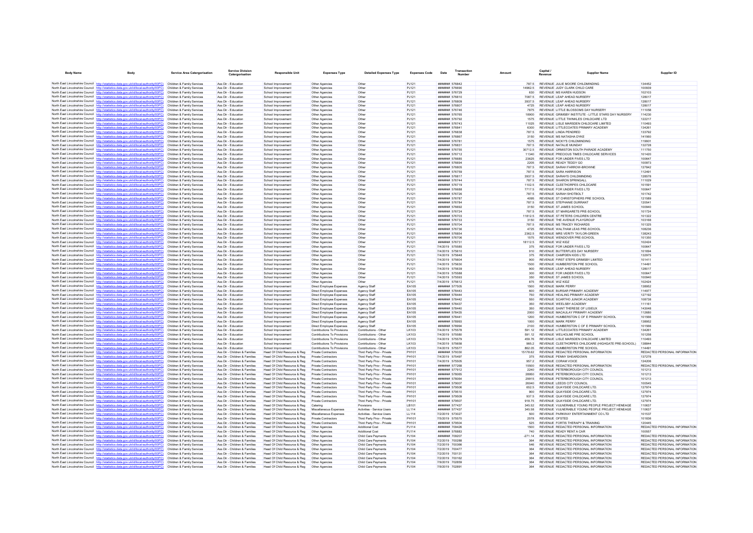| Body Name | Body | Service Area Catergorisation | Service Division Catergorisation | Responsible Unit | Expenses Type | Detailed Expenses Type | Expenses Code | Date | Transaction Number | Amount | Capital / Revenue | Supplier Name | Supplier ID |
|---|---|---|---|---|---|---|---|---|---|---|---|---|---|
| North East Lincolnshire Council | http://statistics.data.gov.uk/id/local-authority/00FC) | Children & Family Services | Ass Dir - Education | School Improvement | Other Agencies | Other | PJ121 | ######## | 576842 | 787.5 | REVENUE | JULIE MOORE CHILDMINDING | 134452 |
| North East Lincolnshire Council | http://statistics.data.gov.uk/id/local-authority/00FC) | Children & Family Services | Ass Dir - Education | School Improvement | Other Agencies | Other | PJ121 | ######## | 576690 | 14962.5 | REVENUE | JUDY CLARK CHILD CARE | 100939 |
| North East Lincolnshire Council | http://statistics.data.gov.uk/id/local-authority/00FC) | Children & Family Services | Ass Dir - Education | School Improvement | Other Agencies | Other | PJ121 | ######## | 576729 | 630 | REVENUE | MS KAREN HUDSON | 102103 |
| North East Lincolnshire Council | http://statistics.data.gov.uk/id/local-authority/00FC) | Children & Family Services | Ass Dir - Education | School Improvement | Other Agencies | Other | PJ121 | ######## | 576810 | 7087.5 | REVENUE | LEAP AHEAD NURSERY | 128017 |
| North East Lincolnshire Council | http://statistics.data.gov.uk/id/local-authority/00FC) | Children & Family Services | Ass Dir - Education | School Improvement | Other Agencies | Other | PJ121 | ######## | 576809 | 3937.5 | REVENUE | LEAP AHEAD NURSERY | 128017 |
| North East Lincolnshire Council | http://statistics.data.gov.uk/id/local-authority/00FC) | Children & Family Services | Ass Dir - Education | School Improvement | Other Agencies | Other | PJ121 | ######## | 576807 | 4725 | REVENUE | LEAP AHEAD NURSERY | 128017 |
| North East Lincolnshire Council | http://statistics.data.gov.uk/id/local-authority/00FC) | Children & Family Services | Ass Dir - Education | School Improvement | Other Agencies | Other | PJ121 | ######## | 576746 | 7875 | REVENUE | LITTLE BLOSSOMS DAY NURSERY | 111058 |
| North East Lincolnshire Council | http://statistics.data.gov.uk/id/local-authority/00FC) | Children & Family Services | Ass Dir - Education | School Improvement | Other Agencies | Other | PJ121 | ######## | 576765 | 18900 | REVENUE | GRIMSBY INSTITUTE - LITTLE STARS DAY NURSERY | 114230 |
| North East Lincolnshire Council | http://statistics.data.gov.uk/id/local-authority/00FC) | Children & Family Services | Ass Dir - Education | School Improvement | Other Agencies | Other | PJ121 | ######## | 576792 | 1575 | REVENUE | LITTLE TWINKLES CHILDCARE LTD | 122217 |
| North East Lincolnshire Council | http://statistics.data.gov.uk/id/local-authority/00FC) | Children & Family Services | Ass Dir - Education | School Improvement | Other Agencies | Other | PJ121 | ######## | 576743 | 11025 | REVENUE | LISLE MARSDEN CHILDCARE LIMITED | 110493 |
| North East Lincolnshire Council | http://statistics.data.gov.uk/id/local-authority/00FC) | Children & Family Services | Ass Dir - Education | School Improvement | Other Agencies | Other | PJ121 | ######## | 576841 | 6300 | REVENUE | LITTLECOATES PRIMARY ACADEMY | 134261 |
| North East Lincolnshire Council | http://statistics.data.gov.uk/id/local-authority/00FC) | Children & Family Services | Ass Dir - Education | School Improvement | Other Agencies | Other | PJ121 | ######## | 576838 | 787.5 | REVENUE | LINDA PENDRED | 133792 |
| North East Lincolnshire Council | http://statistics.data.gov.uk/id/local-authority/00FC) | Children & Family Services | Ass Dir - Education | School Improvement | Other Agencies | Other | PJ121 | ######## | 576867 | 3150 | REVENUE | MS NATASHA DYKE | 141560 |
| North East Lincolnshire Council | http://statistics.data.gov.uk/id/local-authority/00FC) | Children & Family Services | Ass Dir - Education | School Improvement | Other Agencies | Other | PJ121 | ######## | 576781 | 1575 | REVENUE | NICKY'S CHILDMINDING | 119901 |
| North East Lincolnshire Council | http://statistics.data.gov.uk/id/local-authority/00FC) | Children & Family Services | Ass Dir - Education | School Improvement | Other Agencies | Other | PJ121 | ######## | 576831 | 787.5 | REVENUE | NATALIE MUNDAY | 132728 |
| North East Lincolnshire Council | http://statistics.data.gov.uk/id/local-authority/00FC) | Children & Family Services | Ass Dir - Education | School Improvement | Other Agencies | Other | PJ121 | ######## | 576755 | 30712.5 | REVENUE | ORMISTON SOUTH PARADE ACADEMY | 111750 |
| North East Lincolnshire Council | http://statistics.data.gov.uk/id/local-authority/00FC) | Children & Family Services | Ass Dir - Education | School Improvement | Other Agencies | Other | PJ121 | ######## | 576712 | 11340 | REVENUE | PRECIOUS TIMES CHILDCARE SERVICES | 101420 |
| North East Lincolnshire Council | http://statistics.data.gov.uk/id/local-authority/00FC) | Children & Family Services | Ass Dir - Education | School Improvement | Other Agencies | Other | PJ121 | ######## | 576685 | 23625 | REVENUE | FOR UNDER FIVES LTD | 100647 |
| North East Lincolnshire Council | http://statistics.data.gov.uk/id/local-authority/00FC) | Children & Family Services | Ass Dir - Education | School Improvement | Other Agencies | Other | PJ121 | ######## | 576694 | 2205 | REVENUE | READY TEDDY GO | 100973 |
| North East Lincolnshire Council | http://statistics.data.gov.uk/id/local-authority/00FC) | Children & Family Services | Ass Dir - Education | School Improvement | Other Agencies | Other | PJ121 | ######## | 576805 | 787.5 | REVENUE | SARAH FARROW-BROWNE | 127842 |
| North East Lincolnshire Council | http://statistics.data.gov.uk/id/local-authority/00FC) | Children & Family Services | Ass Dir - Education | School Improvement | Other Agencies | Other | PJ121 | ######## | 576759 | 787.5 | REVENUE | SARA HARRISON | 112491 |
| North East Lincolnshire Council | http://statistics.data.gov.uk/id/local-authority/00FC) | Children & Family Services | Ass Dir - Education | School Improvement | Other Agencies | Other | PJ121 | ######## | 576817 | 3937.5 | REVENUE | SARAH'S CHILDMINDING | 128578 |
| North East Lincolnshire Council | http://statistics.data.gov.uk/id/local-authority/00FC) | Children & Family Services | Ass Dir - Education | School Improvement | Other Agencies | Other | PJ121 | ######## | 576744 | 787.5 | REVENUE | SHARON SPRINGALL | 111029 |
| North East Lincolnshire Council | http://statistics.data.gov.uk/id/local-authority/00FC) | Children & Family Services | Ass Dir - Education | School Improvement | Other Agencies | Other | PJ121 | ######## | 576719 | 1102.5 | REVENUE | CLEETHORPES CHILDCARE | 101591 |
| North East Lincolnshire Council | http://statistics.data.gov.uk/id/local-authority/00FC) | Children & Family Services | Ass Dir - Education | School Improvement | Other Agencies | Other | PJ121 | ######## | 576688 | 7717.5 | REVENUE | FOR UNDER FIVES LTD | 100647 |
| North East Lincolnshire Council | http://statistics.data.gov.uk/id/local-authority/00FC) | Children & Family Services | Ass Dir - Education | School Improvement | Other Agencies | Other | PJ121 | ######## | 576726 | 787.5 | REVENUE | SARAH SHOTBOLT | 101742 |
| North East Lincolnshire Council | http://statistics.data.gov.uk/id/local-authority/00FC) | Children & Family Services | Ass Dir - Education | School Improvement | Other Agencies | Other | PJ121 | ######## | 576787 | 4095 | REVENUE | ST CHRISTOPHERS PRE SCHOOL | 121589 |
| North East Lincolnshire Council | http://statistics.data.gov.uk/id/local-authority/00FC) | Children & Family Services | Ass Dir - Education | School Improvement | Other Agencies | Other | PJ121 | ######## | 576784 | 787.5 | REVENUE | STEPHANIE DURRANT | 120541 |
| North East Lincolnshire Council | http://statistics.data.gov.uk/id/local-authority/00FC) | Children & Family Services | Ass Dir - Education | School Improvement | Other Agencies | Other | PJ121 | ######## | 576692 | 3150 | REVENUE | ST JAMES SCHOOL | 100940 |
| North East Lincolnshire Council | http://statistics.data.gov.uk/id/local-authority/00FC) | Children & Family Services | Ass Dir - Education | School Improvement | Other Agencies | Other | PJ121 | ######## | 576724 | 787.5 | REVENUE | ST MARGARETS PRE-SCHOOL | 101724 |
| North East Lincolnshire Council | http://statistics.data.gov.uk/id/local-authority/00FC) | Children & Family Services | Ass Dir - Education | School Improvement | Other Agencies | Other | PJ121 | ######## | 576703 | 11812.5 | REVENUE | ST PETERS CHILDREN CENTRE | 101322 |
| North East Lincolnshire Council | http://statistics.data.gov.uk/id/local-authority/00FC) | Children & Family Services | Ass Dir - Education | School Improvement | Other Agencies | Other | PJ121 | ######## | 576733 | 3150 | REVENUE | THE AVENUE PLAYGROUP | 103168 |
| North East Lincolnshire Council | http://statistics.data.gov.uk/id/local-authority/00FC) | Children & Family Services | Ass Dir - Education | School Improvement | Other Agencies | Other | PJ121 | ######## | 576704 | 787.5 | REVENUE | MS TRACEY RICHARDS | 101325 |
| North East Lincolnshire Council | http://statistics.data.gov.uk/id/local-authority/00FC) | Children & Family Services | Ass Dir - Education | School Improvement | Other Agencies | Other | PJ121 | ######## | 576736 | 4725 | REVENUE | WALTHAM LEAS PRE-SCHOOL | 108236 |
| North East Lincolnshire Council | http://statistics.data.gov.uk/id/local-authority/00FC) | Children & Family Services | Ass Dir - Education | School Improvement | Other Agencies | Other | PJ121 | ######## | 576854 | 2362.5 | REVENUE | MRS VERITY TAYLOR-GREEN | 138243 |
| North East Lincolnshire Council | http://statistics.data.gov.uk/id/local-authority/00FC) | Children & Family Services | Ass Dir - Education | School Improvement | Other Agencies | Other | PJ121 | ######## | 576706 | 1575 | REVENUE | WENDOVER PRE-SCHOOL | 101350 |
| North East Lincolnshire Council | http://statistics.data.gov.uk/id/local-authority/00FC) | Children & Family Services | Ass Dir - Education | School Improvement | Other Agencies | Other | PJ121 | ######## | 576731 | 18112.5 | REVENUE | WIZ KIDZ | 102424 |
| North East Lincolnshire Council | http://statistics.data.gov.uk/id/local-authority/00FC) | Children & Family Services | Ass Dir - Education | School Improvement | Other Agencies | Other | PJ121 | 7/4/2019 | 575585 | 375 | REVENUE | FOR UNDER FIVES LTD | 100647 |
| North East Lincolnshire Council | http://statistics.data.gov.uk/id/local-authority/00FC) | Children & Family Services | Ass Dir - Education | School Improvement | Other Agencies | Other | PJ121 | 7/4/2019 | 575610 | 910 | REVENUE | BUTTERFLIES DAY NURSERY | 101694 |
| North East Lincolnshire Council | http://statistics.data.gov.uk/id/local-authority/00FC) | Children & Family Services | Ass Dir - Education | School Improvement | Other Agencies | Other | PJ121 | 7/4/2019 | 575648 | 375 | REVENUE | CAMPDEN KIDS LTD | 132975 |
| North East Lincolnshire Council | http://statistics.data.gov.uk/id/local-authority/00FC) | Children & Family Services | Ass Dir - Education | School Improvement | Other Agencies | Other | PJ121 | 7/4/2019 | 575604 | 900 | REVENUE | FIRST STEPS GRIMSBY LIMITED | 101411 |
| North East Lincolnshire Council | http://statistics.data.gov.uk/id/local-authority/00FC) | Children & Family Services | Ass Dir - Education | School Improvement | Other Agencies | Other | PJ121 | 7/4/2019 | 575630 | 1500 | REVENUE | HUMBERSTON PRE SCHOOL | 114491 |
| North East Lincolnshire Council | http://statistics.data.gov.uk/id/local-authority/00FC) | Children & Family Services | Ass Dir - Education | School Improvement | Other Agencies | Other | PJ121 | 7/4/2019 | 575639 | 900 | REVENUE | LEAP AHEAD NURSERY | 128017 |
| North East Lincolnshire Council | http://statistics.data.gov.uk/id/local-authority/00FC) | Children & Family Services | Ass Dir - Education | School Improvement | Other Agencies | Other | PJ121 | 7/4/2019 | 575588 | 300 | REVENUE | FOR UNDER FIVES LTD | 100647 |
| North East Lincolnshire Council | http://statistics.data.gov.uk/id/local-authority/00FC) | Children & Family Services | Ass Dir - Education | School Improvement | Other Agencies | Other | PJ121 | 7/4/2019 | 575593 | 350 | REVENUE | ST JAMES SCHOOL | 100940 |
| North East Lincolnshire Council | http://statistics.data.gov.uk/id/local-authority/00FC) | Children & Family Services | Ass Dir - Education | School Improvement | Other Agencies | Other | PJ121 | 7/4/2019 | 575612 | 875 | REVENUE | WIZ KIDZ | 102424 |
| North East Lincolnshire Council | http://statistics.data.gov.uk/id/local-authority/00FC) | Children & Family Services | Ass Dir - Education | School Improvement | Direct Employee Expenses | Agency Staff | EA105 | ######## | 577505 | 1500 | REVENUE | MARK PERRY | 138952 |
| North East Lincolnshire Council | http://statistics.data.gov.uk/id/local-authority/00FC) | Children & Family Services | Ass Dir - Education | School Improvement | Direct Employee Expenses | Agency Staff | EA105 | ######## | 578443 | 600 | REVENUE | BURSAR PRIMARY ACADEMY | 114977 |
| North East Lincolnshire Council | http://statistics.data.gov.uk/id/local-authority/00FC) | Children & Family Services | Ass Dir - Education | School Improvement | Direct Employee Expenses | Agency Staff | EA105 | ######## | 578444 | 750 | REVENUE | HEALING PRIMARY ACADEMY | 127192 |
| North East Lincolnshire Council | http://statistics.data.gov.uk/id/local-authority/00FC) | Children & Family Services | Ass Dir - Education | School Improvement | Direct Employee Expenses | Agency Staff | EA105 | ######## | 578442 | 550 | REVENUE | SCARTHO JUNIOR ACADEMY | 108738 |
| North East Lincolnshire Council | http://statistics.data.gov.uk/id/local-authority/00FC) | Children & Family Services | Ass Dir - Education | School Improvement | Direct Employee Expenses | Agency Staff | EA105 | ######## | 578437 | 350 | REVENUE | WEELSBY ACADEMY | 111161 |
| North East Lincolnshire Council | http://statistics.data.gov.uk/id/local-authority/00FC) | Children & Family Services | Ass Dir - Education | School Improvement | Direct Employee Expenses | Agency Staff | EA105 | ######## | 578440 | 350 | REVENUE | SAINT THERESE OF LISIEUX | 143048 |
| North East Lincolnshire Council | http://statistics.data.gov.uk/id/local-authority/00FC) | Children & Family Services | Ass Dir - Education | School Improvement | Direct Employee Expenses | Agency Staff | EA105 | ######## | 578435 | 2000 | REVENUE | MACAULAY PRIMARY ACADEMY | 112680 |
| North East Lincolnshire Council | http://statistics.data.gov.uk/id/local-authority/00FC) | Children & Family Services | Ass Dir - Education | School Improvement | Direct Employee Expenses | Agency Staff | EA105 | ######## | 578441 | 1200 | REVENUE | HUMBERSTON C OF E PRIMARY SCHOOL | 101566 |
| North East Lincolnshire Council | http://statistics.data.gov.uk/id/local-authority/00FC) | Children & Family Services | Ass Dir - Education | School Improvement | Direct Employee Expenses | Agency Staff | EA105 | ######## | 578993 | 1000 | REVENUE | MARK PERRY | 138952 |
| North East Lincolnshire Council | http://statistics.data.gov.uk/id/local-authority/00FC) | Children & Family Services | Ass Dir - Education | School Improvement | Direct Employee Expenses | Agency Staff | EA105 | ######## | 578994 | 2100 | REVENUE | HUMBERSTON C OF E PRIMARY SCHOOL | 101566 |
| North East Lincolnshire Council | http://statistics.data.gov.uk/id/local-authority/00FC) | Children & Family Services | Ass Dir - Education | School Improvement | Contributions To Provisions | Contributions - Other | LK103 | 7/4/2019 | 575578 | 591.12 | REVENUE | LITTLECOATES PRIMARY ACADEMY | 134261 |
| North East Lincolnshire Council | http://statistics.data.gov.uk/id/local-authority/00FC) | Children & Family Services | Ass Dir - Education | School Improvement | Contributions To Provisions | Contributions - Other | LK103 | 7/4/2019 | 575580 | 591.12 | REVENUE | WELHOLME PRE SCHOOL | 101258 |
| North East Lincolnshire Council | http://statistics.data.gov.uk/id/local-authority/00FC) | Children & Family Services | Ass Dir - Education | School Improvement | Contributions To Provisions | Contributions - Other | LK103 | 7/4/2019 | 575579 | 459.76 | REVENUE | LISLE MARSDEN CHILDCARE LIMITED | 110493 |
| North East Lincolnshire Council | http://statistics.data.gov.uk/id/local-authority/00FC) | Children & Family Services | Ass Dir - Education | School Improvement | Contributions To Provisions | Contributions - Other | LK103 | 7/4/2019 | 575658 | 985.2 | REVENUE | CLEETHORPES CHILDCARE (HIGHGATE PRE-SCHOOL) | 138844 |
| North East Lincolnshire Council | http://statistics.data.gov.uk/id/local-authority/00FC) | Children & Family Services | Ass Dir - Education | School Improvement | Contributions To Provisions | Contributions - Other | LK103 | 7/4/2019 | 575577 | 862.05 | REVENUE | HUMBERSTON PRE SCHOOL | 114491 |
| North East Lincolnshire Council | http://statistics.data.gov.uk/id/local-authority/00FC) | Children & Family Services | Ass Dir - Children & Families | Head Of Child Resource & Reg | Private Contractors | Third Party Prov - Private | PH101 | ######## | 579030 | 15178.62 | REVENUE | REDACTED PERSONAL INFORMATION | REDACTED PERSONAL INFORMATION |
| North East Lincolnshire Council | http://statistics.data.gov.uk/id/local-authority/00FC) | Children & Family Services | Ass Dir - Children & Families | Head Of Child Resource & Reg | Private Contractors | Third Party Prov - Private | PH101 | 7/4/2019 | 575497 | 375 | REVENUE | PENNY SHEARDOWN | 137278 |
| North East Lincolnshire Council | http://statistics.data.gov.uk/id/local-authority/00FC) | Children & Family Services | Ass Dir - Children & Families | Head Of Child Resource & Reg | Private Contractors | Third Party Prov - Private | PH101 | 7/4/2019 | 575505 | 957.2 | REVENUE | CORAM VOICE | 124206 |
| North East Lincolnshire Council | http://statistics.data.gov.uk/id/local-authority/00FC) | Children & Family Services | Ass Dir - Children & Families | Head Of Child Resource & Reg | Private Contractors | Third Party Prov - Private | PH101 | ######## | 577288 | 15500 | REVENUE | REDACTED PERSONAL INFORMATION | REDACTED PERSONAL INFORMATION |
| North East Lincolnshire Council | http://statistics.data.gov.uk/id/local-authority/00FC) | Children & Family Services | Ass Dir - Children & Families | Head Of Child Resource & Reg | Private Contractors | Third Party Prov - Private | PH101 | ######## | 577912 | 2240 | REVENUE | PETERBOROUGH CITY COUNCIL | 101213 |
| North East Lincolnshire Council | http://statistics.data.gov.uk/id/local-authority/00FC) | Children & Family Services | Ass Dir - Children & Families | Head Of Child Resource & Reg | Private Contractors | Third Party Prov - Private | PH101 | ######## | 578085 | 28950 | REVENUE | PETERBOROUGH CITY COUNCIL | 101213 |
| North East Lincolnshire Council | http://statistics.data.gov.uk/id/local-authority/00FC) | Children & Family Services | Ass Dir - Children & Families | Head Of Child Resource & Reg | Private Contractors | Third Party Prov - Private | PH101 | ######## | 578084 | 29915 | REVENUE | PETERBOROUGH CITY COUNCIL | 101213 |
| North East Lincolnshire Council | http://statistics.data.gov.uk/id/local-authority/00FC) | Children & Family Services | Ass Dir - Children & Families | Head Of Child Resource & Reg | Private Contractors | Third Party Prov - Private | PH101 | ######## | 579007 | 26040 | REVENUE | LEEDS CITY COUNCIL | 100545 |
| North East Lincolnshire Council | http://statistics.data.gov.uk/id/local-authority/00FC) | Children & Family Services | Ass Dir - Children & Families | Head Of Child Resource & Reg | Private Contractors | Third Party Prov - Private | PH101 | ######## | 579506 | 652.5 | REVENUE | QUAYSIDE CHILDCARE LTD. | 127974 |
| North East Lincolnshire Council | http://statistics.data.gov.uk/id/local-authority/00FC) | Children & Family Services | Ass Dir - Children & Families | Head Of Child Resource & Reg | Private Contractors | Third Party Prov - Private | PH101 | ######## | 579510 | 900 | REVENUE | QUAYSIDE CHILDCARE LTD. | 127974 |
| North East Lincolnshire Council | http://statistics.data.gov.uk/id/local-authority/00FC) | Children & Family Services | Ass Dir - Children & Families | Head Of Child Resource & Reg | Private Contractors | Third Party Prov - Private | PH101 | ######## | 579509 | 937.5 | REVENUE | QUAYSIDE CHILDCARE LTD. | 127974 |
| North East Lincolnshire Council | http://statistics.data.gov.uk/id/local-authority/00FC) | Children & Family Services | Ass Dir - Children & Families | Head Of Child Resource & Reg | Private Contractors | Third Party Prov - Private | PH101 | ######## | 579507 | 918.75 | REVENUE | QUAYSIDE CHILDCARE LTD. | 127974 |
| North East Lincolnshire Council | http://statistics.data.gov.uk/id/local-authority/00FC) | Children & Family Services | Ass Dir - Children & Families | Head Of Child Resource & Reg | Catering | Provisions | LB101 | ######## | 577437 | 345.52 | REVENUE | VULNERABLE YOUNG PEOPLE PROJECT HENEAGE | 110637 |
| North East Lincolnshire Council | http://statistics.data.gov.uk/id/local-authority/00FC) | Children & Family Services | Ass Dir - Children & Families | Head Of Child Resource & Reg | Miscellaneous Expenses | Activities - Service Users | LL114 | ######## | 577437 | 345.58 | REVENUE | VULNERABLE YOUNG PEOPLE PROJECT HENEAGE | 110637 |
| North East Lincolnshire Council | http://statistics.data.gov.uk/id/local-authority/00FC) | Children & Family Services | Ass Dir - Children & Families | Head Of Child Resource & Reg | Miscellaneous Expenses | Activities - Service Users | LL114 | 7/2/2019 | 573027 | 500 | REVENUE | PARKWAY ENTERTAINMENT CO LTD | 101537 |
| North East Lincolnshire Council | http://statistics.data.gov.uk/id/local-authority/00FC) | Children & Family Services | Ass Dir - Children & Families | Head Of Child Resource & Reg | Private Contractors | Third Party Prov - Private | PH101 | 7/5/2019 | 575570 | 2578 | REVENUE | OFSTED | 101836 |
| North East Lincolnshire Council | http://statistics.data.gov.uk/id/local-authority/00FC) | Children & Family Services | Ass Dir - Children & Families | Head Of Child Resource & Reg | Private Contractors | Third Party Prov - Private | PH101 | ######## | 579504 | 525 | REVENUE | FORTIS THERAPY & TRAINING | 120445 |
| North East Lincolnshire Council | http://statistics.data.gov.uk/id/local-authority/00FC) | Children & Family Services | Ass Dir - Children & Families | Head Of Child Resource & Reg | Other Agencies | Additional Cost | PJ114 | ######## | 709426 | 1500 | REVENUE | REDACTED PERSONAL INFORMATION | REDACTED PERSONAL INFORMATION |
| North East Lincolnshire Council | http://statistics.data.gov.uk/id/local-authority/00FC) | Children & Family Services | Ass Dir - Children & Families | Head Of Child Resource & Reg | Other Agencies | Additional Cost | PJ114 | ######## | 576883 | 740 | REVENUE | READY RENT A CAR | 100557 |
| North East Lincolnshire Council | http://statistics.data.gov.uk/id/local-authority/00FC) | Children & Family Services | Ass Dir - Children & Families | Head Of Child Resource & Reg | Other Agencies | Child Care Payments | PJ104 | ######## | 709207 | -271.14 | REVENUE | REDACTED PERSONAL INFORMATION | REDACTED PERSONAL INFORMATION |
| North East Lincolnshire Council | http://statistics.data.gov.uk/id/local-authority/00FC) | Children & Family Services | Ass Dir - Children & Families | Head Of Child Resource & Reg | Other Agencies | Child Care Payments | PJ104 | 7/2/2019 | 700288 | 364 | REVENUE | REDACTED PERSONAL INFORMATION | REDACTED PERSONAL INFORMATION |
| North East Lincolnshire Council | http://statistics.data.gov.uk/id/local-authority/00FC) | Children & Family Services | Ass Dir - Children & Families | Head Of Child Resource & Reg | Other Agencies | Child Care Payments | PJ104 | 7/2/2019 | 700366 | 546 | REVENUE | REDACTED PERSONAL INFORMATION | REDACTED PERSONAL INFORMATION |
| North East Lincolnshire Council | http://statistics.data.gov.uk/id/local-authority/00FC) | Children & Family Services | Ass Dir - Children & Families | Head Of Child Resource & Reg | Other Agencies | Child Care Payments | PJ104 | 7/2/2019 | 700477 | 364 | REVENUE | REDACTED PERSONAL INFORMATION | REDACTED PERSONAL INFORMATION |
| North East Lincolnshire Council | http://statistics.data.gov.uk/id/local-authority/00FC) | Children & Family Services | Ass Dir - Children & Families | Head Of Child Resource & Reg | Other Agencies | Child Care Payments | PJ104 | 7/2/2019 | 700131 | 364 | REVENUE | REDACTED PERSONAL INFORMATION | REDACTED PERSONAL INFORMATION |
| North East Lincolnshire Council | http://statistics.data.gov.uk/id/local-authority/00FC) | Children & Family Services | Ass Dir - Children & Families | Head Of Child Resource & Reg | Other Agencies | Child Care Payments | PJ104 | 7/2/2019 | 700162 | 364 | REVENUE | REDACTED PERSONAL INFORMATION | REDACTED PERSONAL INFORMATION |
| North East Lincolnshire Council | http://statistics.data.gov.uk/id/local-authority/00FC) | Children & Family Services | Ass Dir - Children & Families | Head Of Child Resource & Reg | Other Agencies | Child Care Payments | PJ104 | 7/9/2019 | 702859 | 364 | REVENUE | REDACTED PERSONAL INFORMATION | REDACTED PERSONAL INFORMATION |
| North East Lincolnshire Council | http://statistics.data.gov.uk/id/local-authority/00FC) | Children & Family Services | Ass Dir - Children & Families | Head Of Child Resource & Reg | Other Agencies | Child Care Payments | PJ104 | 7/9/2019 | 702891 | 364 | REVENUE | REDACTED PERSONAL INFORMATION | REDACTED PERSONAL INFORMATION |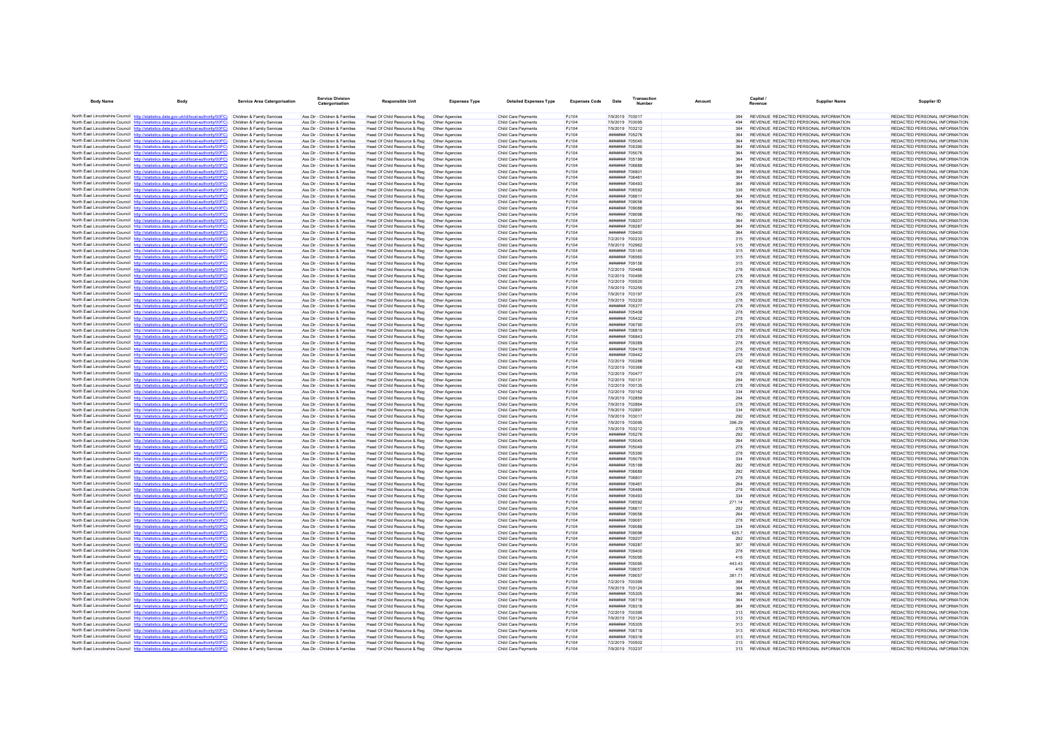| Body Name | Body | Service Area Catergorisation | Service Division Catergorisation | Responsible Unit | Expenses Type | Detailed Expenses Type | Expenses Code | Date | Transaction Number | Amount | Capital / Revenue | Supplier Name | Supplier ID |
|---|---|---|---|---|---|---|---|---|---|---|---|---|---|
| North East Lincolnshire Council | http://statistics.data.gov.uk/id/local-authority/00FC) | Children & Family Services | Ass Dir - Children & Families | Head Of Child Resource & Reg | Other Agencies | Child Care Payments | PJ104 | 7/9/2019 | 703017 | 364 | REVENUE | REDACTED PERSONAL INFORMATION | REDACTED PERSONAL INFORMATION |
| North East Lincolnshire Council | http://statistics.data.gov.uk/id/local-authority/00FC) | Children & Family Services | Ass Dir - Children & Families | Head Of Child Resource & Reg | Other Agencies | Child Care Payments | PJ104 | 7/9/2019 | 703095 | 494 | REVENUE | REDACTED PERSONAL INFORMATION | REDACTED PERSONAL INFORMATION |
| North East Lincolnshire Council | http://statistics.data.gov.uk/id/local-authority/00FC) | Children & Family Services | Ass Dir - Children & Families | Head Of Child Resource & Reg | Other Agencies | Child Care Payments | PJ104 | 7/9/2019 | 703212 | 364 | REVENUE | REDACTED PERSONAL INFORMATION | REDACTED PERSONAL INFORMATION |
| North East Lincolnshire Council | http://statistics.data.gov.uk/id/local-authority/00FC) | Children & Family Services | Ass Dir - Children & Families | Head Of Child Resource & Reg | Other Agencies | Child Care Payments | PJ104 | ####### | 705276 | 364 | REVENUE | REDACTED PERSONAL INFORMATION | REDACTED PERSONAL INFORMATION |
| North East Lincolnshire Council | http://statistics.data.gov.uk/id/local-authority/00FC) | Children & Family Services | Ass Dir - Children & Families | Head Of Child Resource & Reg | Other Agencies | Child Care Payments | PJ104 | ####### | 705045 | 364 | REVENUE | REDACTED PERSONAL INFORMATION | REDACTED PERSONAL INFORMATION |
| North East Lincolnshire Council | http://statistics.data.gov.uk/id/local-authority/00FC) | Children & Family Services | Ass Dir - Children & Families | Head Of Child Resource & Reg | Other Agencies | Child Care Payments | PJ104 | ####### | 705390 | 364 | REVENUE | REDACTED PERSONAL INFORMATION | REDACTED PERSONAL INFORMATION |
| North East Lincolnshire Council | http://statistics.data.gov.uk/id/local-authority/00FC) | Children & Family Services | Ass Dir - Children & Families | Head Of Child Resource & Reg | Other Agencies | Child Care Payments | PJ104 | ####### | 705076 | 364 | REVENUE | REDACTED PERSONAL INFORMATION | REDACTED PERSONAL INFORMATION |
| North East Lincolnshire Council | http://statistics.data.gov.uk/id/local-authority/00FC) | Children & Family Services | Ass Dir - Children & Families | Head Of Child Resource & Reg | Other Agencies | Child Care Payments | PJ104 | ####### | 705199 | 364 | REVENUE | REDACTED PERSONAL INFORMATION | REDACTED PERSONAL INFORMATION |
| North East Lincolnshire Council | http://statistics.data.gov.uk/id/local-authority/00FC) | Children & Family Services | Ass Dir - Children & Families | Head Of Child Resource & Reg | Other Agencies | Child Care Payments | PJ104 | ####### | 706689 | 364 | REVENUE | REDACTED PERSONAL INFORMATION | REDACTED PERSONAL INFORMATION |
| North East Lincolnshire Council | http://statistics.data.gov.uk/id/local-authority/00FC) | Children & Family Services | Ass Dir - Children & Families | Head Of Child Resource & Reg | Other Agencies | Child Care Payments | PJ104 | ####### | 706801 | 364 | REVENUE | REDACTED PERSONAL INFORMATION | REDACTED PERSONAL INFORMATION |
| North East Lincolnshire Council | http://statistics.data.gov.uk/id/local-authority/00FC) | Children & Family Services | Ass Dir - Children & Families | Head Of Child Resource & Reg | Other Agencies | Child Care Payments | PJ104 | ####### | 706461 | 364 | REVENUE | REDACTED PERSONAL INFORMATION | REDACTED PERSONAL INFORMATION |
| North East Lincolnshire Council | http://statistics.data.gov.uk/id/local-authority/00FC) | Children & Family Services | Ass Dir - Children & Families | Head Of Child Resource & Reg | Other Agencies | Child Care Payments | PJ104 | ####### | 706493 | 364 | REVENUE | REDACTED PERSONAL INFORMATION | REDACTED PERSONAL INFORMATION |
| North East Lincolnshire Council | http://statistics.data.gov.uk/id/local-authority/00FC) | Children & Family Services | Ass Dir - Children & Families | Head Of Child Resource & Reg | Other Agencies | Child Care Payments | PJ104 | ####### | 706592 | 338 | REVENUE | REDACTED PERSONAL INFORMATION | REDACTED PERSONAL INFORMATION |
| North East Lincolnshire Council | http://statistics.data.gov.uk/id/local-authority/00FC) | Children & Family Services | Ass Dir - Children & Families | Head Of Child Resource & Reg | Other Agencies | Child Care Payments | PJ104 | ####### | 706611 | 364 | REVENUE | REDACTED PERSONAL INFORMATION | REDACTED PERSONAL INFORMATION |
| North East Lincolnshire Council | http://statistics.data.gov.uk/id/local-authority/00FC) | Children & Family Services | Ass Dir - Children & Families | Head Of Child Resource & Reg | Other Agencies | Child Care Payments | PJ104 | ####### | 709056 | 364 | REVENUE | REDACTED PERSONAL INFORMATION | REDACTED PERSONAL INFORMATION |
| North East Lincolnshire Council | http://statistics.data.gov.uk/id/local-authority/00FC) | Children & Family Services | Ass Dir - Children & Families | Head Of Child Resource & Reg | Other Agencies | Child Care Payments | PJ104 | ####### | 709088 | 364 | REVENUE | REDACTED PERSONAL INFORMATION | REDACTED PERSONAL INFORMATION |
| North East Lincolnshire Council | http://statistics.data.gov.uk/id/local-authority/00FC) | Children & Family Services | Ass Dir - Children & Families | Head Of Child Resource & Reg | Other Agencies | Child Care Payments | PJ104 | ####### | 709096 | 780 | REVENUE | REDACTED PERSONAL INFORMATION | REDACTED PERSONAL INFORMATION |
| North East Lincolnshire Council | http://statistics.data.gov.uk/id/local-authority/00FC) | Children & Family Services | Ass Dir - Children & Families | Head Of Child Resource & Reg | Other Agencies | Child Care Payments | PJ104 | ####### | 709207 | 364 | REVENUE | REDACTED PERSONAL INFORMATION | REDACTED PERSONAL INFORMATION |
| North East Lincolnshire Council | http://statistics.data.gov.uk/id/local-authority/00FC) | Children & Family Services | Ass Dir - Children & Families | Head Of Child Resource & Reg | Other Agencies | Child Care Payments | PJ104 | ####### | 709287 | 364 | REVENUE | REDACTED PERSONAL INFORMATION | REDACTED PERSONAL INFORMATION |
| North East Lincolnshire Council | http://statistics.data.gov.uk/id/local-authority/00FC) | Children & Family Services | Ass Dir - Children & Families | Head Of Child Resource & Reg | Other Agencies | Child Care Payments | PJ104 | ####### | 709400 | 364 | REVENUE | REDACTED PERSONAL INFORMATION | REDACTED PERSONAL INFORMATION |
| North East Lincolnshire Council | http://statistics.data.gov.uk/id/local-authority/00FC) | Children & Family Services | Ass Dir - Children & Families | Head Of Child Resource & Reg | Other Agencies | Child Care Payments | PJ104 | 7/2/2019 | 700233 | 315 | REVENUE | REDACTED PERSONAL INFORMATION | REDACTED PERSONAL INFORMATION |
| North East Lincolnshire Council | http://statistics.data.gov.uk/id/local-authority/00FC) | Children & Family Services | Ass Dir - Children & Families | Head Of Child Resource & Reg | Other Agencies | Child Care Payments | PJ104 | 7/9/2019 | 702962 | 315 | REVENUE | REDACTED PERSONAL INFORMATION | REDACTED PERSONAL INFORMATION |
| North East Lincolnshire Council | http://statistics.data.gov.uk/id/local-authority/00FC) | Children & Family Services | Ass Dir - Children & Families | Head Of Child Resource & Reg | Other Agencies | Child Care Payments | PJ104 | ####### | 705145 | 315 | REVENUE | REDACTED PERSONAL INFORMATION | REDACTED PERSONAL INFORMATION |
| North East Lincolnshire Council | http://statistics.data.gov.uk/id/local-authority/00FC) | Children & Family Services | Ass Dir - Children & Families | Head Of Child Resource & Reg | Other Agencies | Child Care Payments | PJ104 | ####### | 706560 | 315 | REVENUE | REDACTED PERSONAL INFORMATION | REDACTED PERSONAL INFORMATION |
| North East Lincolnshire Council | http://statistics.data.gov.uk/id/local-authority/00FC) | Children & Family Services | Ass Dir - Children & Families | Head Of Child Resource & Reg | Other Agencies | Child Care Payments | PJ104 | ####### | 709156 | 315 | REVENUE | REDACTED PERSONAL INFORMATION | REDACTED PERSONAL INFORMATION |
| North East Lincolnshire Council | http://statistics.data.gov.uk/id/local-authority/00FC) | Children & Family Services | Ass Dir - Children & Families | Head Of Child Resource & Reg | Other Agencies | Child Care Payments | PJ104 | 7/2/2019 | 700466 | 278 | REVENUE | REDACTED PERSONAL INFORMATION | REDACTED PERSONAL INFORMATION |
| North East Lincolnshire Council | http://statistics.data.gov.uk/id/local-authority/00FC) | Children & Family Services | Ass Dir - Children & Families | Head Of Child Resource & Reg | Other Agencies | Child Care Payments | PJ104 | 7/2/2019 | 700495 | 278 | REVENUE | REDACTED PERSONAL INFORMATION | REDACTED PERSONAL INFORMATION |
| North East Lincolnshire Council | http://statistics.data.gov.uk/id/local-authority/00FC) | Children & Family Services | Ass Dir - Children & Families | Head Of Child Resource & Reg | Other Agencies | Child Care Payments | PJ104 | 7/2/2019 | 700520 | 278 | REVENUE | REDACTED PERSONAL INFORMATION | REDACTED PERSONAL INFORMATION |
| North East Lincolnshire Council | http://statistics.data.gov.uk/id/local-authority/00FC) | Children & Family Services | Ass Dir - Children & Families | Head Of Child Resource & Reg | Other Agencies | Child Care Payments | PJ104 | 7/9/2019 | 703255 | 278 | REVENUE | REDACTED PERSONAL INFORMATION | REDACTED PERSONAL INFORMATION |
| North East Lincolnshire Council | http://statistics.data.gov.uk/id/local-authority/00FC) | Children & Family Services | Ass Dir - Children & Families | Head Of Child Resource & Reg | Other Agencies | Child Care Payments | PJ104 | 7/9/2019 | 703197 | 278 | REVENUE | REDACTED PERSONAL INFORMATION | REDACTED PERSONAL INFORMATION |
| North East Lincolnshire Council | http://statistics.data.gov.uk/id/local-authority/00FC) | Children & Family Services | Ass Dir - Children & Families | Head Of Child Resource & Reg | Other Agencies | Child Care Payments | PJ104 | 7/9/2019 | 703230 | 278 | REVENUE | REDACTED PERSONAL INFORMATION | REDACTED PERSONAL INFORMATION |
| North East Lincolnshire Council | http://statistics.data.gov.uk/id/local-authority/00FC) | Children & Family Services | Ass Dir - Children & Families | Head Of Child Resource & Reg | Other Agencies | Child Care Payments | PJ104 | ####### | 705377 | 278 | REVENUE | REDACTED PERSONAL INFORMATION | REDACTED PERSONAL INFORMATION |
| North East Lincolnshire Council | http://statistics.data.gov.uk/id/local-authority/00FC) | Children & Family Services | Ass Dir - Children & Families | Head Of Child Resource & Reg | Other Agencies | Child Care Payments | PJ104 | ####### | 705406 | 278 | REVENUE | REDACTED PERSONAL INFORMATION | REDACTED PERSONAL INFORMATION |
| North East Lincolnshire Council | http://statistics.data.gov.uk/id/local-authority/00FC) | Children & Family Services | Ass Dir - Children & Families | Head Of Child Resource & Reg | Other Agencies | Child Care Payments | PJ104 | ####### | 705432 | 278 | REVENUE | REDACTED PERSONAL INFORMATION | REDACTED PERSONAL INFORMATION |
| North East Lincolnshire Council | http://statistics.data.gov.uk/id/local-authority/00FC) | Children & Family Services | Ass Dir - Children & Families | Head Of Child Resource & Reg | Other Agencies | Child Care Payments | PJ104 | ####### | 706790 | 278 | REVENUE | REDACTED PERSONAL INFORMATION | REDACTED PERSONAL INFORMATION |
| North East Lincolnshire Council | http://statistics.data.gov.uk/id/local-authority/00FC) | Children & Family Services | Ass Dir - Children & Families | Head Of Child Resource & Reg | Other Agencies | Child Care Payments | PJ104 | ####### | 706819 | 278 | REVENUE | REDACTED PERSONAL INFORMATION | REDACTED PERSONAL INFORMATION |
| North East Lincolnshire Council | http://statistics.data.gov.uk/id/local-authority/00FC) | Children & Family Services | Ass Dir - Children & Families | Head Of Child Resource & Reg | Other Agencies | Child Care Payments | PJ104 | ####### | 706843 | 278 | REVENUE | REDACTED PERSONAL INFORMATION | REDACTED PERSONAL INFORMATION |
| North East Lincolnshire Council | http://statistics.data.gov.uk/id/local-authority/00FC) | Children & Family Services | Ass Dir - Children & Families | Head Of Child Resource & Reg | Other Agencies | Child Care Payments | PJ104 | ####### | 709389 | 278 | REVENUE | REDACTED PERSONAL INFORMATION | REDACTED PERSONAL INFORMATION |
| North East Lincolnshire Council | http://statistics.data.gov.uk/id/local-authority/00FC) | Children & Family Services | Ass Dir - Children & Families | Head Of Child Resource & Reg | Other Agencies | Child Care Payments | PJ104 | ####### | 709418 | 278 | REVENUE | REDACTED PERSONAL INFORMATION | REDACTED PERSONAL INFORMATION |
| North East Lincolnshire Council | http://statistics.data.gov.uk/id/local-authority/00FC) | Children & Family Services | Ass Dir - Children & Families | Head Of Child Resource & Reg | Other Agencies | Child Care Payments | PJ104 | ####### | 709442 | 278 | REVENUE | REDACTED PERSONAL INFORMATION | REDACTED PERSONAL INFORMATION |
| North East Lincolnshire Council | http://statistics.data.gov.uk/id/local-authority/00FC) | Children & Family Services | Ass Dir - Children & Families | Head Of Child Resource & Reg | Other Agencies | Child Care Payments | PJ104 | 7/2/2019 | 700288 | 292 | REVENUE | REDACTED PERSONAL INFORMATION | REDACTED PERSONAL INFORMATION |
| North East Lincolnshire Council | http://statistics.data.gov.uk/id/local-authority/00FC) | Children & Family Services | Ass Dir - Children & Families | Head Of Child Resource & Reg | Other Agencies | Child Care Payments | PJ104 | 7/2/2019 | 700366 | 438 | REVENUE | REDACTED PERSONAL INFORMATION | REDACTED PERSONAL INFORMATION |
| North East Lincolnshire Council | http://statistics.data.gov.uk/id/local-authority/00FC) | Children & Family Services | Ass Dir - Children & Families | Head Of Child Resource & Reg | Other Agencies | Child Care Payments | PJ104 | 7/2/2019 | 700477 | 278 | REVENUE | REDACTED PERSONAL INFORMATION | REDACTED PERSONAL INFORMATION |
| North East Lincolnshire Council | http://statistics.data.gov.uk/id/local-authority/00FC) | Children & Family Services | Ass Dir - Children & Families | Head Of Child Resource & Reg | Other Agencies | Child Care Payments | PJ104 | 7/2/2019 | 700131 | 264 | REVENUE | REDACTED PERSONAL INFORMATION | REDACTED PERSONAL INFORMATION |
| North East Lincolnshire Council | http://statistics.data.gov.uk/id/local-authority/00FC) | Children & Family Services | Ass Dir - Children & Families | Head Of Child Resource & Reg | Other Agencies | Child Care Payments | PJ104 | 7/2/2019 | 700135 | 278 | REVENUE | REDACTED PERSONAL INFORMATION | REDACTED PERSONAL INFORMATION |
| North East Lincolnshire Council | http://statistics.data.gov.uk/id/local-authority/00FC) | Children & Family Services | Ass Dir - Children & Families | Head Of Child Resource & Reg | Other Agencies | Child Care Payments | PJ104 | 7/2/2019 | 700162 | 334 | REVENUE | REDACTED PERSONAL INFORMATION | REDACTED PERSONAL INFORMATION |
| North East Lincolnshire Council | http://statistics.data.gov.uk/id/local-authority/00FC) | Children & Family Services | Ass Dir - Children & Families | Head Of Child Resource & Reg | Other Agencies | Child Care Payments | PJ104 | 7/9/2019 | 702859 | 264 | REVENUE | REDACTED PERSONAL INFORMATION | REDACTED PERSONAL INFORMATION |
| North East Lincolnshire Council | http://statistics.data.gov.uk/id/local-authority/00FC) | Children & Family Services | Ass Dir - Children & Families | Head Of Child Resource & Reg | Other Agencies | Child Care Payments | PJ104 | 7/9/2019 | 702864 | 278 | REVENUE | REDACTED PERSONAL INFORMATION | REDACTED PERSONAL INFORMATION |
| North East Lincolnshire Council | http://statistics.data.gov.uk/id/local-authority/00FC) | Children & Family Services | Ass Dir - Children & Families | Head Of Child Resource & Reg | Other Agencies | Child Care Payments | PJ104 | 7/9/2019 | 702891 | 334 | REVENUE | REDACTED PERSONAL INFORMATION | REDACTED PERSONAL INFORMATION |
| North East Lincolnshire Council | http://statistics.data.gov.uk/id/local-authority/00FC) | Children & Family Services | Ass Dir - Children & Families | Head Of Child Resource & Reg | Other Agencies | Child Care Payments | PJ104 | 7/9/2019 | 703017 | 292 | REVENUE | REDACTED PERSONAL INFORMATION | REDACTED PERSONAL INFORMATION |
| North East Lincolnshire Council | http://statistics.data.gov.uk/id/local-authority/00FC) | Children & Family Services | Ass Dir - Children & Families | Head Of Child Resource & Reg | Other Agencies | Child Care Payments | PJ104 | 7/9/2019 | 703095 | 396.29 | REVENUE | REDACTED PERSONAL INFORMATION | REDACTED PERSONAL INFORMATION |
| North East Lincolnshire Council | http://statistics.data.gov.uk/id/local-authority/00FC) | Children & Family Services | Ass Dir - Children & Families | Head Of Child Resource & Reg | Other Agencies | Child Care Payments | PJ104 | 7/9/2019 | 703212 | 278 | REVENUE | REDACTED PERSONAL INFORMATION | REDACTED PERSONAL INFORMATION |
| North East Lincolnshire Council | http://statistics.data.gov.uk/id/local-authority/00FC) | Children & Family Services | Ass Dir - Children & Families | Head Of Child Resource & Reg | Other Agencies | Child Care Payments | PJ104 | ####### | 705276 | 292 | REVENUE | REDACTED PERSONAL INFORMATION | REDACTED PERSONAL INFORMATION |
| North East Lincolnshire Council | http://statistics.data.gov.uk/id/local-authority/00FC) | Children & Family Services | Ass Dir - Children & Families | Head Of Child Resource & Reg | Other Agencies | Child Care Payments | PJ104 | ####### | 705045 | 264 | REVENUE | REDACTED PERSONAL INFORMATION | REDACTED PERSONAL INFORMATION |
| North East Lincolnshire Council | http://statistics.data.gov.uk/id/local-authority/00FC) | Children & Family Services | Ass Dir - Children & Families | Head Of Child Resource & Reg | Other Agencies | Child Care Payments | PJ104 | ####### | 705049 | 278 | REVENUE | REDACTED PERSONAL INFORMATION | REDACTED PERSONAL INFORMATION |
| North East Lincolnshire Council | http://statistics.data.gov.uk/id/local-authority/00FC) | Children & Family Services | Ass Dir - Children & Families | Head Of Child Resource & Reg | Other Agencies | Child Care Payments | PJ104 | ####### | 705390 | 278 | REVENUE | REDACTED PERSONAL INFORMATION | REDACTED PERSONAL INFORMATION |
| North East Lincolnshire Council | http://statistics.data.gov.uk/id/local-authority/00FC) | Children & Family Services | Ass Dir - Children & Families | Head Of Child Resource & Reg | Other Agencies | Child Care Payments | PJ104 | ####### | 705076 | 334 | REVENUE | REDACTED PERSONAL INFORMATION | REDACTED PERSONAL INFORMATION |
| North East Lincolnshire Council | http://statistics.data.gov.uk/id/local-authority/00FC) | Children & Family Services | Ass Dir - Children & Families | Head Of Child Resource & Reg | Other Agencies | Child Care Payments | PJ104 | ####### | 705199 | 292 | REVENUE | REDACTED PERSONAL INFORMATION | REDACTED PERSONAL INFORMATION |
| North East Lincolnshire Council | http://statistics.data.gov.uk/id/local-authority/00FC) | Children & Family Services | Ass Dir - Children & Families | Head Of Child Resource & Reg | Other Agencies | Child Care Payments | PJ104 | ####### | 706689 | 292 | REVENUE | REDACTED PERSONAL INFORMATION | REDACTED PERSONAL INFORMATION |
| North East Lincolnshire Council | http://statistics.data.gov.uk/id/local-authority/00FC) | Children & Family Services | Ass Dir - Children & Families | Head Of Child Resource & Reg | Other Agencies | Child Care Payments | PJ104 | ####### | 706801 | 278 | REVENUE | REDACTED PERSONAL INFORMATION | REDACTED PERSONAL INFORMATION |
| North East Lincolnshire Council | http://statistics.data.gov.uk/id/local-authority/00FC) | Children & Family Services | Ass Dir - Children & Families | Head Of Child Resource & Reg | Other Agencies | Child Care Payments | PJ104 | ####### | 706461 | 264 | REVENUE | REDACTED PERSONAL INFORMATION | REDACTED PERSONAL INFORMATION |
| North East Lincolnshire Council | http://statistics.data.gov.uk/id/local-authority/00FC) | Children & Family Services | Ass Dir - Children & Families | Head Of Child Resource & Reg | Other Agencies | Child Care Payments | PJ104 | ####### | 706466 | 278 | REVENUE | REDACTED PERSONAL INFORMATION | REDACTED PERSONAL INFORMATION |
| North East Lincolnshire Council | http://statistics.data.gov.uk/id/local-authority/00FC) | Children & Family Services | Ass Dir - Children & Families | Head Of Child Resource & Reg | Other Agencies | Child Care Payments | PJ104 | ####### | 706493 | 334 | REVENUE | REDACTED PERSONAL INFORMATION | REDACTED PERSONAL INFORMATION |
| North East Lincolnshire Council | http://statistics.data.gov.uk/id/local-authority/00FC) | Children & Family Services | Ass Dir - Children & Families | Head Of Child Resource & Reg | Other Agencies | Child Care Payments | PJ104 | ####### | 706592 | 271.14 | REVENUE | REDACTED PERSONAL INFORMATION | REDACTED PERSONAL INFORMATION |
| North East Lincolnshire Council | http://statistics.data.gov.uk/id/local-authority/00FC) | Children & Family Services | Ass Dir - Children & Families | Head Of Child Resource & Reg | Other Agencies | Child Care Payments | PJ104 | ####### | 706611 | 292 | REVENUE | REDACTED PERSONAL INFORMATION | REDACTED PERSONAL INFORMATION |
| North East Lincolnshire Council | http://statistics.data.gov.uk/id/local-authority/00FC) | Children & Family Services | Ass Dir - Children & Families | Head Of Child Resource & Reg | Other Agencies | Child Care Payments | PJ104 | ####### | 709056 | 264 | REVENUE | REDACTED PERSONAL INFORMATION | REDACTED PERSONAL INFORMATION |
| North East Lincolnshire Council | http://statistics.data.gov.uk/id/local-authority/00FC) | Children & Family Services | Ass Dir - Children & Families | Head Of Child Resource & Reg | Other Agencies | Child Care Payments | PJ104 | ####### | 709061 | 278 | REVENUE | REDACTED PERSONAL INFORMATION | REDACTED PERSONAL INFORMATION |
| North East Lincolnshire Council | http://statistics.data.gov.uk/id/local-authority/00FC) | Children & Family Services | Ass Dir - Children & Families | Head Of Child Resource & Reg | Other Agencies | Child Care Payments | PJ104 | ####### | 709088 | 334 | REVENUE | REDACTED PERSONAL INFORMATION | REDACTED PERSONAL INFORMATION |
| North East Lincolnshire Council | http://statistics.data.gov.uk/id/local-authority/00FC) | Children & Family Services | Ass Dir - Children & Families | Head Of Child Resource & Reg | Other Agencies | Child Care Payments | PJ104 | ####### | 709096 | 625.7 | REVENUE | REDACTED PERSONAL INFORMATION | REDACTED PERSONAL INFORMATION |
| North East Lincolnshire Council | http://statistics.data.gov.uk/id/local-authority/00FC) | Children & Family Services | Ass Dir - Children & Families | Head Of Child Resource & Reg | Other Agencies | Child Care Payments | PJ104 | ####### | 709207 | 292 | REVENUE | REDACTED PERSONAL INFORMATION | REDACTED PERSONAL INFORMATION |
| North East Lincolnshire Council | http://statistics.data.gov.uk/id/local-authority/00FC) | Children & Family Services | Ass Dir - Children & Families | Head Of Child Resource & Reg | Other Agencies | Child Care Payments | PJ104 | ####### | 709287 | 307 | REVENUE | REDACTED PERSONAL INFORMATION | REDACTED PERSONAL INFORMATION |
| North East Lincolnshire Council | http://statistics.data.gov.uk/id/local-authority/00FC) | Children & Family Services | Ass Dir - Children & Families | Head Of Child Resource & Reg | Other Agencies | Child Care Payments | PJ104 | ####### | 709400 | 278 | REVENUE | REDACTED PERSONAL INFORMATION | REDACTED PERSONAL INFORMATION |
| North East Lincolnshire Council | http://statistics.data.gov.uk/id/local-authority/00FC) | Children & Family Services | Ass Dir - Children & Families | Head Of Child Resource & Reg | Other Agencies | Child Care Payments | PJ104 | ####### | 705095 | 416 | REVENUE | REDACTED PERSONAL INFORMATION | REDACTED PERSONAL INFORMATION |
| North East Lincolnshire Council | http://statistics.data.gov.uk/id/local-authority/00FC) | Children & Family Services | Ass Dir - Children & Families | Head Of Child Resource & Reg | Other Agencies | Child Care Payments | PJ104 | ####### | 705095 | 443.43 | REVENUE | REDACTED PERSONAL INFORMATION | REDACTED PERSONAL INFORMATION |
| North East Lincolnshire Council | http://statistics.data.gov.uk/id/local-authority/00FC) | Children & Family Services | Ass Dir - Children & Families | Head Of Child Resource & Reg | Other Agencies | Child Care Payments | PJ104 | ####### | 709057 | 416 | REVENUE | REDACTED PERSONAL INFORMATION | REDACTED PERSONAL INFORMATION |
| North East Lincolnshire Council | http://statistics.data.gov.uk/id/local-authority/00FC) | Children & Family Services | Ass Dir - Children & Families | Head Of Child Resource & Reg | Other Agencies | Child Care Payments | PJ104 | ####### | 709057 | 381.71 | REVENUE | REDACTED PERSONAL INFORMATION | REDACTED PERSONAL INFORMATION |
| North East Lincolnshire Council | http://statistics.data.gov.uk/id/local-authority/00FC) | Children & Family Services | Ass Dir - Children & Families | Head Of Child Resource & Reg | Other Agencies | Child Care Payments | PJ104 | 7/2/2019 | 700395 | 364 | REVENUE | REDACTED PERSONAL INFORMATION | REDACTED PERSONAL INFORMATION |
| North East Lincolnshire Council | http://statistics.data.gov.uk/id/local-authority/00FC) | Children & Family Services | Ass Dir - Children & Families | Head Of Child Resource & Reg | Other Agencies | Child Care Payments | PJ104 | 7/9/2019 | 703124 | 364 | REVENUE | REDACTED PERSONAL INFORMATION | REDACTED PERSONAL INFORMATION |
| North East Lincolnshire Council | http://statistics.data.gov.uk/id/local-authority/00FC) | Children & Family Services | Ass Dir - Children & Families | Head Of Child Resource & Reg | Other Agencies | Child Care Payments | PJ104 | ####### | 705305 | 364 | REVENUE | REDACTED PERSONAL INFORMATION | REDACTED PERSONAL INFORMATION |
| North East Lincolnshire Council | http://statistics.data.gov.uk/id/local-authority/00FC) | Children & Family Services | Ass Dir - Children & Families | Head Of Child Resource & Reg | Other Agencies | Child Care Payments | PJ104 | ####### | 706718 | 364 | REVENUE | REDACTED PERSONAL INFORMATION | REDACTED PERSONAL INFORMATION |
| North East Lincolnshire Council | http://statistics.data.gov.uk/id/local-authority/00FC) | Children & Family Services | Ass Dir - Children & Families | Head Of Child Resource & Reg | Other Agencies | Child Care Payments | PJ104 | ####### | 709316 | 364 | REVENUE | REDACTED PERSONAL INFORMATION | REDACTED PERSONAL INFORMATION |
| North East Lincolnshire Council | http://statistics.data.gov.uk/id/local-authority/00FC) | Children & Family Services | Ass Dir - Children & Families | Head Of Child Resource & Reg | Other Agencies | Child Care Payments | PJ104 | 7/2/2019 | 700395 | 313 | REVENUE | REDACTED PERSONAL INFORMATION | REDACTED PERSONAL INFORMATION |
| North East Lincolnshire Council | http://statistics.data.gov.uk/id/local-authority/00FC) | Children & Family Services | Ass Dir - Children & Families | Head Of Child Resource & Reg | Other Agencies | Child Care Payments | PJ104 | 7/9/2019 | 703124 | 313 | REVENUE | REDACTED PERSONAL INFORMATION | REDACTED PERSONAL INFORMATION |
| North East Lincolnshire Council | http://statistics.data.gov.uk/id/local-authority/00FC) | Children & Family Services | Ass Dir - Children & Families | Head Of Child Resource & Reg | Other Agencies | Child Care Payments | PJ104 | ####### | 705305 | 313 | REVENUE | REDACTED PERSONAL INFORMATION | REDACTED PERSONAL INFORMATION |
| North East Lincolnshire Council | http://statistics.data.gov.uk/id/local-authority/00FC) | Children & Family Services | Ass Dir - Children & Families | Head Of Child Resource & Reg | Other Agencies | Child Care Payments | PJ104 | ####### | 706718 | 313 | REVENUE | REDACTED PERSONAL INFORMATION | REDACTED PERSONAL INFORMATION |
| North East Lincolnshire Council | http://statistics.data.gov.uk/id/local-authority/00FC) | Children & Family Services | Ass Dir - Children & Families | Head Of Child Resource & Reg | Other Agencies | Child Care Payments | PJ104 | ####### | 709316 | 313 | REVENUE | REDACTED PERSONAL INFORMATION | REDACTED PERSONAL INFORMATION |
| North East Lincolnshire Council | http://statistics.data.gov.uk/id/local-authority/00FC) | Children & Family Services | Ass Dir - Children & Families | Head Of Child Resource & Reg | Other Agencies | Child Care Payments | PJ104 | 7/2/2019 | 700502 | 313 | REVENUE | REDACTED PERSONAL INFORMATION | REDACTED PERSONAL INFORMATION |
| North East Lincolnshire Council | http://statistics.data.gov.uk/id/local-authority/00FC) | Children & Family Services | Ass Dir - Children & Families | Head Of Child Resource & Reg | Other Agencies | Child Care Payments | PJ104 | 7/9/2019 | 703237 | 313 | REVENUE | REDACTED PERSONAL INFORMATION | REDACTED PERSONAL INFORMATION |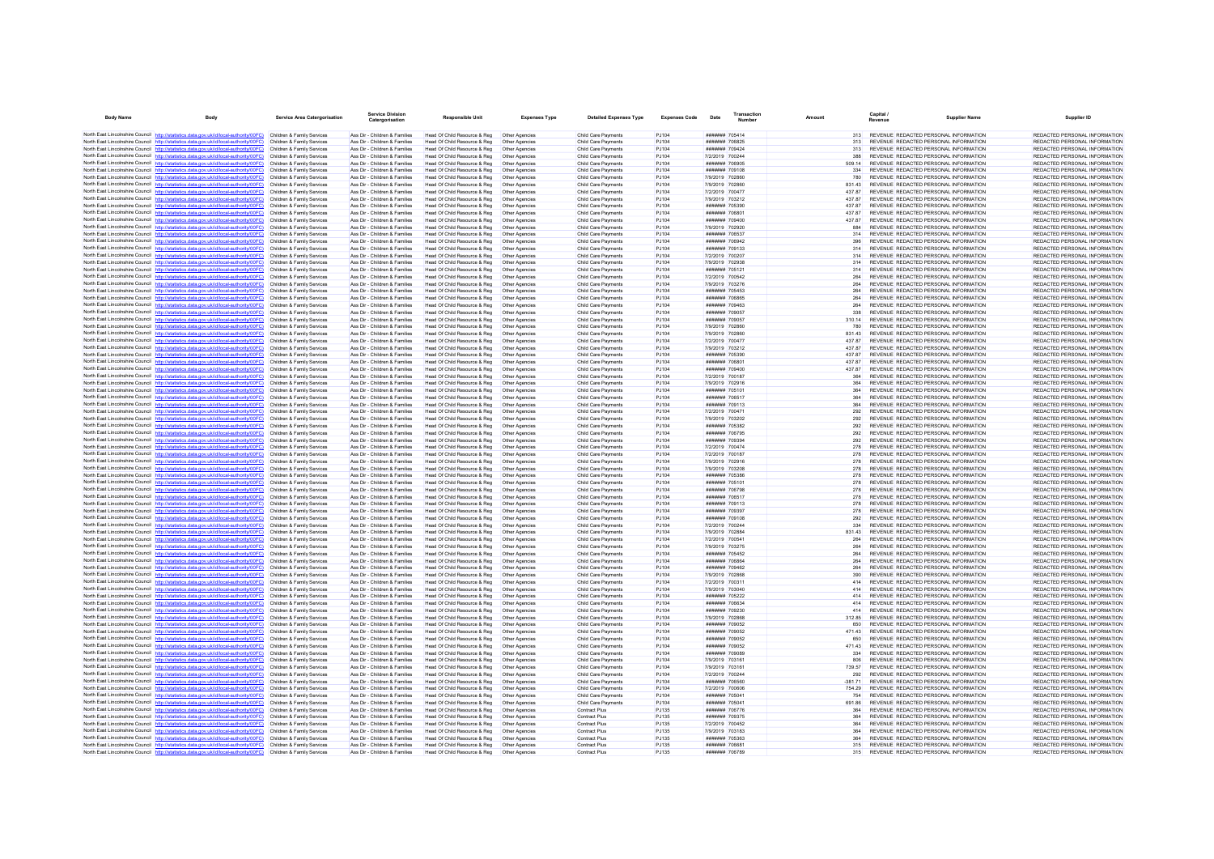| Body Name | Body | Service Area Catergorisation | Service Division Catergorisation | Responsible Unit | Expenses Type | Detailed Expenses Type | Expenses Code | Date | Transaction Number | Amount | Capital / Revenue | Supplier Name | Supplier ID |
|---|---|---|---|---|---|---|---|---|---|---|---|---|---|
| North East Lincolnshire Council | http://statistics.data.gov.uk/id/local-authority/00FC) | Children & Family Services | Ass Dir - Children & Families | Head Of Child Resource & Reg | Other Agencies | Child Care Payments | PJ104 | ####### | 705414 | 313 | REVENUE | REDACTED PERSONAL INFORMATION | REDACTED PERSONAL INFORMATION |
| North East Lincolnshire Council | http://statistics.data.gov.uk/id/local-authority/00FC) | Children & Family Services | Ass Dir - Children & Families | Head Of Child Resource & Reg | Other Agencies | Child Care Payments | PJ104 | ####### | 706825 | 313 | REVENUE | REDACTED PERSONAL INFORMATION | REDACTED PERSONAL INFORMATION |
| North East Lincolnshire Council | http://statistics.data.gov.uk/id/local-authority/00FC) | Children & Family Services | Ass Dir - Children & Families | Head Of Child Resource & Reg | Other Agencies | Child Care Payments | PJ104 | ####### | 709424 | 313 | REVENUE | REDACTED PERSONAL INFORMATION | REDACTED PERSONAL INFORMATION |
| North East Lincolnshire Council | http://statistics.data.gov.uk/id/local-authority/00FC) | Children & Family Services | Ass Dir - Children & Families | Head Of Child Resource & Reg | Other Agencies | Child Care Payments | PJ104 | 7/2/2019 | 700244 | 388 | REVENUE | REDACTED PERSONAL INFORMATION | REDACTED PERSONAL INFORMATION |
| North East Lincolnshire Council | http://statistics.data.gov.uk/id/local-authority/00FC) | Children & Family Services | Ass Dir - Children & Families | Head Of Child Resource & Reg | Other Agencies | Child Care Payments | PJ104 | ####### | 706905 | 509.14 | REVENUE | REDACTED PERSONAL INFORMATION | REDACTED PERSONAL INFORMATION |
| North East Lincolnshire Council | http://statistics.data.gov.uk/id/local-authority/00FC) | Children & Family Services | Ass Dir - Children & Families | Head Of Child Resource & Reg | Other Agencies | Child Care Payments | PJ104 | ####### | 709108 | 334 | REVENUE | REDACTED PERSONAL INFORMATION | REDACTED PERSONAL INFORMATION |
| North East Lincolnshire Council | http://statistics.data.gov.uk/id/local-authority/00FC) | Children & Family Services | Ass Dir - Children & Families | Head Of Child Resource & Reg | Other Agencies | Child Care Payments | PJ104 | 7/9/2019 | 702860 | 780 | REVENUE | REDACTED PERSONAL INFORMATION | REDACTED PERSONAL INFORMATION |
| North East Lincolnshire Council | http://statistics.data.gov.uk/id/local-authority/00FC) | Children & Family Services | Ass Dir - Children & Families | Head Of Child Resource & Reg | Other Agencies | Child Care Payments | PJ104 | 7/9/2019 | 702860 | 831.43 | REVENUE | REDACTED PERSONAL INFORMATION | REDACTED PERSONAL INFORMATION |
| North East Lincolnshire Council | http://statistics.data.gov.uk/id/local-authority/00FC) | Children & Family Services | Ass Dir - Children & Families | Head Of Child Resource & Reg | Other Agencies | Child Care Payments | PJ104 | 7/2/2019 | 700477 | 437.87 | REVENUE | REDACTED PERSONAL INFORMATION | REDACTED PERSONAL INFORMATION |
| North East Lincolnshire Council | http://statistics.data.gov.uk/id/local-authority/00FC) | Children & Family Services | Ass Dir - Children & Families | Head Of Child Resource & Reg | Other Agencies | Child Care Payments | PJ104 | 7/9/2019 | 703212 | 437.87 | REVENUE | REDACTED PERSONAL INFORMATION | REDACTED PERSONAL INFORMATION |
| North East Lincolnshire Council | http://statistics.data.gov.uk/id/local-authority/00FC) | Children & Family Services | Ass Dir - Children & Families | Head Of Child Resource & Reg | Other Agencies | Child Care Payments | PJ104 | ####### | 705390 | 437.87 | REVENUE | REDACTED PERSONAL INFORMATION | REDACTED PERSONAL INFORMATION |
| North East Lincolnshire Council | http://statistics.data.gov.uk/id/local-authority/00FC) | Children & Family Services | Ass Dir - Children & Families | Head Of Child Resource & Reg | Other Agencies | Child Care Payments | PJ104 | ####### | 706801 | 437.87 | REVENUE | REDACTED PERSONAL INFORMATION | REDACTED PERSONAL INFORMATION |
| North East Lincolnshire Council | http://statistics.data.gov.uk/id/local-authority/00FC) | Children & Family Services | Ass Dir - Children & Families | Head Of Child Resource & Reg | Other Agencies | Child Care Payments | PJ104 | ####### | 709400 | 437.87 | REVENUE | REDACTED PERSONAL INFORMATION | REDACTED PERSONAL INFORMATION |
| North East Lincolnshire Council | http://statistics.data.gov.uk/id/local-authority/00FC) | Children & Family Services | Ass Dir - Children & Families | Head Of Child Resource & Reg | Other Agencies | Child Care Payments | PJ104 | 7/9/2019 | 702920 | 884 | REVENUE | REDACTED PERSONAL INFORMATION | REDACTED PERSONAL INFORMATION |
| North East Lincolnshire Council | http://statistics.data.gov.uk/id/local-authority/00FC) | Children & Family Services | Ass Dir - Children & Families | Head Of Child Resource & Reg | Other Agencies | Child Care Payments | PJ104 | ####### | 706537 | 314 | REVENUE | REDACTED PERSONAL INFORMATION | REDACTED PERSONAL INFORMATION |
| North East Lincolnshire Council | http://statistics.data.gov.uk/id/local-authority/00FC) | Children & Family Services | Ass Dir - Children & Families | Head Of Child Resource & Reg | Other Agencies | Child Care Payments | PJ104 | ####### | 706942 | 396 | REVENUE | REDACTED PERSONAL INFORMATION | REDACTED PERSONAL INFORMATION |
| North East Lincolnshire Council | http://statistics.data.gov.uk/id/local-authority/00FC) | Children & Family Services | Ass Dir - Children & Families | Head Of Child Resource & Reg | Other Agencies | Child Care Payments | PJ104 | ####### | 709133 | 314 | REVENUE | REDACTED PERSONAL INFORMATION | REDACTED PERSONAL INFORMATION |
| North East Lincolnshire Council | http://statistics.data.gov.uk/id/local-authority/00FC) | Children & Family Services | Ass Dir - Children & Families | Head Of Child Resource & Reg | Other Agencies | Child Care Payments | PJ104 | 7/2/2019 | 700207 | 314 | REVENUE | REDACTED PERSONAL INFORMATION | REDACTED PERSONAL INFORMATION |
| North East Lincolnshire Council | http://statistics.data.gov.uk/id/local-authority/00FC) | Children & Family Services | Ass Dir - Children & Families | Head Of Child Resource & Reg | Other Agencies | Child Care Payments | PJ104 | 7/9/2019 | 702938 | 314 | REVENUE | REDACTED PERSONAL INFORMATION | REDACTED PERSONAL INFORMATION |
| North East Lincolnshire Council | http://statistics.data.gov.uk/id/local-authority/00FC) | Children & Family Services | Ass Dir - Children & Families | Head Of Child Resource & Reg | Other Agencies | Child Care Payments | PJ104 | ####### | 705121 | 314 | REVENUE | REDACTED PERSONAL INFORMATION | REDACTED PERSONAL INFORMATION |
| North East Lincolnshire Council | http://statistics.data.gov.uk/id/local-authority/00FC) | Children & Family Services | Ass Dir - Children & Families | Head Of Child Resource & Reg | Other Agencies | Child Care Payments | PJ104 | 7/2/2019 | 700542 | 264 | REVENUE | REDACTED PERSONAL INFORMATION | REDACTED PERSONAL INFORMATION |
| North East Lincolnshire Council | http://statistics.data.gov.uk/id/local-authority/00FC) | Children & Family Services | Ass Dir - Children & Families | Head Of Child Resource & Reg | Other Agencies | Child Care Payments | PJ104 | 7/9/2019 | 703276 | 264 | REVENUE | REDACTED PERSONAL INFORMATION | REDACTED PERSONAL INFORMATION |
| North East Lincolnshire Council | http://statistics.data.gov.uk/id/local-authority/00FC) | Children & Family Services | Ass Dir - Children & Families | Head Of Child Resource & Reg | Other Agencies | Child Care Payments | PJ104 | ####### | 705453 | 264 | REVENUE | REDACTED PERSONAL INFORMATION | REDACTED PERSONAL INFORMATION |
| North East Lincolnshire Council | http://statistics.data.gov.uk/id/local-authority/00FC) | Children & Family Services | Ass Dir - Children & Families | Head Of Child Resource & Reg | Other Agencies | Child Care Payments | PJ104 | ####### | 706865 | 264 | REVENUE | REDACTED PERSONAL INFORMATION | REDACTED PERSONAL INFORMATION |
| North East Lincolnshire Council | http://statistics.data.gov.uk/id/local-authority/00FC) | Children & Family Services | Ass Dir - Children & Families | Head Of Child Resource & Reg | Other Agencies | Child Care Payments | PJ104 | ####### | 709463 | 264 | REVENUE | REDACTED PERSONAL INFORMATION | REDACTED PERSONAL INFORMATION |
| North East Lincolnshire Council | http://statistics.data.gov.uk/id/local-authority/00FC) | Children & Family Services | Ass Dir - Children & Families | Head Of Child Resource & Reg | Other Agencies | Child Care Payments | PJ104 | ####### | 709057 | 338 | REVENUE | REDACTED PERSONAL INFORMATION | REDACTED PERSONAL INFORMATION |
| North East Lincolnshire Council | http://statistics.data.gov.uk/id/local-authority/00FC) | Children & Family Services | Ass Dir - Children & Families | Head Of Child Resource & Reg | Other Agencies | Child Care Payments | PJ104 | ####### | 709057 | 310.14 | REVENUE | REDACTED PERSONAL INFORMATION | REDACTED PERSONAL INFORMATION |
| North East Lincolnshire Council | http://statistics.data.gov.uk/id/local-authority/00FC) | Children & Family Services | Ass Dir - Children & Families | Head Of Child Resource & Reg | Other Agencies | Child Care Payments | PJ104 | 7/9/2019 | 702860 | 780 | REVENUE | REDACTED PERSONAL INFORMATION | REDACTED PERSONAL INFORMATION |
| North East Lincolnshire Council | http://statistics.data.gov.uk/id/local-authority/00FC) | Children & Family Services | Ass Dir - Children & Families | Head Of Child Resource & Reg | Other Agencies | Child Care Payments | PJ104 | 7/9/2019 | 702860 | 831.43 | REVENUE | REDACTED PERSONAL INFORMATION | REDACTED PERSONAL INFORMATION |
| North East Lincolnshire Council | http://statistics.data.gov.uk/id/local-authority/00FC) | Children & Family Services | Ass Dir - Children & Families | Head Of Child Resource & Reg | Other Agencies | Child Care Payments | PJ104 | 7/2/2019 | 700477 | 437.87 | REVENUE | REDACTED PERSONAL INFORMATION | REDACTED PERSONAL INFORMATION |
| North East Lincolnshire Council | http://statistics.data.gov.uk/id/local-authority/00FC) | Children & Family Services | Ass Dir - Children & Families | Head Of Child Resource & Reg | Other Agencies | Child Care Payments | PJ104 | 7/9/2019 | 703212 | 437.87 | REVENUE | REDACTED PERSONAL INFORMATION | REDACTED PERSONAL INFORMATION |
| North East Lincolnshire Council | http://statistics.data.gov.uk/id/local-authority/00FC) | Children & Family Services | Ass Dir - Children & Families | Head Of Child Resource & Reg | Other Agencies | Child Care Payments | PJ104 | ####### | 705390 | 437.87 | REVENUE | REDACTED PERSONAL INFORMATION | REDACTED PERSONAL INFORMATION |
| North East Lincolnshire Council | http://statistics.data.gov.uk/id/local-authority/00FC) | Children & Family Services | Ass Dir - Children & Families | Head Of Child Resource & Reg | Other Agencies | Child Care Payments | PJ104 | ####### | 706801 | 437.87 | REVENUE | REDACTED PERSONAL INFORMATION | REDACTED PERSONAL INFORMATION |
| North East Lincolnshire Council | http://statistics.data.gov.uk/id/local-authority/00FC) | Children & Family Services | Ass Dir - Children & Families | Head Of Child Resource & Reg | Other Agencies | Child Care Payments | PJ104 | ####### | 709400 | 437.87 | REVENUE | REDACTED PERSONAL INFORMATION | REDACTED PERSONAL INFORMATION |
| North East Lincolnshire Council | http://statistics.data.gov.uk/id/local-authority/00FC) | Children & Family Services | Ass Dir - Children & Families | Head Of Child Resource & Reg | Other Agencies | Child Care Payments | PJ104 | 7/2/2019 | 700187 | 364 | REVENUE | REDACTED PERSONAL INFORMATION | REDACTED PERSONAL INFORMATION |
| North East Lincolnshire Council | http://statistics.data.gov.uk/id/local-authority/00FC) | Children & Family Services | Ass Dir - Children & Families | Head Of Child Resource & Reg | Other Agencies | Child Care Payments | PJ104 | 7/9/2019 | 702916 | 364 | REVENUE | REDACTED PERSONAL INFORMATION | REDACTED PERSONAL INFORMATION |
| North East Lincolnshire Council | http://statistics.data.gov.uk/id/local-authority/00FC) | Children & Family Services | Ass Dir - Children & Families | Head Of Child Resource & Reg | Other Agencies | Child Care Payments | PJ104 | ####### | 705101 | 364 | REVENUE | REDACTED PERSONAL INFORMATION | REDACTED PERSONAL INFORMATION |
| North East Lincolnshire Council | http://statistics.data.gov.uk/id/local-authority/00FC) | Children & Family Services | Ass Dir - Children & Families | Head Of Child Resource & Reg | Other Agencies | Child Care Payments | PJ104 | ####### | 706517 | 364 | REVENUE | REDACTED PERSONAL INFORMATION | REDACTED PERSONAL INFORMATION |
| North East Lincolnshire Council | http://statistics.data.gov.uk/id/local-authority/00FC) | Children & Family Services | Ass Dir - Children & Families | Head Of Child Resource & Reg | Other Agencies | Child Care Payments | PJ104 | ####### | 709113 | 364 | REVENUE | REDACTED PERSONAL INFORMATION | REDACTED PERSONAL INFORMATION |
| North East Lincolnshire Council | http://statistics.data.gov.uk/id/local-authority/00FC) | Children & Family Services | Ass Dir - Children & Families | Head Of Child Resource & Reg | Other Agencies | Child Care Payments | PJ104 | 7/2/2019 | 700471 | 292 | REVENUE | REDACTED PERSONAL INFORMATION | REDACTED PERSONAL INFORMATION |
| North East Lincolnshire Council | http://statistics.data.gov.uk/id/local-authority/00FC) | Children & Family Services | Ass Dir - Children & Families | Head Of Child Resource & Reg | Other Agencies | Child Care Payments | PJ104 | 7/9/2019 | 703202 | 292 | REVENUE | REDACTED PERSONAL INFORMATION | REDACTED PERSONAL INFORMATION |
| North East Lincolnshire Council | http://statistics.data.gov.uk/id/local-authority/00FC) | Children & Family Services | Ass Dir - Children & Families | Head Of Child Resource & Reg | Other Agencies | Child Care Payments | PJ104 | ####### | 705382 | 292 | REVENUE | REDACTED PERSONAL INFORMATION | REDACTED PERSONAL INFORMATION |
| North East Lincolnshire Council | http://statistics.data.gov.uk/id/local-authority/00FC) | Children & Family Services | Ass Dir - Children & Families | Head Of Child Resource & Reg | Other Agencies | Child Care Payments | PJ104 | ####### | 706795 | 292 | REVENUE | REDACTED PERSONAL INFORMATION | REDACTED PERSONAL INFORMATION |
| North East Lincolnshire Council | http://statistics.data.gov.uk/id/local-authority/00FC) | Children & Family Services | Ass Dir - Children & Families | Head Of Child Resource & Reg | Other Agencies | Child Care Payments | PJ104 | ####### | 709394 | 292 | REVENUE | REDACTED PERSONAL INFORMATION | REDACTED PERSONAL INFORMATION |
| North East Lincolnshire Council | http://statistics.data.gov.uk/id/local-authority/00FC) | Children & Family Services | Ass Dir - Children & Families | Head Of Child Resource & Reg | Other Agencies | Child Care Payments | PJ104 | 7/2/2019 | 700474 | 278 | REVENUE | REDACTED PERSONAL INFORMATION | REDACTED PERSONAL INFORMATION |
| North East Lincolnshire Council | http://statistics.data.gov.uk/id/local-authority/00FC) | Children & Family Services | Ass Dir - Children & Families | Head Of Child Resource & Reg | Other Agencies | Child Care Payments | PJ104 | 7/2/2019 | 700187 | 278 | REVENUE | REDACTED PERSONAL INFORMATION | REDACTED PERSONAL INFORMATION |
| North East Lincolnshire Council | http://statistics.data.gov.uk/id/local-authority/00FC) | Children & Family Services | Ass Dir - Children & Families | Head Of Child Resource & Reg | Other Agencies | Child Care Payments | PJ104 | 7/9/2019 | 702916 | 278 | REVENUE | REDACTED PERSONAL INFORMATION | REDACTED PERSONAL INFORMATION |
| North East Lincolnshire Council | http://statistics.data.gov.uk/id/local-authority/00FC) | Children & Family Services | Ass Dir - Children & Families | Head Of Child Resource & Reg | Other Agencies | Child Care Payments | PJ104 | 7/9/2019 | 703208 | 278 | REVENUE | REDACTED PERSONAL INFORMATION | REDACTED PERSONAL INFORMATION |
| North East Lincolnshire Council | http://statistics.data.gov.uk/id/local-authority/00FC) | Children & Family Services | Ass Dir - Children & Families | Head Of Child Resource & Reg | Other Agencies | Child Care Payments | PJ104 | ####### | 705386 | 278 | REVENUE | REDACTED PERSONAL INFORMATION | REDACTED PERSONAL INFORMATION |
| North East Lincolnshire Council | http://statistics.data.gov.uk/id/local-authority/00FC) | Children & Family Services | Ass Dir - Children & Families | Head Of Child Resource & Reg | Other Agencies | Child Care Payments | PJ104 | ####### | 705101 | 278 | REVENUE | REDACTED PERSONAL INFORMATION | REDACTED PERSONAL INFORMATION |
| North East Lincolnshire Council | http://statistics.data.gov.uk/id/local-authority/00FC) | Children & Family Services | Ass Dir - Children & Families | Head Of Child Resource & Reg | Other Agencies | Child Care Payments | PJ104 | ####### | 706798 | 278 | REVENUE | REDACTED PERSONAL INFORMATION | REDACTED PERSONAL INFORMATION |
| North East Lincolnshire Council | http://statistics.data.gov.uk/id/local-authority/00FC) | Children & Family Services | Ass Dir - Children & Families | Head Of Child Resource & Reg | Other Agencies | Child Care Payments | PJ104 | ####### | 706517 | 278 | REVENUE | REDACTED PERSONAL INFORMATION | REDACTED PERSONAL INFORMATION |
| North East Lincolnshire Council | http://statistics.data.gov.uk/id/local-authority/00FC) | Children & Family Services | Ass Dir - Children & Families | Head Of Child Resource & Reg | Other Agencies | Child Care Payments | PJ104 | ####### | 709113 | 278 | REVENUE | REDACTED PERSONAL INFORMATION | REDACTED PERSONAL INFORMATION |
| North East Lincolnshire Council | http://statistics.data.gov.uk/id/local-authority/00FC) | Children & Family Services | Ass Dir - Children & Families | Head Of Child Resource & Reg | Other Agencies | Child Care Payments | PJ104 | ####### | 709397 | 278 | REVENUE | REDACTED PERSONAL INFORMATION | REDACTED PERSONAL INFORMATION |
| North East Lincolnshire Council | http://statistics.data.gov.uk/id/local-authority/00FC) | Children & Family Services | Ass Dir - Children & Families | Head Of Child Resource & Reg | Other Agencies | Child Care Payments | PJ104 | ####### | 709108 | 292 | REVENUE | REDACTED PERSONAL INFORMATION | REDACTED PERSONAL INFORMATION |
| North East Lincolnshire Council | http://statistics.data.gov.uk/id/local-authority/00FC) | Children & Family Services | Ass Dir - Children & Families | Head Of Child Resource & Reg | Other Agencies | Child Care Payments | PJ104 | 7/2/2019 | 700244 | 334 | REVENUE | REDACTED PERSONAL INFORMATION | REDACTED PERSONAL INFORMATION |
| North East Lincolnshire Council | http://statistics.data.gov.uk/id/local-authority/00FC) | Children & Family Services | Ass Dir - Children & Families | Head Of Child Resource & Reg | Other Agencies | Child Care Payments | PJ104 | 7/9/2019 | 702884 | 831.43 | REVENUE | REDACTED PERSONAL INFORMATION | REDACTED PERSONAL INFORMATION |
| North East Lincolnshire Council | http://statistics.data.gov.uk/id/local-authority/00FC) | Children & Family Services | Ass Dir - Children & Families | Head Of Child Resource & Reg | Other Agencies | Child Care Payments | PJ104 | 7/2/2019 | 700541 | 264 | REVENUE | REDACTED PERSONAL INFORMATION | REDACTED PERSONAL INFORMATION |
| North East Lincolnshire Council | http://statistics.data.gov.uk/id/local-authority/00FC) | Children & Family Services | Ass Dir - Children & Families | Head Of Child Resource & Reg | Other Agencies | Child Care Payments | PJ104 | 7/9/2019 | 703275 | 264 | REVENUE | REDACTED PERSONAL INFORMATION | REDACTED PERSONAL INFORMATION |
| North East Lincolnshire Council | http://statistics.data.gov.uk/id/local-authority/00FC) | Children & Family Services | Ass Dir - Children & Families | Head Of Child Resource & Reg | Other Agencies | Child Care Payments | PJ104 | ####### | 705452 | 264 | REVENUE | REDACTED PERSONAL INFORMATION | REDACTED PERSONAL INFORMATION |
| North East Lincolnshire Council | http://statistics.data.gov.uk/id/local-authority/00FC) | Children & Family Services | Ass Dir - Children & Families | Head Of Child Resource & Reg | Other Agencies | Child Care Payments | PJ104 | ####### | 706864 | 264 | REVENUE | REDACTED PERSONAL INFORMATION | REDACTED PERSONAL INFORMATION |
| North East Lincolnshire Council | http://statistics.data.gov.uk/id/local-authority/00FC) | Children & Family Services | Ass Dir - Children & Families | Head Of Child Resource & Reg | Other Agencies | Child Care Payments | PJ104 | ####### | 709462 | 264 | REVENUE | REDACTED PERSONAL INFORMATION | REDACTED PERSONAL INFORMATION |
| North East Lincolnshire Council | http://statistics.data.gov.uk/id/local-authority/00FC) | Children & Family Services | Ass Dir - Children & Families | Head Of Child Resource & Reg | Other Agencies | Child Care Payments | PJ104 | 7/9/2019 | 702868 | 390 | REVENUE | REDACTED PERSONAL INFORMATION | REDACTED PERSONAL INFORMATION |
| North East Lincolnshire Council | http://statistics.data.gov.uk/id/local-authority/00FC) | Children & Family Services | Ass Dir - Children & Families | Head Of Child Resource & Reg | Other Agencies | Child Care Payments | PJ104 | 7/2/2019 | 700311 | 414 | REVENUE | REDACTED PERSONAL INFORMATION | REDACTED PERSONAL INFORMATION |
| North East Lincolnshire Council | http://statistics.data.gov.uk/id/local-authority/00FC) | Children & Family Services | Ass Dir - Children & Families | Head Of Child Resource & Reg | Other Agencies | Child Care Payments | PJ104 | 7/9/2019 | 703040 | 414 | REVENUE | REDACTED PERSONAL INFORMATION | REDACTED PERSONAL INFORMATION |
| North East Lincolnshire Council | http://statistics.data.gov.uk/id/local-authority/00FC) | Children & Family Services | Ass Dir - Children & Families | Head Of Child Resource & Reg | Other Agencies | Child Care Payments | PJ104 | ####### | 705222 | 414 | REVENUE | REDACTED PERSONAL INFORMATION | REDACTED PERSONAL INFORMATION |
| North East Lincolnshire Council | http://statistics.data.gov.uk/id/local-authority/00FC) | Children & Family Services | Ass Dir - Children & Families | Head Of Child Resource & Reg | Other Agencies | Child Care Payments | PJ104 | ####### | 706634 | 414 | REVENUE | REDACTED PERSONAL INFORMATION | REDACTED PERSONAL INFORMATION |
| North East Lincolnshire Council | http://statistics.data.gov.uk/id/local-authority/00FC) | Children & Family Services | Ass Dir - Children & Families | Head Of Child Resource & Reg | Other Agencies | Child Care Payments | PJ104 | ####### | 709230 | 414 | REVENUE | REDACTED PERSONAL INFORMATION | REDACTED PERSONAL INFORMATION |
| North East Lincolnshire Council | http://statistics.data.gov.uk/id/local-authority/00FC) | Children & Family Services | Ass Dir - Children & Families | Head Of Child Resource & Reg | Other Agencies | Child Care Payments | PJ104 | 7/9/2019 | 702868 | 312.85 | REVENUE | REDACTED PERSONAL INFORMATION | REDACTED PERSONAL INFORMATION |
| North East Lincolnshire Council | http://statistics.data.gov.uk/id/local-authority/00FC) | Children & Family Services | Ass Dir - Children & Families | Head Of Child Resource & Reg | Other Agencies | Child Care Payments | PJ104 | ####### | 709052 | 650 | REVENUE | REDACTED PERSONAL INFORMATION | REDACTED PERSONAL INFORMATION |
| North East Lincolnshire Council | http://statistics.data.gov.uk/id/local-authority/00FC) | Children & Family Services | Ass Dir - Children & Families | Head Of Child Resource & Reg | Other Agencies | Child Care Payments | PJ104 | ####### | 709052 | 471.43 | REVENUE | REDACTED PERSONAL INFORMATION | REDACTED PERSONAL INFORMATION |
| North East Lincolnshire Council | http://statistics.data.gov.uk/id/local-authority/00FC) | Children & Family Services | Ass Dir - Children & Families | Head Of Child Resource & Reg | Other Agencies | Child Care Payments | PJ104 | ####### | 709052 | 650 | REVENUE | REDACTED PERSONAL INFORMATION | REDACTED PERSONAL INFORMATION |
| North East Lincolnshire Council | http://statistics.data.gov.uk/id/local-authority/00FC) | Children & Family Services | Ass Dir - Children & Families | Head Of Child Resource & Reg | Other Agencies | Child Care Payments | PJ104 | ####### | 709052 | 471.43 | REVENUE | REDACTED PERSONAL INFORMATION | REDACTED PERSONAL INFORMATION |
| North East Lincolnshire Council | http://statistics.data.gov.uk/id/local-authority/00FC) | Children & Family Services | Ass Dir - Children & Families | Head Of Child Resource & Reg | Other Agencies | Child Care Payments | PJ104 | ####### | 709089 | 334 | REVENUE | REDACTED PERSONAL INFORMATION | REDACTED PERSONAL INFORMATION |
| North East Lincolnshire Council | http://statistics.data.gov.uk/id/local-authority/00FC) | Children & Family Services | Ass Dir - Children & Families | Head Of Child Resource & Reg | Other Agencies | Child Care Payments | PJ104 | 7/9/2019 | 703161 | 806 | REVENUE | REDACTED PERSONAL INFORMATION | REDACTED PERSONAL INFORMATION |
| North East Lincolnshire Council | http://statistics.data.gov.uk/id/local-authority/00FC) | Children & Family Services | Ass Dir - Children & Families | Head Of Child Resource & Reg | Other Agencies | Child Care Payments | PJ104 | 7/9/2019 | 703161 | 739.57 | REVENUE | REDACTED PERSONAL INFORMATION | REDACTED PERSONAL INFORMATION |
| North East Lincolnshire Council | http://statistics.data.gov.uk/id/local-authority/00FC) | Children & Family Services | Ass Dir - Children & Families | Head Of Child Resource & Reg | Other Agencies | Child Care Payments | PJ104 | 7/2/2019 | 700244 | 292 | REVENUE | REDACTED PERSONAL INFORMATION | REDACTED PERSONAL INFORMATION |
| North East Lincolnshire Council | http://statistics.data.gov.uk/id/local-authority/00FC) | Children & Family Services | Ass Dir - Children & Families | Head Of Child Resource & Reg | Other Agencies | Child Care Payments | PJ104 | ####### | 706560 | -381.71 | REVENUE | REDACTED PERSONAL INFORMATION | REDACTED PERSONAL INFORMATION |
| North East Lincolnshire Council | http://statistics.data.gov.uk/id/local-authority/00FC) | Children & Family Services | Ass Dir - Children & Families | Head Of Child Resource & Reg | Other Agencies | Child Care Payments | PJ104 | 7/2/2019 | 700606 | 754.29 | REVENUE | REDACTED PERSONAL INFORMATION | REDACTED PERSONAL INFORMATION |
| North East Lincolnshire Council | http://statistics.data.gov.uk/id/local-authority/00FC) | Children & Family Services | Ass Dir - Children & Families | Head Of Child Resource & Reg | Other Agencies | Child Care Payments | PJ104 | ####### | 705041 | 754 | REVENUE | REDACTED PERSONAL INFORMATION | REDACTED PERSONAL INFORMATION |
| North East Lincolnshire Council | http://statistics.data.gov.uk/id/local-authority/00FC) | Children & Family Services | Ass Dir - Children & Families | Head Of Child Resource & Reg | Other Agencies | Child Care Payments | PJ104 | ####### | 705041 | 691.86 | REVENUE | REDACTED PERSONAL INFORMATION | REDACTED PERSONAL INFORMATION |
| North East Lincolnshire Council | http://statistics.data.gov.uk/id/local-authority/00FC) | Children & Family Services | Ass Dir - Children & Families | Head Of Child Resource & Reg | Other Agencies | Contract Plus | PJ135 | ####### | 706776 | 364 | REVENUE | REDACTED PERSONAL INFORMATION | REDACTED PERSONAL INFORMATION |
| North East Lincolnshire Council | http://statistics.data.gov.uk/id/local-authority/00FC) | Children & Family Services | Ass Dir - Children & Families | Head Of Child Resource & Reg | Other Agencies | Contract Plus | PJ135 | ####### | 709375 | 364 | REVENUE | REDACTED PERSONAL INFORMATION | REDACTED PERSONAL INFORMATION |
| North East Lincolnshire Council | http://statistics.data.gov.uk/id/local-authority/00FC) | Children & Family Services | Ass Dir - Children & Families | Head Of Child Resource & Reg | Other Agencies | Contract Plus | PJ135 | 7/2/2019 | 700452 | 364 | REVENUE | REDACTED PERSONAL INFORMATION | REDACTED PERSONAL INFORMATION |
| North East Lincolnshire Council | http://statistics.data.gov.uk/id/local-authority/00FC) | Children & Family Services | Ass Dir - Children & Families | Head Of Child Resource & Reg | Other Agencies | Contract Plus | PJ135 | 7/9/2019 | 703183 | 364 | REVENUE | REDACTED PERSONAL INFORMATION | REDACTED PERSONAL INFORMATION |
| North East Lincolnshire Council | http://statistics.data.gov.uk/id/local-authority/00FC) | Children & Family Services | Ass Dir - Children & Families | Head Of Child Resource & Reg | Other Agencies | Contract Plus | PJ135 | ####### | 705363 | 364 | REVENUE | REDACTED PERSONAL INFORMATION | REDACTED PERSONAL INFORMATION |
| North East Lincolnshire Council | http://statistics.data.gov.uk/id/local-authority/00FC) | Children & Family Services | Ass Dir - Children & Families | Head Of Child Resource & Reg | Other Agencies | Contract Plus | PJ135 | ####### | 706681 | 315 | REVENUE | REDACTED PERSONAL INFORMATION | REDACTED PERSONAL INFORMATION |
| North East Lincolnshire Council | http://statistics.data.gov.uk/id/local-authority/00FC) | Children & Family Services | Ass Dir - Children & Families | Head Of Child Resource & Reg | Other Agencies | Contract Plus | PJ135 | ####### | 706789 | 315 | REVENUE | REDACTED PERSONAL INFORMATION | REDACTED PERSONAL INFORMATION |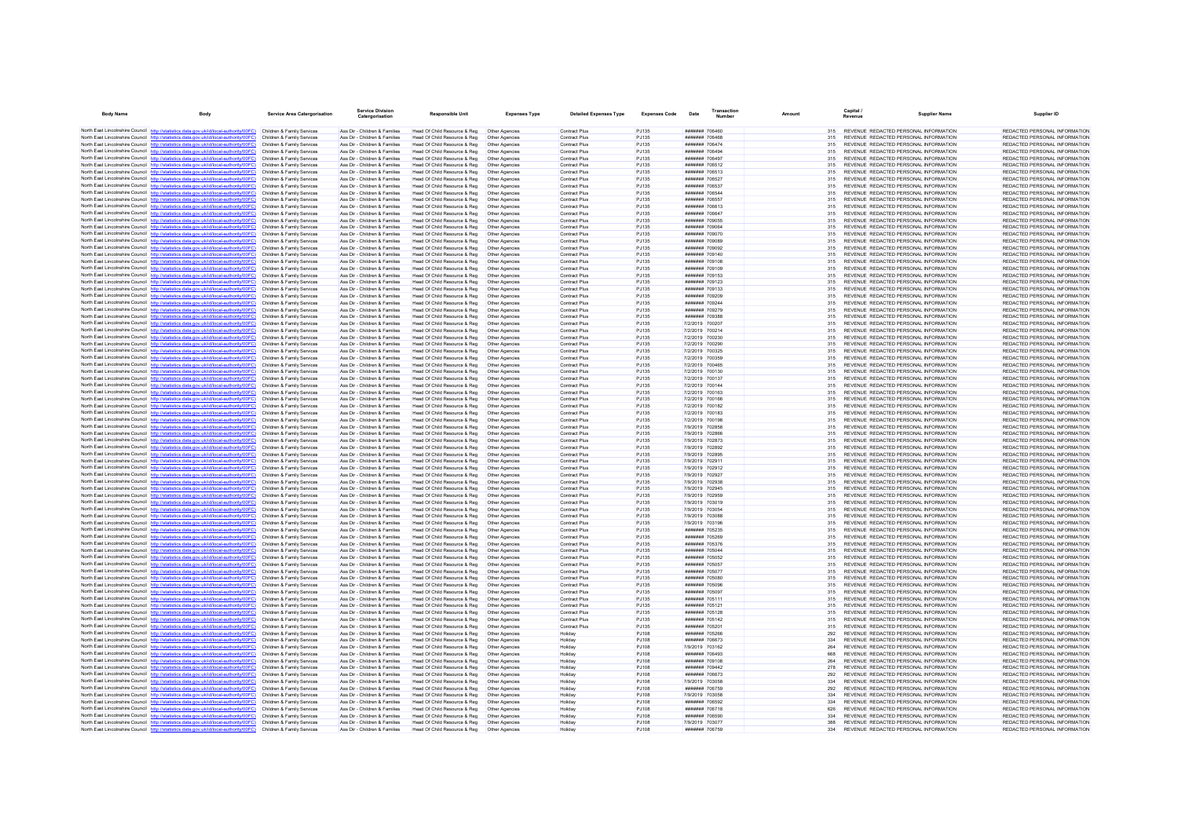| Body Name | Body | Service Area Catergorisation | Service Division Catergorisation | Responsible Unit | Expenses Type | Detailed Expenses Type | Expenses Code | Date | Transaction Number | Amount | Capital / Revenue | Supplier Name | Supplier ID |
|---|---|---|---|---|---|---|---|---|---|---|---|---|---|
| North East Lincolnshire Council | http://statistics.data.gov.uk/id/local-authority/00FC) | Children & Family Services | Ass Dir - Children & Families | Head Of Child Resource & Reg | Other Agencies | Contract Plus | PJ135 | ####### | 706460 | 315 | REVENUE | REDACTED PERSONAL INFORMATION | REDACTED PERSONAL INFORMATION |
| North East Lincolnshire Council | http://statistics.data.gov.uk/id/local-authority/00FC) | Children & Family Services | Ass Dir - Children & Families | Head Of Child Resource & Reg | Other Agencies | Contract Plus | PJ135 | ####### | 706468 | 315 | REVENUE | REDACTED PERSONAL INFORMATION | REDACTED PERSONAL INFORMATION |
| North East Lincolnshire Council | http://statistics.data.gov.uk/id/local-authority/00FC) | Children & Family Services | Ass Dir - Children & Families | Head Of Child Resource & Reg | Other Agencies | Contract Plus | PJ135 | ####### | 706474 | 315 | REVENUE | REDACTED PERSONAL INFORMATION | REDACTED PERSONAL INFORMATION |
| North East Lincolnshire Council | http://statistics.data.gov.uk/id/local-authority/00FC) | Children & Family Services | Ass Dir - Children & Families | Head Of Child Resource & Reg | Other Agencies | Contract Plus | PJ135 | ####### | 706494 | 315 | REVENUE | REDACTED PERSONAL INFORMATION | REDACTED PERSONAL INFORMATION |
| North East Lincolnshire Council | http://statistics.data.gov.uk/id/local-authority/00FC) | Children & Family Services | Ass Dir - Children & Families | Head Of Child Resource & Reg | Other Agencies | Contract Plus | PJ135 | ####### | 706497 | 315 | REVENUE | REDACTED PERSONAL INFORMATION | REDACTED PERSONAL INFORMATION |
| North East Lincolnshire Council | http://statistics.data.gov.uk/id/local-authority/00FC) | Children & Family Services | Ass Dir - Children & Families | Head Of Child Resource & Reg | Other Agencies | Contract Plus | PJ135 | ####### | 706512 | 315 | REVENUE | REDACTED PERSONAL INFORMATION | REDACTED PERSONAL INFORMATION |
| North East Lincolnshire Council | http://statistics.data.gov.uk/id/local-authority/00FC) | Children & Family Services | Ass Dir - Children & Families | Head Of Child Resource & Reg | Other Agencies | Contract Plus | PJ135 | ####### | 706513 | 315 | REVENUE | REDACTED PERSONAL INFORMATION | REDACTED PERSONAL INFORMATION |
| North East Lincolnshire Council | http://statistics.data.gov.uk/id/local-authority/00FC) | Children & Family Services | Ass Dir - Children & Families | Head Of Child Resource & Reg | Other Agencies | Contract Plus | PJ135 | ####### | 706527 | 315 | REVENUE | REDACTED PERSONAL INFORMATION | REDACTED PERSONAL INFORMATION |
| North East Lincolnshire Council | http://statistics.data.gov.uk/id/local-authority/00FC) | Children & Family Services | Ass Dir - Children & Families | Head Of Child Resource & Reg | Other Agencies | Contract Plus | PJ135 | ####### | 706537 | 315 | REVENUE | REDACTED PERSONAL INFORMATION | REDACTED PERSONAL INFORMATION |
| North East Lincolnshire Council | http://statistics.data.gov.uk/id/local-authority/00FC) | Children & Family Services | Ass Dir - Children & Families | Head Of Child Resource & Reg | Other Agencies | Contract Plus | PJ135 | ####### | 706544 | 315 | REVENUE | REDACTED PERSONAL INFORMATION | REDACTED PERSONAL INFORMATION |
| North East Lincolnshire Council | http://statistics.data.gov.uk/id/local-authority/00FC) | Children & Family Services | Ass Dir - Children & Families | Head Of Child Resource & Reg | Other Agencies | Contract Plus | PJ135 | ####### | 706557 | 315 | REVENUE | REDACTED PERSONAL INFORMATION | REDACTED PERSONAL INFORMATION |
| North East Lincolnshire Council | http://statistics.data.gov.uk/id/local-authority/00FC) | Children & Family Services | Ass Dir - Children & Families | Head Of Child Resource & Reg | Other Agencies | Contract Plus | PJ135 | ####### | 706613 | 315 | REVENUE | REDACTED PERSONAL INFORMATION | REDACTED PERSONAL INFORMATION |
| North East Lincolnshire Council | http://statistics.data.gov.uk/id/local-authority/00FC) | Children & Family Services | Ass Dir - Children & Families | Head Of Child Resource & Reg | Other Agencies | Contract Plus | PJ135 | ####### | 706647 | 315 | REVENUE | REDACTED PERSONAL INFORMATION | REDACTED PERSONAL INFORMATION |
| North East Lincolnshire Council | http://statistics.data.gov.uk/id/local-authority/00FC) | Children & Family Services | Ass Dir - Children & Families | Head Of Child Resource & Reg | Other Agencies | Contract Plus | PJ135 | ####### | 709055 | 315 | REVENUE | REDACTED PERSONAL INFORMATION | REDACTED PERSONAL INFORMATION |
| North East Lincolnshire Council | http://statistics.data.gov.uk/id/local-authority/00FC) | Children & Family Services | Ass Dir - Children & Families | Head Of Child Resource & Reg | Other Agencies | Contract Plus | PJ135 | ####### | 709064 | 315 | REVENUE | REDACTED PERSONAL INFORMATION | REDACTED PERSONAL INFORMATION |
| North East Lincolnshire Council | http://statistics.data.gov.uk/id/local-authority/00FC) | Children & Family Services | Ass Dir - Children & Families | Head Of Child Resource & Reg | Other Agencies | Contract Plus | PJ135 | ####### | 709070 | 315 | REVENUE | REDACTED PERSONAL INFORMATION | REDACTED PERSONAL INFORMATION |
| North East Lincolnshire Council | http://statistics.data.gov.uk/id/local-authority/00FC) | Children & Family Services | Ass Dir - Children & Families | Head Of Child Resource & Reg | Other Agencies | Contract Plus | PJ135 | ####### | 709089 | 315 | REVENUE | REDACTED PERSONAL INFORMATION | REDACTED PERSONAL INFORMATION |
| North East Lincolnshire Council | http://statistics.data.gov.uk/id/local-authority/00FC) | Children & Family Services | Ass Dir - Children & Families | Head Of Child Resource & Reg | Other Agencies | Contract Plus | PJ135 | ####### | 709092 | 315 | REVENUE | REDACTED PERSONAL INFORMATION | REDACTED PERSONAL INFORMATION |
| North East Lincolnshire Council | http://statistics.data.gov.uk/id/local-authority/00FC) | Children & Family Services | Ass Dir - Children & Families | Head Of Child Resource & Reg | Other Agencies | Contract Plus | PJ135 | ####### | 709140 | 315 | REVENUE | REDACTED PERSONAL INFORMATION | REDACTED PERSONAL INFORMATION |
| North East Lincolnshire Council | http://statistics.data.gov.uk/id/local-authority/00FC) | Children & Family Services | Ass Dir - Children & Families | Head Of Child Resource & Reg | Other Agencies | Contract Plus | PJ135 | ####### | 709108 | 315 | REVENUE | REDACTED PERSONAL INFORMATION | REDACTED PERSONAL INFORMATION |
| North East Lincolnshire Council | http://statistics.data.gov.uk/id/local-authority/00FC) | Children & Family Services | Ass Dir - Children & Families | Head Of Child Resource & Reg | Other Agencies | Contract Plus | PJ135 | ####### | 709109 | 315 | REVENUE | REDACTED PERSONAL INFORMATION | REDACTED PERSONAL INFORMATION |
| North East Lincolnshire Council | http://statistics.data.gov.uk/id/local-authority/00FC) | Children & Family Services | Ass Dir - Children & Families | Head Of Child Resource & Reg | Other Agencies | Contract Plus | PJ135 | ####### | 709153 | 315 | REVENUE | REDACTED PERSONAL INFORMATION | REDACTED PERSONAL INFORMATION |
| North East Lincolnshire Council | http://statistics.data.gov.uk/id/local-authority/00FC) | Children & Family Services | Ass Dir - Children & Families | Head Of Child Resource & Reg | Other Agencies | Contract Plus | PJ135 | ####### | 709123 | 315 | REVENUE | REDACTED PERSONAL INFORMATION | REDACTED PERSONAL INFORMATION |
| North East Lincolnshire Council | http://statistics.data.gov.uk/id/local-authority/00FC) | Children & Family Services | Ass Dir - Children & Families | Head Of Child Resource & Reg | Other Agencies | Contract Plus | PJ135 | ####### | 709133 | 315 | REVENUE | REDACTED PERSONAL INFORMATION | REDACTED PERSONAL INFORMATION |
| North East Lincolnshire Council | http://statistics.data.gov.uk/id/local-authority/00FC) | Children & Family Services | Ass Dir - Children & Families | Head Of Child Resource & Reg | Other Agencies | Contract Plus | PJ135 | ####### | 709209 | 315 | REVENUE | REDACTED PERSONAL INFORMATION | REDACTED PERSONAL INFORMATION |
| North East Lincolnshire Council | http://statistics.data.gov.uk/id/local-authority/00FC) | Children & Family Services | Ass Dir - Children & Families | Head Of Child Resource & Reg | Other Agencies | Contract Plus | PJ135 | ####### | 709244 | 315 | REVENUE | REDACTED PERSONAL INFORMATION | REDACTED PERSONAL INFORMATION |
| North East Lincolnshire Council | http://statistics.data.gov.uk/id/local-authority/00FC) | Children & Family Services | Ass Dir - Children & Families | Head Of Child Resource & Reg | Other Agencies | Contract Plus | PJ135 | ####### | 709279 | 315 | REVENUE | REDACTED PERSONAL INFORMATION | REDACTED PERSONAL INFORMATION |
| North East Lincolnshire Council | http://statistics.data.gov.uk/id/local-authority/00FC) | Children & Family Services | Ass Dir - Children & Families | Head Of Child Resource & Reg | Other Agencies | Contract Plus | PJ135 | ####### | 709388 | 315 | REVENUE | REDACTED PERSONAL INFORMATION | REDACTED PERSONAL INFORMATION |
| North East Lincolnshire Council | http://statistics.data.gov.uk/id/local-authority/00FC) | Children & Family Services | Ass Dir - Children & Families | Head Of Child Resource & Reg | Other Agencies | Contract Plus | PJ135 | 7/2/2019 | 700207 | 315 | REVENUE | REDACTED PERSONAL INFORMATION | REDACTED PERSONAL INFORMATION |
| North East Lincolnshire Council | http://statistics.data.gov.uk/id/local-authority/00FC) | Children & Family Services | Ass Dir - Children & Families | Head Of Child Resource & Reg | Other Agencies | Contract Plus | PJ135 | 7/2/2019 | 700214 | 315 | REVENUE | REDACTED PERSONAL INFORMATION | REDACTED PERSONAL INFORMATION |
| North East Lincolnshire Council | http://statistics.data.gov.uk/id/local-authority/00FC) | Children & Family Services | Ass Dir - Children & Families | Head Of Child Resource & Reg | Other Agencies | Contract Plus | PJ135 | 7/2/2019 | 700230 | 315 | REVENUE | REDACTED PERSONAL INFORMATION | REDACTED PERSONAL INFORMATION |
| North East Lincolnshire Council | http://statistics.data.gov.uk/id/local-authority/00FC) | Children & Family Services | Ass Dir - Children & Families | Head Of Child Resource & Reg | Other Agencies | Contract Plus | PJ135 | 7/2/2019 | 700290 | 315 | REVENUE | REDACTED PERSONAL INFORMATION | REDACTED PERSONAL INFORMATION |
| North East Lincolnshire Council | http://statistics.data.gov.uk/id/local-authority/00FC) | Children & Family Services | Ass Dir - Children & Families | Head Of Child Resource & Reg | Other Agencies | Contract Plus | PJ135 | 7/2/2019 | 700325 | 315 | REVENUE | REDACTED PERSONAL INFORMATION | REDACTED PERSONAL INFORMATION |
| North East Lincolnshire Council | http://statistics.data.gov.uk/id/local-authority/00FC) | Children & Family Services | Ass Dir - Children & Families | Head Of Child Resource & Reg | Other Agencies | Contract Plus | PJ135 | 7/2/2019 | 700359 | 315 | REVENUE | REDACTED PERSONAL INFORMATION | REDACTED PERSONAL INFORMATION |
| North East Lincolnshire Council | http://statistics.data.gov.uk/id/local-authority/00FC) | Children & Family Services | Ass Dir - Children & Families | Head Of Child Resource & Reg | Other Agencies | Contract Plus | PJ135 | 7/2/2019 | 700465 | 315 | REVENUE | REDACTED PERSONAL INFORMATION | REDACTED PERSONAL INFORMATION |
| North East Lincolnshire Council | http://statistics.data.gov.uk/id/local-authority/00FC) | Children & Family Services | Ass Dir - Children & Families | Head Of Child Resource & Reg | Other Agencies | Contract Plus | PJ135 | 7/2/2019 | 700130 | 315 | REVENUE | REDACTED PERSONAL INFORMATION | REDACTED PERSONAL INFORMATION |
| North East Lincolnshire Council | http://statistics.data.gov.uk/id/local-authority/00FC) | Children & Family Services | Ass Dir - Children & Families | Head Of Child Resource & Reg | Other Agencies | Contract Plus | PJ135 | 7/2/2019 | 700137 | 315 | REVENUE | REDACTED PERSONAL INFORMATION | REDACTED PERSONAL INFORMATION |
| North East Lincolnshire Council | http://statistics.data.gov.uk/id/local-authority/00FC) | Children & Family Services | Ass Dir - Children & Families | Head Of Child Resource & Reg | Other Agencies | Contract Plus | PJ135 | 7/2/2019 | 700144 | 315 | REVENUE | REDACTED PERSONAL INFORMATION | REDACTED PERSONAL INFORMATION |
| North East Lincolnshire Council | http://statistics.data.gov.uk/id/local-authority/00FC) | Children & Family Services | Ass Dir - Children & Families | Head Of Child Resource & Reg | Other Agencies | Contract Plus | PJ135 | 7/2/2019 | 700163 | 315 | REVENUE | REDACTED PERSONAL INFORMATION | REDACTED PERSONAL INFORMATION |
| North East Lincolnshire Council | http://statistics.data.gov.uk/id/local-authority/00FC) | Children & Family Services | Ass Dir - Children & Families | Head Of Child Resource & Reg | Other Agencies | Contract Plus | PJ135 | 7/2/2019 | 700166 | 315 | REVENUE | REDACTED PERSONAL INFORMATION | REDACTED PERSONAL INFORMATION |
| North East Lincolnshire Council | http://statistics.data.gov.uk/id/local-authority/00FC) | Children & Family Services | Ass Dir - Children & Families | Head Of Child Resource & Reg | Other Agencies | Contract Plus | PJ135 | 7/2/2019 | 700182 | 315 | REVENUE | REDACTED PERSONAL INFORMATION | REDACTED PERSONAL INFORMATION |
| North East Lincolnshire Council | http://statistics.data.gov.uk/id/local-authority/00FC) | Children & Family Services | Ass Dir - Children & Families | Head Of Child Resource & Reg | Other Agencies | Contract Plus | PJ135 | 7/2/2019 | 700183 | 315 | REVENUE | REDACTED PERSONAL INFORMATION | REDACTED PERSONAL INFORMATION |
| North East Lincolnshire Council | http://statistics.data.gov.uk/id/local-authority/00FC) | Children & Family Services | Ass Dir - Children & Families | Head Of Child Resource & Reg | Other Agencies | Contract Plus | PJ135 | 7/2/2019 | 700198 | 315 | REVENUE | REDACTED PERSONAL INFORMATION | REDACTED PERSONAL INFORMATION |
| North East Lincolnshire Council | http://statistics.data.gov.uk/id/local-authority/00FC) | Children & Family Services | Ass Dir - Children & Families | Head Of Child Resource & Reg | Other Agencies | Contract Plus | PJ135 | 7/9/2019 | 702858 | 315 | REVENUE | REDACTED PERSONAL INFORMATION | REDACTED PERSONAL INFORMATION |
| North East Lincolnshire Council | http://statistics.data.gov.uk/id/local-authority/00FC) | Children & Family Services | Ass Dir - Children & Families | Head Of Child Resource & Reg | Other Agencies | Contract Plus | PJ135 | 7/9/2019 | 702866 | 315 | REVENUE | REDACTED PERSONAL INFORMATION | REDACTED PERSONAL INFORMATION |
| North East Lincolnshire Council | http://statistics.data.gov.uk/id/local-authority/00FC) | Children & Family Services | Ass Dir - Children & Families | Head Of Child Resource & Reg | Other Agencies | Contract Plus | PJ135 | 7/9/2019 | 702873 | 315 | REVENUE | REDACTED PERSONAL INFORMATION | REDACTED PERSONAL INFORMATION |
| North East Lincolnshire Council | http://statistics.data.gov.uk/id/local-authority/00FC) | Children & Family Services | Ass Dir - Children & Families | Head Of Child Resource & Reg | Other Agencies | Contract Plus | PJ135 | 7/9/2019 | 702892 | 315 | REVENUE | REDACTED PERSONAL INFORMATION | REDACTED PERSONAL INFORMATION |
| North East Lincolnshire Council | http://statistics.data.gov.uk/id/local-authority/00FC) | Children & Family Services | Ass Dir - Children & Families | Head Of Child Resource & Reg | Other Agencies | Contract Plus | PJ135 | 7/9/2019 | 702895 | 315 | REVENUE | REDACTED PERSONAL INFORMATION | REDACTED PERSONAL INFORMATION |
| North East Lincolnshire Council | http://statistics.data.gov.uk/id/local-authority/00FC) | Children & Family Services | Ass Dir - Children & Families | Head Of Child Resource & Reg | Other Agencies | Contract Plus | PJ135 | 7/9/2019 | 702911 | 315 | REVENUE | REDACTED PERSONAL INFORMATION | REDACTED PERSONAL INFORMATION |
| North East Lincolnshire Council | http://statistics.data.gov.uk/id/local-authority/00FC) | Children & Family Services | Ass Dir - Children & Families | Head Of Child Resource & Reg | Other Agencies | Contract Plus | PJ135 | 7/9/2019 | 702912 | 315 | REVENUE | REDACTED PERSONAL INFORMATION | REDACTED PERSONAL INFORMATION |
| North East Lincolnshire Council | http://statistics.data.gov.uk/id/local-authority/00FC) | Children & Family Services | Ass Dir - Children & Families | Head Of Child Resource & Reg | Other Agencies | Contract Plus | PJ135 | 7/9/2019 | 702927 | 315 | REVENUE | REDACTED PERSONAL INFORMATION | REDACTED PERSONAL INFORMATION |
| North East Lincolnshire Council | http://statistics.data.gov.uk/id/local-authority/00FC) | Children & Family Services | Ass Dir - Children & Families | Head Of Child Resource & Reg | Other Agencies | Contract Plus | PJ135 | 7/9/2019 | 702938 | 315 | REVENUE | REDACTED PERSONAL INFORMATION | REDACTED PERSONAL INFORMATION |
| North East Lincolnshire Council | http://statistics.data.gov.uk/id/local-authority/00FC) | Children & Family Services | Ass Dir - Children & Families | Head Of Child Resource & Reg | Other Agencies | Contract Plus | PJ135 | 7/9/2019 | 702945 | 315 | REVENUE | REDACTED PERSONAL INFORMATION | REDACTED PERSONAL INFORMATION |
| North East Lincolnshire Council | http://statistics.data.gov.uk/id/local-authority/00FC) | Children & Family Services | Ass Dir - Children & Families | Head Of Child Resource & Reg | Other Agencies | Contract Plus | PJ135 | 7/9/2019 | 702959 | 315 | REVENUE | REDACTED PERSONAL INFORMATION | REDACTED PERSONAL INFORMATION |
| North East Lincolnshire Council | http://statistics.data.gov.uk/id/local-authority/00FC) | Children & Family Services | Ass Dir - Children & Families | Head Of Child Resource & Reg | Other Agencies | Contract Plus | PJ135 | 7/9/2019 | 703019 | 315 | REVENUE | REDACTED PERSONAL INFORMATION | REDACTED PERSONAL INFORMATION |
| North East Lincolnshire Council | http://statistics.data.gov.uk/id/local-authority/00FC) | Children & Family Services | Ass Dir - Children & Families | Head Of Child Resource & Reg | Other Agencies | Contract Plus | PJ135 | 7/9/2019 | 703054 | 315 | REVENUE | REDACTED PERSONAL INFORMATION | REDACTED PERSONAL INFORMATION |
| North East Lincolnshire Council | http://statistics.data.gov.uk/id/local-authority/00FC) | Children & Family Services | Ass Dir - Children & Families | Head Of Child Resource & Reg | Other Agencies | Contract Plus | PJ135 | 7/9/2019 | 703088 | 315 | REVENUE | REDACTED PERSONAL INFORMATION | REDACTED PERSONAL INFORMATION |
| North East Lincolnshire Council | http://statistics.data.gov.uk/id/local-authority/00FC) | Children & Family Services | Ass Dir - Children & Families | Head Of Child Resource & Reg | Other Agencies | Contract Plus | PJ135 | 7/9/2019 | 703196 | 315 | REVENUE | REDACTED PERSONAL INFORMATION | REDACTED PERSONAL INFORMATION |
| North East Lincolnshire Council | http://statistics.data.gov.uk/id/local-authority/00FC) | Children & Family Services | Ass Dir - Children & Families | Head Of Child Resource & Reg | Other Agencies | Contract Plus | PJ135 | ####### | 705235 | 315 | REVENUE | REDACTED PERSONAL INFORMATION | REDACTED PERSONAL INFORMATION |
| North East Lincolnshire Council | http://statistics.data.gov.uk/id/local-authority/00FC) | Children & Family Services | Ass Dir - Children & Families | Head Of Child Resource & Reg | Other Agencies | Contract Plus | PJ135 | ####### | 705269 | 315 | REVENUE | REDACTED PERSONAL INFORMATION | REDACTED PERSONAL INFORMATION |
| North East Lincolnshire Council | http://statistics.data.gov.uk/id/local-authority/00FC) | Children & Family Services | Ass Dir - Children & Families | Head Of Child Resource & Reg | Other Agencies | Contract Plus | PJ135 | ####### | 705376 | 315 | REVENUE | REDACTED PERSONAL INFORMATION | REDACTED PERSONAL INFORMATION |
| North East Lincolnshire Council | http://statistics.data.gov.uk/id/local-authority/00FC) | Children & Family Services | Ass Dir - Children & Families | Head Of Child Resource & Reg | Other Agencies | Contract Plus | PJ135 | ####### | 705044 | 315 | REVENUE | REDACTED PERSONAL INFORMATION | REDACTED PERSONAL INFORMATION |
| North East Lincolnshire Council | http://statistics.data.gov.uk/id/local-authority/00FC) | Children & Family Services | Ass Dir - Children & Families | Head Of Child Resource & Reg | Other Agencies | Contract Plus | PJ135 | ####### | 705052 | 315 | REVENUE | REDACTED PERSONAL INFORMATION | REDACTED PERSONAL INFORMATION |
| North East Lincolnshire Council | http://statistics.data.gov.uk/id/local-authority/00FC) | Children & Family Services | Ass Dir - Children & Families | Head Of Child Resource & Reg | Other Agencies | Contract Plus | PJ135 | ####### | 705057 | 315 | REVENUE | REDACTED PERSONAL INFORMATION | REDACTED PERSONAL INFORMATION |
| North East Lincolnshire Council | http://statistics.data.gov.uk/id/local-authority/00FC) | Children & Family Services | Ass Dir - Children & Families | Head Of Child Resource & Reg | Other Agencies | Contract Plus | PJ135 | ####### | 705077 | 315 | REVENUE | REDACTED PERSONAL INFORMATION | REDACTED PERSONAL INFORMATION |
| North East Lincolnshire Council | http://statistics.data.gov.uk/id/local-authority/00FC) | Children & Family Services | Ass Dir - Children & Families | Head Of Child Resource & Reg | Other Agencies | Contract Plus | PJ135 | ####### | 705080 | 315 | REVENUE | REDACTED PERSONAL INFORMATION | REDACTED PERSONAL INFORMATION |
| North East Lincolnshire Council | http://statistics.data.gov.uk/id/local-authority/00FC) | Children & Family Services | Ass Dir - Children & Families | Head Of Child Resource & Reg | Other Agencies | Contract Plus | PJ135 | ####### | 705096 | 315 | REVENUE | REDACTED PERSONAL INFORMATION | REDACTED PERSONAL INFORMATION |
| North East Lincolnshire Council | http://statistics.data.gov.uk/id/local-authority/00FC) | Children & Family Services | Ass Dir - Children & Families | Head Of Child Resource & Reg | Other Agencies | Contract Plus | PJ135 | ####### | 705097 | 315 | REVENUE | REDACTED PERSONAL INFORMATION | REDACTED PERSONAL INFORMATION |
| North East Lincolnshire Council | http://statistics.data.gov.uk/id/local-authority/00FC) | Children & Family Services | Ass Dir - Children & Families | Head Of Child Resource & Reg | Other Agencies | Contract Plus | PJ135 | ####### | 705111 | 315 | REVENUE | REDACTED PERSONAL INFORMATION | REDACTED PERSONAL INFORMATION |
| North East Lincolnshire Council | http://statistics.data.gov.uk/id/local-authority/00FC) | Children & Family Services | Ass Dir - Children & Families | Head Of Child Resource & Reg | Other Agencies | Contract Plus | PJ135 | ####### | 705121 | 315 | REVENUE | REDACTED PERSONAL INFORMATION | REDACTED PERSONAL INFORMATION |
| North East Lincolnshire Council | http://statistics.data.gov.uk/id/local-authority/00FC) | Children & Family Services | Ass Dir - Children & Families | Head Of Child Resource & Reg | Other Agencies | Contract Plus | PJ135 | ####### | 705128 | 315 | REVENUE | REDACTED PERSONAL INFORMATION | REDACTED PERSONAL INFORMATION |
| North East Lincolnshire Council | http://statistics.data.gov.uk/id/local-authority/00FC) | Children & Family Services | Ass Dir - Children & Families | Head Of Child Resource & Reg | Other Agencies | Contract Plus | PJ135 | ####### | 705142 | 315 | REVENUE | REDACTED PERSONAL INFORMATION | REDACTED PERSONAL INFORMATION |
| North East Lincolnshire Council | http://statistics.data.gov.uk/id/local-authority/00FC) | Children & Family Services | Ass Dir - Children & Families | Head Of Child Resource & Reg | Other Agencies | Contract Plus | PJ135 | ####### | 705201 | 315 | REVENUE | REDACTED PERSONAL INFORMATION | REDACTED PERSONAL INFORMATION |
| North East Lincolnshire Council | http://statistics.data.gov.uk/id/local-authority/00FC) | Children & Family Services | Ass Dir - Children & Families | Head Of Child Resource & Reg | Other Agencies | Holiday | PJ108 | ####### | 705266 | 292 | REVENUE | REDACTED PERSONAL INFORMATION | REDACTED PERSONAL INFORMATION |
| North East Lincolnshire Council | http://statistics.data.gov.uk/id/local-authority/00FC) | Children & Family Services | Ass Dir - Children & Families | Head Of Child Resource & Reg | Other Agencies | Holiday | PJ108 | ####### | 706673 | 334 | REVENUE | REDACTED PERSONAL INFORMATION | REDACTED PERSONAL INFORMATION |
| North East Lincolnshire Council | http://statistics.data.gov.uk/id/local-authority/00FC) | Children & Family Services | Ass Dir - Children & Families | Head Of Child Resource & Reg | Other Agencies | Holiday | PJ108 | 7/9/2019 | 703162 | 264 | REVENUE | REDACTED PERSONAL INFORMATION | REDACTED PERSONAL INFORMATION |
| North East Lincolnshire Council | http://statistics.data.gov.uk/id/local-authority/00FC) | Children & Family Services | Ass Dir - Children & Families | Head Of Child Resource & Reg | Other Agencies | Holiday | PJ108 | ####### | 706493 | 668 | REVENUE | REDACTED PERSONAL INFORMATION | REDACTED PERSONAL INFORMATION |
| North East Lincolnshire Council | http://statistics.data.gov.uk/id/local-authority/00FC) | Children & Family Services | Ass Dir - Children & Families | Head Of Child Resource & Reg | Other Agencies | Holiday | PJ108 | ####### | 709108 | 264 | REVENUE | REDACTED PERSONAL INFORMATION | REDACTED PERSONAL INFORMATION |
| North East Lincolnshire Council | http://statistics.data.gov.uk/id/local-authority/00FC) | Children & Family Services | Ass Dir - Children & Families | Head Of Child Resource & Reg | Other Agencies | Holiday | PJ108 | ####### | 709442 | 278 | REVENUE | REDACTED PERSONAL INFORMATION | REDACTED PERSONAL INFORMATION |
| North East Lincolnshire Council | http://statistics.data.gov.uk/id/local-authority/00FC) | Children & Family Services | Ass Dir - Children & Families | Head Of Child Resource & Reg | Other Agencies | Holiday | PJ108 | ####### | 706673 | 292 | REVENUE | REDACTED PERSONAL INFORMATION | REDACTED PERSONAL INFORMATION |
| North East Lincolnshire Council | http://statistics.data.gov.uk/id/local-authority/00FC) | Children & Family Services | Ass Dir - Children & Families | Head Of Child Resource & Reg | Other Agencies | Holiday | PJ108 | 7/9/2019 | 703058 | 334 | REVENUE | REDACTED PERSONAL INFORMATION | REDACTED PERSONAL INFORMATION |
| North East Lincolnshire Council | http://statistics.data.gov.uk/id/local-authority/00FC) | Children & Family Services | Ass Dir - Children & Families | Head Of Child Resource & Reg | Other Agencies | Holiday | PJ108 | ####### | 706759 | 292 | REVENUE | REDACTED PERSONAL INFORMATION | REDACTED PERSONAL INFORMATION |
| North East Lincolnshire Council | http://statistics.data.gov.uk/id/local-authority/00FC) | Children & Family Services | Ass Dir - Children & Families | Head Of Child Resource & Reg | Other Agencies | Holiday | PJ108 | 7/9/2019 | 703058 | 334 | REVENUE | REDACTED PERSONAL INFORMATION | REDACTED PERSONAL INFORMATION |
| North East Lincolnshire Council | http://statistics.data.gov.uk/id/local-authority/00FC) | Children & Family Services | Ass Dir - Children & Families | Head Of Child Resource & Reg | Other Agencies | Holiday | PJ108 | ####### | 706592 | 334 | REVENUE | REDACTED PERSONAL INFORMATION | REDACTED PERSONAL INFORMATION |
| North East Lincolnshire Council | http://statistics.data.gov.uk/id/local-authority/00FC) | Children & Family Services | Ass Dir - Children & Families | Head Of Child Resource & Reg | Other Agencies | Holiday | PJ108 | ####### | 706718 | 626 | REVENUE | REDACTED PERSONAL INFORMATION | REDACTED PERSONAL INFORMATION |
| North East Lincolnshire Council | http://statistics.data.gov.uk/id/local-authority/00FC) | Children & Family Services | Ass Dir - Children & Families | Head Of Child Resource & Reg | Other Agencies | Holiday | PJ108 | ####### | 706590 | 334 | REVENUE | REDACTED PERSONAL INFORMATION | REDACTED PERSONAL INFORMATION |
| North East Lincolnshire Council | http://statistics.data.gov.uk/id/local-authority/00FC) | Children & Family Services | Ass Dir - Children & Families | Head Of Child Resource & Reg | Other Agencies | Holiday | PJ108 | 7/9/2019 | 703077 | 388 | REVENUE | REDACTED PERSONAL INFORMATION | REDACTED PERSONAL INFORMATION |
| North East Lincolnshire Council | http://statistics.data.gov.uk/id/local-authority/00FC) | Children & Family Services | Ass Dir - Children & Families | Head Of Child Resource & Reg | Other Agencies | Holiday | PJ108 | ####### | 706759 | 334 | REVENUE | REDACTED PERSONAL INFORMATION | REDACTED PERSONAL INFORMATION |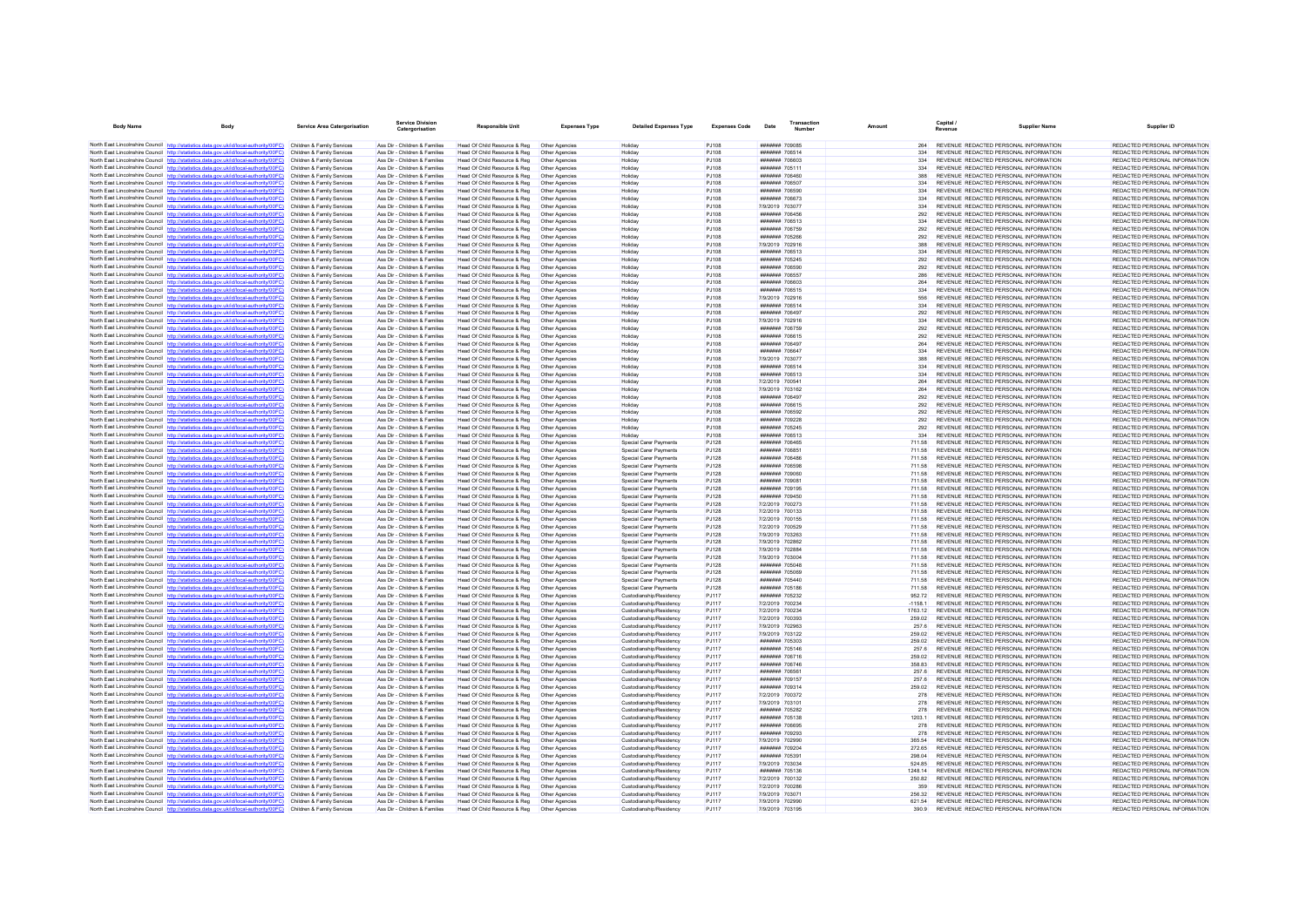| Body Name | Body | Service Area Catergorisation | Service Division Catergorisation | Responsible Unit | Expenses Type | Detailed Expenses Type | Expenses Code | Date | Transaction Number | Amount | Capital / Revenue | Supplier Name | Supplier ID |
|---|---|---|---|---|---|---|---|---|---|---|---|---|---|
| North East Lincolnshire Council | http://statistics.data.gov.uk/id/local-authority/00FC | Children & Family Services | Ass Dir - Children & Families | Head Of Child Resource & Reg | Other Agencies | Holiday | PJ108 | ####### | 709085 | 264 | REVENUE | REDACTED PERSONAL INFORMATION | REDACTED PERSONAL INFORMATION |
| North East Lincolnshire Council | http://statistics.data.gov.uk/id/local-authority/00FC | Children & Family Services | Ass Dir - Children & Families | Head Of Child Resource & Reg | Other Agencies | Holiday | PJ108 | ####### | 706514 | 334 | REVENUE | REDACTED PERSONAL INFORMATION | REDACTED PERSONAL INFORMATION |
| North East Lincolnshire Council | http://statistics.data.gov.uk/id/local-authority/00FC | Children & Family Services | Ass Dir - Children & Families | Head Of Child Resource & Reg | Other Agencies | Holiday | PJ108 | ####### | 706603 | 334 | REVENUE | REDACTED PERSONAL INFORMATION | REDACTED PERSONAL INFORMATION |
| North East Lincolnshire Council | http://statistics.data.gov.uk/id/local-authority/00FC | Children & Family Services | Ass Dir - Children & Families | Head Of Child Resource & Reg | Other Agencies | Holiday | PJ108 | ####### | 705111 | 334 | REVENUE | REDACTED PERSONAL INFORMATION | REDACTED PERSONAL INFORMATION |
| North East Lincolnshire Council | http://statistics.data.gov.uk/id/local-authority/00FC | Children & Family Services | Ass Dir - Children & Families | Head Of Child Resource & Reg | Other Agencies | Holiday | PJ108 | ####### | 706460 | 388 | REVENUE | REDACTED PERSONAL INFORMATION | REDACTED PERSONAL INFORMATION |
| North East Lincolnshire Council | http://statistics.data.gov.uk/id/local-authority/00FC | Children & Family Services | Ass Dir - Children & Families | Head Of Child Resource & Reg | Other Agencies | Holiday | PJ108 | ####### | 706507 | 334 | REVENUE | REDACTED PERSONAL INFORMATION | REDACTED PERSONAL INFORMATION |
| North East Lincolnshire Council | http://statistics.data.gov.uk/id/local-authority/00FC | Children & Family Services | Ass Dir - Children & Families | Head Of Child Resource & Reg | Other Agencies | Holiday | PJ108 | ####### | 706590 | 334 | REVENUE | REDACTED PERSONAL INFORMATION | REDACTED PERSONAL INFORMATION |
| North East Lincolnshire Council | http://statistics.data.gov.uk/id/local-authority/00FC | Children & Family Services | Ass Dir - Children & Families | Head Of Child Resource & Reg | Other Agencies | Holiday | PJ108 | ####### | 706673 | 334 | REVENUE | REDACTED PERSONAL INFORMATION | REDACTED PERSONAL INFORMATION |
| North East Lincolnshire Council | http://statistics.data.gov.uk/id/local-authority/00FC | Children & Family Services | Ass Dir - Children & Families | Head Of Child Resource & Reg | Other Agencies | Holiday | PJ108 | 7/9/2019 | 703077 | 334 | REVENUE | REDACTED PERSONAL INFORMATION | REDACTED PERSONAL INFORMATION |
| North East Lincolnshire Council | http://statistics.data.gov.uk/id/local-authority/00FC | Children & Family Services | Ass Dir - Children & Families | Head Of Child Resource & Reg | Other Agencies | Holiday | PJ108 | ####### | 706456 | 292 | REVENUE | REDACTED PERSONAL INFORMATION | REDACTED PERSONAL INFORMATION |
| North East Lincolnshire Council | http://statistics.data.gov.uk/id/local-authority/00FC | Children & Family Services | Ass Dir - Children & Families | Head Of Child Resource & Reg | Other Agencies | Holiday | PJ108 | ####### | 706513 | 334 | REVENUE | REDACTED PERSONAL INFORMATION | REDACTED PERSONAL INFORMATION |
| North East Lincolnshire Council | http://statistics.data.gov.uk/id/local-authority/00FC | Children & Family Services | Ass Dir - Children & Families | Head Of Child Resource & Reg | Other Agencies | Holiday | PJ108 | ####### | 706759 | 292 | REVENUE | REDACTED PERSONAL INFORMATION | REDACTED PERSONAL INFORMATION |
| North East Lincolnshire Council | http://statistics.data.gov.uk/id/local-authority/00FC | Children & Family Services | Ass Dir - Children & Families | Head Of Child Resource & Reg | Other Agencies | Holiday | PJ108 | ####### | 705266 | 292 | REVENUE | REDACTED PERSONAL INFORMATION | REDACTED PERSONAL INFORMATION |
| North East Lincolnshire Council | http://statistics.data.gov.uk/id/local-authority/00FC | Children & Family Services | Ass Dir - Children & Families | Head Of Child Resource & Reg | Other Agencies | Holiday | PJ108 | 7/9/2019 | 702916 | 388 | REVENUE | REDACTED PERSONAL INFORMATION | REDACTED PERSONAL INFORMATION |
| North East Lincolnshire Council | http://statistics.data.gov.uk/id/local-authority/00FC | Children & Family Services | Ass Dir - Children & Families | Head Of Child Resource & Reg | Other Agencies | Holiday | PJ108 | ####### | 706513 | 334 | REVENUE | REDACTED PERSONAL INFORMATION | REDACTED PERSONAL INFORMATION |
| North East Lincolnshire Council | http://statistics.data.gov.uk/id/local-authority/00FC | Children & Family Services | Ass Dir - Children & Families | Head Of Child Resource & Reg | Other Agencies | Holiday | PJ108 | ####### | 705245 | 292 | REVENUE | REDACTED PERSONAL INFORMATION | REDACTED PERSONAL INFORMATION |
| North East Lincolnshire Council | http://statistics.data.gov.uk/id/local-authority/00FC | Children & Family Services | Ass Dir - Children & Families | Head Of Child Resource & Reg | Other Agencies | Holiday | PJ108 | ####### | 706590 | 292 | REVENUE | REDACTED PERSONAL INFORMATION | REDACTED PERSONAL INFORMATION |
| North East Lincolnshire Council | http://statistics.data.gov.uk/id/local-authority/00FC | Children & Family Services | Ass Dir - Children & Families | Head Of Child Resource & Reg | Other Agencies | Holiday | PJ108 | ####### | 706557 | 286 | REVENUE | REDACTED PERSONAL INFORMATION | REDACTED PERSONAL INFORMATION |
| North East Lincolnshire Council | http://statistics.data.gov.uk/id/local-authority/00FC | Children & Family Services | Ass Dir - Children & Families | Head Of Child Resource & Reg | Other Agencies | Holiday | PJ108 | ####### | 706603 | 264 | REVENUE | REDACTED PERSONAL INFORMATION | REDACTED PERSONAL INFORMATION |
| North East Lincolnshire Council | http://statistics.data.gov.uk/id/local-authority/00FC | Children & Family Services | Ass Dir - Children & Families | Head Of Child Resource & Reg | Other Agencies | Holiday | PJ108 | ####### | 706515 | 334 | REVENUE | REDACTED PERSONAL INFORMATION | REDACTED PERSONAL INFORMATION |
| North East Lincolnshire Council | http://statistics.data.gov.uk/id/local-authority/00FC | Children & Family Services | Ass Dir - Children & Families | Head Of Child Resource & Reg | Other Agencies | Holiday | PJ108 | 7/9/2019 | 702916 | 556 | REVENUE | REDACTED PERSONAL INFORMATION | REDACTED PERSONAL INFORMATION |
| North East Lincolnshire Council | http://statistics.data.gov.uk/id/local-authority/00FC | Children & Family Services | Ass Dir - Children & Families | Head Of Child Resource & Reg | Other Agencies | Holiday | PJ108 | ####### | 706514 | 334 | REVENUE | REDACTED PERSONAL INFORMATION | REDACTED PERSONAL INFORMATION |
| North East Lincolnshire Council | http://statistics.data.gov.uk/id/local-authority/00FC | Children & Family Services | Ass Dir - Children & Families | Head Of Child Resource & Reg | Other Agencies | Holiday | PJ108 | ####### | 706497 | 292 | REVENUE | REDACTED PERSONAL INFORMATION | REDACTED PERSONAL INFORMATION |
| North East Lincolnshire Council | http://statistics.data.gov.uk/id/local-authority/00FC | Children & Family Services | Ass Dir - Children & Families | Head Of Child Resource & Reg | Other Agencies | Holiday | PJ108 | 7/9/2019 | 702916 | 334 | REVENUE | REDACTED PERSONAL INFORMATION | REDACTED PERSONAL INFORMATION |
| North East Lincolnshire Council | http://statistics.data.gov.uk/id/local-authority/00FC | Children & Family Services | Ass Dir - Children & Families | Head Of Child Resource & Reg | Other Agencies | Holiday | PJ108 | ####### | 706759 | 292 | REVENUE | REDACTED PERSONAL INFORMATION | REDACTED PERSONAL INFORMATION |
| North East Lincolnshire Council | http://statistics.data.gov.uk/id/local-authority/00FC | Children & Family Services | Ass Dir - Children & Families | Head Of Child Resource & Reg | Other Agencies | Holiday | PJ108 | ####### | 706615 | 292 | REVENUE | REDACTED PERSONAL INFORMATION | REDACTED PERSONAL INFORMATION |
| North East Lincolnshire Council | http://statistics.data.gov.uk/id/local-authority/00FC | Children & Family Services | Ass Dir - Children & Families | Head Of Child Resource & Reg | Other Agencies | Holiday | PJ108 | ####### | 706497 | 264 | REVENUE | REDACTED PERSONAL INFORMATION | REDACTED PERSONAL INFORMATION |
| North East Lincolnshire Council | http://statistics.data.gov.uk/id/local-authority/00FC | Children & Family Services | Ass Dir - Children & Families | Head Of Child Resource & Reg | Other Agencies | Holiday | PJ108 | ####### | 706847 | 334 | REVENUE | REDACTED PERSONAL INFORMATION | REDACTED PERSONAL INFORMATION |
| North East Lincolnshire Council | http://statistics.data.gov.uk/id/local-authority/00FC | Children & Family Services | Ass Dir - Children & Families | Head Of Child Resource & Reg | Other Agencies | Holiday | PJ108 | 7/9/2019 | 703077 | 388 | REVENUE | REDACTED PERSONAL INFORMATION | REDACTED PERSONAL INFORMATION |
| North East Lincolnshire Council | http://statistics.data.gov.uk/id/local-authority/00FC | Children & Family Services | Ass Dir - Children & Families | Head Of Child Resource & Reg | Other Agencies | Holiday | PJ108 | ####### | 706514 | 334 | REVENUE | REDACTED PERSONAL INFORMATION | REDACTED PERSONAL INFORMATION |
| North East Lincolnshire Council | http://statistics.data.gov.uk/id/local-authority/00FC | Children & Family Services | Ass Dir - Children & Families | Head Of Child Resource & Reg | Other Agencies | Holiday | PJ108 | ####### | 706513 | 334 | REVENUE | REDACTED PERSONAL INFORMATION | REDACTED PERSONAL INFORMATION |
| North East Lincolnshire Council | http://statistics.data.gov.uk/id/local-authority/00FC | Children & Family Services | Ass Dir - Children & Families | Head Of Child Resource & Reg | Other Agencies | Holiday | PJ108 | 7/2/2019 | 700541 | 264 | REVENUE | REDACTED PERSONAL INFORMATION | REDACTED PERSONAL INFORMATION |
| North East Lincolnshire Council | http://statistics.data.gov.uk/id/local-authority/00FC | Children & Family Services | Ass Dir - Children & Families | Head Of Child Resource & Reg | Other Agencies | Holiday | PJ108 | 7/9/2019 | 703182 | 264 | REVENUE | REDACTED PERSONAL INFORMATION | REDACTED PERSONAL INFORMATION |
| North East Lincolnshire Council | http://statistics.data.gov.uk/id/local-authority/00FC | Children & Family Services | Ass Dir - Children & Families | Head Of Child Resource & Reg | Other Agencies | Holiday | PJ108 | ####### | 706497 | 292 | REVENUE | REDACTED PERSONAL INFORMATION | REDACTED PERSONAL INFORMATION |
| North East Lincolnshire Council | http://statistics.data.gov.uk/id/local-authority/00FC | Children & Family Services | Ass Dir - Children & Families | Head Of Child Resource & Reg | Other Agencies | Holiday | PJ108 | ####### | 706615 | 292 | REVENUE | REDACTED PERSONAL INFORMATION | REDACTED PERSONAL INFORMATION |
| North East Lincolnshire Council | http://statistics.data.gov.uk/id/local-authority/00FC | Children & Family Services | Ass Dir - Children & Families | Head Of Child Resource & Reg | Other Agencies | Holiday | PJ108 | ####### | 706592 | 292 | REVENUE | REDACTED PERSONAL INFORMATION | REDACTED PERSONAL INFORMATION |
| North East Lincolnshire Council | http://statistics.data.gov.uk/id/local-authority/00FC | Children & Family Services | Ass Dir - Children & Families | Head Of Child Resource & Reg | Other Agencies | Holiday | PJ108 | ####### | 709228 | 292 | REVENUE | REDACTED PERSONAL INFORMATION | REDACTED PERSONAL INFORMATION |
| North East Lincolnshire Council | http://statistics.data.gov.uk/id/local-authority/00FC | Children & Family Services | Ass Dir - Children & Families | Head Of Child Resource & Reg | Other Agencies | Holiday | PJ108 | ####### | 705245 | 292 | REVENUE | REDACTED PERSONAL INFORMATION | REDACTED PERSONAL INFORMATION |
| North East Lincolnshire Council | http://statistics.data.gov.uk/id/local-authority/00FC | Children & Family Services | Ass Dir - Children & Families | Head Of Child Resource & Reg | Other Agencies | Holiday | PJ108 | ####### | 706513 | 334 | REVENUE | REDACTED PERSONAL INFORMATION | REDACTED PERSONAL INFORMATION |
| North East Lincolnshire Council | http://statistics.data.gov.uk/id/local-authority/00FC | Children & Family Services | Ass Dir - Children & Families | Head Of Child Resource & Reg | Other Agencies | Special Carer Payments | PJ128 | ####### | 706465 | 711.58 | REVENUE | REDACTED PERSONAL INFORMATION | REDACTED PERSONAL INFORMATION |
| North East Lincolnshire Council | http://statistics.data.gov.uk/id/local-authority/00FC | Children & Family Services | Ass Dir - Children & Families | Head Of Child Resource & Reg | Other Agencies | Special Carer Payments | PJ128 | ####### | 706851 | 711.58 | REVENUE | REDACTED PERSONAL INFORMATION | REDACTED PERSONAL INFORMATION |
| North East Lincolnshire Council | http://statistics.data.gov.uk/id/local-authority/00FC | Children & Family Services | Ass Dir - Children & Families | Head Of Child Resource & Reg | Other Agencies | Special Carer Payments | PJ128 | ####### | 706486 | 711.58 | REVENUE | REDACTED PERSONAL INFORMATION | REDACTED PERSONAL INFORMATION |
| North East Lincolnshire Council | http://statistics.data.gov.uk/id/local-authority/00FC | Children & Family Services | Ass Dir - Children & Families | Head Of Child Resource & Reg | Other Agencies | Special Carer Payments | PJ128 | ####### | 706598 | 711.58 | REVENUE | REDACTED PERSONAL INFORMATION | REDACTED PERSONAL INFORMATION |
| North East Lincolnshire Council | http://statistics.data.gov.uk/id/local-authority/00FC | Children & Family Services | Ass Dir - Children & Families | Head Of Child Resource & Reg | Other Agencies | Special Carer Payments | PJ128 | ####### | 706680 | 711.58 | REVENUE | REDACTED PERSONAL INFORMATION | REDACTED PERSONAL INFORMATION |
| North East Lincolnshire Council | http://statistics.data.gov.uk/id/local-authority/00FC | Children & Family Services | Ass Dir - Children & Families | Head Of Child Resource & Reg | Other Agencies | Special Carer Payments | PJ128 | ####### | 709081 | 711.58 | REVENUE | REDACTED PERSONAL INFORMATION | REDACTED PERSONAL INFORMATION |
| North East Lincolnshire Council | http://statistics.data.gov.uk/id/local-authority/00FC | Children & Family Services | Ass Dir - Children & Families | Head Of Child Resource & Reg | Other Agencies | Special Carer Payments | PJ128 | ####### | 709195 | 711.58 | REVENUE | REDACTED PERSONAL INFORMATION | REDACTED PERSONAL INFORMATION |
| North East Lincolnshire Council | http://statistics.data.gov.uk/id/local-authority/00FC | Children & Family Services | Ass Dir - Children & Families | Head Of Child Resource & Reg | Other Agencies | Special Carer Payments | PJ128 | ####### | 709450 | 711.58 | REVENUE | REDACTED PERSONAL INFORMATION | REDACTED PERSONAL INFORMATION |
| North East Lincolnshire Council | http://statistics.data.gov.uk/id/local-authority/00FC | Children & Family Services | Ass Dir - Children & Families | Head Of Child Resource & Reg | Other Agencies | Special Carer Payments | PJ128 | 7/2/2019 | 700273 | 711.58 | REVENUE | REDACTED PERSONAL INFORMATION | REDACTED PERSONAL INFORMATION |
| North East Lincolnshire Council | http://statistics.data.gov.uk/id/local-authority/00FC | Children & Family Services | Ass Dir - Children & Families | Head Of Child Resource & Reg | Other Agencies | Special Carer Payments | PJ128 | 7/2/2019 | 700133 | 711.58 | REVENUE | REDACTED PERSONAL INFORMATION | REDACTED PERSONAL INFORMATION |
| North East Lincolnshire Council | http://statistics.data.gov.uk/id/local-authority/00FC | Children & Family Services | Ass Dir - Children & Families | Head Of Child Resource & Reg | Other Agencies | Special Carer Payments | PJ128 | 7/2/2019 | 700155 | 711.58 | REVENUE | REDACTED PERSONAL INFORMATION | REDACTED PERSONAL INFORMATION |
| North East Lincolnshire Council | http://statistics.data.gov.uk/id/local-authority/00FC | Children & Family Services | Ass Dir - Children & Families | Head Of Child Resource & Reg | Other Agencies | Special Carer Payments | PJ128 | 7/2/2019 | 700529 | 711.58 | REVENUE | REDACTED PERSONAL INFORMATION | REDACTED PERSONAL INFORMATION |
| North East Lincolnshire Council | http://statistics.data.gov.uk/id/local-authority/00FC | Children & Family Services | Ass Dir - Children & Families | Head Of Child Resource & Reg | Other Agencies | Special Carer Payments | PJ128 | 7/9/2019 | 703263 | 711.58 | REVENUE | REDACTED PERSONAL INFORMATION | REDACTED PERSONAL INFORMATION |
| North East Lincolnshire Council | http://statistics.data.gov.uk/id/local-authority/00FC | Children & Family Services | Ass Dir - Children & Families | Head Of Child Resource & Reg | Other Agencies | Special Carer Payments | PJ128 | 7/9/2019 | 702862 | 711.58 | REVENUE | REDACTED PERSONAL INFORMATION | REDACTED PERSONAL INFORMATION |
| North East Lincolnshire Council | http://statistics.data.gov.uk/id/local-authority/00FC | Children & Family Services | Ass Dir - Children & Families | Head Of Child Resource & Reg | Other Agencies | Special Carer Payments | PJ128 | 7/9/2019 | 702884 | 711.58 | REVENUE | REDACTED PERSONAL INFORMATION | REDACTED PERSONAL INFORMATION |
| North East Lincolnshire Council | http://statistics.data.gov.uk/id/local-authority/00FC | Children & Family Services | Ass Dir - Children & Families | Head Of Child Resource & Reg | Other Agencies | Special Carer Payments | PJ128 | 7/9/2019 | 703004 | 711.58 | REVENUE | REDACTED PERSONAL INFORMATION | REDACTED PERSONAL INFORMATION |
| North East Lincolnshire Council | http://statistics.data.gov.uk/id/local-authority/00FC | Children & Family Services | Ass Dir - Children & Families | Head Of Child Resource & Reg | Other Agencies | Special Carer Payments | PJ128 | ####### | 705048 | 711.58 | REVENUE | REDACTED PERSONAL INFORMATION | REDACTED PERSONAL INFORMATION |
| North East Lincolnshire Council | http://statistics.data.gov.uk/id/local-authority/00FC | Children & Family Services | Ass Dir - Children & Families | Head Of Child Resource & Reg | Other Agencies | Special Carer Payments | PJ128 | ####### | 705089 | 711.58 | REVENUE | REDACTED PERSONAL INFORMATION | REDACTED PERSONAL INFORMATION |
| North East Lincolnshire Council | http://statistics.data.gov.uk/id/local-authority/00FC | Children & Family Services | Ass Dir - Children & Families | Head Of Child Resource & Reg | Other Agencies | Special Carer Payments | PJ128 | ####### | 705440 | 711.58 | REVENUE | REDACTED PERSONAL INFORMATION | REDACTED PERSONAL INFORMATION |
| North East Lincolnshire Council | http://statistics.data.gov.uk/id/local-authority/00FC | Children & Family Services | Ass Dir - Children & Families | Head Of Child Resource & Reg | Other Agencies | Special Carer Payments | PJ128 | ####### | 705186 | 711.58 | REVENUE | REDACTED PERSONAL INFORMATION | REDACTED PERSONAL INFORMATION |
| North East Lincolnshire Council | http://statistics.data.gov.uk/id/local-authority/00FC | Children & Family Services | Ass Dir - Children & Families | Head Of Child Resource & Reg | Other Agencies | Custodianship/Residency | PJ117 | ####### | 705232 | 952.72 | REVENUE | REDACTED PERSONAL INFORMATION | REDACTED PERSONAL INFORMATION |
| North East Lincolnshire Council | http://statistics.data.gov.uk/id/local-authority/00FC | Children & Family Services | Ass Dir - Children & Families | Head Of Child Resource & Reg | Other Agencies | Custodianship/Residency | PJ117 | 7/2/2019 | 700234 | -1158.1 | REVENUE | REDACTED PERSONAL INFORMATION | REDACTED PERSONAL INFORMATION |
| North East Lincolnshire Council | http://statistics.data.gov.uk/id/local-authority/00FC | Children & Family Services | Ass Dir - Children & Families | Head Of Child Resource & Reg | Other Agencies | Custodianship/Residency | PJ117 | 7/2/2019 | 700234 | 1763.12 | REVENUE | REDACTED PERSONAL INFORMATION | REDACTED PERSONAL INFORMATION |
| North East Lincolnshire Council | http://statistics.data.gov.uk/id/local-authority/00FC | Children & Family Services | Ass Dir - Children & Families | Head Of Child Resource & Reg | Other Agencies | Custodianship/Residency | PJ117 | 7/2/2019 | 700393 | 259.02 | REVENUE | REDACTED PERSONAL INFORMATION | REDACTED PERSONAL INFORMATION |
| North East Lincolnshire Council | http://statistics.data.gov.uk/id/local-authority/00FC | Children & Family Services | Ass Dir - Children & Families | Head Of Child Resource & Reg | Other Agencies | Custodianship/Residency | PJ117 | 7/9/2019 | 702963 | 257.6 | REVENUE | REDACTED PERSONAL INFORMATION | REDACTED PERSONAL INFORMATION |
| North East Lincolnshire Council | http://statistics.data.gov.uk/id/local-authority/00FC | Children & Family Services | Ass Dir - Children & Families | Head Of Child Resource & Reg | Other Agencies | Custodianship/Residency | PJ117 | 7/9/2019 | 703122 | 259.02 | REVENUE | REDACTED PERSONAL INFORMATION | REDACTED PERSONAL INFORMATION |
| North East Lincolnshire Council | http://statistics.data.gov.uk/id/local-authority/00FC | Children & Family Services | Ass Dir - Children & Families | Head Of Child Resource & Reg | Other Agencies | Custodianship/Residency | PJ117 | ####### | 705303 | 259.02 | REVENUE | REDACTED PERSONAL INFORMATION | REDACTED PERSONAL INFORMATION |
| North East Lincolnshire Council | http://statistics.data.gov.uk/id/local-authority/00FC | Children & Family Services | Ass Dir - Children & Families | Head Of Child Resource & Reg | Other Agencies | Custodianship/Residency | PJ117 | ####### | 705146 | 257.6 | REVENUE | REDACTED PERSONAL INFORMATION | REDACTED PERSONAL INFORMATION |
| North East Lincolnshire Council | http://statistics.data.gov.uk/id/local-authority/00FC | Children & Family Services | Ass Dir - Children & Families | Head Of Child Resource & Reg | Other Agencies | Custodianship/Residency | PJ117 | ####### | 706716 | 259.02 | REVENUE | REDACTED PERSONAL INFORMATION | REDACTED PERSONAL INFORMATION |
| North East Lincolnshire Council | http://statistics.data.gov.uk/id/local-authority/00FC | Children & Family Services | Ass Dir - Children & Families | Head Of Child Resource & Reg | Other Agencies | Custodianship/Residency | PJ117 | ####### | 706746 | 358.83 | REVENUE | REDACTED PERSONAL INFORMATION | REDACTED PERSONAL INFORMATION |
| North East Lincolnshire Council | http://statistics.data.gov.uk/id/local-authority/00FC | Children & Family Services | Ass Dir - Children & Families | Head Of Child Resource & Reg | Other Agencies | Custodianship/Residency | PJ117 | ####### | 706561 | 257.6 | REVENUE | REDACTED PERSONAL INFORMATION | REDACTED PERSONAL INFORMATION |
| North East Lincolnshire Council | http://statistics.data.gov.uk/id/local-authority/00FC | Children & Family Services | Ass Dir - Children & Families | Head Of Child Resource & Reg | Other Agencies | Custodianship/Residency | PJ117 | ####### | 709157 | 257.6 | REVENUE | REDACTED PERSONAL INFORMATION | REDACTED PERSONAL INFORMATION |
| North East Lincolnshire Council | http://statistics.data.gov.uk/id/local-authority/00FC | Children & Family Services | Ass Dir - Children & Families | Head Of Child Resource & Reg | Other Agencies | Custodianship/Residency | PJ117 | ####### | 709314 | 259.02 | REVENUE | REDACTED PERSONAL INFORMATION | REDACTED PERSONAL INFORMATION |
| North East Lincolnshire Council | http://statistics.data.gov.uk/id/local-authority/00FC | Children & Family Services | Ass Dir - Children & Families | Head Of Child Resource & Reg | Other Agencies | Custodianship/Residency | PJ117 | 7/2/2019 | 700372 | 278 | REVENUE | REDACTED PERSONAL INFORMATION | REDACTED PERSONAL INFORMATION |
| North East Lincolnshire Council | http://statistics.data.gov.uk/id/local-authority/00FC | Children & Family Services | Ass Dir - Children & Families | Head Of Child Resource & Reg | Other Agencies | Custodianship/Residency | PJ117 | 7/9/2019 | 703101 | 278 | REVENUE | REDACTED PERSONAL INFORMATION | REDACTED PERSONAL INFORMATION |
| North East Lincolnshire Council | http://statistics.data.gov.uk/id/local-authority/00FC | Children & Family Services | Ass Dir - Children & Families | Head Of Child Resource & Reg | Other Agencies | Custodianship/Residency | PJ117 | ####### | 705282 | 278 | REVENUE | REDACTED PERSONAL INFORMATION | REDACTED PERSONAL INFORMATION |
| North East Lincolnshire Council | http://statistics.data.gov.uk/id/local-authority/00FC | Children & Family Services | Ass Dir - Children & Families | Head Of Child Resource & Reg | Other Agencies | Custodianship/Residency | PJ117 | ####### | 705138 | 1203.1 | REVENUE | REDACTED PERSONAL INFORMATION | REDACTED PERSONAL INFORMATION |
| North East Lincolnshire Council | http://statistics.data.gov.uk/id/local-authority/00FC | Children & Family Services | Ass Dir - Children & Families | Head Of Child Resource & Reg | Other Agencies | Custodianship/Residency | PJ117 | ####### | 706695 | 278 | REVENUE | REDACTED PERSONAL INFORMATION | REDACTED PERSONAL INFORMATION |
| North East Lincolnshire Council | http://statistics.data.gov.uk/id/local-authority/00FC | Children & Family Services | Ass Dir - Children & Families | Head Of Child Resource & Reg | Other Agencies | Custodianship/Residency | PJ117 | ####### | 709293 | 278 | REVENUE | REDACTED PERSONAL INFORMATION | REDACTED PERSONAL INFORMATION |
| North East Lincolnshire Council | http://statistics.data.gov.uk/id/local-authority/00FC | Children & Family Services | Ass Dir - Children & Families | Head Of Child Resource & Reg | Other Agencies | Custodianship/Residency | PJ117 | 7/9/2019 | 702990 | 365.54 | REVENUE | REDACTED PERSONAL INFORMATION | REDACTED PERSONAL INFORMATION |
| North East Lincolnshire Council | http://statistics.data.gov.uk/id/local-authority/00FC | Children & Family Services | Ass Dir - Children & Families | Head Of Child Resource & Reg | Other Agencies | Custodianship/Residency | PJ117 | ####### | 709204 | 272.65 | REVENUE | REDACTED PERSONAL INFORMATION | REDACTED PERSONAL INFORMATION |
| North East Lincolnshire Council | http://statistics.data.gov.uk/id/local-authority/00FC | Children & Family Services | Ass Dir - Children & Families | Head Of Child Resource & Reg | Other Agencies | Custodianship/Residency | PJ117 | ####### | 705391 | 298.04 | REVENUE | REDACTED PERSONAL INFORMATION | REDACTED PERSONAL INFORMATION |
| North East Lincolnshire Council | http://statistics.data.gov.uk/id/local-authority/00FC | Children & Family Services | Ass Dir - Children & Families | Head Of Child Resource & Reg | Other Agencies | Custodianship/Residency | PJ117 | 7/9/2019 | 703034 | 524.85 | REVENUE | REDACTED PERSONAL INFORMATION | REDACTED PERSONAL INFORMATION |
| North East Lincolnshire Council | http://statistics.data.gov.uk/id/local-authority/00FC | Children & Family Services | Ass Dir - Children & Families | Head Of Child Resource & Reg | Other Agencies | Custodianship/Residency | PJ117 | ####### | 705136 | 1248.14 | REVENUE | REDACTED PERSONAL INFORMATION | REDACTED PERSONAL INFORMATION |
| North East Lincolnshire Council | http://statistics.data.gov.uk/id/local-authority/00FC | Children & Family Services | Ass Dir - Children & Families | Head Of Child Resource & Reg | Other Agencies | Custodianship/Residency | PJ117 | 7/2/2019 | 700132 | 250.82 | REVENUE | REDACTED PERSONAL INFORMATION | REDACTED PERSONAL INFORMATION |
| North East Lincolnshire Council | http://statistics.data.gov.uk/id/local-authority/00FC | Children & Family Services | Ass Dir - Children & Families | Head Of Child Resource & Reg | Other Agencies | Custodianship/Residency | PJ117 | 7/2/2019 | 700286 | 359 | REVENUE | REDACTED PERSONAL INFORMATION | REDACTED PERSONAL INFORMATION |
| North East Lincolnshire Council | http://statistics.data.gov.uk/id/local-authority/00FC | Children & Family Services | Ass Dir - Children & Families | Head Of Child Resource & Reg | Other Agencies | Custodianship/Residency | PJ117 | 7/9/2019 | 703071 | 256.32 | REVENUE | REDACTED PERSONAL INFORMATION | REDACTED PERSONAL INFORMATION |
| North East Lincolnshire Council | http://statistics.data.gov.uk/id/local-authority/00FC | Children & Family Services | Ass Dir - Children & Families | Head Of Child Resource & Reg | Other Agencies | Custodianship/Residency | PJ117 | 7/9/2019 | 702990 | 621.54 | REVENUE | REDACTED PERSONAL INFORMATION | REDACTED PERSONAL INFORMATION |
| North East Lincolnshire Council | http://statistics.data.gov.uk/id/local-authority/00FC | Children & Family Services | Ass Dir - Children & Families | Head Of Child Resource & Reg | Other Agencies | Custodianship/Residency | PJ117 | 7/9/2019 | 703195 | 390.9 | REVENUE | REDACTED PERSONAL INFORMATION | REDACTED PERSONAL INFORMATION |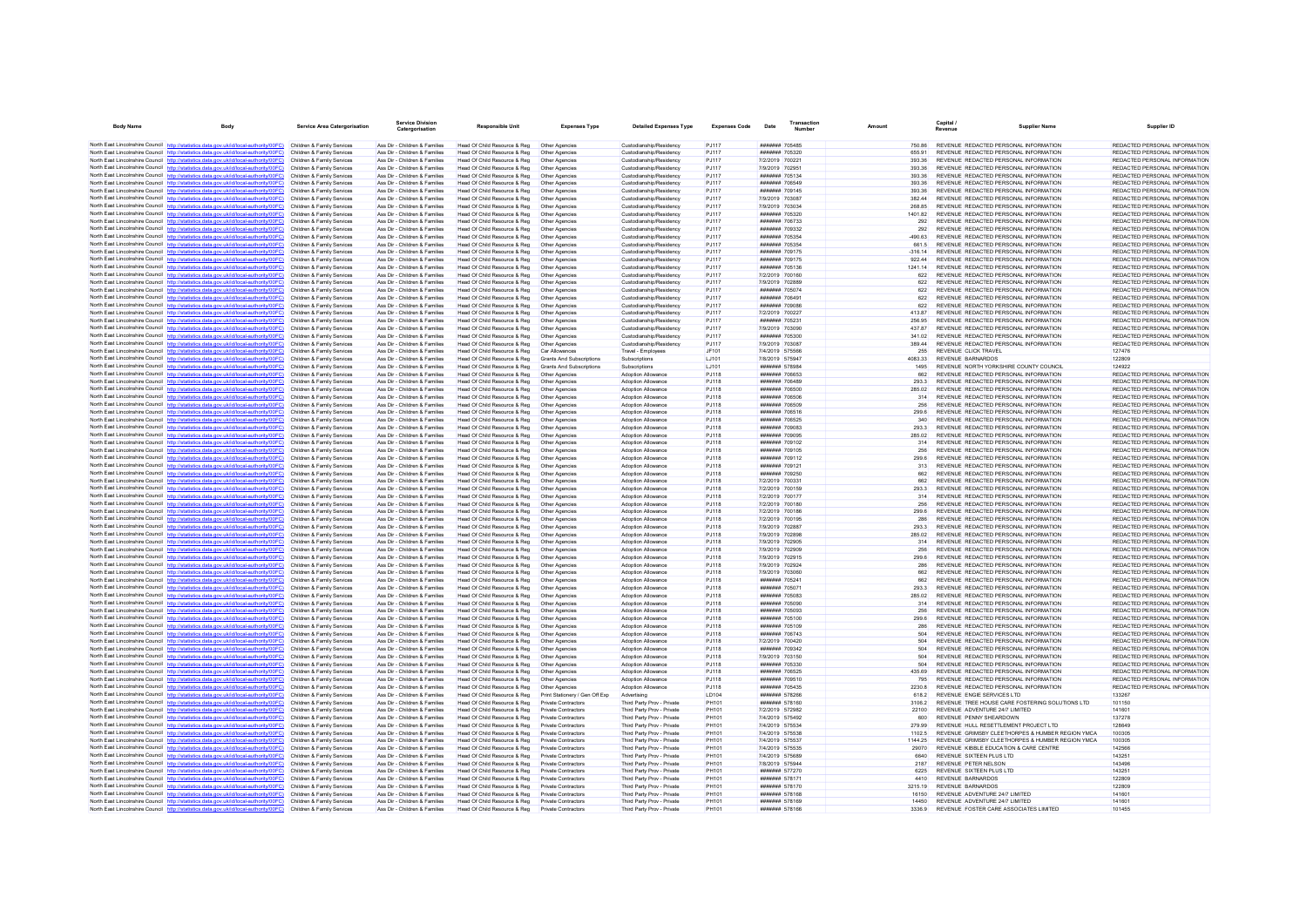| Body Name | Body | Service Area Catergorisation | Service Division Catergorisation | Responsible Unit | Expenses Type | Detailed Expenses Type | Expenses Code | Date | Transaction Number | Amount | Capital / Revenue | Supplier Name | Supplier ID |
|---|---|---|---|---|---|---|---|---|---|---|---|---|---|
| North East Lincolnshire Council | http://statistics.data.gov.uk/id/local-authority/00FC) | Children & Family Services | Ass Dir - Children & Families | Head Of Child Resource & Reg | Other Agencies | Custodianship/Residency | PJ117 | ####### 705485 | | 750.86 | REVENUE | REDACTED PERSONAL INFORMATION | REDACTED PERSONAL INFORMATION |
| North East Lincolnshire Council | http://statistics.data.gov.uk/id/local-authority/00FC) | Children & Family Services | Ass Dir - Children & Families | Head Of Child Resource & Reg | Other Agencies | Custodianship/Residency | PJ117 | ####### 705320 | | 655.91 | REVENUE | REDACTED PERSONAL INFORMATION | REDACTED PERSONAL INFORMATION |
| North East Lincolnshire Council | http://statistics.data.gov.uk/id/local-authority/00FC) | Children & Family Services | Ass Dir - Children & Families | Head Of Child Resource & Reg | Other Agencies | Custodianship/Residency | PJ117 | 7/2/2019 | 700221 | 393.36 | REVENUE | REDACTED PERSONAL INFORMATION | REDACTED PERSONAL INFORMATION |
| North East Lincolnshire Council | http://statistics.data.gov.uk/id/local-authority/00FC) | Children & Family Services | Ass Dir - Children & Families | Head Of Child Resource & Reg | Other Agencies | Custodianship/Residency | PJ117 | 7/9/2019 | 702951 | 393.36 | REVENUE | REDACTED PERSONAL INFORMATION | REDACTED PERSONAL INFORMATION |
| North East Lincolnshire Council | http://statistics.data.gov.uk/id/local-authority/00FC) | Children & Family Services | Ass Dir - Children & Families | Head Of Child Resource & Reg | Other Agencies | Custodianship/Residency | PJ117 | ####### 705134 | | 393.36 | REVENUE | REDACTED PERSONAL INFORMATION | REDACTED PERSONAL INFORMATION |
| North East Lincolnshire Council | http://statistics.data.gov.uk/id/local-authority/00FC) | Children & Family Services | Ass Dir - Children & Families | Head Of Child Resource & Reg | Other Agencies | Custodianship/Residency | PJ117 | ####### 706549 | | 393.36 | REVENUE | REDACTED PERSONAL INFORMATION | REDACTED PERSONAL INFORMATION |
| North East Lincolnshire Council | http://statistics.data.gov.uk/id/local-authority/00FC) | Children & Family Services | Ass Dir - Children & Families | Head Of Child Resource & Reg | Other Agencies | Custodianship/Residency | PJ117 | ####### 709145 | | 393.36 | REVENUE | REDACTED PERSONAL INFORMATION | REDACTED PERSONAL INFORMATION |
| North East Lincolnshire Council | http://statistics.data.gov.uk/id/local-authority/00FC) | Children & Family Services | Ass Dir - Children & Families | Head Of Child Resource & Reg | Other Agencies | Custodianship/Residency | PJ117 | 7/9/2019 | 703087 | 382.44 | REVENUE | REDACTED PERSONAL INFORMATION | REDACTED PERSONAL INFORMATION |
| North East Lincolnshire Council | http://statistics.data.gov.uk/id/local-authority/00FC) | Children & Family Services | Ass Dir - Children & Families | Head Of Child Resource & Reg | Other Agencies | Custodianship/Residency | PJ117 | 7/9/2019 | 703034 | 268.85 | REVENUE | REDACTED PERSONAL INFORMATION | REDACTED PERSONAL INFORMATION |
| North East Lincolnshire Council | http://statistics.data.gov.uk/id/local-authority/00FC) | Children & Family Services | Ass Dir - Children & Families | Head Of Child Resource & Reg | Other Agencies | Custodianship/Residency | PJ117 | ####### 705320 | | 1401.82 | REVENUE | REDACTED PERSONAL INFORMATION | REDACTED PERSONAL INFORMATION |
| North East Lincolnshire Council | http://statistics.data.gov.uk/id/local-authority/00FC) | Children & Family Services | Ass Dir - Children & Families | Head Of Child Resource & Reg | Other Agencies | Custodianship/Residency | PJ117 | ####### 706733 | | 292 | REVENUE | REDACTED PERSONAL INFORMATION | REDACTED PERSONAL INFORMATION |
| North East Lincolnshire Council | http://statistics.data.gov.uk/id/local-authority/00FC) | Children & Family Services | Ass Dir - Children & Families | Head Of Child Resource & Reg | Other Agencies | Custodianship/Residency | PJ117 | ####### 709332 | | 292 | REVENUE | REDACTED PERSONAL INFORMATION | REDACTED PERSONAL INFORMATION |
| North East Lincolnshire Council | http://statistics.data.gov.uk/id/local-authority/00FC) | Children & Family Services | Ass Dir - Children & Families | Head Of Child Resource & Reg | Other Agencies | Custodianship/Residency | PJ117 | ####### 705354 | | -490.63 | REVENUE | REDACTED PERSONAL INFORMATION | REDACTED PERSONAL INFORMATION |
| North East Lincolnshire Council | http://statistics.data.gov.uk/id/local-authority/00FC) | Children & Family Services | Ass Dir - Children & Families | Head Of Child Resource & Reg | Other Agencies | Custodianship/Residency | PJ117 | ####### 705354 | | 661.5 | REVENUE | REDACTED PERSONAL INFORMATION | REDACTED PERSONAL INFORMATION |
| North East Lincolnshire Council | http://statistics.data.gov.uk/id/local-authority/00FC) | Children & Family Services | Ass Dir - Children & Families | Head Of Child Resource & Reg | Other Agencies | Custodianship/Residency | PJ117 | ####### 709175 | | -316.14 | REVENUE | REDACTED PERSONAL INFORMATION | REDACTED PERSONAL INFORMATION |
| North East Lincolnshire Council | http://statistics.data.gov.uk/id/local-authority/00FC) | Children & Family Services | Ass Dir - Children & Families | Head Of Child Resource & Reg | Other Agencies | Custodianship/Residency | PJ117 | ####### 709175 | | 922.44 | REVENUE | REDACTED PERSONAL INFORMATION | REDACTED PERSONAL INFORMATION |
| North East Lincolnshire Council | http://statistics.data.gov.uk/id/local-authority/00FC) | Children & Family Services | Ass Dir - Children & Families | Head Of Child Resource & Reg | Other Agencies | Custodianship/Residency | PJ117 | ####### 705136 | | 1241.14 | REVENUE | REDACTED PERSONAL INFORMATION | REDACTED PERSONAL INFORMATION |
| North East Lincolnshire Council | http://statistics.data.gov.uk/id/local-authority/00FC) | Children & Family Services | Ass Dir - Children & Families | Head Of Child Resource & Reg | Other Agencies | Custodianship/Residency | PJ117 | 7/2/2019 | 700160 | 622 | REVENUE | REDACTED PERSONAL INFORMATION | REDACTED PERSONAL INFORMATION |
| North East Lincolnshire Council | http://statistics.data.gov.uk/id/local-authority/00FC) | Children & Family Services | Ass Dir - Children & Families | Head Of Child Resource & Reg | Other Agencies | Custodianship/Residency | PJ117 | 7/9/2019 | 702889 | 622 | REVENUE | REDACTED PERSONAL INFORMATION | REDACTED PERSONAL INFORMATION |
| North East Lincolnshire Council | http://statistics.data.gov.uk/id/local-authority/00FC) | Children & Family Services | Ass Dir - Children & Families | Head Of Child Resource & Reg | Other Agencies | Custodianship/Residency | PJ117 | ####### 705074 | | 622 | REVENUE | REDACTED PERSONAL INFORMATION | REDACTED PERSONAL INFORMATION |
| North East Lincolnshire Council | http://statistics.data.gov.uk/id/local-authority/00FC) | Children & Family Services | Ass Dir - Children & Families | Head Of Child Resource & Reg | Other Agencies | Custodianship/Residency | PJ117 | ####### 706491 | | 622 | REVENUE | REDACTED PERSONAL INFORMATION | REDACTED PERSONAL INFORMATION |
| North East Lincolnshire Council | http://statistics.data.gov.uk/id/local-authority/00FC) | Children & Family Services | Ass Dir - Children & Families | Head Of Child Resource & Reg | Other Agencies | Custodianship/Residency | PJ117 | ####### 709086 | | 622 | REVENUE | REDACTED PERSONAL INFORMATION | REDACTED PERSONAL INFORMATION |
| North East Lincolnshire Council | http://statistics.data.gov.uk/id/local-authority/00FC) | Children & Family Services | Ass Dir - Children & Families | Head Of Child Resource & Reg | Other Agencies | Custodianship/Residency | PJ117 | 7/2/2019 | 700227 | 413.87 | REVENUE | REDACTED PERSONAL INFORMATION | REDACTED PERSONAL INFORMATION |
| North East Lincolnshire Council | http://statistics.data.gov.uk/id/local-authority/00FC) | Children & Family Services | Ass Dir - Children & Families | Head Of Child Resource & Reg | Other Agencies | Custodianship/Residency | PJ117 | ####### 705231 | | 256.95 | REVENUE | REDACTED PERSONAL INFORMATION | REDACTED PERSONAL INFORMATION |
| North East Lincolnshire Council | http://statistics.data.gov.uk/id/local-authority/00FC) | Children & Family Services | Ass Dir - Children & Families | Head Of Child Resource & Reg | Other Agencies | Custodianship/Residency | PJ117 | 7/9/2019 | 703090 | 437.87 | REVENUE | REDACTED PERSONAL INFORMATION | REDACTED PERSONAL INFORMATION |
| North East Lincolnshire Council | http://statistics.data.gov.uk/id/local-authority/00FC) | Children & Family Services | Ass Dir - Children & Families | Head Of Child Resource & Reg | Other Agencies | Custodianship/Residency | PJ117 | ####### 705300 | | 341.02 | REVENUE | REDACTED PERSONAL INFORMATION | REDACTED PERSONAL INFORMATION |
| North East Lincolnshire Council | http://statistics.data.gov.uk/id/local-authority/00FC) | Children & Family Services | Ass Dir - Children & Families | Head Of Child Resource & Reg | Other Agencies | Custodianship/Residency | PJ117 | 7/9/2019 | 703087 | 389.44 | REVENUE | REDACTED PERSONAL INFORMATION | REDACTED PERSONAL INFORMATION |
| North East Lincolnshire Council | http://statistics.data.gov.uk/id/local-authority/00FC) | Children & Family Services | Ass Dir - Children & Families | Head Of Child Resource & Reg | Car Allowances | Travel - Employees | JF101 | 7/4/2019 | 575568 | 255 | REVENUE | CLICK TRAVEL | 127476 |
| North East Lincolnshire Council | http://statistics.data.gov.uk/id/local-authority/00FC) | Children & Family Services | Ass Dir - Children & Families | Head Of Child Resource & Reg | Grants And Subscriptions | Subscriptions | LJ101 | 7/8/2019 | 575947 | 4083.33 | REVENUE | BARNARDOS | 122809 |
| North East Lincolnshire Council | http://statistics.data.gov.uk/id/local-authority/00FC) | Children & Family Services | Ass Dir - Children & Families | Head Of Child Resource & Reg | Grants And Subscriptions | Subscriptions | LJ101 | ####### 578984 | | 1495 | REVENUE | NORTH YORKSHIRE COUNTY COUNCIL | 124922 |
| North East Lincolnshire Council | http://statistics.data.gov.uk/id/local-authority/00FC) | Children & Family Services | Ass Dir - Children & Families | Head Of Child Resource & Reg | Other Agencies | Adoption Allowance | PJ118 | ####### 706853 | | 662 | REVENUE | REDACTED PERSONAL INFORMATION | REDACTED PERSONAL INFORMATION |
| North East Lincolnshire Council | http://statistics.data.gov.uk/id/local-authority/00FC) | Children & Family Services | Ass Dir - Children & Families | Head Of Child Resource & Reg | Other Agencies | Adoption Allowance | PJ118 | ####### 706489 | | 293.3 | REVENUE | REDACTED PERSONAL INFORMATION | REDACTED PERSONAL INFORMATION |
| North East Lincolnshire Council | http://statistics.data.gov.uk/id/local-authority/00FC) | Children & Family Services | Ass Dir - Children & Families | Head Of Child Resource & Reg | Other Agencies | Adoption Allowance | PJ118 | ####### 706500 | | 285.02 | REVENUE | REDACTED PERSONAL INFORMATION | REDACTED PERSONAL INFORMATION |
| North East Lincolnshire Council | http://statistics.data.gov.uk/id/local-authority/00FC) | Children & Family Services | Ass Dir - Children & Families | Head Of Child Resource & Reg | Other Agencies | Adoption Allowance | PJ118 | ####### 706506 | | 314 | REVENUE | REDACTED PERSONAL INFORMATION | REDACTED PERSONAL INFORMATION |
| North East Lincolnshire Council | http://statistics.data.gov.uk/id/local-authority/00FC) | Children & Family Services | Ass Dir - Children & Families | Head Of Child Resource & Reg | Other Agencies | Adoption Allowance | PJ118 | ####### 706509 | | 256 | REVENUE | REDACTED PERSONAL INFORMATION | REDACTED PERSONAL INFORMATION |
| North East Lincolnshire Council | http://statistics.data.gov.uk/id/local-authority/00FC) | Children & Family Services | Ass Dir - Children & Families | Head Of Child Resource & Reg | Other Agencies | Adoption Allowance | PJ118 | ####### 706516 | | 299.6 | REVENUE | REDACTED PERSONAL INFORMATION | REDACTED PERSONAL INFORMATION |
| North East Lincolnshire Council | http://statistics.data.gov.uk/id/local-authority/00FC) | Children & Family Services | Ass Dir - Children & Families | Head Of Child Resource & Reg | Other Agencies | Adoption Allowance | PJ118 | ####### 706525 | | 340 | REVENUE | REDACTED PERSONAL INFORMATION | REDACTED PERSONAL INFORMATION |
| North East Lincolnshire Council | http://statistics.data.gov.uk/id/local-authority/00FC) | Children & Family Services | Ass Dir - Children & Families | Head Of Child Resource & Reg | Other Agencies | Adoption Allowance | PJ118 | ####### 709083 | | 293.3 | REVENUE | REDACTED PERSONAL INFORMATION | REDACTED PERSONAL INFORMATION |
| North East Lincolnshire Council | http://statistics.data.gov.uk/id/local-authority/00FC) | Children & Family Services | Ass Dir - Children & Families | Head Of Child Resource & Reg | Other Agencies | Adoption Allowance | PJ118 | ####### 709095 | | 285.02 | REVENUE | REDACTED PERSONAL INFORMATION | REDACTED PERSONAL INFORMATION |
| North East Lincolnshire Council | http://statistics.data.gov.uk/id/local-authority/00FC) | Children & Family Services | Ass Dir - Children & Families | Head Of Child Resource & Reg | Other Agencies | Adoption Allowance | PJ118 | ####### 709102 | | 314 | REVENUE | REDACTED PERSONAL INFORMATION | REDACTED PERSONAL INFORMATION |
| North East Lincolnshire Council | http://statistics.data.gov.uk/id/local-authority/00FC) | Children & Family Services | Ass Dir - Children & Families | Head Of Child Resource & Reg | Other Agencies | Adoption Allowance | PJ118 | ####### 709105 | | 256 | REVENUE | REDACTED PERSONAL INFORMATION | REDACTED PERSONAL INFORMATION |
| North East Lincolnshire Council | http://statistics.data.gov.uk/id/local-authority/00FC) | Children & Family Services | Ass Dir - Children & Families | Head Of Child Resource & Reg | Other Agencies | Adoption Allowance | PJ118 | ####### 709112 | | 299.6 | REVENUE | REDACTED PERSONAL INFORMATION | REDACTED PERSONAL INFORMATION |
| North East Lincolnshire Council | http://statistics.data.gov.uk/id/local-authority/00FC) | Children & Family Services | Ass Dir - Children & Families | Head Of Child Resource & Reg | Other Agencies | Adoption Allowance | PJ118 | ####### 709121 | | 313 | REVENUE | REDACTED PERSONAL INFORMATION | REDACTED PERSONAL INFORMATION |
| North East Lincolnshire Council | http://statistics.data.gov.uk/id/local-authority/00FC) | Children & Family Services | Ass Dir - Children & Families | Head Of Child Resource & Reg | Other Agencies | Adoption Allowance | PJ118 | ####### 709250 | | 662 | REVENUE | REDACTED PERSONAL INFORMATION | REDACTED PERSONAL INFORMATION |
| North East Lincolnshire Council | http://statistics.data.gov.uk/id/local-authority/00FC) | Children & Family Services | Ass Dir - Children & Families | Head Of Child Resource & Reg | Other Agencies | Adoption Allowance | PJ118 | 7/2/2019 | 700331 | 662 | REVENUE | REDACTED PERSONAL INFORMATION | REDACTED PERSONAL INFORMATION |
| North East Lincolnshire Council | http://statistics.data.gov.uk/id/local-authority/00FC) | Children & Family Services | Ass Dir - Children & Families | Head Of Child Resource & Reg | Other Agencies | Adoption Allowance | PJ118 | 7/2/2019 | 700159 | 293.3 | REVENUE | REDACTED PERSONAL INFORMATION | REDACTED PERSONAL INFORMATION |
| North East Lincolnshire Council | http://statistics.data.gov.uk/id/local-authority/00FC) | Children & Family Services | Ass Dir - Children & Families | Head Of Child Resource & Reg | Other Agencies | Adoption Allowance | PJ118 | 7/2/2019 | 700177 | 314 | REVENUE | REDACTED PERSONAL INFORMATION | REDACTED PERSONAL INFORMATION |
| North East Lincolnshire Council | http://statistics.data.gov.uk/id/local-authority/00FC) | Children & Family Services | Ass Dir - Children & Families | Head Of Child Resource & Reg | Other Agencies | Adoption Allowance | PJ118 | 7/2/2019 | 700180 | 256 | REVENUE | REDACTED PERSONAL INFORMATION | REDACTED PERSONAL INFORMATION |
| North East Lincolnshire Council | http://statistics.data.gov.uk/id/local-authority/00FC) | Children & Family Services | Ass Dir - Children & Families | Head Of Child Resource & Reg | Other Agencies | Adoption Allowance | PJ118 | 7/2/2019 | 700186 | 299.6 | REVENUE | REDACTED PERSONAL INFORMATION | REDACTED PERSONAL INFORMATION |
| North East Lincolnshire Council | http://statistics.data.gov.uk/id/local-authority/00FC) | Children & Family Services | Ass Dir - Children & Families | Head Of Child Resource & Reg | Other Agencies | Adoption Allowance | PJ118 | 7/2/2019 | 700195 | 286 | REVENUE | REDACTED PERSONAL INFORMATION | REDACTED PERSONAL INFORMATION |
| North East Lincolnshire Council | http://statistics.data.gov.uk/id/local-authority/00FC) | Children & Family Services | Ass Dir - Children & Families | Head Of Child Resource & Reg | Other Agencies | Adoption Allowance | PJ118 | 7/9/2019 | 702887 | 293.3 | REVENUE | REDACTED PERSONAL INFORMATION | REDACTED PERSONAL INFORMATION |
| North East Lincolnshire Council | http://statistics.data.gov.uk/id/local-authority/00FC) | Children & Family Services | Ass Dir - Children & Families | Head Of Child Resource & Reg | Other Agencies | Adoption Allowance | PJ118 | 7/9/2019 | 702898 | 285.02 | REVENUE | REDACTED PERSONAL INFORMATION | REDACTED PERSONAL INFORMATION |
| North East Lincolnshire Council | http://statistics.data.gov.uk/id/local-authority/00FC) | Children & Family Services | Ass Dir - Children & Families | Head Of Child Resource & Reg | Other Agencies | Adoption Allowance | PJ118 | 7/9/2019 | 702905 | 314 | REVENUE | REDACTED PERSONAL INFORMATION | REDACTED PERSONAL INFORMATION |
| North East Lincolnshire Council | http://statistics.data.gov.uk/id/local-authority/00FC) | Children & Family Services | Ass Dir - Children & Families | Head Of Child Resource & Reg | Other Agencies | Adoption Allowance | PJ118 | 7/9/2019 | 702909 | 256 | REVENUE | REDACTED PERSONAL INFORMATION | REDACTED PERSONAL INFORMATION |
| North East Lincolnshire Council | http://statistics.data.gov.uk/id/local-authority/00FC) | Children & Family Services | Ass Dir - Children & Families | Head Of Child Resource & Reg | Other Agencies | Adoption Allowance | PJ118 | 7/9/2019 | 702915 | 299.6 | REVENUE | REDACTED PERSONAL INFORMATION | REDACTED PERSONAL INFORMATION |
| North East Lincolnshire Council | http://statistics.data.gov.uk/id/local-authority/00FC) | Children & Family Services | Ass Dir - Children & Families | Head Of Child Resource & Reg | Other Agencies | Adoption Allowance | PJ118 | 7/9/2019 | 702924 | 286 | REVENUE | REDACTED PERSONAL INFORMATION | REDACTED PERSONAL INFORMATION |
| North East Lincolnshire Council | http://statistics.data.gov.uk/id/local-authority/00FC) | Children & Family Services | Ass Dir - Children & Families | Head Of Child Resource & Reg | Other Agencies | Adoption Allowance | PJ118 | 7/9/2019 | 703060 | 662 | REVENUE | REDACTED PERSONAL INFORMATION | REDACTED PERSONAL INFORMATION |
| North East Lincolnshire Council | http://statistics.data.gov.uk/id/local-authority/00FC) | Children & Family Services | Ass Dir - Children & Families | Head Of Child Resource & Reg | Other Agencies | Adoption Allowance | PJ118 | ####### 705241 | | 662 | REVENUE | REDACTED PERSONAL INFORMATION | REDACTED PERSONAL INFORMATION |
| North East Lincolnshire Council | http://statistics.data.gov.uk/id/local-authority/00FC) | Children & Family Services | Ass Dir - Children & Families | Head Of Child Resource & Reg | Other Agencies | Adoption Allowance | PJ118 | ####### 705071 | | 293.3 | REVENUE | REDACTED PERSONAL INFORMATION | REDACTED PERSONAL INFORMATION |
| North East Lincolnshire Council | http://statistics.data.gov.uk/id/local-authority/00FC) | Children & Family Services | Ass Dir - Children & Families | Head Of Child Resource & Reg | Other Agencies | Adoption Allowance | PJ118 | ####### 705083 | | 285.02 | REVENUE | REDACTED PERSONAL INFORMATION | REDACTED PERSONAL INFORMATION |
| North East Lincolnshire Council | http://statistics.data.gov.uk/id/local-authority/00FC) | Children & Family Services | Ass Dir - Children & Families | Head Of Child Resource & Reg | Other Agencies | Adoption Allowance | PJ118 | ####### 705090 | | 314 | REVENUE | REDACTED PERSONAL INFORMATION | REDACTED PERSONAL INFORMATION |
| North East Lincolnshire Council | http://statistics.data.gov.uk/id/local-authority/00FC) | Children & Family Services | Ass Dir - Children & Families | Head Of Child Resource & Reg | Other Agencies | Adoption Allowance | PJ118 | ####### 705093 | | 256 | REVENUE | REDACTED PERSONAL INFORMATION | REDACTED PERSONAL INFORMATION |
| North East Lincolnshire Council | http://statistics.data.gov.uk/id/local-authority/00FC) | Children & Family Services | Ass Dir - Children & Families | Head Of Child Resource & Reg | Other Agencies | Adoption Allowance | PJ118 | ####### 705100 | | 299.6 | REVENUE | REDACTED PERSONAL INFORMATION | REDACTED PERSONAL INFORMATION |
| North East Lincolnshire Council | http://statistics.data.gov.uk/id/local-authority/00FC) | Children & Family Services | Ass Dir - Children & Families | Head Of Child Resource & Reg | Other Agencies | Adoption Allowance | PJ118 | ####### 705109 | | 286 | REVENUE | REDACTED PERSONAL INFORMATION | REDACTED PERSONAL INFORMATION |
| North East Lincolnshire Council | http://statistics.data.gov.uk/id/local-authority/00FC) | Children & Family Services | Ass Dir - Children & Families | Head Of Child Resource & Reg | Other Agencies | Adoption Allowance | PJ118 | ####### 706743 | | 504 | REVENUE | REDACTED PERSONAL INFORMATION | REDACTED PERSONAL INFORMATION |
| North East Lincolnshire Council | http://statistics.data.gov.uk/id/local-authority/00FC) | Children & Family Services | Ass Dir - Children & Families | Head Of Child Resource & Reg | Other Agencies | Adoption Allowance | PJ118 | 7/2/2019 | 700420 | 504 | REVENUE | REDACTED PERSONAL INFORMATION | REDACTED PERSONAL INFORMATION |
| North East Lincolnshire Council | http://statistics.data.gov.uk/id/local-authority/00FC) | Children & Family Services | Ass Dir - Children & Families | Head Of Child Resource & Reg | Other Agencies | Adoption Allowance | PJ118 | ####### 709342 | | 504 | REVENUE | REDACTED PERSONAL INFORMATION | REDACTED PERSONAL INFORMATION |
| North East Lincolnshire Council | http://statistics.data.gov.uk/id/local-authority/00FC) | Children & Family Services | Ass Dir - Children & Families | Head Of Child Resource & Reg | Other Agencies | Adoption Allowance | PJ118 | 7/9/2019 | 703150 | 504 | REVENUE | REDACTED PERSONAL INFORMATION | REDACTED PERSONAL INFORMATION |
| North East Lincolnshire Council | http://statistics.data.gov.uk/id/local-authority/00FC) | Children & Family Services | Ass Dir - Children & Families | Head Of Child Resource & Reg | Other Agencies | Adoption Allowance | PJ118 | ####### 705330 | | 504 | REVENUE | REDACTED PERSONAL INFORMATION | REDACTED PERSONAL INFORMATION |
| North East Lincolnshire Council | http://statistics.data.gov.uk/id/local-authority/00FC) | Children & Family Services | Ass Dir - Children & Families | Head Of Child Resource & Reg | Other Agencies | Adoption Allowance | PJ118 | ####### 706525 | | 435.69 | REVENUE | REDACTED PERSONAL INFORMATION | REDACTED PERSONAL INFORMATION |
| North East Lincolnshire Council | http://statistics.data.gov.uk/id/local-authority/00FC) | Children & Family Services | Ass Dir - Children & Families | Head Of Child Resource & Reg | Other Agencies | Adoption Allowance | PJ118 | ####### 709510 | | 795 | REVENUE | REDACTED PERSONAL INFORMATION | REDACTED PERSONAL INFORMATION |
| North East Lincolnshire Council | http://statistics.data.gov.uk/id/local-authority/00FC) | Children & Family Services | Ass Dir - Children & Families | Head Of Child Resource & Reg | Other Agencies | Adoption Allowance | PJ118 | ####### 705435 | | 2230.6 | REVENUE | REDACTED PERSONAL INFORMATION | REDACTED PERSONAL INFORMATION |
| North East Lincolnshire Council | http://statistics.data.gov.uk/id/local-authority/00FC) | Children & Family Services | Ass Dir - Children & Families | Head Of Child Resource & Reg | Print Stationery / Gen Off Exp | Advertising | LD104 | ####### 578266 | | 618.2 | REVENUE | ENGIE SERVICES LTD | 133267 |
| North East Lincolnshire Council | http://statistics.data.gov.uk/id/local-authority/00FC) | Children & Family Services | Ass Dir - Children & Families | Head Of Child Resource & Reg | Private Contractors | Third Party Prov - Private | PH101 | ####### 578160 | | 3106.2 | REVENUE | TREE HOUSE CARE FOSTERING SOLUTIONS LTD | 101150 |
| North East Lincolnshire Council | http://statistics.data.gov.uk/id/local-authority/00FC) | Children & Family Services | Ass Dir - Children & Families | Head Of Child Resource & Reg | Private Contractors | Third Party Prov - Private | PH101 | 7/2/2019 | 572982 | 22100 | REVENUE | ADVENTURE 24/7 LIMITED | 141601 |
| North East Lincolnshire Council | http://statistics.data.gov.uk/id/local-authority/00FC) | Children & Family Services | Ass Dir - Children & Families | Head Of Child Resource & Reg | Private Contractors | Third Party Prov - Private | PH101 | 7/4/2019 | 575492 | 600 | REVENUE | PENNY SHEARDOWN | 137278 |
| North East Lincolnshire Council | http://statistics.data.gov.uk/id/local-authority/00FC) | Children & Family Services | Ass Dir - Children & Families | Head Of Child Resource & Reg | Private Contractors | Third Party Prov - Private | PH101 | 7/4/2019 | 575534 | 279.99 | REVENUE | HULL RESETTLEMENT PROJECT LTD | 128649 |
| North East Lincolnshire Council | http://statistics.data.gov.uk/id/local-authority/00FC) | Children & Family Services | Ass Dir - Children & Families | Head Of Child Resource & Reg | Private Contractors | Third Party Prov - Private | PH101 | 7/4/2019 | 575538 | 1102.5 | REVENUE | GRIMSBY CLEETHORPES & HUMBER REGION YMCA | 100305 |
| North East Lincolnshire Council | http://statistics.data.gov.uk/id/local-authority/00FC) | Children & Family Services | Ass Dir - Children & Families | Head Of Child Resource & Reg | Private Contractors | Third Party Prov - Private | PH101 | 7/4/2019 | 575537 | 1144.25 | REVENUE | GRIMSBY CLEETHORPES & HUMBER REGION YMCA | 100305 |
| North East Lincolnshire Council | http://statistics.data.gov.uk/id/local-authority/00FC) | Children & Family Services | Ass Dir - Children & Families | Head Of Child Resource & Reg | Private Contractors | Third Party Prov - Private | PH101 | 7/4/2019 | 575535 | 29070 | REVENUE | KIBBLE EDUCATION & CARE CENTRE | 142966 |
| North East Lincolnshire Council | http://statistics.data.gov.uk/id/local-authority/00FC) | Children & Family Services | Ass Dir - Children & Families | Head Of Child Resource & Reg | Private Contractors | Third Party Prov - Private | PH101 | 7/4/2019 | 575689 | 6640 | REVENUE | SIXTEEN PLUS LTD | 143251 |
| North East Lincolnshire Council | http://statistics.data.gov.uk/id/local-authority/00FC) | Children & Family Services | Ass Dir - Children & Families | Head Of Child Resource & Reg | Private Contractors | Third Party Prov - Private | PH101 | 7/8/2019 | 575944 | 2187 | REVENUE | PETER NELSON | 143496 |
| North East Lincolnshire Council | http://statistics.data.gov.uk/id/local-authority/00FC) | Children & Family Services | Ass Dir - Children & Families | Head Of Child Resource & Reg | Private Contractors | Third Party Prov - Private | PH101 | ####### 577270 | | 6225 | REVENUE | SIXTEEN PLUS LTD | 143251 |
| North East Lincolnshire Council | http://statistics.data.gov.uk/id/local-authority/00FC) | Children & Family Services | Ass Dir - Children & Families | Head Of Child Resource & Reg | Private Contractors | Third Party Prov - Private | PH101 | ####### 578171 | | 4410 | REVENUE | BARNARDOS | 122809 |
| North East Lincolnshire Council | http://statistics.data.gov.uk/id/local-authority/00FC) | Children & Family Services | Ass Dir - Children & Families | Head Of Child Resource & Reg | Private Contractors | Third Party Prov - Private | PH101 | ####### 578170 | | 3215.19 | REVENUE | BARNARDOS | 122809 |
| North East Lincolnshire Council | http://statistics.data.gov.uk/id/local-authority/00FC) | Children & Family Services | Ass Dir - Children & Families | Head Of Child Resource & Reg | Private Contractors | Third Party Prov - Private | PH101 | ####### 578168 | | 16150 | REVENUE | ADVENTURE 24/7 LIMITED | 141601 |
| North East Lincolnshire Council | http://statistics.data.gov.uk/id/local-authority/00FC) | Children & Family Services | Ass Dir - Children & Families | Head Of Child Resource & Reg | Private Contractors | Third Party Prov - Private | PH101 | ####### 578169 | | 14450 | REVENUE | ADVENTURE 24/7 LIMITED | 141601 |
| North East Lincolnshire Council | http://statistics.data.gov.uk/id/local-authority/00FC) | Children & Family Services | Ass Dir - Children & Families | Head Of Child Resource & Reg | Private Contractors | Third Party Prov - Private | PH101 | ####### 578166 | | 3336.9 | REVENUE | FOSTER CARE ASSOCIATES LIMITED | 101455 |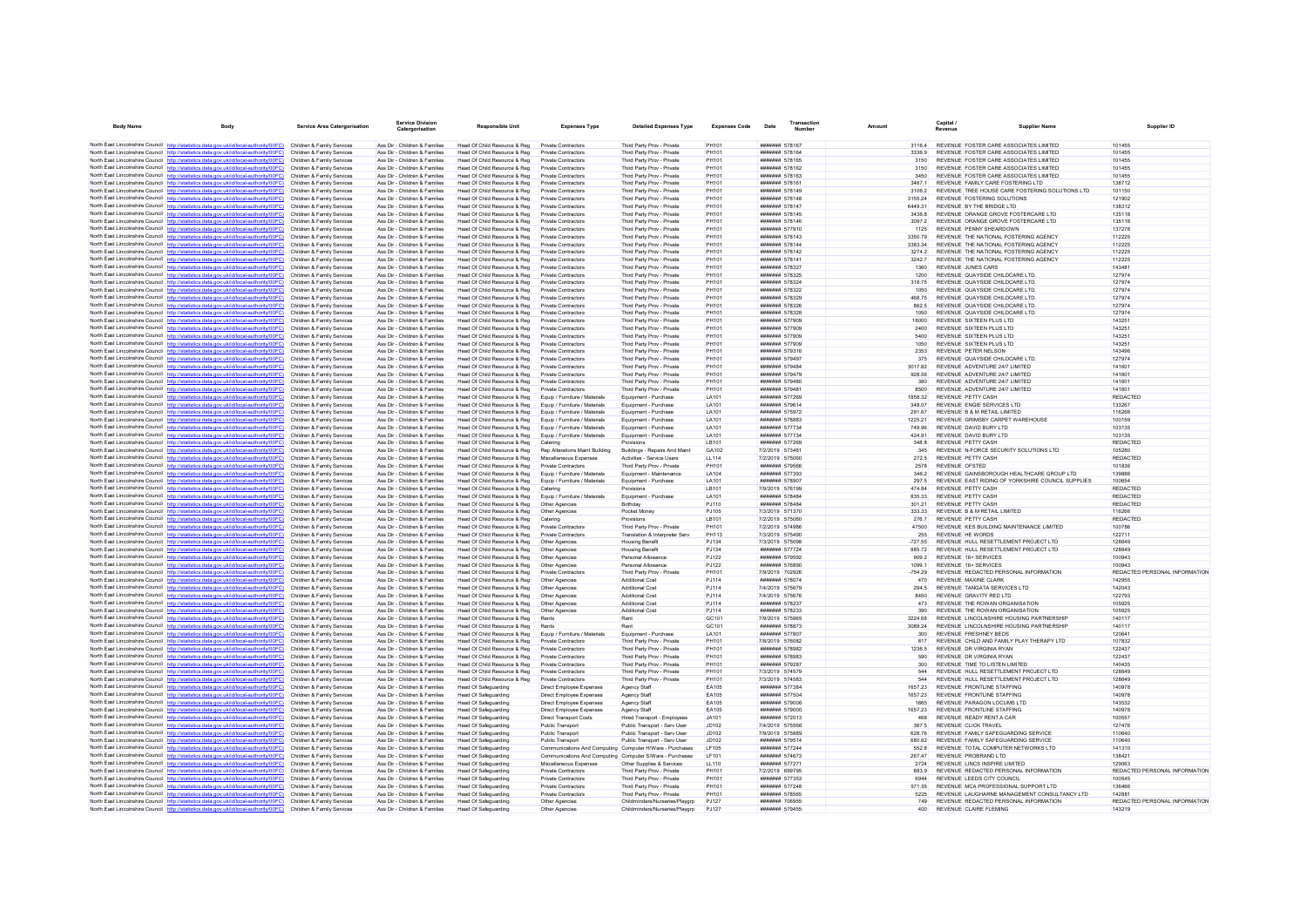| Body Name | Body | Service Area Catergorisation | Service Division Catergorisation | Responsible Unit | Expenses Type | Detailed Expenses Type | Expenses Code | Date | Transaction Number | Amount | Capital / Revenue | Supplier Name | Supplier ID |
|---|---|---|---|---|---|---|---|---|---|---|---|---|---|
| North East Lincolnshire Council | http://statistics.data.gov.uk/id/local-authority/00FC) | Children & Family Services | Ass Dir - Children & Families | Head Of Child Resource & Reg | Private Contractors | Third Party Prov - Private | PH101 | ####### 578167 | | 3116.4 | REVENUE | FOSTER CARE ASSOCIATES LIMITED | 101455 |
| North East Lincolnshire Council | http://statistics.data.gov.uk/id/local-authority/00FC) | Children & Family Services | Ass Dir - Children & Families | Head Of Child Resource & Reg | Private Contractors | Third Party Prov - Private | PH101 | ####### 578164 | | 3336.9 | REVENUE | FOSTER CARE ASSOCIATES LIMITED | 101455 |
| North East Lincolnshire Council | http://statistics.data.gov.uk/id/local-authority/00FC) | Children & Family Services | Ass Dir - Children & Families | Head Of Child Resource & Reg | Private Contractors | Third Party Prov - Private | PH101 | ####### 578165 | | 3150 | REVENUE | FOSTER CARE ASSOCIATES LIMITED | 101455 |
| North East Lincolnshire Council | http://statistics.data.gov.uk/id/local-authority/00FC) | Children & Family Services | Ass Dir - Children & Families | Head Of Child Resource & Reg | Private Contractors | Third Party Prov - Private | PH101 | ####### 578162 | | 3150 | REVENUE | FOSTER CARE ASSOCIATES LIMITED | 101455 |
| North East Lincolnshire Council | http://statistics.data.gov.uk/id/local-authority/00FC) | Children & Family Services | Ass Dir - Children & Families | Head Of Child Resource & Reg | Private Contractors | Third Party Prov - Private | PH101 | ####### 578163 | | 3450 | REVENUE | FOSTER CARE ASSOCIATES LIMITED | 101455 |
| North East Lincolnshire Council | http://statistics.data.gov.uk/id/local-authority/00FC) | Children & Family Services | Ass Dir - Children & Families | Head Of Child Resource & Reg | Private Contractors | Third Party Prov - Private | PH101 | ####### 578161 | | 3467.1 | REVENUE | FAMILY CARE FOSTERING LTD | 138712 |
| North East Lincolnshire Council | http://statistics.data.gov.uk/id/local-authority/00FC) | Children & Family Services | Ass Dir - Children & Families | Head Of Child Resource & Reg | Private Contractors | Third Party Prov - Private | PH101 | ####### 578149 | | 3106.2 | REVENUE | TREE HOUSE CARE FOSTERING SOLUTIONS LTD | 101150 |
| North East Lincolnshire Council | http://statistics.data.gov.uk/id/local-authority/00FC) | Children & Family Services | Ass Dir - Children & Families | Head Of Child Resource & Reg | Private Contractors | Third Party Prov - Private | PH101 | ####### 578148 | | 3155.24 | REVENUE | FOSTERING SOLUTIONS | 121902 |
| North East Lincolnshire Council | http://statistics.data.gov.uk/id/local-authority/00FC) | Children & Family Services | Ass Dir - Children & Families | Head Of Child Resource & Reg | Private Contractors | Third Party Prov - Private | PH101 | ####### 578147 | | 6449.31 | REVENUE | BY THE BRIDGE LTD | 138312 |
| North East Lincolnshire Council | http://statistics.data.gov.uk/id/local-authority/00FC) | Children & Family Services | Ass Dir - Children & Families | Head Of Child Resource & Reg | Private Contractors | Third Party Prov - Private | PH101 | ####### 578145 | | 3436.8 | REVENUE | ORANGE GROVE FOSTERCARE LTD | 135118 |
| North East Lincolnshire Council | http://statistics.data.gov.uk/id/local-authority/00FC) | Children & Family Services | Ass Dir - Children & Families | Head Of Child Resource & Reg | Private Contractors | Third Party Prov - Private | PH101 | ####### 578146 | | 3097.2 | REVENUE | ORANGE GROVE FOSTERCARE LTD | 135118 |
| North East Lincolnshire Council | http://statistics.data.gov.uk/id/local-authority/00FC) | Children & Family Services | Ass Dir - Children & Families | Head Of Child Resource & Reg | Private Contractors | Third Party Prov - Private | PH101 | ####### 577910 | | 1125 | REVENUE | PENNY SHEARDOWN | 137278 |
| North East Lincolnshire Council | http://statistics.data.gov.uk/id/local-authority/00FC) | Children & Family Services | Ass Dir - Children & Families | Head Of Child Resource & Reg | Private Contractors | Third Party Prov - Private | PH101 | ####### 578143 | | 3350.79 | REVENUE | THE NATIONAL FOSTERING AGENCY | 112225 |
| North East Lincolnshire Council | http://statistics.data.gov.uk/id/local-authority/00FC) | Children & Family Services | Ass Dir - Children & Families | Head Of Child Resource & Reg | Private Contractors | Third Party Prov - Private | PH101 | ####### 578144 | | 3383.34 | REVENUE | THE NATIONAL FOSTERING AGENCY | 112225 |
| North East Lincolnshire Council | http://statistics.data.gov.uk/id/local-authority/00FC) | Children & Family Services | Ass Dir - Children & Families | Head Of Child Resource & Reg | Private Contractors | Third Party Prov - Private | PH101 | ####### 578142 | | 3274.2 | REVENUE | THE NATIONAL FOSTERING AGENCY | 112225 |
| North East Lincolnshire Council | http://statistics.data.gov.uk/id/local-authority/00FC) | Children & Family Services | Ass Dir - Children & Families | Head Of Child Resource & Reg | Private Contractors | Third Party Prov - Private | PH101 | ####### 578141 | | 3242.7 | REVENUE | THE NATIONAL FOSTERING AGENCY | 112225 |
| North East Lincolnshire Council | http://statistics.data.gov.uk/id/local-authority/00FC) | Children & Family Services | Ass Dir - Children & Families | Head Of Child Resource & Reg | Private Contractors | Third Party Prov - Private | PH101 | ####### 578327 | | 1360 | REVENUE | JUNES CARS | 143481 |
| North East Lincolnshire Council | http://statistics.data.gov.uk/id/local-authority/00FC) | Children & Family Services | Ass Dir - Children & Families | Head Of Child Resource & Reg | Private Contractors | Third Party Prov - Private | PH101 | ####### 578325 | | 1200 | REVENUE | QUAYSIDE CHILDCARE LTD. | 127974 |
| North East Lincolnshire Council | http://statistics.data.gov.uk/id/local-authority/00FC) | Children & Family Services | Ass Dir - Children & Families | Head Of Child Resource & Reg | Private Contractors | Third Party Prov - Private | PH101 | ####### 578324 | | 318.75 | REVENUE | QUAYSIDE CHILDCARE LTD. | 127974 |
| North East Lincolnshire Council | http://statistics.data.gov.uk/id/local-authority/00FC) | Children & Family Services | Ass Dir - Children & Families | Head Of Child Resource & Reg | Private Contractors | Third Party Prov - Private | PH101 | ####### 578322 | | 1050 | REVENUE | QUAYSIDE CHILDCARE LTD. | 127974 |
| North East Lincolnshire Council | http://statistics.data.gov.uk/id/local-authority/00FC) | Children & Family Services | Ass Dir - Children & Families | Head Of Child Resource & Reg | Private Contractors | Third Party Prov - Private | PH101 | ####### 578329 | | 468.75 | REVENUE | QUAYSIDE CHILDCARE LTD. | 127974 |
| North East Lincolnshire Council | http://statistics.data.gov.uk/id/local-authority/00FC) | Children & Family Services | Ass Dir - Children & Families | Head Of Child Resource & Reg | Private Contractors | Third Party Prov - Private | PH101 | ####### 578326 | | 862.5 | REVENUE | QUAYSIDE CHILDCARE LTD. | 127974 |
| North East Lincolnshire Council | http://statistics.data.gov.uk/id/local-authority/00FC) | Children & Family Services | Ass Dir - Children & Families | Head Of Child Resource & Reg | Private Contractors | Third Party Prov - Private | PH101 | ####### 578328 | | 1050 | REVENUE | QUAYSIDE CHILDCARE LTD. | 127974 |
| North East Lincolnshire Council | http://statistics.data.gov.uk/id/local-authority/00FC) | Children & Family Services | Ass Dir - Children & Families | Head Of Child Resource & Reg | Private Contractors | Third Party Prov - Private | PH101 | ####### 577909 | | 18000 | REVENUE | SIXTEEN PLUS LTD | 143251 |
| North East Lincolnshire Council | http://statistics.data.gov.uk/id/local-authority/00FC) | Children & Family Services | Ass Dir - Children & Families | Head Of Child Resource & Reg | Private Contractors | Third Party Prov - Private | PH101 | ####### 577909 | | 2400 | REVENUE | SIXTEEN PLUS LTD | 143251 |
| North East Lincolnshire Council | http://statistics.data.gov.uk/id/local-authority/00FC) | Children & Family Services | Ass Dir - Children & Families | Head Of Child Resource & Reg | Private Contractors | Third Party Prov - Private | PH101 | ####### 577909 | | 5400 | REVENUE | SIXTEEN PLUS LTD | 143251 |
| North East Lincolnshire Council | http://statistics.data.gov.uk/id/local-authority/00FC) | Children & Family Services | Ass Dir - Children & Families | Head Of Child Resource & Reg | Private Contractors | Third Party Prov - Private | PH101 | ####### 577909 | | 1050 | REVENUE | SIXTEEN PLUS LTD | 143251 |
| North East Lincolnshire Council | http://statistics.data.gov.uk/id/local-authority/00FC) | Children & Family Services | Ass Dir - Children & Families | Head Of Child Resource & Reg | Private Contractors | Third Party Prov - Private | PH101 | ####### 579316 | | 2353 | REVENUE | PETER NELSON | 143496 |
| North East Lincolnshire Council | http://statistics.data.gov.uk/id/local-authority/00FC) | Children & Family Services | Ass Dir - Children & Families | Head Of Child Resource & Reg | Private Contractors | Third Party Prov - Private | PH101 | ####### 579497 | | 375 | REVENUE | QUAYSIDE CHILDCARE LTD. | 127974 |
| North East Lincolnshire Council | http://statistics.data.gov.uk/id/local-authority/00FC) | Children & Family Services | Ass Dir - Children & Families | Head Of Child Resource & Reg | Private Contractors | Third Party Prov - Private | PH101 | ####### 579484 | | 3017.82 | REVENUE | ADVENTURE 24/7 LIMITED | 141601 |
| North East Lincolnshire Council | http://statistics.data.gov.uk/id/local-authority/00FC) | Children & Family Services | Ass Dir - Children & Families | Head Of Child Resource & Reg | Private Contractors | Third Party Prov - Private | PH101 | ####### 579479 | | 928.56 | REVENUE | ADVENTURE 24/7 LIMITED | 141601 |
| North East Lincolnshire Council | http://statistics.data.gov.uk/id/local-authority/00FC) | Children & Family Services | Ass Dir - Children & Families | Head Of Child Resource & Reg | Private Contractors | Third Party Prov - Private | PH101 | ####### 579480 | | 380 | REVENUE | ADVENTURE 24/7 LIMITED | 141601 |
| North East Lincolnshire Council | http://statistics.data.gov.uk/id/local-authority/00FC) | Children & Family Services | Ass Dir - Children & Families | Head Of Child Resource & Reg | Private Contractors | Third Party Prov - Private | PH101 | ####### 579481 | | 8500 | REVENUE | ADVENTURE 24/7 LIMITED | 141601 |
| North East Lincolnshire Council | http://statistics.data.gov.uk/id/local-authority/00FC) | Children & Family Services | Ass Dir - Children & Families | Head Of Child Resource & Reg | Equip / Furniture / Materials | Equipment - Purchase | LA101 | ####### 577269 | | 1858.32 | REVENUE | PETTY CASH | REDACTED |
| North East Lincolnshire Council | http://statistics.data.gov.uk/id/local-authority/00FC) | Children & Family Services | Ass Dir - Children & Families | Head Of Child Resource & Reg | Equip / Furniture / Materials | Equipment - Purchase | LA101 | ####### 579614 | | 348.07 | REVENUE | ENGIE SERVICES LTD | 133267 |
| North East Lincolnshire Council | http://statistics.data.gov.uk/id/local-authority/00FC) | Children & Family Services | Ass Dir - Children & Families | Head Of Child Resource & Reg | Equip / Furniture / Materials | Equipment - Purchase | LA101 | ####### 575972 | | 291.67 | REVENUE | B & M RETAIL LIMITED | 116266 |
| North East Lincolnshire Council | http://statistics.data.gov.uk/id/local-authority/00FC) | Children & Family Services | Ass Dir - Children & Families | Head Of Child Resource & Reg | Equip / Furniture / Materials | Equipment - Purchase | LA101 | ####### 578883 | | 1225.21 | REVENUE | GRIMSBY CARPET WAREHOUSE | 100159 |
| North East Lincolnshire Council | http://statistics.data.gov.uk/id/local-authority/00FC) | Children & Family Services | Ass Dir - Children & Families | Head Of Child Resource & Reg | Equip / Furniture / Materials | Equipment - Purchase | LA101 | ####### 577734 | | 749.96 | REVENUE | DAVID BURY LTD | 103135 |
| North East Lincolnshire Council | http://statistics.data.gov.uk/id/local-authority/00FC) | Children & Family Services | Ass Dir - Children & Families | Head Of Child Resource & Reg | Equip / Furniture / Materials | Equipment - Purchase | LA101 | ####### 577734 | | 424.91 | REVENUE | DAVID BURY LTD | 103135 |
| North East Lincolnshire Council | http://statistics.data.gov.uk/id/local-authority/00FC) | Children & Family Services | Ass Dir - Children & Families | Head Of Child Resource & Reg | Catering | Provisions | LB101 | ####### 577269 | | 348.8 | REVENUE | PETTY CASH | REDACTED |
| North East Lincolnshire Council | http://statistics.data.gov.uk/id/local-authority/00FC) | Children & Family Services | Ass Dir - Children & Families | Head Of Child Resource & Reg | Rep Alterations Maint Building | Buildings - Repairs And Maint | GA102 | 7/2/2019 | 573461 | 345 | REVENUE | N-FORCE SECURITY SOLUTIONS LTD | 105280 |
| North East Lincolnshire Council | http://statistics.data.gov.uk/id/local-authority/00FC) | Children & Family Services | Ass Dir - Children & Families | Head Of Child Resource & Reg | Miscellaneous Expenses | Activities - Service Users | LL114 | 7/2/2019 | 575060 | 272.5 | REVENUE | PETTY CASH | REDACTED |
| North East Lincolnshire Council | http://statistics.data.gov.uk/id/local-authority/00FC) | Children & Family Services | Ass Dir - Children & Families | Head Of Child Resource & Reg | Private Contractors | Third Party Prov - Private | PH101 | ####### 579566 | | 2578 | REVENUE | OFSTED | 101836 |
| North East Lincolnshire Council | http://statistics.data.gov.uk/id/local-authority/00FC) | Children & Family Services | Ass Dir - Children & Families | Head Of Child Resource & Reg | Equip / Furniture / Materials | Equipment - Maintenance | LA104 | ####### 577393 | | 346.2 | REVENUE | GAINSBOROUGH HEALTHCARE GROUP LTD | 139886 |
| North East Lincolnshire Council | http://statistics.data.gov.uk/id/local-authority/00FC) | Children & Family Services | Ass Dir - Children & Families | Head Of Child Resource & Reg | Equip / Furniture / Materials | Equipment - Purchase | LA101 | ####### 578907 | | 297.5 | REVENUE | EAST RIDING OF YORKSHIRE COUNCIL SUPPLIES | 100654 |
| North East Lincolnshire Council | http://statistics.data.gov.uk/id/local-authority/00FC) | Children & Family Services | Ass Dir - Children & Families | Head Of Child Resource & Reg | Catering | Provisions | LB101 | 7/9/2019 | 576199 | 474.84 | REVENUE | PETTY CASH | REDACTED |
| North East Lincolnshire Council | http://statistics.data.gov.uk/id/local-authority/00FC) | Children & Family Services | Ass Dir - Children & Families | Head Of Child Resource & Reg | Equip / Furniture / Materials | Equipment - Purchase | LA101 | ####### 578484 | | 835.33 | REVENUE | PETTY CASH | REDACTED |
| North East Lincolnshire Council | http://statistics.data.gov.uk/id/local-authority/00FC) | Children & Family Services | Ass Dir - Children & Families | Head Of Child Resource & Reg | Other Agencies | Birthday | PJ110 | ####### 578484 | | 301.21 | REVENUE | PETTY CASH | REDACTED |
| North East Lincolnshire Council | http://statistics.data.gov.uk/id/local-authority/00FC) | Children & Family Services | Ass Dir - Children & Families | Head Of Child Resource & Reg | Other Agencies | Pocket Money | PJ105 | 7/3/2019 | 571370 | 333.33 | REVENUE | B & M RETAIL LIMITED | 116266 |
| North East Lincolnshire Council | http://statistics.data.gov.uk/id/local-authority/00FC) | Children & Family Services | Ass Dir - Children & Families | Head Of Child Resource & Reg | Catering | Provisions | LB101 | 7/2/2019 | 575060 | 276.7 | REVENUE | PETTY CASH | REDACTED |
| North East Lincolnshire Council | http://statistics.data.gov.uk/id/local-authority/00FC) | Children & Family Services | Ass Dir - Children & Families | Head Of Child Resource & Reg | Private Contractors | Third Party Prov - Private | PH101 | 7/2/2019 | 574986 | 47500 | REVENUE | KES BUILDING MAINTENANCE LIMITED | 100786 |
| North East Lincolnshire Council | http://statistics.data.gov.uk/id/local-authority/00FC) | Children & Family Services | Ass Dir - Children & Families | Head Of Child Resource & Reg | Private Contractors | Translation & Interpreter Serv | PH113 | 7/3/2019 | 575490 | 255 | REVENUE | HE WORDS | 122711 |
| North East Lincolnshire Council | http://statistics.data.gov.uk/id/local-authority/00FC) | Children & Family Services | Ass Dir - Children & Families | Head Of Child Resource & Reg | Other Agencies | Housing Benefit | PJ134 | 7/3/2019 | 575098 | -727.55 | REVENUE | HULL RESETTLEMENT PROJECT LTD | 128649 |
| North East Lincolnshire Council | http://statistics.data.gov.uk/id/local-authority/00FC) | Children & Family Services | Ass Dir - Children & Families | Head Of Child Resource & Reg | Other Agencies | Housing Benefit | PJ134 | ####### 577724 | | 885.72 | REVENUE | HULL RESETTLEMENT PROJECT LTD | 128649 |
| North East Lincolnshire Council | http://statistics.data.gov.uk/id/local-authority/00FC) | Children & Family Services | Ass Dir - Children & Families | Head Of Child Resource & Reg | Other Agencies | Personal Allowance | PJ122 | ####### 576892 | | 909.2 | REVENUE | 16+ SERVICES | 100943 |
| North East Lincolnshire Council | http://statistics.data.gov.uk/id/local-authority/00FC) | Children & Family Services | Ass Dir - Children & Families | Head Of Child Resource & Reg | Other Agencies | Personal Allowance | PJ122 | ####### 576890 | | 1099.1 | REVENUE | 16+ SERVICES | 100943 |
| North East Lincolnshire Council | http://statistics.data.gov.uk/id/local-authority/00FC) | Children & Family Services | Ass Dir - Children & Families | Head Of Child Resource & Reg | Private Contractors | Third Party Prov - Private | PH101 | 7/9/2019 | 702926 | -754.29 | REVENUE | REDACTED PERSONAL INFORMATION | REDACTED PERSONAL INFORMATION |
| North East Lincolnshire Council | http://statistics.data.gov.uk/id/local-authority/00FC) | Children & Family Services | Ass Dir - Children & Families | Head Of Child Resource & Reg | Other Agencies | Additional Cost | PJ114 | ####### 578074 | | 470 | REVENUE | MAXINE CLARK | 142955 |
| North East Lincolnshire Council | http://statistics.data.gov.uk/id/local-authority/00FC) | Children & Family Services | Ass Dir - Children & Families | Head Of Child Resource & Reg | Other Agencies | Additional Cost | PJ114 | 7/4/2019 | 575679 | 294.5 | REVENUE | TANGATA SERVICES LTD | 142043 |
| North East Lincolnshire Council | http://statistics.data.gov.uk/id/local-authority/00FC) | Children & Family Services | Ass Dir - Children & Families | Head Of Child Resource & Reg | Other Agencies | Additional Cost | PJ114 | 7/4/2019 | 575876 | 8450 | REVENUE | GRAVITY RED LTD | 122793 |
| North East Lincolnshire Council | http://statistics.data.gov.uk/id/local-authority/00FC) | Children & Family Services | Ass Dir - Children & Families | Head Of Child Resource & Reg | Other Agencies | Additional Cost | PJ114 | ####### 578237 | | 473 | REVENUE | THE ROWAN ORGANISATION | 105925 |
| North East Lincolnshire Council | http://statistics.data.gov.uk/id/local-authority/00FC) | Children & Family Services | Ass Dir - Children & Families | Head Of Child Resource & Reg | Other Agencies | Additional Cost | PJ114 | ####### 578233 | | 390 | REVENUE | THE ROWAN ORGANISATION | 105925 |
| North East Lincolnshire Council | http://statistics.data.gov.uk/id/local-authority/00FC) | Children & Family Services | Ass Dir - Children & Families | Head Of Child Resource & Reg | Rents | Rent | GC101 | 7/9/2019 | 575965 | 3224.68 | REVENUE | LINCOLNSHIRE HOUSING PARTNERSHIP | 140117 |
| North East Lincolnshire Council | http://statistics.data.gov.uk/id/local-authority/00FC) | Children & Family Services | Ass Dir - Children & Families | Head Of Child Resource & Reg | Rents | Rent | GC101 | ####### 578873 | | 3089.24 | REVENUE | LINCOLNSHIRE HOUSING PARTNERSHIP | 140117 |
| North East Lincolnshire Council | http://statistics.data.gov.uk/id/local-authority/00FC) | Children & Family Services | Ass Dir - Children & Families | Head Of Child Resource & Reg | Equip / Furniture / Materials | Equipment - Purchase | LA101 | ####### 577807 | | 300 | REVENUE | FRESHNEY BEDS | 120641 |
| North East Lincolnshire Council | http://statistics.data.gov.uk/id/local-authority/00FC) | Children & Family Services | Ass Dir - Children & Families | Head Of Child Resource & Reg | Private Contractors | Third Party Prov - Private | PH101 | 7/8/2019 | 576082 | 817 | REVENUE | CHILD AND FAMILY PLAY THERAPY LTD | 107832 |
| North East Lincolnshire Council | http://statistics.data.gov.uk/id/local-authority/00FC) | Children & Family Services | Ass Dir - Children & Families | Head Of Child Resource & Reg | Private Contractors | Third Party Prov - Private | PH101 | ####### 578982 | | 1236.5 | REVENUE | DR VIRGINIA RYAN | 122437 |
| North East Lincolnshire Council | http://statistics.data.gov.uk/id/local-authority/00FC) | Children & Family Services | Ass Dir - Children & Families | Head Of Child Resource & Reg | Private Contractors | Third Party Prov - Private | PH101 | ####### 578983 | | 590 | REVENUE | DR VIRGINIA RYAN | 122437 |
| North East Lincolnshire Council | http://statistics.data.gov.uk/id/local-authority/00FC) | Children & Family Services | Ass Dir - Children & Families | Head Of Child Resource & Reg | Private Contractors | Third Party Prov - Private | PH101 | ####### 579287 | | 300 | REVENUE | TIME TO LISTEN LIMITED | 140435 |
| North East Lincolnshire Council | http://statistics.data.gov.uk/id/local-authority/00FC) | Children & Family Services | Ass Dir - Children & Families | Head Of Child Resource & Reg | Private Contractors | Third Party Prov - Private | PH101 | 7/3/2019 | 574579 | 544 | REVENUE | HULL RESETTLEMENT PROJECT LTD | 128649 |
| North East Lincolnshire Council | http://statistics.data.gov.uk/id/local-authority/00FC) | Children & Family Services | Ass Dir - Children & Families | Head Of Child Resource & Reg | Private Contractors | Third Party Prov - Private | PH101 | 7/3/2019 | 574583 | 544 | REVENUE | HULL RESETTLEMENT PROJECT LTD | 128649 |
| North East Lincolnshire Council | http://statistics.data.gov.uk/id/local-authority/00FC) | Children & Family Services | Ass Dir - Children & Families | Head Of Safeguarding | Direct Employee Expenses | Agency Staff | EA105 | ####### 577384 | | 1657.23 | REVENUE | FRONTLINE STAFFING | 140978 |
| North East Lincolnshire Council | http://statistics.data.gov.uk/id/local-authority/00FC) | Children & Family Services | Ass Dir - Children & Families | Head Of Safeguarding | Direct Employee Expenses | Agency Staff | EA105 | ####### 577504 | | 1657.23 | REVENUE | FRONTLINE STAFFING | 140978 |
| North East Lincolnshire Council | http://statistics.data.gov.uk/id/local-authority/00FC) | Children & Family Services | Ass Dir - Children & Families | Head Of Safeguarding | Direct Employee Expenses | Agency Staff | EA105 | ####### 579006 | | 1665 | REVENUE | PARAGON LOCUMS LTD | 143532 |
| North East Lincolnshire Council | http://statistics.data.gov.uk/id/local-authority/00FC) | Children & Family Services | Ass Dir - Children & Families | Head Of Safeguarding | Direct Employee Expenses | Agency Staff | EA105 | ####### 579000 | | 1657.23 | REVENUE | FRONTLINE STAFFING | 140978 |
| North East Lincolnshire Council | http://statistics.data.gov.uk/id/local-authority/00FC) | Children & Family Services | Ass Dir - Children & Families | Head Of Safeguarding | Direct Transport Costs | Hired Transport - Employees | JA101 | ####### 572013 | | 468 | REVENUE | READY RENT A CAR | 100557 |
| North East Lincolnshire Council | http://statistics.data.gov.uk/id/local-authority/00FC) | Children & Family Services | Ass Dir - Children & Families | Head Of Safeguarding | Public Transport | Public Transport - Serv User | JD102 | 7/4/2019 | 575566 | 367.5 | REVENUE | CLICK TRAVEL | 127476 |
| North East Lincolnshire Council | http://statistics.data.gov.uk/id/local-authority/00FC) | Children & Family Services | Ass Dir - Children & Families | Head Of Safeguarding | Public Transport | Public Transport - Serv User | JD102 | 7/9/2019 | 575889 | 628.76 | REVENUE | FAMILY SAFEGUARDING SERVICE | 110640 |
| North East Lincolnshire Council | http://statistics.data.gov.uk/id/local-authority/00FC) | Children & Family Services | Ass Dir - Children & Families | Head Of Safeguarding | Public Transport | Public Transport - Serv User | JD102 | ####### 579514 | | 680.62 | REVENUE | FAMILY SAFEGUARDING SERVICE | 110640 |
| North East Lincolnshire Council | http://statistics.data.gov.uk/id/local-authority/00FC) | Children & Family Services | Ass Dir - Children & Families | Head Of Safeguarding | Communications And Computing | Computer H/Ware - Purchases | LF105 | ####### 577244 | | 552.8 | REVENUE | TOTAL COMPUTER NETWORKS LTD | 141310 |
| North East Lincolnshire Council | http://statistics.data.gov.uk/id/local-authority/00FC) | Children & Family Services | Ass Dir - Children & Families | Head Of Safeguarding | Communications And Computing | Computer S/Ware - Purchases | LF101 | ####### 574673 | | 267.47 | REVENUE | PROBRAND LTD | 138421 |
| North East Lincolnshire Council | http://statistics.data.gov.uk/id/local-authority/00FC) | Children & Family Services | Ass Dir - Children & Families | Head Of Safeguarding | Miscellaneous Expenses | Other Supplies & Services | LL110 | ####### 577271 | | 2724 | REVENUE | LINCS INSPIRE LIMITED | 129063 |
| North East Lincolnshire Council | http://statistics.data.gov.uk/id/local-authority/00FC) | Children & Family Services | Ass Dir - Children & Families | Head Of Safeguarding | Private Contractors | Third Party Prov - Private | PH101 | 7/2/2019 | 699795 | 883.9 | REVENUE | REDACTED PERSONAL INFORMATION | REDACTED PERSONAL INFORMATION |
| North East Lincolnshire Council | http://statistics.data.gov.uk/id/local-authority/00FC) | Children & Family Services | Ass Dir - Children & Families | Head Of Safeguarding | Private Contractors | Third Party Prov - Private | PH101 | ####### 577353 | | 6944 | REVENUE | LEEDS CITY COUNCIL | 100545 |
| North East Lincolnshire Council | http://statistics.data.gov.uk/id/local-authority/00FC) | Children & Family Services | Ass Dir - Children & Families | Head Of Safeguarding | Private Contractors | Third Party Prov - Private | PH101 | ####### 577248 | | 571.55 | REVENUE | MCA PROFESSIONAL SUPPORT LTD | 136466 |
| North East Lincolnshire Council | http://statistics.data.gov.uk/id/local-authority/00FC) | Children & Family Services | Ass Dir - Children & Families | Head Of Safeguarding | Private Contractors | Third Party Prov - Private | PH101 | ####### 578565 | | 5225 | REVENUE | LAUGHARNE MANAGEMENT CONSULTANCY LTD | 142881 |
| North East Lincolnshire Council | http://statistics.data.gov.uk/id/local-authority/00FC) | Children & Family Services | Ass Dir - Children & Families | Head Of Safeguarding | Other Agencies | Childminders/Nurseries/Playgrp | PJ127 | ####### 706955 | | 749 | REVENUE | REDACTED PERSONAL INFORMATION | REDACTED PERSONAL INFORMATION |
| North East Lincolnshire Council | http://statistics.data.gov.uk/id/local-authority/00FC) | Children & Family Services | Ass Dir - Children & Families | Head Of Safeguarding | Other Agencies | Childminders/Nurseries/Playgrp | PJ127 | ####### 579455 | | 400 | REVENUE | CLAIRE FLEMING | 143219 |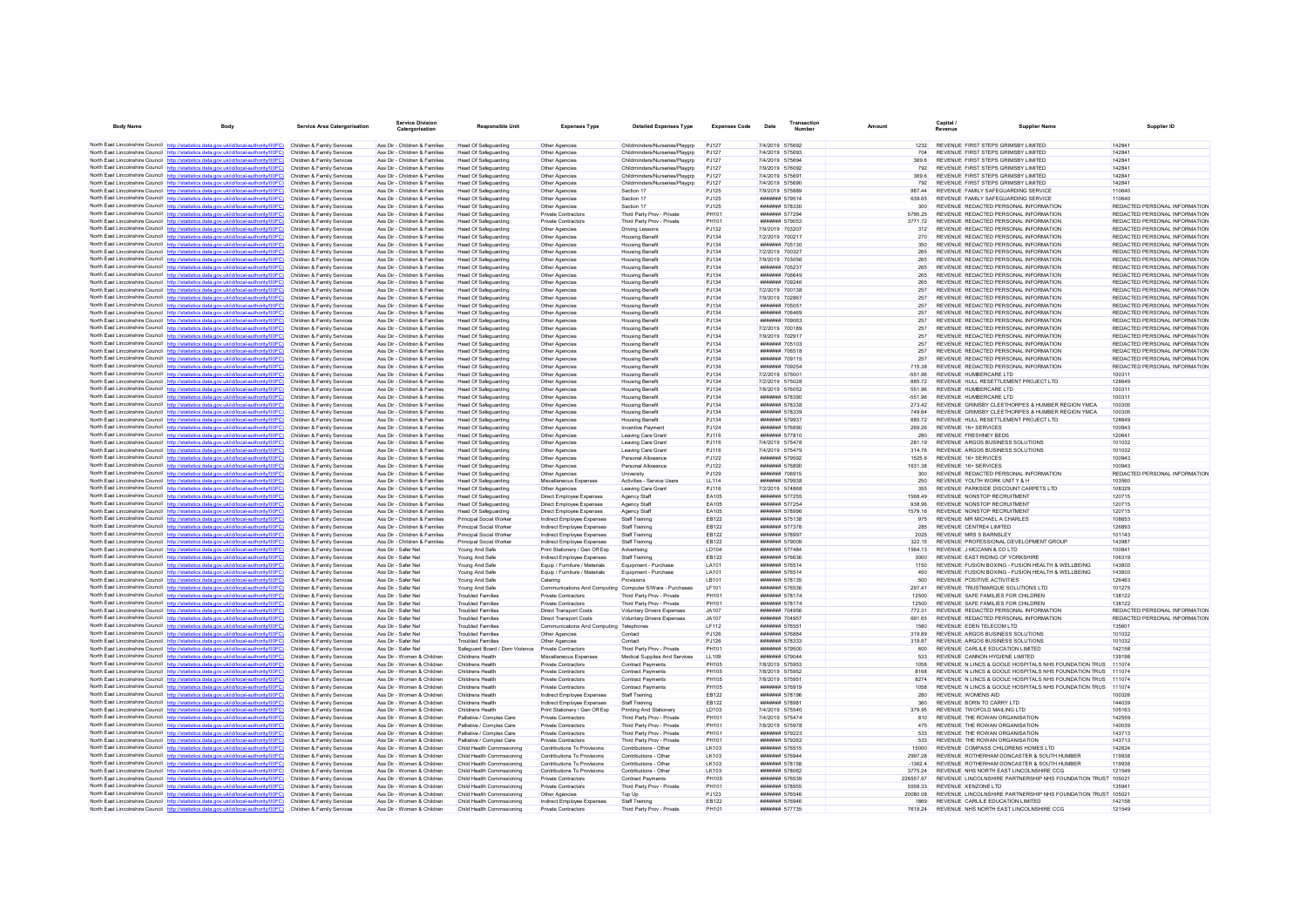| Body Name | Body | Service Area Catergorisation | Service Division Catergorisation | Responsible Unit | Expenses Type | Detailed Expenses Type | Expenses Code | Date | Transaction Number | Amount | Capital / Revenue | Supplier Name | Supplier ID |
|---|---|---|---|---|---|---|---|---|---|---|---|---|---|
| North East Lincolnshire Council | http://statistics.data.gov.uk/id/local-authority/00FC) | Children & Family Services | Ass Dir - Children & Families | Head Of Safeguarding | Other Agencies | Childminders/Nurseries/Playgrp | PJ127 | 7/4/2019 | 575692 | 1232 | REVENUE | FIRST STEPS GRIMSBY LIMITED | 142841 |
| North East Lincolnshire Council | http://statistics.data.gov.uk/id/local-authority/00FC) | Children & Family Services | Ass Dir - Children & Families | Head Of Safeguarding | Other Agencies | Childminders/Nurseries/Playgrp | PJ127 | 7/4/2019 | 575693 | 704 | REVENUE | FIRST STEPS GRIMSBY LIMITED | 142841 |
| North East Lincolnshire Council | http://statistics.data.gov.uk/id/local-authority/00FC) | Children & Family Services | Ass Dir - Children & Families | Head Of Safeguarding | Other Agencies | Childminders/Nurseries/Playgrp | PJ127 | 7/4/2019 | 575694 | 369.6 | REVENUE | FIRST STEPS GRIMSBY LIMITED | 142841 |
| North East Lincolnshire Council | http://statistics.data.gov.uk/id/local-authority/00FC) | Children & Family Services | Ass Dir - Children & Families | Head Of Safeguarding | Other Agencies | Childminders/Nurseries/Playgrp | PJ127 | 7/9/2019 | 576092 | 792 | REVENUE | FIRST STEPS GRIMSBY LIMITED | 142841 |
| North East Lincolnshire Council | http://statistics.data.gov.uk/id/local-authority/00FC) | Children & Family Services | Ass Dir - Children & Families | Head Of Safeguarding | Other Agencies | Childminders/Nurseries/Playgrp | PJ127 | 7/4/2019 | 575691 | 369.6 | REVENUE | FIRST STEPS GRIMSBY LIMITED | 142841 |
| North East Lincolnshire Council | http://statistics.data.gov.uk/id/local-authority/00FC) | Children & Family Services | Ass Dir - Children & Families | Head Of Safeguarding | Other Agencies | Childminders/Nurseries/Playgrp | PJ127 | 7/4/2019 | 575690 | 792 | REVENUE | FIRST STEPS GRIMSBY LIMITED | 142841 |
| North East Lincolnshire Council | http://statistics.data.gov.uk/id/local-authority/00FC) | Children & Family Services | Ass Dir - Children & Families | Head Of Safeguarding | Other Agencies | Section 17 | PJ125 | 7/9/2019 | 575889 | 987.44 | REVENUE | FAMILY SAFEGUARDING SERVICE | 110640 |
| North East Lincolnshire Council | http://statistics.data.gov.uk/id/local-authority/00FC) | Children & Family Services | Ass Dir - Children & Families | Head Of Safeguarding | Other Agencies | Section 17 | PJ125 | ####### | 579514 | 639.65 | REVENUE | FAMILY SAFEGUARDING SERVICE | 110640 |
| North East Lincolnshire Council | http://statistics.data.gov.uk/id/local-authority/00FC) | Children & Family Services | Ass Dir - Children & Families | Head Of Safeguarding | Other Agencies | Section 17 | PJ125 | ####### | 578330 | 300 | REVENUE | REDACTED PERSONAL INFORMATION | REDACTED PERSONAL INFORMATION |
| North East Lincolnshire Council | http://statistics.data.gov.uk/id/local-authority/00FC) | Children & Family Services | Ass Dir - Children & Families | Head Of Safeguarding | Private Contractors | Third Party Prov - Private | PH101 | ####### | 577294 | 5795.25 | REVENUE | REDACTED PERSONAL INFORMATION | REDACTED PERSONAL INFORMATION |
| North East Lincolnshire Council | http://statistics.data.gov.uk/id/local-authority/00FC) | Children & Family Services | Ass Dir - Children & Families | Head Of Safeguarding | Private Contractors | Third Party Prov - Private | PH101 | ####### | 579053 | 3771.72 | REVENUE | REDACTED PERSONAL INFORMATION | REDACTED PERSONAL INFORMATION |
| North East Lincolnshire Council | http://statistics.data.gov.uk/id/local-authority/00FC) | Children & Family Services | Ass Dir - Children & Families | Head Of Safeguarding | Other Agencies | Driving Lessons | PJ132 | 7/9/2019 | 703207 | 312 | REVENUE | REDACTED PERSONAL INFORMATION | REDACTED PERSONAL INFORMATION |
| North East Lincolnshire Council | http://statistics.data.gov.uk/id/local-authority/00FC) | Children & Family Services | Ass Dir - Children & Families | Head Of Safeguarding | Other Agencies | Housing Benefit | PJ134 | 7/2/2019 | 700217 | 270 | REVENUE | REDACTED PERSONAL INFORMATION | REDACTED PERSONAL INFORMATION |
| North East Lincolnshire Council | http://statistics.data.gov.uk/id/local-authority/00FC) | Children & Family Services | Ass Dir - Children & Families | Head Of Safeguarding | Other Agencies | Housing Benefit | PJ134 | ####### | 705130 | 350 | REVENUE | REDACTED PERSONAL INFORMATION | REDACTED PERSONAL INFORMATION |
| North East Lincolnshire Council | http://statistics.data.gov.uk/id/local-authority/00FC) | Children & Family Services | Ass Dir - Children & Families | Head Of Safeguarding | Other Agencies | Housing Benefit | PJ134 | 7/2/2019 | 700327 | 265 | REVENUE | REDACTED PERSONAL INFORMATION | REDACTED PERSONAL INFORMATION |
| North East Lincolnshire Council | http://statistics.data.gov.uk/id/local-authority/00FC) | Children & Family Services | Ass Dir - Children & Families | Head Of Safeguarding | Other Agencies | Housing Benefit | PJ134 | 7/9/2019 | 703056 | 265 | REVENUE | REDACTED PERSONAL INFORMATION | REDACTED PERSONAL INFORMATION |
| North East Lincolnshire Council | http://statistics.data.gov.uk/id/local-authority/00FC) | Children & Family Services | Ass Dir - Children & Families | Head Of Safeguarding | Other Agencies | Housing Benefit | PJ134 | ####### | 705237 | 265 | REVENUE | REDACTED PERSONAL INFORMATION | REDACTED PERSONAL INFORMATION |
| North East Lincolnshire Council | http://statistics.data.gov.uk/id/local-authority/00FC) | Children & Family Services | Ass Dir - Children & Families | Head Of Safeguarding | Other Agencies | Housing Benefit | PJ134 | ####### | 706649 | 265 | REVENUE | REDACTED PERSONAL INFORMATION | REDACTED PERSONAL INFORMATION |
| North East Lincolnshire Council | http://statistics.data.gov.uk/id/local-authority/00FC) | Children & Family Services | Ass Dir - Children & Families | Head Of Safeguarding | Other Agencies | Housing Benefit | PJ134 | ####### | 709246 | 265 | REVENUE | REDACTED PERSONAL INFORMATION | REDACTED PERSONAL INFORMATION |
| North East Lincolnshire Council | http://statistics.data.gov.uk/id/local-authority/00FC) | Children & Family Services | Ass Dir - Children & Families | Head Of Safeguarding | Other Agencies | Housing Benefit | PJ134 | 7/2/2019 | 700138 | 257 | REVENUE | REDACTED PERSONAL INFORMATION | REDACTED PERSONAL INFORMATION |
| North East Lincolnshire Council | http://statistics.data.gov.uk/id/local-authority/00FC) | Children & Family Services | Ass Dir - Children & Families | Head Of Safeguarding | Other Agencies | Housing Benefit | PJ134 | 7/9/2019 | 702867 | 257 | REVENUE | REDACTED PERSONAL INFORMATION | REDACTED PERSONAL INFORMATION |
| North East Lincolnshire Council | http://statistics.data.gov.uk/id/local-authority/00FC) | Children & Family Services | Ass Dir - Children & Families | Head Of Safeguarding | Other Agencies | Housing Benefit | PJ134 | ####### | 705051 | 257 | REVENUE | REDACTED PERSONAL INFORMATION | REDACTED PERSONAL INFORMATION |
| North East Lincolnshire Council | http://statistics.data.gov.uk/id/local-authority/00FC) | Children & Family Services | Ass Dir - Children & Families | Head Of Safeguarding | Other Agencies | Housing Benefit | PJ134 | ####### | 706459 | 257 | REVENUE | REDACTED PERSONAL INFORMATION | REDACTED PERSONAL INFORMATION |
| North East Lincolnshire Council | http://statistics.data.gov.uk/id/local-authority/00FC) | Children & Family Services | Ass Dir - Children & Families | Head Of Safeguarding | Other Agencies | Housing Benefit | PJ134 | ####### | 709063 | 257 | REVENUE | REDACTED PERSONAL INFORMATION | REDACTED PERSONAL INFORMATION |
| North East Lincolnshire Council | http://statistics.data.gov.uk/id/local-authority/00FC) | Children & Family Services | Ass Dir - Children & Families | Head Of Safeguarding | Other Agencies | Housing Benefit | PJ134 | 7/2/2019 | 700189 | 257 | REVENUE | REDACTED PERSONAL INFORMATION | REDACTED PERSONAL INFORMATION |
| North East Lincolnshire Council | http://statistics.data.gov.uk/id/local-authority/00FC) | Children & Family Services | Ass Dir - Children & Families | Head Of Safeguarding | Other Agencies | Housing Benefit | PJ134 | 7/9/2019 | 702917 | 257 | REVENUE | REDACTED PERSONAL INFORMATION | REDACTED PERSONAL INFORMATION |
| North East Lincolnshire Council | http://statistics.data.gov.uk/id/local-authority/00FC) | Children & Family Services | Ass Dir - Children & Families | Head Of Safeguarding | Other Agencies | Housing Benefit | PJ134 | ####### | 705103 | 257 | REVENUE | REDACTED PERSONAL INFORMATION | REDACTED PERSONAL INFORMATION |
| North East Lincolnshire Council | http://statistics.data.gov.uk/id/local-authority/00FC) | Children & Family Services | Ass Dir - Children & Families | Head Of Safeguarding | Other Agencies | Housing Benefit | PJ134 | ####### | 706518 | 257 | REVENUE | REDACTED PERSONAL INFORMATION | REDACTED PERSONAL INFORMATION |
| North East Lincolnshire Council | http://statistics.data.gov.uk/id/local-authority/00FC) | Children & Family Services | Ass Dir - Children & Families | Head Of Safeguarding | Other Agencies | Housing Benefit | PJ134 | ####### | 709115 | 257 | REVENUE | REDACTED PERSONAL INFORMATION | REDACTED PERSONAL INFORMATION |
| North East Lincolnshire Council | http://statistics.data.gov.uk/id/local-authority/00FC) | Children & Family Services | Ass Dir - Children & Families | Head Of Safeguarding | Other Agencies | Housing Benefit | PJ134 | ####### | 709254 | 715.38 | REVENUE | REDACTED PERSONAL INFORMATION | REDACTED PERSONAL INFORMATION |
| North East Lincolnshire Council | http://statistics.data.gov.uk/id/local-authority/00FC) | Children & Family Services | Ass Dir - Children & Families | Head Of Safeguarding | Other Agencies | Housing Benefit | PJ134 | 7/2/2019 | 575001 | -551.96 | REVENUE | HUMBERCARE LTD | 100311 |
| North East Lincolnshire Council | http://statistics.data.gov.uk/id/local-authority/00FC) | Children & Family Services | Ass Dir - Children & Families | Head Of Safeguarding | Other Agencies | Housing Benefit | PJ134 | 7/2/2019 | 575028 | 885.72 | REVENUE | HULL RESETTLEMENT PROJECT LTD | 128649 |
| North East Lincolnshire Council | http://statistics.data.gov.uk/id/local-authority/00FC) | Children & Family Services | Ass Dir - Children & Families | Head Of Safeguarding | Other Agencies | Housing Benefit | PJ134 | 7/8/2019 | 576052 | 551.96 | REVENUE | HUMBERCARE LTD | 100311 |
| North East Lincolnshire Council | http://statistics.data.gov.uk/id/local-authority/00FC) | Children & Family Services | Ass Dir - Children & Families | Head Of Safeguarding | Other Agencies | Housing Benefit | PJ134 | ####### | 578390 | -551.96 | REVENUE | HUMBERCARE LTD | 100311 |
| North East Lincolnshire Council | http://statistics.data.gov.uk/id/local-authority/00FC) | Children & Family Services | Ass Dir - Children & Families | Head Of Safeguarding | Other Agencies | Housing Benefit | PJ134 | ####### | 578338 | 273.42 | REVENUE | GRIMSBY CLEETHORPES & HUMBER REGION YMCA | 100305 |
| North East Lincolnshire Council | http://statistics.data.gov.uk/id/local-authority/00FC) | Children & Family Services | Ass Dir - Children & Families | Head Of Safeguarding | Other Agencies | Housing Benefit | PJ134 | ####### | 578339 | 749.64 | REVENUE | GRIMSBY CLEETHORPES & HUMBER REGION YMCA | 100305 |
| North East Lincolnshire Council | http://statistics.data.gov.uk/id/local-authority/00FC) | Children & Family Services | Ass Dir - Children & Families | Head Of Safeguarding | Other Agencies | Housing Benefit | PJ134 | ####### | 579937 | 885.72 | REVENUE | HULL RESETTLEMENT PROJECT LTD | 128649 |
| North East Lincolnshire Council | http://statistics.data.gov.uk/id/local-authority/00FC) | Children & Family Services | Ass Dir - Children & Families | Head Of Safeguarding | Other Agencies | Incentive Payment | PJ124 | ####### | 576890 | 269.26 | REVENUE | 16+ SERVICES | 100943 |
| North East Lincolnshire Council | http://statistics.data.gov.uk/id/local-authority/00FC) | Children & Family Services | Ass Dir - Children & Families | Head Of Safeguarding | Other Agencies | Leaving Care Grant | PJ116 | ####### | 577810 | 280 | REVENUE | FRESHNEY BEDS | 120641 |
| North East Lincolnshire Council | http://statistics.data.gov.uk/id/local-authority/00FC) | Children & Family Services | Ass Dir - Children & Families | Head Of Safeguarding | Other Agencies | Leaving Care Grant | PJ116 | 7/4/2019 | 575478 | 281.19 | REVENUE | ARGOS BUSINESS SOLUTIONS | 101032 |
| North East Lincolnshire Council | http://statistics.data.gov.uk/id/local-authority/00FC) | Children & Family Services | Ass Dir - Children & Families | Head Of Safeguarding | Other Agencies | Leaving Care Grant | PJ116 | 7/4/2019 | 575479 | 314.76 | REVENUE | ARGOS BUSINESS SOLUTIONS | 101032 |
| North East Lincolnshire Council | http://statistics.data.gov.uk/id/local-authority/00FC) | Children & Family Services | Ass Dir - Children & Families | Head Of Safeguarding | Other Agencies | Personal Allowance | PJ122 | ####### | 579692 | 1525.6 | REVENUE | 16+ SERVICES | 100943 |
| North East Lincolnshire Council | http://statistics.data.gov.uk/id/local-authority/00FC) | Children & Family Services | Ass Dir - Children & Families | Head Of Safeguarding | Other Agencies | Personal Allowance | PJ122 | ####### | 576890 | 1631.38 | REVENUE | 16+ SERVICES | 100943 |
| North East Lincolnshire Council | http://statistics.data.gov.uk/id/local-authority/00FC) | Children & Family Services | Ass Dir - Children & Families | Head Of Safeguarding | Other Agencies | University | PJ129 | ####### | 708915 | 300 | REVENUE | REDACTED PERSONAL INFORMATION | REDACTED PERSONAL INFORMATION |
| North East Lincolnshire Council | http://statistics.data.gov.uk/id/local-authority/00FC) | Children & Family Services | Ass Dir - Children & Families | Head Of Safeguarding | Miscellaneous Expenses | Activities - Service Users | LL114 | ####### | 579938 | 250 | REVENUE | YOUTH WORK UNIT Y & H | 103960 |
| North East Lincolnshire Council | http://statistics.data.gov.uk/id/local-authority/00FC) | Children & Family Services | Ass Dir - Children & Families | Head Of Safeguarding | Other Agencies | Leaving Care Grant | PJ116 | 7/2/2019 | 574868 | 355 | REVENUE | PARKSIDE DISCOUNT CARPETS LTD | 108329 |
| North East Lincolnshire Council | http://statistics.data.gov.uk/id/local-authority/00FC) | Children & Family Services | Ass Dir - Children & Families | Head Of Safeguarding | Direct Employee Expenses | Agency Staff | EA105 | ####### | 577255 | 1568.49 | REVENUE | NONSTOP RECRUITMENT | 120715 |
| North East Lincolnshire Council | http://statistics.data.gov.uk/id/local-authority/00FC) | Children & Family Services | Ass Dir - Children & Families | Head Of Safeguarding | Direct Employee Expenses | Agency Staff | EA105 | ####### | 577254 | 938.96 | REVENUE | NONSTOP RECRUITMENT | 120715 |
| North East Lincolnshire Council | http://statistics.data.gov.uk/id/local-authority/00FC) | Children & Family Services | Ass Dir - Children & Families | Head Of Safeguarding | Direct Employee Expenses | Agency Staff | EA105 | ####### | 578996 | 1579.16 | REVENUE | NONSTOP RECRUITMENT | 120715 |
| North East Lincolnshire Council | http://statistics.data.gov.uk/id/local-authority/00FC) | Children & Family Services | Ass Dir - Children & Families | Principal Social Worker | Indirect Employee Expenses | Staff Training | EB122 | ####### | 575138 | 975 | REVENUE | MR MICHAEL A CHARLES | 108653 |
| North East Lincolnshire Council | http://statistics.data.gov.uk/id/local-authority/00FC) | Children & Family Services | Ass Dir - Children & Families | Principal Social Worker | Indirect Employee Expenses | Staff Training | EB122 | ####### | 577378 | 285 | REVENUE | CENTRE4 LIMITED | 126893 |
| North East Lincolnshire Council | http://statistics.data.gov.uk/id/local-authority/00FC) | Children & Family Services | Ass Dir - Children & Families | Principal Social Worker | Indirect Employee Expenses | Staff Training | EB122 | ####### | 578997 | 2025 | REVENUE | MRS S BARNSLEY | 101143 |
| North East Lincolnshire Council | http://statistics.data.gov.uk/id/local-authority/00FC) | Children & Family Services | Ass Dir - Children & Families | Principal Social Worker | Indirect Employee Expenses | Staff Training | EB122 | ####### | 579009 | 322.15 | REVENUE | PROFESSIONAL DEVELOPMENT GROUP | 143987 |
| North East Lincolnshire Council | http://statistics.data.gov.uk/id/local-authority/00FC) | Children & Family Services | Ass Dir - Safer Nel | Young And Safe | Print Stationery / Gen Off Exp | Advertising | LD104 | ####### | 577484 | 1564.13 | REVENUE | J MCCANN & CO LTD | 100841 |
| North East Lincolnshire Council | http://statistics.data.gov.uk/id/local-authority/00FC) | Children & Family Services | Ass Dir - Safer Nel | Young And Safe | Indirect Employee Expenses | Staff Training | EB122 | ####### | 576636 | 3000 | REVENUE | EAST RIDING OF YORKSHIRE | 106319 |
| North East Lincolnshire Council | http://statistics.data.gov.uk/id/local-authority/00FC) | Children & Family Services | Ass Dir - Safer Nel | Young And Safe | Equip / Furniture / Materials | Equipment - Purchase | LA101 | ####### | 576514 | 1150 | REVENUE | FUSION BOXING - FUSION HEALTH & WELLBEING | 143803 |
| North East Lincolnshire Council | http://statistics.data.gov.uk/id/local-authority/00FC) | Children & Family Services | Ass Dir - Safer Nel | Young And Safe | Equip / Furniture / Materials | Equipment - Purchase | LA101 | ####### | 576514 | 450 | REVENUE | FUSION BOXING - FUSION HEALTH & WELLBEING | 143803 |
| North East Lincolnshire Council | http://statistics.data.gov.uk/id/local-authority/00FC) | Children & Family Services | Ass Dir - Safer Nel | Young And Safe | Catering | Provisions | LB101 | ####### | 578135 | 500 | REVENUE | POSITIVE ACTIVITIES | 126463 |
| North East Lincolnshire Council | http://statistics.data.gov.uk/id/local-authority/00FC) | Children & Family Services | Ass Dir - Safer Nel | Young And Safe | Communications And Computing | Computer S/Ware - Purchases | LF101 | ####### | 576536 | 297.41 | REVENUE | TRUSTMARQUE SOLUTIONS LTD | 101275 |
| North East Lincolnshire Council | http://statistics.data.gov.uk/id/local-authority/00FC) | Children & Family Services | Ass Dir - Safer Nel | Troubled Families | Private Contractors | Third Party Prov - Private | PH101 | ####### | 578174 | 12500 | REVENUE | SAFE FAMILIES FOR CHILDREN | 138122 |
| North East Lincolnshire Council | http://statistics.data.gov.uk/id/local-authority/00FC) | Children & Family Services | Ass Dir - Safer Nel | Troubled Families | Private Contractors | Third Party Prov - Private | PH101 | ####### | 578174 | 12500 | REVENUE | SAFE FAMILIES FOR CHILDREN | 138122 |
| North East Lincolnshire Council | http://statistics.data.gov.uk/id/local-authority/00FC) | Children & Family Services | Ass Dir - Safer Nel | Troubled Families | Direct Transport Costs | Voluntary Drivers Expenses | JA107 | ####### | 704956 | 772.31 | REVENUE | REDACTED PERSONAL INFORMATION | REDACTED PERSONAL INFORMATION |
| North East Lincolnshire Council | http://statistics.data.gov.uk/id/local-authority/00FC) | Children & Family Services | Ass Dir - Safer Nel | Troubled Families | Direct Transport Costs | Voluntary Drivers Expenses | JA107 | ####### | 704957 | 691.65 | REVENUE | REDACTED PERSONAL INFORMATION | REDACTED PERSONAL INFORMATION |
| North East Lincolnshire Council | http://statistics.data.gov.uk/id/local-authority/00FC) | Children & Family Services | Ass Dir - Safer Nel | Troubled Families | Communications And Computing | Telephones | LF112 | ####### | 576551 | 1580 | REVENUE | EDEN TELECOM LTD | 135601 |
| North East Lincolnshire Council | http://statistics.data.gov.uk/id/local-authority/00FC) | Children & Family Services | Ass Dir - Safer Nel | Troubled Families | Other Agencies | Contact | PJ126 | ####### | 576884 | 319.89 | REVENUE | ARGOS BUSINESS SOLUTIONS | 101032 |
| North East Lincolnshire Council | http://statistics.data.gov.uk/id/local-authority/00FC) | Children & Family Services | Ass Dir - Safer Nel | Troubled Families | Other Agencies | Contact | PJ126 | ####### | 578333 | 319.87 | REVENUE | ARGOS BUSINESS SOLUTIONS | 101032 |
| North East Lincolnshire Council | http://statistics.data.gov.uk/id/local-authority/00FC) | Children & Family Services | Ass Dir - Safer Nel | Safeguard Board / Dom Violence | Private Contractors | Third Party Prov - Private | PH101 | ####### | 579500 | 600 | REVENUE | CARLILE EDUCATION LIMITED | 142158 |
| North East Lincolnshire Council | http://statistics.data.gov.uk/id/local-authority/00FC) | Children & Family Services | Ass Dir - Women & Children | Childrens Health | Miscellaneous Expenses | Medical Supplies And Services | LL109 | ####### | 576044 | 533 | REVENUE | CANNON HYGIENE LIMITED | 139198 |
| North East Lincolnshire Council | http://statistics.data.gov.uk/id/local-authority/00FC) | Children & Family Services | Ass Dir - Women & Children | Childrens Health | Private Contractors | Contract Payments | PH105 | 7/8/2019 | 575953 | 1058 | REVENUE | N LINCS & GOOLE HOSPITALS NHS FOUNDATION TRUS | 111074 |
| North East Lincolnshire Council | http://statistics.data.gov.uk/id/local-authority/00FC) | Children & Family Services | Ass Dir - Women & Children | Childrens Health | Private Contractors | Contract Payments | PH105 | 7/8/2019 | 575952 | 8168 | REVENUE | N LINCS & GOOLE HOSPITALS NHS FOUNDATION TRUS | 111074 |
| North East Lincolnshire Council | http://statistics.data.gov.uk/id/local-authority/00FC) | Children & Family Services | Ass Dir - Women & Children | Childrens Health | Private Contractors | Contract Payments | PH105 | 7/8/2019 | 575951 | 8274 | REVENUE | N LINCS & GOOLE HOSPITALS NHS FOUNDATION TRUS | 111074 |
| North East Lincolnshire Council | http://statistics.data.gov.uk/id/local-authority/00FC) | Children & Family Services | Ass Dir - Women & Children | Childrens Health | Private Contractors | Contract Payments | PH105 | ####### | 576919 | 1058 | REVENUE | N LINCS & GOOLE HOSPITALS NHS FOUNDATION TRUS | 111074 |
| North East Lincolnshire Council | http://statistics.data.gov.uk/id/local-authority/00FC) | Children & Family Services | Ass Dir - Women & Children | Childrens Health | Indirect Employee Expenses | Staff Training | EB122 | ####### | 578196 | 280 | REVENUE | WOMENS AID | 100326 |
| North East Lincolnshire Council | http://statistics.data.gov.uk/id/local-authority/00FC) | Children & Family Services | Ass Dir - Women & Children | Childrens Health | Indirect Employee Expenses | Staff Training | EB122 | ####### | 578981 | 360 | REVENUE | BORN TO CARRY LTD | 144039 |
| North East Lincolnshire Council | http://statistics.data.gov.uk/id/local-authority/00FC) | Children & Family Services | Ass Dir - Women & Children | Childrens Health | Print Stationery / Gen Off Exp | Printing And Stationery | LD103 | 7/4/2019 | 575540 | 379.95 | REVENUE | TWOFOLD MAILING LTD | 105163 |
| North East Lincolnshire Council | http://statistics.data.gov.uk/id/local-authority/00FC) | Children & Family Services | Ass Dir - Women & Children | Palliative / Complex Care | Private Contractors | Third Party Prov - Private | PH101 | 7/4/2019 | 575474 | 810 | REVENUE | THE ROWAN ORGANISATION | 142559 |
| North East Lincolnshire Council | http://statistics.data.gov.uk/id/local-authority/00FC) | Children & Family Services | Ass Dir - Women & Children | Palliative / Complex Care | Private Contractors | Third Party Prov - Private | PH101 | 7/8/2019 | 575978 | 475 | REVENUE | THE ROWAN ORGANISATION | 140039 |
| North East Lincolnshire Council | http://statistics.data.gov.uk/id/local-authority/00FC) | Children & Family Services | Ass Dir - Women & Children | Palliative / Complex Care | Private Contractors | Third Party Prov - Private | PH101 | ####### | 579223 | 533 | REVENUE | THE ROWAN ORGANISATION | 143713 |
| North East Lincolnshire Council | http://statistics.data.gov.uk/id/local-authority/00FC) | Children & Family Services | Ass Dir - Women & Children | Palliative / Complex Care | Private Contractors | Third Party Prov - Private | PH101 | ####### | 579262 | 533 | REVENUE | THE ROWAN ORGANISATION | 143713 |
| North East Lincolnshire Council | http://statistics.data.gov.uk/id/local-authority/00FC) | Children & Family Services | Ass Dir - Women & Children | Child Health Commissioning | Contributions To Provisions | Contributions - Other | LK103 | ####### | 576515 | 15000 | REVENUE | COMPASS CHILDRENS HOMES LTD | 142624 |
| North East Lincolnshire Council | http://statistics.data.gov.uk/id/local-authority/00FC) | Children & Family Services | Ass Dir - Women & Children | Child Health Commissioning | Contributions To Provisions | Contributions - Other | LK103 | ####### | 576944 | 2997.28 | REVENUE | ROTHERHAM DONCASTER & SOUTH HUMBER | 119938 |
| North East Lincolnshire Council | http://statistics.data.gov.uk/id/local-authority/00FC) | Children & Family Services | Ass Dir - Women & Children | Child Health Commissioning | Contributions To Provisions | Contributions - Other | LK103 | ####### | 578158 | -1362.4 | REVENUE | ROTHERHAM DONCASTER & SOUTH HUMBER | 119938 |
| North East Lincolnshire Council | http://statistics.data.gov.uk/id/local-authority/00FC) | Children & Family Services | Ass Dir - Women & Children | Child Health Commissioning | Contributions To Provisions | Contributions - Other | LK103 | ####### | 578062 | 3775.24 | REVENUE | NHS NORTH EAST LINCOLNSHIRE CCG | 121549 |
| North East Lincolnshire Council | http://statistics.data.gov.uk/id/local-authority/00FC) | Children & Family Services | Ass Dir - Women & Children | Child Health Commissioning | Private Contractors | Contract Payments | PH105 | ####### | 576539 | 226557.67 | REVENUE | LINCOLNSHIRE PARTNERSHIP NHS FOUNDATION TRUST | 105021 |
| North East Lincolnshire Council | http://statistics.data.gov.uk/id/local-authority/00FC) | Children & Family Services | Ass Dir - Women & Children | Child Health Commissioning | Private Contractors | Third Party Prov - Private | PH101 | ####### | 578955 | 5558.33 | REVENUE | XENZONE LTD | 135941 |
| North East Lincolnshire Council | http://statistics.data.gov.uk/id/local-authority/00FC) | Children & Family Services | Ass Dir - Women & Children | Child Health Commissioning | Other Agencies | Top Up | PJ123 | ####### | 576546 | 20080.08 | REVENUE | LINCOLNSHIRE PARTNERSHIP NHS FOUNDATION TRUST | 105021 |
| North East Lincolnshire Council | http://statistics.data.gov.uk/id/local-authority/00FC) | Children & Family Services | Ass Dir - Women & Children | Child Health Commissioning | Indirect Employee Expenses | Staff Training | EB122 | ####### | 579946 | 1869 | REVENUE | CARLILE EDUCATION LIMITED | 142158 |
| North East Lincolnshire Council | http://statistics.data.gov.uk/id/local-authority/00FC) | Children & Family Services | Ass Dir - Women & Children | Child Health Commissioning | Private Contractors | Third Party Prov - Private | PH101 | ####### | 577735 | 7619.24 | REVENUE | NHS NORTH EAST LINCOLNSHIRE CCG | 121549 |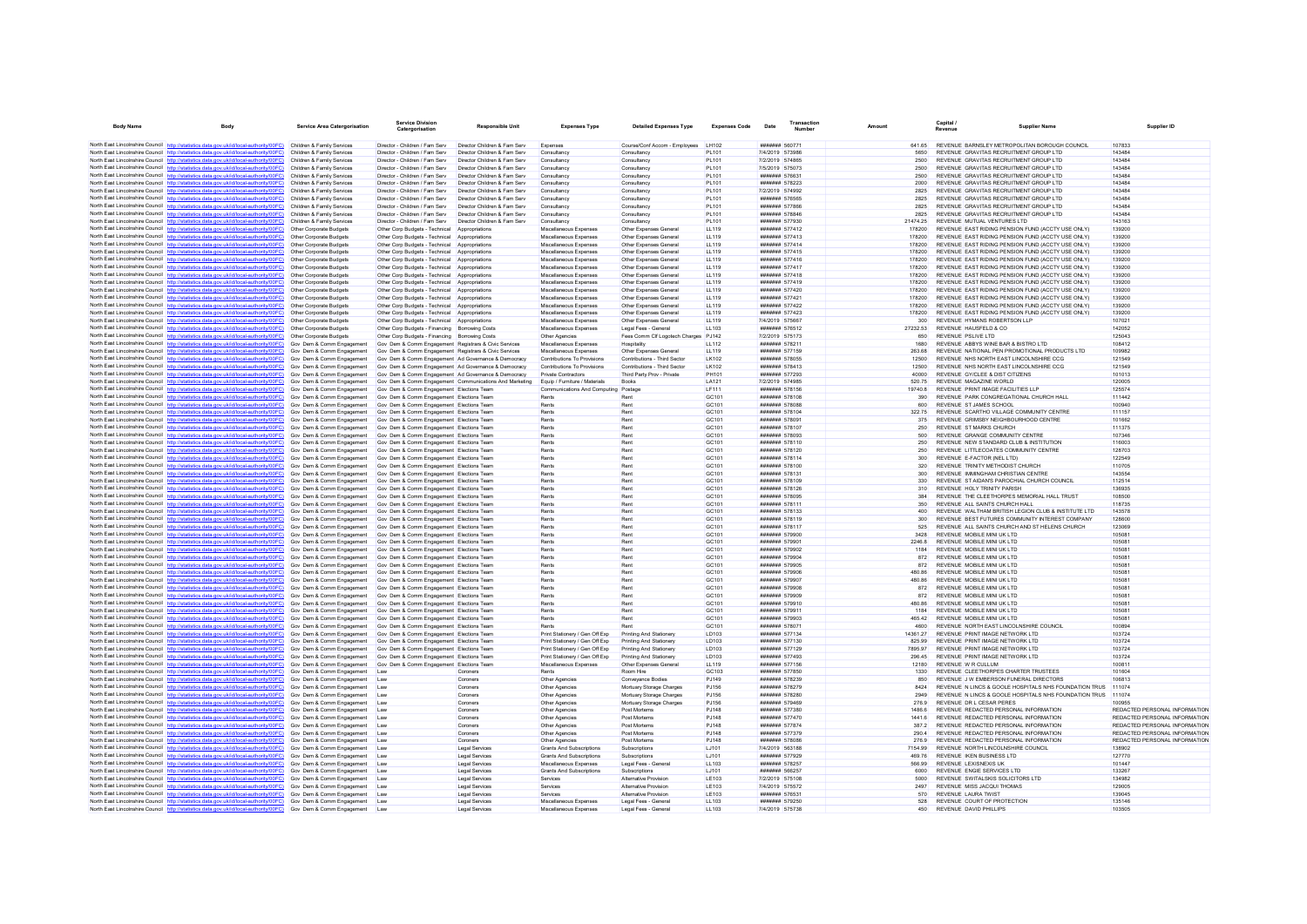| Body Name | Body | Service Area Catergorisation | Service Division Catergorisation | Responsible Unit | Expenses Type | Detailed Expenses Type | Expenses Code | Date | Transaction Number | Amount | Capital / Revenue | Supplier Name | Supplier ID |
|---|---|---|---|---|---|---|---|---|---|---|---|---|---|
| North East Lincolnshire Council | http://statistics.data.gov.uk/id/local-authority/00FC) | Children & Family Services | Director - Children / Fam Serv | Director Children & Fam Serv | Expenses | Course/Conf Accom - Employees | LH102 | ######## | 560771 | 641.65 | REVENUE | BARNSLEY METROPOLITAN BOROUGH COUNCIL | 107833 |
| North East Lincolnshire Council | http://statistics.data.gov.uk/id/local-authority/00FC) | Children & Family Services | Director - Children / Fam Serv | Director Children & Fam Serv | Consultancy | Consultancy | PL101 | 7/4/2019 | 573986 | 5650 | REVENUE | GRAVITAS RECRUITMENT GROUP LTD | 143484 |
| North East Lincolnshire Council | http://statistics.data.gov.uk/id/local-authority/00FC) | Children & Family Services | Director - Children / Fam Serv | Director Children & Fam Serv | Consultancy | Consultancy | PL101 | 7/2/2019 | 574865 | 2500 | REVENUE | GRAVITAS RECRUITMENT GROUP LTD | 143484 |
| North East Lincolnshire Council | http://statistics.data.gov.uk/id/local-authority/00FC) | Children & Family Services | Director - Children / Fam Serv | Director Children & Fam Serv | Consultancy | Consultancy | PL101 | 7/5/2019 | 575073 | 2500 | REVENUE | GRAVITAS RECRUITMENT GROUP LTD | 143484 |
| North East Lincolnshire Council | http://statistics.data.gov.uk/id/local-authority/00FC) | Children & Family Services | Director - Children / Fam Serv | Director Children & Fam Serv | Consultancy | Consultancy | PL101 | ######## | 576631 | 2500 | REVENUE | GRAVITAS RECRUITMENT GROUP LTD | 143484 |
| North East Lincolnshire Council | http://statistics.data.gov.uk/id/local-authority/00FC) | Children & Family Services | Director - Children / Fam Serv | Director Children & Fam Serv | Consultancy | Consultancy | PL101 | ######## | 578223 | 2000 | REVENUE | GRAVITAS RECRUITMENT GROUP LTD | 143484 |
| North East Lincolnshire Council | http://statistics.data.gov.uk/id/local-authority/00FC) | Children & Family Services | Director - Children / Fam Serv | Director Children & Fam Serv | Consultancy | Consultancy | PL101 | 7/2/2019 | 574992 | 2825 | REVENUE | GRAVITAS RECRUITMENT GROUP LTD | 143484 |
| North East Lincolnshire Council | http://statistics.data.gov.uk/id/local-authority/00FC) | Children & Family Services | Director - Children / Fam Serv | Director Children & Fam Serv | Consultancy | Consultancy | PL101 | ######## | 576565 | 2825 | REVENUE | GRAVITAS RECRUITMENT GROUP LTD | 143484 |
| North East Lincolnshire Council | http://statistics.data.gov.uk/id/local-authority/00FC) | Children & Family Services | Director - Children / Fam Serv | Director Children & Fam Serv | Consultancy | Consultancy | PL101 | ######## | 577866 | 2825 | REVENUE | GRAVITAS RECRUITMENT GROUP LTD | 143484 |
| North East Lincolnshire Council | http://statistics.data.gov.uk/id/local-authority/00FC) | Children & Family Services | Director - Children / Fam Serv | Director Children & Fam Serv | Consultancy | Consultancy | PL101 | ######## | 578846 | 2825 | REVENUE | GRAVITAS RECRUITMENT GROUP LTD | 143484 |
| North East Lincolnshire Council | http://statistics.data.gov.uk/id/local-authority/00FC) | Children & Family Services | Director - Children / Fam Serv | Director Children & Fam Serv | Consultancy | Consultancy | PL101 | ######## | 577930 | 21474.25 | REVENUE | MUTUAL VENTURES LTD | 143163 |
| North East Lincolnshire Council | http://statistics.data.gov.uk/id/local-authority/00FC) | Other Corporate Budgets | Other Corp Budgets - Technical | Appropriations | Miscellaneous Expenses | Other Expenses General | LL119 | ######## | 577412 | 178200 | REVENUE | EAST RIDING PENSION FUND (ACCTY USE ONLY) | 139200 |
| North East Lincolnshire Council | http://statistics.data.gov.uk/id/local-authority/00FC) | Other Corporate Budgets | Other Corp Budgets - Technical | Appropriations | Miscellaneous Expenses | Other Expenses General | LL119 | ######## | 577413 | 178200 | REVENUE | EAST RIDING PENSION FUND (ACCTY USE ONLY) | 139200 |
| North East Lincolnshire Council | http://statistics.data.gov.uk/id/local-authority/00FC) | Other Corporate Budgets | Other Corp Budgets - Technical | Appropriations | Miscellaneous Expenses | Other Expenses General | LL119 | ######## | 577414 | 178200 | REVENUE | EAST RIDING PENSION FUND (ACCTY USE ONLY) | 139200 |
| North East Lincolnshire Council | http://statistics.data.gov.uk/id/local-authority/00FC) | Other Corporate Budgets | Other Corp Budgets - Technical | Appropriations | Miscellaneous Expenses | Other Expenses General | LL119 | ######## | 577415 | 178200 | REVENUE | EAST RIDING PENSION FUND (ACCTY USE ONLY) | 139200 |
| North East Lincolnshire Council | http://statistics.data.gov.uk/id/local-authority/00FC) | Other Corporate Budgets | Other Corp Budgets - Technical | Appropriations | Miscellaneous Expenses | Other Expenses General | LL119 | ######## | 577416 | 178200 | REVENUE | EAST RIDING PENSION FUND (ACCTY USE ONLY) | 139200 |
| North East Lincolnshire Council | http://statistics.data.gov.uk/id/local-authority/00FC) | Other Corporate Budgets | Other Corp Budgets - Technical | Appropriations | Miscellaneous Expenses | Other Expenses General | LL119 | ######## | 577417 | 178200 | REVENUE | EAST RIDING PENSION FUND (ACCTY USE ONLY) | 139200 |
| North East Lincolnshire Council | http://statistics.data.gov.uk/id/local-authority/00FC) | Other Corporate Budgets | Other Corp Budgets - Technical | Appropriations | Miscellaneous Expenses | Other Expenses General | LL119 | ######## | 577418 | 178200 | REVENUE | EAST RIDING PENSION FUND (ACCTY USE ONLY) | 139200 |
| North East Lincolnshire Council | http://statistics.data.gov.uk/id/local-authority/00FC) | Other Corporate Budgets | Other Corp Budgets - Technical | Appropriations | Miscellaneous Expenses | Other Expenses General | LL119 | ######## | 577419 | 178200 | REVENUE | EAST RIDING PENSION FUND (ACCTY USE ONLY) | 139200 |
| North East Lincolnshire Council | http://statistics.data.gov.uk/id/local-authority/00FC) | Other Corporate Budgets | Other Corp Budgets - Technical | Appropriations | Miscellaneous Expenses | Other Expenses General | LL119 | ######## | 577420 | 178200 | REVENUE | EAST RIDING PENSION FUND (ACCTY USE ONLY) | 139200 |
| North East Lincolnshire Council | http://statistics.data.gov.uk/id/local-authority/00FC) | Other Corporate Budgets | Other Corp Budgets - Technical | Appropriations | Miscellaneous Expenses | Other Expenses General | LL119 | ######## | 577421 | 178200 | REVENUE | EAST RIDING PENSION FUND (ACCTY USE ONLY) | 139200 |
| North East Lincolnshire Council | http://statistics.data.gov.uk/id/local-authority/00FC) | Other Corporate Budgets | Other Corp Budgets - Technical | Appropriations | Miscellaneous Expenses | Other Expenses General | LL119 | ######## | 577422 | 178200 | REVENUE | EAST RIDING PENSION FUND (ACCTY USE ONLY) | 139200 |
| North East Lincolnshire Council | http://statistics.data.gov.uk/id/local-authority/00FC) | Other Corporate Budgets | Other Corp Budgets - Technical | Appropriations | Miscellaneous Expenses | Other Expenses General | LL119 | ######## | 577423 | 178200 | REVENUE | EAST RIDING PENSION FUND (ACCTY USE ONLY) | 139200 |
| North East Lincolnshire Council | http://statistics.data.gov.uk/id/local-authority/00FC) | Other Corporate Budgets | Other Corp Budgets - Technical | Appropriations | Miscellaneous Expenses | Other Expenses General | LL119 | 7/4/2019 | 575667 | 300 | REVENUE | HYMANS ROBERTSON LLP | 107021 |
| North East Lincolnshire Council | http://statistics.data.gov.uk/id/local-authority/00FC) | Other Corporate Budgets | Other Corp Budgets - Financing | Borrowing Costs | Miscellaneous Expenses | Legal Fees - General | LL103 | ######## | 576512 | 27232.53 | REVENUE | HAUSFELD & CO | 142052 |
| North East Lincolnshire Council | http://statistics.data.gov.uk/id/local-authority/00FC) | Other Corporate Budgets | Other Corp Budgets - Financing | Borrowing Costs | Other Agencies | Fees Comm Cll Logotech Charges | PJ142 | 7/2/2019 | 575173 | 650 | REVENUE | PSLIVE LTD | 125043 |
| North East Lincolnshire Council | http://statistics.data.gov.uk/id/local-authority/00FC) | Gov Dem & Comm Engagement | Gov Dem & Comm Engagement | Registrars & Civic Services | Miscellaneous Expenses | Hospitality | LL112 | ######## | 578211 | 1680 | REVENUE | ABBYS WINE BAR & BISTRO LTD | 108412 |
| North East Lincolnshire Council | http://statistics.data.gov.uk/id/local-authority/00FC) | Gov Dem & Comm Engagement | Gov Dem & Comm Engagement | Registrars & Civic Services | Miscellaneous Expenses | Other Expenses General | LL119 | ######## | 577159 | 263.68 | REVENUE | NATIONAL PEN PROMOTIONAL PRODUCTS LTD | 109982 |
| North East Lincolnshire Council | http://statistics.data.gov.uk/id/local-authority/00FC) | Gov Dem & Comm Engagement | Gov Dem & Comm Engagement | Ad Governance & Democracy | Contributions To Provisions | Contributions - Third Sector | LK102 | ######## | 578055 | 12500 | REVENUE | NHS NORTH EAST LINCOLNSHIRE CCG | 121549 |
| North East Lincolnshire Council | http://statistics.data.gov.uk/id/local-authority/00FC) | Gov Dem & Comm Engagement | Gov Dem & Comm Engagement | Ad Governance & Democracy | Contributions To Provisions | Contributions - Third Sector | LK102 | ######## | 578413 | 12500 | REVENUE | NHS NORTH EAST LINCOLNSHIRE CCG | 121549 |
| North East Lincolnshire Council | http://statistics.data.gov.uk/id/local-authority/00FC) | Gov Dem & Comm Engagement | Gov Dem & Comm Engagement | Ad Governance & Democracy | Private Contractors | Third Party Prov - Private | PH101 | ######## | 577203 | 40000 | REVENUE | GY/CLEE & DIST CITIZENS | 101013 |
| North East Lincolnshire Council | http://statistics.data.gov.uk/id/local-authority/00FC) | Gov Dem & Comm Engagement | Gov Dem & Comm Engagement | Communications And Marketing | Equip / Furniture / Materials | Books | LA121 | 7/2/2019 | 574985 | 520.75 | REVENUE | MAGAZINE WORLD | 120005 |
| North East Lincolnshire Council | http://statistics.data.gov.uk/id/local-authority/00FC) | Gov Dem & Comm Engagement | Gov Dem & Comm Engagement | Elections Team | Communications And Computing | Postage | LF111 | ######## | 578156 | 19740.8 | REVENUE | PRINT IMAGE FACILITIES LLP | 125574 |
| North East Lincolnshire Council | http://statistics.data.gov.uk/id/local-authority/00FC) | Gov Dem & Comm Engagement | Gov Dem & Comm Engagement | Elections Team | Rents | Rent | GC101 | ######## | 578108 | 390 | REVENUE | PARK CONGREGATIONAL CHURCH HALL | 111442 |
| North East Lincolnshire Council | http://statistics.data.gov.uk/id/local-authority/00FC) | Gov Dem & Comm Engagement | Gov Dem & Comm Engagement | Elections Team | Rents | Rent | GC101 | ######## | 578088 | 600 | REVENUE | ST JAMES SCHOOL | 100940 |
| North East Lincolnshire Council | http://statistics.data.gov.uk/id/local-authority/00FC) | Gov Dem & Comm Engagement | Gov Dem & Comm Engagement | Elections Team | Rents | Rent | GC101 | ######## | 578104 | 322.75 | REVENUE | SCARTHO VILLAGE COMMUNITY CENTRE | 111157 |
| North East Lincolnshire Council | http://statistics.data.gov.uk/id/local-authority/00FC) | Gov Dem & Comm Engagement | Gov Dem & Comm Engagement | Elections Team | Rents | Rent | GC101 | ######## | 578091 | 375 | REVENUE | GRIMSBY NEIGHBOURHOOD CENTRE | 101682 |
| North East Lincolnshire Council | http://statistics.data.gov.uk/id/local-authority/00FC) | Gov Dem & Comm Engagement | Gov Dem & Comm Engagement | Elections Team | Rents | Rent | GC101 | ######## | 578107 | 250 | REVENUE | ST MARKS CHURCH | 111375 |
| North East Lincolnshire Council | http://statistics.data.gov.uk/id/local-authority/00FC) | Gov Dem & Comm Engagement | Gov Dem & Comm Engagement | Elections Team | Rents | Rent | GC101 | ######## | 578093 | 500 | REVENUE | GRANGE COMMUNITY CENTRE | 107346 |
| North East Lincolnshire Council | http://statistics.data.gov.uk/id/local-authority/00FC) | Gov Dem & Comm Engagement | Gov Dem & Comm Engagement | Elections Team | Rents | Rent | GC101 | ######## | 578110 | 250 | REVENUE | NEW STANDARD CLUB & INSTITUTION | 116003 |
| North East Lincolnshire Council | http://statistics.data.gov.uk/id/local-authority/00FC) | Gov Dem & Comm Engagement | Gov Dem & Comm Engagement | Elections Team | Rents | Rent | GC101 | ######## | 578120 | 250 | REVENUE | LITTLECOATES COMMUNITY CENTRE | 128703 |
| North East Lincolnshire Council | http://statistics.data.gov.uk/id/local-authority/00FC) | Gov Dem & Comm Engagement | Gov Dem & Comm Engagement | Elections Team | Rents | Rent | GC101 | ######## | 578114 | 300 | REVENUE | E-FACTOR (NEL LTD) | 122549 |
| North East Lincolnshire Council | http://statistics.data.gov.uk/id/local-authority/00FC) | Gov Dem & Comm Engagement | Gov Dem & Comm Engagement | Elections Team | Rents | Rent | GC101 | ######## | 578100 | 320 | REVENUE | TRINITY METHODIST CHURCH | 110705 |
| North East Lincolnshire Council | http://statistics.data.gov.uk/id/local-authority/00FC) | Gov Dem & Comm Engagement | Gov Dem & Comm Engagement | Elections Team | Rents | Rent | GC101 | ######## | 578131 | 300 | REVENUE | IMMINGHAM CHRISTIAN CENTRE | 143554 |
| North East Lincolnshire Council | http://statistics.data.gov.uk/id/local-authority/00FC) | Gov Dem & Comm Engagement | Gov Dem & Comm Engagement | Elections Team | Rents | Rent | GC101 | ######## | 578109 | 330 | REVENUE | ST AIDAN'S PAROCHIAL CHURCH COUNCIL | 112514 |
| North East Lincolnshire Council | http://statistics.data.gov.uk/id/local-authority/00FC) | Gov Dem & Comm Engagement | Gov Dem & Comm Engagement | Elections Team | Rents | Rent | GC101 | ######## | 578126 | 310 | REVENUE | HOLY TRINITY PARISH | 136935 |
| North East Lincolnshire Council | http://statistics.data.gov.uk/id/local-authority/00FC) | Gov Dem & Comm Engagement | Gov Dem & Comm Engagement | Elections Team | Rents | Rent | GC101 | ######## | 578095 | 384 | REVENUE | THE CLEETHORPES MEMORIAL HALL TRUST | 108500 |
| North East Lincolnshire Council | http://statistics.data.gov.uk/id/local-authority/00FC) | Gov Dem & Comm Engagement | Gov Dem & Comm Engagement | Elections Team | Rents | Rent | GC101 | ######## | 578111 | 350 | REVENUE | ALL SAINTS CHURCH HALL | 118735 |
| North East Lincolnshire Council | http://statistics.data.gov.uk/id/local-authority/00FC) | Gov Dem & Comm Engagement | Gov Dem & Comm Engagement | Elections Team | Rents | Rent | GC101 | ######## | 578133 | 400 | REVENUE | WALTHAM BRITISH LEGION CLUB & INSTITUTE LTD | 143578 |
| North East Lincolnshire Council | http://statistics.data.gov.uk/id/local-authority/00FC) | Gov Dem & Comm Engagement | Gov Dem & Comm Engagement | Elections Team | Rents | Rent | GC101 | ######## | 578119 | 300 | REVENUE | BEST FUTURES COMMUNITY INTEREST COMPANY | 128600 |
| North East Lincolnshire Council | http://statistics.data.gov.uk/id/local-authority/00FC) | Gov Dem & Comm Engagement | Gov Dem & Comm Engagement | Elections Team | Rents | Rent | GC101 | ######## | 578117 | 525 | REVENUE | ALL SAINTS CHURCH AND ST HELENS CHURCH | 123069 |
| North East Lincolnshire Council | http://statistics.data.gov.uk/id/local-authority/00FC) | Gov Dem & Comm Engagement | Gov Dem & Comm Engagement | Elections Team | Rents | Rent | GC101 | ######## | 579900 | 3428 | REVENUE | MOBILE MINI UK LTD | 105081 |
| North East Lincolnshire Council | http://statistics.data.gov.uk/id/local-authority/00FC) | Gov Dem & Comm Engagement | Gov Dem & Comm Engagement | Elections Team | Rents | Rent | GC101 | ######## | 579901 | 2246.8 | REVENUE | MOBILE MINI UK LTD | 105081 |
| North East Lincolnshire Council | http://statistics.data.gov.uk/id/local-authority/00FC) | Gov Dem & Comm Engagement | Gov Dem & Comm Engagement | Elections Team | Rents | Rent | GC101 | ######## | 579902 | 1184 | REVENUE | MOBILE MINI UK LTD | 105081 |
| North East Lincolnshire Council | http://statistics.data.gov.uk/id/local-authority/00FC) | Gov Dem & Comm Engagement | Gov Dem & Comm Engagement | Elections Team | Rents | Rent | GC101 | ######## | 579904 | 872 | REVENUE | MOBILE MINI UK LTD | 105081 |
| North East Lincolnshire Council | http://statistics.data.gov.uk/id/local-authority/00FC) | Gov Dem & Comm Engagement | Gov Dem & Comm Engagement | Elections Team | Rents | Rent | GC101 | ######## | 579905 | 872 | REVENUE | MOBILE MINI UK LTD | 105081 |
| North East Lincolnshire Council | http://statistics.data.gov.uk/id/local-authority/00FC) | Gov Dem & Comm Engagement | Gov Dem & Comm Engagement | Elections Team | Rents | Rent | GC101 | ######## | 579906 | 480.86 | REVENUE | MOBILE MINI UK LTD | 105081 |
| North East Lincolnshire Council | http://statistics.data.gov.uk/id/local-authority/00FC) | Gov Dem & Comm Engagement | Gov Dem & Comm Engagement | Elections Team | Rents | Rent | GC101 | ######## | 579907 | 480.86 | REVENUE | MOBILE MINI UK LTD | 105081 |
| North East Lincolnshire Council | http://statistics.data.gov.uk/id/local-authority/00FC) | Gov Dem & Comm Engagement | Gov Dem & Comm Engagement | Elections Team | Rents | Rent | GC101 | ######## | 579908 | 872 | REVENUE | MOBILE MINI UK LTD | 105081 |
| North East Lincolnshire Council | http://statistics.data.gov.uk/id/local-authority/00FC) | Gov Dem & Comm Engagement | Gov Dem & Comm Engagement | Elections Team | Rents | Rent | GC101 | ######## | 579909 | 872 | REVENUE | MOBILE MINI UK LTD | 105081 |
| North East Lincolnshire Council | http://statistics.data.gov.uk/id/local-authority/00FC) | Gov Dem & Comm Engagement | Gov Dem & Comm Engagement | Elections Team | Rents | Rent | GC101 | ######## | 579910 | 480.86 | REVENUE | MOBILE MINI UK LTD | 105081 |
| North East Lincolnshire Council | http://statistics.data.gov.uk/id/local-authority/00FC) | Gov Dem & Comm Engagement | Gov Dem & Comm Engagement | Elections Team | Rents | Rent | GC101 | ######## | 579911 | 1184 | REVENUE | MOBILE MINI UK LTD | 105081 |
| North East Lincolnshire Council | http://statistics.data.gov.uk/id/local-authority/00FC) | Gov Dem & Comm Engagement | Gov Dem & Comm Engagement | Elections Team | Rents | Rent | GC101 | ######## | 579903 | 465.42 | REVENUE | MOBILE MINI UK LTD | 105081 |
| North East Lincolnshire Council | http://statistics.data.gov.uk/id/local-authority/00FC) | Gov Dem & Comm Engagement | Gov Dem & Comm Engagement | Elections Team | Rents | Rent | GC101 | ######## | 578071 | 4600 | REVENUE | NORTH EAST LINCOLNSHIRE COUNCIL | 100894 |
| North East Lincolnshire Council | http://statistics.data.gov.uk/id/local-authority/00FC) | Gov Dem & Comm Engagement | Gov Dem & Comm Engagement | Elections Team | Print Stationery / Gen Off Exp | Printing And Stationery | LD103 | ######## | 577134 | 14361.27 | REVENUE | PRINT IMAGE NETWORK LTD | 103724 |
| North East Lincolnshire Council | http://statistics.data.gov.uk/id/local-authority/00FC) | Gov Dem & Comm Engagement | Gov Dem & Comm Engagement | Elections Team | Print Stationery / Gen Off Exp | Printing And Stationery | LD103 | ######## | 577130 | 825.99 | REVENUE | PRINT IMAGE NETWORK LTD | 103724 |
| North East Lincolnshire Council | http://statistics.data.gov.uk/id/local-authority/00FC) | Gov Dem & Comm Engagement | Gov Dem & Comm Engagement | Elections Team | Print Stationery / Gen Off Exp | Printing And Stationery | LD103 | ######## | 577129 | 7895.97 | REVENUE | PRINT IMAGE NETWORK LTD | 103724 |
| North East Lincolnshire Council | http://statistics.data.gov.uk/id/local-authority/00FC) | Gov Dem & Comm Engagement | Gov Dem & Comm Engagement | Elections Team | Print Stationery / Gen Off Exp | Printing And Stationery | LD103 | ######## | 577133 | 296.45 | REVENUE | PRINT IMAGE NETWORK LTD | 103724 |
| North East Lincolnshire Council | http://statistics.data.gov.uk/id/local-authority/00FC) | Gov Dem & Comm Engagement | Gov Dem & Comm Engagement | Elections Team | Miscellaneous Expenses | Other Expenses General | LL119 | ######## | 577156 | 12180 | REVENUE | W R CULLUM | 100811 |
| North East Lincolnshire Council | http://statistics.data.gov.uk/id/local-authority/00FC) | Gov Dem & Comm Engagement | Law | Coroners | Rents | Room Hire | GC103 | ######## | 577850 | 1330 | REVENUE | CLEETHORPES CHARTER TRUSTEES | 101604 |
| North East Lincolnshire Council | http://statistics.data.gov.uk/id/local-authority/00FC) | Gov Dem & Comm Engagement | Law | Coroners | Other Agencies | Conveyance Bodies | PJ149 | ######## | 578239 | 850 | REVENUE | J W EMBERSON FUNERAL DIRECTORS | 106813 |
| North East Lincolnshire Council | http://statistics.data.gov.uk/id/local-authority/00FC) | Gov Dem & Comm Engagement | Law | Coroners | Other Agencies | Mortuary Storage Charges | PJ156 | ######## | 578279 | 8424 | REVENUE | N LINCS & GOOLE HOSPITALS NHS FOUNDATION TRUS | 111074 |
| North East Lincolnshire Council | http://statistics.data.gov.uk/id/local-authority/00FC) | Gov Dem & Comm Engagement | Law | Coroners | Other Agencies | Mortuary Storage Charges | PJ156 | ######## | 578280 | 2949 | REVENUE | N LINCS & GOOLE HOSPITALS NHS FOUNDATION TRUS | 111074 |
| North East Lincolnshire Council | http://statistics.data.gov.uk/id/local-authority/00FC) | Gov Dem & Comm Engagement | Law | Coroners | Other Agencies | Mortuary Storage Charges | PJ156 | ######## | 579469 | 276.9 | REVENUE | DR L CESAR PERES | 100955 |
| North East Lincolnshire Council | http://statistics.data.gov.uk/id/local-authority/00FC) | Gov Dem & Comm Engagement | Law | Coroners | Other Agencies | Post Mortems | PJ148 | ######## | 577380 | 1486.6 | REVENUE | REDACTED PERSONAL INFORMATION | REDACTED PERSONAL INFORMATION |
| North East Lincolnshire Council | http://statistics.data.gov.uk/id/local-authority/00FC) | Gov Dem & Comm Engagement | Law | Coroners | Other Agencies | Post Mortems | PJ148 | ######## | 577470 | 1441.6 | REVENUE | REDACTED PERSONAL INFORMATION | REDACTED PERSONAL INFORMATION |
| North East Lincolnshire Council | http://statistics.data.gov.uk/id/local-authority/00FC) | Gov Dem & Comm Engagement | Law | Coroners | Other Agencies | Post Mortems | PJ148 | ######## | 577874 | 387.2 | REVENUE | REDACTED PERSONAL INFORMATION | REDACTED PERSONAL INFORMATION |
| North East Lincolnshire Council | http://statistics.data.gov.uk/id/local-authority/00FC) | Gov Dem & Comm Engagement | Law | Coroners | Other Agencies | Post Mortems | PJ148 | ######## | 577379 | 290.4 | REVENUE | REDACTED PERSONAL INFORMATION | REDACTED PERSONAL INFORMATION |
| North East Lincolnshire Council | http://statistics.data.gov.uk/id/local-authority/00FC) | Gov Dem & Comm Engagement | Law | Coroners | Other Agencies | Post Mortems | PJ148 | ######## | 578086 | 276.9 | REVENUE | REDACTED PERSONAL INFORMATION | REDACTED PERSONAL INFORMATION |
| North East Lincolnshire Council | http://statistics.data.gov.uk/id/local-authority/00FC) | Gov Dem & Comm Engagement | Law | Legal Services | Grants And Subscriptions | Subscriptions | LJ101 | 7/4/2019 | 563188 | 7154.99 | REVENUE | NORTH LINCOLNSHIRE COUNCIL | 138902 |
| North East Lincolnshire Council | http://statistics.data.gov.uk/id/local-authority/00FC) | Gov Dem & Comm Engagement | Law | Legal Services | Grants And Subscriptions | Subscriptions | LJ101 | ######## | 577929 | 469.76 | REVENUE | IKEN BUSINESS LTD | 127770 |
| North East Lincolnshire Council | http://statistics.data.gov.uk/id/local-authority/00FC) | Gov Dem & Comm Engagement | Law | Legal Services | Miscellaneous Expenses | Legal Fees - General | LL103 | ######## | 578257 | 566.99 | REVENUE | LEXISNEXIS UK | 101447 |
| North East Lincolnshire Council | http://statistics.data.gov.uk/id/local-authority/00FC) | Gov Dem & Comm Engagement | Law | Legal Services | Grants And Subscriptions | Subscriptions | LJ101 | ######## | 566257 | 6000 | REVENUE | ENGIE SERVICES LTD | 133267 |
| North East Lincolnshire Council | http://statistics.data.gov.uk/id/local-authority/00FC) | Gov Dem & Comm Engagement | Law | Legal Services | Services | Alternative Provision | LE103 | 7/2/2019 | 575108 | 5000 | REVENUE | SWITALSKIS SOLICITORS LTD | 134982 |
| North East Lincolnshire Council | http://statistics.data.gov.uk/id/local-authority/00FC) | Gov Dem & Comm Engagement | Law | Legal Services | Services | Alternative Provision | LE103 | 7/4/2019 | 575572 | 2497 | REVENUE | MISS JACQUI THOMAS | 129005 |
| North East Lincolnshire Council | http://statistics.data.gov.uk/id/local-authority/00FC) | Gov Dem & Comm Engagement | Law | Legal Services | Services | Alternative Provision | LE103 | ######## | 576531 | 570 | REVENUE | LAURA TWIST | 139045 |
| North East Lincolnshire Council | http://statistics.data.gov.uk/id/local-authority/00FC) | Gov Dem & Comm Engagement | Law | Legal Services | Miscellaneous Expenses | Legal Fees - General | LL103 | ######## | 579250 | 528 | REVENUE | COURT OF PROTECTION | 135146 |
| North East Lincolnshire Council | http://statistics.data.gov.uk/id/local-authority/00FC) | Gov Dem & Comm Engagement | Law | Legal Services | Miscellaneous Expenses | Legal Fees - General | LL103 | 7/4/2019 | 575738 | 450 | REVENUE | DAVID PHILLIPS | 103505 |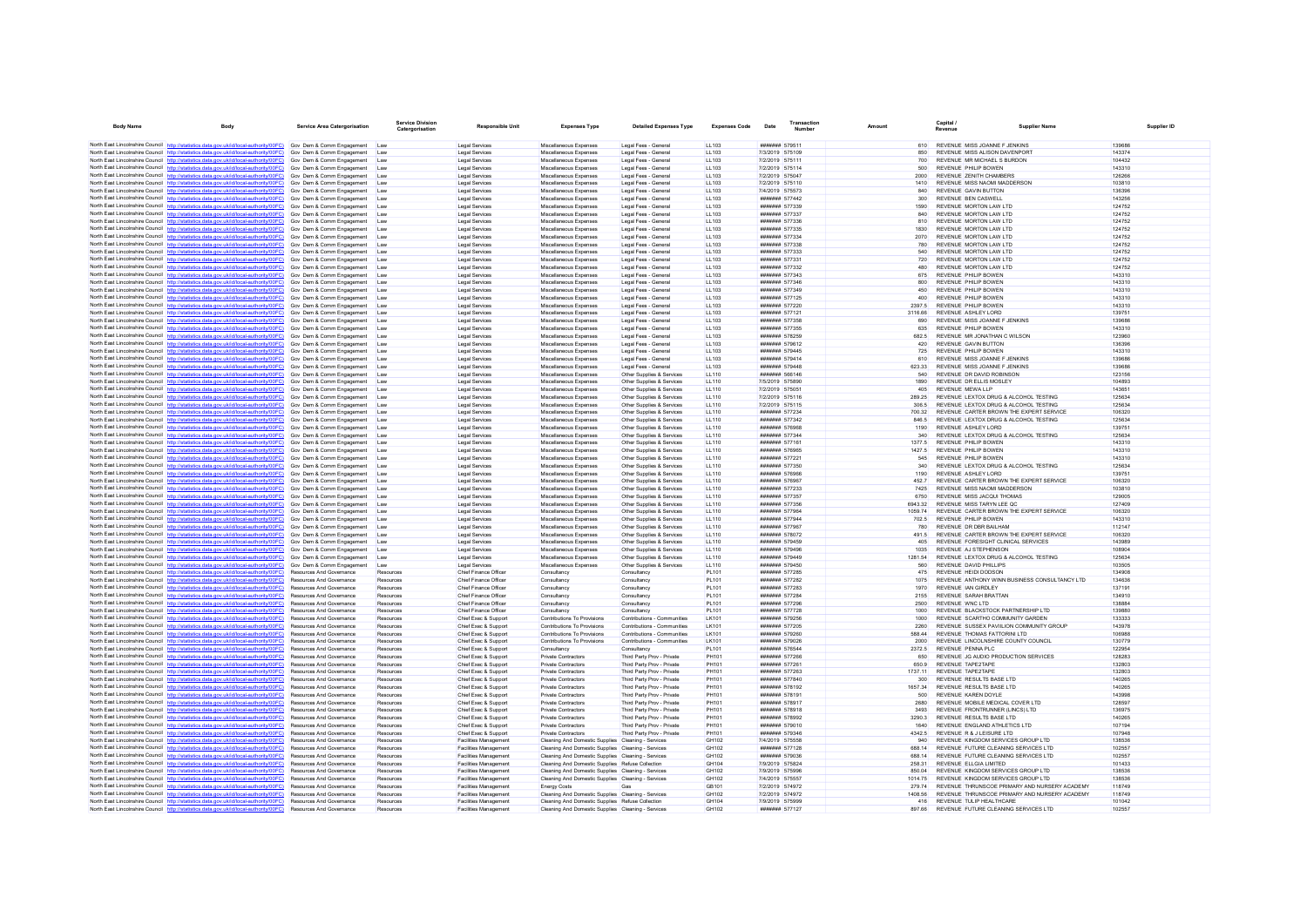| Body Name | Body | Service Area Catergorisation | Service Division Catergorisation | Responsible Unit | Expenses Type | Detailed Expenses Type | Expenses Code | Date | Transaction Number | Amount | Capital / Revenue | Supplier Name | Supplier ID |
|---|---|---|---|---|---|---|---|---|---|---|---|---|---|
| North East Lincolnshire Council | http://statistics.data.gov.uk/id/local-authority/00FC) | Gov Dem & Comm Engagement | Law | Legal Services | Miscellaneous Expenses | Legal Fees - General | LL103 | ####### | 579511 | 610 | REVENUE | MISS JOANNE F JENKINS | 139686 |
| North East Lincolnshire Council | http://statistics.data.gov.uk/id/local-authority/00FC) | Gov Dem & Comm Engagement | Law | Legal Services | Miscellaneous Expenses | Legal Fees - General | LL103 | 7/3/2019 | 575109 | 850 | REVENUE | MISS ALISON DAVENPORT | 143374 |
| North East Lincolnshire Council | http://statistics.data.gov.uk/id/local-authority/00FC) | Gov Dem & Comm Engagement | Law | Legal Services | Miscellaneous Expenses | Legal Fees - General | LL103 | 7/2/2019 | 575111 | 700 | REVENUE | MR MICHAEL S BURDON | 104432 |
| North East Lincolnshire Council | http://statistics.data.gov.uk/id/local-authority/00FC) | Gov Dem & Comm Engagement | Law | Legal Services | Miscellaneous Expenses | Legal Fees - General | LL103 | 7/2/2019 | 575114 | 500 | REVENUE | PHILIP BOWEN | 143310 |
| North East Lincolnshire Council | http://statistics.data.gov.uk/id/local-authority/00FC) | Gov Dem & Comm Engagement | Law | Legal Services | Miscellaneous Expenses | Legal Fees - General | LL103 | 7/2/2019 | 575047 | 2000 | REVENUE | ZENITH CHAMBERS | 126266 |
| North East Lincolnshire Council | http://statistics.data.gov.uk/id/local-authority/00FC) | Gov Dem & Comm Engagement | Law | Legal Services | Miscellaneous Expenses | Legal Fees - General | LL103 | 7/2/2019 | 575110 | 1410 | REVENUE | MISS NAOMI MADDERSON | 103810 |
| North East Lincolnshire Council | http://statistics.data.gov.uk/id/local-authority/00FC) | Gov Dem & Comm Engagement | Law | Legal Services | Miscellaneous Expenses | Legal Fees - General | LL103 | 7/4/2019 | 575573 | 840 | REVENUE | GAVIN BUTTON | 136396 |
| North East Lincolnshire Council | http://statistics.data.gov.uk/id/local-authority/00FC) | Gov Dem & Comm Engagement | Law | Legal Services | Miscellaneous Expenses | Legal Fees - General | LL103 | ####### | 577442 | 300 | REVENUE | BEN CASWELL | 143256 |
| North East Lincolnshire Council | http://statistics.data.gov.uk/id/local-authority/00FC) | Gov Dem & Comm Engagement | Law | Legal Services | Miscellaneous Expenses | Legal Fees - General | LL103 | ####### | 577339 | 1590 | REVENUE | MORTON LAW LTD | 124752 |
| North East Lincolnshire Council | http://statistics.data.gov.uk/id/local-authority/00FC) | Gov Dem & Comm Engagement | Law | Legal Services | Miscellaneous Expenses | Legal Fees - General | LL103 | ####### | 577337 | 840 | REVENUE | MORTON LAW LTD | 124752 |
| North East Lincolnshire Council | http://statistics.data.gov.uk/id/local-authority/00FC) | Gov Dem & Comm Engagement | Law | Legal Services | Miscellaneous Expenses | Legal Fees - General | LL103 | ####### | 577336 | 810 | REVENUE | MORTON LAW LTD | 124752 |
| North East Lincolnshire Council | http://statistics.data.gov.uk/id/local-authority/00FC) | Gov Dem & Comm Engagement | Law | Legal Services | Miscellaneous Expenses | Legal Fees - General | LL103 | ####### | 577335 | 1830 | REVENUE | MORTON LAW LTD | 124752 |
| North East Lincolnshire Council | http://statistics.data.gov.uk/id/local-authority/00FC) | Gov Dem & Comm Engagement | Law | Legal Services | Miscellaneous Expenses | Legal Fees - General | LL103 | ####### | 577334 | 2070 | REVENUE | MORTON LAW LTD | 124752 |
| North East Lincolnshire Council | http://statistics.data.gov.uk/id/local-authority/00FC) | Gov Dem & Comm Engagement | Law | Legal Services | Miscellaneous Expenses | Legal Fees - General | LL103 | ####### | 577338 | 780 | REVENUE | MORTON LAW LTD | 124752 |
| North East Lincolnshire Council | http://statistics.data.gov.uk/id/local-authority/00FC) | Gov Dem & Comm Engagement | Law | Legal Services | Miscellaneous Expenses | Legal Fees - General | LL103 | ####### | 577333 | 540 | REVENUE | MORTON LAW LTD | 124752 |
| North East Lincolnshire Council | http://statistics.data.gov.uk/id/local-authority/00FC) | Gov Dem & Comm Engagement | Law | Legal Services | Miscellaneous Expenses | Legal Fees - General | LL103 | ####### | 577331 | 720 | REVENUE | MORTON LAW LTD | 124752 |
| North East Lincolnshire Council | http://statistics.data.gov.uk/id/local-authority/00FC) | Gov Dem & Comm Engagement | Law | Legal Services | Miscellaneous Expenses | Legal Fees - General | LL103 | ####### | 577332 | 480 | REVENUE | MORTON LAW LTD | 124752 |
| North East Lincolnshire Council | http://statistics.data.gov.uk/id/local-authority/00FC) | Gov Dem & Comm Engagement | Law | Legal Services | Miscellaneous Expenses | Legal Fees - General | LL103 | ####### | 577343 | 675 | REVENUE | PHILIP BOWEN | 143310 |
| North East Lincolnshire Council | http://statistics.data.gov.uk/id/local-authority/00FC) | Gov Dem & Comm Engagement | Law | Legal Services | Miscellaneous Expenses | Legal Fees - General | LL103 | ####### | 577346 | 800 | REVENUE | PHILIP BOWEN | 143310 |
| North East Lincolnshire Council | http://statistics.data.gov.uk/id/local-authority/00FC) | Gov Dem & Comm Engagement | Law | Legal Services | Miscellaneous Expenses | Legal Fees - General | LL103 | ####### | 577349 | 450 | REVENUE | PHILIP BOWEN | 143310 |
| North East Lincolnshire Council | http://statistics.data.gov.uk/id/local-authority/00FC) | Gov Dem & Comm Engagement | Law | Legal Services | Miscellaneous Expenses | Legal Fees - General | LL103 | ####### | 577125 | 400 | REVENUE | PHILIP BOWEN | 143310 |
| North East Lincolnshire Council | http://statistics.data.gov.uk/id/local-authority/00FC) | Gov Dem & Comm Engagement | Law | Legal Services | Miscellaneous Expenses | Legal Fees - General | LL103 | ####### | 577220 | 2397.5 | REVENUE | PHILIP BOWEN | 143310 |
| North East Lincolnshire Council | http://statistics.data.gov.uk/id/local-authority/00FC) | Gov Dem & Comm Engagement | Law | Legal Services | Miscellaneous Expenses | Legal Fees - General | LL103 | ####### | 577121 | 3116.66 | REVENUE | ASHLEY LORD | 139751 |
| North East Lincolnshire Council | http://statistics.data.gov.uk/id/local-authority/00FC) | Gov Dem & Comm Engagement | Law | Legal Services | Miscellaneous Expenses | Legal Fees - General | LL103 | ####### | 577358 | 690 | REVENUE | MISS JOANNE F JENKINS | 139686 |
| North East Lincolnshire Council | http://statistics.data.gov.uk/id/local-authority/00FC) | Gov Dem & Comm Engagement | Law | Legal Services | Miscellaneous Expenses | Legal Fees - General | LL103 | ####### | 577355 | 635 | REVENUE | PHILIP BOWEN | 143310 |
| North East Lincolnshire Council | http://statistics.data.gov.uk/id/local-authority/00FC) | Gov Dem & Comm Engagement | Law | Legal Services | Miscellaneous Expenses | Legal Fees - General | LL103 | ####### | 578259 | 682.5 | REVENUE | MR JONATHAN C WILSON | 123960 |
| North East Lincolnshire Council | http://statistics.data.gov.uk/id/local-authority/00FC) | Gov Dem & Comm Engagement | Law | Legal Services | Miscellaneous Expenses | Legal Fees - General | LL103 | ####### | 579612 | 420 | REVENUE | GAVIN BUTTON | 136396 |
| North East Lincolnshire Council | http://statistics.data.gov.uk/id/local-authority/00FC) | Gov Dem & Comm Engagement | Law | Legal Services | Miscellaneous Expenses | Legal Fees - General | LL103 | ####### | 579445 | 725 | REVENUE | PHILIP BOWEN | 143310 |
| North East Lincolnshire Council | http://statistics.data.gov.uk/id/local-authority/00FC) | Gov Dem & Comm Engagement | Law | Legal Services | Miscellaneous Expenses | Legal Fees - General | LL103 | ####### | 579414 | 610 | REVENUE | MISS JOANNE F JENKINS | 139686 |
| North East Lincolnshire Council | http://statistics.data.gov.uk/id/local-authority/00FC) | Gov Dem & Comm Engagement | Law | Legal Services | Miscellaneous Expenses | Legal Fees - General | LL103 | ####### | 579448 | 623.33 | REVENUE | MISS JOANNE F JENKINS | 139686 |
| North East Lincolnshire Council | http://statistics.data.gov.uk/id/local-authority/00FC) | Gov Dem & Comm Engagement | Law | Legal Services | Miscellaneous Expenses | Other Supplies & Services | LL110 | ####### | 566746 | 540 | REVENUE | DR DAVID ROBINSON | 123156 |
| North East Lincolnshire Council | http://statistics.data.gov.uk/id/local-authority/00FC) | Gov Dem & Comm Engagement | Law | Legal Services | Miscellaneous Expenses | Other Supplies & Services | LL110 | 7/5/2019 | 575890 | 1890 | REVENUE | DR ELLIS MOSLEY | 104893 |
| North East Lincolnshire Council | http://statistics.data.gov.uk/id/local-authority/00FC) | Gov Dem & Comm Engagement | Law | Legal Services | Miscellaneous Expenses | Other Supplies & Services | LL110 | 7/2/2019 | 575051 | 405 | REVENUE | MEWA LLP | 143651 |
| North East Lincolnshire Council | http://statistics.data.gov.uk/id/local-authority/00FC) | Gov Dem & Comm Engagement | Law | Legal Services | Miscellaneous Expenses | Other Supplies & Services | LL110 | 7/2/2019 | 575116 | 289.25 | REVENUE | LEXTOX DRUG & ALCOHOL TESTING | 125634 |
| North East Lincolnshire Council | http://statistics.data.gov.uk/id/local-authority/00FC) | Gov Dem & Comm Engagement | Law | Legal Services | Miscellaneous Expenses | Other Supplies & Services | LL110 | 7/2/2019 | 575115 | 308.5 | REVENUE | LEXTOX DRUG & ALCOHOL TESTING | 125634 |
| North East Lincolnshire Council | http://statistics.data.gov.uk/id/local-authority/00FC) | Gov Dem & Comm Engagement | Law | Legal Services | Miscellaneous Expenses | Other Supplies & Services | LL110 | ####### | 577234 | 700.32 | REVENUE | CARTER BROWN THE EXPERT SERVICE | 106320 |
| North East Lincolnshire Council | http://statistics.data.gov.uk/id/local-authority/00FC) | Gov Dem & Comm Engagement | Law | Legal Services | Miscellaneous Expenses | Other Supplies & Services | LL110 | ####### | 577342 | 846.5 | REVENUE | LEXTOX DRUG & ALCOHOL TESTING | 125634 |
| North East Lincolnshire Council | http://statistics.data.gov.uk/id/local-authority/00FC) | Gov Dem & Comm Engagement | Law | Legal Services | Miscellaneous Expenses | Other Supplies & Services | LL110 | ####### | 576968 | 1190 | REVENUE | ASHLEY LORD | 139751 |
| North East Lincolnshire Council | http://statistics.data.gov.uk/id/local-authority/00FC) | Gov Dem & Comm Engagement | Law | Legal Services | Miscellaneous Expenses | Other Supplies & Services | LL110 | ####### | 577344 | 340 | REVENUE | LEXTOX DRUG & ALCOHOL TESTING | 125634 |
| North East Lincolnshire Council | http://statistics.data.gov.uk/id/local-authority/00FC) | Gov Dem & Comm Engagement | Law | Legal Services | Miscellaneous Expenses | Other Supplies & Services | LL110 | ####### | 577161 | 1377.5 | REVENUE | PHILIP BOWEN | 143310 |
| North East Lincolnshire Council | http://statistics.data.gov.uk/id/local-authority/00FC) | Gov Dem & Comm Engagement | Law | Legal Services | Miscellaneous Expenses | Other Supplies & Services | LL110 | ####### | 576965 | 1427.5 | REVENUE | PHILIP BOWEN | 143310 |
| North East Lincolnshire Council | http://statistics.data.gov.uk/id/local-authority/00FC) | Gov Dem & Comm Engagement | Law | Legal Services | Miscellaneous Expenses | Other Supplies & Services | LL110 | ####### | 577221 | 545 | REVENUE | PHILIP BOWEN | 143310 |
| North East Lincolnshire Council | http://statistics.data.gov.uk/id/local-authority/00FC) | Gov Dem & Comm Engagement | Law | Legal Services | Miscellaneous Expenses | Other Supplies & Services | LL110 | ####### | 577350 | 340 | REVENUE | LEXTOX DRUG & ALCOHOL TESTING | 125634 |
| North East Lincolnshire Council | http://statistics.data.gov.uk/id/local-authority/00FC) | Gov Dem & Comm Engagement | Law | Legal Services | Miscellaneous Expenses | Other Supplies & Services | LL110 | ####### | 576966 | 1190 | REVENUE | ASHLEY LORD | 139751 |
| North East Lincolnshire Council | http://statistics.data.gov.uk/id/local-authority/00FC) | Gov Dem & Comm Engagement | Law | Legal Services | Miscellaneous Expenses | Other Supplies & Services | LL110 | ####### | 576967 | 452.7 | REVENUE | CARTER BROWN THE EXPERT SERVICE | 106320 |
| North East Lincolnshire Council | http://statistics.data.gov.uk/id/local-authority/00FC) | Gov Dem & Comm Engagement | Law | Legal Services | Miscellaneous Expenses | Other Supplies & Services | LL110 | ####### | 577233 | 7425 | REVENUE | MISS NAOMI MADDERSON | 103810 |
| North East Lincolnshire Council | http://statistics.data.gov.uk/id/local-authority/00FC) | Gov Dem & Comm Engagement | Law | Legal Services | Miscellaneous Expenses | Other Supplies & Services | LL110 | ####### | 577357 | 6750 | REVENUE | MISS JACQUI THOMAS | 129005 |
| North East Lincolnshire Council | http://statistics.data.gov.uk/id/local-authority/00FC) | Gov Dem & Comm Engagement | Law | Legal Services | Miscellaneous Expenses | Other Supplies & Services | LL110 | ####### | 577356 | 6943.32 | REVENUE | MISS TARYN LEE QC | 127409 |
| North East Lincolnshire Council | http://statistics.data.gov.uk/id/local-authority/00FC) | Gov Dem & Comm Engagement | Law | Legal Services | Miscellaneous Expenses | Other Supplies & Services | LL110 | ####### | 577964 | 1059.74 | REVENUE | CARTER BROWN THE EXPERT SERVICE | 106320 |
| North East Lincolnshire Council | http://statistics.data.gov.uk/id/local-authority/00FC) | Gov Dem & Comm Engagement | Law | Legal Services | Miscellaneous Expenses | Other Supplies & Services | LL110 | ####### | 577944 | 702.5 | REVENUE | PHILIP BOWEN | 143310 |
| North East Lincolnshire Council | http://statistics.data.gov.uk/id/local-authority/00FC) | Gov Dem & Comm Engagement | Law | Legal Services | Miscellaneous Expenses | Other Supplies & Services | LL110 | ####### | 577967 | 780 | REVENUE | DR DBR BAILHAM | 112147 |
| North East Lincolnshire Council | http://statistics.data.gov.uk/id/local-authority/00FC) | Gov Dem & Comm Engagement | Law | Legal Services | Miscellaneous Expenses | Other Supplies & Services | LL110 | ####### | 578072 | 491.5 | REVENUE | CARTER BROWN THE EXPERT SERVICE | 106320 |
| North East Lincolnshire Council | http://statistics.data.gov.uk/id/local-authority/00FC) | Gov Dem & Comm Engagement | Law | Legal Services | Miscellaneous Expenses | Other Supplies & Services | LL110 | ####### | 579459 | 405 | REVENUE | FORESIGHT CLINICAL SERVICES | 143989 |
| North East Lincolnshire Council | http://statistics.data.gov.uk/id/local-authority/00FC) | Gov Dem & Comm Engagement | Law | Legal Services | Miscellaneous Expenses | Other Supplies & Services | LL110 | ####### | 579496 | 1035 | REVENUE | AJ STEPHENSON | 108904 |
| North East Lincolnshire Council | http://statistics.data.gov.uk/id/local-authority/00FC) | Gov Dem & Comm Engagement | Law | Legal Services | Miscellaneous Expenses | Other Supplies & Services | LL110 | ####### | 579449 | 1281.54 | REVENUE | LEXTOX DRUG & ALCOHOL TESTING | 125634 |
| North East Lincolnshire Council | http://statistics.data.gov.uk/id/local-authority/00FC) | Gov Dem & Comm Engagement | Law | Legal Services | Miscellaneous Expenses | Other Supplies & Services | LL110 | ####### | 579450 | 560 | REVENUE | DAVID PHILLIPS | 103505 |
| North East Lincolnshire Council | http://statistics.data.gov.uk/id/local-authority/00FC) | Resources And Governance | Resources | Chief Finance Officer | Consultancy | Consultancy | PL101 | ####### | 577285 | 475 | REVENUE | HEIDI DODSON | 134908 |
| North East Lincolnshire Council | http://statistics.data.gov.uk/id/local-authority/00FC) | Resources And Governance | Resources | Chief Finance Officer | Consultancy | Consultancy | PL101 | ####### | 577282 | 1075 | REVENUE | ANTHONY WINN BUSINESS CONSULTANCY LTD | 134636 |
| North East Lincolnshire Council | http://statistics.data.gov.uk/id/local-authority/00FC) | Resources And Governance | Resources | Chief Finance Officer | Consultancy | Consultancy | PL101 | ####### | 577283 | 1970 | REVENUE | IAN GIRDLEY | 137191 |
| North East Lincolnshire Council | http://statistics.data.gov.uk/id/local-authority/00FC) | Resources And Governance | Resources | Chief Finance Officer | Consultancy | Consultancy | PL101 | ####### | 577284 | 2155 | REVENUE | SARAH BRATTAN | 134910 |
| North East Lincolnshire Council | http://statistics.data.gov.uk/id/local-authority/00FC) | Resources And Governance | Resources | Chief Finance Officer | Consultancy | Consultancy | PL101 | ####### | 577296 | 2500 | REVENUE | WNC LTD | 136884 |
| North East Lincolnshire Council | http://statistics.data.gov.uk/id/local-authority/00FC) | Resources And Governance | Resources | Chief Finance Officer | Consultancy | Consultancy | PL101 | ####### | 577728 | 1000 | REVENUE | BLACKSTOCK PARTNERSHIP LTD | 139880 |
| North East Lincolnshire Council | http://statistics.data.gov.uk/id/local-authority/00FC) | Resources And Governance | Resources | Chief Exec & Support | Contributions To Provisions | Contributions - Communities | LK101 | ####### | 579256 | 1000 | REVENUE | SCARTHO COMMUNITY GARDEN | 133333 |
| North East Lincolnshire Council | http://statistics.data.gov.uk/id/local-authority/00FC) | Resources And Governance | Resources | Chief Exec & Support | Contributions To Provisions | Contributions - Communities | LK101 | ####### | 577205 | 2260 | REVENUE | SUSSEX PAVILION COMMUNITY GROUP | 143978 |
| North East Lincolnshire Council | http://statistics.data.gov.uk/id/local-authority/00FC) | Resources And Governance | Resources | Chief Exec & Support | Contributions To Provisions | Contributions - Communities | LK101 | ####### | 579260 | 588.44 | REVENUE | THOMAS FATTORINI LTD | 106988 |
| North East Lincolnshire Council | http://statistics.data.gov.uk/id/local-authority/00FC) | Resources And Governance | Resources | Chief Exec & Support | Contributions To Provisions | Contributions - Communities | LK101 | ####### | 579026 | 2000 | REVENUE | LINCOLNSHIRE COUNTY COUNCIL | 130779 |
| North East Lincolnshire Council | http://statistics.data.gov.uk/id/local-authority/00FC) | Resources And Governance | Resources | Chief Exec & Support | Consultancy | Consultancy | PL101 | ####### | 576544 | 2372.5 | REVENUE | PENNA PLC | 122954 |
| North East Lincolnshire Council | http://statistics.data.gov.uk/id/local-authority/00FC) | Resources And Governance | Resources | Chief Exec & Support | Private Contractors | Third Party Prov - Private | PH101 | ####### | 577266 | 650 | REVENUE | JG AUDIO PRODUCTION SERVICES | 128283 |
| North East Lincolnshire Council | http://statistics.data.gov.uk/id/local-authority/00FC) | Resources And Governance | Resources | Chief Exec & Support | Private Contractors | Third Party Prov - Private | PH101 | ####### | 577261 | 650.9 | REVENUE | TAPE2TAPE | 132803 |
| North East Lincolnshire Council | http://statistics.data.gov.uk/id/local-authority/00FC) | Resources And Governance | Resources | Chief Exec & Support | Private Contractors | Third Party Prov - Private | PH101 | ####### | 577263 | 1737.11 | REVENUE | TAPE2TAPE | 132803 |
| North East Lincolnshire Council | http://statistics.data.gov.uk/id/local-authority/00FC) | Resources And Governance | Resources | Chief Exec & Support | Private Contractors | Third Party Prov - Private | PH101 | ####### | 577840 | 300 | REVENUE | RESULTS BASE LTD | 140265 |
| North East Lincolnshire Council | http://statistics.data.gov.uk/id/local-authority/00FC) | Resources And Governance | Resources | Chief Exec & Support | Private Contractors | Third Party Prov - Private | PH101 | ####### | 578192 | 1657.34 | REVENUE | RESULTS BASE LTD | 140265 |
| North East Lincolnshire Council | http://statistics.data.gov.uk/id/local-authority/00FC) | Resources And Governance | Resources | Chief Exec & Support | Private Contractors | Third Party Prov - Private | PH101 | ####### | 578191 | 500 | REVENUE | KAREN DOYLE | 143998 |
| North East Lincolnshire Council | http://statistics.data.gov.uk/id/local-authority/00FC) | Resources And Governance | Resources | Chief Exec & Support | Private Contractors | Third Party Prov - Private | PH101 | ####### | 578917 | 2680 | REVENUE | MOBILE MEDICAL COVER LTD | 128597 |
| North East Lincolnshire Council | http://statistics.data.gov.uk/id/local-authority/00FC) | Resources And Governance | Resources | Chief Exec & Support | Private Contractors | Third Party Prov - Private | PH101 | ####### | 578918 | 3493 | REVENUE | FRONTRUNNER (LINCS) LTD | 136975 |
| North East Lincolnshire Council | http://statistics.data.gov.uk/id/local-authority/00FC) | Resources And Governance | Resources | Chief Exec & Support | Private Contractors | Third Party Prov - Private | PH101 | ####### | 578992 | 3290.3 | REVENUE | RESULTS BASE LTD | 140265 |
| North East Lincolnshire Council | http://statistics.data.gov.uk/id/local-authority/00FC) | Resources And Governance | Resources | Chief Exec & Support | Private Contractors | Third Party Prov - Private | PH101 | ####### | 579010 | 1640 | REVENUE | ENGLAND ATHLETICS LTD | 107194 |
| North East Lincolnshire Council | http://statistics.data.gov.uk/id/local-authority/00FC) | Resources And Governance | Resources | Chief Exec & Support | Private Contractors | Third Party Prov - Private | PH101 | ####### | 579346 | 4342.5 | REVENUE | R & J LEISURE LTD | 107948 |
| North East Lincolnshire Council | http://statistics.data.gov.uk/id/local-authority/00FC) | Resources And Governance | Resources | Facilities Management | Cleaning And Domestic Supplies | Cleaning - Services | GH102 | 7/4/2019 | 575558 | 940 | REVENUE | KINGDOM SERVICES GROUP LTD | 138536 |
| North East Lincolnshire Council | http://statistics.data.gov.uk/id/local-authority/00FC) | Resources And Governance | Resources | Facilities Management | Cleaning And Domestic Supplies | Cleaning - Services | GH102 | ####### | 577128 | 688.14 | REVENUE | FUTURE CLEANING SERVICES LTD | 102557 |
| North East Lincolnshire Council | http://statistics.data.gov.uk/id/local-authority/00FC) | Resources And Governance | Resources | Facilities Management | Cleaning And Domestic Supplies | Cleaning - Services | GH102 | ####### | 579036 | 688.14 | REVENUE | FUTURE CLEANING SERVICES LTD | 102557 |
| North East Lincolnshire Council | http://statistics.data.gov.uk/id/local-authority/00FC) | Resources And Governance | Resources | Facilities Management | Cleaning And Domestic Supplies | Refuse Collection | GH104 | 7/9/2019 | 575824 | 258.31 | REVENUE | ELLGIA LIMITED | 101433 |
| North East Lincolnshire Council | http://statistics.data.gov.uk/id/local-authority/00FC) | Resources And Governance | Resources | Facilities Management | Cleaning And Domestic Supplies | Cleaning - Services | GH102 | 7/9/2019 | 575996 | 850.04 | REVENUE | KINGDOM SERVICES GROUP LTD | 138536 |
| North East Lincolnshire Council | http://statistics.data.gov.uk/id/local-authority/00FC) | Resources And Governance | Resources | Facilities Management | Cleaning And Domestic Supplies | Cleaning - Services | GH102 | 7/4/2019 | 575557 | 1014.75 | REVENUE | KINGDOM SERVICES GROUP LTD | 138536 |
| North East Lincolnshire Council | http://statistics.data.gov.uk/id/local-authority/00FC) | Resources And Governance | Resources | Facilities Management | Energy Costs | Gas | GB101 | 7/2/2019 | 574972 | 279.74 | REVENUE | THRUNSCOE PRIMARY AND NURSERY ACADEMY | 118749 |
| North East Lincolnshire Council | http://statistics.data.gov.uk/id/local-authority/00FC) | Resources And Governance | Resources | Facilities Management | Cleaning And Domestic Supplies | Cleaning - Services | GH102 | 7/2/2019 | 574972 | 1408.56 | REVENUE | THRUNSCOE PRIMARY AND NURSERY ACADEMY | 118749 |
| North East Lincolnshire Council | http://statistics.data.gov.uk/id/local-authority/00FC) | Resources And Governance | Resources | Facilities Management | Cleaning And Domestic Supplies | Refuse Collection | GH104 | 7/9/2019 | 575999 | 416 | REVENUE | TULIP HEALTHCARE | 101042 |
| North East Lincolnshire Council | http://statistics.data.gov.uk/id/local-authority/00FC) | Resources And Governance | Resources | Facilities Management | Cleaning And Domestic Supplies | Cleaning - Services | GH102 | ####### | 577127 | 897.66 | REVENUE | FUTURE CLEANING SERVICES LTD | 102557 |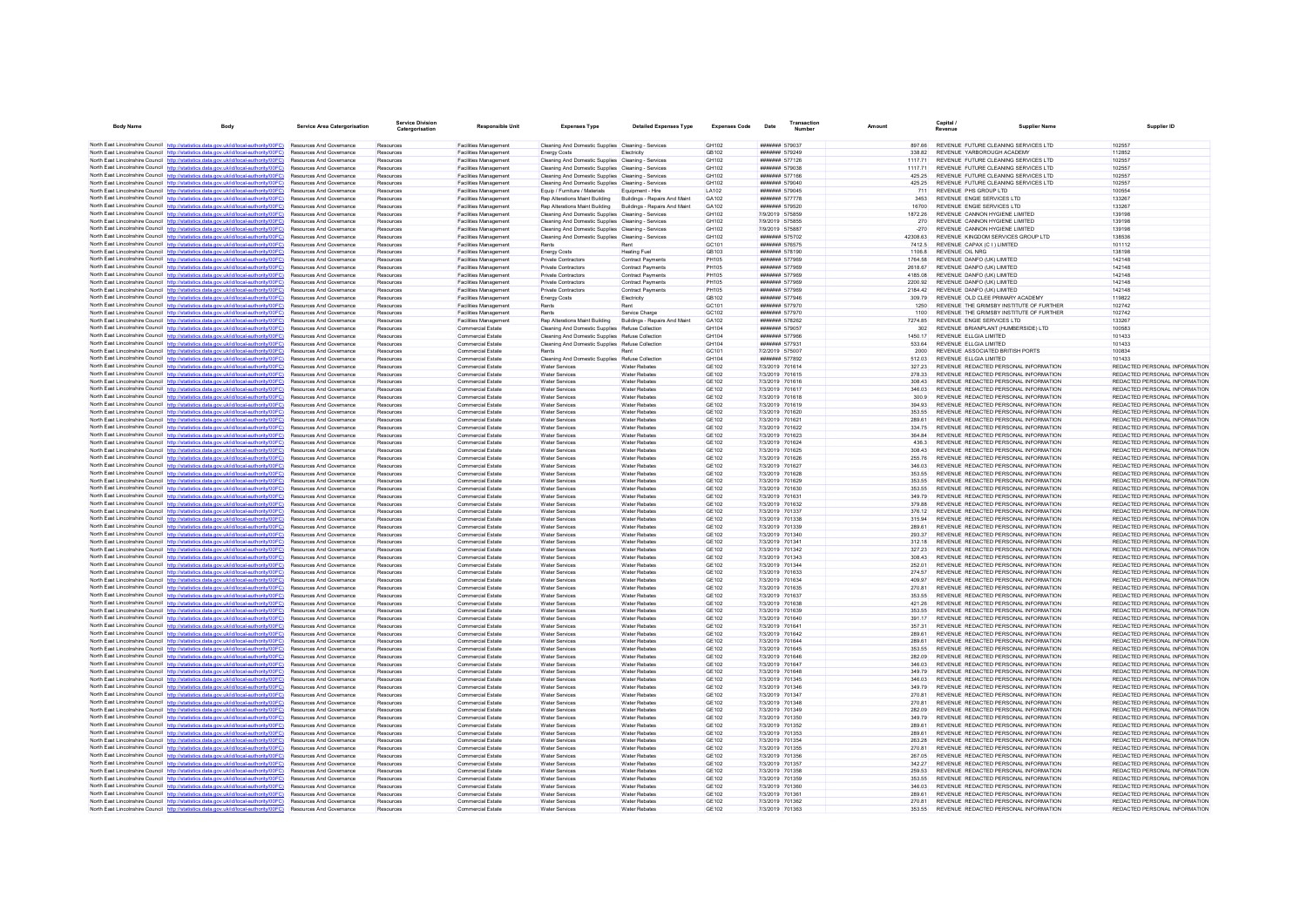| Body Name | Body | Service Area Catergorisation | Service Division Catergorisation | Responsible Unit | Expenses Type | Detailed Expenses Type | Expenses Code | Date | Transaction Number | Amount | Capital / Revenue | Supplier Name | Supplier ID |
|---|---|---|---|---|---|---|---|---|---|---|---|---|---|
| North East Lincolnshire Council | http://statistics.data.gov.uk/id/local-authority/00FC) | Resources And Governance | Resources | Facilities Management | Cleaning And Domestic Supplies | Cleaning - Services | GH102 | ######## | 579037 | 897.66 | REVENUE | FUTURE CLEANING SERVICES LTD | 102557 |
| North East Lincolnshire Council | http://statistics.data.gov.uk/id/local-authority/00FC) | Resources And Governance | Resources | Facilities Management | Energy Costs | Electricity | GB102 | ######## | 579249 | 338.82 | REVENUE | YARBOROUGH ACADEMY | 112852 |
| North East Lincolnshire Council | http://statistics.data.gov.uk/id/local-authority/00FC) | Resources And Governance | Resources | Facilities Management | Cleaning And Domestic Supplies | Cleaning - Services | GH102 | ######## | 577126 | 1117.71 | REVENUE | FUTURE CLEANING SERVICES LTD | 102557 |
| North East Lincolnshire Council | http://statistics.data.gov.uk/id/local-authority/00FC) | Resources And Governance | Resources | Facilities Management | Cleaning And Domestic Supplies | Cleaning - Services | GH102 | ######## | 579038 | 1117.71 | REVENUE | FUTURE CLEANING SERVICES LTD | 102557 |
| North East Lincolnshire Council | http://statistics.data.gov.uk/id/local-authority/00FC) | Resources And Governance | Resources | Facilities Management | Cleaning And Domestic Supplies | Cleaning - Services | GH102 | ######## | 577166 | 425.25 | REVENUE | FUTURE CLEANING SERVICES LTD | 102557 |
| North East Lincolnshire Council | http://statistics.data.gov.uk/id/local-authority/00FC) | Resources And Governance | Resources | Facilities Management | Cleaning And Domestic Supplies | Cleaning - Services | GH102 | ######## | 579040 | 425.25 | REVENUE | FUTURE CLEANING SERVICES LTD | 102557 |
| North East Lincolnshire Council | http://statistics.data.gov.uk/id/local-authority/00FC) | Resources And Governance | Resources | Facilities Management | Equip / Furniture / Materials | Equipment - Hire | LA102 | ######## | 579045 | 711 | REVENUE | PHS GROUP LTD | 100954 |
| North East Lincolnshire Council | http://statistics.data.gov.uk/id/local-authority/00FC) | Resources And Governance | Resources | Facilities Management | Rep Alterations Maint Building | Buildings - Repairs And Maint | GA102 | ######## | 577778 | 3453 | REVENUE | ENGIE SERVICES LTD | 133267 |
| North East Lincolnshire Council | http://statistics.data.gov.uk/id/local-authority/00FC) | Resources And Governance | Resources | Facilities Management | Rep Alterations Maint Building | Buildings - Repairs And Maint | GA102 | ######## | 579020 | 16700 | REVENUE | ENGIE SERVICES LTD | 133267 |
| North East Lincolnshire Council | http://statistics.data.gov.uk/id/local-authority/00FC) | Resources And Governance | Resources | Facilities Management | Cleaning And Domestic Supplies | Cleaning - Services | GH102 | 7/9/2019 | 575859 | 1872.26 | REVENUE | CANNON HYGIENE LIMITED | 139198 |
| North East Lincolnshire Council | http://statistics.data.gov.uk/id/local-authority/00FC) | Resources And Governance | Resources | Facilities Management | Cleaning And Domestic Supplies | Cleaning - Services | GH102 | 7/9/2019 | 575855 | 270 | REVENUE | CANNON HYGIENE LIMITED | 139198 |
| North East Lincolnshire Council | http://statistics.data.gov.uk/id/local-authority/00FC) | Resources And Governance | Resources | Facilities Management | Cleaning And Domestic Supplies | Cleaning - Services | GH102 | 7/9/2019 | 575887 | -270 | REVENUE | CANNON HYGIENE LIMITED | 139198 |
| North East Lincolnshire Council | http://statistics.data.gov.uk/id/local-authority/00FC) | Resources And Governance | Resources | Facilities Management | Cleaning And Domestic Supplies | Cleaning - Services | GH102 | ######## | 575702 | 42308.63 | REVENUE | KINGDOM SERVICES GROUP LTD | 138536 |
| North East Lincolnshire Council | http://statistics.data.gov.uk/id/local-authority/00FC) | Resources And Governance | Resources | Facilities Management | Rents | Rent | GC101 | ######## | 576575 | 7412.5 | REVENUE | CAPAX (C I ) LIMITED | 101112 |
| North East Lincolnshire Council | http://statistics.data.gov.uk/id/local-authority/00FC) | Resources And Governance | Resources | Facilities Management | Energy Costs | Heating Fuel | GB103 | ######## | 578190 | 1106.8 | REVENUE | OIL NRG | 138198 |
| North East Lincolnshire Council | http://statistics.data.gov.uk/id/local-authority/00FC) | Resources And Governance | Resources | Facilities Management | Private Contractors | Contract Payments | PH105 | ######## | 577969 | 1764.58 | REVENUE | DANFO (UK) LIMITED | 142148 |
| North East Lincolnshire Council | http://statistics.data.gov.uk/id/local-authority/00FC) | Resources And Governance | Resources | Facilities Management | Private Contractors | Contract Payments | PH105 | ######## | 577969 | 2618.67 | REVENUE | DANFO (UK) LIMITED | 142148 |
| North East Lincolnshire Council | http://statistics.data.gov.uk/id/local-authority/00FC) | Resources And Governance | Resources | Facilities Management | Private Contractors | Contract Payments | PH105 | ######## | 577969 | 4185.08 | REVENUE | DANFO (UK) LIMITED | 142148 |
| North East Lincolnshire Council | http://statistics.data.gov.uk/id/local-authority/00FC) | Resources And Governance | Resources | Facilities Management | Private Contractors | Contract Payments | PH105 | ######## | 577969 | 2200.92 | REVENUE | DANFO (UK) LIMITED | 142148 |
| North East Lincolnshire Council | http://statistics.data.gov.uk/id/local-authority/00FC) | Resources And Governance | Resources | Facilities Management | Private Contractors | Contract Payments | PH105 | ######## | 577969 | 2184.42 | REVENUE | DANFO (UK) LIMITED | 142148 |
| North East Lincolnshire Council | http://statistics.data.gov.uk/id/local-authority/00FC) | Resources And Governance | Resources | Facilities Management | Energy Costs | Electricity | GB102 | ######## | 577946 | 309.79 | REVENUE | OLD CLEE PRIMARY ACADEMY | 119822 |
| North East Lincolnshire Council | http://statistics.data.gov.uk/id/local-authority/00FC) | Resources And Governance | Resources | Facilities Management | Rents | Rent | GC101 | ######## | 577970 | 1250 | REVENUE | THE GRIMSBY INSTITUTE OF FURTHER | 102742 |
| North East Lincolnshire Council | http://statistics.data.gov.uk/id/local-authority/00FC) | Resources And Governance | Resources | Facilities Management | Rents | Service Charge | GC102 | ######## | 577970 | 1100 | REVENUE | THE GRIMSBY INSTITUTE OF FURTHER | 102742 |
| North East Lincolnshire Council | http://statistics.data.gov.uk/id/local-authority/00FC) | Resources And Governance | Resources | Facilities Management | Rep Alterations Maint Building | Buildings - Repairs And Maint | GA102 | ######## | 578262 | 7274.85 | REVENUE | ENGIE SERVICES LTD | 133267 |
| North East Lincolnshire Council | http://statistics.data.gov.uk/id/local-authority/00FC) | Resources And Governance | Resources | Commercial Estate | Cleaning And Domestic Supplies | Refuse Collection | GH104 | ######## | 579057 | 302 | REVENUE | BRIANPLANT (HUMBERSIDE) LTD | 100583 |
| North East Lincolnshire Council | http://statistics.data.gov.uk/id/local-authority/00FC) | Resources And Governance | Resources | Commercial Estate | Cleaning And Domestic Supplies | Refuse Collection | GH104 | ######## | 577966 | 1450.17 | REVENUE | ELLGIA LIMITED | 101433 |
| North East Lincolnshire Council | http://statistics.data.gov.uk/id/local-authority/00FC) | Resources And Governance | Resources | Commercial Estate | Cleaning And Domestic Supplies | Refuse Collection | GH104 | ######## | 577931 | 533.64 | REVENUE | ELLGIA LIMITED | 101433 |
| North East Lincolnshire Council | http://statistics.data.gov.uk/id/local-authority/00FC) | Resources And Governance | Resources | Commercial Estate | Rents | Rent | GC101 | 7/2/2019 | 575007 | 2000 | REVENUE | ASSOCIATED BRITISH PORTS | 100834 |
| North East Lincolnshire Council | http://statistics.data.gov.uk/id/local-authority/00FC) | Resources And Governance | Resources | Commercial Estate | Cleaning And Domestic Supplies | Refuse Collection | GH104 | ######## | 577892 | 512.03 | REVENUE | ELLGIA LIMITED | 101433 |
| North East Lincolnshire Council | http://statistics.data.gov.uk/id/local-authority/00FC) | Resources And Governance | Resources | Commercial Estate | Water Services | Water Rebates | GE102 | 7/3/2019 | 701614 | 327.23 | REVENUE | REDACTED PERSONAL INFORMATION | REDACTED PERSONAL INFORMATION |
| North East Lincolnshire Council | http://statistics.data.gov.uk/id/local-authority/00FC) | Resources And Governance | Resources | Commercial Estate | Water Services | Water Rebates | GE102 | 7/3/2019 | 701615 | 278.33 | REVENUE | REDACTED PERSONAL INFORMATION | REDACTED PERSONAL INFORMATION |
| North East Lincolnshire Council | http://statistics.data.gov.uk/id/local-authority/00FC) | Resources And Governance | Resources | Commercial Estate | Water Services | Water Rebates | GE102 | 7/3/2019 | 701616 | 308.43 | REVENUE | REDACTED PERSONAL INFORMATION | REDACTED PERSONAL INFORMATION |
| North East Lincolnshire Council | http://statistics.data.gov.uk/id/local-authority/00FC) | Resources And Governance | Resources | Commercial Estate | Water Services | Water Rebates | GE102 | 7/3/2019 | 701617 | 346.03 | REVENUE | REDACTED PERSONAL INFORMATION | REDACTED PERSONAL INFORMATION |
| North East Lincolnshire Council | http://statistics.data.gov.uk/id/local-authority/00FC) | Resources And Governance | Resources | Commercial Estate | Water Services | Water Rebates | GE102 | 7/3/2019 | 701618 | 300.9 | REVENUE | REDACTED PERSONAL INFORMATION | REDACTED PERSONAL INFORMATION |
| North East Lincolnshire Council | http://statistics.data.gov.uk/id/local-authority/00FC) | Resources And Governance | Resources | Commercial Estate | Water Services | Water Rebates | GE102 | 7/3/2019 | 701619 | 394.93 | REVENUE | REDACTED PERSONAL INFORMATION | REDACTED PERSONAL INFORMATION |
| North East Lincolnshire Council | http://statistics.data.gov.uk/id/local-authority/00FC) | Resources And Governance | Resources | Commercial Estate | Water Services | Water Rebates | GE102 | 7/3/2019 | 701620 | 353.55 | REVENUE | REDACTED PERSONAL INFORMATION | REDACTED PERSONAL INFORMATION |
| North East Lincolnshire Council | http://statistics.data.gov.uk/id/local-authority/00FC) | Resources And Governance | Resources | Commercial Estate | Water Services | Water Rebates | GE102 | 7/3/2019 | 701621 | 289.61 | REVENUE | REDACTED PERSONAL INFORMATION | REDACTED PERSONAL INFORMATION |
| North East Lincolnshire Council | http://statistics.data.gov.uk/id/local-authority/00FC) | Resources And Governance | Resources | Commercial Estate | Water Services | Water Rebates | GE102 | 7/3/2019 | 701622 | 334.75 | REVENUE | REDACTED PERSONAL INFORMATION | REDACTED PERSONAL INFORMATION |
| North East Lincolnshire Council | http://statistics.data.gov.uk/id/local-authority/00FC) | Resources And Governance | Resources | Commercial Estate | Water Services | Water Rebates | GE102 | 7/3/2019 | 701623 | 364.84 | REVENUE | REDACTED PERSONAL INFORMATION | REDACTED PERSONAL INFORMATION |
| North East Lincolnshire Council | http://statistics.data.gov.uk/id/local-authority/00FC) | Resources And Governance | Resources | Commercial Estate | Water Services | Water Rebates | GE102 | 7/3/2019 | 701624 | 436.3 | REVENUE | REDACTED PERSONAL INFORMATION | REDACTED PERSONAL INFORMATION |
| North East Lincolnshire Council | http://statistics.data.gov.uk/id/local-authority/00FC) | Resources And Governance | Resources | Commercial Estate | Water Services | Water Rebates | GE102 | 7/3/2019 | 701625 | 308.43 | REVENUE | REDACTED PERSONAL INFORMATION | REDACTED PERSONAL INFORMATION |
| North East Lincolnshire Council | http://statistics.data.gov.uk/id/local-authority/00FC) | Resources And Governance | Resources | Commercial Estate | Water Services | Water Rebates | GE102 | 7/3/2019 | 701626 | 255.76 | REVENUE | REDACTED PERSONAL INFORMATION | REDACTED PERSONAL INFORMATION |
| North East Lincolnshire Council | http://statistics.data.gov.uk/id/local-authority/00FC) | Resources And Governance | Resources | Commercial Estate | Water Services | Water Rebates | GE102 | 7/3/2019 | 701627 | 346.03 | REVENUE | REDACTED PERSONAL INFORMATION | REDACTED PERSONAL INFORMATION |
| North East Lincolnshire Council | http://statistics.data.gov.uk/id/local-authority/00FC) | Resources And Governance | Resources | Commercial Estate | Water Services | Water Rebates | GE102 | 7/3/2019 | 701628 | 353.55 | REVENUE | REDACTED PERSONAL INFORMATION | REDACTED PERSONAL INFORMATION |
| North East Lincolnshire Council | http://statistics.data.gov.uk/id/local-authority/00FC) | Resources And Governance | Resources | Commercial Estate | Water Services | Water Rebates | GE102 | 7/3/2019 | 701629 | 353.55 | REVENUE | REDACTED PERSONAL INFORMATION | REDACTED PERSONAL INFORMATION |
| North East Lincolnshire Council | http://statistics.data.gov.uk/id/local-authority/00FC) | Resources And Governance | Resources | Commercial Estate | Water Services | Water Rebates | GE102 | 7/3/2019 | 701630 | 353.55 | REVENUE | REDACTED PERSONAL INFORMATION | REDACTED PERSONAL INFORMATION |
| North East Lincolnshire Council | http://statistics.data.gov.uk/id/local-authority/00FC) | Resources And Governance | Resources | Commercial Estate | Water Services | Water Rebates | GE102 | 7/3/2019 | 701631 | 349.79 | REVENUE | REDACTED PERSONAL INFORMATION | REDACTED PERSONAL INFORMATION |
| North East Lincolnshire Council | http://statistics.data.gov.uk/id/local-authority/00FC) | Resources And Governance | Resources | Commercial Estate | Water Services | Water Rebates | GE102 | 7/3/2019 | 701632 | 379.88 | REVENUE | REDACTED PERSONAL INFORMATION | REDACTED PERSONAL INFORMATION |
| North East Lincolnshire Council | http://statistics.data.gov.uk/id/local-authority/00FC) | Resources And Governance | Resources | Commercial Estate | Water Services | Water Rebates | GE102 | 7/3/2019 | 701337 | 376.12 | REVENUE | REDACTED PERSONAL INFORMATION | REDACTED PERSONAL INFORMATION |
| North East Lincolnshire Council | http://statistics.data.gov.uk/id/local-authority/00FC) | Resources And Governance | Resources | Commercial Estate | Water Services | Water Rebates | GE102 | 7/3/2019 | 701338 | 315.94 | REVENUE | REDACTED PERSONAL INFORMATION | REDACTED PERSONAL INFORMATION |
| North East Lincolnshire Council | http://statistics.data.gov.uk/id/local-authority/00FC) | Resources And Governance | Resources | Commercial Estate | Water Services | Water Rebates | GE102 | 7/3/2019 | 701339 | 289.61 | REVENUE | REDACTED PERSONAL INFORMATION | REDACTED PERSONAL INFORMATION |
| North East Lincolnshire Council | http://statistics.data.gov.uk/id/local-authority/00FC) | Resources And Governance | Resources | Commercial Estate | Water Services | Water Rebates | GE102 | 7/3/2019 | 701340 | 293.37 | REVENUE | REDACTED PERSONAL INFORMATION | REDACTED PERSONAL INFORMATION |
| North East Lincolnshire Council | http://statistics.data.gov.uk/id/local-authority/00FC) | Resources And Governance | Resources | Commercial Estate | Water Services | Water Rebates | GE102 | 7/3/2019 | 701341 | 312.18 | REVENUE | REDACTED PERSONAL INFORMATION | REDACTED PERSONAL INFORMATION |
| North East Lincolnshire Council | http://statistics.data.gov.uk/id/local-authority/00FC) | Resources And Governance | Resources | Commercial Estate | Water Services | Water Rebates | GE102 | 7/3/2019 | 701342 | 327.23 | REVENUE | REDACTED PERSONAL INFORMATION | REDACTED PERSONAL INFORMATION |
| North East Lincolnshire Council | http://statistics.data.gov.uk/id/local-authority/00FC) | Resources And Governance | Resources | Commercial Estate | Water Services | Water Rebates | GE102 | 7/3/2019 | 701343 | 308.43 | REVENUE | REDACTED PERSONAL INFORMATION | REDACTED PERSONAL INFORMATION |
| North East Lincolnshire Council | http://statistics.data.gov.uk/id/local-authority/00FC) | Resources And Governance | Resources | Commercial Estate | Water Services | Water Rebates | GE102 | 7/3/2019 | 701344 | 252.01 | REVENUE | REDACTED PERSONAL INFORMATION | REDACTED PERSONAL INFORMATION |
| North East Lincolnshire Council | http://statistics.data.gov.uk/id/local-authority/00FC) | Resources And Governance | Resources | Commercial Estate | Water Services | Water Rebates | GE102 | 7/3/2019 | 701633 | 274.57 | REVENUE | REDACTED PERSONAL INFORMATION | REDACTED PERSONAL INFORMATION |
| North East Lincolnshire Council | http://statistics.data.gov.uk/id/local-authority/00FC) | Resources And Governance | Resources | Commercial Estate | Water Services | Water Rebates | GE102 | 7/3/2019 | 701634 | 409.97 | REVENUE | REDACTED PERSONAL INFORMATION | REDACTED PERSONAL INFORMATION |
| North East Lincolnshire Council | http://statistics.data.gov.uk/id/local-authority/00FC) | Resources And Governance | Resources | Commercial Estate | Water Services | Water Rebates | GE102 | 7/3/2019 | 701635 | 270.81 | REVENUE | REDACTED PERSONAL INFORMATION | REDACTED PERSONAL INFORMATION |
| North East Lincolnshire Council | http://statistics.data.gov.uk/id/local-authority/00FC) | Resources And Governance | Resources | Commercial Estate | Water Services | Water Rebates | GE102 | 7/3/2019 | 701637 | 353.55 | REVENUE | REDACTED PERSONAL INFORMATION | REDACTED PERSONAL INFORMATION |
| North East Lincolnshire Council | http://statistics.data.gov.uk/id/local-authority/00FC) | Resources And Governance | Resources | Commercial Estate | Water Services | Water Rebates | GE102 | 7/3/2019 | 701638 | 421.26 | REVENUE | REDACTED PERSONAL INFORMATION | REDACTED PERSONAL INFORMATION |
| North East Lincolnshire Council | http://statistics.data.gov.uk/id/local-authority/00FC) | Resources And Governance | Resources | Commercial Estate | Water Services | Water Rebates | GE102 | 7/3/2019 | 701639 | 353.55 | REVENUE | REDACTED PERSONAL INFORMATION | REDACTED PERSONAL INFORMATION |
| North East Lincolnshire Council | http://statistics.data.gov.uk/id/local-authority/00FC) | Resources And Governance | Resources | Commercial Estate | Water Services | Water Rebates | GE102 | 7/3/2019 | 701640 | 391.17 | REVENUE | REDACTED PERSONAL INFORMATION | REDACTED PERSONAL INFORMATION |
| North East Lincolnshire Council | http://statistics.data.gov.uk/id/local-authority/00FC) | Resources And Governance | Resources | Commercial Estate | Water Services | Water Rebates | GE102 | 7/3/2019 | 701641 | 357.31 | REVENUE | REDACTED PERSONAL INFORMATION | REDACTED PERSONAL INFORMATION |
| North East Lincolnshire Council | http://statistics.data.gov.uk/id/local-authority/00FC) | Resources And Governance | Resources | Commercial Estate | Water Services | Water Rebates | GE102 | 7/3/2019 | 701642 | 289.61 | REVENUE | REDACTED PERSONAL INFORMATION | REDACTED PERSONAL INFORMATION |
| North East Lincolnshire Council | http://statistics.data.gov.uk/id/local-authority/00FC) | Resources And Governance | Resources | Commercial Estate | Water Services | Water Rebates | GE102 | 7/3/2019 | 701644 | 289.61 | REVENUE | REDACTED PERSONAL INFORMATION | REDACTED PERSONAL INFORMATION |
| North East Lincolnshire Council | http://statistics.data.gov.uk/id/local-authority/00FC) | Resources And Governance | Resources | Commercial Estate | Water Services | Water Rebates | GE102 | 7/3/2019 | 701645 | 353.55 | REVENUE | REDACTED PERSONAL INFORMATION | REDACTED PERSONAL INFORMATION |
| North East Lincolnshire Council | http://statistics.data.gov.uk/id/local-authority/00FC) | Resources And Governance | Resources | Commercial Estate | Water Services | Water Rebates | GE102 | 7/3/2019 | 701646 | 282.09 | REVENUE | REDACTED PERSONAL INFORMATION | REDACTED PERSONAL INFORMATION |
| North East Lincolnshire Council | http://statistics.data.gov.uk/id/local-authority/00FC) | Resources And Governance | Resources | Commercial Estate | Water Services | Water Rebates | GE102 | 7/3/2019 | 701647 | 346.03 | REVENUE | REDACTED PERSONAL INFORMATION | REDACTED PERSONAL INFORMATION |
| North East Lincolnshire Council | http://statistics.data.gov.uk/id/local-authority/00FC) | Resources And Governance | Resources | Commercial Estate | Water Services | Water Rebates | GE102 | 7/3/2019 | 701648 | 349.79 | REVENUE | REDACTED PERSONAL INFORMATION | REDACTED PERSONAL INFORMATION |
| North East Lincolnshire Council | http://statistics.data.gov.uk/id/local-authority/00FC) | Resources And Governance | Resources | Commercial Estate | Water Services | Water Rebates | GE102 | 7/3/2019 | 701345 | 346.03 | REVENUE | REDACTED PERSONAL INFORMATION | REDACTED PERSONAL INFORMATION |
| North East Lincolnshire Council | http://statistics.data.gov.uk/id/local-authority/00FC) | Resources And Governance | Resources | Commercial Estate | Water Services | Water Rebates | GE102 | 7/3/2019 | 701346 | 349.79 | REVENUE | REDACTED PERSONAL INFORMATION | REDACTED PERSONAL INFORMATION |
| North East Lincolnshire Council | http://statistics.data.gov.uk/id/local-authority/00FC) | Resources And Governance | Resources | Commercial Estate | Water Services | Water Rebates | GE102 | 7/3/2019 | 701347 | 270.81 | REVENUE | REDACTED PERSONAL INFORMATION | REDACTED PERSONAL INFORMATION |
| North East Lincolnshire Council | http://statistics.data.gov.uk/id/local-authority/00FC) | Resources And Governance | Resources | Commercial Estate | Water Services | Water Rebates | GE102 | 7/3/2019 | 701348 | 270.81 | REVENUE | REDACTED PERSONAL INFORMATION | REDACTED PERSONAL INFORMATION |
| North East Lincolnshire Council | http://statistics.data.gov.uk/id/local-authority/00FC) | Resources And Governance | Resources | Commercial Estate | Water Services | Water Rebates | GE102 | 7/3/2019 | 701349 | 282.09 | REVENUE | REDACTED PERSONAL INFORMATION | REDACTED PERSONAL INFORMATION |
| North East Lincolnshire Council | http://statistics.data.gov.uk/id/local-authority/00FC) | Resources And Governance | Resources | Commercial Estate | Water Services | Water Rebates | GE102 | 7/3/2019 | 701350 | 349.79 | REVENUE | REDACTED PERSONAL INFORMATION | REDACTED PERSONAL INFORMATION |
| North East Lincolnshire Council | http://statistics.data.gov.uk/id/local-authority/00FC) | Resources And Governance | Resources | Commercial Estate | Water Services | Water Rebates | GE102 | 7/3/2019 | 701352 | 289.61 | REVENUE | REDACTED PERSONAL INFORMATION | REDACTED PERSONAL INFORMATION |
| North East Lincolnshire Council | http://statistics.data.gov.uk/id/local-authority/00FC) | Resources And Governance | Resources | Commercial Estate | Water Services | Water Rebates | GE102 | 7/3/2019 | 701353 | 289.61 | REVENUE | REDACTED PERSONAL INFORMATION | REDACTED PERSONAL INFORMATION |
| North East Lincolnshire Council | http://statistics.data.gov.uk/id/local-authority/00FC) | Resources And Governance | Resources | Commercial Estate | Water Services | Water Rebates | GE102 | 7/3/2019 | 701354 | 263.28 | REVENUE | REDACTED PERSONAL INFORMATION | REDACTED PERSONAL INFORMATION |
| North East Lincolnshire Council | http://statistics.data.gov.uk/id/local-authority/00FC) | Resources And Governance | Resources | Commercial Estate | Water Services | Water Rebates | GE102 | 7/3/2019 | 701355 | 270.81 | REVENUE | REDACTED PERSONAL INFORMATION | REDACTED PERSONAL INFORMATION |
| North East Lincolnshire Council | http://statistics.data.gov.uk/id/local-authority/00FC) | Resources And Governance | Resources | Commercial Estate | Water Services | Water Rebates | GE102 | 7/3/2019 | 701356 | 267.05 | REVENUE | REDACTED PERSONAL INFORMATION | REDACTED PERSONAL INFORMATION |
| North East Lincolnshire Council | http://statistics.data.gov.uk/id/local-authority/00FC) | Resources And Governance | Resources | Commercial Estate | Water Services | Water Rebates | GE102 | 7/3/2019 | 701357 | 342.27 | REVENUE | REDACTED PERSONAL INFORMATION | REDACTED PERSONAL INFORMATION |
| North East Lincolnshire Council | http://statistics.data.gov.uk/id/local-authority/00FC) | Resources And Governance | Resources | Commercial Estate | Water Services | Water Rebates | GE102 | 7/3/2019 | 701358 | 259.53 | REVENUE | REDACTED PERSONAL INFORMATION | REDACTED PERSONAL INFORMATION |
| North East Lincolnshire Council | http://statistics.data.gov.uk/id/local-authority/00FC) | Resources And Governance | Resources | Commercial Estate | Water Services | Water Rebates | GE102 | 7/3/2019 | 701359 | 353.55 | REVENUE | REDACTED PERSONAL INFORMATION | REDACTED PERSONAL INFORMATION |
| North East Lincolnshire Council | http://statistics.data.gov.uk/id/local-authority/00FC) | Resources And Governance | Resources | Commercial Estate | Water Services | Water Rebates | GE102 | 7/3/2019 | 701360 | 346.03 | REVENUE | REDACTED PERSONAL INFORMATION | REDACTED PERSONAL INFORMATION |
| North East Lincolnshire Council | http://statistics.data.gov.uk/id/local-authority/00FC) | Resources And Governance | Resources | Commercial Estate | Water Services | Water Rebates | GE102 | 7/3/2019 | 701361 | 289.61 | REVENUE | REDACTED PERSONAL INFORMATION | REDACTED PERSONAL INFORMATION |
| North East Lincolnshire Council | http://statistics.data.gov.uk/id/local-authority/00FC) | Resources And Governance | Resources | Commercial Estate | Water Services | Water Rebates | GE102 | 7/3/2019 | 701362 | 270.81 | REVENUE | REDACTED PERSONAL INFORMATION | REDACTED PERSONAL INFORMATION |
| North East Lincolnshire Council | http://statistics.data.gov.uk/id/local-authority/00FC) | Resources And Governance | Resources | Commercial Estate | Water Services | Water Rebates | GE102 | 7/3/2019 | 701363 | 353.55 | REVENUE | REDACTED PERSONAL INFORMATION | REDACTED PERSONAL INFORMATION |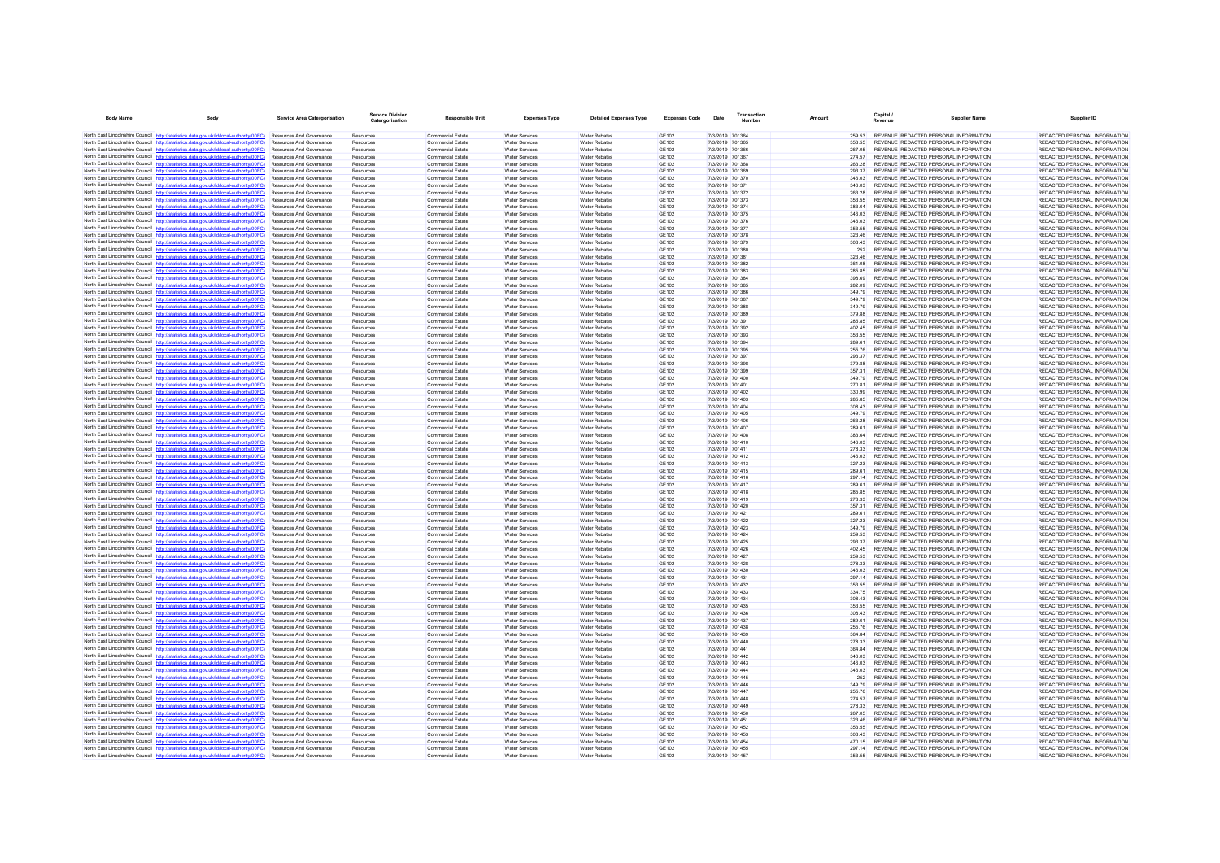| Body Name | Body | Service Area Catergorisation | Service Division Catergorisation | Responsible Unit | Expenses Type | Detailed Expenses Type | Expenses Code | Date | Transaction Number | Amount | Capital / Revenue | Supplier Name | Supplier ID |
|---|---|---|---|---|---|---|---|---|---|---|---|---|---|
| North East Lincolnshire Council | http://statistics.data.gov.uk/id/local-authority/00FC) | Resources And Governance | Resources | Commercial Estate | Water Services | Water Rebates | GE102 | 7/3/2019 | 701364 | 259.53 | REVENUE | REDACTED PERSONAL INFORMATION | REDACTED PERSONAL INFORMATION |
| North East Lincolnshire Council | http://statistics.data.gov.uk/id/local-authority/00FC) | Resources And Governance | Resources | Commercial Estate | Water Services | Water Rebates | GE102 | 7/3/2019 | 701365 | 353.55 | REVENUE | REDACTED PERSONAL INFORMATION | REDACTED PERSONAL INFORMATION |
| North East Lincolnshire Council | http://statistics.data.gov.uk/id/local-authority/00FC) | Resources And Governance | Resources | Commercial Estate | Water Services | Water Rebates | GE102 | 7/3/2019 | 701366 | 267.05 | REVENUE | REDACTED PERSONAL INFORMATION | REDACTED PERSONAL INFORMATION |
| North East Lincolnshire Council | http://statistics.data.gov.uk/id/local-authority/00FC) | Resources And Governance | Resources | Commercial Estate | Water Services | Water Rebates | GE102 | 7/3/2019 | 701367 | 274.57 | REVENUE | REDACTED PERSONAL INFORMATION | REDACTED PERSONAL INFORMATION |
| North East Lincolnshire Council | http://statistics.data.gov.uk/id/local-authority/00FC) | Resources And Governance | Resources | Commercial Estate | Water Services | Water Rebates | GE102 | 7/3/2019 | 701368 | 263.28 | REVENUE | REDACTED PERSONAL INFORMATION | REDACTED PERSONAL INFORMATION |
| North East Lincolnshire Council | http://statistics.data.gov.uk/id/local-authority/00FC) | Resources And Governance | Resources | Commercial Estate | Water Services | Water Rebates | GE102 | 7/3/2019 | 701369 | 293.37 | REVENUE | REDACTED PERSONAL INFORMATION | REDACTED PERSONAL INFORMATION |
| North East Lincolnshire Council | http://statistics.data.gov.uk/id/local-authority/00FC) | Resources And Governance | Resources | Commercial Estate | Water Services | Water Rebates | GE102 | 7/3/2019 | 701370 | 346.03 | REVENUE | REDACTED PERSONAL INFORMATION | REDACTED PERSONAL INFORMATION |
| North East Lincolnshire Council | http://statistics.data.gov.uk/id/local-authority/00FC) | Resources And Governance | Resources | Commercial Estate | Water Services | Water Rebates | GE102 | 7/3/2019 | 701371 | 346.03 | REVENUE | REDACTED PERSONAL INFORMATION | REDACTED PERSONAL INFORMATION |
| North East Lincolnshire Council | http://statistics.data.gov.uk/id/local-authority/00FC) | Resources And Governance | Resources | Commercial Estate | Water Services | Water Rebates | GE102 | 7/3/2019 | 701372 | 263.28 | REVENUE | REDACTED PERSONAL INFORMATION | REDACTED PERSONAL INFORMATION |
| North East Lincolnshire Council | http://statistics.data.gov.uk/id/local-authority/00FC) | Resources And Governance | Resources | Commercial Estate | Water Services | Water Rebates | GE102 | 7/3/2019 | 701373 | 353.55 | REVENUE | REDACTED PERSONAL INFORMATION | REDACTED PERSONAL INFORMATION |
| North East Lincolnshire Council | http://statistics.data.gov.uk/id/local-authority/00FC) | Resources And Governance | Resources | Commercial Estate | Water Services | Water Rebates | GE102 | 7/3/2019 | 701374 | 383.64 | REVENUE | REDACTED PERSONAL INFORMATION | REDACTED PERSONAL INFORMATION |
| North East Lincolnshire Council | http://statistics.data.gov.uk/id/local-authority/00FC) | Resources And Governance | Resources | Commercial Estate | Water Services | Water Rebates | GE102 | 7/3/2019 | 701375 | 346.03 | REVENUE | REDACTED PERSONAL INFORMATION | REDACTED PERSONAL INFORMATION |
| North East Lincolnshire Council | http://statistics.data.gov.uk/id/local-authority/00FC) | Resources And Governance | Resources | Commercial Estate | Water Services | Water Rebates | GE102 | 7/3/2019 | 701376 | 346.03 | REVENUE | REDACTED PERSONAL INFORMATION | REDACTED PERSONAL INFORMATION |
| North East Lincolnshire Council | http://statistics.data.gov.uk/id/local-authority/00FC) | Resources And Governance | Resources | Commercial Estate | Water Services | Water Rebates | GE102 | 7/3/2019 | 701377 | 353.55 | REVENUE | REDACTED PERSONAL INFORMATION | REDACTED PERSONAL INFORMATION |
| North East Lincolnshire Council | http://statistics.data.gov.uk/id/local-authority/00FC) | Resources And Governance | Resources | Commercial Estate | Water Services | Water Rebates | GE102 | 7/3/2019 | 701378 | 323.46 | REVENUE | REDACTED PERSONAL INFORMATION | REDACTED PERSONAL INFORMATION |
| North East Lincolnshire Council | http://statistics.data.gov.uk/id/local-authority/00FC) | Resources And Governance | Resources | Commercial Estate | Water Services | Water Rebates | GE102 | 7/3/2019 | 701379 | 308.43 | REVENUE | REDACTED PERSONAL INFORMATION | REDACTED PERSONAL INFORMATION |
| North East Lincolnshire Council | http://statistics.data.gov.uk/id/local-authority/00FC) | Resources And Governance | Resources | Commercial Estate | Water Services | Water Rebates | GE102 | 7/3/2019 | 701380 | 252 | REVENUE | REDACTED PERSONAL INFORMATION | REDACTED PERSONAL INFORMATION |
| North East Lincolnshire Council | http://statistics.data.gov.uk/id/local-authority/00FC) | Resources And Governance | Resources | Commercial Estate | Water Services | Water Rebates | GE102 | 7/3/2019 | 701381 | 323.46 | REVENUE | REDACTED PERSONAL INFORMATION | REDACTED PERSONAL INFORMATION |
| North East Lincolnshire Council | http://statistics.data.gov.uk/id/local-authority/00FC) | Resources And Governance | Resources | Commercial Estate | Water Services | Water Rebates | GE102 | 7/3/2019 | 701382 | 361.08 | REVENUE | REDACTED PERSONAL INFORMATION | REDACTED PERSONAL INFORMATION |
| North East Lincolnshire Council | http://statistics.data.gov.uk/id/local-authority/00FC) | Resources And Governance | Resources | Commercial Estate | Water Services | Water Rebates | GE102 | 7/3/2019 | 701383 | 285.85 | REVENUE | REDACTED PERSONAL INFORMATION | REDACTED PERSONAL INFORMATION |
| North East Lincolnshire Council | http://statistics.data.gov.uk/id/local-authority/00FC) | Resources And Governance | Resources | Commercial Estate | Water Services | Water Rebates | GE102 | 7/3/2019 | 701384 | 398.69 | REVENUE | REDACTED PERSONAL INFORMATION | REDACTED PERSONAL INFORMATION |
| North East Lincolnshire Council | http://statistics.data.gov.uk/id/local-authority/00FC) | Resources And Governance | Resources | Commercial Estate | Water Services | Water Rebates | GE102 | 7/3/2019 | 701385 | 282.09 | REVENUE | REDACTED PERSONAL INFORMATION | REDACTED PERSONAL INFORMATION |
| North East Lincolnshire Council | http://statistics.data.gov.uk/id/local-authority/00FC) | Resources And Governance | Resources | Commercial Estate | Water Services | Water Rebates | GE102 | 7/3/2019 | 701386 | 349.79 | REVENUE | REDACTED PERSONAL INFORMATION | REDACTED PERSONAL INFORMATION |
| North East Lincolnshire Council | http://statistics.data.gov.uk/id/local-authority/00FC) | Resources And Governance | Resources | Commercial Estate | Water Services | Water Rebates | GE102 | 7/3/2019 | 701387 | 349.79 | REVENUE | REDACTED PERSONAL INFORMATION | REDACTED PERSONAL INFORMATION |
| North East Lincolnshire Council | http://statistics.data.gov.uk/id/local-authority/00FC) | Resources And Governance | Resources | Commercial Estate | Water Services | Water Rebates | GE102 | 7/3/2019 | 701388 | 349.79 | REVENUE | REDACTED PERSONAL INFORMATION | REDACTED PERSONAL INFORMATION |
| North East Lincolnshire Council | http://statistics.data.gov.uk/id/local-authority/00FC) | Resources And Governance | Resources | Commercial Estate | Water Services | Water Rebates | GE102 | 7/3/2019 | 701389 | 379.88 | REVENUE | REDACTED PERSONAL INFORMATION | REDACTED PERSONAL INFORMATION |
| North East Lincolnshire Council | http://statistics.data.gov.uk/id/local-authority/00FC) | Resources And Governance | Resources | Commercial Estate | Water Services | Water Rebates | GE102 | 7/3/2019 | 701391 | 285.85 | REVENUE | REDACTED PERSONAL INFORMATION | REDACTED PERSONAL INFORMATION |
| North East Lincolnshire Council | http://statistics.data.gov.uk/id/local-authority/00FC) | Resources And Governance | Resources | Commercial Estate | Water Services | Water Rebates | GE102 | 7/3/2019 | 701392 | 402.45 | REVENUE | REDACTED PERSONAL INFORMATION | REDACTED PERSONAL INFORMATION |
| North East Lincolnshire Council | http://statistics.data.gov.uk/id/local-authority/00FC) | Resources And Governance | Resources | Commercial Estate | Water Services | Water Rebates | GE102 | 7/3/2019 | 701393 | 353.55 | REVENUE | REDACTED PERSONAL INFORMATION | REDACTED PERSONAL INFORMATION |
| North East Lincolnshire Council | http://statistics.data.gov.uk/id/local-authority/00FC) | Resources And Governance | Resources | Commercial Estate | Water Services | Water Rebates | GE102 | 7/3/2019 | 701394 | 289.61 | REVENUE | REDACTED PERSONAL INFORMATION | REDACTED PERSONAL INFORMATION |
| North East Lincolnshire Council | http://statistics.data.gov.uk/id/local-authority/00FC) | Resources And Governance | Resources | Commercial Estate | Water Services | Water Rebates | GE102 | 7/3/2019 | 701395 | 255.76 | REVENUE | REDACTED PERSONAL INFORMATION | REDACTED PERSONAL INFORMATION |
| North East Lincolnshire Council | http://statistics.data.gov.uk/id/local-authority/00FC) | Resources And Governance | Resources | Commercial Estate | Water Services | Water Rebates | GE102 | 7/3/2019 | 701397 | 293.37 | REVENUE | REDACTED PERSONAL INFORMATION | REDACTED PERSONAL INFORMATION |
| North East Lincolnshire Council | http://statistics.data.gov.uk/id/local-authority/00FC) | Resources And Governance | Resources | Commercial Estate | Water Services | Water Rebates | GE102 | 7/3/2019 | 701398 | 379.88 | REVENUE | REDACTED PERSONAL INFORMATION | REDACTED PERSONAL INFORMATION |
| North East Lincolnshire Council | http://statistics.data.gov.uk/id/local-authority/00FC) | Resources And Governance | Resources | Commercial Estate | Water Services | Water Rebates | GE102 | 7/3/2019 | 701399 | 357.31 | REVENUE | REDACTED PERSONAL INFORMATION | REDACTED PERSONAL INFORMATION |
| North East Lincolnshire Council | http://statistics.data.gov.uk/id/local-authority/00FC) | Resources And Governance | Resources | Commercial Estate | Water Services | Water Rebates | GE102 | 7/3/2019 | 701400 | 349.79 | REVENUE | REDACTED PERSONAL INFORMATION | REDACTED PERSONAL INFORMATION |
| North East Lincolnshire Council | http://statistics.data.gov.uk/id/local-authority/00FC) | Resources And Governance | Resources | Commercial Estate | Water Services | Water Rebates | GE102 | 7/3/2019 | 701401 | 270.81 | REVENUE | REDACTED PERSONAL INFORMATION | REDACTED PERSONAL INFORMATION |
| North East Lincolnshire Council | http://statistics.data.gov.uk/id/local-authority/00FC) | Resources And Governance | Resources | Commercial Estate | Water Services | Water Rebates | GE102 | 7/3/2019 | 701402 | 330.99 | REVENUE | REDACTED PERSONAL INFORMATION | REDACTED PERSONAL INFORMATION |
| North East Lincolnshire Council | http://statistics.data.gov.uk/id/local-authority/00FC) | Resources And Governance | Resources | Commercial Estate | Water Services | Water Rebates | GE102 | 7/3/2019 | 701403 | 285.85 | REVENUE | REDACTED PERSONAL INFORMATION | REDACTED PERSONAL INFORMATION |
| North East Lincolnshire Council | http://statistics.data.gov.uk/id/local-authority/00FC) | Resources And Governance | Resources | Commercial Estate | Water Services | Water Rebates | GE102 | 7/3/2019 | 701404 | 308.43 | REVENUE | REDACTED PERSONAL INFORMATION | REDACTED PERSONAL INFORMATION |
| North East Lincolnshire Council | http://statistics.data.gov.uk/id/local-authority/00FC) | Resources And Governance | Resources | Commercial Estate | Water Services | Water Rebates | GE102 | 7/3/2019 | 701405 | 349.79 | REVENUE | REDACTED PERSONAL INFORMATION | REDACTED PERSONAL INFORMATION |
| North East Lincolnshire Council | http://statistics.data.gov.uk/id/local-authority/00FC) | Resources And Governance | Resources | Commercial Estate | Water Services | Water Rebates | GE102 | 7/3/2019 | 701406 | 263.28 | REVENUE | REDACTED PERSONAL INFORMATION | REDACTED PERSONAL INFORMATION |
| North East Lincolnshire Council | http://statistics.data.gov.uk/id/local-authority/00FC) | Resources And Governance | Resources | Commercial Estate | Water Services | Water Rebates | GE102 | 7/3/2019 | 701407 | 289.61 | REVENUE | REDACTED PERSONAL INFORMATION | REDACTED PERSONAL INFORMATION |
| North East Lincolnshire Council | http://statistics.data.gov.uk/id/local-authority/00FC) | Resources And Governance | Resources | Commercial Estate | Water Services | Water Rebates | GE102 | 7/3/2019 | 701408 | 383.64 | REVENUE | REDACTED PERSONAL INFORMATION | REDACTED PERSONAL INFORMATION |
| North East Lincolnshire Council | http://statistics.data.gov.uk/id/local-authority/00FC) | Resources And Governance | Resources | Commercial Estate | Water Services | Water Rebates | GE102 | 7/3/2019 | 701410 | 346.03 | REVENUE | REDACTED PERSONAL INFORMATION | REDACTED PERSONAL INFORMATION |
| North East Lincolnshire Council | http://statistics.data.gov.uk/id/local-authority/00FC) | Resources And Governance | Resources | Commercial Estate | Water Services | Water Rebates | GE102 | 7/3/2019 | 701411 | 278.33 | REVENUE | REDACTED PERSONAL INFORMATION | REDACTED PERSONAL INFORMATION |
| North East Lincolnshire Council | http://statistics.data.gov.uk/id/local-authority/00FC) | Resources And Governance | Resources | Commercial Estate | Water Services | Water Rebates | GE102 | 7/3/2019 | 701412 | 346.03 | REVENUE | REDACTED PERSONAL INFORMATION | REDACTED PERSONAL INFORMATION |
| North East Lincolnshire Council | http://statistics.data.gov.uk/id/local-authority/00FC) | Resources And Governance | Resources | Commercial Estate | Water Services | Water Rebates | GE102 | 7/3/2019 | 701413 | 327.23 | REVENUE | REDACTED PERSONAL INFORMATION | REDACTED PERSONAL INFORMATION |
| North East Lincolnshire Council | http://statistics.data.gov.uk/id/local-authority/00FC) | Resources And Governance | Resources | Commercial Estate | Water Services | Water Rebates | GE102 | 7/3/2019 | 701415 | 289.61 | REVENUE | REDACTED PERSONAL INFORMATION | REDACTED PERSONAL INFORMATION |
| North East Lincolnshire Council | http://statistics.data.gov.uk/id/local-authority/00FC) | Resources And Governance | Resources | Commercial Estate | Water Services | Water Rebates | GE102 | 7/3/2019 | 701416 | 297.14 | REVENUE | REDACTED PERSONAL INFORMATION | REDACTED PERSONAL INFORMATION |
| North East Lincolnshire Council | http://statistics.data.gov.uk/id/local-authority/00FC) | Resources And Governance | Resources | Commercial Estate | Water Services | Water Rebates | GE102 | 7/3/2019 | 701417 | 289.61 | REVENUE | REDACTED PERSONAL INFORMATION | REDACTED PERSONAL INFORMATION |
| North East Lincolnshire Council | http://statistics.data.gov.uk/id/local-authority/00FC) | Resources And Governance | Resources | Commercial Estate | Water Services | Water Rebates | GE102 | 7/3/2019 | 701418 | 285.85 | REVENUE | REDACTED PERSONAL INFORMATION | REDACTED PERSONAL INFORMATION |
| North East Lincolnshire Council | http://statistics.data.gov.uk/id/local-authority/00FC) | Resources And Governance | Resources | Commercial Estate | Water Services | Water Rebates | GE102 | 7/3/2019 | 701419 | 278.33 | REVENUE | REDACTED PERSONAL INFORMATION | REDACTED PERSONAL INFORMATION |
| North East Lincolnshire Council | http://statistics.data.gov.uk/id/local-authority/00FC) | Resources And Governance | Resources | Commercial Estate | Water Services | Water Rebates | GE102 | 7/3/2019 | 701420 | 357.31 | REVENUE | REDACTED PERSONAL INFORMATION | REDACTED PERSONAL INFORMATION |
| North East Lincolnshire Council | http://statistics.data.gov.uk/id/local-authority/00FC) | Resources And Governance | Resources | Commercial Estate | Water Services | Water Rebates | GE102 | 7/3/2019 | 701421 | 289.61 | REVENUE | REDACTED PERSONAL INFORMATION | REDACTED PERSONAL INFORMATION |
| North East Lincolnshire Council | http://statistics.data.gov.uk/id/local-authority/00FC) | Resources And Governance | Resources | Commercial Estate | Water Services | Water Rebates | GE102 | 7/3/2019 | 701422 | 327.23 | REVENUE | REDACTED PERSONAL INFORMATION | REDACTED PERSONAL INFORMATION |
| North East Lincolnshire Council | http://statistics.data.gov.uk/id/local-authority/00FC) | Resources And Governance | Resources | Commercial Estate | Water Services | Water Rebates | GE102 | 7/3/2019 | 701423 | 349.79 | REVENUE | REDACTED PERSONAL INFORMATION | REDACTED PERSONAL INFORMATION |
| North East Lincolnshire Council | http://statistics.data.gov.uk/id/local-authority/00FC) | Resources And Governance | Resources | Commercial Estate | Water Services | Water Rebates | GE102 | 7/3/2019 | 701424 | 259.53 | REVENUE | REDACTED PERSONAL INFORMATION | REDACTED PERSONAL INFORMATION |
| North East Lincolnshire Council | http://statistics.data.gov.uk/id/local-authority/00FC) | Resources And Governance | Resources | Commercial Estate | Water Services | Water Rebates | GE102 | 7/3/2019 | 701425 | 293.37 | REVENUE | REDACTED PERSONAL INFORMATION | REDACTED PERSONAL INFORMATION |
| North East Lincolnshire Council | http://statistics.data.gov.uk/id/local-authority/00FC) | Resources And Governance | Resources | Commercial Estate | Water Services | Water Rebates | GE102 | 7/3/2019 | 701426 | 402.45 | REVENUE | REDACTED PERSONAL INFORMATION | REDACTED PERSONAL INFORMATION |
| North East Lincolnshire Council | http://statistics.data.gov.uk/id/local-authority/00FC) | Resources And Governance | Resources | Commercial Estate | Water Services | Water Rebates | GE102 | 7/3/2019 | 701427 | 259.53 | REVENUE | REDACTED PERSONAL INFORMATION | REDACTED PERSONAL INFORMATION |
| North East Lincolnshire Council | http://statistics.data.gov.uk/id/local-authority/00FC) | Resources And Governance | Resources | Commercial Estate | Water Services | Water Rebates | GE102 | 7/3/2019 | 701428 | 278.33 | REVENUE | REDACTED PERSONAL INFORMATION | REDACTED PERSONAL INFORMATION |
| North East Lincolnshire Council | http://statistics.data.gov.uk/id/local-authority/00FC) | Resources And Governance | Resources | Commercial Estate | Water Services | Water Rebates | GE102 | 7/3/2019 | 701430 | 346.03 | REVENUE | REDACTED PERSONAL INFORMATION | REDACTED PERSONAL INFORMATION |
| North East Lincolnshire Council | http://statistics.data.gov.uk/id/local-authority/00FC) | Resources And Governance | Resources | Commercial Estate | Water Services | Water Rebates | GE102 | 7/3/2019 | 701431 | 297.14 | REVENUE | REDACTED PERSONAL INFORMATION | REDACTED PERSONAL INFORMATION |
| North East Lincolnshire Council | http://statistics.data.gov.uk/id/local-authority/00FC) | Resources And Governance | Resources | Commercial Estate | Water Services | Water Rebates | GE102 | 7/3/2019 | 701432 | 353.55 | REVENUE | REDACTED PERSONAL INFORMATION | REDACTED PERSONAL INFORMATION |
| North East Lincolnshire Council | http://statistics.data.gov.uk/id/local-authority/00FC) | Resources And Governance | Resources | Commercial Estate | Water Services | Water Rebates | GE102 | 7/3/2019 | 701433 | 334.75 | REVENUE | REDACTED PERSONAL INFORMATION | REDACTED PERSONAL INFORMATION |
| North East Lincolnshire Council | http://statistics.data.gov.uk/id/local-authority/00FC) | Resources And Governance | Resources | Commercial Estate | Water Services | Water Rebates | GE102 | 7/3/2019 | 701434 | 308.43 | REVENUE | REDACTED PERSONAL INFORMATION | REDACTED PERSONAL INFORMATION |
| North East Lincolnshire Council | http://statistics.data.gov.uk/id/local-authority/00FC) | Resources And Governance | Resources | Commercial Estate | Water Services | Water Rebates | GE102 | 7/3/2019 | 701435 | 353.55 | REVENUE | REDACTED PERSONAL INFORMATION | REDACTED PERSONAL INFORMATION |
| North East Lincolnshire Council | http://statistics.data.gov.uk/id/local-authority/00FC) | Resources And Governance | Resources | Commercial Estate | Water Services | Water Rebates | GE102 | 7/3/2019 | 701436 | 308.43 | REVENUE | REDACTED PERSONAL INFORMATION | REDACTED PERSONAL INFORMATION |
| North East Lincolnshire Council | http://statistics.data.gov.uk/id/local-authority/00FC) | Resources And Governance | Resources | Commercial Estate | Water Services | Water Rebates | GE102 | 7/3/2019 | 701437 | 289.61 | REVENUE | REDACTED PERSONAL INFORMATION | REDACTED PERSONAL INFORMATION |
| North East Lincolnshire Council | http://statistics.data.gov.uk/id/local-authority/00FC) | Resources And Governance | Resources | Commercial Estate | Water Services | Water Rebates | GE102 | 7/3/2019 | 701438 | 255.76 | REVENUE | REDACTED PERSONAL INFORMATION | REDACTED PERSONAL INFORMATION |
| North East Lincolnshire Council | http://statistics.data.gov.uk/id/local-authority/00FC) | Resources And Governance | Resources | Commercial Estate | Water Services | Water Rebates | GE102 | 7/3/2019 | 701439 | 364.84 | REVENUE | REDACTED PERSONAL INFORMATION | REDACTED PERSONAL INFORMATION |
| North East Lincolnshire Council | http://statistics.data.gov.uk/id/local-authority/00FC) | Resources And Governance | Resources | Commercial Estate | Water Services | Water Rebates | GE102 | 7/3/2019 | 701440 | 278.33 | REVENUE | REDACTED PERSONAL INFORMATION | REDACTED PERSONAL INFORMATION |
| North East Lincolnshire Council | http://statistics.data.gov.uk/id/local-authority/00FC) | Resources And Governance | Resources | Commercial Estate | Water Services | Water Rebates | GE102 | 7/3/2019 | 701441 | 364.84 | REVENUE | REDACTED PERSONAL INFORMATION | REDACTED PERSONAL INFORMATION |
| North East Lincolnshire Council | http://statistics.data.gov.uk/id/local-authority/00FC) | Resources And Governance | Resources | Commercial Estate | Water Services | Water Rebates | GE102 | 7/3/2019 | 701442 | 346.03 | REVENUE | REDACTED PERSONAL INFORMATION | REDACTED PERSONAL INFORMATION |
| North East Lincolnshire Council | http://statistics.data.gov.uk/id/local-authority/00FC) | Resources And Governance | Resources | Commercial Estate | Water Services | Water Rebates | GE102 | 7/3/2019 | 701443 | 346.03 | REVENUE | REDACTED PERSONAL INFORMATION | REDACTED PERSONAL INFORMATION |
| North East Lincolnshire Council | http://statistics.data.gov.uk/id/local-authority/00FC) | Resources And Governance | Resources | Commercial Estate | Water Services | Water Rebates | GE102 | 7/3/2019 | 701444 | 346.03 | REVENUE | REDACTED PERSONAL INFORMATION | REDACTED PERSONAL INFORMATION |
| North East Lincolnshire Council | http://statistics.data.gov.uk/id/local-authority/00FC) | Resources And Governance | Resources | Commercial Estate | Water Services | Water Rebates | GE102 | 7/3/2019 | 701445 | 252 | REVENUE | REDACTED PERSONAL INFORMATION | REDACTED PERSONAL INFORMATION |
| North East Lincolnshire Council | http://statistics.data.gov.uk/id/local-authority/00FC) | Resources And Governance | Resources | Commercial Estate | Water Services | Water Rebates | GE102 | 7/3/2019 | 701446 | 349.79 | REVENUE | REDACTED PERSONAL INFORMATION | REDACTED PERSONAL INFORMATION |
| North East Lincolnshire Council | http://statistics.data.gov.uk/id/local-authority/00FC) | Resources And Governance | Resources | Commercial Estate | Water Services | Water Rebates | GE102 | 7/3/2019 | 701447 | 255.76 | REVENUE | REDACTED PERSONAL INFORMATION | REDACTED PERSONAL INFORMATION |
| North East Lincolnshire Council | http://statistics.data.gov.uk/id/local-authority/00FC) | Resources And Governance | Resources | Commercial Estate | Water Services | Water Rebates | GE102 | 7/3/2019 | 701448 | 274.57 | REVENUE | REDACTED PERSONAL INFORMATION | REDACTED PERSONAL INFORMATION |
| North East Lincolnshire Council | http://statistics.data.gov.uk/id/local-authority/00FC) | Resources And Governance | Resources | Commercial Estate | Water Services | Water Rebates | GE102 | 7/3/2019 | 701449 | 278.33 | REVENUE | REDACTED PERSONAL INFORMATION | REDACTED PERSONAL INFORMATION |
| North East Lincolnshire Council | http://statistics.data.gov.uk/id/local-authority/00FC) | Resources And Governance | Resources | Commercial Estate | Water Services | Water Rebates | GE102 | 7/3/2019 | 701450 | 267.05 | REVENUE | REDACTED PERSONAL INFORMATION | REDACTED PERSONAL INFORMATION |
| North East Lincolnshire Council | http://statistics.data.gov.uk/id/local-authority/00FC) | Resources And Governance | Resources | Commercial Estate | Water Services | Water Rebates | GE102 | 7/3/2019 | 701451 | 323.46 | REVENUE | REDACTED PERSONAL INFORMATION | REDACTED PERSONAL INFORMATION |
| North East Lincolnshire Council | http://statistics.data.gov.uk/id/local-authority/00FC) | Resources And Governance | Resources | Commercial Estate | Water Services | Water Rebates | GE102 | 7/3/2019 | 701452 | 353.55 | REVENUE | REDACTED PERSONAL INFORMATION | REDACTED PERSONAL INFORMATION |
| North East Lincolnshire Council | http://statistics.data.gov.uk/id/local-authority/00FC) | Resources And Governance | Resources | Commercial Estate | Water Services | Water Rebates | GE102 | 7/3/2019 | 701453 | 308.43 | REVENUE | REDACTED PERSONAL INFORMATION | REDACTED PERSONAL INFORMATION |
| North East Lincolnshire Council | http://statistics.data.gov.uk/id/local-authority/00FC) | Resources And Governance | Resources | Commercial Estate | Water Services | Water Rebates | GE102 | 7/3/2019 | 701454 | 470.15 | REVENUE | REDACTED PERSONAL INFORMATION | REDACTED PERSONAL INFORMATION |
| North East Lincolnshire Council | http://statistics.data.gov.uk/id/local-authority/00FC) | Resources And Governance | Resources | Commercial Estate | Water Services | Water Rebates | GE102 | 7/3/2019 | 701455 | 297.14 | REVENUE | REDACTED PERSONAL INFORMATION | REDACTED PERSONAL INFORMATION |
| North East Lincolnshire Council | http://statistics.data.gov.uk/id/local-authority/00FC) | Resources And Governance | Resources | Commercial Estate | Water Services | Water Rebates | GE102 | 7/3/2019 | 701457 | 353.55 | REVENUE | REDACTED PERSONAL INFORMATION | REDACTED PERSONAL INFORMATION |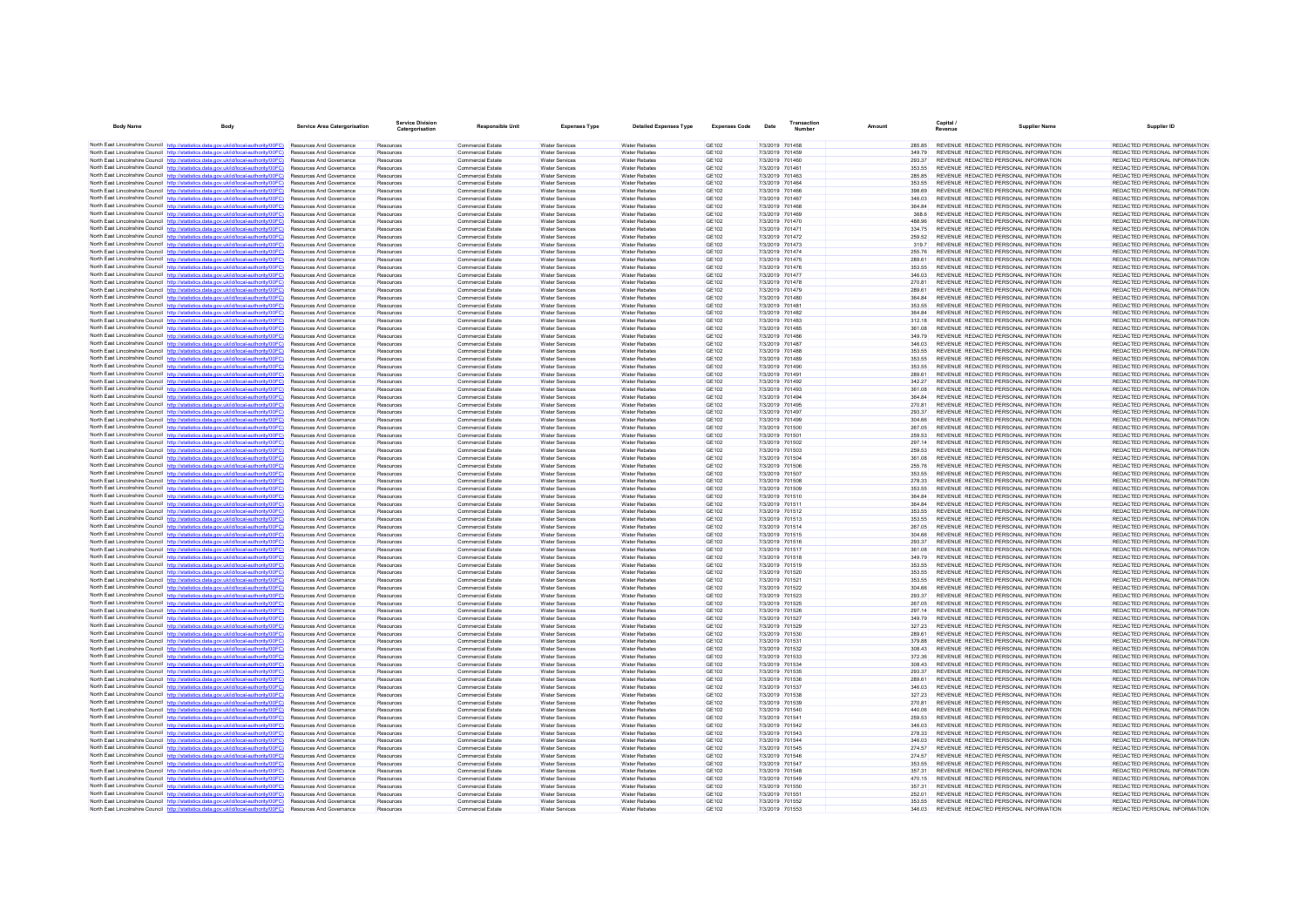| Body Name | Body | Service Area Catergorisation | Service Division Catergorisation | Responsible Unit | Expenses Type | Detailed Expenses Type | Expenses Code | Date | Transaction Number | Amount | Capital / Revenue | Supplier Name | Supplier ID |
|---|---|---|---|---|---|---|---|---|---|---|---|---|---|
| North East Lincolnshire Council | http://statistics.data.gov.uk/id/local-authority/00FC) | Resources And Governance | Resources | Commercial Estate | Water Services | Water Rebates | GE102 | 7/3/2019 | 701458 | 285.85 | REVENUE | REDACTED PERSONAL INFORMATION | REDACTED PERSONAL INFORMATION |
| North East Lincolnshire Council | http://statistics.data.gov.uk/id/local-authority/00FC) | Resources And Governance | Resources | Commercial Estate | Water Services | Water Rebates | GE102 | 7/3/2019 | 701459 | 349.79 | REVENUE | REDACTED PERSONAL INFORMATION | REDACTED PERSONAL INFORMATION |
| North East Lincolnshire Council | http://statistics.data.gov.uk/id/local-authority/00FC) | Resources And Governance | Resources | Commercial Estate | Water Services | Water Rebates | GE102 | 7/3/2019 | 701460 | 293.37 | REVENUE | REDACTED PERSONAL INFORMATION | REDACTED PERSONAL INFORMATION |
| North East Lincolnshire Council | http://statistics.data.gov.uk/id/local-authority/00FC) | Resources And Governance | Resources | Commercial Estate | Water Services | Water Rebates | GE102 | 7/3/2019 | 701461 | 353.55 | REVENUE | REDACTED PERSONAL INFORMATION | REDACTED PERSONAL INFORMATION |
| North East Lincolnshire Council | http://statistics.data.gov.uk/id/local-authority/00FC) | Resources And Governance | Resources | Commercial Estate | Water Services | Water Rebates | GE102 | 7/3/2019 | 701463 | 285.85 | REVENUE | REDACTED PERSONAL INFORMATION | REDACTED PERSONAL INFORMATION |
| North East Lincolnshire Council | http://statistics.data.gov.uk/id/local-authority/00FC) | Resources And Governance | Resources | Commercial Estate | Water Services | Water Rebates | GE102 | 7/3/2019 | 701464 | 353.55 | REVENUE | REDACTED PERSONAL INFORMATION | REDACTED PERSONAL INFORMATION |
| North East Lincolnshire Council | http://statistics.data.gov.uk/id/local-authority/00FC) | Resources And Governance | Resources | Commercial Estate | Water Services | Water Rebates | GE102 | 7/3/2019 | 701466 | 398.69 | REVENUE | REDACTED PERSONAL INFORMATION | REDACTED PERSONAL INFORMATION |
| North East Lincolnshire Council | http://statistics.data.gov.uk/id/local-authority/00FC) | Resources And Governance | Resources | Commercial Estate | Water Services | Water Rebates | GE102 | 7/3/2019 | 701467 | 346.03 | REVENUE | REDACTED PERSONAL INFORMATION | REDACTED PERSONAL INFORMATION |
| North East Lincolnshire Council | http://statistics.data.gov.uk/id/local-authority/00FC) | Resources And Governance | Resources | Commercial Estate | Water Services | Water Rebates | GE102 | 7/3/2019 | 701468 | 364.84 | REVENUE | REDACTED PERSONAL INFORMATION | REDACTED PERSONAL INFORMATION |
| North East Lincolnshire Council | http://statistics.data.gov.uk/id/local-authority/00FC) | Resources And Governance | Resources | Commercial Estate | Water Services | Water Rebates | GE102 | 7/3/2019 | 701469 | 368.6 | REVENUE | REDACTED PERSONAL INFORMATION | REDACTED PERSONAL INFORMATION |
| North East Lincolnshire Council | http://statistics.data.gov.uk/id/local-authority/00FC) | Resources And Governance | Resources | Commercial Estate | Water Services | Water Rebates | GE102 | 7/3/2019 | 701470 | 488.96 | REVENUE | REDACTED PERSONAL INFORMATION | REDACTED PERSONAL INFORMATION |
| North East Lincolnshire Council | http://statistics.data.gov.uk/id/local-authority/00FC) | Resources And Governance | Resources | Commercial Estate | Water Services | Water Rebates | GE102 | 7/3/2019 | 701471 | 334.75 | REVENUE | REDACTED PERSONAL INFORMATION | REDACTED PERSONAL INFORMATION |
| North East Lincolnshire Council | http://statistics.data.gov.uk/id/local-authority/00FC) | Resources And Governance | Resources | Commercial Estate | Water Services | Water Rebates | GE102 | 7/3/2019 | 701472 | 259.52 | REVENUE | REDACTED PERSONAL INFORMATION | REDACTED PERSONAL INFORMATION |
| North East Lincolnshire Council | http://statistics.data.gov.uk/id/local-authority/00FC) | Resources And Governance | Resources | Commercial Estate | Water Services | Water Rebates | GE102 | 7/3/2019 | 701473 | 319.7 | REVENUE | REDACTED PERSONAL INFORMATION | REDACTED PERSONAL INFORMATION |
| North East Lincolnshire Council | http://statistics.data.gov.uk/id/local-authority/00FC) | Resources And Governance | Resources | Commercial Estate | Water Services | Water Rebates | GE102 | 7/3/2019 | 701474 | 255.76 | REVENUE | REDACTED PERSONAL INFORMATION | REDACTED PERSONAL INFORMATION |
| North East Lincolnshire Council | http://statistics.data.gov.uk/id/local-authority/00FC) | Resources And Governance | Resources | Commercial Estate | Water Services | Water Rebates | GE102 | 7/3/2019 | 701475 | 289.61 | REVENUE | REDACTED PERSONAL INFORMATION | REDACTED PERSONAL INFORMATION |
| North East Lincolnshire Council | http://statistics.data.gov.uk/id/local-authority/00FC) | Resources And Governance | Resources | Commercial Estate | Water Services | Water Rebates | GE102 | 7/3/2019 | 701476 | 353.55 | REVENUE | REDACTED PERSONAL INFORMATION | REDACTED PERSONAL INFORMATION |
| North East Lincolnshire Council | http://statistics.data.gov.uk/id/local-authority/00FC) | Resources And Governance | Resources | Commercial Estate | Water Services | Water Rebates | GE102 | 7/3/2019 | 701477 | 346.03 | REVENUE | REDACTED PERSONAL INFORMATION | REDACTED PERSONAL INFORMATION |
| North East Lincolnshire Council | http://statistics.data.gov.uk/id/local-authority/00FC) | Resources And Governance | Resources | Commercial Estate | Water Services | Water Rebates | GE102 | 7/3/2019 | 701478 | 270.81 | REVENUE | REDACTED PERSONAL INFORMATION | REDACTED PERSONAL INFORMATION |
| North East Lincolnshire Council | http://statistics.data.gov.uk/id/local-authority/00FC) | Resources And Governance | Resources | Commercial Estate | Water Services | Water Rebates | GE102 | 7/3/2019 | 701479 | 289.61 | REVENUE | REDACTED PERSONAL INFORMATION | REDACTED PERSONAL INFORMATION |
| North East Lincolnshire Council | http://statistics.data.gov.uk/id/local-authority/00FC) | Resources And Governance | Resources | Commercial Estate | Water Services | Water Rebates | GE102 | 7/3/2019 | 701480 | 364.84 | REVENUE | REDACTED PERSONAL INFORMATION | REDACTED PERSONAL INFORMATION |
| North East Lincolnshire Council | http://statistics.data.gov.uk/id/local-authority/00FC) | Resources And Governance | Resources | Commercial Estate | Water Services | Water Rebates | GE102 | 7/3/2019 | 701481 | 353.55 | REVENUE | REDACTED PERSONAL INFORMATION | REDACTED PERSONAL INFORMATION |
| North East Lincolnshire Council | http://statistics.data.gov.uk/id/local-authority/00FC) | Resources And Governance | Resources | Commercial Estate | Water Services | Water Rebates | GE102 | 7/3/2019 | 701482 | 364.84 | REVENUE | REDACTED PERSONAL INFORMATION | REDACTED PERSONAL INFORMATION |
| North East Lincolnshire Council | http://statistics.data.gov.uk/id/local-authority/00FC) | Resources And Governance | Resources | Commercial Estate | Water Services | Water Rebates | GE102 | 7/3/2019 | 701483 | 312.18 | REVENUE | REDACTED PERSONAL INFORMATION | REDACTED PERSONAL INFORMATION |
| North East Lincolnshire Council | http://statistics.data.gov.uk/id/local-authority/00FC) | Resources And Governance | Resources | Commercial Estate | Water Services | Water Rebates | GE102 | 7/3/2019 | 701485 | 361.08 | REVENUE | REDACTED PERSONAL INFORMATION | REDACTED PERSONAL INFORMATION |
| North East Lincolnshire Council | http://statistics.data.gov.uk/id/local-authority/00FC) | Resources And Governance | Resources | Commercial Estate | Water Services | Water Rebates | GE102 | 7/3/2019 | 701486 | 349.79 | REVENUE | REDACTED PERSONAL INFORMATION | REDACTED PERSONAL INFORMATION |
| North East Lincolnshire Council | http://statistics.data.gov.uk/id/local-authority/00FC) | Resources And Governance | Resources | Commercial Estate | Water Services | Water Rebates | GE102 | 7/3/2019 | 701487 | 346.03 | REVENUE | REDACTED PERSONAL INFORMATION | REDACTED PERSONAL INFORMATION |
| North East Lincolnshire Council | http://statistics.data.gov.uk/id/local-authority/00FC) | Resources And Governance | Resources | Commercial Estate | Water Services | Water Rebates | GE102 | 7/3/2019 | 701488 | 353.55 | REVENUE | REDACTED PERSONAL INFORMATION | REDACTED PERSONAL INFORMATION |
| North East Lincolnshire Council | http://statistics.data.gov.uk/id/local-authority/00FC) | Resources And Governance | Resources | Commercial Estate | Water Services | Water Rebates | GE102 | 7/3/2019 | 701489 | 353.55 | REVENUE | REDACTED PERSONAL INFORMATION | REDACTED PERSONAL INFORMATION |
| North East Lincolnshire Council | http://statistics.data.gov.uk/id/local-authority/00FC) | Resources And Governance | Resources | Commercial Estate | Water Services | Water Rebates | GE102 | 7/3/2019 | 701490 | 353.55 | REVENUE | REDACTED PERSONAL INFORMATION | REDACTED PERSONAL INFORMATION |
| North East Lincolnshire Council | http://statistics.data.gov.uk/id/local-authority/00FC) | Resources And Governance | Resources | Commercial Estate | Water Services | Water Rebates | GE102 | 7/3/2019 | 701491 | 289.61 | REVENUE | REDACTED PERSONAL INFORMATION | REDACTED PERSONAL INFORMATION |
| North East Lincolnshire Council | http://statistics.data.gov.uk/id/local-authority/00FC) | Resources And Governance | Resources | Commercial Estate | Water Services | Water Rebates | GE102 | 7/3/2019 | 701492 | 342.27 | REVENUE | REDACTED PERSONAL INFORMATION | REDACTED PERSONAL INFORMATION |
| North East Lincolnshire Council | http://statistics.data.gov.uk/id/local-authority/00FC) | Resources And Governance | Resources | Commercial Estate | Water Services | Water Rebates | GE102 | 7/3/2019 | 701493 | 361.08 | REVENUE | REDACTED PERSONAL INFORMATION | REDACTED PERSONAL INFORMATION |
| North East Lincolnshire Council | http://statistics.data.gov.uk/id/local-authority/00FC) | Resources And Governance | Resources | Commercial Estate | Water Services | Water Rebates | GE102 | 7/3/2019 | 701494 | 364.84 | REVENUE | REDACTED PERSONAL INFORMATION | REDACTED PERSONAL INFORMATION |
| North East Lincolnshire Council | http://statistics.data.gov.uk/id/local-authority/00FC) | Resources And Governance | Resources | Commercial Estate | Water Services | Water Rebates | GE102 | 7/3/2019 | 701495 | 270.81 | REVENUE | REDACTED PERSONAL INFORMATION | REDACTED PERSONAL INFORMATION |
| North East Lincolnshire Council | http://statistics.data.gov.uk/id/local-authority/00FC) | Resources And Governance | Resources | Commercial Estate | Water Services | Water Rebates | GE102 | 7/3/2019 | 701497 | 293.37 | REVENUE | REDACTED PERSONAL INFORMATION | REDACTED PERSONAL INFORMATION |
| North East Lincolnshire Council | http://statistics.data.gov.uk/id/local-authority/00FC) | Resources And Governance | Resources | Commercial Estate | Water Services | Water Rebates | GE102 | 7/3/2019 | 701499 | 304.66 | REVENUE | REDACTED PERSONAL INFORMATION | REDACTED PERSONAL INFORMATION |
| North East Lincolnshire Council | http://statistics.data.gov.uk/id/local-authority/00FC) | Resources And Governance | Resources | Commercial Estate | Water Services | Water Rebates | GE102 | 7/3/2019 | 701500 | 267.05 | REVENUE | REDACTED PERSONAL INFORMATION | REDACTED PERSONAL INFORMATION |
| North East Lincolnshire Council | http://statistics.data.gov.uk/id/local-authority/00FC) | Resources And Governance | Resources | Commercial Estate | Water Services | Water Rebates | GE102 | 7/3/2019 | 701501 | 259.53 | REVENUE | REDACTED PERSONAL INFORMATION | REDACTED PERSONAL INFORMATION |
| North East Lincolnshire Council | http://statistics.data.gov.uk/id/local-authority/00FC) | Resources And Governance | Resources | Commercial Estate | Water Services | Water Rebates | GE102 | 7/3/2019 | 701502 | 297.14 | REVENUE | REDACTED PERSONAL INFORMATION | REDACTED PERSONAL INFORMATION |
| North East Lincolnshire Council | http://statistics.data.gov.uk/id/local-authority/00FC) | Resources And Governance | Resources | Commercial Estate | Water Services | Water Rebates | GE102 | 7/3/2019 | 701503 | 259.53 | REVENUE | REDACTED PERSONAL INFORMATION | REDACTED PERSONAL INFORMATION |
| North East Lincolnshire Council | http://statistics.data.gov.uk/id/local-authority/00FC) | Resources And Governance | Resources | Commercial Estate | Water Services | Water Rebates | GE102 | 7/3/2019 | 701504 | 361.08 | REVENUE | REDACTED PERSONAL INFORMATION | REDACTED PERSONAL INFORMATION |
| North East Lincolnshire Council | http://statistics.data.gov.uk/id/local-authority/00FC) | Resources And Governance | Resources | Commercial Estate | Water Services | Water Rebates | GE102 | 7/3/2019 | 701506 | 255.76 | REVENUE | REDACTED PERSONAL INFORMATION | REDACTED PERSONAL INFORMATION |
| North East Lincolnshire Council | http://statistics.data.gov.uk/id/local-authority/00FC) | Resources And Governance | Resources | Commercial Estate | Water Services | Water Rebates | GE102 | 7/3/2019 | 701507 | 353.55 | REVENUE | REDACTED PERSONAL INFORMATION | REDACTED PERSONAL INFORMATION |
| North East Lincolnshire Council | http://statistics.data.gov.uk/id/local-authority/00FC) | Resources And Governance | Resources | Commercial Estate | Water Services | Water Rebates | GE102 | 7/3/2019 | 701508 | 278.33 | REVENUE | REDACTED PERSONAL INFORMATION | REDACTED PERSONAL INFORMATION |
| North East Lincolnshire Council | http://statistics.data.gov.uk/id/local-authority/00FC) | Resources And Governance | Resources | Commercial Estate | Water Services | Water Rebates | GE102 | 7/3/2019 | 701509 | 353.55 | REVENUE | REDACTED PERSONAL INFORMATION | REDACTED PERSONAL INFORMATION |
| North East Lincolnshire Council | http://statistics.data.gov.uk/id/local-authority/00FC) | Resources And Governance | Resources | Commercial Estate | Water Services | Water Rebates | GE102 | 7/3/2019 | 701510 | 364.84 | REVENUE | REDACTED PERSONAL INFORMATION | REDACTED PERSONAL INFORMATION |
| North East Lincolnshire Council | http://statistics.data.gov.uk/id/local-authority/00FC) | Resources And Governance | Resources | Commercial Estate | Water Services | Water Rebates | GE102 | 7/3/2019 | 701511 | 364.84 | REVENUE | REDACTED PERSONAL INFORMATION | REDACTED PERSONAL INFORMATION |
| North East Lincolnshire Council | http://statistics.data.gov.uk/id/local-authority/00FC) | Resources And Governance | Resources | Commercial Estate | Water Services | Water Rebates | GE102 | 7/3/2019 | 701512 | 353.55 | REVENUE | REDACTED PERSONAL INFORMATION | REDACTED PERSONAL INFORMATION |
| North East Lincolnshire Council | http://statistics.data.gov.uk/id/local-authority/00FC) | Resources And Governance | Resources | Commercial Estate | Water Services | Water Rebates | GE102 | 7/3/2019 | 701513 | 353.55 | REVENUE | REDACTED PERSONAL INFORMATION | REDACTED PERSONAL INFORMATION |
| North East Lincolnshire Council | http://statistics.data.gov.uk/id/local-authority/00FC) | Resources And Governance | Resources | Commercial Estate | Water Services | Water Rebates | GE102 | 7/3/2019 | 701514 | 267.05 | REVENUE | REDACTED PERSONAL INFORMATION | REDACTED PERSONAL INFORMATION |
| North East Lincolnshire Council | http://statistics.data.gov.uk/id/local-authority/00FC) | Resources And Governance | Resources | Commercial Estate | Water Services | Water Rebates | GE102 | 7/3/2019 | 701515 | 304.66 | REVENUE | REDACTED PERSONAL INFORMATION | REDACTED PERSONAL INFORMATION |
| North East Lincolnshire Council | http://statistics.data.gov.uk/id/local-authority/00FC) | Resources And Governance | Resources | Commercial Estate | Water Services | Water Rebates | GE102 | 7/3/2019 | 701516 | 293.37 | REVENUE | REDACTED PERSONAL INFORMATION | REDACTED PERSONAL INFORMATION |
| North East Lincolnshire Council | http://statistics.data.gov.uk/id/local-authority/00FC) | Resources And Governance | Resources | Commercial Estate | Water Services | Water Rebates | GE102 | 7/3/2019 | 701517 | 361.08 | REVENUE | REDACTED PERSONAL INFORMATION | REDACTED PERSONAL INFORMATION |
| North East Lincolnshire Council | http://statistics.data.gov.uk/id/local-authority/00FC) | Resources And Governance | Resources | Commercial Estate | Water Services | Water Rebates | GE102 | 7/3/2019 | 701518 | 349.79 | REVENUE | REDACTED PERSONAL INFORMATION | REDACTED PERSONAL INFORMATION |
| North East Lincolnshire Council | http://statistics.data.gov.uk/id/local-authority/00FC) | Resources And Governance | Resources | Commercial Estate | Water Services | Water Rebates | GE102 | 7/3/2019 | 701519 | 353.55 | REVENUE | REDACTED PERSONAL INFORMATION | REDACTED PERSONAL INFORMATION |
| North East Lincolnshire Council | http://statistics.data.gov.uk/id/local-authority/00FC) | Resources And Governance | Resources | Commercial Estate | Water Services | Water Rebates | GE102 | 7/3/2019 | 701520 | 353.55 | REVENUE | REDACTED PERSONAL INFORMATION | REDACTED PERSONAL INFORMATION |
| North East Lincolnshire Council | http://statistics.data.gov.uk/id/local-authority/00FC) | Resources And Governance | Resources | Commercial Estate | Water Services | Water Rebates | GE102 | 7/3/2019 | 701521 | 353.55 | REVENUE | REDACTED PERSONAL INFORMATION | REDACTED PERSONAL INFORMATION |
| North East Lincolnshire Council | http://statistics.data.gov.uk/id/local-authority/00FC) | Resources And Governance | Resources | Commercial Estate | Water Services | Water Rebates | GE102 | 7/3/2019 | 701522 | 304.66 | REVENUE | REDACTED PERSONAL INFORMATION | REDACTED PERSONAL INFORMATION |
| North East Lincolnshire Council | http://statistics.data.gov.uk/id/local-authority/00FC) | Resources And Governance | Resources | Commercial Estate | Water Services | Water Rebates | GE102 | 7/3/2019 | 701523 | 293.37 | REVENUE | REDACTED PERSONAL INFORMATION | REDACTED PERSONAL INFORMATION |
| North East Lincolnshire Council | http://statistics.data.gov.uk/id/local-authority/00FC) | Resources And Governance | Resources | Commercial Estate | Water Services | Water Rebates | GE102 | 7/3/2019 | 701525 | 267.05 | REVENUE | REDACTED PERSONAL INFORMATION | REDACTED PERSONAL INFORMATION |
| North East Lincolnshire Council | http://statistics.data.gov.uk/id/local-authority/00FC) | Resources And Governance | Resources | Commercial Estate | Water Services | Water Rebates | GE102 | 7/3/2019 | 701526 | 297.14 | REVENUE | REDACTED PERSONAL INFORMATION | REDACTED PERSONAL INFORMATION |
| North East Lincolnshire Council | http://statistics.data.gov.uk/id/local-authority/00FC) | Resources And Governance | Resources | Commercial Estate | Water Services | Water Rebates | GE102 | 7/3/2019 | 701527 | 349.79 | REVENUE | REDACTED PERSONAL INFORMATION | REDACTED PERSONAL INFORMATION |
| North East Lincolnshire Council | http://statistics.data.gov.uk/id/local-authority/00FC) | Resources And Governance | Resources | Commercial Estate | Water Services | Water Rebates | GE102 | 7/3/2019 | 701529 | 327.23 | REVENUE | REDACTED PERSONAL INFORMATION | REDACTED PERSONAL INFORMATION |
| North East Lincolnshire Council | http://statistics.data.gov.uk/id/local-authority/00FC) | Resources And Governance | Resources | Commercial Estate | Water Services | Water Rebates | GE102 | 7/3/2019 | 701530 | 289.61 | REVENUE | REDACTED PERSONAL INFORMATION | REDACTED PERSONAL INFORMATION |
| North East Lincolnshire Council | http://statistics.data.gov.uk/id/local-authority/00FC) | Resources And Governance | Resources | Commercial Estate | Water Services | Water Rebates | GE102 | 7/3/2019 | 701531 | 379.88 | REVENUE | REDACTED PERSONAL INFORMATION | REDACTED PERSONAL INFORMATION |
| North East Lincolnshire Council | http://statistics.data.gov.uk/id/local-authority/00FC) | Resources And Governance | Resources | Commercial Estate | Water Services | Water Rebates | GE102 | 7/3/2019 | 701532 | 308.43 | REVENUE | REDACTED PERSONAL INFORMATION | REDACTED PERSONAL INFORMATION |
| North East Lincolnshire Council | http://statistics.data.gov.uk/id/local-authority/00FC) | Resources And Governance | Resources | Commercial Estate | Water Services | Water Rebates | GE102 | 7/3/2019 | 701533 | 372.36 | REVENUE | REDACTED PERSONAL INFORMATION | REDACTED PERSONAL INFORMATION |
| North East Lincolnshire Council | http://statistics.data.gov.uk/id/local-authority/00FC) | Resources And Governance | Resources | Commercial Estate | Water Services | Water Rebates | GE102 | 7/3/2019 | 701534 | 308.43 | REVENUE | REDACTED PERSONAL INFORMATION | REDACTED PERSONAL INFORMATION |
| North East Lincolnshire Council | http://statistics.data.gov.uk/id/local-authority/00FC) | Resources And Governance | Resources | Commercial Estate | Water Services | Water Rebates | GE102 | 7/3/2019 | 701535 | 293.37 | REVENUE | REDACTED PERSONAL INFORMATION | REDACTED PERSONAL INFORMATION |
| North East Lincolnshire Council | http://statistics.data.gov.uk/id/local-authority/00FC) | Resources And Governance | Resources | Commercial Estate | Water Services | Water Rebates | GE102 | 7/3/2019 | 701536 | 289.61 | REVENUE | REDACTED PERSONAL INFORMATION | REDACTED PERSONAL INFORMATION |
| North East Lincolnshire Council | http://statistics.data.gov.uk/id/local-authority/00FC) | Resources And Governance | Resources | Commercial Estate | Water Services | Water Rebates | GE102 | 7/3/2019 | 701537 | 346.03 | REVENUE | REDACTED PERSONAL INFORMATION | REDACTED PERSONAL INFORMATION |
| North East Lincolnshire Council | http://statistics.data.gov.uk/id/local-authority/00FC) | Resources And Governance | Resources | Commercial Estate | Water Services | Water Rebates | GE102 | 7/3/2019 | 701538 | 327.23 | REVENUE | REDACTED PERSONAL INFORMATION | REDACTED PERSONAL INFORMATION |
| North East Lincolnshire Council | http://statistics.data.gov.uk/id/local-authority/00FC) | Resources And Governance | Resources | Commercial Estate | Water Services | Water Rebates | GE102 | 7/3/2019 | 701539 | 270.81 | REVENUE | REDACTED PERSONAL INFORMATION | REDACTED PERSONAL INFORMATION |
| North East Lincolnshire Council | http://statistics.data.gov.uk/id/local-authority/00FC) | Resources And Governance | Resources | Commercial Estate | Water Services | Water Rebates | GE102 | 7/3/2019 | 701540 | 440.06 | REVENUE | REDACTED PERSONAL INFORMATION | REDACTED PERSONAL INFORMATION |
| North East Lincolnshire Council | http://statistics.data.gov.uk/id/local-authority/00FC) | Resources And Governance | Resources | Commercial Estate | Water Services | Water Rebates | GE102 | 7/3/2019 | 701541 | 259.53 | REVENUE | REDACTED PERSONAL INFORMATION | REDACTED PERSONAL INFORMATION |
| North East Lincolnshire Council | http://statistics.data.gov.uk/id/local-authority/00FC) | Resources And Governance | Resources | Commercial Estate | Water Services | Water Rebates | GE102 | 7/3/2019 | 701542 | 346.03 | REVENUE | REDACTED PERSONAL INFORMATION | REDACTED PERSONAL INFORMATION |
| North East Lincolnshire Council | http://statistics.data.gov.uk/id/local-authority/00FC) | Resources And Governance | Resources | Commercial Estate | Water Services | Water Rebates | GE102 | 7/3/2019 | 701543 | 278.33 | REVENUE | REDACTED PERSONAL INFORMATION | REDACTED PERSONAL INFORMATION |
| North East Lincolnshire Council | http://statistics.data.gov.uk/id/local-authority/00FC) | Resources And Governance | Resources | Commercial Estate | Water Services | Water Rebates | GE102 | 7/3/2019 | 701544 | 346.03 | REVENUE | REDACTED PERSONAL INFORMATION | REDACTED PERSONAL INFORMATION |
| North East Lincolnshire Council | http://statistics.data.gov.uk/id/local-authority/00FC) | Resources And Governance | Resources | Commercial Estate | Water Services | Water Rebates | GE102 | 7/3/2019 | 701545 | 274.57 | REVENUE | REDACTED PERSONAL INFORMATION | REDACTED PERSONAL INFORMATION |
| North East Lincolnshire Council | http://statistics.data.gov.uk/id/local-authority/00FC) | Resources And Governance | Resources | Commercial Estate | Water Services | Water Rebates | GE102 | 7/3/2019 | 701546 | 274.57 | REVENUE | REDACTED PERSONAL INFORMATION | REDACTED PERSONAL INFORMATION |
| North East Lincolnshire Council | http://statistics.data.gov.uk/id/local-authority/00FC) | Resources And Governance | Resources | Commercial Estate | Water Services | Water Rebates | GE102 | 7/3/2019 | 701547 | 353.55 | REVENUE | REDACTED PERSONAL INFORMATION | REDACTED PERSONAL INFORMATION |
| North East Lincolnshire Council | http://statistics.data.gov.uk/id/local-authority/00FC) | Resources And Governance | Resources | Commercial Estate | Water Services | Water Rebates | GE102 | 7/3/2019 | 701548 | 357.31 | REVENUE | REDACTED PERSONAL INFORMATION | REDACTED PERSONAL INFORMATION |
| North East Lincolnshire Council | http://statistics.data.gov.uk/id/local-authority/00FC) | Resources And Governance | Resources | Commercial Estate | Water Services | Water Rebates | GE102 | 7/3/2019 | 701549 | 470.15 | REVENUE | REDACTED PERSONAL INFORMATION | REDACTED PERSONAL INFORMATION |
| North East Lincolnshire Council | http://statistics.data.gov.uk/id/local-authority/00FC) | Resources And Governance | Resources | Commercial Estate | Water Services | Water Rebates | GE102 | 7/3/2019 | 701550 | 357.31 | REVENUE | REDACTED PERSONAL INFORMATION | REDACTED PERSONAL INFORMATION |
| North East Lincolnshire Council | http://statistics.data.gov.uk/id/local-authority/00FC) | Resources And Governance | Resources | Commercial Estate | Water Services | Water Rebates | GE102 | 7/3/2019 | 701551 | 252.01 | REVENUE | REDACTED PERSONAL INFORMATION | REDACTED PERSONAL INFORMATION |
| North East Lincolnshire Council | http://statistics.data.gov.uk/id/local-authority/00FC) | Resources And Governance | Resources | Commercial Estate | Water Services | Water Rebates | GE102 | 7/3/2019 | 701552 | 353.55 | REVENUE | REDACTED PERSONAL INFORMATION | REDACTED PERSONAL INFORMATION |
| North East Lincolnshire Council | http://statistics.data.gov.uk/id/local-authority/00FC) | Resources And Governance | Resources | Commercial Estate | Water Services | Water Rebates | GE102 | 7/3/2019 | 701553 | 346.03 | REVENUE | REDACTED PERSONAL INFORMATION | REDACTED PERSONAL INFORMATION |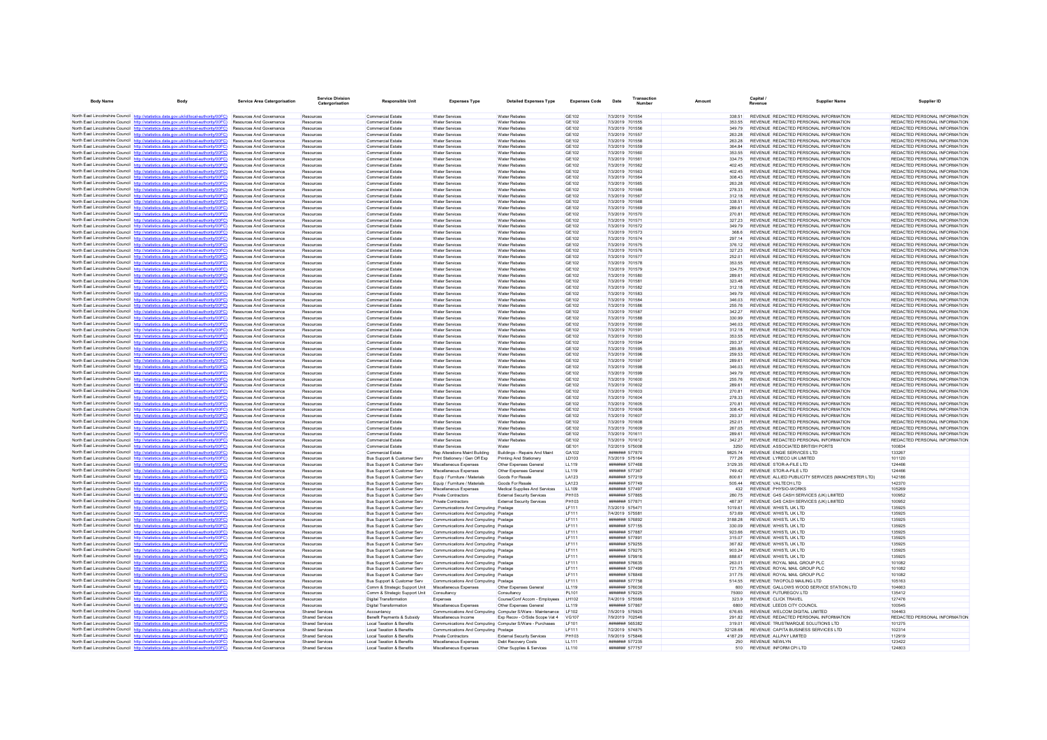| Body Name | Body | Service Area Catergorisation | Service Division Catergorisation | Responsible Unit | Expenses Type | Detailed Expenses Type | Expenses Code | Date | Transaction Number | Amount | Capital / Revenue | Supplier Name | Supplier ID |
|---|---|---|---|---|---|---|---|---|---|---|---|---|---|
| North East Lincolnshire Council | http://statistics.data.gov.uk/id/local-authority/00FC) | Resources And Governance | Resources | Commercial Estate | Water Services | Water Rebates | GE102 | 7/3/2019 | 701554 | 338.51 | REVENUE | REDACTED PERSONAL INFORMATION | REDACTED PERSONAL INFORMATION |
| North East Lincolnshire Council | http://statistics.data.gov.uk/id/local-authority/00FC) | Resources And Governance | Resources | Commercial Estate | Water Services | Water Rebates | GE102 | 7/3/2019 | 701555 | 353.55 | REVENUE | REDACTED PERSONAL INFORMATION | REDACTED PERSONAL INFORMATION |
| North East Lincolnshire Council | http://statistics.data.gov.uk/id/local-authority/00FC) | Resources And Governance | Resources | Commercial Estate | Water Services | Water Rebates | GE102 | 7/3/2019 | 701556 | 349.79 | REVENUE | REDACTED PERSONAL INFORMATION | REDACTED PERSONAL INFORMATION |
| North East Lincolnshire Council | http://statistics.data.gov.uk/id/local-authority/00FC) | Resources And Governance | Resources | Commercial Estate | Water Services | Water Rebates | GE102 | 7/3/2019 | 701557 | 263.28 | REVENUE | REDACTED PERSONAL INFORMATION | REDACTED PERSONAL INFORMATION |
| North East Lincolnshire Council | http://statistics.data.gov.uk/id/local-authority/00FC) | Resources And Governance | Resources | Commercial Estate | Water Services | Water Rebates | GE102 | 7/3/2019 | 701558 | 263.28 | REVENUE | REDACTED PERSONAL INFORMATION | REDACTED PERSONAL INFORMATION |
| North East Lincolnshire Council | http://statistics.data.gov.uk/id/local-authority/00FC) | Resources And Governance | Resources | Commercial Estate | Water Services | Water Rebates | GE102 | 7/3/2019 | 701559 | 364.84 | REVENUE | REDACTED PERSONAL INFORMATION | REDACTED PERSONAL INFORMATION |
| North East Lincolnshire Council | http://statistics.data.gov.uk/id/local-authority/00FC) | Resources And Governance | Resources | Commercial Estate | Water Services | Water Rebates | GE102 | 7/3/2019 | 701560 | 353.55 | REVENUE | REDACTED PERSONAL INFORMATION | REDACTED PERSONAL INFORMATION |
| North East Lincolnshire Council | http://statistics.data.gov.uk/id/local-authority/00FC) | Resources And Governance | Resources | Commercial Estate | Water Services | Water Rebates | GE102 | 7/3/2019 | 701561 | 334.75 | REVENUE | REDACTED PERSONAL INFORMATION | REDACTED PERSONAL INFORMATION |
| North East Lincolnshire Council | http://statistics.data.gov.uk/id/local-authority/00FC) | Resources And Governance | Resources | Commercial Estate | Water Services | Water Rebates | GE102 | 7/3/2019 | 701562 | 402.45 | REVENUE | REDACTED PERSONAL INFORMATION | REDACTED PERSONAL INFORMATION |
| North East Lincolnshire Council | http://statistics.data.gov.uk/id/local-authority/00FC) | Resources And Governance | Resources | Commercial Estate | Water Services | Water Rebates | GE102 | 7/3/2019 | 701563 | 402.45 | REVENUE | REDACTED PERSONAL INFORMATION | REDACTED PERSONAL INFORMATION |
| North East Lincolnshire Council | http://statistics.data.gov.uk/id/local-authority/00FC) | Resources And Governance | Resources | Commercial Estate | Water Services | Water Rebates | GE102 | 7/3/2019 | 701564 | 308.43 | REVENUE | REDACTED PERSONAL INFORMATION | REDACTED PERSONAL INFORMATION |
| North East Lincolnshire Council | http://statistics.data.gov.uk/id/local-authority/00FC) | Resources And Governance | Resources | Commercial Estate | Water Services | Water Rebates | GE102 | 7/3/2019 | 701565 | 263.28 | REVENUE | REDACTED PERSONAL INFORMATION | REDACTED PERSONAL INFORMATION |
| North East Lincolnshire Council | http://statistics.data.gov.uk/id/local-authority/00FC) | Resources And Governance | Resources | Commercial Estate | Water Services | Water Rebates | GE102 | 7/3/2019 | 701566 | 278.33 | REVENUE | REDACTED PERSONAL INFORMATION | REDACTED PERSONAL INFORMATION |
| North East Lincolnshire Council | http://statistics.data.gov.uk/id/local-authority/00FC) | Resources And Governance | Resources | Commercial Estate | Water Services | Water Rebates | GE102 | 7/3/2019 | 701567 | 312.18 | REVENUE | REDACTED PERSONAL INFORMATION | REDACTED PERSONAL INFORMATION |
| North East Lincolnshire Council | http://statistics.data.gov.uk/id/local-authority/00FC) | Resources And Governance | Resources | Commercial Estate | Water Services | Water Rebates | GE102 | 7/3/2019 | 701568 | 338.51 | REVENUE | REDACTED PERSONAL INFORMATION | REDACTED PERSONAL INFORMATION |
| North East Lincolnshire Council | http://statistics.data.gov.uk/id/local-authority/00FC) | Resources And Governance | Resources | Commercial Estate | Water Services | Water Rebates | GE102 | 7/3/2019 | 701569 | 289.61 | REVENUE | REDACTED PERSONAL INFORMATION | REDACTED PERSONAL INFORMATION |
| North East Lincolnshire Council | http://statistics.data.gov.uk/id/local-authority/00FC) | Resources And Governance | Resources | Commercial Estate | Water Services | Water Rebates | GE102 | 7/3/2019 | 701570 | 270.81 | REVENUE | REDACTED PERSONAL INFORMATION | REDACTED PERSONAL INFORMATION |
| North East Lincolnshire Council | http://statistics.data.gov.uk/id/local-authority/00FC) | Resources And Governance | Resources | Commercial Estate | Water Services | Water Rebates | GE102 | 7/3/2019 | 701571 | 327.23 | REVENUE | REDACTED PERSONAL INFORMATION | REDACTED PERSONAL INFORMATION |
| North East Lincolnshire Council | http://statistics.data.gov.uk/id/local-authority/00FC) | Resources And Governance | Resources | Commercial Estate | Water Services | Water Rebates | GE102 | 7/3/2019 | 701572 | 349.79 | REVENUE | REDACTED PERSONAL INFORMATION | REDACTED PERSONAL INFORMATION |
| North East Lincolnshire Council | http://statistics.data.gov.uk/id/local-authority/00FC) | Resources And Governance | Resources | Commercial Estate | Water Services | Water Rebates | GE102 | 7/3/2019 | 701573 | 368.6 | REVENUE | REDACTED PERSONAL INFORMATION | REDACTED PERSONAL INFORMATION |
| North East Lincolnshire Council | http://statistics.data.gov.uk/id/local-authority/00FC) | Resources And Governance | Resources | Commercial Estate | Water Services | Water Rebates | GE102 | 7/3/2019 | 701574 | 297.14 | REVENUE | REDACTED PERSONAL INFORMATION | REDACTED PERSONAL INFORMATION |
| North East Lincolnshire Council | http://statistics.data.gov.uk/id/local-authority/00FC) | Resources And Governance | Resources | Commercial Estate | Water Services | Water Rebates | GE102 | 7/3/2019 | 701575 | 376.12 | REVENUE | REDACTED PERSONAL INFORMATION | REDACTED PERSONAL INFORMATION |
| North East Lincolnshire Council | http://statistics.data.gov.uk/id/local-authority/00FC) | Resources And Governance | Resources | Commercial Estate | Water Services | Water Rebates | GE102 | 7/3/2019 | 701576 | 327.23 | REVENUE | REDACTED PERSONAL INFORMATION | REDACTED PERSONAL INFORMATION |
| North East Lincolnshire Council | http://statistics.data.gov.uk/id/local-authority/00FC) | Resources And Governance | Resources | Commercial Estate | Water Services | Water Rebates | GE102 | 7/3/2019 | 701577 | 252.01 | REVENUE | REDACTED PERSONAL INFORMATION | REDACTED PERSONAL INFORMATION |
| North East Lincolnshire Council | http://statistics.data.gov.uk/id/local-authority/00FC) | Resources And Governance | Resources | Commercial Estate | Water Services | Water Rebates | GE102 | 7/3/2019 | 701578 | 353.55 | REVENUE | REDACTED PERSONAL INFORMATION | REDACTED PERSONAL INFORMATION |
| North East Lincolnshire Council | http://statistics.data.gov.uk/id/local-authority/00FC) | Resources And Governance | Resources | Commercial Estate | Water Services | Water Rebates | GE102 | 7/3/2019 | 701579 | 334.75 | REVENUE | REDACTED PERSONAL INFORMATION | REDACTED PERSONAL INFORMATION |
| North East Lincolnshire Council | http://statistics.data.gov.uk/id/local-authority/00FC) | Resources And Governance | Resources | Commercial Estate | Water Services | Water Rebates | GE102 | 7/3/2019 | 701580 | 289.61 | REVENUE | REDACTED PERSONAL INFORMATION | REDACTED PERSONAL INFORMATION |
| North East Lincolnshire Council | http://statistics.data.gov.uk/id/local-authority/00FC) | Resources And Governance | Resources | Commercial Estate | Water Services | Water Rebates | GE102 | 7/3/2019 | 701581 | 323.46 | REVENUE | REDACTED PERSONAL INFORMATION | REDACTED PERSONAL INFORMATION |
| North East Lincolnshire Council | http://statistics.data.gov.uk/id/local-authority/00FC) | Resources And Governance | Resources | Commercial Estate | Water Services | Water Rebates | GE102 | 7/3/2019 | 701582 | 312.18 | REVENUE | REDACTED PERSONAL INFORMATION | REDACTED PERSONAL INFORMATION |
| North East Lincolnshire Council | http://statistics.data.gov.uk/id/local-authority/00FC) | Resources And Governance | Resources | Commercial Estate | Water Services | Water Rebates | GE102 | 7/3/2019 | 701583 | 349.79 | REVENUE | REDACTED PERSONAL INFORMATION | REDACTED PERSONAL INFORMATION |
| North East Lincolnshire Council | http://statistics.data.gov.uk/id/local-authority/00FC) | Resources And Governance | Resources | Commercial Estate | Water Services | Water Rebates | GE102 | 7/3/2019 | 701584 | 346.03 | REVENUE | REDACTED PERSONAL INFORMATION | REDACTED PERSONAL INFORMATION |
| North East Lincolnshire Council | http://statistics.data.gov.uk/id/local-authority/00FC) | Resources And Governance | Resources | Commercial Estate | Water Services | Water Rebates | GE102 | 7/3/2019 | 701586 | 255.76 | REVENUE | REDACTED PERSONAL INFORMATION | REDACTED PERSONAL INFORMATION |
| North East Lincolnshire Council | http://statistics.data.gov.uk/id/local-authority/00FC) | Resources And Governance | Resources | Commercial Estate | Water Services | Water Rebates | GE102 | 7/3/2019 | 701587 | 342.27 | REVENUE | REDACTED PERSONAL INFORMATION | REDACTED PERSONAL INFORMATION |
| North East Lincolnshire Council | http://statistics.data.gov.uk/id/local-authority/00FC) | Resources And Governance | Resources | Commercial Estate | Water Services | Water Rebates | GE102 | 7/3/2019 | 701588 | 330.99 | REVENUE | REDACTED PERSONAL INFORMATION | REDACTED PERSONAL INFORMATION |
| North East Lincolnshire Council | http://statistics.data.gov.uk/id/local-authority/00FC) | Resources And Governance | Resources | Commercial Estate | Water Services | Water Rebates | GE102 | 7/3/2019 | 701590 | 346.03 | REVENUE | REDACTED PERSONAL INFORMATION | REDACTED PERSONAL INFORMATION |
| North East Lincolnshire Council | http://statistics.data.gov.uk/id/local-authority/00FC) | Resources And Governance | Resources | Commercial Estate | Water Services | Water Rebates | GE102 | 7/3/2019 | 701591 | 312.18 | REVENUE | REDACTED PERSONAL INFORMATION | REDACTED PERSONAL INFORMATION |
| North East Lincolnshire Council | http://statistics.data.gov.uk/id/local-authority/00FC) | Resources And Governance | Resources | Commercial Estate | Water Services | Water Rebates | GE102 | 7/3/2019 | 701593 | 353.55 | REVENUE | REDACTED PERSONAL INFORMATION | REDACTED PERSONAL INFORMATION |
| North East Lincolnshire Council | http://statistics.data.gov.uk/id/local-authority/00FC) | Resources And Governance | Resources | Commercial Estate | Water Services | Water Rebates | GE102 | 7/3/2019 | 701594 | 293.37 | REVENUE | REDACTED PERSONAL INFORMATION | REDACTED PERSONAL INFORMATION |
| North East Lincolnshire Council | http://statistics.data.gov.uk/id/local-authority/00FC) | Resources And Governance | Resources | Commercial Estate | Water Services | Water Rebates | GE102 | 7/3/2019 | 701595 | 285.85 | REVENUE | REDACTED PERSONAL INFORMATION | REDACTED PERSONAL INFORMATION |
| North East Lincolnshire Council | http://statistics.data.gov.uk/id/local-authority/00FC) | Resources And Governance | Resources | Commercial Estate | Water Services | Water Rebates | GE102 | 7/3/2019 | 701596 | 259.53 | REVENUE | REDACTED PERSONAL INFORMATION | REDACTED PERSONAL INFORMATION |
| North East Lincolnshire Council | http://statistics.data.gov.uk/id/local-authority/00FC) | Resources And Governance | Resources | Commercial Estate | Water Services | Water Rebates | GE102 | 7/3/2019 | 701597 | 289.61 | REVENUE | REDACTED PERSONAL INFORMATION | REDACTED PERSONAL INFORMATION |
| North East Lincolnshire Council | http://statistics.data.gov.uk/id/local-authority/00FC) | Resources And Governance | Resources | Commercial Estate | Water Services | Water Rebates | GE102 | 7/3/2019 | 701598 | 346.03 | REVENUE | REDACTED PERSONAL INFORMATION | REDACTED PERSONAL INFORMATION |
| North East Lincolnshire Council | http://statistics.data.gov.uk/id/local-authority/00FC) | Resources And Governance | Resources | Commercial Estate | Water Services | Water Rebates | GE102 | 7/3/2019 | 701599 | 349.79 | REVENUE | REDACTED PERSONAL INFORMATION | REDACTED PERSONAL INFORMATION |
| North East Lincolnshire Council | http://statistics.data.gov.uk/id/local-authority/00FC) | Resources And Governance | Resources | Commercial Estate | Water Services | Water Rebates | GE102 | 7/3/2019 | 701600 | 255.76 | REVENUE | REDACTED PERSONAL INFORMATION | REDACTED PERSONAL INFORMATION |
| North East Lincolnshire Council | http://statistics.data.gov.uk/id/local-authority/00FC) | Resources And Governance | Resources | Commercial Estate | Water Services | Water Rebates | GE102 | 7/3/2019 | 701602 | 289.61 | REVENUE | REDACTED PERSONAL INFORMATION | REDACTED PERSONAL INFORMATION |
| North East Lincolnshire Council | http://statistics.data.gov.uk/id/local-authority/00FC) | Resources And Governance | Resources | Commercial Estate | Water Services | Water Rebates | GE102 | 7/3/2019 | 701603 | 270.81 | REVENUE | REDACTED PERSONAL INFORMATION | REDACTED PERSONAL INFORMATION |
| North East Lincolnshire Council | http://statistics.data.gov.uk/id/local-authority/00FC) | Resources And Governance | Resources | Commercial Estate | Water Services | Water Rebates | GE102 | 7/3/2019 | 701604 | 278.33 | REVENUE | REDACTED PERSONAL INFORMATION | REDACTED PERSONAL INFORMATION |
| North East Lincolnshire Council | http://statistics.data.gov.uk/id/local-authority/00FC) | Resources And Governance | Resources | Commercial Estate | Water Services | Water Rebates | GE102 | 7/3/2019 | 701605 | 270.81 | REVENUE | REDACTED PERSONAL INFORMATION | REDACTED PERSONAL INFORMATION |
| North East Lincolnshire Council | http://statistics.data.gov.uk/id/local-authority/00FC) | Resources And Governance | Resources | Commercial Estate | Water Services | Water Rebates | GE102 | 7/3/2019 | 701606 | 308.43 | REVENUE | REDACTED PERSONAL INFORMATION | REDACTED PERSONAL INFORMATION |
| North East Lincolnshire Council | http://statistics.data.gov.uk/id/local-authority/00FC) | Resources And Governance | Resources | Commercial Estate | Water Services | Water Rebates | GE102 | 7/3/2019 | 701607 | 293.37 | REVENUE | REDACTED PERSONAL INFORMATION | REDACTED PERSONAL INFORMATION |
| North East Lincolnshire Council | http://statistics.data.gov.uk/id/local-authority/00FC) | Resources And Governance | Resources | Commercial Estate | Water Services | Water Rebates | GE102 | 7/3/2019 | 701608 | 252.01 | REVENUE | REDACTED PERSONAL INFORMATION | REDACTED PERSONAL INFORMATION |
| North East Lincolnshire Council | http://statistics.data.gov.uk/id/local-authority/00FC) | Resources And Governance | Resources | Commercial Estate | Water Services | Water Rebates | GE102 | 7/3/2019 | 701609 | 267.05 | REVENUE | REDACTED PERSONAL INFORMATION | REDACTED PERSONAL INFORMATION |
| North East Lincolnshire Council | http://statistics.data.gov.uk/id/local-authority/00FC) | Resources And Governance | Resources | Commercial Estate | Water Services | Water Rebates | GE102 | 7/3/2019 | 701611 | 289.61 | REVENUE | REDACTED PERSONAL INFORMATION | REDACTED PERSONAL INFORMATION |
| North East Lincolnshire Council | http://statistics.data.gov.uk/id/local-authority/00FC) | Resources And Governance | Resources | Commercial Estate | Water Services | Water Rebates | GE102 | 7/3/2019 | 701612 | 342.27 | REVENUE | REDACTED PERSONAL INFORMATION | REDACTED PERSONAL INFORMATION |
| North East Lincolnshire Council | http://statistics.data.gov.uk/id/local-authority/00FC) | Resources And Governance | Resources | Commercial Estate | Water Services | Water | GE101 | 7/2/2019 | 575008 | 3250 | REVENUE | ASSOCIATED BRITISH PORTS | 100834 |
| North East Lincolnshire Council | http://statistics.data.gov.uk/id/local-authority/00FC) | Resources And Governance | Resources | Commercial Estate | Rep Alterations Maint Building | Buildings - Repairs And Maint | GA102 | ####### | 577870 | 9825.74 | REVENUE | ENGIE SERVICES LTD | 133267 |
| North East Lincolnshire Council | http://statistics.data.gov.uk/id/local-authority/00FC) | Resources And Governance | Resources | Bus Support & Customer Serv | Print Stationery / Gen Off Exp | Printing And Stationery | LD103 | 7/3/2019 | 575164 | 777.26 | REVENUE | LYRECO UK LIMITED | 101120 |
| North East Lincolnshire Council | http://statistics.data.gov.uk/id/local-authority/00FC) | Resources And Governance | Resources | Bus Support & Customer Serv | Miscellaneous Expenses | Other Expenses General | LL119 | ####### | 577468 | 3129.35 | REVENUE | STOR-A-FILE LTD | 124466 |
| North East Lincolnshire Council | http://statistics.data.gov.uk/id/local-authority/00FC) | Resources And Governance | Resources | Bus Support & Customer Serv | Miscellaneous Expenses | Other Expenses General | LL119 | ####### | 577367 | 749.42 | REVENUE | STOR-A-FILE LTD | 124466 |
| North East Lincolnshire Council | http://statistics.data.gov.uk/id/local-authority/00FC) | Resources And Governance | Resources | Bus Support & Customer Serv | Equip / Furniture / Materials | Goods For Resale | LA123 | ####### | 577219 | 800.61 | REVENUE | ALLIED PUBLICITY SERVICES (MANCHESTER LTD) | 142186 |
| North East Lincolnshire Council | http://statistics.data.gov.uk/id/local-authority/00FC) | Resources And Governance | Resources | Bus Support & Customer Serv | Equip / Furniture / Materials | Goods For Resale | LA123 | ####### | 577749 | 505.44 | REVENUE | VALTECH LTD | 142370 |
| North East Lincolnshire Council | http://statistics.data.gov.uk/id/local-authority/00FC) | Resources And Governance | Resources | Bus Support & Customer Serv | Miscellaneous Expenses | Medical Supplies And Services | LL109 | ####### | 577497 | 432 | REVENUE | PHYSIO-WORKS | 105269 |
| North East Lincolnshire Council | http://statistics.data.gov.uk/id/local-authority/00FC) | Resources And Governance | Resources | Bus Support & Customer Serv | Private Contractors | External Security Services | PH103 | ####### | 577865 | 280.75 | REVENUE | G4S CASH SERVICES (UK) LIMITED | 100952 |
| North East Lincolnshire Council | http://statistics.data.gov.uk/id/local-authority/00FC) | Resources And Governance | Resources | Bus Support & Customer Serv | Private Contractors | External Security Services | PH103 | ####### | 577871 | 487.97 | REVENUE | G4S CASH SERVICES (UK) LIMITED | 100952 |
| North East Lincolnshire Council | http://statistics.data.gov.uk/id/local-authority/00FC) | Resources And Governance | Resources | Bus Support & Customer Serv | Communications And Computing | Postage | LF111 | 7/3/2019 | 575471 | 1019.61 | REVENUE | WHISTL UK LTD | 135925 |
| North East Lincolnshire Council | http://statistics.data.gov.uk/id/local-authority/00FC) | Resources And Governance | Resources | Bus Support & Customer Serv | Communications And Computing | Postage | LF111 | 7/4/2019 | 575581 | 573.69 | REVENUE | WHISTL UK LTD | 135925 |
| North East Lincolnshire Council | http://statistics.data.gov.uk/id/local-authority/00FC) | Resources And Governance | Resources | Bus Support & Customer Serv | Communications And Computing | Postage | LF111 | ####### | 576892 | 3188.28 | REVENUE | WHISTL UK LTD | 135925 |
| North East Lincolnshire Council | http://statistics.data.gov.uk/id/local-authority/00FC) | Resources And Governance | Resources | Bus Support & Customer Serv | Communications And Computing | Postage | LF111 | ####### | 577155 | 330.09 | REVENUE | WHISTL UK LTD | 135925 |
| North East Lincolnshire Council | http://statistics.data.gov.uk/id/local-authority/00FC) | Resources And Governance | Resources | Bus Support & Customer Serv | Communications And Computing | Postage | LF111 | ####### | 577887 | 923.66 | REVENUE | WHISTL UK LTD | 135925 |
| North East Lincolnshire Council | http://statistics.data.gov.uk/id/local-authority/00FC) | Resources And Governance | Resources | Bus Support & Customer Serv | Communications And Computing | Postage | LF111 | ####### | 577891 | 315.07 | REVENUE | WHISTL UK LTD | 135925 |
| North East Lincolnshire Council | http://statistics.data.gov.uk/id/local-authority/00FC) | Resources And Governance | Resources | Bus Support & Customer Serv | Communications And Computing | Postage | LF111 | ####### | 579255 | 367.82 | REVENUE | WHISTL UK LTD | 135925 |
| North East Lincolnshire Council | http://statistics.data.gov.uk/id/local-authority/00FC) | Resources And Governance | Resources | Bus Support & Customer Serv | Communications And Computing | Postage | LF111 | ####### | 579275 | 903.24 | REVENUE | WHISTL UK LTD | 135925 |
| North East Lincolnshire Council | http://statistics.data.gov.uk/id/local-authority/00FC) | Resources And Governance | Resources | Bus Support & Customer Serv | Communications And Computing | Postage | LF111 | ####### | 579916 | 888.67 | REVENUE | WHISTL UK LTD | 135925 |
| North East Lincolnshire Council | http://statistics.data.gov.uk/id/local-authority/00FC) | Resources And Governance | Resources | Bus Support & Customer Serv | Communications And Computing | Postage | LF111 | ####### | 576635 | 263.01 | REVENUE | ROYAL MAIL GROUP PLC | 101082 |
| North East Lincolnshire Council | http://statistics.data.gov.uk/id/local-authority/00FC) | Resources And Governance | Resources | Bus Support & Customer Serv | Communications And Computing | Postage | LF111 | ####### | 577499 | 721.75 | REVENUE | ROYAL MAIL GROUP PLC | 101082 |
| North East Lincolnshire Council | http://statistics.data.gov.uk/id/local-authority/00FC) | Resources And Governance | Resources | Bus Support & Customer Serv | Communications And Computing | Postage | LF111 | ####### | 578848 | 317.75 | REVENUE | ROYAL MAIL GROUP PLC | 101082 |
| North East Lincolnshire Council | http://statistics.data.gov.uk/id/local-authority/00FC) | Resources And Governance | Resources | Bus Support & Customer Serv | Communications And Computing | Postage | LF111 | ####### | 577758 | 514.55 | REVENUE | TWOFOLD MAILING LTD | 105163 |
| North East Lincolnshire Council | http://statistics.data.gov.uk/id/local-authority/00FC) | Resources And Governance | Resources | Comm & Strategic Support Unit | Miscellaneous Expenses | Other Expenses General | LL119 | ####### | 576036 | 600 | REVENUE | GALLOWS WOOD SERVICE STATION LTD | 104663 |
| North East Lincolnshire Council | http://statistics.data.gov.uk/id/local-authority/00FC) | Resources And Governance | Resources | Comm & Strategic Support Unit | Consultancy | Consultancy | PL101 | ####### | 579225 | 75000 | REVENUE | FUTUREGOV.LTD | 135412 |
| North East Lincolnshire Council | http://statistics.data.gov.uk/id/local-authority/00FC) | Resources And Governance | Resources | Digital Transformation | Expenses | Course/Conf Accom - Employees | LH102 | 7/4/2019 | 575566 | 323.9 | REVENUE | CLICK TRAVEL | 127476 |
| North East Lincolnshire Council | http://statistics.data.gov.uk/id/local-authority/00FC) | Resources And Governance | Resources | Digital Transformation | Miscellaneous Expenses | Other Expenses General | LL119 | ####### | 577867 | 6800 | REVENUE | LEEDS CITY COUNCIL | 100545 |
| North East Lincolnshire Council | http://statistics.data.gov.uk/id/local-authority/00FC) | Resources And Governance | Shared Services | Accountancy | Communications And Computing | Computer S/Ware - Maintenance | LF102 | 7/5/2019 | 575925 | 676.65 | REVENUE | WELCOM DIGITAL LIMITED | 104463 |
| North East Lincolnshire Council | http://statistics.data.gov.uk/id/local-authority/00FC) | Resources And Governance | Shared Services | Benefit Payments & Subsidy | Miscellaneous Income | Exp Recov - O/Side Scope Vat 4 | VG107 | 7/9/2019 | 702546 | 291.82 | REVENUE | REDACTED PERSONAL INFORMATION | REDACTED PERSONAL INFORMATION |
| North East Lincolnshire Council | http://statistics.data.gov.uk/id/local-authority/00FC) | Resources And Governance | Shared Services | Local Taxation & Benefits | Communications And Computing | Computer S/Ware - Purchases | LF101 | ####### | 565382 | 319.01 | REVENUE | TRUSTMARQUE SOLUTIONS LTD | 101275 |
| North East Lincolnshire Council | http://statistics.data.gov.uk/id/local-authority/00FC) | Resources And Governance | Shared Services | Local Taxation & Benefits | Communications And Computing | Postage | LF111 | 7/2/2019 | 574875 | 32128.68 | REVENUE | CAPITA BUSINESS SERVICES LTD | 102314 |
| North East Lincolnshire Council | http://statistics.data.gov.uk/id/local-authority/00FC) | Resources And Governance | Shared Services | Local Taxation & Benefits | Private Contractors | External Security Services | PH103 | 7/9/2019 | 575846 | 4187.29 | REVENUE | ALLPAY LIMITED | 112919 |
| North East Lincolnshire Council | http://statistics.data.gov.uk/id/local-authority/00FC) | Resources And Governance | Shared Services | Local Taxation & Benefits | Miscellaneous Expenses | Debt Recovery Costs | LL111 | ####### | 577235 | 250 | REVENUE | NEWLYN | 123422 |
| North East Lincolnshire Council | http://statistics.data.gov.uk/id/local-authority/00FC) | Resources And Governance | Shared Services | Local Taxation & Benefits | Miscellaneous Expenses | Other Supplies & Services | LL110 | ####### | 577757 | 510 | REVENUE | INFORM CPI LTD | 124803 |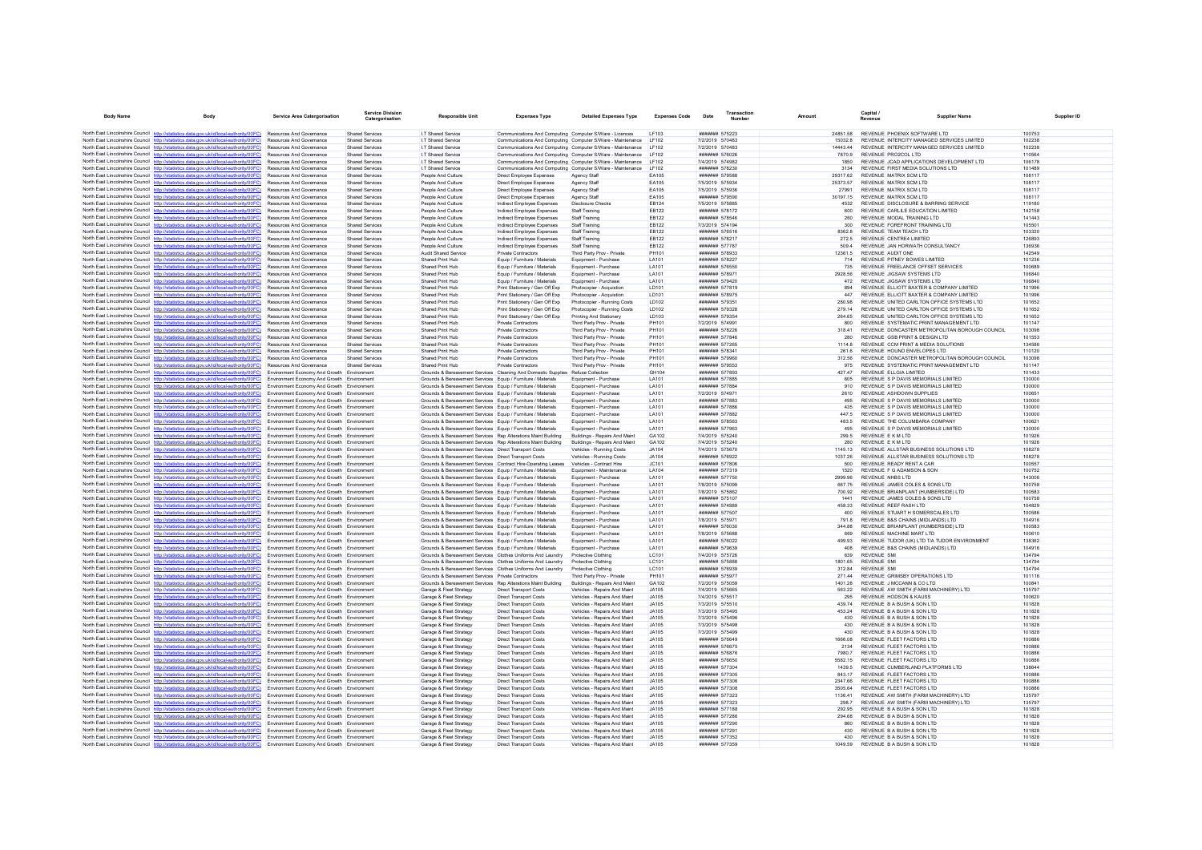| Body Name | Body | Service Area Catergorisation | Service Division Catergorisation | Responsible Unit | Expenses Type | Detailed Expenses Type | Expenses Code | Date | Transaction Number | Amount | Capital / Revenue | Supplier Name | Supplier ID |
|---|---|---|---|---|---|---|---|---|---|---|---|---|---|
| North East Lincolnshire Council | http://statistics.data.gov.uk/id/local-authority/00FC) | Resources And Governance | Shared Services | I.T Shared Service | Communications And Computing | Computer S/Ware - Licences | LF103 | ####### | 575223 | 24851.58 | REVENUE | PHOENIX SOFTWARE LTD | 100753 |
| North East Lincolnshire Council | http://statistics.data.gov.uk/id/local-authority/00FC) | Resources And Governance | Shared Services | I.T Shared Service | Communications And Computing | Computer S/Ware - Maintenance | LF102 | 7/2/2019 | 570483 | 15032.8 | REVENUE | INTERCITY MANAGED SERVICES LIMITED | 102238 |
| North East Lincolnshire Council | http://statistics.data.gov.uk/id/local-authority/00FC) | Resources And Governance | Shared Services | I.T Shared Service | Communications And Computing | Computer S/Ware - Maintenance | LF102 | 7/2/2019 | 570483 | 14443.44 | REVENUE | INTERCITY MANAGED SERVICES LIMITED | 102238 |
| North East Lincolnshire Council | http://statistics.data.gov.uk/id/local-authority/00FC) | Resources And Governance | Shared Services | I.T Shared Service | Communications And Computing | Computer S/Ware - Maintenance | LF102 | ####### | 576026 | 7870.9 | REVENUE | PRO2COL LTD | 110564 |
| North East Lincolnshire Council | http://statistics.data.gov.uk/id/local-authority/00FC) | Resources And Governance | Shared Services | I.T Shared Service | Communications And Computing | Computer S/Ware - Maintenance | LF102 | 7/4/2019 | 574982 | 1850 | REVENUE | JCAD APPLICATIONS DEVELOPMENT LTD | 106178 |
| North East Lincolnshire Council | http://statistics.data.gov.uk/id/local-authority/00FC) | Resources And Governance | Shared Services | I.T Shared Service | Communications And Computing | Computer S/Ware - Maintenance | LF102 | ####### | 578230 | 3134 | REVENUE | FIRST MEDIA SOLUTIONS LTD | 101489 |
| North East Lincolnshire Council | http://statistics.data.gov.uk/id/local-authority/00FC) | Resources And Governance | Shared Services | People And Culture | Direct Employee Expenses | Agency Staff | EA105 | ####### | 579588 | 29317.62 | REVENUE | MATRIX SCM LTD | 108117 |
| North East Lincolnshire Council | http://statistics.data.gov.uk/id/local-authority/00FC) | Resources And Governance | Shared Services | People And Culture | Direct Employee Expenses | Agency Staff | EA105 | 7/5/2019 | 575934 | 25373.57 | REVENUE | MATRIX SCM LTD | 108117 |
| North East Lincolnshire Council | http://statistics.data.gov.uk/id/local-authority/00FC) | Resources And Governance | Shared Services | People And Culture | Direct Employee Expenses | Agency Staff | EA105 | 7/5/2019 | 575936 | 27991 | REVENUE | MATRIX SCM LTD | 108117 |
| North East Lincolnshire Council | http://statistics.data.gov.uk/id/local-authority/00FC) | Resources And Governance | Shared Services | People And Culture | Direct Employee Expenses | Agency Staff | EA105 | ####### | 579590 | 30197.15 | REVENUE | MATRIX SCM LTD | 108117 |
| North East Lincolnshire Council | http://statistics.data.gov.uk/id/local-authority/00FC) | Resources And Governance | Shared Services | People And Culture | Indirect Employee Expenses | Disclosure Checks | EB124 | 7/5/2019 | 575885 | 4532 | REVENUE | DISCLOSURE & BARRING SERVICE | 119180 |
| North East Lincolnshire Council | http://statistics.data.gov.uk/id/local-authority/00FC) | Resources And Governance | Shared Services | People And Culture | Indirect Employee Expenses | Staff Training | EB122 | ####### | 578172 | 600 | REVENUE | CARLILE EDUCATION LIMITED | 142158 |
| North East Lincolnshire Council | http://statistics.data.gov.uk/id/local-authority/00FC) | Resources And Governance | Shared Services | People And Culture | Indirect Employee Expenses | Staff Training | EB122 | ####### | 578546 | 260 | REVENUE | MODAL TRAINING LTD | 141443 |
| North East Lincolnshire Council | http://statistics.data.gov.uk/id/local-authority/00FC) | Resources And Governance | Shared Services | People And Culture | Indirect Employee Expenses | Staff Training | EB122 | 7/3/2019 | 574194 | 300 | REVENUE | FOREFRONT TRAINING LTD | 105501 |
| North East Lincolnshire Council | http://statistics.data.gov.uk/id/local-authority/00FC) | Resources And Governance | Shared Services | People And Culture | Indirect Employee Expenses | Staff Training | EB122 | ####### | 576516 | 8362.8 | REVENUE | TEAM TEACH LTD | 103320 |
| North East Lincolnshire Council | http://statistics.data.gov.uk/id/local-authority/00FC) | Resources And Governance | Shared Services | People And Culture | Indirect Employee Expenses | Staff Training | EB122 | ####### | 578217 | 272.5 | REVENUE | CENTRE4 LIMITED | 126893 |
| North East Lincolnshire Council | http://statistics.data.gov.uk/id/local-authority/00FC) | Resources And Governance | Shared Services | People And Culture | Indirect Employee Expenses | Staff Training | EB122 | ####### | 577787 | 509.4 | REVENUE | JAN HORWATH CONSULTANCY | 136936 |
| North East Lincolnshire Council | http://statistics.data.gov.uk/id/local-authority/00FC) | Resources And Governance | Shared Services | Audit Shared Service | Private Contractors | Third Party Prov - Private | PH101 | ####### | 578933 | 12381.5 | REVENUE | AUDIT ONE | 142549 |
| North East Lincolnshire Council | http://statistics.data.gov.uk/id/local-authority/00FC) | Resources And Governance | Shared Services | Shared Print Hub | Equip / Furniture / Materials | Equipment - Purchase | LA101 | ####### | 578227 | 714 | REVENUE | PITNEY BOWES LIMITED | 101236 |
| North East Lincolnshire Council | http://statistics.data.gov.uk/id/local-authority/00FC) | Resources And Governance | Shared Services | Shared Print Hub | Equip / Furniture / Materials | Equipment - Purchase | LA101 | ####### | 576550 | 735 | REVENUE | FREELANCE OFFSET SERVICES | 100689 |
| North East Lincolnshire Council | http://statistics.data.gov.uk/id/local-authority/00FC) | Resources And Governance | Shared Services | Shared Print Hub | Equip / Furniture / Materials | Equipment - Purchase | LA101 | ####### | 578971 | 2928.56 | REVENUE | JIGSAW SYSTEMS LTD | 106840 |
| North East Lincolnshire Council | http://statistics.data.gov.uk/id/local-authority/00FC) | Resources And Governance | Shared Services | Shared Print Hub | Equip / Furniture / Materials | Equipment - Purchase | LA101 | ####### | 579420 | 472 | REVENUE | JIGSAW SYSTEMS LTD | 106840 |
| North East Lincolnshire Council | http://statistics.data.gov.uk/id/local-authority/00FC) | Resources And Governance | Shared Services | Shared Print Hub | Print Stationery / Gen Off Exp | Photocopier - Acquistion | LD101 | ####### | 577819 | 894 | REVENUE | ELLIOTT BAXTER & COMPANY LIMITED | 101996 |
| North East Lincolnshire Council | http://statistics.data.gov.uk/id/local-authority/00FC) | Resources And Governance | Shared Services | Shared Print Hub | Print Stationery / Gen Off Exp | Photocopier - Acquistion | LD101 | ####### | 578975 | 447 | REVENUE | ELLIOTT BAXTER & COMPANY LIMITED | 101996 |
| North East Lincolnshire Council | http://statistics.data.gov.uk/id/local-authority/00FC) | Resources And Governance | Shared Services | Shared Print Hub | Print Stationery / Gen Off Exp | Photocopier - Running Costs | LD102 | ####### | 579351 | 280.98 | REVENUE | UNITED CARLTON OFFICE SYSTEMS LTD | 101652 |
| North East Lincolnshire Council | http://statistics.data.gov.uk/id/local-authority/00FC) | Resources And Governance | Shared Services | Shared Print Hub | Print Stationery / Gen Off Exp | Photocopier - Running Costs | LD102 | ####### | 579328 | 279.14 | REVENUE | UNITED CARLTON OFFICE SYSTEMS LTD | 101652 |
| North East Lincolnshire Council | http://statistics.data.gov.uk/id/local-authority/00FC) | Resources And Governance | Shared Services | Shared Print Hub | Print Stationery / Gen Off Exp | Printing And Stationery | LD103 | ####### | 579354 | 264.65 | REVENUE | UNITED CARLTON OFFICE SYSTEMS LTD | 101652 |
| North East Lincolnshire Council | http://statistics.data.gov.uk/id/local-authority/00FC) | Resources And Governance | Shared Services | Shared Print Hub | Private Contractors | Third Party Prov - Private | PH101 | 7/2/2019 | 574991 | 800 | REVENUE | SYSTEMATIC PRINT MANAGEMENT LTD | 101147 |
| North East Lincolnshire Council | http://statistics.data.gov.uk/id/local-authority/00FC) | Resources And Governance | Shared Services | Shared Print Hub | Private Contractors | Third Party Prov - Private | PH101 | ####### | 578226 | 318.41 | REVENUE | DONCASTER METROPOLITAN BOROUGH COUNCIL | 103098 |
| North East Lincolnshire Council | http://statistics.data.gov.uk/id/local-authority/00FC) | Resources And Governance | Shared Services | Shared Print Hub | Private Contractors | Third Party Prov - Private | PH101 | ####### | 577846 | 280 | REVENUE | GSB PRINT & DESIGN LTD | 101553 |
| North East Lincolnshire Council | http://statistics.data.gov.uk/id/local-authority/00FC) | Resources And Governance | Shared Services | Shared Print Hub | Private Contractors | Third Party Prov - Private | PH101 | ####### | 577265 | 1114.8 | REVENUE | CCM PRINT & MEDIA SOLUTIONS | 134586 |
| North East Lincolnshire Council | http://statistics.data.gov.uk/id/local-authority/00FC) | Resources And Governance | Shared Services | Shared Print Hub | Private Contractors | Third Party Prov - Private | PH101 | ####### | 578341 | 261.6 | REVENUE | HOUND ENVELOPES LTD | 110120 |
| North East Lincolnshire Council | http://statistics.data.gov.uk/id/local-authority/00FC) | Resources And Governance | Shared Services | Shared Print Hub | Private Contractors | Third Party Prov - Private | PH101 | ####### | 579960 | 312.56 | REVENUE | DONCASTER METROPOLITAN BOROUGH COUNCIL | 103098 |
| North East Lincolnshire Council | http://statistics.data.gov.uk/id/local-authority/00FC) | Resources And Governance | Shared Services | Shared Print Hub | Private Contractors | Third Party Prov - Private | PH101 | ####### | 579553 | 975 | REVENUE | SYSTEMATIC PRINT MANAGEMENT LTD | 101147 |
| North East Lincolnshire Council | http://statistics.data.gov.uk/id/local-authority/00FC) | Environment Economy And Growth | Environment | Grounds & Bereavement Services | Cleaning And Domestic Supplies | Refuse Collection | GH104 | ####### | 577893 | 427.47 | REVENUE | ELLGIA LIMITED | 101433 |
| North East Lincolnshire Council | http://statistics.data.gov.uk/id/local-authority/00FC) | Environment Economy And Growth | Environment | Grounds & Bereavement Services | Equip / Furniture / Materials | Equipment - Purchase | LA101 | ####### | 577885 | 605 | REVENUE | S P DAVIS MEMORIALS LIMITED | 130000 |
| North East Lincolnshire Council | http://statistics.data.gov.uk/id/local-authority/00FC) | Environment Economy And Growth | Environment | Grounds & Bereavement Services | Equip / Furniture / Materials | Equipment - Purchase | LA101 | ####### | 577884 | 910 | REVENUE | S P DAVIS MEMORIALS LIMITED | 130000 |
| North East Lincolnshire Council | http://statistics.data.gov.uk/id/local-authority/00FC) | Environment Economy And Growth | Environment | Grounds & Bereavement Services | Equip / Furniture / Materials | Equipment - Purchase | LA101 | 7/2/2019 | 574971 | 2610 | REVENUE | ASHDOWN SUPPLIES | 100651 |
| North East Lincolnshire Council | http://statistics.data.gov.uk/id/local-authority/00FC) | Environment Economy And Growth | Environment | Grounds & Bereavement Services | Equip / Furniture / Materials | Equipment - Purchase | LA101 | ####### | 577883 | 495 | REVENUE | S P DAVIS MEMORIALS LIMITED | 130000 |
| North East Lincolnshire Council | http://statistics.data.gov.uk/id/local-authority/00FC) | Environment Economy And Growth | Environment | Grounds & Bereavement Services | Equip / Furniture / Materials | Equipment - Purchase | LA101 | ####### | 577886 | 435 | REVENUE | S P DAVIS MEMORIALS LIMITED | 130000 |
| North East Lincolnshire Council | http://statistics.data.gov.uk/id/local-authority/00FC) | Environment Economy And Growth | Environment | Grounds & Bereavement Services | Equip / Furniture / Materials | Equipment - Purchase | LA101 | ####### | 577882 | 447.5 | REVENUE | S P DAVIS MEMORIALS LIMITED | 130000 |
| North East Lincolnshire Council | http://statistics.data.gov.uk/id/local-authority/00FC) | Environment Economy And Growth | Environment | Grounds & Bereavement Services | Equip / Furniture / Materials | Equipment - Purchase | LA101 | ####### | 578563 | 483.5 | REVENUE | THE COLUMBARIA COMPANY | 100621 |
| North East Lincolnshire Council | http://statistics.data.gov.uk/id/local-authority/00FC) | Environment Economy And Growth | Environment | Grounds & Bereavement Services | Equip / Furniture / Materials | Equipment - Purchase | LA101 | ####### | 577963 | 495 | REVENUE | S P DAVIS MEMORIALS LIMITED | 130000 |
| North East Lincolnshire Council | http://statistics.data.gov.uk/id/local-authority/00FC) | Environment Economy And Growth | Environment | Grounds & Bereavement Services | Rep Alterations Maint Building | Buildings - Repairs And Maint | GA102 | 7/4/2019 | 575240 | 299.5 | REVENUE | E K M LTD | 101926 |
| North East Lincolnshire Council | http://statistics.data.gov.uk/id/local-authority/00FC) | Environment Economy And Growth | Environment | Grounds & Bereavement Services | Rep Alterations Maint Building | Buildings - Repairs And Maint | GA102 | 7/4/2019 | 575240 | 280 | REVENUE | E K M LTD | 101926 |
| North East Lincolnshire Council | http://statistics.data.gov.uk/id/local-authority/00FC) | Environment Economy And Growth | Environment | Grounds & Bereavement Services | Direct Transport Costs | Vehicles - Running Costs | JA104 | 7/4/2019 | 575670 | 1145.13 | REVENUE | ALLSTAR BUSINESS SOLUTIONS LTD | 108278 |
| North East Lincolnshire Council | http://statistics.data.gov.uk/id/local-authority/00FC) | Environment Economy And Growth | Environment | Grounds & Bereavement Services | Direct Transport Costs | Vehicles - Running Costs | JA104 | ####### | 576922 | 1037.26 | REVENUE | ALLSTAR BUSINESS SOLUTIONS LTD | 108278 |
| North East Lincolnshire Council | http://statistics.data.gov.uk/id/local-authority/00FC) | Environment Economy And Growth | Environment | Grounds & Bereavement Services | Contract Hire-Operating Leases | Vehicles - Contract Hire | JC101 | ####### | 577806 | 500 | REVENUE | READY RENT A CAR | 100557 |
| North East Lincolnshire Council | http://statistics.data.gov.uk/id/local-authority/00FC) | Environment Economy And Growth | Environment | Grounds & Bereavement Services | Equip / Furniture / Materials | Equipment - Maintenance | LA104 | ####### | 577319 | 1520 | REVENUE | F G ADAMSON & SON | 100752 |
| North East Lincolnshire Council | http://statistics.data.gov.uk/id/local-authority/00FC) | Environment Economy And Growth | Environment | Grounds & Bereavement Services | Equip / Furniture / Materials | Equipment - Purchase | LA101 | ####### | 577750 | 2999.96 | REVENUE | NHBS LTD | 143006 |
| North East Lincolnshire Council | http://statistics.data.gov.uk/id/local-authority/00FC) | Environment Economy And Growth | Environment | Grounds & Bereavement Services | Equip / Furniture / Materials | Equipment - Purchase | LA101 | 7/8/2019 | 575099 | 667.75 | REVENUE | JAMES COLES & SONS LTD | 100758 |
| North East Lincolnshire Council | http://statistics.data.gov.uk/id/local-authority/00FC) | Environment Economy And Growth | Environment | Grounds & Bereavement Services | Equip / Furniture / Materials | Equipment - Purchase | LA101 | 7/8/2019 | 575862 | 700.92 | REVENUE | BRIANPLANT (HUMBERSIDE) LTD | 100583 |
| North East Lincolnshire Council | http://statistics.data.gov.uk/id/local-authority/00FC) | Environment Economy And Growth | Environment | Grounds & Bereavement Services | Equip / Furniture / Materials | Equipment - Purchase | LA101 | ####### | 575107 | 1441 | REVENUE | JAMES COLES & SONS LTD | 100758 |
| North East Lincolnshire Council | http://statistics.data.gov.uk/id/local-authority/00FC) | Environment Economy And Growth | Environment | Grounds & Bereavement Services | Equip / Furniture / Materials | Equipment - Purchase | LA101 | ####### | 574889 | 458.33 | REVENUE | REEF FRASH LTD | 104829 |
| North East Lincolnshire Council | http://statistics.data.gov.uk/id/local-authority/00FC) | Environment Economy And Growth | Environment | Grounds & Bereavement Services | Equip / Furniture / Materials | Equipment - Purchase | LA101 | ####### | 577507 | 400 | REVENUE | STUART H SOMERSCALES LTD | 100586 |
| North East Lincolnshire Council | http://statistics.data.gov.uk/id/local-authority/00FC) | Environment Economy And Growth | Environment | Grounds & Bereavement Services | Equip / Furniture / Materials | Equipment - Purchase | LA101 | 7/8/2019 | 575971 | 791.8 | REVENUE | B&S CHAINS (MIDLANDS) LTD | 104916 |
| North East Lincolnshire Council | http://statistics.data.gov.uk/id/local-authority/00FC) | Environment Economy And Growth | Environment | Grounds & Bereavement Services | Equip / Furniture / Materials | Equipment - Purchase | LA101 | ####### | 576630 | 344.85 | REVENUE | BRIANPLANT (HUMBERSIDE) LTD | 100583 |
| North East Lincolnshire Council | http://statistics.data.gov.uk/id/local-authority/00FC) | Environment Economy And Growth | Environment | Grounds & Bereavement Services | Equip / Furniture / Materials | Equipment - Purchase | LA101 | 7/8/2019 | 575688 | 669 | REVENUE | MACHINE MART LTD | 100610 |
| North East Lincolnshire Council | http://statistics.data.gov.uk/id/local-authority/00FC) | Environment Economy And Growth | Environment | Grounds & Bereavement Services | Equip / Furniture / Materials | Equipment - Purchase | LA101 | ####### | 576022 | 499.93 | REVENUE | TUDOR (UK) LTD T/A TUDOR ENVIRONMENT | 138362 |
| North East Lincolnshire Council | http://statistics.data.gov.uk/id/local-authority/00FC) | Environment Economy And Growth | Environment | Grounds & Bereavement Services | Equip / Furniture / Materials | Equipment - Purchase | LA101 | ####### | 576639 | 408 | REVENUE | B&S CHAINS (MIDLANDS) LTD | 104916 |
| North East Lincolnshire Council | http://statistics.data.gov.uk/id/local-authority/00FC) | Environment Economy And Growth | Environment | Grounds & Bereavement Services | Clothes Uniforms And Laundry | Protective Clothing | LC101 | 7/4/2019 | 575726 | 639 | REVENUE | SMI | 134794 |
| North East Lincolnshire Council | http://statistics.data.gov.uk/id/local-authority/00FC) | Environment Economy And Growth | Environment | Grounds & Bereavement Services | Clothes Uniforms And Laundry | Protective Clothing | LC101 | ####### | 575888 | 1801.65 | REVENUE | SMI | 134794 |
| North East Lincolnshire Council | http://statistics.data.gov.uk/id/local-authority/00FC) | Environment Economy And Growth | Environment | Grounds & Bereavement Services | Clothes Uniforms And Laundry | Protective Clothing | LC101 | ####### | 576939 | 312.84 | REVENUE | SMI | 134794 |
| North East Lincolnshire Council | http://statistics.data.gov.uk/id/local-authority/00FC) | Environment Economy And Growth | Environment | Grounds & Bereavement Services | Private Contractors | Third Party Prov - Private | PH101 | ####### | 575977 | 271.44 | REVENUE | GRIMSBY OPERATIONS LTD | 101116 |
| North East Lincolnshire Council | http://statistics.data.gov.uk/id/local-authority/00FC) | Environment Economy And Growth | Environment | Grounds & Bereavement Services | Rep Alterations Maint Building | Buildings - Repairs And Maint | GA102 | 7/2/2019 | 575059 | 1401.28 | REVENUE | J MCCANN & CO LTD | 100841 |
| North East Lincolnshire Council | http://statistics.data.gov.uk/id/local-authority/00FC) | Environment Economy And Growth | Environment | Garage & Fleet Strategy | Direct Transport Costs | Vehicles - Repairs And Maint | JA105 | 7/4/2019 | 575665 | 563.22 | REVENUE | AW SMITH (FARM MACHINERY) LTD | 135797 |
| North East Lincolnshire Council | http://statistics.data.gov.uk/id/local-authority/00FC) | Environment Economy And Growth | Environment | Garage & Fleet Strategy | Direct Transport Costs | Vehicles - Repairs And Maint | JA105 | 7/4/2019 | 575517 | 295 | REVENUE | HODSON & KAUSS | 100620 |
| North East Lincolnshire Council | http://statistics.data.gov.uk/id/local-authority/00FC) | Environment Economy And Growth | Environment | Garage & Fleet Strategy | Direct Transport Costs | Vehicles - Repairs And Maint | JA105 | 7/3/2019 | 575510 | 439.74 | REVENUE | B A BUSH & SON LTD | 101828 |
| North East Lincolnshire Council | http://statistics.data.gov.uk/id/local-authority/00FC) | Environment Economy And Growth | Environment | Garage & Fleet Strategy | Direct Transport Costs | Vehicles - Repairs And Maint | JA105 | 7/3/2019 | 575495 | 453.24 | REVENUE | B A BUSH & SON LTD | 101828 |
| North East Lincolnshire Council | http://statistics.data.gov.uk/id/local-authority/00FC) | Environment Economy And Growth | Environment | Garage & Fleet Strategy | Direct Transport Costs | Vehicles - Repairs And Maint | JA105 | 7/3/2019 | 575496 | 430 | REVENUE | B A BUSH & SON LTD | 101828 |
| North East Lincolnshire Council | http://statistics.data.gov.uk/id/local-authority/00FC) | Environment Economy And Growth | Environment | Garage & Fleet Strategy | Direct Transport Costs | Vehicles - Repairs And Maint | JA105 | 7/3/2019 | 575498 | 430 | REVENUE | B A BUSH & SON LTD | 101828 |
| North East Lincolnshire Council | http://statistics.data.gov.uk/id/local-authority/00FC) | Environment Economy And Growth | Environment | Garage & Fleet Strategy | Direct Transport Costs | Vehicles - Repairs And Maint | JA105 | 7/3/2019 | 575499 | 430 | REVENUE | B A BUSH & SON LTD | 101828 |
| North East Lincolnshire Council | http://statistics.data.gov.uk/id/local-authority/00FC) | Environment Economy And Growth | Environment | Garage & Fleet Strategy | Direct Transport Costs | Vehicles - Repairs And Maint | JA105 | ####### | 576649 | 1666.08 | REVENUE | FLEET FACTORS LTD | 100886 |
| North East Lincolnshire Council | http://statistics.data.gov.uk/id/local-authority/00FC) | Environment Economy And Growth | Environment | Garage & Fleet Strategy | Direct Transport Costs | Vehicles - Repairs And Maint | JA105 | ####### | 576675 | 2134 | REVENUE | FLEET FACTORS LTD | 100886 |
| North East Lincolnshire Council | http://statistics.data.gov.uk/id/local-authority/00FC) | Environment Economy And Growth | Environment | Garage & Fleet Strategy | Direct Transport Costs | Vehicles - Repairs And Maint | JA105 | ####### | 576676 | 7980.7 | REVENUE | FLEET FACTORS LTD | 100886 |
| North East Lincolnshire Council | http://statistics.data.gov.uk/id/local-authority/00FC) | Environment Economy And Growth | Environment | Garage & Fleet Strategy | Direct Transport Costs | Vehicles - Repairs And Maint | JA105 | ####### | 576650 | 5582.15 | REVENUE | FLEET FACTORS LTD | 100886 |
| North East Lincolnshire Council | http://statistics.data.gov.uk/id/local-authority/00FC) | Environment Economy And Growth | Environment | Garage & Fleet Strategy | Direct Transport Costs | Vehicles - Repairs And Maint | JA105 | ####### | 577304 | 1439.5 | REVENUE | CUMBERLAND PLATFORMS LTD | 138644 |
| North East Lincolnshire Council | http://statistics.data.gov.uk/id/local-authority/00FC) | Environment Economy And Growth | Environment | Garage & Fleet Strategy | Direct Transport Costs | Vehicles - Repairs And Maint | JA105 | ####### | 577305 | 843.17 | REVENUE | FLEET FACTORS LTD | 100886 |
| North East Lincolnshire Council | http://statistics.data.gov.uk/id/local-authority/00FC) | Environment Economy And Growth | Environment | Garage & Fleet Strategy | Direct Transport Costs | Vehicles - Repairs And Maint | JA105 | ####### | 577306 | 2347.66 | REVENUE | FLEET FACTORS LTD | 100886 |
| North East Lincolnshire Council | http://statistics.data.gov.uk/id/local-authority/00FC) | Environment Economy And Growth | Environment | Garage & Fleet Strategy | Direct Transport Costs | Vehicles - Repairs And Maint | JA105 | ####### | 577308 | 3505.64 | REVENUE | FLEET FACTORS LTD | 100886 |
| North East Lincolnshire Council | http://statistics.data.gov.uk/id/local-authority/00FC) | Environment Economy And Growth | Environment | Garage & Fleet Strategy | Direct Transport Costs | Vehicles - Repairs And Maint | JA105 | ####### | 577323 | 1138.41 | REVENUE | AW SMITH (FARM MACHINERY) LTD | 135797 |
| North East Lincolnshire Council | http://statistics.data.gov.uk/id/local-authority/00FC) | Environment Economy And Growth | Environment | Garage & Fleet Strategy | Direct Transport Costs | Vehicles - Repairs And Maint | JA105 | ####### | 577323 | 298.7 | REVENUE | AW SMITH (FARM MACHINERY) LTD | 135797 |
| North East Lincolnshire Council | http://statistics.data.gov.uk/id/local-authority/00FC) | Environment Economy And Growth | Environment | Garage & Fleet Strategy | Direct Transport Costs | Vehicles - Repairs And Maint | JA105 | ####### | 577188 | 292.95 | REVENUE | B A BUSH & SON LTD | 101828 |
| North East Lincolnshire Council | http://statistics.data.gov.uk/id/local-authority/00FC) | Environment Economy And Growth | Environment | Garage & Fleet Strategy | Direct Transport Costs | Vehicles - Repairs And Maint | JA105 | ####### | 577286 | 294.68 | REVENUE | B A BUSH & SON LTD | 101828 |
| North East Lincolnshire Council | http://statistics.data.gov.uk/id/local-authority/00FC) | Environment Economy And Growth | Environment | Garage & Fleet Strategy | Direct Transport Costs | Vehicles - Repairs And Maint | JA105 | ####### | 577290 | 860 | REVENUE | B A BUSH & SON LTD | 101828 |
| North East Lincolnshire Council | http://statistics.data.gov.uk/id/local-authority/00FC) | Environment Economy And Growth | Environment | Garage & Fleet Strategy | Direct Transport Costs | Vehicles - Repairs And Maint | JA105 | ####### | 577291 | 430 | REVENUE | B A BUSH & SON LTD | 101828 |
| North East Lincolnshire Council | http://statistics.data.gov.uk/id/local-authority/00FC) | Environment Economy And Growth | Environment | Garage & Fleet Strategy | Direct Transport Costs | Vehicles - Repairs And Maint | JA105 | ####### | 577352 | 430 | REVENUE | B A BUSH & SON LTD | 101828 |
| North East Lincolnshire Council | http://statistics.data.gov.uk/id/local-authority/00FC) | Environment Economy And Growth | Environment | Garage & Fleet Strategy | Direct Transport Costs | Vehicles - Repairs And Maint | JA105 | ####### | 577359 | 1049.59 | REVENUE | B A BUSH & SON LTD | 101828 |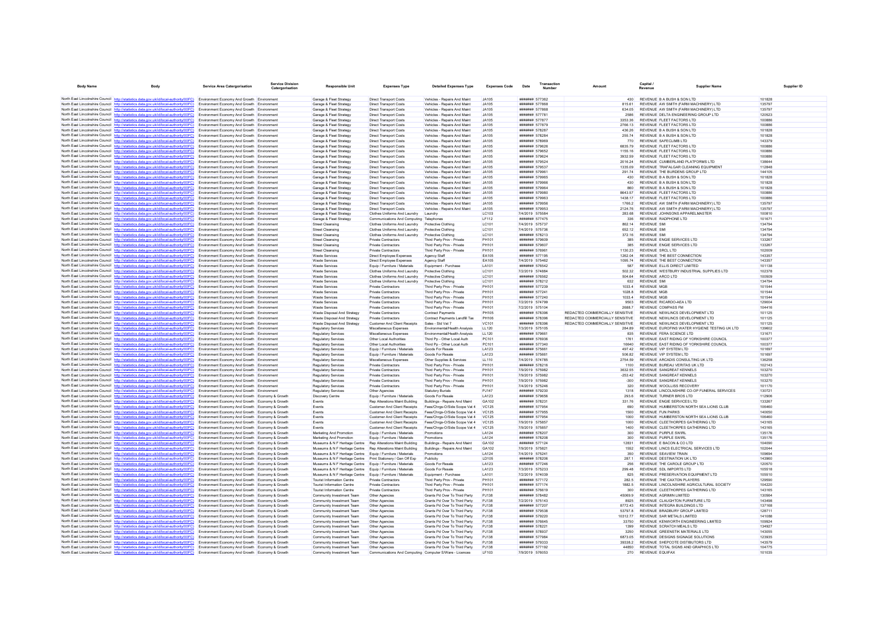| Body Name | Body | Service Area Categorisation | Service Division Catergorisation | Responsible Unit | Expenses Type | Detailed Expenses Type | Expenses Code | Date | Transaction Number | Amount | Capital / Revenue | Supplier Name | Supplier ID |
|---|---|---|---|---|---|---|---|---|---|---|---|---|---|
| North East Lincolnshire Council | http://statistics.data.gov.uk/id/local-authority/00FC) | Environment Economy And Growth | Environment | Garage & Fleet Strategy | Direct Transport Costs | Vehicles - Repairs And Maint | JA105 | ####### | 577362 | 430 | REVENUE | B A BUSH & SON LTD | 101828 |
| North East Lincolnshire Council | http://statistics.data.gov.uk/id/local-authority/00FC) | Environment Economy And Growth | Environment | Garage & Fleet Strategy | Direct Transport Costs | Vehicles - Repairs And Maint | JA105 | ####### | 577868 | 815.61 | REVENUE | AW SMITH (FARM MACHINERY) LTD | 135797 |
| North East Lincolnshire Council | http://statistics.data.gov.uk/id/local-authority/00FC) | Environment Economy And Growth | Environment | Garage & Fleet Strategy | Direct Transport Costs | Vehicles - Repairs And Maint | JA105 | ####### | 577868 | 634.05 | REVENUE | AW SMITH (FARM MACHINERY) LTD | 135797 |
| North East Lincolnshire Council | http://statistics.data.gov.uk/id/local-authority/00FC) | Environment Economy And Growth | Environment | Garage & Fleet Strategy | Direct Transport Costs | Vehicles - Repairs And Maint | JA105 | ####### | 577781 | 2586 | REVENUE | DELTA ENGINEERING GROUP LTD | 120523 |
| North East Lincolnshire Council | http://statistics.data.gov.uk/id/local-authority/00FC) | Environment Economy And Growth | Environment | Garage & Fleet Strategy | Direct Transport Costs | Vehicles - Repairs And Maint | JA105 | ####### | 577877 | 3353.36 | REVENUE | FLEET FACTORS LTD | 100886 |
| North East Lincolnshire Council | http://statistics.data.gov.uk/id/local-authority/00FC) | Environment Economy And Growth | Environment | Garage & Fleet Strategy | Direct Transport Costs | Vehicles - Repairs And Maint | JA105 | ####### | 577879 | 2768.13 | REVENUE | FLEET FACTORS LTD | 100886 |
| North East Lincolnshire Council | http://statistics.data.gov.uk/id/local-authority/00FC) | Environment Economy And Growth | Environment | Garage & Fleet Strategy | Direct Transport Costs | Vehicles - Repairs And Maint | JA105 | ####### | 578287 | 436.26 | REVENUE | B A BUSH & SON LTD | 101828 |
| North East Lincolnshire Council | http://statistics.data.gov.uk/id/local-authority/00FC) | Environment Economy And Growth | Environment | Garage & Fleet Strategy | Direct Transport Costs | Vehicles - Repairs And Maint | JA105 | ####### | 578284 | 255.74 | REVENUE | B A BUSH & SON LTD | 101828 |
| North East Lincolnshire Council | http://statistics.data.gov.uk/id/local-authority/00FC) | Environment Economy And Growth | Environment | Garage & Fleet Strategy | Direct Transport Costs | Vehicles - Repairs And Maint | JA105 | ####### | 578969 | 770 | REVENUE | SAFECLIMB LTD | 143379 |
| North East Lincolnshire Council | http://statistics.data.gov.uk/id/local-authority/00FC) | Environment Economy And Growth | Environment | Garage & Fleet Strategy | Direct Transport Costs | Vehicles - Repairs And Maint | JA105 | ####### | 579626 | 6835.79 | REVENUE | FLEET FACTORS LTD | 100886 |
| North East Lincolnshire Council | http://statistics.data.gov.uk/id/local-authority/00FC) | Environment Economy And Growth | Environment | Garage & Fleet Strategy | Direct Transport Costs | Vehicles - Repairs And Maint | JA105 | ####### | 579652 | 1155.16 | REVENUE | FLEET FACTORS LTD | 100886 |
| North East Lincolnshire Council | http://statistics.data.gov.uk/id/local-authority/00FC) | Environment Economy And Growth | Environment | Garage & Fleet Strategy | Direct Transport Costs | Vehicles - Repairs And Maint | JA105 | ####### | 579624 | 3932.59 | REVENUE | FLEET FACTORS LTD | 100886 |
| North East Lincolnshire Council | http://statistics.data.gov.uk/id/local-authority/00FC) | Environment Economy And Growth | Environment | Garage & Fleet Strategy | Direct Transport Costs | Vehicles - Repairs And Maint | JA105 | ####### | 579524 | 2016.24 | REVENUE | CUMBERLAND PLATFORMS LTD | 138644 |
| North East Lincolnshire Council | http://statistics.data.gov.uk/id/local-authority/00FC) | Environment Economy And Growth | Environment | Garage & Fleet Strategy | Direct Transport Costs | Vehicles - Repairs And Maint | JA105 | ####### | 579537 | 1335.09 | REVENUE | TRAFALGAR CLEANING EQUIPMENT | 112848 |
| North East Lincolnshire Council | http://statistics.data.gov.uk/id/local-authority/00FC) | Environment Economy And Growth | Environment | Garage & Fleet Strategy | Direct Transport Costs | Vehicles - Repairs And Maint | JA105 | ####### | 579961 | 291.74 | REVENUE | THE BURDENS GROUP LTD | 144105 |
| North East Lincolnshire Council | http://statistics.data.gov.uk/id/local-authority/00FC) | Environment Economy And Growth | Environment | Garage & Fleet Strategy | Direct Transport Costs | Vehicles - Repairs And Maint | JA105 | ####### | 579965 | 430 | REVENUE | B A BUSH & SON LTD | 101828 |
| North East Lincolnshire Council | http://statistics.data.gov.uk/id/local-authority/00FC) | Environment Economy And Growth | Environment | Garage & Fleet Strategy | Direct Transport Costs | Vehicles - Repairs And Maint | JA105 | ####### | 579966 | 430 | REVENUE | B A BUSH & SON LTD | 101828 |
| North East Lincolnshire Council | http://statistics.data.gov.uk/id/local-authority/00FC) | Environment Economy And Growth | Environment | Garage & Fleet Strategy | Direct Transport Costs | Vehicles - Repairs And Maint | JA105 | ####### | 579964 | 860 | REVENUE | B A BUSH & SON LTD | 101828 |
| North East Lincolnshire Council | http://statistics.data.gov.uk/id/local-authority/00FC) | Environment Economy And Growth | Environment | Garage & Fleet Strategy | Direct Transport Costs | Vehicles - Repairs And Maint | JA105 | ####### | 579980 | 8643.57 | REVENUE | FLEET FACTORS LTD | 100886 |
| North East Lincolnshire Council | http://statistics.data.gov.uk/id/local-authority/00FC) | Environment Economy And Growth | Environment | Garage & Fleet Strategy | Direct Transport Costs | Vehicles - Repairs And Maint | JA105 | ####### | 579963 | 1438.17 | REVENUE | FLEET FACTORS LTD | 100886 |
| North East Lincolnshire Council | http://statistics.data.gov.uk/id/local-authority/00FC) | Environment Economy And Growth | Environment | Garage & Fleet Strategy | Direct Transport Costs | Vehicles - Repairs And Maint | JA105 | ####### | 579956 | 1766.2 | REVENUE | AW SMITH (FARM MACHINERY) LTD | 135797 |
| North East Lincolnshire Council | http://statistics.data.gov.uk/id/local-authority/00FC) | Environment Economy And Growth | Environment | Garage & Fleet Strategy | Direct Transport Costs | Vehicles - Repairs And Maint | JA105 | ####### | 579953 | 2124.76 | REVENUE | AW SMITH (FARM MACHINERY) LTD | 135797 |
| North East Lincolnshire Council | http://statistics.data.gov.uk/id/local-authority/00FC) | Environment Economy And Growth | Environment | Garage & Fleet Strategy | Clothes Uniforms And Laundry | Laundry | LC103 | 7/4/2019 | 575584 | 283.68 | REVENUE | JOHNSONS APPARELMASTER | 100810 |
| North East Lincolnshire Council | http://statistics.data.gov.uk/id/local-authority/00FC) | Environment Economy And Growth | Environment | Garage & Fleet Strategy | Communications And Computing | Telephones | LF112 | ####### | 577475 | 336 | REVENUE | RADPHONE LTD | 101671 |
| North East Lincolnshire Council | http://statistics.data.gov.uk/id/local-authority/00FC) | Environment Economy And Growth | Environment | Street Cleansing | Clothes Uniforms And Laundry | Protective Clothing | LC101 | 7/4/2019 | 575737 | 862.14 | REVENUE | SMI | 134794 |
| North East Lincolnshire Council | http://statistics.data.gov.uk/id/local-authority/00FC) | Environment Economy And Growth | Environment | Street Cleansing | Clothes Uniforms And Laundry | Protective Clothing | LC101 | 7/4/2019 | 575736 | 652.12 | REVENUE | SMI | 134794 |
| North East Lincolnshire Council | http://statistics.data.gov.uk/id/local-authority/00FC) | Environment Economy And Growth | Environment | Street Cleansing | Clothes Uniforms And Laundry | Protective Clothing | LC101 | ####### | 578213 | 372.16 | REVENUE | SMI | 134794 |
| North East Lincolnshire Council | http://statistics.data.gov.uk/id/local-authority/00FC) | Environment Economy And Growth | Environment | Street Cleansing | Private Contractors | Third Party Prov - Private | PH101 | ####### | 579609 | 385 | REVENUE | ENGIE SERVICES LTD | 133267 |
| North East Lincolnshire Council | http://statistics.data.gov.uk/id/local-authority/00FC) | Environment Economy And Growth | Environment | Street Cleansing | Private Contractors | Third Party Prov - Private | PH101 | ####### | 579607 | 385 | REVENUE | ENGIE SERVICES LTD | 133267 |
| North East Lincolnshire Council | http://statistics.data.gov.uk/id/local-authority/00FC) | Environment Economy And Growth | Environment | Street Cleansing | Private Contractors | Third Party Prov - Private | PH101 | ####### | 576961 | 1130.23 | REVENUE | SRCL LTD | 102009 |
| North East Lincolnshire Council | http://statistics.data.gov.uk/id/local-authority/00FC) | Environment Economy And Growth | Environment | Waste Services | Direct Employee Expenses | Agency Staff | EA105 | ####### | 577195 | 1262.04 | REVENUE | THE BEST CONNECTION | 143357 |
| North East Lincolnshire Council | http://statistics.data.gov.uk/id/local-authority/00FC) | Environment Economy And Growth | Environment | Waste Services | Direct Employee Expenses | Agency Staff | EA105 | 7/4/2019 | 575462 | 1095.74 | REVENUE | THE BEST CONNECTION | 143357 |
| North East Lincolnshire Council | http://statistics.data.gov.uk/id/local-authority/00FC) | Environment Economy And Growth | Environment | Waste Services | Equip / Furniture / Materials | Equipment - Purchase | LA101 | ####### | 576542 | 587 | REVENUE | ELLIS DIRECT LIMITED | 101138 |
| North East Lincolnshire Council | http://statistics.data.gov.uk/id/local-authority/00FC) | Environment Economy And Growth | Environment | Waste Services | Clothes Uniforms And Laundry | Protective Clothing | LC101 | 7/2/2019 | 574884 | 502.32 | REVENUE | WESTBURY INDUSTRIAL SUPPLIES LTD | 102378 |
| North East Lincolnshire Council | http://statistics.data.gov.uk/id/local-authority/00FC) | Environment Economy And Growth | Environment | Waste Services | Clothes Uniforms And Laundry | Protective Clothing | LC101 | ####### | 576562 | 504.64 | REVENUE | ARCO LTD | 100509 |
| North East Lincolnshire Council | http://statistics.data.gov.uk/id/local-authority/00FC) | Environment Economy And Growth | Environment | Waste Services | Clothes Uniforms And Laundry | Protective Clothing | LC101 | ####### | 578212 | 632 | REVENUE | SMI | 134794 |
| North East Lincolnshire Council | http://statistics.data.gov.uk/id/local-authority/00FC) | Environment Economy And Growth | Environment | Waste Services | Private Contractors | Third Party Prov - Private | PH101 | ####### | 577239 | 1033.4 | REVENUE | MGB | 101544 |
| North East Lincolnshire Council | http://statistics.data.gov.uk/id/local-authority/00FC) | Environment Economy And Growth | Environment | Waste Services | Private Contractors | Third Party Prov - Private | PH101 | ####### | 577241 | 1028.8 | REVENUE | MGB | 101544 |
| North East Lincolnshire Council | http://statistics.data.gov.uk/id/local-authority/00FC) | Environment Economy And Growth | Environment | Waste Services | Private Contractors | Third Party Prov - Private | PH101 | ####### | 577240 | 1033.4 | REVENUE | MGB | 101544 |
| North East Lincolnshire Council | http://statistics.data.gov.uk/id/local-authority/00FC) | Environment Economy And Growth | Environment | Waste Services | Private Contractors | Third Party Prov - Private | PH101 | 7/2/2019 | 574799 | 9503 | REVENUE | RICARDO-AEA LTD | 129004 |
| North East Lincolnshire Council | http://statistics.data.gov.uk/id/local-authority/00FC) | Environment Economy And Growth | Environment | Waste Services | Private Contractors | Third Party Prov - Private | PH101 | 7/2/2019 | 575104 | 2688.7 | REVENUE | COMPASS FM | 104416 |
| North East Lincolnshire Council | http://statistics.data.gov.uk/id/local-authority/00FC) | Environment Economy And Growth | Environment | Waste Disposal And Strategy | Private Contractors | Contract Payments | PH105 | ####### | 578396 | REDACTED COMMERCIALLY SENSITIVE | REVENUE | NEWLINCS DEVELOPMENT LTD | 101125 |
| North East Lincolnshire Council | http://statistics.data.gov.uk/id/local-authority/00FC) | Environment Economy And Growth | Environment | Waste Disposal And Strategy | Private Contractors | Contract Payments Landfill Tax | PH106 | ####### | 578396 | REDACTED COMMERCIALLY SENSITIVE | REVENUE | NEWLINCS DEVELOPMENT LTD | 101125 |
| North East Lincolnshire Council | http://statistics.data.gov.uk/id/local-authority/00FC) | Environment Economy And Growth | Environment | Waste Disposal And Strategy | Customer And Client Receipts | Sales - Std Vat 7 | VC101 | ####### | 578396 | REDACTED COMMERCIALLY SENSITIVE | REVENUE | NEWLINCS DEVELOPMENT LTD | 101125 |
| North East Lincolnshire Council | http://statistics.data.gov.uk/id/local-authority/00FC) | Environment Economy And Growth | Environment | Regulatory Services | Miscellaneous Expenses | Environmental/Health Analysis | LL120 | 7/3/2019 | 575105 | 284.89 | REVENUE | EUROFINS WATER HYGIENE TESTING UK LTD | 139602 |
| North East Lincolnshire Council | http://statistics.data.gov.uk/id/local-authority/00FC) | Environment Economy And Growth | Environment | Regulatory Services | Miscellaneous Expenses | Environmental/Health Analysis | LL120 | ####### | 579661 | 835 | REVENUE | FERA SCIENCE LTD | 131671 |
| North East Lincolnshire Council | http://statistics.data.gov.uk/id/local-authority/00FC) | Environment Economy And Growth | Environment | Regulatory Services | Other Local Authorities | Third Pp - Other Local Auth | PC101 | ####### | 576936 | 1761 | REVENUE | EAST RIDING OF YORKSHIRE COUNCIL | 100377 |
| North East Lincolnshire Council | http://statistics.data.gov.uk/id/local-authority/00FC) | Environment Economy And Growth | Environment | Regulatory Services | Other Local Authorities | Third Pp - Other Local Auth | PC101 | ####### | 577340 | 16640 | REVENUE | EAST RIDING OF YORKSHIRE COUNCIL | 100377 |
| North East Lincolnshire Council | http://statistics.data.gov.uk/id/local-authority/00FC) | Environment Economy And Growth | Environment | Regulatory Services | Equip / Furniture / Materials | Goods For Resale | LA123 | ####### | 575661 | 497.42 | REVENUE | VIP SYSTEM LTD | 101697 |
| North East Lincolnshire Council | http://statistics.data.gov.uk/id/local-authority/00FC) | Environment Economy And Growth | Environment | Regulatory Services | Equip / Furniture / Materials | Goods For Resale | LA123 | ####### | 575661 | 506.82 | REVENUE | VIP SYSTEM LTD | 101697 |
| North East Lincolnshire Council | http://statistics.data.gov.uk/id/local-authority/00FC) | Environment Economy And Growth | Environment | Regulatory Services | Miscellaneous Expenses | Other Supplies & Services | LL110 | 7/4/2019 | 574785 | 2754.59 | REVENUE | ARCADIS CONSULTING UK LTD | 136258 |
| North East Lincolnshire Council | http://statistics.data.gov.uk/id/local-authority/00FC) | Environment Economy And Growth | Environment | Regulatory Services | Private Contractors | Third Party Prov - Private | PH101 | ####### | 578216 | 1100 | REVENUE | BUREAU VERITAS UK LTD | 102143 |
| North East Lincolnshire Council | http://statistics.data.gov.uk/id/local-authority/00FC) | Environment Economy And Growth | Environment | Regulatory Services | Private Contractors | Third Party Prov - Private | PH101 | 7/9/2019 | 575982 | 3632.55 | REVENUE | SANGREAT KENNELS | 103270 |
| North East Lincolnshire Council | http://statistics.data.gov.uk/id/local-authority/00FC) | Environment Economy And Growth | Environment | Regulatory Services | Private Contractors | Third Party Prov - Private | PH101 | 7/9/2019 | 575982 | -253.42 | REVENUE | SANGREAT KENNELS | 103270 |
| North East Lincolnshire Council | http://statistics.data.gov.uk/id/local-authority/00FC) | Environment Economy And Growth | Environment | Regulatory Services | Private Contractors | Third Party Prov - Private | PH101 | 7/9/2019 | 575982 | -300 | REVENUE | SANGREAT KENNELS | 103270 |
| North East Lincolnshire Council | http://statistics.data.gov.uk/id/local-authority/00FC) | Environment Economy And Growth | Environment | Regulatory Services | Private Contractors | Third Party Prov - Private | PH101 | 7/4/2019 | 575246 | 320 | REVENUE | WOOLLISS RECOVERY | 101170 |
| North East Lincolnshire Council | http://statistics.data.gov.uk/id/local-authority/00FC) | Environment Economy And Growth | Environment | Regulatory Services | Other Agencies | Statutory Burials | PJ147 | ####### | 579230 | 1318 | REVENUE | LINCOLNSHIRE CO-OP FUNERAL SERVICES | 130721 |
| North East Lincolnshire Council | http://statistics.data.gov.uk/id/local-authority/00FC) | Environment Economy And Growth | Economy & Growth | Discovery Centre | Equip / Furniture / Materials | Goods For Resale | LA123 | ####### | 579656 | 293.6 | REVENUE | TURNER BROS LTD | 112906 |
| North East Lincolnshire Council | http://statistics.data.gov.uk/id/local-authority/00FC) | Environment Economy And Growth | Economy & Growth | Events | Rep Alterations Maint Building | Buildings - Repairs And Maint | GA102 | ####### | 578231 | 331.76 | REVENUE | ENGIE SERVICES LTD | 133267 |
| North East Lincolnshire Council | http://statistics.data.gov.uk/id/local-authority/00FC) | Environment Economy And Growth | Economy & Growth | Events | Customer And Client Receipts | Fees/Chrgs-O/Side Scope Vat 4 | VC125 | ####### | 577954 | 690 | REVENUE | HUMBERSTON NORTH SEA LIONS CLUB | 106460 |
| North East Lincolnshire Council | http://statistics.data.gov.uk/id/local-authority/00FC) | Environment Economy And Growth | Economy & Growth | Events | Customer And Client Receipts | Fees/Chrgs-O/Side Scope Vat 4 | VC125 | ####### | 577955 | 1500 | REVENUE | FUN PARKS | 140050 |
| North East Lincolnshire Council | http://statistics.data.gov.uk/id/local-authority/00FC) | Environment Economy And Growth | Economy & Growth | Events | Customer And Client Receipts | Fees/Chrgs-O/Side Scope Vat 4 | VC125 | ####### | 577954 | 1000 | REVENUE | HUMBERSTON NORTH SEA LIONS CLUB | 106460 |
| North East Lincolnshire Council | http://statistics.data.gov.uk/id/local-authority/00FC) | Environment Economy And Growth | Economy & Growth | Events | Customer And Client Receipts | Fees/Chrgs-O/Side Scope Vat 4 | VC125 | 7/9/2019 | 575857 | 1000 | REVENUE | CLEETHORPES GATHERING LTD | 143165 |
| North East Lincolnshire Council | http://statistics.data.gov.uk/id/local-authority/00FC) | Environment Economy And Growth | Economy & Growth | Events | Customer And Client Receipts | Fees/Chrgs-O/Side Scope Vat 4 | VC125 | 7/9/2019 | 575857 | 1400 | REVENUE | CLEETHORPES GATHERING LTD | 143165 |
| North East Lincolnshire Council | http://statistics.data.gov.uk/id/local-authority/00FC) | Environment Economy And Growth | Economy & Growth | Marketing And Promotion | Equip / Furniture / Materials | Promotions | LA124 | ####### | 578207 | 300 | REVENUE | PURPLE SWIRL | 135176 |
| North East Lincolnshire Council | http://statistics.data.gov.uk/id/local-authority/00FC) | Environment Economy And Growth | Economy & Growth | Marketing And Promotion | Equip / Furniture / Materials | Promotions | LA124 | ####### | 578208 | 300 | REVENUE | PURPLE SWIRL | 135176 |
| North East Lincolnshire Council | http://statistics.data.gov.uk/id/local-authority/00FC) | Environment Economy And Growth | Economy & Growth | Museums & N F Heritage Centre | Rep Alterations Maint Building | Buildings - Repairs And Maint | GA102 | ####### | 577124 | 12831 | REVENUE | E BACON & CO LTD | 104090 |
| North East Lincolnshire Council | http://statistics.data.gov.uk/id/local-authority/00FC) | Environment Economy And Growth | Economy & Growth | Museums & N F Heritage Centre | Rep Alterations Maint Building | Buildings - Repairs And Maint | GA102 | 7/9/2019 | 575821 | 1552 | REVENUE | LINCS ELECTRICAL SERVICES LTD | 102044 |
| North East Lincolnshire Council | http://statistics.data.gov.uk/id/local-authority/00FC) | Environment Economy And Growth | Economy & Growth | Museums & N F Heritage Centre | Equip / Furniture / Materials | Promotions | LA124 | 7/4/2019 | 575241 | 350 | REVENUE | SEAVIEW TRAIN | 109694 |
| North East Lincolnshire Council | http://statistics.data.gov.uk/id/local-authority/00FC) | Environment Economy And Growth | Economy & Growth | Museums & N F Heritage Centre | Print Stationery / Gen Off Exp | Publicity | LD105 | ####### | 578206 | 287.1 | REVENUE | DESTINATION UK LTD | 143960 |
| North East Lincolnshire Council | http://statistics.data.gov.uk/id/local-authority/00FC) | Environment Economy And Growth | Economy & Growth | Museums & N F Heritage Centre | Equip / Furniture / Materials | Goods For Resale | LA123 | ####### | 577246 | 256 | REVENUE | THE CAROLE GROUP LTD | 120570 |
| North East Lincolnshire Council | http://statistics.data.gov.uk/id/local-authority/00FC) | Environment Economy And Growth | Economy & Growth | Museums & N F Heritage Centre | Equip / Furniture / Materials | Goods For Resale | LA123 | 7/3/2019 | 575233 | 299.48 | REVENUE | SDL IMPORTS LTD | 105518 |
| North East Lincolnshire Council | http://statistics.data.gov.uk/id/local-authority/00FC) | Environment Economy And Growth | Economy & Growth | Museums & N F Heritage Centre | Equip / Furniture / Materials | Equipment - Purchase | LA101 | 7/2/2019 | 574039 | 825 | REVENUE | PRESERVATION EQUIPMENT LTD | 105510 |
| North East Lincolnshire Council | http://statistics.data.gov.uk/id/local-authority/00FC) | Environment Economy And Growth | Economy & Growth | Tourist Information Centre | Private Contractors | Third Party Prov - Private | PH101 | ####### | 577172 | 282.5 | REVENUE | THE CAXTON PLAYERS | 129590 |
| North East Lincolnshire Council | http://statistics.data.gov.uk/id/local-authority/00FC) | Environment Economy And Growth | Economy & Growth | Tourist Information Centre | Private Contractors | Third Party Prov - Private | PH101 | ####### | 577174 | 1882.5 | REVENUE | LINCOLNSHIRE AGRICULTURAL SOCIETY | 104220 |
| North East Lincolnshire Council | http://statistics.data.gov.uk/id/local-authority/00FC) | Environment Economy And Growth | Economy & Growth | Tourist Information Centre | Private Contractors | Third Party Prov - Private | PH101 | ####### | 576619 | 300 | REVENUE | CLEETHORPES GATHERING LTD | 143165 |
| North East Lincolnshire Council | http://statistics.data.gov.uk/id/local-authority/00FC) | Environment Economy And Growth | Economy & Growth | Community Investment Team | Other Agencies | Grants Pd Over To Third Party | PJ138 | ####### | 578482 | 45069.9 | REVENUE | AGRIMIN LIMITED | 130564 |
| North East Lincolnshire Council | http://statistics.data.gov.uk/id/local-authority/00FC) | Environment Economy And Growth | Economy & Growth | Community Investment Team | Other Agencies | Grants Pd Over To Third Party | PJ138 | 7/2/2019 | 575143 | 8925 | REVENUE | CLAUGHTON FURNITURE LTD | 143498 |
| North East Lincolnshire Council | http://statistics.data.gov.uk/id/local-authority/00FC) | Environment Economy And Growth | Economy & Growth | Community Investment Team | Other Agencies | Grants Pd Over To Third Party | PJ138 | ####### | 577207 | 8772.43 | REVENUE | INTEGRA BUILDINGS LTD | 137168 |
| North East Lincolnshire Council | http://statistics.data.gov.uk/id/local-authority/00FC) | Environment Economy And Growth | Economy & Growth | Community Investment Team | Other Agencies | Grants Pd Over To Third Party | PJ138 | ####### | 579538 | 53797.8 | REVENUE | BRADBURY GROUP LIMITED | 128711 |
| North East Lincolnshire Council | http://statistics.data.gov.uk/id/local-authority/00FC) | Environment Economy And Growth | Economy & Growth | Community Investment Team | Other Agencies | Grants Pd Over To Third Party | PJ138 | ####### | 579220 | 10312.77 | REVENUE | SAR METALS LIMITED | 141088 |
| North East Lincolnshire Council | http://statistics.data.gov.uk/id/local-authority/00FC) | Environment Economy And Growth | Economy & Growth | Community Investment Team | Other Agencies | Grants Pd Over To Third Party | PJ138 | ####### | 576645 | 33750 | REVENUE | KENWORTH ENGINEERING LIMITED | 109924 |
| North East Lincolnshire Council | http://statistics.data.gov.uk/id/local-authority/00FC) | Environment Economy And Growth | Economy & Growth | Community Investment Team | Other Agencies | Grants Pd Over To Third Party | PJ138 | ####### | 578221 | 1399 | REVENUE | SCRATCH MEALS LTD | 134927 |
| North East Lincolnshire Council | http://statistics.data.gov.uk/id/local-authority/00FC) | Environment Economy And Growth | Economy & Growth | Community Investment Team | Other Agencies | Grants Pd Over To Third Party | PJ138 | ####### | 578937 | 3250 | REVENUE | GREENSTIK MATERIALS LTD | 143055 |
| North East Lincolnshire Council | http://statistics.data.gov.uk/id/local-authority/00FC) | Environment Economy And Growth | Economy & Growth | Community Investment Team | Other Agencies | Grants Pd Over To Third Party | PJ138 | ####### | 577984 | 6873.05 | REVENUE | DESIGNS SIGNAGE SOLUTIONS | 123935 |
| North East Lincolnshire Council | http://statistics.data.gov.uk/id/local-authority/00FC) | Environment Economy And Growth | Economy & Growth | Community Investment Team | Other Agencies | Grants Pd Over To Third Party | PJ138 | ####### | 579333 | 39338.2 | REVENUE | SHEPCOTE DISTIBUTORS LTD | 143579 |
| North East Lincolnshire Council | http://statistics.data.gov.uk/id/local-authority/00FC) | Environment Economy And Growth | Economy & Growth | Community Investment Team | Other Agencies | Grants Pd Over To Third Party | PJ138 | ####### | 577192 | 44850 | REVENUE | TOTAL SIGNS AND GRAPHICS LTD | 104775 |
| North East Lincolnshire Council | http://statistics.data.gov.uk/id/local-authority/00FC) | Environment Economy And Growth | Economy & Growth | Community Investment Team | Communications And Computing | Computer S/Ware - Licences | LF103 | 7/9/2019 | 576053 | 270 | REVENUE | EQUIFAX | 101035 |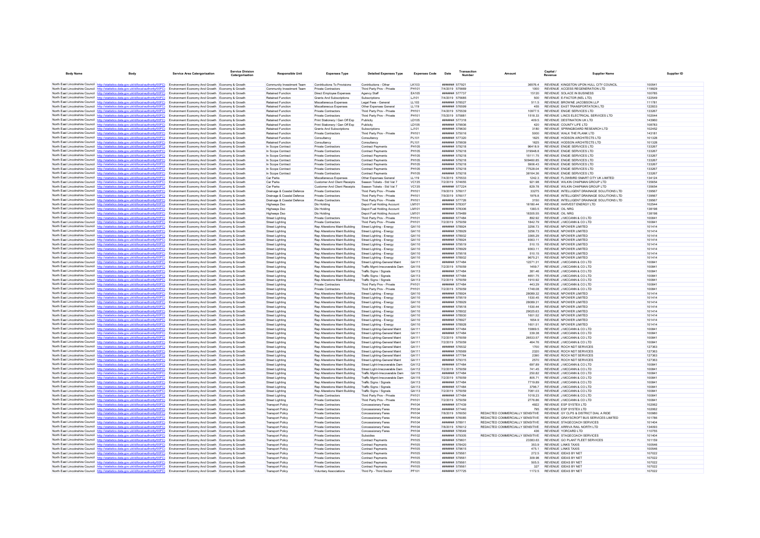| Body Name | Body | Service Area Catergorisation | Service Division Catergorisation | Responsible Unit | Expenses Type | Detailed Expenses Type | Expenses Code | Date | Transaction Number | Amount | Capital / Revenue | Supplier Name | Supplier ID |
|---|---|---|---|---|---|---|---|---|---|---|---|---|---|
| North East Lincolnshire Council | http://statistics.data.gov.uk/id/local-authority/00FC) | Environment Economy And Growth | Economy & Growth | Community Investment Team | Contributions To Provisions | Contributions - Other | LK103 | ####### | 577921 | 36576.4 | REVENUE | KINGSTON UPON HULL CITY COUNCIL | 100541 |
| North East Lincolnshire Council | http://statistics.data.gov.uk/id/local-authority/00FC) | Environment Economy And Growth | Economy & Growth | Community Investment Team | Private Contractors | Third Party Prov - Private | PH101 | 7/4/2019 | 575669 | 1000 | REVENUE | ACCESS REGENERATION LTD | 119929 |
| North East Lincolnshire Council | http://statistics.data.gov.uk/id/local-authority/00FC) | Environment Economy And Growth | Economy & Growth | Retained Function | Direct Employee Expenses | Agency Staff | EA105 | ####### | 577737 | 15120 | REVENUE | SOLACE IN BUSINESS | 100785 |
| North East Lincolnshire Council | http://statistics.data.gov.uk/id/local-authority/00FC) | Environment Economy And Growth | Economy & Growth | Retained Function | Grants And Subscriptions | Subscriptions | LJ101 | 7/4/2019 | 575685 | 500 | REVENUE | E-FACTOR (NEL LTD) | 122549 |
| North East Lincolnshire Council | http://statistics.data.gov.uk/id/local-authority/00FC) | Environment Economy And Growth | Economy & Growth | Retained Function | Miscellaneous Expenses | Legal Fees - General | LL103 | ####### | 578527 | 511.5 | REVENUE | BROWNE JACOBSON LLP | 111781 |
| North East Lincolnshire Council | http://statistics.data.gov.uk/id/local-authority/00FC) | Environment Economy And Growth | Economy & Growth | Retained Function | Miscellaneous Expenses | Other Expenses General | LL119 | ####### | 576599 | 455 | REVENUE | EAST TRANSPORTATION LTD | 122833 |
| North East Lincolnshire Council | http://statistics.data.gov.uk/id/local-authority/00FC) | Environment Economy And Growth | Economy & Growth | Retained Function | Private Contractors | Third Party Prov - Private | PH101 | 7/4/2019 | 575539 | 10977.5 | REVENUE | ENGIE SERVICES LTD | 133267 |
| North East Lincolnshire Council | http://statistics.data.gov.uk/id/local-authority/00FC) | Environment Economy And Growth | Economy & Growth | Retained Function | Private Contractors | Third Party Prov - Private | PH101 | 7/5/2019 | 575881 | 1518.33 | REVENUE | LINCS ELECTRICAL SERVICES LTD | 102044 |
| North East Lincolnshire Council | http://statistics.data.gov.uk/id/local-authority/00FC) | Environment Economy And Growth | Economy & Growth | Retained Function | Print Stationery / Gen Off Exp | Publicity | LD105 | ####### | 577318 | 409.5 | REVENUE | DESTINATION UK LTD | 143960 |
| North East Lincolnshire Council | http://statistics.data.gov.uk/id/local-authority/00FC) | Environment Economy And Growth | Economy & Growth | Retained Function | Print Stationery / Gen Off Exp | Publicity | LD105 | ####### | 579936 | 420 | REVENUE | COUNTY LIFE LTD | 108783 |
| North East Lincolnshire Council | http://statistics.data.gov.uk/id/local-authority/00FC) | Environment Economy And Growth | Economy & Growth | Retained Function | Grants And Subscriptions | Subscriptions | LJ101 | ####### | 579630 | 3180 | REVENUE | SPRINGBOARD RESEARCH LTD | 102452 |
| North East Lincolnshire Council | http://statistics.data.gov.uk/id/local-authority/00FC) | Environment Economy And Growth | Economy & Growth | Retained Function | Private Contractors | Third Party Prov - Private | PH101 | ####### | 575016 | 5000 | REVENUE | WALK THE PLANK LTD | 143181 |
| North East Lincolnshire Council | http://statistics.data.gov.uk/id/local-authority/00FC) | Environment Economy And Growth | Economy & Growth | Retained Function | Consultancy | Consultancy | PL101 | ####### | 577320 | 1625 | REVENUE | HODSON ARCHITECTS LTD | 101328 |
| North East Lincolnshire Council | http://statistics.data.gov.uk/id/local-authority/00FC) | Environment Economy And Growth | Economy & Growth | Retained Function | Consultancy | Consultancy | PL101 | ####### | 579939 | 1625 | REVENUE | HODSON ARCHITECTS LTD | 101328 |
| North East Lincolnshire Council | http://statistics.data.gov.uk/id/local-authority/00FC) | Environment Economy And Growth | Economy & Growth | In Scope Contract | Private Contractors | Contract Payments | PH105 | ####### | 579218 | 96418.9 | REVENUE | ENGIE SERVICES LTD | 133267 |
| North East Lincolnshire Council | http://statistics.data.gov.uk/id/local-authority/00FC) | Environment Economy And Growth | Economy & Growth | In Scope Contract | Private Contractors | Contract Payments | PH105 | ####### | 579218 | 319948.8 | REVENUE | ENGIE SERVICES LTD | 133267 |
| North East Lincolnshire Council | http://statistics.data.gov.uk/id/local-authority/00FC) | Environment Economy And Growth | Economy & Growth | In Scope Contract | Private Contractors | Contract Payments | PH105 | ####### | 579218 | 15111.75 | REVENUE | ENGIE SERVICES LTD | 133267 |
| North East Lincolnshire Council | http://statistics.data.gov.uk/id/local-authority/00FC) | Environment Economy And Growth | Economy & Growth | In Scope Contract | Private Contractors | Contract Payments | PH105 | ####### | 579218 | 509460.85 | REVENUE | ENGIE SERVICES LTD | 133267 |
| North East Lincolnshire Council | http://statistics.data.gov.uk/id/local-authority/00FC) | Environment Economy And Growth | Economy & Growth | In Scope Contract | Private Contractors | Contract Payments | PH105 | ####### | 579218 | 5906.43 | REVENUE | ENGIE SERVICES LTD | 133267 |
| North East Lincolnshire Council | http://statistics.data.gov.uk/id/local-authority/00FC) | Environment Economy And Growth | Economy & Growth | In Scope Contract | Private Contractors | Contract Payments | PH105 | ####### | 579218 | 77528.04 | REVENUE | ENGIE SERVICES LTD | 133267 |
| North East Lincolnshire Council | http://statistics.data.gov.uk/id/local-authority/00FC) | Environment Economy And Growth | Economy & Growth | In Scope Contract | Private Contractors | Contract Payments | PH105 | ####### | 579218 | 38164.36 | REVENUE | ENGIE SERVICES LTD | 133267 |
| North East Lincolnshire Council | http://statistics.data.gov.uk/id/local-authority/00FC) | Environment Economy And Growth | Economy & Growth | Car Parks | Miscellaneous Expenses | Other Expenses General | LL119 | 7/4/2019 | 575533 | 1242.3 | REVENUE | FLOWBIRD SMART CITY UK LIMITED | 134124 |
| North East Lincolnshire Council | http://statistics.data.gov.uk/id/local-authority/00FC) | Environment Economy And Growth | Economy & Growth | Car Parks | Customer And Client Receipts | Season Tickets - Std Vat 7 | VC135 | 7/2/2019 | 574655 | 921.98 | REVENUE | WILKIN CHAPMAN GROUP LTD | 135654 |
| North East Lincolnshire Council | http://statistics.data.gov.uk/id/local-authority/00FC) | Environment Economy And Growth | Economy & Growth | Car Parks | Customer And Client Receipts | Season Tickets - Std Vat 7 | VC135 | ####### | 577224 | 829.78 | REVENUE | WILKIN CHAPMAN GROUP LTD | 135654 |
| North East Lincolnshire Council | http://statistics.data.gov.uk/id/local-authority/00FC) | Environment Economy And Growth | Economy & Growth | Drainage & Coastal Defence | Private Contractors | Third Party Prov - Private | PH101 | 7/9/2019 | 576017 | 33275 | REVENUE | INTELLIGENT DRAINAGE SOLUTIONS LTD | 139567 |
| North East Lincolnshire Council | http://statistics.data.gov.uk/id/local-authority/00FC) | Environment Economy And Growth | Economy & Growth | Drainage & Coastal Defence | Private Contractors | Third Party Prov - Private | PH101 | 7/9/2019 | 576017 | 1976.8 | REVENUE | INTELLIGENT DRAINAGE SOLUTIONS LTD | 139567 |
| North East Lincolnshire Council | http://statistics.data.gov.uk/id/local-authority/00FC) | Environment Economy And Growth | Economy & Growth | Drainage & Coastal Defence | Private Contractors | Third Party Prov - Private | PH101 | ####### | 577726 | 3150 | REVENUE | INTELLIGENT DRAINAGE SOLUTIONS LTD | 139567 |
| North East Lincolnshire Council | http://statistics.data.gov.uk/id/local-authority/00FC) | Environment Economy And Growth | Economy & Growth | Highways Dso | Dlo Holding | Depot Fuel Holding Account | LM101 | ####### | 578307 | 18180.44 | REVENUE | HARVEST ENERGY LTD | 102544 |
| North East Lincolnshire Council | http://statistics.data.gov.uk/id/local-authority/00FC) | Environment Economy And Growth | Economy & Growth | Highways Dso | Dlo Holding | Depot Fuel Holding Account | LM101 | ####### | 578306 | 1383.5 | REVENUE | OIL NRG | 138198 |
| North East Lincolnshire Council | http://statistics.data.gov.uk/id/local-authority/00FC) | Environment Economy And Growth | Economy & Growth | Highways Dso | Dlo Holding | Depot Fuel Holding Account | LM101 | ####### | 579489 | 18305.55 | REVENUE | OIL NRG | 138198 |
| North East Lincolnshire Council | http://statistics.data.gov.uk/id/local-authority/00FC) | Environment Economy And Growth | Economy & Growth | Street Lighting | Private Contractors | Third Party Prov - Private | PH101 | ####### | 577484 | 892.92 | REVENUE | J MCCANN & CO LTD | 100841 |
| North East Lincolnshire Council | http://statistics.data.gov.uk/id/local-authority/00FC) | Environment Economy And Growth | Economy & Growth | Street Lighting | Private Contractors | Third Party Prov - Private | PH101 | 7/2/2019 | 575059 | 1842.79 | REVENUE | J MCCANN & CO LTD | 100841 |
| North East Lincolnshire Council | http://statistics.data.gov.uk/id/local-authority/00FC) | Environment Economy And Growth | Economy & Growth | Street Lighting | Rep Alterations Maint Building | Street Lighting - Energy | GA110 | ####### | 578924 | 3256.73 | REVENUE | NPOWER LIMITED | 101414 |
| North East Lincolnshire Council | http://statistics.data.gov.uk/id/local-authority/00FC) | Environment Economy And Growth | Economy & Growth | Street Lighting | Rep Alterations Maint Building | Street Lighting - Energy | GA110 | ####### | 578929 | 3256.73 | REVENUE | NPOWER LIMITED | 101414 |
| North East Lincolnshire Council | http://statistics.data.gov.uk/id/local-authority/00FC) | Environment Economy And Growth | Economy & Growth | Street Lighting | Rep Alterations Maint Building | Street Lighting - Energy | GA110 | ####### | 578932 | 3385.29 | REVENUE | NPOWER LIMITED | 101414 |
| North East Lincolnshire Council | http://statistics.data.gov.uk/id/local-authority/00FC) | Environment Economy And Growth | Economy & Growth | Street Lighting | Rep Alterations Maint Building | Street Lighting - Energy | GA110 | ####### | 578924 | 9363.11 | REVENUE | NPOWER LIMITED | 101414 |
| North East Lincolnshire Council | http://statistics.data.gov.uk/id/local-authority/00FC) | Environment Economy And Growth | Economy & Growth | Street Lighting | Rep Alterations Maint Building | Street Lighting - Energy | GA110 | ####### | 579519 | 510.15 | REVENUE | NPOWER LIMITED | 101414 |
| North East Lincolnshire Council | http://statistics.data.gov.uk/id/local-authority/00FC) | Environment Economy And Growth | Economy & Growth | Street Lighting | Rep Alterations Maint Building | Street Lighting - Energy | GA110 | ####### | 578929 | 9363.11 | REVENUE | NPOWER LIMITED | 101414 |
| North East Lincolnshire Council | http://statistics.data.gov.uk/id/local-authority/00FC) | Environment Economy And Growth | Economy & Growth | Street Lighting | Rep Alterations Maint Building | Street Lighting - Energy | GA110 | ####### | 579518 | 510.15 | REVENUE | NPOWER LIMITED | 101414 |
| North East Lincolnshire Council | http://statistics.data.gov.uk/id/local-authority/00FC) | Environment Economy And Growth | Economy & Growth | Street Lighting | Rep Alterations Maint Building | Street Lighting - Energy | GA110 | ####### | 578932 | 9675.21 | REVENUE | NPOWER LIMITED | 101414 |
| North East Lincolnshire Council | http://statistics.data.gov.uk/id/local-authority/00FC) | Environment Economy And Growth | Economy & Growth | Street Lighting | Rep Alterations Maint Building | Street Lighting-General Maint | GA111 | ####### | 577484 | 12271.31 | REVENUE | J MCCANN & CO LTD | 100841 |
| North East Lincolnshire Council | http://statistics.data.gov.uk/id/local-authority/00FC) | Environment Economy And Growth | Economy & Growth | Street Lighting | Rep Alterations Maint Building | Traffic Mgmt-Irrecoverable Dam | GA115 | 7/2/2019 | 575059 | 1459.7 | REVENUE | J MCCANN & CO LTD | 100841 |
| North East Lincolnshire Council | http://statistics.data.gov.uk/id/local-authority/00FC) | Environment Economy And Growth | Economy & Growth | Street Lighting | Rep Alterations Maint Building | Traffic Signs / Signals | GA113 | ####### | 577484 | 381.46 | REVENUE | J MCCANN & CO LTD | 100841 |
| North East Lincolnshire Council | http://statistics.data.gov.uk/id/local-authority/00FC) | Environment Economy And Growth | Economy & Growth | Street Lighting | Rep Alterations Maint Building | Traffic Signs / Signals | GA113 | ####### | 577484 | 4651.75 | REVENUE | J MCCANN & CO LTD | 100841 |
| North East Lincolnshire Council | http://statistics.data.gov.uk/id/local-authority/00FC) | Environment Economy And Growth | Economy & Growth | Street Lighting | Rep Alterations Maint Building | Traffic Signs / Signals | GA113 | 7/2/2019 | 575059 | 1910.92 | REVENUE | J MCCANN & CO LTD | 100841 |
| North East Lincolnshire Council | http://statistics.data.gov.uk/id/local-authority/00FC) | Environment Economy And Growth | Economy & Growth | Street Lighting | Private Contractors | Third Party Prov - Private | PH101 | ####### | 577484 | 443.29 | REVENUE | J MCCANN & CO LTD | 100841 |
| North East Lincolnshire Council | http://statistics.data.gov.uk/id/local-authority/00FC) | Environment Economy And Growth | Economy & Growth | Street Lighting | Private Contractors | Third Party Prov - Private | PH101 | 7/2/2019 | 575059 | 1748.08 | REVENUE | J MCCANN & CO LTD | 100841 |
| North East Lincolnshire Council | http://statistics.data.gov.uk/id/local-authority/00FC) | Environment Economy And Growth | Economy & Growth | Street Lighting | Rep Alterations Maint Building | Street Lighting - Energy | GA110 | ####### | 578924 | 28089.32 | REVENUE | NPOWER LIMITED | 101414 |
| North East Lincolnshire Council | http://statistics.data.gov.uk/id/local-authority/00FC) | Environment Economy And Growth | Economy & Growth | Street Lighting | Rep Alterations Maint Building | Street Lighting - Energy | GA110 | ####### | 579519 | 1530.45 | REVENUE | NPOWER LIMITED | 101414 |
| North East Lincolnshire Council | http://statistics.data.gov.uk/id/local-authority/00FC) | Environment Economy And Growth | Economy & Growth | Street Lighting | Rep Alterations Maint Building | Street Lighting - Energy | GA110 | ####### | 578929 | 28089.31 | REVENUE | NPOWER LIMITED | 101414 |
| North East Lincolnshire Council | http://statistics.data.gov.uk/id/local-authority/00FC) | Environment Economy And Growth | Economy & Growth | Street Lighting | Rep Alterations Maint Building | Street Lighting - Energy | GA110 | ####### | 579518 | 1530.44 | REVENUE | NPOWER LIMITED | 101414 |
| North East Lincolnshire Council | http://statistics.data.gov.uk/id/local-authority/00FC) | Environment Economy And Growth | Economy & Growth | Street Lighting | Rep Alterations Maint Building | Street Lighting - Energy | GA110 | ####### | 578932 | 29025.63 | REVENUE | NPOWER LIMITED | 101414 |
| North East Lincolnshire Council | http://statistics.data.gov.uk/id/local-authority/00FC) | Environment Economy And Growth | Economy & Growth | Street Lighting | Rep Alterations Maint Building | Street Lighting - Energy | GA110 | ####### | 578930 | 1601.52 | REVENUE | NPOWER LIMITED | 101414 |
| North East Lincolnshire Council | http://statistics.data.gov.uk/id/local-authority/00FC) | Environment Economy And Growth | Economy & Growth | Street Lighting | Rep Alterations Maint Building | Street Lighting - Energy | GA110 | ####### | 578927 | 1654.9 | REVENUE | NPOWER LIMITED | 101414 |
| North East Lincolnshire Council | http://statistics.data.gov.uk/id/local-authority/00FC) | Environment Economy And Growth | Economy & Growth | Street Lighting | Rep Alterations Maint Building | Street Lighting - Energy | GA110 | ####### | 578928 | 1601.51 | REVENUE | NPOWER LIMITED | 101414 |
| North East Lincolnshire Council | http://statistics.data.gov.uk/id/local-authority/00FC) | Environment Economy And Growth | Economy & Growth | Street Lighting | Rep Alterations Maint Building | Street Lighting-General Maint | GA111 | ####### | 577484 | 15869.5 | REVENUE | J MCCANN & CO LTD | 100841 |
| North East Lincolnshire Council | http://statistics.data.gov.uk/id/local-authority/00FC) | Environment Economy And Growth | Economy & Growth | Street Lighting | Rep Alterations Maint Building | Street Lighting-General Maint | GA111 | ####### | 577484 | 339.38 | REVENUE | J MCCANN & CO LTD | 100841 |
| North East Lincolnshire Council | http://statistics.data.gov.uk/id/local-authority/00FC) | Environment Economy And Growth | Economy & Growth | Street Lighting | Rep Alterations Maint Building | Street Lighting-General Maint | GA111 | 7/2/2019 | 575059 | 26533.57 | REVENUE | J MCCANN & CO LTD | 100841 |
| North East Lincolnshire Council | http://statistics.data.gov.uk/id/local-authority/00FC) | Environment Economy And Growth | Economy & Growth | Street Lighting | Rep Alterations Maint Building | Street Lighting-General Maint | GA111 | 7/2/2019 | 575059 | 464.76 | REVENUE | J MCCANN & CO LTD | 100841 |
| North East Lincolnshire Council | http://statistics.data.gov.uk/id/local-authority/00FC) | Environment Economy And Growth | Economy & Growth | Street Lighting | Rep Alterations Maint Building | Street Lighting-General Maint | GA111 | ####### | 576532 | 1700 | REVENUE | ROCH NDT SERVICES | 127363 |
| North East Lincolnshire Council | http://statistics.data.gov.uk/id/local-authority/00FC) | Environment Economy And Growth | Economy & Growth | Street Lighting | Rep Alterations Maint Building | Street Lighting-General Maint | GA111 | ####### | 576569 | 2320 | REVENUE | ROCH NDT SERVICES | 127363 |
| North East Lincolnshire Council | http://statistics.data.gov.uk/id/local-authority/00FC) | Environment Economy And Growth | Economy & Growth | Street Lighting | Rep Alterations Maint Building | Street Lighting-General Maint | GA111 | ####### | 577784 | 2390 | REVENUE | ROCH NDT SERVICES | 127363 |
| North East Lincolnshire Council | http://statistics.data.gov.uk/id/local-authority/00FC) | Environment Economy And Growth | Economy & Growth | Street Lighting | Rep Alterations Maint Building | Street Lighting-General Maint | GA111 | ####### | 579315 | 2570 | REVENUE | ROCH NDT SERVICES | 127363 |
| North East Lincolnshire Council | http://statistics.data.gov.uk/id/local-authority/00FC) | Environment Economy And Growth | Economy & Growth | Street Lighting | Rep Alterations Maint Building | Street Light-Irrecoverable Dam | GA112 | ####### | 577484 | 697.89 | REVENUE | J MCCANN & CO LTD | 100841 |
| North East Lincolnshire Council | http://statistics.data.gov.uk/id/local-authority/00FC) | Environment Economy And Growth | Economy & Growth | Street Lighting | Rep Alterations Maint Building | Street Light-Irrecoverable Dam | GA112 | 7/2/2019 | 575059 | 741.45 | REVENUE | J MCCANN & CO LTD | 100841 |
| North East Lincolnshire Council | http://statistics.data.gov.uk/id/local-authority/00FC) | Environment Economy And Growth | Economy & Growth | Street Lighting | Rep Alterations Maint Building | Traffic Mgmt-Irrecoverable Dam | GA115 | ####### | 577484 | 250.82 | REVENUE | J MCCANN & CO LTD | 100841 |
| North East Lincolnshire Council | http://statistics.data.gov.uk/id/local-authority/00FC) | Environment Economy And Growth | Economy & Growth | Street Lighting | Rep Alterations Maint Building | Traffic Mgmt-Irrecoverable Dam | GA115 | 7/2/2019 | 575059 | 805.71 | REVENUE | J MCCANN & CO LTD | 100841 |
| North East Lincolnshire Council | http://statistics.data.gov.uk/id/local-authority/00FC) | Environment Economy And Growth | Economy & Growth | Street Lighting | Rep Alterations Maint Building | Traffic Signs / Signals | GA113 | ####### | 577484 | 7719.89 | REVENUE | J MCCANN & CO LTD | 100841 |
| North East Lincolnshire Council | http://statistics.data.gov.uk/id/local-authority/00FC) | Environment Economy And Growth | Economy & Growth | Street Lighting | Rep Alterations Maint Building | Traffic Signs / Signals | GA113 | ####### | 577484 | 3796.7 | REVENUE | J MCCANN & CO LTD | 100841 |
| North East Lincolnshire Council | http://statistics.data.gov.uk/id/local-authority/00FC) | Environment Economy And Growth | Economy & Growth | Street Lighting | Rep Alterations Maint Building | Traffic Signs / Signals | GA113 | 7/2/2019 | 575059 | 7081.03 | REVENUE | J MCCANN & CO LTD | 100841 |
| North East Lincolnshire Council | http://statistics.data.gov.uk/id/local-authority/00FC) | Environment Economy And Growth | Economy & Growth | Street Lighting | Private Contractors | Third Party Prov - Private | PH101 | ####### | 577484 | 1018.23 | REVENUE | J MCCANN & CO LTD | 100841 |
| North East Lincolnshire Council | http://statistics.data.gov.uk/id/local-authority/00FC) | Environment Economy And Growth | Economy & Growth | Street Lighting | Private Contractors | Third Party Prov - Private | PH101 | 7/2/2019 | 575059 | 2776.86 | REVENUE | J MCCANN & CO LTD | 100841 |
| North East Lincolnshire Council | http://statistics.data.gov.uk/id/local-authority/00FC) | Environment Economy And Growth | Economy & Growth | Transport Policy | Private Contractors | Concessionary Fares | PH104 | ####### | 577439 | 4922 | REVENUE | ESP SYSTEX LTD | 102062 |
| North East Lincolnshire Council | http://statistics.data.gov.uk/id/local-authority/00FC) | Environment Economy And Growth | Economy & Growth | Transport Policy | Private Contractors | Concessionary Fares | PH104 | ####### | 577440 | 795 | REVENUE | ESP SYSTEX LTD | 102062 |
| North East Lincolnshire Council | http://statistics.data.gov.uk/id/local-authority/00FC) | Environment Economy And Growth | Economy & Growth | Transport Policy | Private Contractors | Concessionary Fares | PH104 | 7/8/2019 | 576050 | REDACTED COMMERCIALLY SENSITIVE | REVENUE | GY CLPS & DISTRICT DIAL A RIDE | 100980 |
| North East Lincolnshire Council | http://statistics.data.gov.uk/id/local-authority/00FC) | Environment Economy And Growth | Economy & Growth | Transport Policy | Private Contractors | Concessionary Fares | PH104 | ####### | 576085 | REDACTED COMMERCIALLY SENSITIVE | REVENUE | GRAYSCROFT BUS SERVICES LIMITED | 101786 |
| North East Lincolnshire Council | http://statistics.data.gov.uk/id/local-authority/00FC) | Environment Economy And Growth | Economy & Growth | Transport Policy | Private Contractors | Concessionary Fares | PH104 | ####### | 578911 | REDACTED COMMERCIALLY SENSITIVE | REVENUE | STAGECOACH SERVICES | 101404 |
| North East Lincolnshire Council | http://statistics.data.gov.uk/id/local-authority/00FC) | Environment Economy And Growth | Economy & Growth | Transport Policy | Private Contractors | Concessionary Fares | PH104 | 7/8/2019 | 576012 | REDACTED COMMERCIALLY SENSITIVE | REVENUE | ARRIVA RAIL NORTH LTD | 134093 |
| North East Lincolnshire Council | http://statistics.data.gov.uk/id/local-authority/00FC) | Environment Economy And Growth | Economy & Growth | Transport Policy | Private Contractors | Concessionary Fares | PH104 | ####### | 578549 | 436 | REVENUE | YORCARD LTD | 110755 |
| North East Lincolnshire Council | http://statistics.data.gov.uk/id/local-authority/00FC) | Environment Economy And Growth | Economy & Growth | Transport Policy | Private Contractors | Subsidies | PH102 | ####### | 579305 | REDACTED COMMERCIALLY SENSITIVE | REVENUE | STAGECOACH SERVICES | 101404 |
| North East Lincolnshire Council | http://statistics.data.gov.uk/id/local-authority/00FC) | Environment Economy And Growth | Economy & Growth | Transport Policy | Private Contractors | Contract Payments | PH105 | ####### | 579601 | 23383.63 | REVENUE | GO PLANT FLEET SERVICES | 101159 |
| North East Lincolnshire Council | http://statistics.data.gov.uk/id/local-authority/00FC) | Environment Economy And Growth | Economy & Growth | Transport Policy | Private Contractors | Contract Payments | PH105 | ####### | 578420 | 353.9 | REVENUE | LINKS TAXIS | 100546 |
| North East Lincolnshire Council | http://statistics.data.gov.uk/id/local-authority/00FC) | Environment Economy And Growth | Economy & Growth | Transport Policy | Private Contractors | Contract Payments | PH105 | ####### | 579615 | 475.1 | REVENUE | LINKS TAXIS | 100546 |
| North East Lincolnshire Council | http://statistics.data.gov.uk/id/local-authority/00FC) | Environment Economy And Growth | Economy & Growth | Transport Policy | Private Contractors | Contract Payments | PH105 | ####### | 579561 | 272.5 | REVENUE | IDEAS BY NET | 107022 |
| North East Lincolnshire Council | http://statistics.data.gov.uk/id/local-authority/00FC) | Environment Economy And Growth | Economy & Growth | Transport Policy | Private Contractors | Contract Payments | PH105 | ####### | 579561 | 309.98 | REVENUE | IDEAS BY NET | 107022 |
| North East Lincolnshire Council | http://statistics.data.gov.uk/id/local-authority/00FC) | Environment Economy And Growth | Economy & Growth | Transport Policy | Private Contractors | Contract Payments | PH105 | ####### | 579561 | 505.5 | REVENUE | IDEAS BY NET | 107022 |
| North East Lincolnshire Council | http://statistics.data.gov.uk/id/local-authority/00FC) | Environment Economy And Growth | Economy & Growth | Transport Policy | Private Contractors | Contract Payments | PH105 | ####### | 579561 | 327 | REVENUE | IDEAS BY NET | 107022 |
| North East Lincolnshire Council | http://statistics.data.gov.uk/id/local-authority/00FC) | Environment Economy And Growth | Economy & Growth | Transport Policy | Voluntary Associations | Third Pp - Third Sector | PF101 | ####### | 577725 | 1172.5 | REVENUE | IDEAS BY NET | 107022 |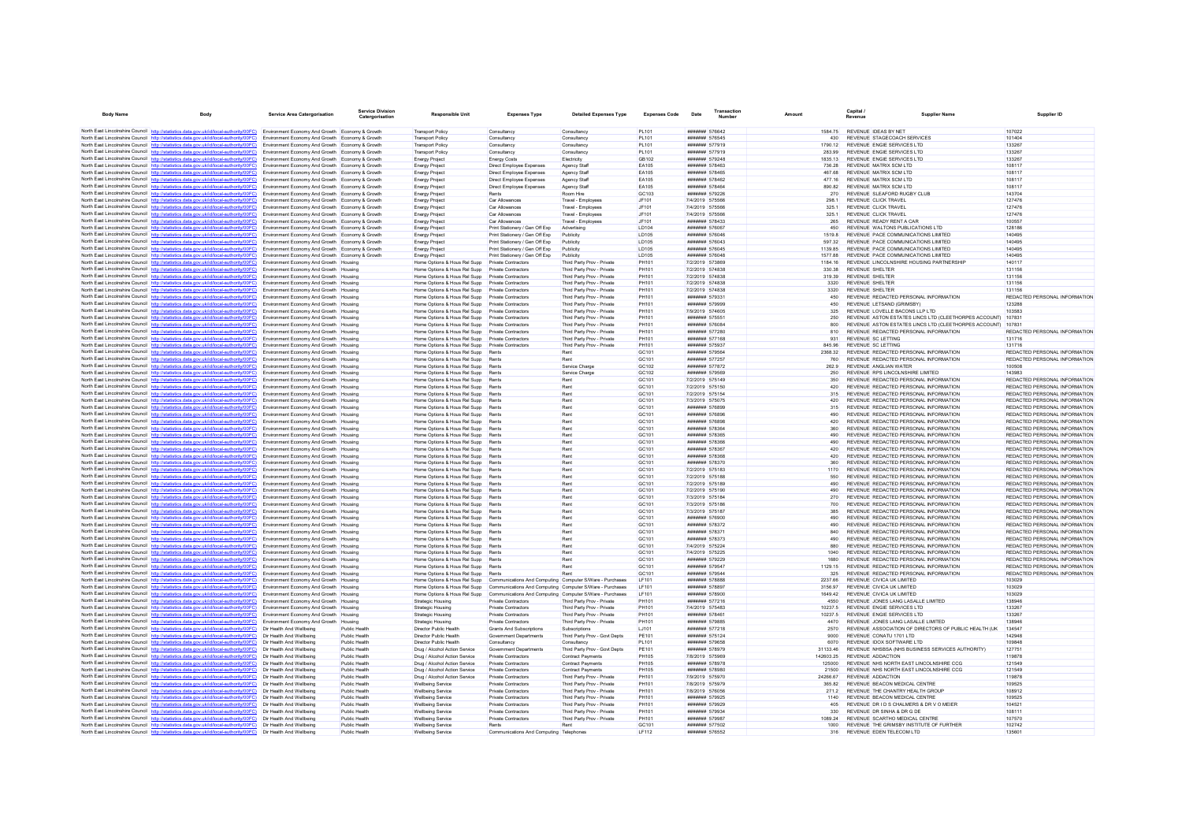| Body Name | Body | Service Area Catergorisation | Service Division Catergorisation | Responsible Unit | Expenses Type | Detailed Expenses Type | Expenses Code | Date | Transaction Number | Amount | Capital / Revenue | Supplier Name | Supplier ID |
|---|---|---|---|---|---|---|---|---|---|---|---|---|---|
| North East Lincolnshire Council | http://statistics.data.gov.uk/id/local-authority/00FC) | Environment Economy And Growth | Economy & Growth | Transport Policy | Consultancy | Consultancy | PL101 | ####### | 576642 | 1584.75 | REVENUE | IDEAS BY NET | 107022 |
| North East Lincolnshire Council | http://statistics.data.gov.uk/id/local-authority/00FC) | Environment Economy And Growth | Economy & Growth | Transport Policy | Consultancy | Consultancy | PL101 | ####### | 576545 | 430 | REVENUE | STAGECOACH SERVICES | 101404 |
| North East Lincolnshire Council | http://statistics.data.gov.uk/id/local-authority/00FC) | Environment Economy And Growth | Economy & Growth | Transport Policy | Consultancy | Consultancy | PL101 | ####### | 577919 | 1790.12 | REVENUE | ENGIE SERVICES LTD | 133267 |
| North East Lincolnshire Council | http://statistics.data.gov.uk/id/local-authority/00FC) | Environment Economy And Growth | Economy & Growth | Transport Policy | Consultancy | Consultancy | PL101 | ####### | 577919 | 283.99 | REVENUE | ENGIE SERVICES LTD | 133267 |
| North East Lincolnshire Council | http://statistics.data.gov.uk/id/local-authority/00FC) | Environment Economy And Growth | Economy & Growth | Energy Project | Energy Costs | Electricity | GB102 | ####### | 579248 | 1835.13 | REVENUE | ENGIE SERVICES LTD | 133267 |
| North East Lincolnshire Council | http://statistics.data.gov.uk/id/local-authority/00FC) | Environment Economy And Growth | Economy & Growth | Energy Project | Direct Employee Expenses | Agency Staff | EA105 | ####### | 578463 | 736.28 | REVENUE | MATRIX SCM LTD | 108117 |
| North East Lincolnshire Council | http://statistics.data.gov.uk/id/local-authority/00FC) | Environment Economy And Growth | Economy & Growth | Energy Project | Direct Employee Expenses | Agency Staff | EA105 | ####### | 578465 | 467.68 | REVENUE | MATRIX SCM LTD | 108117 |
| North East Lincolnshire Council | http://statistics.data.gov.uk/id/local-authority/00FC) | Environment Economy And Growth | Economy & Growth | Energy Project | Direct Employee Expenses | Agency Staff | EA105 | ####### | 578462 | 477.16 | REVENUE | MATRIX SCM LTD | 108117 |
| North East Lincolnshire Council | http://statistics.data.gov.uk/id/local-authority/00FC) | Environment Economy And Growth | Economy & Growth | Energy Project | Direct Employee Expenses | Agency Staff | EA105 | ####### | 578464 | 890.82 | REVENUE | MATRIX SCM LTD | 108117 |
| North East Lincolnshire Council | http://statistics.data.gov.uk/id/local-authority/00FC) | Environment Economy And Growth | Economy & Growth | Energy Project | Rents | Room Hire | GC103 | ####### | 579226 | 270 | REVENUE | SLEAFORD RUGBY CLUB | 143704 |
| North East Lincolnshire Council | http://statistics.data.gov.uk/id/local-authority/00FC) | Environment Economy And Growth | Economy & Growth | Energy Project | Car Allowances | Travel - Employees | JF101 | 7/4/2019 | 575566 | 298.1 | REVENUE | CLICK TRAVEL | 127476 |
| North East Lincolnshire Council | http://statistics.data.gov.uk/id/local-authority/00FC) | Environment Economy And Growth | Economy & Growth | Energy Project | Car Allowances | Travel - Employees | JF101 | 7/4/2019 | 575566 | 325.1 | REVENUE | CLICK TRAVEL | 127476 |
| North East Lincolnshire Council | http://statistics.data.gov.uk/id/local-authority/00FC) | Environment Economy And Growth | Economy & Growth | Energy Project | Car Allowances | Travel - Employees | JF101 | 7/4/2019 | 575566 | 325.1 | REVENUE | CLICK TRAVEL | 127476 |
| North East Lincolnshire Council | http://statistics.data.gov.uk/id/local-authority/00FC) | Environment Economy And Growth | Economy & Growth | Energy Project | Car Allowances | Travel - Employees | JF101 | ####### | 578433 | 265 | REVENUE | READY RENT A CAR | 100557 |
| North East Lincolnshire Council | http://statistics.data.gov.uk/id/local-authority/00FC) | Environment Economy And Growth | Economy & Growth | Energy Project | Print Stationery / Gen Off Exp | Advertising | LD104 | ####### | 576067 | 450 | REVENUE | WALTONS PUBLICATIONS LTD | 128186 |
| North East Lincolnshire Council | http://statistics.data.gov.uk/id/local-authority/00FC) | Environment Economy And Growth | Economy & Growth | Energy Project | Print Stationery / Gen Off Exp | Publicity | LD105 | ####### | 576046 | 1519.8 | REVENUE | PACE COMMUNICATIONS LIMITED | 140495 |
| North East Lincolnshire Council | http://statistics.data.gov.uk/id/local-authority/00FC) | Environment Economy And Growth | Economy & Growth | Energy Project | Print Stationery / Gen Off Exp | Publicity | LD105 | ####### | 576043 | 597.32 | REVENUE | PACE COMMUNICATIONS LIMITED | 140495 |
| North East Lincolnshire Council | http://statistics.data.gov.uk/id/local-authority/00FC) | Environment Economy And Growth | Economy & Growth | Energy Project | Print Stationery / Gen Off Exp | Publicity | LD105 | ####### | 576045 | 1139.85 | REVENUE | PACE COMMUNICATIONS LIMITED | 140495 |
| North East Lincolnshire Council | http://statistics.data.gov.uk/id/local-authority/00FC) | Environment Economy And Growth | Economy & Growth | Energy Project | Print Stationery / Gen Off Exp | Publicity | LD105 | ####### | 576048 | 1577.88 | REVENUE | PACE COMMUNICATIONS LIMITED | 140495 |
| North East Lincolnshire Council | http://statistics.data.gov.uk/id/local-authority/00FC) | Environment Economy And Growth | Housing | Home Options & Hous Rel Supp | Private Contractors | Third Party Prov - Private | PH101 | 7/2/2019 | 573869 | 1184.16 | REVENUE | LINCOLNSHIRE HOUSING PARTNERSHIP | 140117 |
| North East Lincolnshire Council | http://statistics.data.gov.uk/id/local-authority/00FC) | Environment Economy And Growth | Housing | Home Options & Hous Rel Supp | Private Contractors | Third Party Prov - Private | PH101 | 7/2/2019 | 574838 | 330.38 | REVENUE | SHELTER | 131156 |
| North East Lincolnshire Council | http://statistics.data.gov.uk/id/local-authority/00FC) | Environment Economy And Growth | Housing | Home Options & Hous Rel Supp | Private Contractors | Third Party Prov - Private | PH101 | 7/2/2019 | 574838 | 319.39 | REVENUE | SHELTER | 131156 |
| North East Lincolnshire Council | http://statistics.data.gov.uk/id/local-authority/00FC) | Environment Economy And Growth | Housing | Home Options & Hous Rel Supp | Private Contractors | Third Party Prov - Private | PH101 | 7/2/2019 | 574838 | 3320 | REVENUE | SHELTER | 131156 |
| North East Lincolnshire Council | http://statistics.data.gov.uk/id/local-authority/00FC) | Environment Economy And Growth | Housing | Home Options & Hous Rel Supp | Private Contractors | Third Party Prov - Private | PH101 | 7/2/2019 | 574838 | 3320 | REVENUE | SHELTER | 131156 |
| North East Lincolnshire Council | http://statistics.data.gov.uk/id/local-authority/00FC) | Environment Economy And Growth | Housing | Home Options & Hous Rel Supp | Private Contractors | Third Party Prov - Private | PH101 | ####### | 579331 | 450 | REVENUE | REDACTED PERSONAL INFORMATION | REDACTED PERSONAL INFORMATION |
| North East Lincolnshire Council | http://statistics.data.gov.uk/id/local-authority/00FC) | Environment Economy And Growth | Housing | Home Options & Hous Rel Supp | Private Contractors | Third Party Prov - Private | PH101 | ####### | 579999 | 450 | REVENUE | LETSAND (GRIMSBY) | 123288 |
| North East Lincolnshire Council | http://statistics.data.gov.uk/id/local-authority/00FC) | Environment Economy And Growth | Housing | Home Options & Hous Rel Supp | Private Contractors | Third Party Prov - Private | PH101 | 7/9/2019 | 574605 | 325 | REVENUE | LOVELLE BACONS LLP LTD | 103883 |
| North East Lincolnshire Council | http://statistics.data.gov.uk/id/local-authority/00FC) | Environment Economy And Growth | Housing | Home Options & Hous Rel Supp | Private Contractors | Third Party Prov - Private | PH101 | ####### | 575551 | 250 | REVENUE | ASTON ESTATES LINCS LTD (CLEETHORPES ACCOUNT) | 107831 |
| North East Lincolnshire Council | http://statistics.data.gov.uk/id/local-authority/00FC) | Environment Economy And Growth | Housing | Home Options & Hous Rel Supp | Private Contractors | Third Party Prov - Private | PH101 | ####### | 576084 | 800 | REVENUE | ASTON ESTATES LINCS LTD (CLEETHORPES ACCOUNT) | 107831 |
| North East Lincolnshire Council | http://statistics.data.gov.uk/id/local-authority/00FC) | Environment Economy And Growth | Housing | Home Options & Hous Rel Supp | Private Contractors | Third Party Prov - Private | PH101 | ####### | 577280 | 810 | REVENUE | REDACTED PERSONAL INFORMATION | REDACTED PERSONAL INFORMATION |
| North East Lincolnshire Council | http://statistics.data.gov.uk/id/local-authority/00FC) | Environment Economy And Growth | Housing | Home Options & Hous Rel Supp | Private Contractors | Third Party Prov - Private | PH101 | ####### | 577168 | 931 | REVENUE | SC LETTING | 131716 |
| North East Lincolnshire Council | http://statistics.data.gov.uk/id/local-authority/00FC) | Environment Economy And Growth | Housing | Home Options & Hous Rel Supp | Private Contractors | Third Party Prov - Private | PH101 | ####### | 575937 | 845.96 | REVENUE | SC LETTING | 131716 |
| North East Lincolnshire Council | http://statistics.data.gov.uk/id/local-authority/00FC) | Environment Economy And Growth | Housing | Home Options & Hous Rel Supp | Rents | Rent | GC101 | ####### | 579564 | 2368.32 | REVENUE | REDACTED PERSONAL INFORMATION | REDACTED PERSONAL INFORMATION |
| North East Lincolnshire Council | http://statistics.data.gov.uk/id/local-authority/00FC) | Environment Economy And Growth | Housing | Home Options & Hous Rel Supp | Rents | Rent | GC101 | ####### | 577257 | 760 | REVENUE | REDACTED PERSONAL INFORMATION | REDACTED PERSONAL INFORMATION |
| North East Lincolnshire Council | http://statistics.data.gov.uk/id/local-authority/00FC) | Environment Economy And Growth | Housing | Home Options & Hous Rel Supp | Rents | Service Charge | GC102 | ####### | 577872 | 262.9 | REVENUE | ANGLIAN WATER | 100508 |
| North East Lincolnshire Council | http://statistics.data.gov.uk/id/local-authority/00FC) | Environment Economy And Growth | Housing | Home Options & Hous Rel Supp | Rents | Service Charge | GC102 | ####### | 579669 | 250 | REVENUE | RPS LINCOLNSHIRE LIMITED | 143983 |
| North East Lincolnshire Council | http://statistics.data.gov.uk/id/local-authority/00FC) | Environment Economy And Growth | Housing | Home Options & Hous Rel Supp | Rents | Rent | GC101 | 7/2/2019 | 575149 | 350 | REVENUE | REDACTED PERSONAL INFORMATION | REDACTED PERSONAL INFORMATION |
| North East Lincolnshire Council | http://statistics.data.gov.uk/id/local-authority/00FC) | Environment Economy And Growth | Housing | Home Options & Hous Rel Supp | Rents | Rent | GC101 | 7/2/2019 | 575150 | 420 | REVENUE | REDACTED PERSONAL INFORMATION | REDACTED PERSONAL INFORMATION |
| North East Lincolnshire Council | http://statistics.data.gov.uk/id/local-authority/00FC) | Environment Economy And Growth | Housing | Home Options & Hous Rel Supp | Rents | Rent | GC101 | 7/2/2019 | 575154 | 315 | REVENUE | REDACTED PERSONAL INFORMATION | REDACTED PERSONAL INFORMATION |
| North East Lincolnshire Council | http://statistics.data.gov.uk/id/local-authority/00FC) | Environment Economy And Growth | Housing | Home Options & Hous Rel Supp | Rents | Rent | GC101 | 7/3/2019 | 575075 | 420 | REVENUE | REDACTED PERSONAL INFORMATION | REDACTED PERSONAL INFORMATION |
| North East Lincolnshire Council | http://statistics.data.gov.uk/id/local-authority/00FC) | Environment Economy And Growth | Housing | Home Options & Hous Rel Supp | Rents | Rent | GC101 | ####### | 576899 | 315 | REVENUE | REDACTED PERSONAL INFORMATION | REDACTED PERSONAL INFORMATION |
| North East Lincolnshire Council | http://statistics.data.gov.uk/id/local-authority/00FC) | Environment Economy And Growth | Housing | Home Options & Hous Rel Supp | Rents | Rent | GC101 | ####### | 576896 | 490 | REVENUE | REDACTED PERSONAL INFORMATION | REDACTED PERSONAL INFORMATION |
| North East Lincolnshire Council | http://statistics.data.gov.uk/id/local-authority/00FC) | Environment Economy And Growth | Housing | Home Options & Hous Rel Supp | Rents | Rent | GC101 | ####### | 576898 | 420 | REVENUE | REDACTED PERSONAL INFORMATION | REDACTED PERSONAL INFORMATION |
| North East Lincolnshire Council | http://statistics.data.gov.uk/id/local-authority/00FC) | Environment Economy And Growth | Housing | Home Options & Hous Rel Supp | Rents | Rent | GC101 | ####### | 578364 | 360 | REVENUE | REDACTED PERSONAL INFORMATION | REDACTED PERSONAL INFORMATION |
| North East Lincolnshire Council | http://statistics.data.gov.uk/id/local-authority/00FC) | Environment Economy And Growth | Housing | Home Options & Hous Rel Supp | Rents | Rent | GC101 | ####### | 578365 | 490 | REVENUE | REDACTED PERSONAL INFORMATION | REDACTED PERSONAL INFORMATION |
| North East Lincolnshire Council | http://statistics.data.gov.uk/id/local-authority/00FC) | Environment Economy And Growth | Housing | Home Options & Hous Rel Supp | Rents | Rent | GC101 | ####### | 578366 | 490 | REVENUE | REDACTED PERSONAL INFORMATION | REDACTED PERSONAL INFORMATION |
| North East Lincolnshire Council | http://statistics.data.gov.uk/id/local-authority/00FC) | Environment Economy And Growth | Housing | Home Options & Hous Rel Supp | Rents | Rent | GC101 | ####### | 578367 | 420 | REVENUE | REDACTED PERSONAL INFORMATION | REDACTED PERSONAL INFORMATION |
| North East Lincolnshire Council | http://statistics.data.gov.uk/id/local-authority/00FC) | Environment Economy And Growth | Housing | Home Options & Hous Rel Supp | Rents | Rent | GC101 | ####### | 578368 | 420 | REVENUE | REDACTED PERSONAL INFORMATION | REDACTED PERSONAL INFORMATION |
| North East Lincolnshire Council | http://statistics.data.gov.uk/id/local-authority/00FC) | Environment Economy And Growth | Housing | Home Options & Hous Rel Supp | Rents | Rent | GC101 | ####### | 578370 | 360 | REVENUE | REDACTED PERSONAL INFORMATION | REDACTED PERSONAL INFORMATION |
| North East Lincolnshire Council | http://statistics.data.gov.uk/id/local-authority/00FC) | Environment Economy And Growth | Housing | Home Options & Hous Rel Supp | Rents | Rent | GC101 | 7/2/2019 | 575183 | 1170 | REVENUE | REDACTED PERSONAL INFORMATION | REDACTED PERSONAL INFORMATION |
| North East Lincolnshire Council | http://statistics.data.gov.uk/id/local-authority/00FC) | Environment Economy And Growth | Housing | Home Options & Hous Rel Supp | Rents | Rent | GC101 | 7/2/2019 | 575188 | 550 | REVENUE | REDACTED PERSONAL INFORMATION | REDACTED PERSONAL INFORMATION |
| North East Lincolnshire Council | http://statistics.data.gov.uk/id/local-authority/00FC) | Environment Economy And Growth | Housing | Home Options & Hous Rel Supp | Rents | Rent | GC101 | 7/2/2019 | 575189 | 490 | REVENUE | REDACTED PERSONAL INFORMATION | REDACTED PERSONAL INFORMATION |
| North East Lincolnshire Council | http://statistics.data.gov.uk/id/local-authority/00FC) | Environment Economy And Growth | Housing | Home Options & Hous Rel Supp | Rents | Rent | GC101 | 7/2/2019 | 575190 | 490 | REVENUE | REDACTED PERSONAL INFORMATION | REDACTED PERSONAL INFORMATION |
| North East Lincolnshire Council | http://statistics.data.gov.uk/id/local-authority/00FC) | Environment Economy And Growth | Housing | Home Options & Hous Rel Supp | Rents | Rent | GC101 | 7/3/2019 | 575184 | 270 | REVENUE | REDACTED PERSONAL INFORMATION | REDACTED PERSONAL INFORMATION |
| North East Lincolnshire Council | http://statistics.data.gov.uk/id/local-authority/00FC) | Environment Economy And Growth | Housing | Home Options & Hous Rel Supp | Rents | Rent | GC101 | 7/3/2019 | 575186 | 700 | REVENUE | REDACTED PERSONAL INFORMATION | REDACTED PERSONAL INFORMATION |
| North East Lincolnshire Council | http://statistics.data.gov.uk/id/local-authority/00FC) | Environment Economy And Growth | Housing | Home Options & Hous Rel Supp | Rents | Rent | GC101 | 7/3/2019 | 575187 | 385 | REVENUE | REDACTED PERSONAL INFORMATION | REDACTED PERSONAL INFORMATION |
| North East Lincolnshire Council | http://statistics.data.gov.uk/id/local-authority/00FC) | Environment Economy And Growth | Housing | Home Options & Hous Rel Supp | Rents | Rent | GC101 | ####### | 576900 | 490 | REVENUE | REDACTED PERSONAL INFORMATION | REDACTED PERSONAL INFORMATION |
| North East Lincolnshire Council | http://statistics.data.gov.uk/id/local-authority/00FC) | Environment Economy And Growth | Housing | Home Options & Hous Rel Supp | Rents | Rent | GC101 | ####### | 578372 | 490 | REVENUE | REDACTED PERSONAL INFORMATION | REDACTED PERSONAL INFORMATION |
| North East Lincolnshire Council | http://statistics.data.gov.uk/id/local-authority/00FC) | Environment Economy And Growth | Housing | Home Options & Hous Rel Supp | Rents | Rent | GC101 | ####### | 578371 | 840 | REVENUE | REDACTED PERSONAL INFORMATION | REDACTED PERSONAL INFORMATION |
| North East Lincolnshire Council | http://statistics.data.gov.uk/id/local-authority/00FC) | Environment Economy And Growth | Housing | Home Options & Hous Rel Supp | Rents | Rent | GC101 | ####### | 578373 | 490 | REVENUE | REDACTED PERSONAL INFORMATION | REDACTED PERSONAL INFORMATION |
| North East Lincolnshire Council | http://statistics.data.gov.uk/id/local-authority/00FC) | Environment Economy And Growth | Housing | Home Options & Hous Rel Supp | Rents | Rent | GC101 | 7/4/2019 | 575224 | 880 | REVENUE | REDACTED PERSONAL INFORMATION | REDACTED PERSONAL INFORMATION |
| North East Lincolnshire Council | http://statistics.data.gov.uk/id/local-authority/00FC) | Environment Economy And Growth | Housing | Home Options & Hous Rel Supp | Rents | Rent | GC101 | 7/4/2019 | 575225 | 1040 | REVENUE | REDACTED PERSONAL INFORMATION | REDACTED PERSONAL INFORMATION |
| North East Lincolnshire Council | http://statistics.data.gov.uk/id/local-authority/00FC) | Environment Economy And Growth | Housing | Home Options & Hous Rel Supp | Rents | Rent | GC101 | ####### | 579229 | 1680 | REVENUE | REDACTED PERSONAL INFORMATION | REDACTED PERSONAL INFORMATION |
| North East Lincolnshire Council | http://statistics.data.gov.uk/id/local-authority/00FC) | Environment Economy And Growth | Housing | Home Options & Hous Rel Supp | Rents | Rent | GC101 | ####### | 579547 | 1129.15 | REVENUE | REDACTED PERSONAL INFORMATION | REDACTED PERSONAL INFORMATION |
| North East Lincolnshire Council | http://statistics.data.gov.uk/id/local-authority/00FC) | Environment Economy And Growth | Housing | Home Options & Hous Rel Supp | Rents | Rent | GC101 | ####### | 579544 | 325 | REVENUE | REDACTED PERSONAL INFORMATION | REDACTED PERSONAL INFORMATION |
| North East Lincolnshire Council | http://statistics.data.gov.uk/id/local-authority/00FC) | Environment Economy And Growth | Housing | Home Options & Hous Rel Supp | Communications And Computing | Computer S/Ware - Purchases | LF101 | ####### | 578888 | 2237.66 | REVENUE | CIVICA UK LIMITED | 103029 |
| North East Lincolnshire Council | http://statistics.data.gov.uk/id/local-authority/00FC) | Environment Economy And Growth | Housing | Home Options & Hous Rel Supp | Communications And Computing | Computer S/Ware - Purchases | LF101 | ####### | 578897 | 3156.97 | REVENUE | CIVICA UK LIMITED | 103029 |
| North East Lincolnshire Council | http://statistics.data.gov.uk/id/local-authority/00FC) | Environment Economy And Growth | Housing | Home Options & Hous Rel Supp | Communications And Computing | Computer S/Ware - Purchases | LF101 | ####### | 578900 | 1649.42 | REVENUE | CIVICA UK LIMITED | 103029 |
| North East Lincolnshire Council | http://statistics.data.gov.uk/id/local-authority/00FC) | Environment Economy And Growth | Housing | Strategic Housing | Private Contractors | Third Party Prov - Private | PH101 | ####### | 577216 | 4550 | REVENUE | JONES LANG LASALLE LIMITED | 138946 |
| North East Lincolnshire Council | http://statistics.data.gov.uk/id/local-authority/00FC) | Environment Economy And Growth | Housing | Strategic Housing | Private Contractors | Third Party Prov - Private | PH101 | 7/4/2019 | 575483 | 10237.5 | REVENUE | ENGIE SERVICES LTD | 133267 |
| North East Lincolnshire Council | http://statistics.data.gov.uk/id/local-authority/00FC) | Environment Economy And Growth | Housing | Strategic Housing | Private Contractors | Third Party Prov - Private | PH101 | ####### | 578461 | 10237.5 | REVENUE | ENGIE SERVICES LTD | 133267 |
| North East Lincolnshire Council | http://statistics.data.gov.uk/id/local-authority/00FC) | Environment Economy And Growth | Housing | Strategic Housing | Private Contractors | Third Party Prov - Private | PH101 | ####### | 579885 | 4470 | REVENUE | JONES LANG LASALLE LIMITED | 138946 |
| North East Lincolnshire Council | http://statistics.data.gov.uk/id/local-authority/00FC) | Dir Health And Wellbeing | Public Health | Director Public Health | Grants And Subscriptions | Subscriptions | LJ101 | ####### | 577218 | 2570 | REVENUE | ASSOCIATION OF DIRECTORS OF PUBLIC HEALTH (UK | 134547 |
| North East Lincolnshire Council | http://statistics.data.gov.uk/id/local-authority/00FC) | Dir Health And Wellbeing | Public Health | Director Public Health | Government Departments | Third Party Prov - Govt Depts | PE101 | ####### | 575124 | 9000 | REVENUE | CONATU 1701 LTD | 142948 |
| North East Lincolnshire Council | http://statistics.data.gov.uk/id/local-authority/00FC) | Dir Health And Wellbeing | Public Health | Director Public Health | Consultancy | Consultancy | PL101 | ####### | 579658 | 6070 | REVENUE | IDOX SOFTWARE LTD | 109848 |
| North East Lincolnshire Council | http://statistics.data.gov.uk/id/local-authority/00FC) | Dir Health And Wellbeing | Public Health | Drug / Alcohol Action Service | Government Departments | Third Party Prov - Govt Depts | PE101 | ####### | 578979 | 31133.46 | REVENUE | NHSBSA (NHS BUSINESS SERVICES AUTHORITY) | 127751 |
| North East Lincolnshire Council | http://statistics.data.gov.uk/id/local-authority/00FC) | Dir Health And Wellbeing | Public Health | Drug / Alcohol Action Service | Private Contractors | Contract Payments | PH105 | 7/8/2019 | 575969 | 142603.25 | REVENUE | ADDACTION | 119878 |
| North East Lincolnshire Council | http://statistics.data.gov.uk/id/local-authority/00FC) | Dir Health And Wellbeing | Public Health | Drug / Alcohol Action Service | Private Contractors | Contract Payments | PH105 | ####### | 578978 | 125000 | REVENUE | NHS NORTH EAST LINCOLNSHIRE CCG | 121549 |
| North East Lincolnshire Council | http://statistics.data.gov.uk/id/local-authority/00FC) | Dir Health And Wellbeing | Public Health | Drug / Alcohol Action Service | Private Contractors | Contract Payments | PH105 | ####### | 578980 | 21500 | REVENUE | NHS NORTH EAST LINCOLNSHIRE CCG | 121549 |
| North East Lincolnshire Council | http://statistics.data.gov.uk/id/local-authority/00FC) | Dir Health And Wellbeing | Public Health | Drug / Alcohol Action Service | Private Contractors | Third Party Prov - Private | PH101 | 7/9/2019 | 575970 | 24266.67 | REVENUE | ADDACTION | 119878 |
| North East Lincolnshire Council | http://statistics.data.gov.uk/id/local-authority/00FC) | Dir Health And Wellbeing | Public Health | Wellbeing Service | Private Contractors | Third Party Prov - Private | PH101 | 7/8/2019 | 575979 | 365.82 | REVENUE | BEACON MEDICAL CENTRE | 109525 |
| North East Lincolnshire Council | http://statistics.data.gov.uk/id/local-authority/00FC) | Dir Health And Wellbeing | Public Health | Wellbeing Service | Private Contractors | Third Party Prov - Private | PH101 | 7/8/2019 | 576056 | 271.2 | REVENUE | THE CHANTRY HEALTH GROUP | 108912 |
| North East Lincolnshire Council | http://statistics.data.gov.uk/id/local-authority/00FC) | Dir Health And Wellbeing | Public Health | Wellbeing Service | Private Contractors | Third Party Prov - Private | PH101 | ####### | 579925 | 1140 | REVENUE | BEACON MEDICAL CENTRE | 109525 |
| North East Lincolnshire Council | http://statistics.data.gov.uk/id/local-authority/00FC) | Dir Health And Wellbeing | Public Health | Wellbeing Service | Private Contractors | Third Party Prov - Private | PH101 | ####### | 579929 | 405 | REVENUE | DR I D S CHALMERS & DR V O MEIER | 104521 |
| North East Lincolnshire Council | http://statistics.data.gov.uk/id/local-authority/00FC) | Dir Health And Wellbeing | Public Health | Wellbeing Service | Private Contractors | Third Party Prov - Private | PH101 | ####### | 579934 | 330 | REVENUE | DR SINHA & DR G DE | 108111 |
| North East Lincolnshire Council | http://statistics.data.gov.uk/id/local-authority/00FC) | Dir Health And Wellbeing | Public Health | Wellbeing Service | Private Contractors | Third Party Prov - Private | PH101 | ####### | 579987 | 1089.24 | REVENUE | SCARTHO MEDICAL CENTRE | 107570 |
| North East Lincolnshire Council | http://statistics.data.gov.uk/id/local-authority/00FC) | Dir Health And Wellbeing | Public Health | Wellbeing Service | Rents | Rent | GC101 | ####### | 577502 | 1000 | REVENUE | THE GRIMSBY INSTITUTE OF FURTHER | 102742 |
| North East Lincolnshire Council | http://statistics.data.gov.uk/id/local-authority/00FC) | Dir Health And Wellbeing | Public Health | Wellbeing Service | Communications And Computing | Telephones | LF112 | ####### | 576552 | 316 | REVENUE | EDEN TELECOM LTD | 135601 |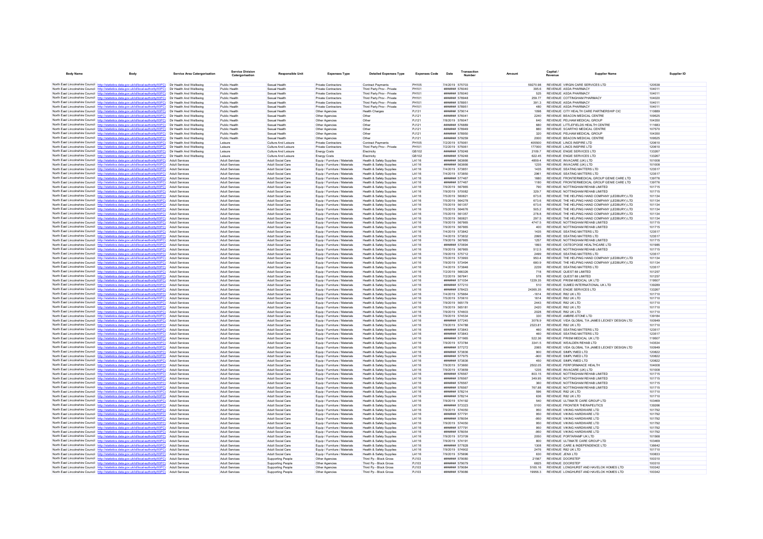| Body Name | Body | Service Area Catergorisation | Service Division Catergorisation | Responsible Unit | Expenses Type | Detailed Expenses Type | Expenses Code | Date | Transaction Number | Amount | Capital / Revenue | Supplier Name | Supplier ID |
|---|---|---|---|---|---|---|---|---|---|---|---|---|---|
| North East Lincolnshire Council | http://statistics.data.gov.uk/id/local-authority/00FC) | Dir Health And Wellbeing | Public Health | Sexual Health | Private Contractors | Contract Payments | PH105 | 7/4/2019 | 575703 | 59270.98 | REVENUE | VIRGIN CARE SERVICES LTD | 120538 |
| North East Lincolnshire Council | http://statistics.data.gov.uk/id/local-authority/00FC) | Dir Health And Wellbeing | Public Health | Sexual Health | Private Contractors | Third Party Prov - Private | PH101 | ######## | 576040 | 395.6 | REVENUE | ASDA PHARMACY | 104011 |
| North East Lincolnshire Council | http://statistics.data.gov.uk/id/local-authority/00FC) | Dir Health And Wellbeing | Public Health | Sexual Health | Private Contractors | Third Party Prov - Private | PH101 | ######## | 576040 | 525 | REVENUE | ASDA PHARMACY | 104011 |
| North East Lincolnshire Council | http://statistics.data.gov.uk/id/local-authority/00FC) | Dir Health And Wellbeing | Public Health | Sexual Health | Private Contractors | Third Party Prov - Private | PH101 | ######## | 578948 | 259.77 | REVENUE | COTTINGHAM PHARMACY | 104020 |
| North East Lincolnshire Council | http://statistics.data.gov.uk/id/local-authority/00FC) | Dir Health And Wellbeing | Public Health | Sexual Health | Private Contractors | Third Party Prov - Private | PH101 | ######## | 578951 | 391.3 | REVENUE | ASDA PHARMACY | 104011 |
| North East Lincolnshire Council | http://statistics.data.gov.uk/id/local-authority/00FC) | Dir Health And Wellbeing | Public Health | Sexual Health | Private Contractors | Third Party Prov - Private | PH101 | ######## | 578951 | 480 | REVENUE | ASDA PHARMACY | 104011 |
| North East Lincolnshire Council | http://statistics.data.gov.uk/id/local-authority/00FC) | Dir Health And Wellbeing | Public Health | Sexual Health | Other Agencies | Health Charges | PJ131 | ######## | 579014 | 1098 | REVENUE | CITY HEALTH CARE PARTNERSHIP CIC | 110889 |
| North East Lincolnshire Council | http://statistics.data.gov.uk/id/local-authority/00FC) | Dir Health And Wellbeing | Public Health | Sexual Health | Other Agencies | Other | PJ121 | ######## | 576041 | 2240 | REVENUE | BEACON MEDICAL CENTRE | 109525 |
| North East Lincolnshire Council | http://statistics.data.gov.uk/id/local-authority/00FC) | Dir Health And Wellbeing | Public Health | Sexual Health | Other Agencies | Other | PJ121 | 7/8/2019 | 576047 | 640 | REVENUE | PELHAM MEDICAL GROUP | 104350 |
| North East Lincolnshire Council | http://statistics.data.gov.uk/id/local-authority/00FC) | Dir Health And Wellbeing | Public Health | Sexual Health | Other Agencies | Other | PJ121 | ######## | 576889 | 680 | REVENUE | LITTLEFIELDS HEALTH CENTRE | 111683 |
| North East Lincolnshire Council | http://statistics.data.gov.uk/id/local-authority/00FC) | Dir Health And Wellbeing | Public Health | Sexual Health | Other Agencies | Other | PJ121 | ######## | 578949 | 880 | REVENUE | SCARTHO MEDICAL CENTRE | 107570 |
| North East Lincolnshire Council | http://statistics.data.gov.uk/id/local-authority/00FC) | Dir Health And Wellbeing | Public Health | Sexual Health | Other Agencies | Other | PJ121 | ######## | 578950 | 320 | REVENUE | PELHAM MEDICAL GROUP | 104350 |
| North East Lincolnshire Council | http://statistics.data.gov.uk/id/local-authority/00FC) | Dir Health And Wellbeing | Public Health | Sexual Health | Other Agencies | Other | PJ121 | ######## | 579259 | 2000 | REVENUE | BEACON MEDICAL CENTRE | 109525 |
| North East Lincolnshire Council | http://statistics.data.gov.uk/id/local-authority/00FC) | Dir Health And Wellbeing | Leisure | Culture And Leisure | Private Contractors | Contract Payments | PH105 | 7/2/2019 | 575061 | 405500 | REVENUE | LINCS INSPIRE LTD | 120610 |
| North East Lincolnshire Council | http://statistics.data.gov.uk/id/local-authority/00FC) | Dir Health And Wellbeing | Leisure | Culture And Leisure | Private Contractors | Third Party Prov - Private | PH101 | 7/2/2019 | 575061 | 177000 | REVENUE | LINCS INSPIRE LTD | 120610 |
| North East Lincolnshire Council | http://statistics.data.gov.uk/id/local-authority/00FC) | Dir Health And Wellbeing | Leisure | Culture And Leisure | Energy Costs | Electricity | GB102 | ######## | 579248 | 2109.7 | REVENUE | ENGIE SERVICES LTD | 133267 |
| North East Lincolnshire Council | http://statistics.data.gov.uk/id/local-authority/00FC) | Dir Health And Wellbeing | Leisure | Culture And Leisure | Energy Costs | Electricity | GB102 | ######## | 579248 | 622.45 | REVENUE | ENGIE SERVICES LTD | 133267 |
| North East Lincolnshire Council | http://statistics.data.gov.uk/id/local-authority/00FC) | Adult Services | Adult Services | Adult Social Care | Equip / Furniture / Materials | Health & Safety Supplies | LA116 | ######## | 563686 | 4859.4 | REVENUE | INVACARE (UK) LTD | 101008 |
| North East Lincolnshire Council | http://statistics.data.gov.uk/id/local-authority/00FC) | Adult Services | Adult Services | Adult Social Care | Equip / Furniture / Materials | Health & Safety Supplies | LA116 | ######## | 563686 | 1235 | REVENUE | INVACARE (UK) LTD | 101008 |
| North East Lincolnshire Council | http://statistics.data.gov.uk/id/local-authority/00FC) | Adult Services | Adult Services | Adult Social Care | Equip / Furniture / Materials | Health & Safety Supplies | LA116 | 7/4/2019 | 573851 | 1435 | REVENUE | SEATING MATTERS LTD | 123517 |
| North East Lincolnshire Council | http://statistics.data.gov.uk/id/local-authority/00FC) | Adult Services | Adult Services | Adult Social Care | Equip / Furniture / Materials | Health & Safety Supplies | LA116 | 7/4/2019 | 573850 | 2961 | REVENUE | SEATING MATTERS LTD | 123517 |
| North East Lincolnshire Council | http://statistics.data.gov.uk/id/local-authority/00FC) | Adult Services | Adult Services | Adult Social Care | Equip / Furniture / Materials | Health & Safety Supplies | LA116 | ######## | 577487 | 1680 | REVENUE | FRONTIERMEDICAL GROUP GENIE CARE LTD | 139776 |
| North East Lincolnshire Council | http://statistics.data.gov.uk/id/local-authority/00FC) | Adult Services | Adult Services | Adult Social Care | Equip / Furniture / Materials | Health & Safety Supplies | LA116 | ######## | 577487 | 1180 | REVENUE | FRONTIERMEDICAL GROUP GENIE CARE LTD | 139776 |
| North East Lincolnshire Council | http://statistics.data.gov.uk/id/local-authority/00FC) | Adult Services | Adult Services | Adult Social Care | Equip / Furniture / Materials | Health & Safety Supplies | LA116 | 7/9/2019 | 567865 | 790 | REVENUE | NOTTINGHAM REHAB LIMITED | 101715 |
| North East Lincolnshire Council | http://statistics.data.gov.uk/id/local-authority/00FC) | Adult Services | Adult Services | Adult Social Care | Equip / Furniture / Materials | Health & Safety Supplies | LA116 | 7/9/2019 | 570082 | 329.7 | REVENUE | NOTTINGHAM REHAB LIMITED | 101715 |
| North East Lincolnshire Council | http://statistics.data.gov.uk/id/local-authority/00FC) | Adult Services | Adult Services | Adult Social Care | Equip / Furniture / Materials | Health & Safety Supplies | LA116 | 7/5/2019 | 560821 | 673.6 | REVENUE | THE HELPING HAND COMPANY (LEDBURY) LTD | 101134 |
| North East Lincolnshire Council | http://statistics.data.gov.uk/id/local-authority/00FC) | Adult Services | Adult Services | Adult Social Care | Equip / Furniture / Materials | Health & Safety Supplies | LA116 | 7/5/2019 | 564278 | 673.6 | REVENUE | THE HELPING HAND COMPANY (LEDBURY) LTD | 101134 |
| North East Lincolnshire Council | http://statistics.data.gov.uk/id/local-authority/00FC) | Adult Services | Adult Services | Adult Social Care | Equip / Furniture / Materials | Health & Safety Supplies | LA116 | 7/5/2019 | 561357 | 673.6 | REVENUE | THE HELPING HAND COMPANY (LEDBURY) LTD | 101134 |
| North East Lincolnshire Council | http://statistics.data.gov.uk/id/local-authority/00FC) | Adult Services | Adult Services | Adult Social Care | Equip / Furniture / Materials | Health & Safety Supplies | LA116 | 7/5/2019 | 564676 | 505.2 | REVENUE | THE HELPING HAND COMPANY (LEDBURY) LTD | 101134 |
| North East Lincolnshire Council | http://statistics.data.gov.uk/id/local-authority/00FC) | Adult Services | Adult Services | Adult Social Care | Equip / Furniture / Materials | Health & Safety Supplies | LA116 | 7/5/2019 | 561357 | 278.8 | REVENUE | THE HELPING HAND COMPANY (LEDBURY) LTD | 101134 |
| North East Lincolnshire Council | http://statistics.data.gov.uk/id/local-authority/00FC) | Adult Services | Adult Services | Adult Social Care | Equip / Furniture / Materials | Health & Safety Supplies | LA116 | 7/5/2019 | 560821 | 297.5 | REVENUE | THE HELPING HAND COMPANY (LEDBURY) LTD | 101134 |
| North East Lincolnshire Council | http://statistics.data.gov.uk/id/local-authority/00FC) | Adult Services | Adult Services | Adult Social Care | Equip / Furniture / Materials | Health & Safety Supplies | LA116 | 7/9/2019 | 567865 | 4747.5 | REVENUE | NOTTINGHAM REHAB LIMITED | 101715 |
| North East Lincolnshire Council | http://statistics.data.gov.uk/id/local-authority/00FC) | Adult Services | Adult Services | Adult Social Care | Equip / Furniture / Materials | Health & Safety Supplies | LA116 | 7/9/2019 | 567865 | 400 | REVENUE | NOTTINGHAM REHAB LIMITED | 101715 |
| North East Lincolnshire Council | http://statistics.data.gov.uk/id/local-authority/00FC) | Adult Services | Adult Services | Adult Social Care | Equip / Furniture / Materials | Health & Safety Supplies | LA116 | 7/4/2019 | 573842 | 1435 | REVENUE | SEATING MATTERS LTD | 123517 |
| North East Lincolnshire Council | http://statistics.data.gov.uk/id/local-authority/00FC) | Adult Services | Adult Services | Adult Social Care | Equip / Furniture / Materials | Health & Safety Supplies | LA116 | 7/4/2019 | 573832 | 2995 | REVENUE | SEATING MATTERS LTD | 123517 |
| North East Lincolnshire Council | http://statistics.data.gov.uk/id/local-authority/00FC) | Adult Services | Adult Services | Adult Social Care | Equip / Furniture / Materials | Health & Safety Supplies | LA116 | 7/9/2019 | 567865 | 1257 | REVENUE | NOTTINGHAM REHAB LIMITED | 101715 |
| North East Lincolnshire Council | http://statistics.data.gov.uk/id/local-authority/00FC) | Adult Services | Adult Services | Adult Social Care | Equip / Furniture / Materials | Health & Safety Supplies | LA116 | ######## | 570694 | 1893 | REVENUE | OSTEOPOISE HEALTHCARE LTD | 101985 |
| North East Lincolnshire Council | http://statistics.data.gov.uk/id/local-authority/00FC) | Adult Services | Adult Services | Adult Social Care | Equip / Furniture / Materials | Health & Safety Supplies | LA116 | 7/9/2019 | 567865 | 512.5 | REVENUE | NOTTINGHAM REHAB LIMITED | 101715 |
| North East Lincolnshire Council | http://statistics.data.gov.uk/id/local-authority/00FC) | Adult Services | Adult Services | Adult Social Care | Equip / Furniture / Materials | Health & Safety Supplies | LA116 | 7/9/2019 | 575712 | 2499 | REVENUE | SEATING MATTERS LTD | 123517 |
| North East Lincolnshire Council | http://statistics.data.gov.uk/id/local-authority/00FC) | Adult Services | Adult Services | Adult Social Care | Equip / Furniture / Materials | Health & Safety Supplies | LA116 | 7/5/2019 | 573993 | 950.4 | REVENUE | THE HELPING HAND COMPANY (LEDBURY) LTD | 101134 |
| North East Lincolnshire Council | http://statistics.data.gov.uk/id/local-authority/00FC) | Adult Services | Adult Services | Adult Social Care | Equip / Furniture / Materials | Health & Safety Supplies | LA116 | 7/9/2019 | 573494 | 680.9 | REVENUE | THE HELPING HAND COMPANY (LEDBURY) LTD | 101134 |
| North East Lincolnshire Council | http://statistics.data.gov.uk/id/local-authority/00FC) | Adult Services | Adult Services | Adult Social Care | Equip / Furniture / Materials | Health & Safety Supplies | LA116 | 7/4/2019 | 573848 | 2239 | REVENUE | SEATING MATTERS LTD | 123517 |
| North East Lincolnshire Council | http://statistics.data.gov.uk/id/local-authority/00FC) | Adult Services | Adult Services | Adult Social Care | Equip / Furniture / Materials | Health & Safety Supplies | LA116 | 7/2/2019 | 566326 | 718 | REVENUE | QUEST 88 LIMITED | 101257 |
| North East Lincolnshire Council | http://statistics.data.gov.uk/id/local-authority/00FC) | Adult Services | Adult Services | Adult Social Care | Equip / Furniture / Materials | Health & Safety Supplies | LA116 | 7/2/2019 | 567841 | 578 | REVENUE | QUEST 88 LIMITED | 101257 |
| North East Lincolnshire Council | http://statistics.data.gov.uk/id/local-authority/00FC) | Adult Services | Adult Services | Adult Social Care | Equip / Furniture / Materials | Health & Safety Supplies | LA116 | ######## | 571054 | 1229.35 | REVENUE | PRISM MEDICAL UK LTD | 119507 |
| North East Lincolnshire Council | http://statistics.data.gov.uk/id/local-authority/00FC) | Adult Services | Adult Services | Adult Social Care | Equip / Furniture / Materials | Health & Safety Supplies | LA116 | ######## | 577210 | 510 | REVENUE | SUMED INTERNATIONAL UK LTD | 139289 |
| North East Lincolnshire Council | http://statistics.data.gov.uk/id/local-authority/00FC) | Adult Services | Adult Services | Adult Social Care | Equip / Furniture / Materials | Health & Safety Supplies | LA116 | ######## | 578423 | 24365.35 | REVENUE | ENGIE SERVICES LTD | 133267 |
| North East Lincolnshire Council | http://statistics.data.gov.uk/id/local-authority/00FC) | Adult Services | Adult Services | Adult Social Care | Equip / Furniture / Materials | Health & Safety Supplies | LA116 | 7/4/2019 | 575664 | -1614 | REVENUE | R82 UK LTD | 101710 |
| North East Lincolnshire Council | http://statistics.data.gov.uk/id/local-authority/00FC) | Adult Services | Adult Services | Adult Social Care | Equip / Furniture / Materials | Health & Safety Supplies | LA116 | 7/5/2019 | 570610 | 1614 | REVENUE | R82 UK LTD | 101710 |
| North East Lincolnshire Council | http://statistics.data.gov.uk/id/local-authority/00FC) | Adult Services | Adult Services | Adult Social Care | Equip / Furniture / Materials | Health & Safety Supplies | LA116 | 7/9/2019 | 565179 | 2443 | REVENUE | R82 UK LTD | 101710 |
| North East Lincolnshire Council | http://statistics.data.gov.uk/id/local-authority/00FC) | Adult Services | Adult Services | Adult Social Care | Equip / Furniture / Materials | Health & Safety Supplies | LA116 | 7/9/2019 | 565181 | 2420 | REVENUE | R82 UK LTD | 101710 |
| North East Lincolnshire Council | http://statistics.data.gov.uk/id/local-authority/00FC) | Adult Services | Adult Services | Adult Social Care | Equip / Furniture / Materials | Health & Safety Supplies | LA116 | 7/9/2019 | 574603 | 2028 | REVENUE | R82 UK LTD | 101710 |
| North East Lincolnshire Council | http://statistics.data.gov.uk/id/local-authority/00FC) | Adult Services | Adult Services | Adult Social Care | Equip / Furniture / Materials | Health & Safety Supplies | LA116 | 7/9/2019 | 574534 | 330 | REVENUE | AMBRE-STONE LTD | 139184 |
| North East Lincolnshire Council | http://statistics.data.gov.uk/id/local-authority/00FC) | Adult Services | Adult Services | Adult Social Care | Equip / Furniture / Materials | Health & Safety Supplies | LA116 | ######## | 577245 | 3078.9 | REVENUE | VIDA GLOBAL T/A JAMES LECKEY DESIGN LTD | 100949 |
| North East Lincolnshire Council | http://statistics.data.gov.uk/id/local-authority/00FC) | Adult Services | Adult Services | Adult Social Care | Equip / Furniture / Materials | Health & Safety Supplies | LA116 | 7/9/2019 | 574788 | 2323.81 | REVENUE | R82 UK LTD | 101710 |
| North East Lincolnshire Council | http://statistics.data.gov.uk/id/local-authority/00FC) | Adult Services | Adult Services | Adult Social Care | Equip / Furniture / Materials | Health & Safety Supplies | LA116 | ######## | 573843 | 460 | REVENUE | SEATING MATTERS LTD | 123517 |
| North East Lincolnshire Council | http://statistics.data.gov.uk/id/local-authority/00FC) | Adult Services | Adult Services | Adult Social Care | Equip / Furniture / Materials | Health & Safety Supplies | LA116 | ######## | 573843 | 460 | REVENUE | SEATING MATTERS LTD | 123517 |
| North East Lincolnshire Council | http://statistics.data.gov.uk/id/local-authority/00FC) | Adult Services | Adult Services | Adult Social Care | Equip / Furniture / Materials | Health & Safety Supplies | LA116 | ######## | 571965 | 522.36 | REVENUE | PRISM MEDICAL UK LTD | 119507 |
| North East Lincolnshire Council | http://statistics.data.gov.uk/id/local-authority/00FC) | Adult Services | Adult Services | Adult Social Care | Equip / Furniture / Materials | Health & Safety Supplies | LA116 | 7/9/2019 | 573784 | 3341.5 | REVENUE | WEALDEN REHAB LTD | 143534 |
| North East Lincolnshire Council | http://statistics.data.gov.uk/id/local-authority/00FC) | Adult Services | Adult Services | Adult Social Care | Equip / Furniture / Materials | Health & Safety Supplies | LA116 | ######## | 577272 | 2065 | REVENUE | VIDA GLOBAL T/A JAMES LECKEY DESIGN LTD | 100949 |
| North East Lincolnshire Council | http://statistics.data.gov.uk/id/local-authority/00FC) | Adult Services | Adult Services | Adult Social Care | Equip / Furniture / Materials | Health & Safety Supplies | LA116 | ######## | 573836 | 900 | REVENUE | SIMPLYMED LTD | 120822 |
| North East Lincolnshire Council | http://statistics.data.gov.uk/id/local-authority/00FC) | Adult Services | Adult Services | Adult Social Care | Equip / Furniture / Materials | Health & Safety Supplies | LA116 | ######## | 577975 | -900 | REVENUE | SIMPLYMED LTD | 120822 |
| North East Lincolnshire Council | http://statistics.data.gov.uk/id/local-authority/00FC) | Adult Services | Adult Services | Adult Social Care | Equip / Furniture / Materials | Health & Safety Supplies | LA116 | ######## | 573836 | 450 | REVENUE | SIMPLYMED LTD | 120822 |
| North East Lincolnshire Council | http://statistics.data.gov.uk/id/local-authority/00FC) | Adult Services | Adult Services | Adult Social Care | Equip / Furniture / Materials | Health & Safety Supplies | LA116 | 7/9/2019 | 573660 | 2502.05 | REVENUE | PERFORMANCE HEALTH | 104008 |
| North East Lincolnshire Council | http://statistics.data.gov.uk/id/local-authority/00FC) | Adult Services | Adult Services | Adult Social Care | Equip / Furniture / Materials | Health & Safety Supplies | LA116 | 7/9/2019 | 573659 | 1235 | REVENUE | INVACARE (UK) LTD | 101008 |
| North East Lincolnshire Council | http://statistics.data.gov.uk/id/local-authority/00FC) | Adult Services | Adult Services | Adult Social Care | Equip / Furniture / Materials | Health & Safety Supplies | LA116 | ######## | 576567 | 803.15 | REVENUE | NOTTINGHAM REHAB LIMITED | 101715 |
| North East Lincolnshire Council | http://statistics.data.gov.uk/id/local-authority/00FC) | Adult Services | Adult Services | Adult Social Care | Equip / Furniture / Materials | Health & Safety Supplies | LA116 | ######## | 576567 | 349.95 | REVENUE | NOTTINGHAM REHAB LIMITED | 101715 |
| North East Lincolnshire Council | http://statistics.data.gov.uk/id/local-authority/00FC) | Adult Services | Adult Services | Adult Social Care | Equip / Furniture / Materials | Health & Safety Supplies | LA116 | ######## | 576567 | 360 | REVENUE | NOTTINGHAM REHAB LIMITED | 101715 |
| North East Lincolnshire Council | http://statistics.data.gov.uk/id/local-authority/00FC) | Adult Services | Adult Services | Adult Social Care | Equip / Furniture / Materials | Health & Safety Supplies | LA116 | ######## | 576567 | 767.88 | REVENUE | NOTTINGHAM REHAB LIMITED | 101715 |
| North East Lincolnshire Council | http://statistics.data.gov.uk/id/local-authority/00FC) | Adult Services | Adult Services | Adult Social Care | Equip / Furniture / Materials | Health & Safety Supplies | LA116 | ######## | 578214 | 598 | REVENUE | R82 UK LTD | 101710 |
| North East Lincolnshire Council | http://statistics.data.gov.uk/id/local-authority/00FC) | Adult Services | Adult Services | Adult Social Care | Equip / Furniture / Materials | Health & Safety Supplies | LA116 | ######## | 578214 | 636 | REVENUE | R82 UK LTD | 101710 |
| North East Lincolnshire Council | http://statistics.data.gov.uk/id/local-authority/00FC) | Adult Services | Adult Services | Adult Social Care | Equip / Furniture / Materials | Health & Safety Supplies | LA116 | 7/9/2019 | 574192 | 540 | REVENUE | ULTIMATE CARE GROUP LTD | 103469 |
| North East Lincolnshire Council | http://statistics.data.gov.uk/id/local-authority/00FC) | Adult Services | Adult Services | Adult Social Care | Equip / Furniture / Materials | Health & Safety Supplies | LA116 | ######## | 573323 | 5100 | REVENUE | FRONTIER THERAPEUTICS | 139266 |
| North East Lincolnshire Council | http://statistics.data.gov.uk/id/local-authority/00FC) | Adult Services | Adult Services | Adult Social Care | Equip / Furniture / Materials | Health & Safety Supplies | LA116 | 7/9/2019 | 574050 | 950 | REVENUE | VIKING HARDWARE LTD | 101792 |
| North East Lincolnshire Council | http://statistics.data.gov.uk/id/local-authority/00FC) | Adult Services | Adult Services | Adult Social Care | Equip / Furniture / Materials | Health & Safety Supplies | LA116 | ######## | 577791 | 950 | REVENUE | VIKING HARDWARE LTD | 101792 |
| North East Lincolnshire Council | http://statistics.data.gov.uk/id/local-authority/00FC) | Adult Services | Adult Services | Adult Social Care | Equip / Furniture / Materials | Health & Safety Supplies | LA116 | ######## | 578054 | -950 | REVENUE | VIKING HARDWARE LTD | 101792 |
| North East Lincolnshire Council | http://statistics.data.gov.uk/id/local-authority/00FC) | Adult Services | Adult Services | Adult Social Care | Equip / Furniture / Materials | Health & Safety Supplies | LA116 | 7/9/2019 | 574050 | 950 | REVENUE | VIKING HARDWARE LTD | 101792 |
| North East Lincolnshire Council | http://statistics.data.gov.uk/id/local-authority/00FC) | Adult Services | Adult Services | Adult Social Care | Equip / Furniture / Materials | Health & Safety Supplies | LA116 | ######## | 577791 | 950 | REVENUE | VIKING HARDWARE LTD | 101792 |
| North East Lincolnshire Council | http://statistics.data.gov.uk/id/local-authority/00FC) | Adult Services | Adult Services | Adult Social Care | Equip / Furniture / Materials | Health & Safety Supplies | LA116 | ######## | 578054 | -950 | REVENUE | VIKING HARDWARE LTD | 101792 |
| North East Lincolnshire Council | http://statistics.data.gov.uk/id/local-authority/00FC) | Adult Services | Adult Services | Adult Social Care | Equip / Furniture / Materials | Health & Safety Supplies | LA116 | 7/9/2019 | 573709 | 2050 | REVENUE | PORTARAMP UK LTD | 101968 |
| North East Lincolnshire Council | http://statistics.data.gov.uk/id/local-authority/00FC) | Adult Services | Adult Services | Adult Social Care | Equip / Furniture / Materials | Health & Safety Supplies | LA116 | 7/9/2019 | 574191 | 800 | REVENUE | ULTIMATE CARE GROUP LTD | 103469 |
| North East Lincolnshire Council | http://statistics.data.gov.uk/id/local-authority/00FC) | Adult Services | Adult Services | Adult Social Care | Equip / Furniture / Materials | Health & Safety Supplies | LA116 | ######## | 577828 | 1308 | REVENUE | CARE & INDEPENDENCE LTD | 136642 |
| North East Lincolnshire Council | http://statistics.data.gov.uk/id/local-authority/00FC) | Adult Services | Adult Services | Adult Social Care | Equip / Furniture / Materials | Health & Safety Supplies | LA116 | 7/9/2019 | 574902 | 2476 | REVENUE | R82 UK LTD | 101710 |
| North East Lincolnshire Council | http://statistics.data.gov.uk/id/local-authority/00FC) | Adult Services | Adult Services | Adult Social Care | Equip / Furniture / Materials | Health & Safety Supplies | LA116 | 7/9/2019 | 575696 | 630 | REVENUE | JENX LTD | 100833 |
| North East Lincolnshire Council | http://statistics.data.gov.uk/id/local-authority/00FC) | Adult Services | Adult Services | Supporting People | Other Agencies | Third Pp - Block Gross | PJ103 | ######## | 579080 | 21567 | REVENUE | DOORSTEP | 100310 |
| North East Lincolnshire Council | http://statistics.data.gov.uk/id/local-authority/00FC) | Adult Services | Adult Services | Supporting People | Other Agencies | Third Pp - Block Gross | PJ103 | ######## | 579079 | 6825 | REVENUE | DOORSTEP | 100310 |
| North East Lincolnshire Council | http://statistics.data.gov.uk/id/local-authority/00FC) | Adult Services | Adult Services | Supporting People | Other Agencies | Third Pp - Block Gross | PJ103 | ######## | 579084 | 5165.16 | REVENUE | LONGHURST AND HAVELOK HOMES LTD | 100342 |
| North East Lincolnshire Council | http://statistics.data.gov.uk/id/local-authority/00FC) | Adult Services | Adult Services | Supporting People | Other Agencies | Third Pp - Block Gross | PJ103 | ######## | 579086 | 19956.3 | REVENUE | LONGHURST AND HAVELOK HOMES LTD | 100342 |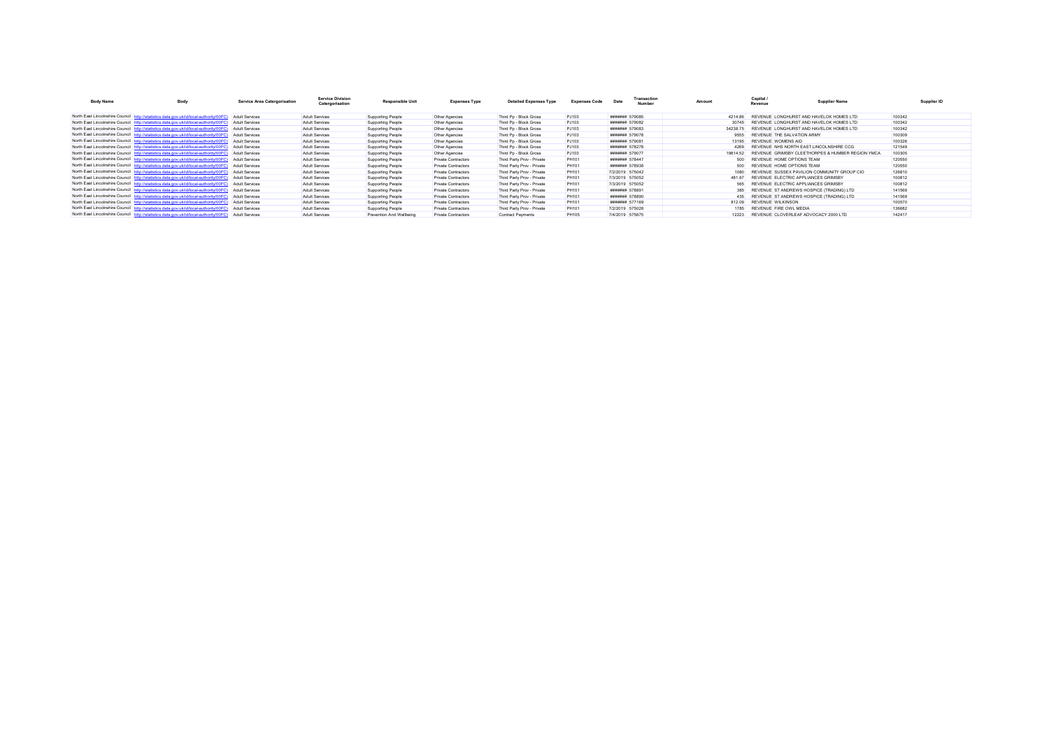| Body Name | Body | Service Area Catergorisation | Service Division Catergorisation | Responsible Unit | Expenses Type | Detailed Expenses Type | Expenses Code | Date | Transaction Number | Amount | Capital / Revenue | Supplier Name | Supplier ID |
|---|---|---|---|---|---|---|---|---|---|---|---|---|---|
| North East Lincolnshire Council | http://statistics.data.gov.uk/id/local-authority/00FC) | Adult Services | Adult Services | Supporting People | Other Agencies | Third Pp - Block Gross | PJ103 | ####### | 579085 | 4214.86 | REVENUE | LONGHURST AND HAVELOK HOMES LTD | 100342 |
| North East Lincolnshire Council | http://statistics.data.gov.uk/id/local-authority/00FC) | Adult Services | Adult Services | Supporting People | Other Agencies | Third Pp - Block Gross | PJ103 | ####### | 579082 | 30745 | REVENUE | LONGHURST AND HAVELOK HOMES LTD | 100342 |
| North East Lincolnshire Council | http://statistics.data.gov.uk/id/local-authority/00FC) | Adult Services | Adult Services | Supporting People | Other Agencies | Third Pp - Block Gross | PJ103 | ####### | 579083 | 34238.75 | REVENUE | LONGHURST AND HAVELOK HOMES LTD | 100342 |
| North East Lincolnshire Council | http://statistics.data.gov.uk/id/local-authority/00FC) | Adult Services | Adult Services | Supporting People | Other Agencies | Third Pp - Block Gross | PJ103 | ####### | 579078 | 9555 | REVENUE | THE SALVATION ARMY | 100309 |
| North East Lincolnshire Council | http://statistics.data.gov.uk/id/local-authority/00FC) | Adult Services | Adult Services | Supporting People | Other Agencies | Third Pp - Block Gross | PJ103 | ####### | 579081 | 13195 | REVENUE | WOMENS AID | 100326 |
| North East Lincolnshire Council | http://statistics.data.gov.uk/id/local-authority/00FC) | Adult Services | Adult Services | Supporting People | Other Agencies | Third Pp - Block Gross | PJ103 | ####### | 578278 | 4269 | REVENUE | NHS NORTH EAST LINCOLNSHIRE CCG | 121549 |
| North East Lincolnshire Council | http://statistics.data.gov.uk/id/local-authority/00FC) | Adult Services | Adult Services | Supporting People | Other Agencies | Third Pp - Block Gross | PJ103 | ####### | 579077 | 19814.52 | REVENUE | GRIMSBY CLEETHORPES & HUMBER REGION YMCA | 100305 |
| North East Lincolnshire Council | http://statistics.data.gov.uk/id/local-authority/00FC) | Adult Services | Adult Services | Supporting People | Private Contractors | Third Party Prov - Private | PH101 | ####### | 578447 | 500 | REVENUE | HOME OPTIONS TEAM | 120550 |
| North East Lincolnshire Council | http://statistics.data.gov.uk/id/local-authority/00FC) | Adult Services | Adult Services | Supporting People | Private Contractors | Third Party Prov - Private | PH101 | ####### | 578936 | 500 | REVENUE | HOME OPTIONS TEAM | 120550 |
| North East Lincolnshire Council | http://statistics.data.gov.uk/id/local-authority/00FC) | Adult Services | Adult Services | Supporting People | Private Contractors | Third Party Prov - Private | PH101 | 7/2/2019 | 575042 | 1080 | REVENUE | SUSSEX PAVILION COMMUNITY GROUP CIO | 126810 |
| North East Lincolnshire Council | http://statistics.data.gov.uk/id/local-authority/00FC) | Adult Services | Adult Services | Supporting People | Private Contractors | Third Party Prov - Private | PH101 | 7/3/2019 | 575052 | 481.67 | REVENUE | ELECTRIC APPLIANCES GRIMSBY | 100812 |
| North East Lincolnshire Council | http://statistics.data.gov.uk/id/local-authority/00FC) | Adult Services | Adult Services | Supporting People | Private Contractors | Third Party Prov - Private | PH101 | 7/3/2019 | 575052 | 565 | REVENUE | ELECTRIC APPLIANCES GRIMSBY | 100812 |
| North East Lincolnshire Council | http://statistics.data.gov.uk/id/local-authority/00FC) | Adult Services | Adult Services | Supporting People | Private Contractors | Third Party Prov - Private | PH101 | ####### | 578891 | 385 | REVENUE | ST ANDREWS HOSPICE (TRADING) LTD | 141569 |
| North East Lincolnshire Council | http://statistics.data.gov.uk/id/local-authority/00FC) | Adult Services | Adult Services | Supporting People | Private Contractors | Third Party Prov - Private | PH101 | ####### | 578890 | 435 | REVENUE | ST ANDREWS HOSPICE (TRADING) LTD | 141569 |
| North East Lincolnshire Council | http://statistics.data.gov.uk/id/local-authority/00FC) | Adult Services | Adult Services | Supporting People | Private Contractors | Third Party Prov - Private | PH101 | ####### | 577169 | 812.09 | REVENUE | WILKINSON | 100570 |
| North East Lincolnshire Council | http://statistics.data.gov.uk/id/local-authority/00FC) | Adult Services | Adult Services | Supporting People | Private Contractors | Third Party Prov - Private | PH101 | 7/2/2019 | 575026 | 1785 | REVENUE | FIRE OWL MEDIA | 136682 |
| North East Lincolnshire Council | http://statistics.data.gov.uk/id/local-authority/00FC) | Adult Services | Adult Services | Prevention And Wellbeing | Private Contractors | Contract Payments | PH105 | 7/4/2019 | 575675 | 12223 | REVENUE | CLOVERLEAF ADVOCACY 2000 LTD | 142417 |